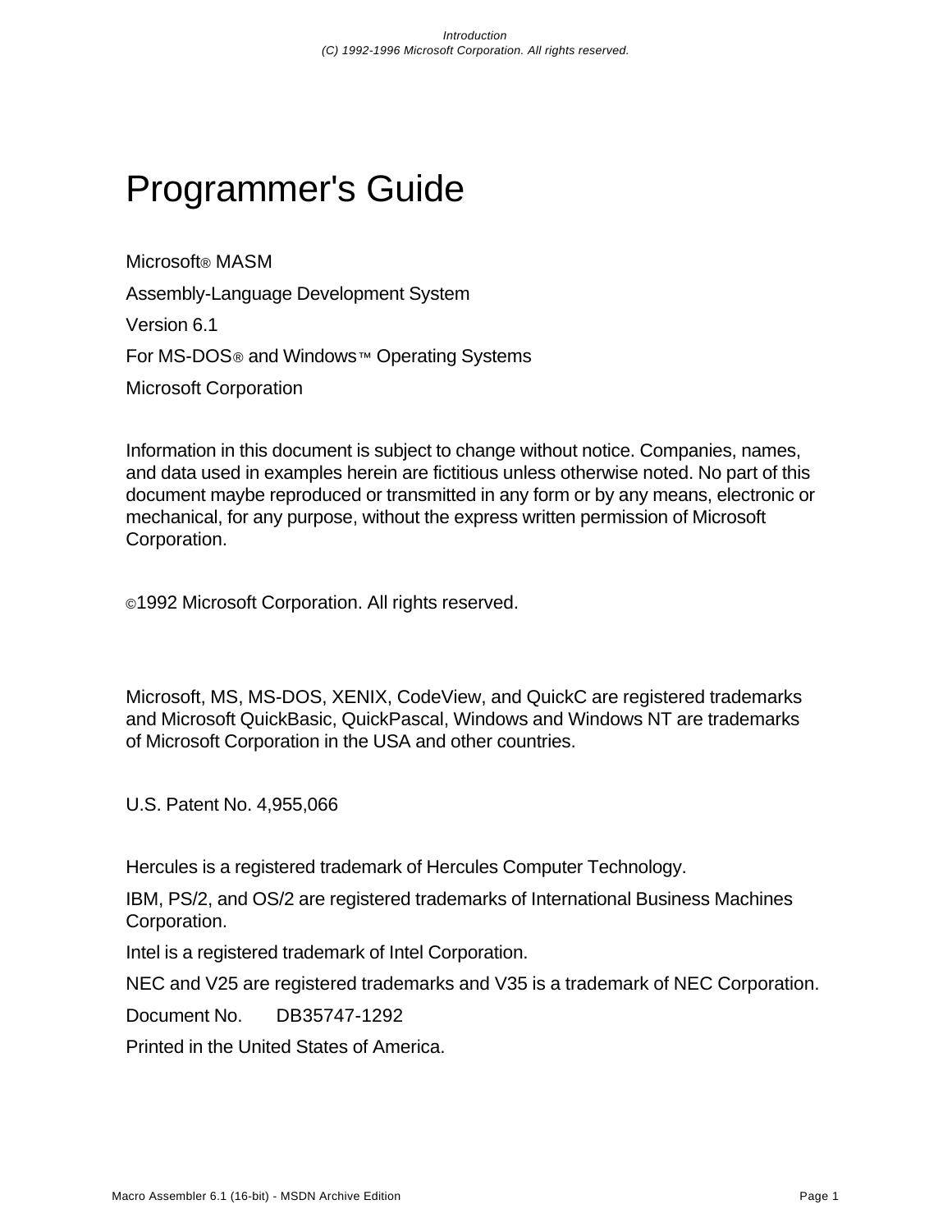# Programmer's Guide

Microsoft® MASM

Assembly-Language Development System

Version 6.1

For MS-DOS® and Windows™ Operating Systems

Microsoft Corporation

Information in this document is subject to change without notice. Companies, names, and data used in examples herein are fictitious unless otherwise noted. No part of this document maybe reproduced or transmitted in any form or by any means, electronic or mechanical, for any purpose, without the express written permission of Microsoft Corporation.

©1992 Microsoft Corporation. All rights reserved.

Microsoft, MS, MS-DOS, XENIX, CodeView, and QuickC are registered trademarks and Microsoft QuickBasic, QuickPascal, Windows and Windows NT are trademarks of Microsoft Corporation in the USA and other countries.

U.S. Patent No. 4,955,066

Hercules is a registered trademark of Hercules Computer Technology.

IBM, PS/2, and OS/2 are registered trademarks of International Business Machines Corporation.

Intel is a registered trademark of Intel Corporation.

NEC and V25 are registered trademarks and V35 is a trademark of NEC Corporation.

Document No. DB35747-1292

Printed in the United States of America.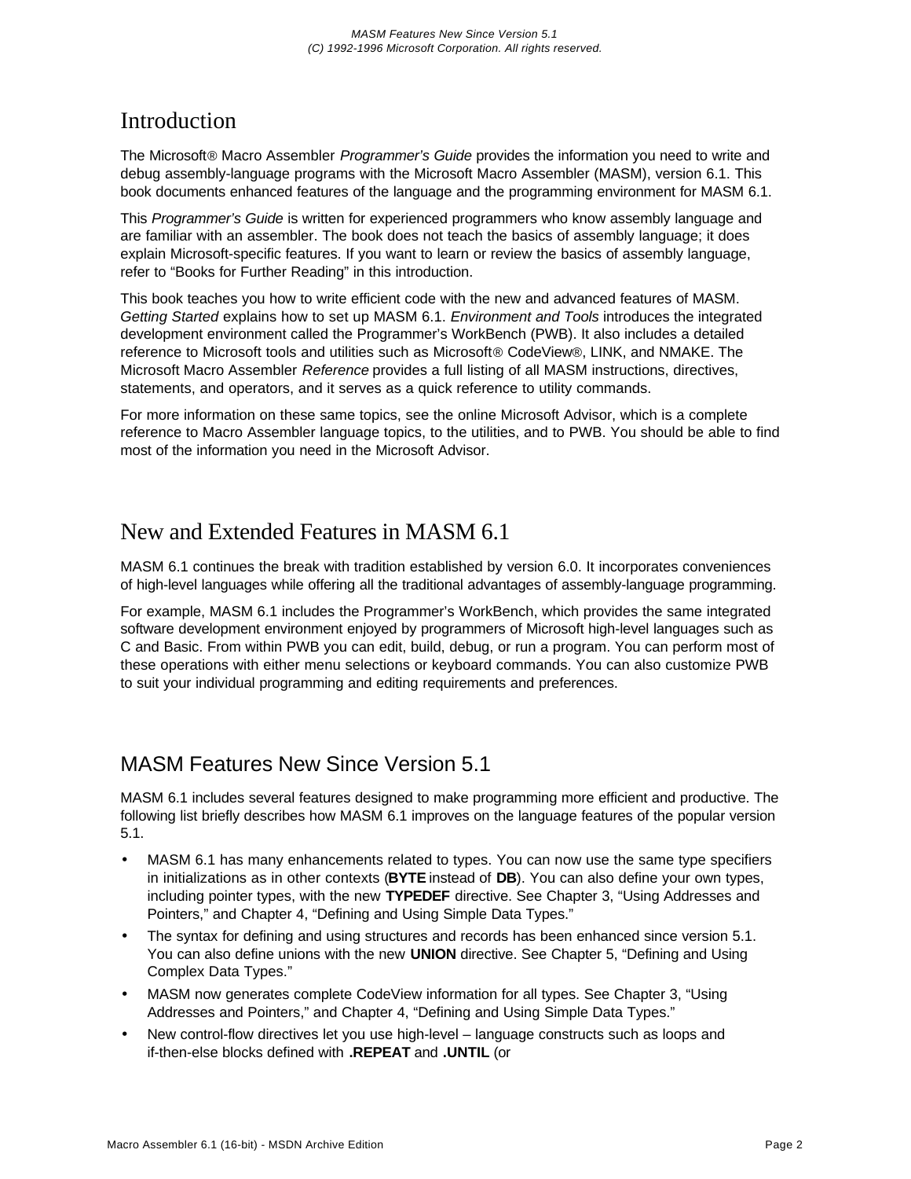# Introduction

The Microsoft® Macro Assembler *Programmer's Guide* provides the information you need to write and debug assembly-language programs with the Microsoft Macro Assembler (MASM), version 6.1. This book documents enhanced features of the language and the programming environment for MASM 6.1.

This *Programmer's Guide* is written for experienced programmers who know assembly language and are familiar with an assembler. The book does not teach the basics of assembly language; it does explain Microsoft-specific features. If you want to learn or review the basics of assembly language, refer to "Books for Further Reading" in this introduction.

This book teaches you how to write efficient code with the new and advanced features of MASM. *Getting Started* explains how to set up MASM 6.1. *Environment and Tools* introduces the integrated development environment called the Programmer's WorkBench (PWB). It also includes a detailed reference to Microsoft tools and utilities such as Microsoft® CodeView®, LINK, and NMAKE. The Microsoft Macro Assembler *Reference* provides a full listing of all MASM instructions, directives, statements, and operators, and it serves as a quick reference to utility commands.

For more information on these same topics, see the online Microsoft Advisor, which is a complete reference to Macro Assembler language topics, to the utilities, and to PWB. You should be able to find most of the information you need in the Microsoft Advisor.

# New and Extended Features in MASM 6.1

MASM 6.1 continues the break with tradition established by version 6.0. It incorporates conveniences of high-level languages while offering all the traditional advantages of assembly-language programming.

For example, MASM 6.1 includes the Programmer's WorkBench, which provides the same integrated software development environment enjoyed by programmers of Microsoft high-level languages such as C and Basic. From within PWB you can edit, build, debug, or run a program. You can perform most of these operations with either menu selections or keyboard commands. You can also customize PWB to suit your individual programming and editing requirements and preferences.

## MASM Features New Since Version 5.1

MASM 6.1 includes several features designed to make programming more efficient and productive. The following list briefly describes how MASM 6.1 improves on the language features of the popular version 5.1.

- MASM 6.1 has many enhancements related to types. You can now use the same type specifiers in initializations as in other contexts (**BYTE** instead of **DB**). You can also define your own types, including pointer types, with the new **TYPEDEF** directive. See Chapter 3, "Using Addresses and Pointers," and Chapter 4, "Defining and Using Simple Data Types."
- The syntax for defining and using structures and records has been enhanced since version 5.1. You can also define unions with the new **UNION** directive. See Chapter 5, "Defining and Using Complex Data Types."
- MASM now generates complete CodeView information for all types. See Chapter 3, "Using Addresses and Pointers," and Chapter 4, "Defining and Using Simple Data Types."
- New control-flow directives let you use high-level – language constructs such as loops and if-then-else blocks defined with **.REPEAT** and **.UNTIL** (or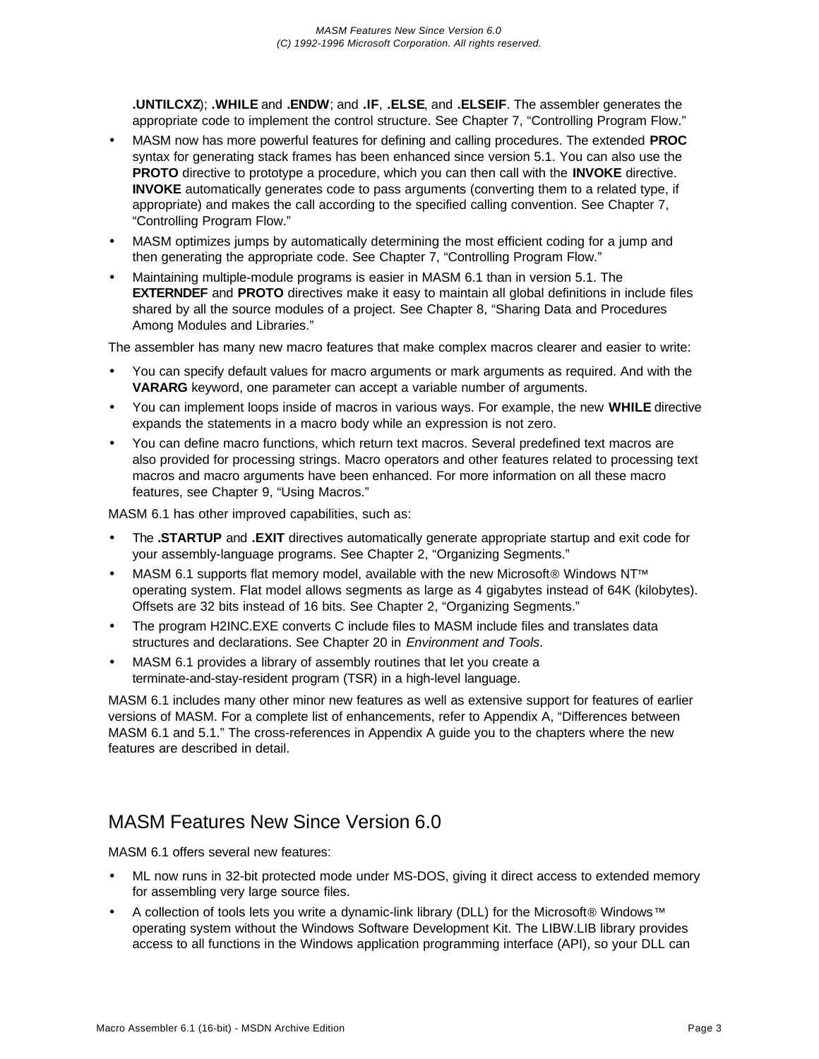**.UNTILCXZ**); **.WHILE** and **.ENDW**; and **.IF**, **.ELSE**, and **.ELSEIF**. The assembler generates the appropriate code to implement the control structure. See Chapter 7, "Controlling Program Flow."

- MASM now has more powerful features for defining and calling procedures. The extended **PROC** syntax for generating stack frames has been enhanced since version 5.1. You can also use the **PROTO** directive to prototype a procedure, which you can then call with the **INVOKE** directive. **INVOKE** automatically generates code to pass arguments (converting them to a related type, if appropriate) and makes the call according to the specified calling convention. See Chapter 7, "Controlling Program Flow."
- MASM optimizes jumps by automatically determining the most efficient coding for a jump and then generating the appropriate code. See Chapter 7, "Controlling Program Flow."
- Maintaining multiple-module programs is easier in MASM 6.1 than in version 5.1. The **EXTERNDEF** and **PROTO** directives make it easy to maintain all global definitions in include files shared by all the source modules of a project. See Chapter 8, "Sharing Data and Procedures Among Modules and Libraries."

The assembler has many new macro features that make complex macros clearer and easier to write:

- You can specify default values for macro arguments or mark arguments as required. And with the **VARARG** keyword, one parameter can accept a variable number of arguments.
- You can implement loops inside of macros in various ways. For example, the new **WHILE** directive expands the statements in a macro body while an expression is not zero.
- You can define macro functions, which return text macros. Several predefined text macros are also provided for processing strings. Macro operators and other features related to processing text macros and macro arguments have been enhanced. For more information on all these macro features, see Chapter 9, "Using Macros."

MASM 6.1 has other improved capabilities, such as:

- The **.STARTUP** and **.EXIT** directives automatically generate appropriate startup and exit code for your assembly-language programs. See Chapter 2, "Organizing Segments."
- MASM 6.1 supports flat memory model, available with the new Microsoft® Windows NT™ operating system. Flat model allows segments as large as 4 gigabytes instead of 64K (kilobytes). Offsets are 32 bits instead of 16 bits. See Chapter 2, "Organizing Segments."
- The program H2INC.EXE converts C include files to MASM include files and translates data structures and declarations. See Chapter 20 in *Environment and Tools*.
- MASM 6.1 provides a library of assembly routines that let you create a terminate-and-stay-resident program (TSR) in a high-level language.

MASM 6.1 includes many other minor new features as well as extensive support for features of earlier versions of MASM. For a complete list of enhancements, refer to Appendix A, "Differences between MASM 6.1 and 5.1." The cross-references in Appendix A guide you to the chapters where the new features are described in detail.

## MASM Features New Since Version 6.0

MASM 6.1 offers several new features:

- ML now runs in 32-bit protected mode under MS-DOS, giving it direct access to extended memory for assembling very large source files.
- A collection of tools lets you write a dynamic-link library (DLL) for the Microsoft® Windows™ operating system without the Windows Software Development Kit. The LIBW.LIB library provides access to all functions in the Windows application programming interface (API), so your DLL can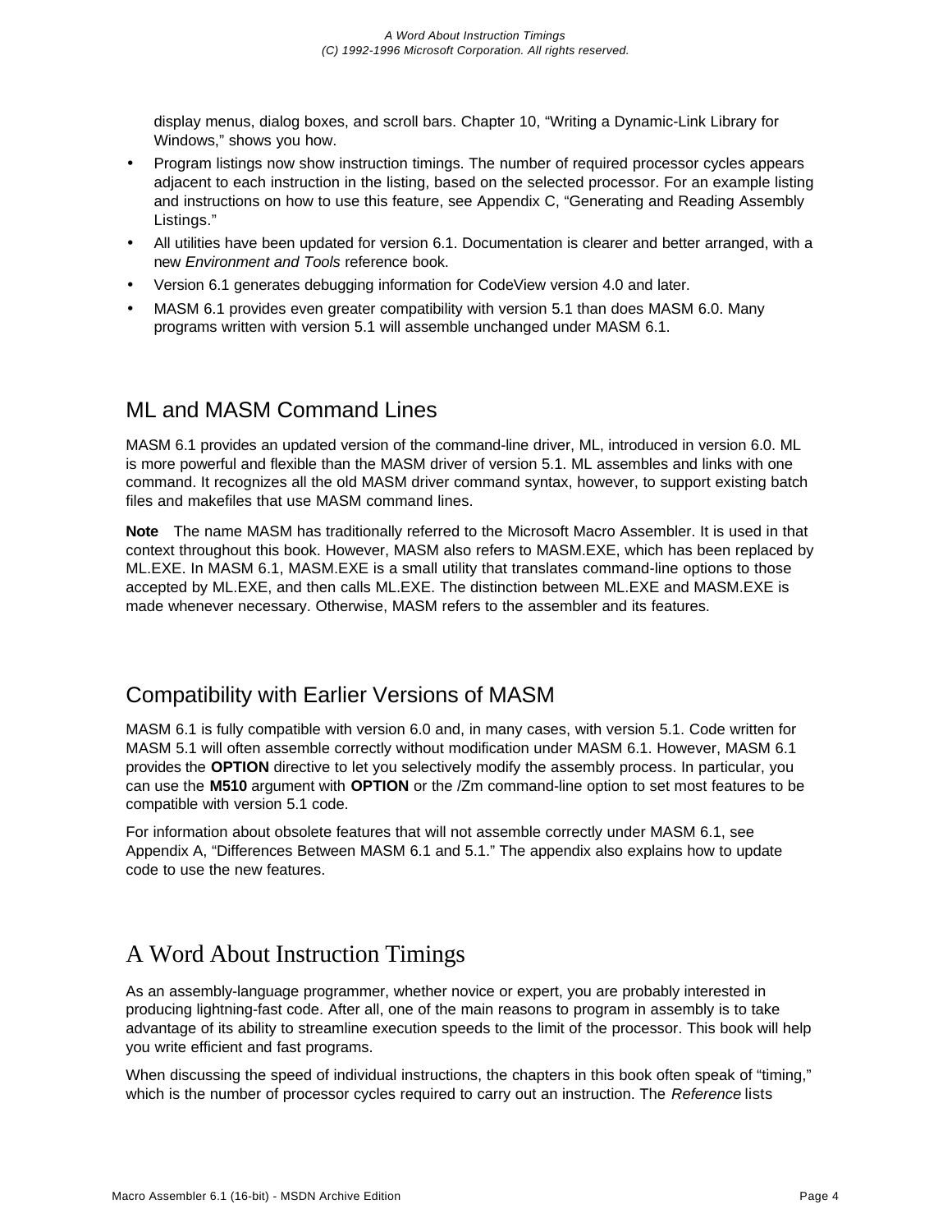display menus, dialog boxes, and scroll bars. Chapter 10, “Writing a Dynamic-Link Library for Windows,” shows you how.

- Program listings now show instruction timings. The number of required processor cycles appears adjacent to each instruction in the listing, based on the selected processor. For an example listing and instructions on how to use this feature, see Appendix C, “Generating and Reading Assembly Listings.”
- All utilities have been updated for version 6.1. Documentation is clearer and better arranged, with a new *Environment and Tools* reference book.
- Version 6.1 generates debugging information for CodeView version 4.0 and later.
- MASM 6.1 provides even greater compatibility with version 5.1 than does MASM 6.0. Many programs written with version 5.1 will assemble unchanged under MASM 6.1.

## ML and MASM Command Lines

MASM 6.1 provides an updated version of the command-line driver, ML, introduced in version 6.0. ML is more powerful and flexible than the MASM driver of version 5.1. ML assembles and links with one command. It recognizes all the old MASM driver command syntax, however, to support existing batch files and makefiles that use MASM command lines.

**Note** The name MASM has traditionally referred to the Microsoft Macro Assembler. It is used in that context throughout this book. However, MASM also refers to MASM.EXE, which has been replaced by ML.EXE. In MASM 6.1, MASM.EXE is a small utility that translates command-line options to those accepted by ML.EXE, and then calls ML.EXE. The distinction between ML.EXE and MASM.EXE is made whenever necessary. Otherwise, MASM refers to the assembler and its features.

## Compatibility with Earlier Versions of MASM

MASM 6.1 is fully compatible with version 6.0 and, in many cases, with version 5.1. Code written for MASM 5.1 will often assemble correctly without modification under MASM 6.1. However, MASM 6.1 provides the **OPTION** directive to let you selectively modify the assembly process. In particular, you can use the **M510** argument with **OPTION** or the /Zm command-line option to set most features to be compatible with version 5.1 code.

For information about obsolete features that will not assemble correctly under MASM 6.1, see Appendix A, “Differences Between MASM 6.1 and 5.1.” The appendix also explains how to update code to use the new features.

## A Word About Instruction Timings

As an assembly-language programmer, whether novice or expert, you are probably interested in producing lightning-fast code. After all, one of the main reasons to program in assembly is to take advantage of its ability to streamline execution speeds to the limit of the processor. This book will help you write efficient and fast programs.

When discussing the speed of individual instructions, the chapters in this book often speak of “timing,” which is the number of processor cycles required to carry out an instruction. The *Reference* lists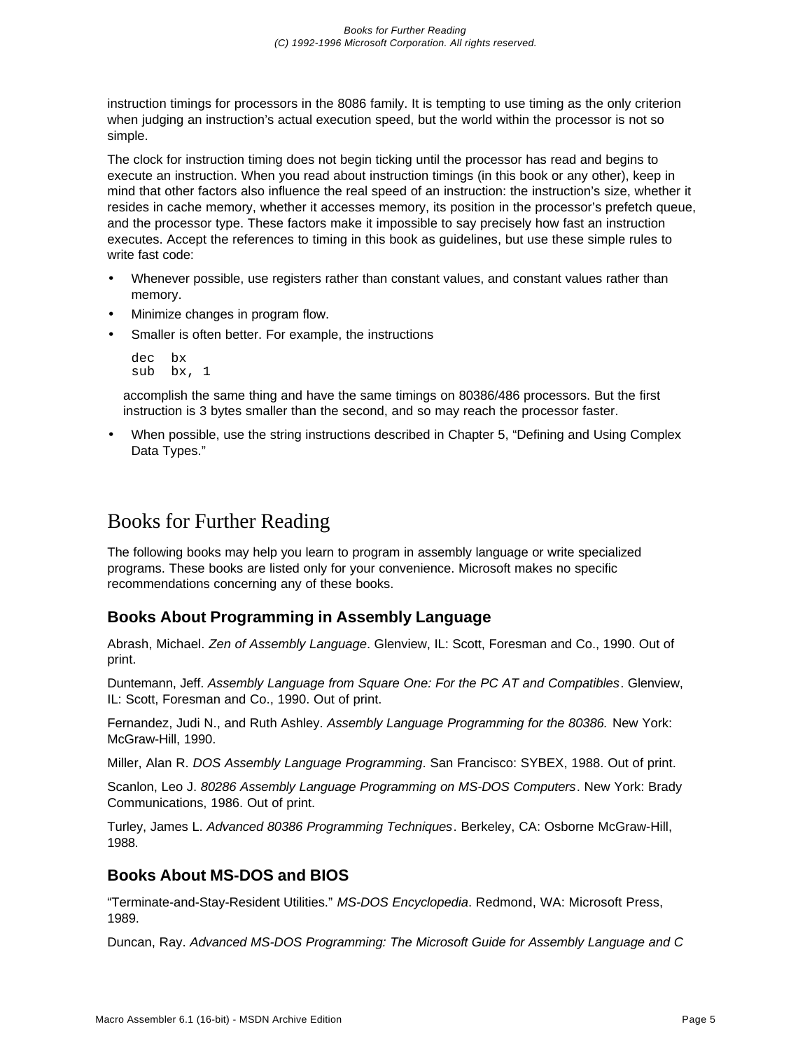instruction timings for processors in the 8086 family. It is tempting to use timing as the only criterion when judging an instruction's actual execution speed, but the world within the processor is not so simple.

The clock for instruction timing does not begin ticking until the processor has read and begins to execute an instruction. When you read about instruction timings (in this book or any other), keep in mind that other factors also influence the real speed of an instruction: the instruction's size, whether it resides in cache memory, whether it accesses memory, its position in the processor's prefetch queue, and the processor type. These factors make it impossible to say precisely how fast an instruction executes. Accept the references to timing in this book as guidelines, but use these simple rules to write fast code:

- Whenever possible, use registers rather than constant values, and constant values rather than memory.
- Minimize changes in program flow.
- Smaller is often better. For example, the instructions

  ```
  dec  bx
  sub  bx, 1
  ```

  accomplish the same thing and have the same timings on 80386/486 processors. But the first instruction is 3 bytes smaller than the second, and so may reach the processor faster.
- When possible, use the string instructions described in Chapter 5, "Defining and Using Complex Data Types."

# Books for Further Reading

The following books may help you learn to program in assembly language or write specialized programs. These books are listed only for your convenience. Microsoft makes no specific recommendations concerning any of these books.

## Books About Programming in Assembly Language

Abrash, Michael. *Zen of Assembly Language*. Glenview, IL: Scott, Foresman and Co., 1990. Out of print.

Duntemann, Jeff. *Assembly Language from Square One: For the PC AT and Compatibles*. Glenview, IL: Scott, Foresman and Co., 1990. Out of print.

Fernandez, Judi N., and Ruth Ashley. *Assembly Language Programming for the 80386.* New York: McGraw-Hill, 1990.

Miller, Alan R. *DOS Assembly Language Programming*. San Francisco: SYBEX, 1988. Out of print.

Scanlon, Leo J. *80286 Assembly Language Programming on MS-DOS Computers*. New York: Brady Communications, 1986. Out of print.

Turley, James L. *Advanced 80386 Programming Techniques*. Berkeley, CA: Osborne McGraw-Hill, 1988.

## Books About MS-DOS and BIOS

"Terminate-and-Stay-Resident Utilities." *MS-DOS Encyclopedia*. Redmond, WA: Microsoft Press, 1989.

Duncan, Ray. *Advanced MS-DOS Programming: The Microsoft Guide for Assembly Language and C*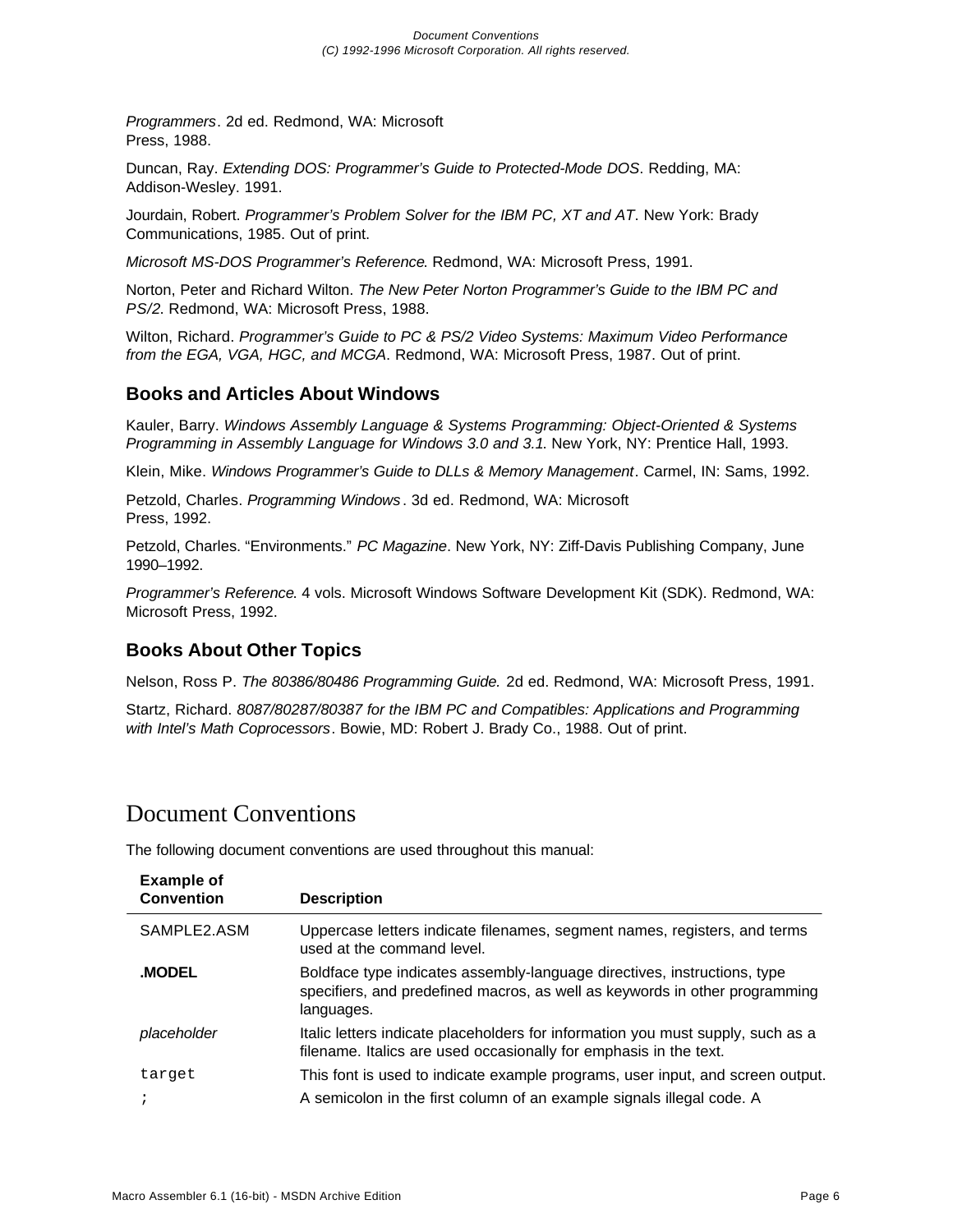*Programmers*. 2d ed. Redmond, WA: Microsoft Press, 1988.

Duncan, Ray. *Extending DOS: Programmer's Guide to Protected-Mode DOS*. Redding, MA: Addison-Wesley. 1991.

Jourdain, Robert. *Programmer's Problem Solver for the IBM PC, XT and AT*. New York: Brady Communications, 1985. Out of print.

*Microsoft MS-DOS Programmer's Reference*. Redmond, WA: Microsoft Press, 1991.

Norton, Peter and Richard Wilton. *The New Peter Norton Programmer's Guide to the IBM PC and PS/2*. Redmond, WA: Microsoft Press, 1988.

Wilton, Richard. *Programmer's Guide to PC & PS/2 Video Systems: Maximum Video Performance from the EGA, VGA, HGC, and MCGA*. Redmond, WA: Microsoft Press, 1987. Out of print.

### Books and Articles About Windows

Kauler, Barry. *Windows Assembly Language & Systems Programming: Object-Oriented & Systems Programming in Assembly Language for Windows 3.0 and 3.1*. New York, NY: Prentice Hall, 1993.

Klein, Mike. *Windows Programmer's Guide to DLLs & Memory Management*. Carmel, IN: Sams, 1992.

Petzold, Charles. *Programming Windows*. 3d ed. Redmond, WA: Microsoft Press, 1992.

Petzold, Charles. "Environments." *PC Magazine*. New York, NY: Ziff-Davis Publishing Company, June 1990–1992.

*Programmer's Reference*. 4 vols. Microsoft Windows Software Development Kit (SDK). Redmond, WA: Microsoft Press, 1992.

### Books About Other Topics

Nelson, Ross P. *The 80386/80486 Programming Guide.* 2d ed. Redmond, WA: Microsoft Press, 1991.

Startz, Richard. *8087/80287/80387 for the IBM PC and Compatibles: Applications and Programming with Intel's Math Coprocessors*. Bowie, MD: Robert J. Brady Co., 1988. Out of print.

## Document Conventions

The following document conventions are used throughout this manual:

| Example of Convention | Description |
|---|---|
| SAMPLE2.ASM | Uppercase letters indicate filenames, segment names, registers, and terms used at the command level. |
| **.MODEL** | Boldface type indicates assembly-language directives, instructions, type specifiers, and predefined macros, as well as keywords in other programming languages. |
| *placeholder* | Italic letters indicate placeholders for information you must supply, such as a filename. Italics are used occasionally for emphasis in the text. |
| `target` | This font is used to indicate example programs, user input, and screen output. |
| `;` | A semicolon in the first column of an example signals illegal code. A |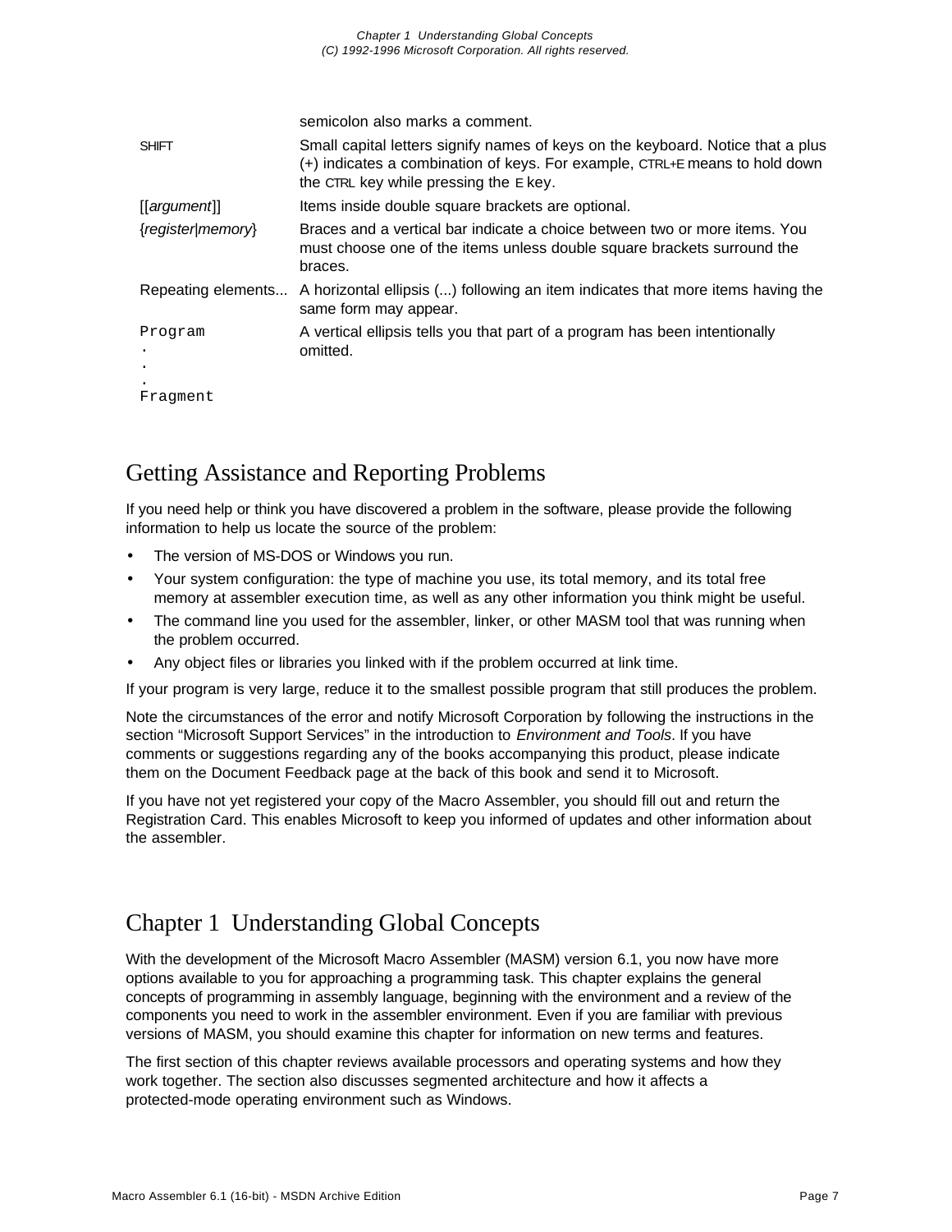| | |
|---|---|
| | semicolon also marks a comment. |
| SHIFT | Small capital letters signify names of keys on the keyboard. Notice that a plus (+) indicates a combination of keys. For example, CTRL+E means to hold down the CTRL key while pressing the E key. |
| [[*argument*]] | Items inside double square brackets are optional. |
| {*register*\|*memory*} | Braces and a vertical bar indicate a choice between two or more items. You must choose one of the items unless double square brackets surround the braces. |
| Repeating elements... | A horizontal ellipsis (...) following an item indicates that more items having the same form may appear. |
| `Program . . . Fragment` | A vertical ellipsis tells you that part of a program has been intentionally omitted. |

## Getting Assistance and Reporting Problems

If you need help or think you have discovered a problem in the software, please provide the following information to help us locate the source of the problem:

- The version of MS-DOS or Windows you run.
- Your system configuration: the type of machine you use, its total memory, and its total free memory at assembler execution time, as well as any other information you think might be useful.
- The command line you used for the assembler, linker, or other MASM tool that was running when the problem occurred.
- Any object files or libraries you linked with if the problem occurred at link time.

If your program is very large, reduce it to the smallest possible program that still produces the problem.

Note the circumstances of the error and notify Microsoft Corporation by following the instructions in the section “Microsoft Support Services” in the introduction to *Environment and Tools*. If you have comments or suggestions regarding any of the books accompanying this product, please indicate them on the Document Feedback page at the back of this book and send it to Microsoft.

If you have not yet registered your copy of the Macro Assembler, you should fill out and return the Registration Card. This enables Microsoft to keep you informed of updates and other information about the assembler.

# Chapter 1 Understanding Global Concepts

With the development of the Microsoft Macro Assembler (MASM) version 6.1, you now have more options available to you for approaching a programming task. This chapter explains the general concepts of programming in assembly language, beginning with the environment and a review of the components you need to work in the assembler environment. Even if you are familiar with previous versions of MASM, you should examine this chapter for information on new terms and features.

The first section of this chapter reviews available processors and operating systems and how they work together. The section also discusses segmented architecture and how it affects a protected-mode operating environment such as Windows.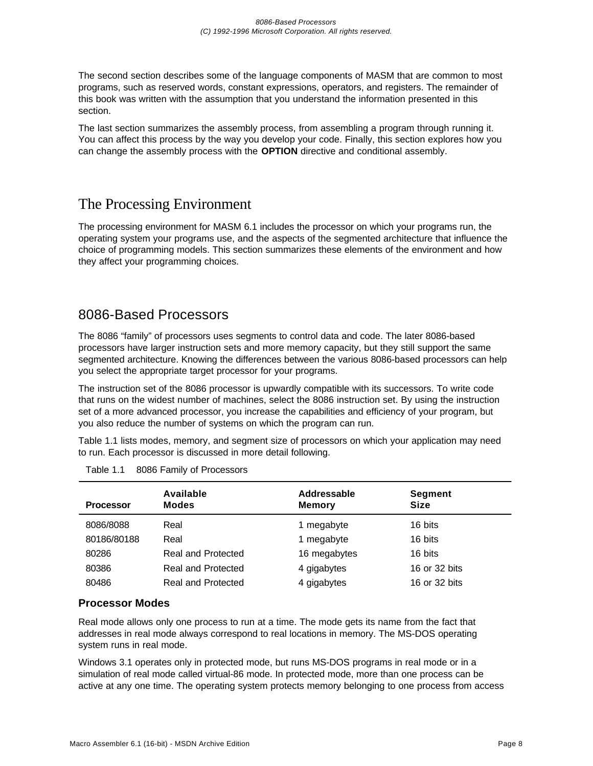The second section describes some of the language components of MASM that are common to most programs, such as reserved words, constant expressions, operators, and registers. The remainder of this book was written with the assumption that you understand the information presented in this section.

The last section summarizes the assembly process, from assembling a program through running it. You can affect this process by the way you develop your code. Finally, this section explores how you can change the assembly process with the **OPTION** directive and conditional assembly.

# The Processing Environment

The processing environment for MASM 6.1 includes the processor on which your programs run, the operating system your programs use, and the aspects of the segmented architecture that influence the choice of programming models. This section summarizes these elements of the environment and how they affect your programming choices.

## 8086-Based Processors

The 8086 "family" of processors uses segments to control data and code. The later 8086-based processors have larger instruction sets and more memory capacity, but they still support the same segmented architecture. Knowing the differences between the various 8086-based processors can help you select the appropriate target processor for your programs.

The instruction set of the 8086 processor is upwardly compatible with its successors. To write code that runs on the widest number of machines, select the 8086 instruction set. By using the instruction set of a more advanced processor, you increase the capabilities and efficiency of your program, but you also reduce the number of systems on which the program can run.

Table 1.1 lists modes, memory, and segment size of processors on which your application may need to run. Each processor is discussed in more detail following.

Table 1.1 8086 Family of Processors

| Processor | Available Modes | Addressable Memory | Segment Size |
|---|---|---|---|
| 8086/8088 | Real | 1 megabyte | 16 bits |
| 80186/80188 | Real | 1 megabyte | 16 bits |
| 80286 | Real and Protected | 16 megabytes | 16 bits |
| 80386 | Real and Protected | 4 gigabytes | 16 or 32 bits |
| 80486 | Real and Protected | 4 gigabytes | 16 or 32 bits |

### Processor Modes

Real mode allows only one process to run at a time. The mode gets its name from the fact that addresses in real mode always correspond to real locations in memory. The MS-DOS operating system runs in real mode.

Windows 3.1 operates only in protected mode, but runs MS-DOS programs in real mode or in a simulation of real mode called virtual-86 mode. In protected mode, more than one process can be active at any one time. The operating system protects memory belonging to one process from access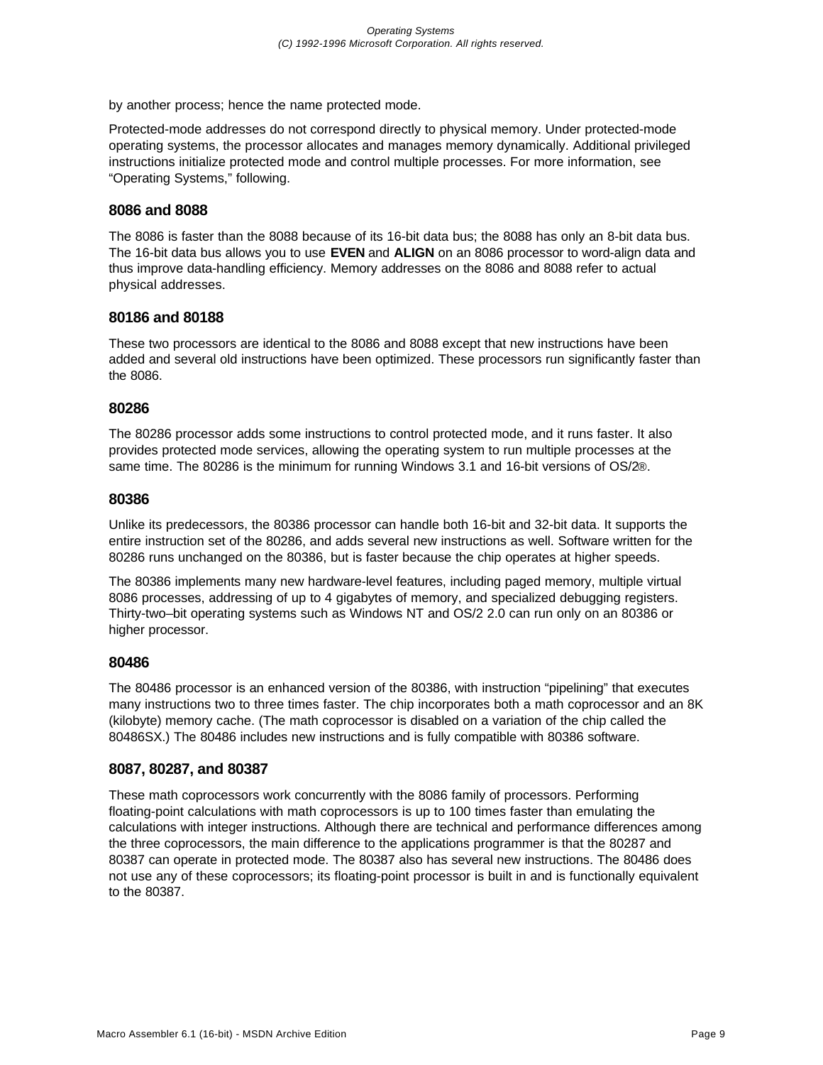by another process; hence the name protected mode.

Protected-mode addresses do not correspond directly to physical memory. Under protected-mode operating systems, the processor allocates and manages memory dynamically. Additional privileged instructions initialize protected mode and control multiple processes. For more information, see “Operating Systems,” following.

### 8086 and 8088

The 8086 is faster than the 8088 because of its 16-bit data bus; the 8088 has only an 8-bit data bus. The 16-bit data bus allows you to use **EVEN** and **ALIGN** on an 8086 processor to word-align data and thus improve data-handling efficiency. Memory addresses on the 8086 and 8088 refer to actual physical addresses.

### 80186 and 80188

These two processors are identical to the 8086 and 8088 except that new instructions have been added and several old instructions have been optimized. These processors run significantly faster than the 8086.

### 80286

The 80286 processor adds some instructions to control protected mode, and it runs faster. It also provides protected mode services, allowing the operating system to run multiple processes at the same time. The 80286 is the minimum for running Windows 3.1 and 16-bit versions of OS/2®.

### 80386

Unlike its predecessors, the 80386 processor can handle both 16-bit and 32-bit data. It supports the entire instruction set of the 80286, and adds several new instructions as well. Software written for the 80286 runs unchanged on the 80386, but is faster because the chip operates at higher speeds.

The 80386 implements many new hardware-level features, including paged memory, multiple virtual 8086 processes, addressing of up to 4 gigabytes of memory, and specialized debugging registers. Thirty-two–bit operating systems such as Windows NT and OS/2 2.0 can run only on an 80386 or higher processor.

### 80486

The 80486 processor is an enhanced version of the 80386, with instruction “pipelining” that executes many instructions two to three times faster. The chip incorporates both a math coprocessor and an 8K (kilobyte) memory cache. (The math coprocessor is disabled on a variation of the chip called the 80486SX.) The 80486 includes new instructions and is fully compatible with 80386 software.

### 8087, 80287, and 80387

These math coprocessors work concurrently with the 8086 family of processors. Performing floating-point calculations with math coprocessors is up to 100 times faster than emulating the calculations with integer instructions. Although there are technical and performance differences among the three coprocessors, the main difference to the applications programmer is that the 80287 and 80387 can operate in protected mode. The 80387 also has several new instructions. The 80486 does not use any of these coprocessors; its floating-point processor is built in and is functionally equivalent to the 80387.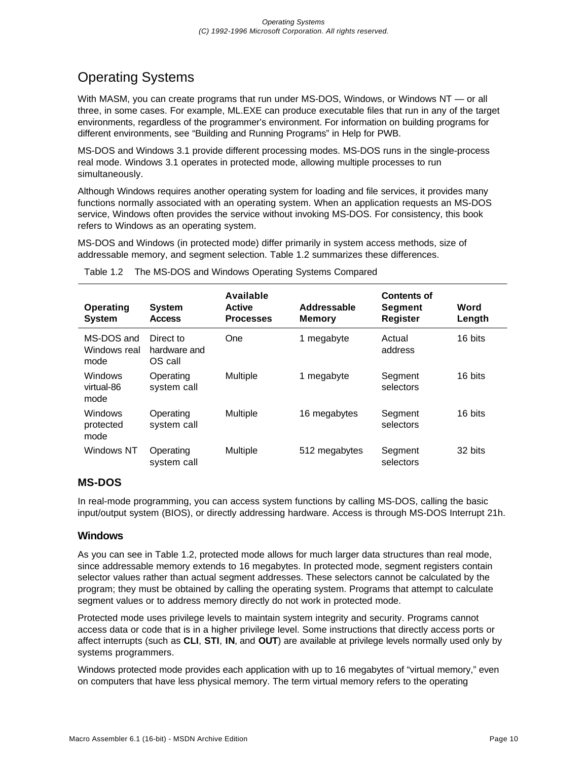## Operating Systems

With MASM, you can create programs that run under MS-DOS, Windows, or Windows NT — or all three, in some cases. For example, ML.EXE can produce executable files that run in any of the target environments, regardless of the programmer's environment. For information on building programs for different environments, see "Building and Running Programs" in Help for PWB.

MS-DOS and Windows 3.1 provide different processing modes. MS-DOS runs in the single-process real mode. Windows 3.1 operates in protected mode, allowing multiple processes to run simultaneously.

Although Windows requires another operating system for loading and file services, it provides many functions normally associated with an operating system. When an application requests an MS-DOS service, Windows often provides the service without invoking MS-DOS. For consistency, this book refers to Windows as an operating system.

MS-DOS and Windows (in protected mode) differ primarily in system access methods, size of addressable memory, and segment selection. Table 1.2 summarizes these differences.

Table 1.2 The MS-DOS and Windows Operating Systems Compared

| Operating System | System Access | Available Active Processes | Addressable Memory | Contents of Segment Register | Word Length |
|---|---|---|---|---|---|
| MS-DOS and Windows real mode | Direct to hardware and OS call | One | 1 megabyte | Actual address | 16 bits |
| Windows virtual-86 mode | Operating system call | Multiple | 1 megabyte | Segment selectors | 16 bits |
| Windows protected mode | Operating system call | Multiple | 16 megabytes | Segment selectors | 16 bits |
| Windows NT | Operating system call | Multiple | 512 megabytes | Segment selectors | 32 bits |

### MS-DOS

In real-mode programming, you can access system functions by calling MS-DOS, calling the basic input/output system (BIOS), or directly addressing hardware. Access is through MS-DOS Interrupt 21h.

### Windows

As you can see in Table 1.2, protected mode allows for much larger data structures than real mode, since addressable memory extends to 16 megabytes. In protected mode, segment registers contain selector values rather than actual segment addresses. These selectors cannot be calculated by the program; they must be obtained by calling the operating system. Programs that attempt to calculate segment values or to address memory directly do not work in protected mode.

Protected mode uses privilege levels to maintain system integrity and security. Programs cannot access data or code that is in a higher privilege level. Some instructions that directly access ports or affect interrupts (such as **CLI**, **STI**, **IN**, and **OUT**) are available at privilege levels normally used only by systems programmers.

Windows protected mode provides each application with up to 16 megabytes of "virtual memory," even on computers that have less physical memory. The term virtual memory refers to the operating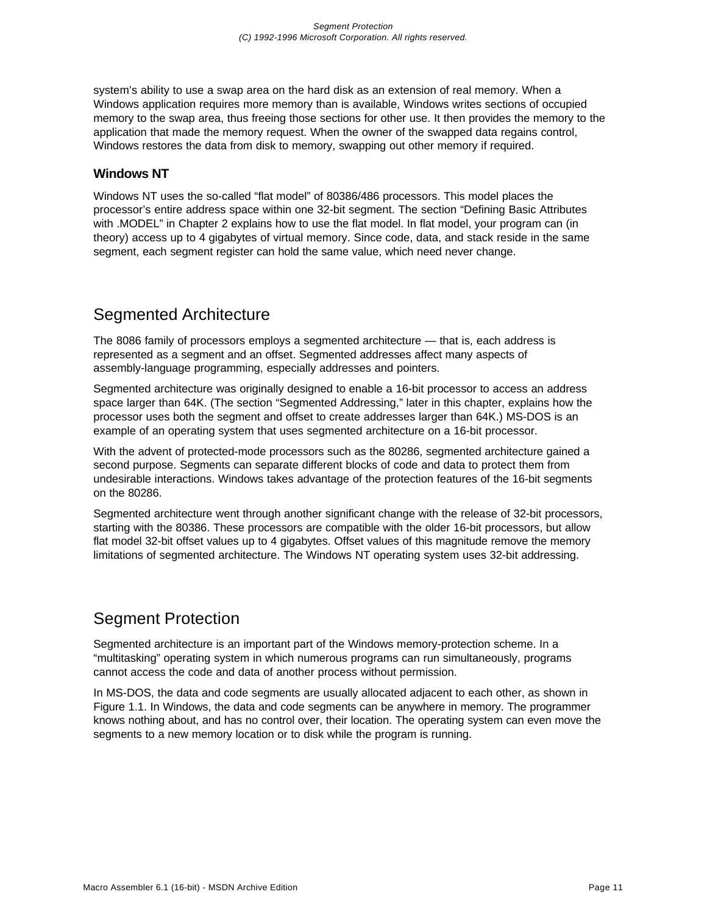system's ability to use a swap area on the hard disk as an extension of real memory. When a Windows application requires more memory than is available, Windows writes sections of occupied memory to the swap area, thus freeing those sections for other use. It then provides the memory to the application that made the memory request. When the owner of the swapped data regains control, Windows restores the data from disk to memory, swapping out other memory if required.

### Windows NT

Windows NT uses the so-called "flat model" of 80386/486 processors. This model places the processor's entire address space within one 32-bit segment. The section "Defining Basic Attributes with .MODEL" in Chapter 2 explains how to use the flat model. In flat model, your program can (in theory) access up to 4 gigabytes of virtual memory. Since code, data, and stack reside in the same segment, each segment register can hold the same value, which need never change.

## Segmented Architecture

The 8086 family of processors employs a segmented architecture — that is, each address is represented as a segment and an offset. Segmented addresses affect many aspects of assembly-language programming, especially addresses and pointers.

Segmented architecture was originally designed to enable a 16-bit processor to access an address space larger than 64K. (The section "Segmented Addressing," later in this chapter, explains how the processor uses both the segment and offset to create addresses larger than 64K.) MS-DOS is an example of an operating system that uses segmented architecture on a 16-bit processor.

With the advent of protected-mode processors such as the 80286, segmented architecture gained a second purpose. Segments can separate different blocks of code and data to protect them from undesirable interactions. Windows takes advantage of the protection features of the 16-bit segments on the 80286.

Segmented architecture went through another significant change with the release of 32-bit processors, starting with the 80386. These processors are compatible with the older 16-bit processors, but allow flat model 32-bit offset values up to 4 gigabytes. Offset values of this magnitude remove the memory limitations of segmented architecture. The Windows NT operating system uses 32-bit addressing.

## Segment Protection

Segmented architecture is an important part of the Windows memory-protection scheme. In a "multitasking" operating system in which numerous programs can run simultaneously, programs cannot access the code and data of another process without permission.

In MS-DOS, the data and code segments are usually allocated adjacent to each other, as shown in Figure 1.1. In Windows, the data and code segments can be anywhere in memory. The programmer knows nothing about, and has no control over, their location. The operating system can even move the segments to a new memory location or to disk while the program is running.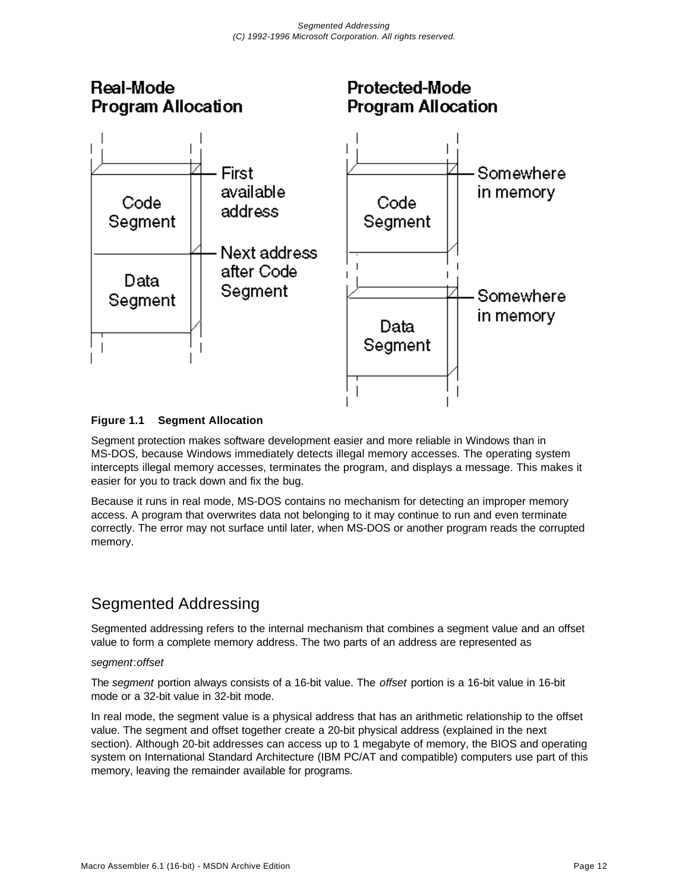**Figure 1.1 Segment Allocation**

Segment protection makes software development easier and more reliable in Windows than in MS-DOS, because Windows immediately detects illegal memory accesses. The operating system intercepts illegal memory accesses, terminates the program, and displays a message. This makes it easier for you to track down and fix the bug.

Because it runs in real mode, MS-DOS contains no mechanism for detecting an improper memory access. A program that overwrites data not belonging to it may continue to run and even terminate correctly. The error may not surface until later, when MS-DOS or another program reads the corrupted memory.

## Segmented Addressing

Segmented addressing refers to the internal mechanism that combines a segment value and an offset value to form a complete memory address. The two parts of an address are represented as

*segment*:*offset*

The *segment* portion always consists of a 16-bit value. The *offset* portion is a 16-bit value in 16-bit mode or a 32-bit value in 32-bit mode.

In real mode, the segment value is a physical address that has an arithmetic relationship to the offset value. The segment and offset together create a 20-bit physical address (explained in the next section). Although 20-bit addresses can access up to 1 megabyte of memory, the BIOS and operating system on International Standard Architecture (IBM PC/AT and compatible) computers use part of this memory, leaving the remainder available for programs.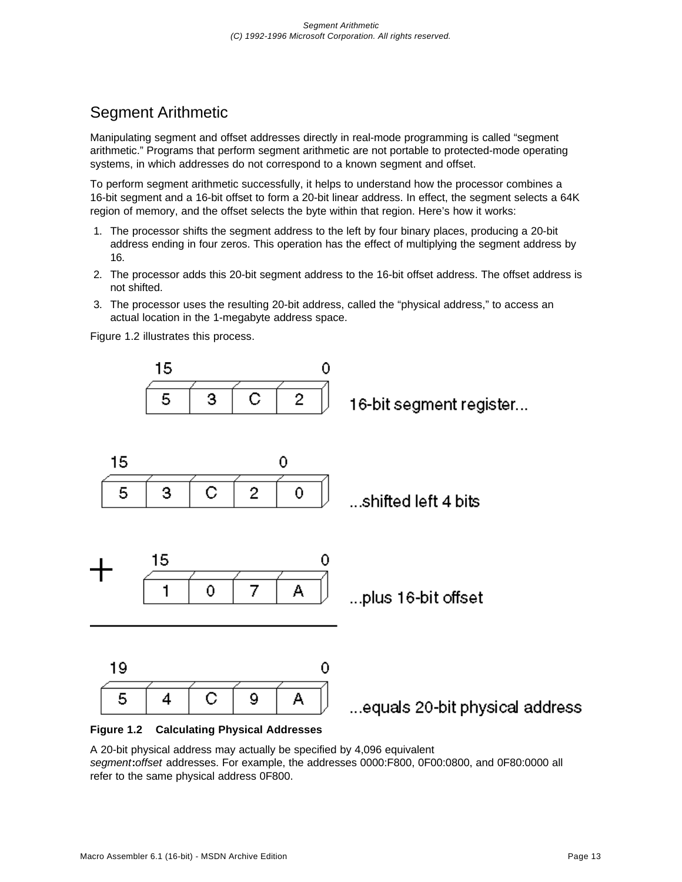# Segment Arithmetic

Manipulating segment and offset addresses directly in real-mode programming is called “segment arithmetic.” Programs that perform segment arithmetic are not portable to protected-mode operating systems, in which addresses do not correspond to a known segment and offset.

To perform segment arithmetic successfully, it helps to understand how the processor combines a 16-bit segment and a 16-bit offset to form a 20-bit linear address. In effect, the segment selects a 64K region of memory, and the offset selects the byte within that region. Here’s how it works:

1. The processor shifts the segment address to the left by four binary places, producing a 20-bit address ending in four zeros. This operation has the effect of multiplying the segment address by 16.
2. The processor adds this 20-bit segment address to the 16-bit offset address. The offset address is not shifted.
3. The processor uses the resulting 20-bit address, called the “physical address,” to access an actual location in the 1-megabyte address space.

Figure 1.2 illustrates this process.

**Figure 1.2 Calculating Physical Addresses**

A 20-bit physical address may actually be specified by 4,096 equivalent *segment***:***offset* addresses. For example, the addresses 0000:F800, 0F00:0800, and 0F80:0000 all refer to the same physical address 0F800.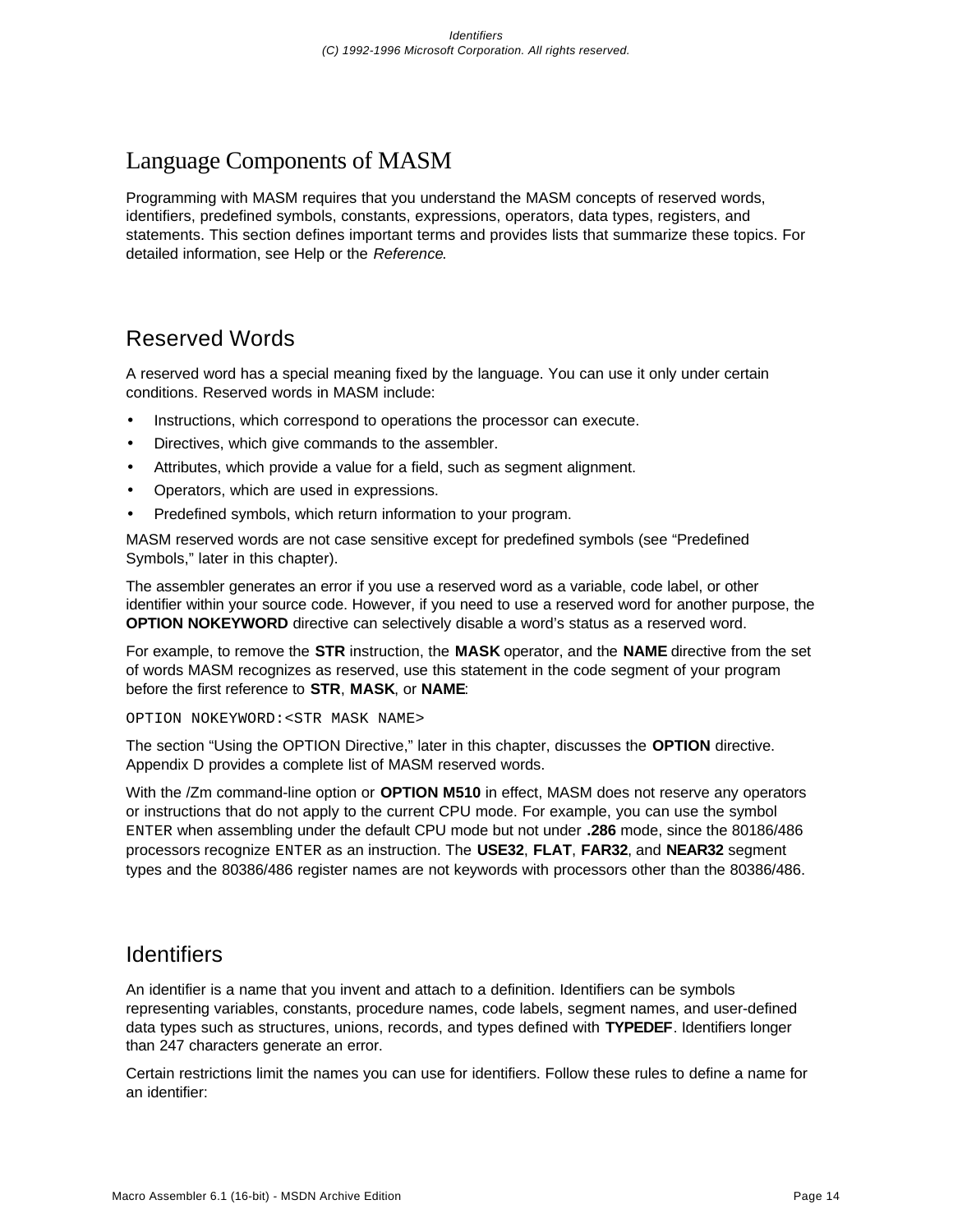# Language Components of MASM

Programming with MASM requires that you understand the MASM concepts of reserved words, identifiers, predefined symbols, constants, expressions, operators, data types, registers, and statements. This section defines important terms and provides lists that summarize these topics. For detailed information, see Help or the *Reference*.

## Reserved Words

A reserved word has a special meaning fixed by the language. You can use it only under certain conditions. Reserved words in MASM include:

- Instructions, which correspond to operations the processor can execute.
- Directives, which give commands to the assembler.
- Attributes, which provide a value for a field, such as segment alignment.
- Operators, which are used in expressions.
- Predefined symbols, which return information to your program.

MASM reserved words are not case sensitive except for predefined symbols (see "Predefined Symbols," later in this chapter).

The assembler generates an error if you use a reserved word as a variable, code label, or other identifier within your source code. However, if you need to use a reserved word for another purpose, the **OPTION NOKEYWORD** directive can selectively disable a word's status as a reserved word.

For example, to remove the **STR** instruction, the **MASK** operator, and the **NAME** directive from the set of words MASM recognizes as reserved, use this statement in the code segment of your program before the first reference to **STR**, **MASK**, or **NAME**:

```
OPTION NOKEYWORD:<STR MASK NAME>
```

The section "Using the OPTION Directive," later in this chapter, discusses the **OPTION** directive. Appendix D provides a complete list of MASM reserved words.

With the /Zm command-line option or **OPTION M510** in effect, MASM does not reserve any operators or instructions that do not apply to the current CPU mode. For example, you can use the symbol `ENTER` when assembling under the default CPU mode but not under **.286** mode, since the 80186/486 processors recognize `ENTER` as an instruction. The **USE32**, **FLAT**, **FAR32**, and **NEAR32** segment types and the 80386/486 register names are not keywords with processors other than the 80386/486.

## Identifiers

An identifier is a name that you invent and attach to a definition. Identifiers can be symbols representing variables, constants, procedure names, code labels, segment names, and user-defined data types such as structures, unions, records, and types defined with **TYPEDEF**. Identifiers longer than 247 characters generate an error.

Certain restrictions limit the names you can use for identifiers. Follow these rules to define a name for an identifier: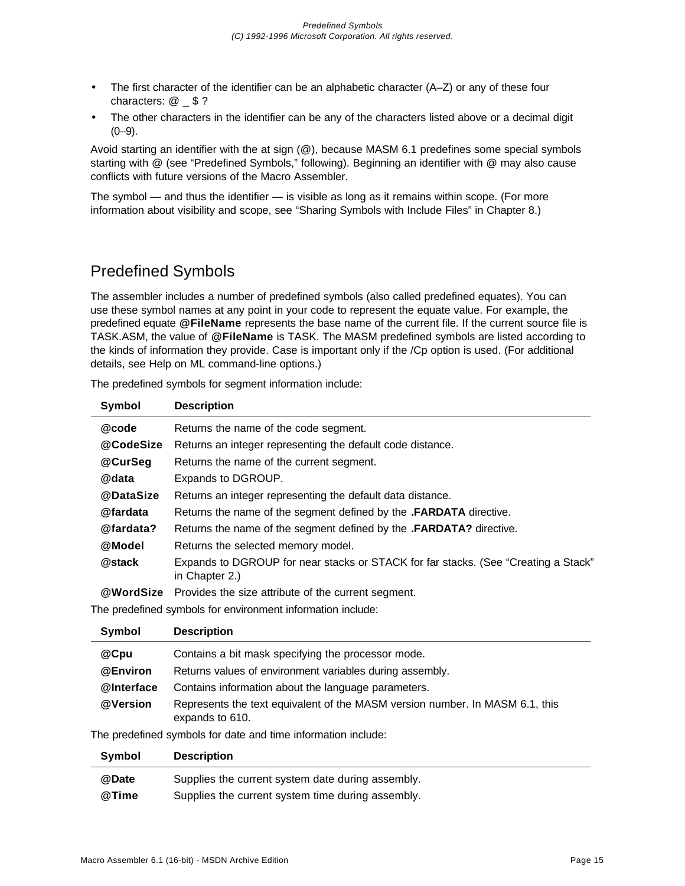- The first character of the identifier can be an alphabetic character (A–Z) or any of these four characters: @ _ $ ?
- The other characters in the identifier can be any of the characters listed above or a decimal digit (0–9).

Avoid starting an identifier with the at sign (@), because MASM 6.1 predefines some special symbols starting with @ (see "Predefined Symbols," following). Beginning an identifier with @ may also cause conflicts with future versions of the Macro Assembler.

The symbol — and thus the identifier — is visible as long as it remains within scope. (For more information about visibility and scope, see "Sharing Symbols with Include Files" in Chapter 8.)

## Predefined Symbols

The assembler includes a number of predefined symbols (also called predefined equates). You can use these symbol names at any point in your code to represent the equate value. For example, the predefined equate **@FileName** represents the base name of the current file. If the current source file is TASK.ASM, the value of **@FileName** is TASK. The MASM predefined symbols are listed according to the kinds of information they provide. Case is important only if the /Cp option is used. (For additional details, see Help on ML command-line options.)

The predefined symbols for segment information include:

| Symbol | Description |
|---|---|
| **@code** | Returns the name of the code segment. |
| **@CodeSize** | Returns an integer representing the default code distance. |
| **@CurSeg** | Returns the name of the current segment. |
| **@data** | Expands to DGROUP. |
| **@DataSize** | Returns an integer representing the default data distance. |
| **@fardata** | Returns the name of the segment defined by the **.FARDATA** directive. |
| **@fardata?** | Returns the name of the segment defined by the **.FARDATA?** directive. |
| **@Model** | Returns the selected memory model. |
| **@stack** | Expands to DGROUP for near stacks or STACK for far stacks. (See "Creating a Stack" in Chapter 2.) |
| **@WordSize** | Provides the size attribute of the current segment. |

The predefined symbols for environment information include:

| Symbol | Description |
|---|---|
| **@Cpu** | Contains a bit mask specifying the processor mode. |
| **@Environ** | Returns values of environment variables during assembly. |
| **@Interface** | Contains information about the language parameters. |
| **@Version** | Represents the text equivalent of the MASM version number. In MASM 6.1, this expands to 610. |

The predefined symbols for date and time information include:

| Symbol | Description |
|---|---|
| **@Date** | Supplies the current system date during assembly. |
| **@Time** | Supplies the current system time during assembly. |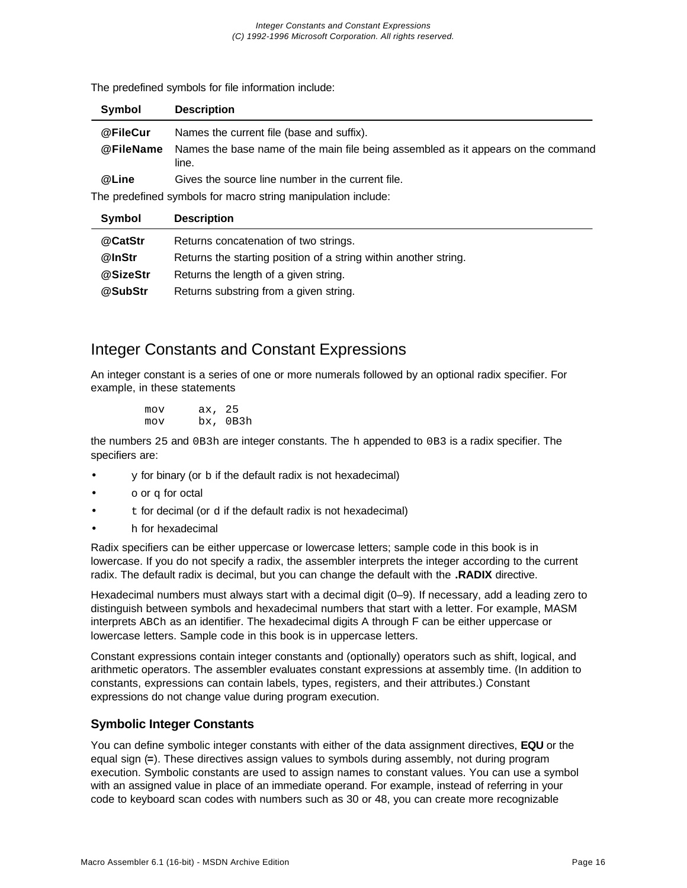The predefined symbols for file information include:

| Symbol | Description |
|---|---|
| **@FileCur** | Names the current file (base and suffix). |
| **@FileName** | Names the base name of the main file being assembled as it appears on the command line. |
| **@Line** | Gives the source line number in the current file. |

The predefined symbols for macro string manipulation include:

| Symbol | Description |
|---|---|
| **@CatStr** | Returns concatenation of two strings. |
| **@InStr** | Returns the starting position of a string within another string. |
| **@SizeStr** | Returns the length of a given string. |
| **@SubStr** | Returns substring from a given string. |

## Integer Constants and Constant Expressions

An integer constant is a series of one or more numerals followed by an optional radix specifier. For example, in these statements

```
mov     ax, 25
mov     bx, 0B3h
```

the numbers `25` and `0B3h` are integer constants. The `h` appended to `0B3` is a radix specifier. The specifiers are:

- `y` for binary (or `b` if the default radix is not hexadecimal)
- `o` or `q` for octal
- `t` for decimal (or `d` if the default radix is not hexadecimal)
- `h` for hexadecimal

Radix specifiers can be either uppercase or lowercase letters; sample code in this book is in lowercase. If you do not specify a radix, the assembler interprets the integer according to the current radix. The default radix is decimal, but you can change the default with the **.RADIX** directive.

Hexadecimal numbers must always start with a decimal digit (0–9). If necessary, add a leading zero to distinguish between symbols and hexadecimal numbers that start with a letter. For example, MASM interprets `ABCh` as an identifier. The hexadecimal digits A through F can be either uppercase or lowercase letters. Sample code in this book is in uppercase letters.

Constant expressions contain integer constants and (optionally) operators such as shift, logical, and arithmetic operators. The assembler evaluates constant expressions at assembly time. (In addition to constants, expressions can contain labels, types, registers, and their attributes.) Constant expressions do not change value during program execution.

### Symbolic Integer Constants

You can define symbolic integer constants with either of the data assignment directives, **EQU** or the equal sign (**=**). These directives assign values to symbols during assembly, not during program execution. Symbolic constants are used to assign names to constant values. You can use a symbol with an assigned value in place of an immediate operand. For example, instead of referring in your code to keyboard scan codes with numbers such as 30 or 48, you can create more recognizable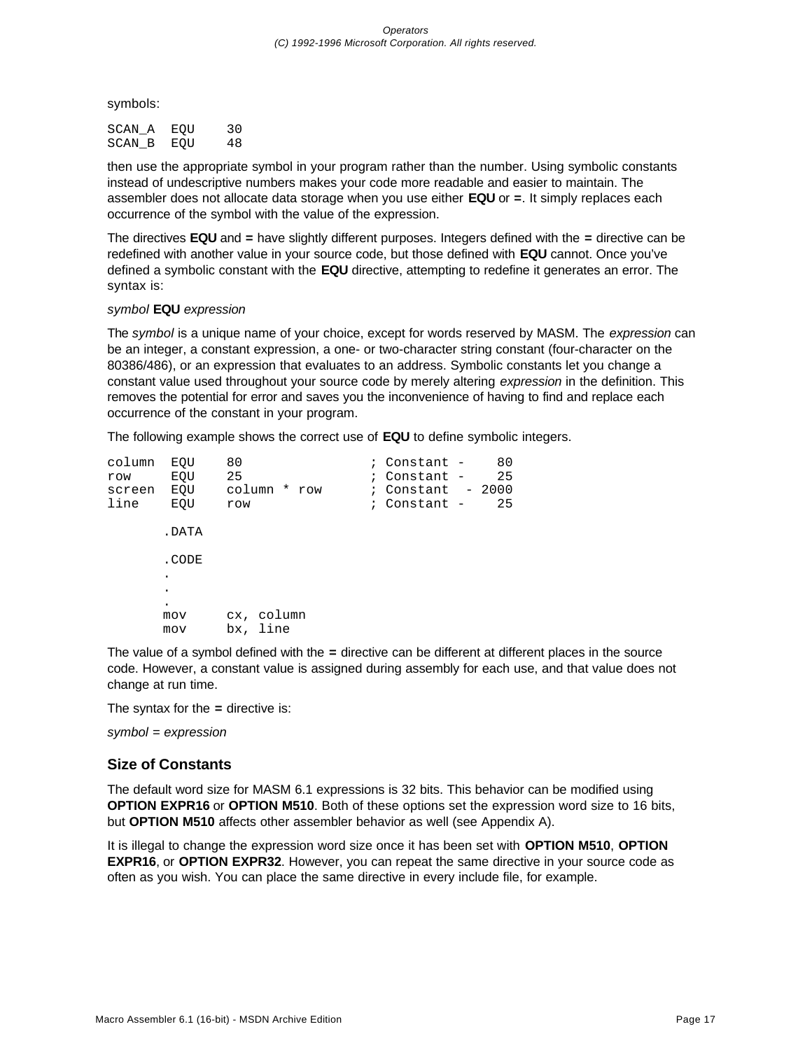symbols:

```
SCAN_A  EQU    30
SCAN_B  EQU    48
```

then use the appropriate symbol in your program rather than the number. Using symbolic constants instead of undescriptive numbers makes your code more readable and easier to maintain. The assembler does not allocate data storage when you use either **EQU** or **=**. It simply replaces each occurrence of the symbol with the value of the expression.

The directives **EQU** and **=** have slightly different purposes. Integers defined with the **=** directive can be redefined with another value in your source code, but those defined with **EQU** cannot. Once you've defined a symbolic constant with the **EQU** directive, attempting to redefine it generates an error. The syntax is:

*symbol* **EQU** *expression*

The *symbol* is a unique name of your choice, except for words reserved by MASM. The *expression* can be an integer, a constant expression, a one- or two-character string constant (four-character on the 80386/486), or an expression that evaluates to an address. Symbolic constants let you change a constant value used throughout your source code by merely altering *expression* in the definition. This removes the potential for error and saves you the inconvenience of having to find and replace each occurrence of the constant in your program.

The following example shows the correct use of **EQU** to define symbolic integers.

```
column  EQU    80                ; Constant -    80
row     EQU    25                ; Constant -    25
screen  EQU    column * row      ; Constant  - 2000
line    EQU    row               ; Constant -    25

        .DATA

        .CODE
        .
        .
        .
        mov     cx, column
        mov     bx, line
```

The value of a symbol defined with the **=** directive can be different at different places in the source code. However, a constant value is assigned during assembly for each use, and that value does not change at run time.

The syntax for the **=** directive is:

*symbol* = *expression*

### Size of Constants

The default word size for MASM 6.1 expressions is 32 bits. This behavior can be modified using **OPTION EXPR16** or **OPTION M510**. Both of these options set the expression word size to 16 bits, but **OPTION M510** affects other assembler behavior as well (see Appendix A).

It is illegal to change the expression word size once it has been set with **OPTION M510**, **OPTION EXPR16**, or **OPTION EXPR32**. However, you can repeat the same directive in your source code as often as you wish. You can place the same directive in every include file, for example.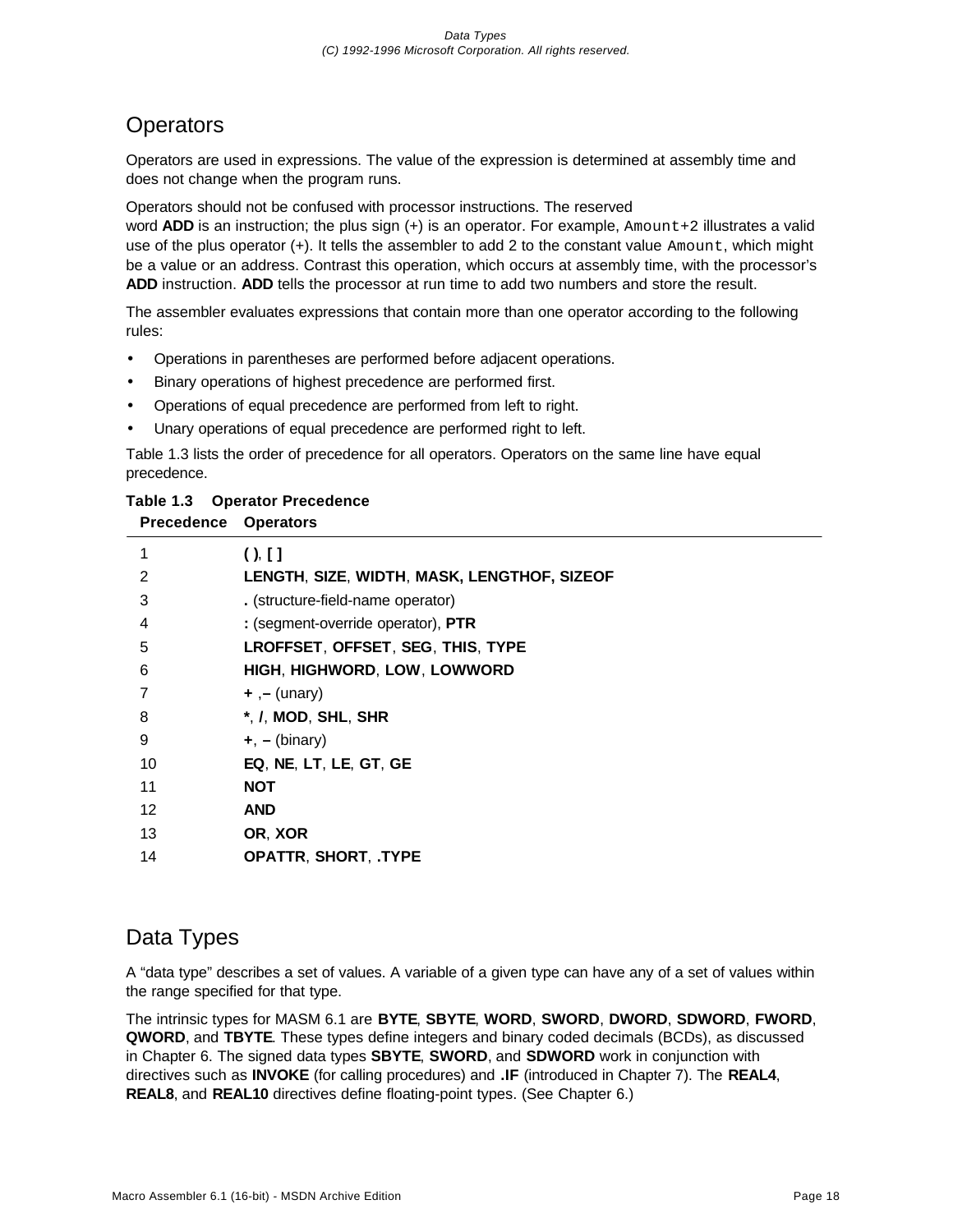## Operators

Operators are used in expressions. The value of the expression is determined at assembly time and does not change when the program runs.

Operators should not be confused with processor instructions. The reserved word **ADD** is an instruction; the plus sign (+) is an operator. For example, `Amount+2` illustrates a valid use of the plus operator (+). It tells the assembler to add 2 to the constant value `Amount`, which might be a value or an address. Contrast this operation, which occurs at assembly time, with the processor's **ADD** instruction. **ADD** tells the processor at run time to add two numbers and store the result.

The assembler evaluates expressions that contain more than one operator according to the following rules:

- Operations in parentheses are performed before adjacent operations.
- Binary operations of highest precedence are performed first.
- Operations of equal precedence are performed from left to right.
- Unary operations of equal precedence are performed right to left.

Table 1.3 lists the order of precedence for all operators. Operators on the same line have equal precedence.

**Table 1.3 Operator Precedence**

| Precedence | Operators |
|---|---|
| 1 | **( )**, **[ ]** |
| 2 | **LENGTH**, **SIZE**, **WIDTH**, **MASK, LENGTHOF, SIZEOF** |
| 3 | **.** (structure-field-name operator) |
| 4 | **:** (segment-override operator), **PTR** |
| 5 | **LROFFSET**, **OFFSET**, **SEG**, **THIS**, **TYPE** |
| 6 | **HIGH**, **HIGHWORD**, **LOW**, **LOWWORD** |
| 7 | **+** ,**–** (unary) |
| 8 | **\***, **/**, **MOD**, **SHL**, **SHR** |
| 9 | **+**, **–** (binary) |
| 10 | **EQ**, **NE**, **LT**, **LE**, **GT**, **GE** |
| 11 | **NOT** |
| 12 | **AND** |
| 13 | **OR**, **XOR** |
| 14 | **OPATTR**, **SHORT**, **.TYPE** |

## Data Types

A "data type" describes a set of values. A variable of a given type can have any of a set of values within the range specified for that type.

The intrinsic types for MASM 6.1 are **BYTE**, **SBYTE**, **WORD**, **SWORD**, **DWORD**, **SDWORD**, **FWORD**, **QWORD**, and **TBYTE**. These types define integers and binary coded decimals (BCDs), as discussed in Chapter 6. The signed data types **SBYTE**, **SWORD**, and **SDWORD** work in conjunction with directives such as **INVOKE** (for calling procedures) and **.IF** (introduced in Chapter 7). The **REAL4**, **REAL8**, and **REAL10** directives define floating-point types. (See Chapter 6.)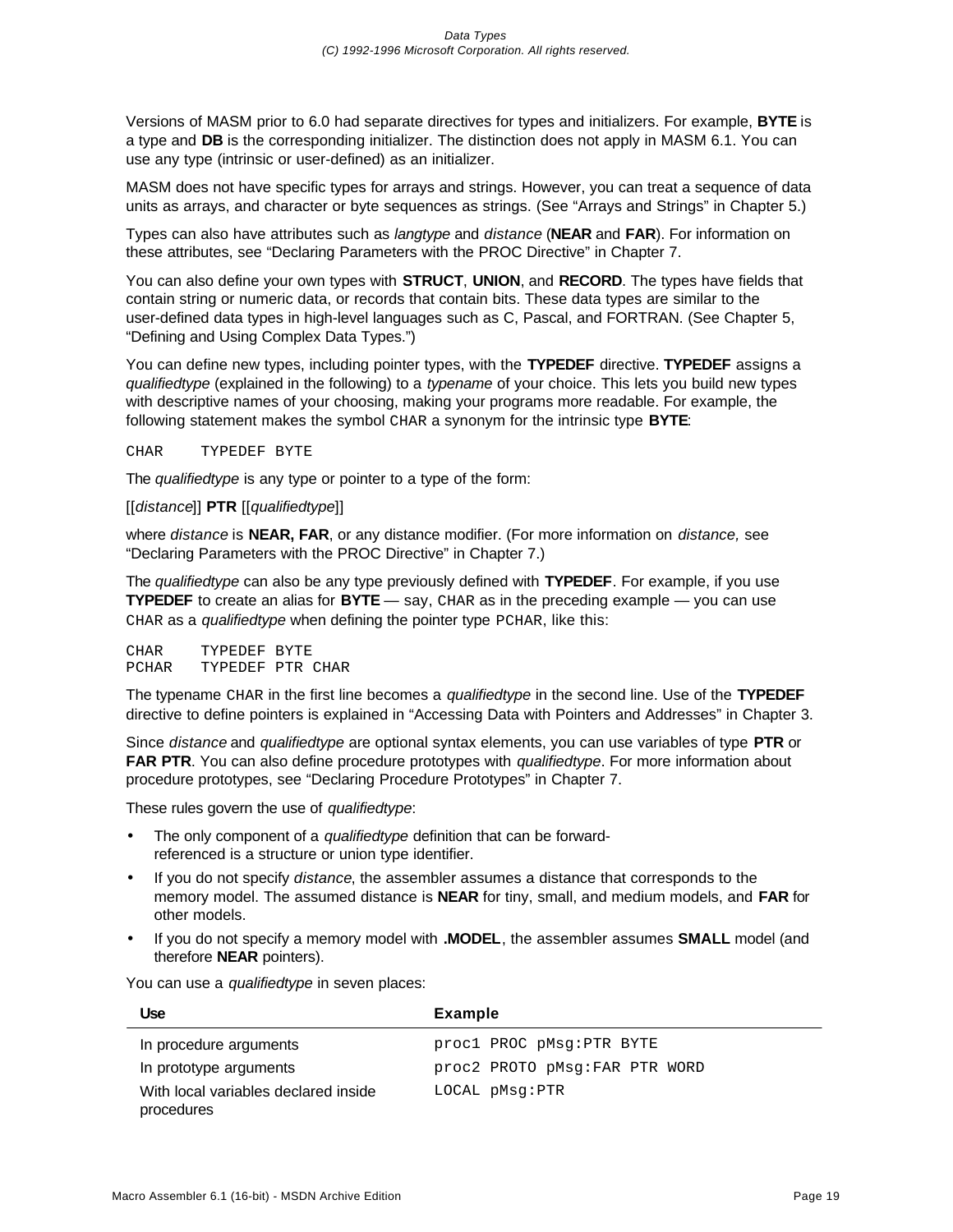Versions of MASM prior to 6.0 had separate directives for types and initializers. For example, **BYTE** is a type and **DB** is the corresponding initializer. The distinction does not apply in MASM 6.1. You can use any type (intrinsic or user-defined) as an initializer.

MASM does not have specific types for arrays and strings. However, you can treat a sequence of data units as arrays, and character or byte sequences as strings. (See “Arrays and Strings” in Chapter 5.)

Types can also have attributes such as *langtype* and *distance* (**NEAR** and **FAR**). For information on these attributes, see “Declaring Parameters with the PROC Directive” in Chapter 7.

You can also define your own types with **STRUCT**, **UNION**, and **RECORD**. The types have fields that contain string or numeric data, or records that contain bits. These data types are similar to the user-defined data types in high-level languages such as C, Pascal, and FORTRAN. (See Chapter 5, “Defining and Using Complex Data Types.”)

You can define new types, including pointer types, with the **TYPEDEF** directive. **TYPEDEF** assigns a *qualifiedtype* (explained in the following) to a *typename* of your choice. This lets you build new types with descriptive names of your choosing, making your programs more readable. For example, the following statement makes the symbol `CHAR` a synonym for the intrinsic type **BYTE**:

```
CHAR    TYPEDEF BYTE
```

The *qualifiedtype* is any type or pointer to a type of the form:

[[*distance*]] **PTR** [[*qualifiedtype*]]

where *distance* is **NEAR, FAR**, or any distance modifier. (For more information on *distance,* see “Declaring Parameters with the PROC Directive” in Chapter 7.)

The *qualifiedtype* can also be any type previously defined with **TYPEDEF**. For example, if you use **TYPEDEF** to create an alias for **BYTE** — say, `CHAR` as in the preceding example — you can use `CHAR` as a *qualifiedtype* when defining the pointer type `PCHAR`, like this:

```
CHAR    TYPEDEF BYTE
PCHAR   TYPEDEF PTR CHAR
```

The typename `CHAR` in the first line becomes a *qualifiedtype* in the second line. Use of the **TYPEDEF** directive to define pointers is explained in “Accessing Data with Pointers and Addresses” in Chapter 3.

Since *distance* and *qualifiedtype* are optional syntax elements, you can use variables of type **PTR** or **FAR PTR**. You can also define procedure prototypes with *qualifiedtype*. For more information about procedure prototypes, see “Declaring Procedure Prototypes” in Chapter 7.

These rules govern the use of *qualifiedtype*:

- The only component of a *qualifiedtype* definition that can be forward-referenced is a structure or union type identifier.
- If you do not specify *distance*, the assembler assumes a distance that corresponds to the memory model. The assumed distance is **NEAR** for tiny, small, and medium models, and **FAR** for other models.
- If you do not specify a memory model with **.MODEL**, the assembler assumes **SMALL** model (and therefore **NEAR** pointers).

You can use a *qualifiedtype* in seven places:

| Use | Example |
|---|---|
| In procedure arguments | `proc1 PROC pMsg:PTR BYTE` |
| In prototype arguments | `proc2 PROTO pMsg:FAR PTR WORD` |
| With local variables declared inside procedures | `LOCAL pMsg:PTR` |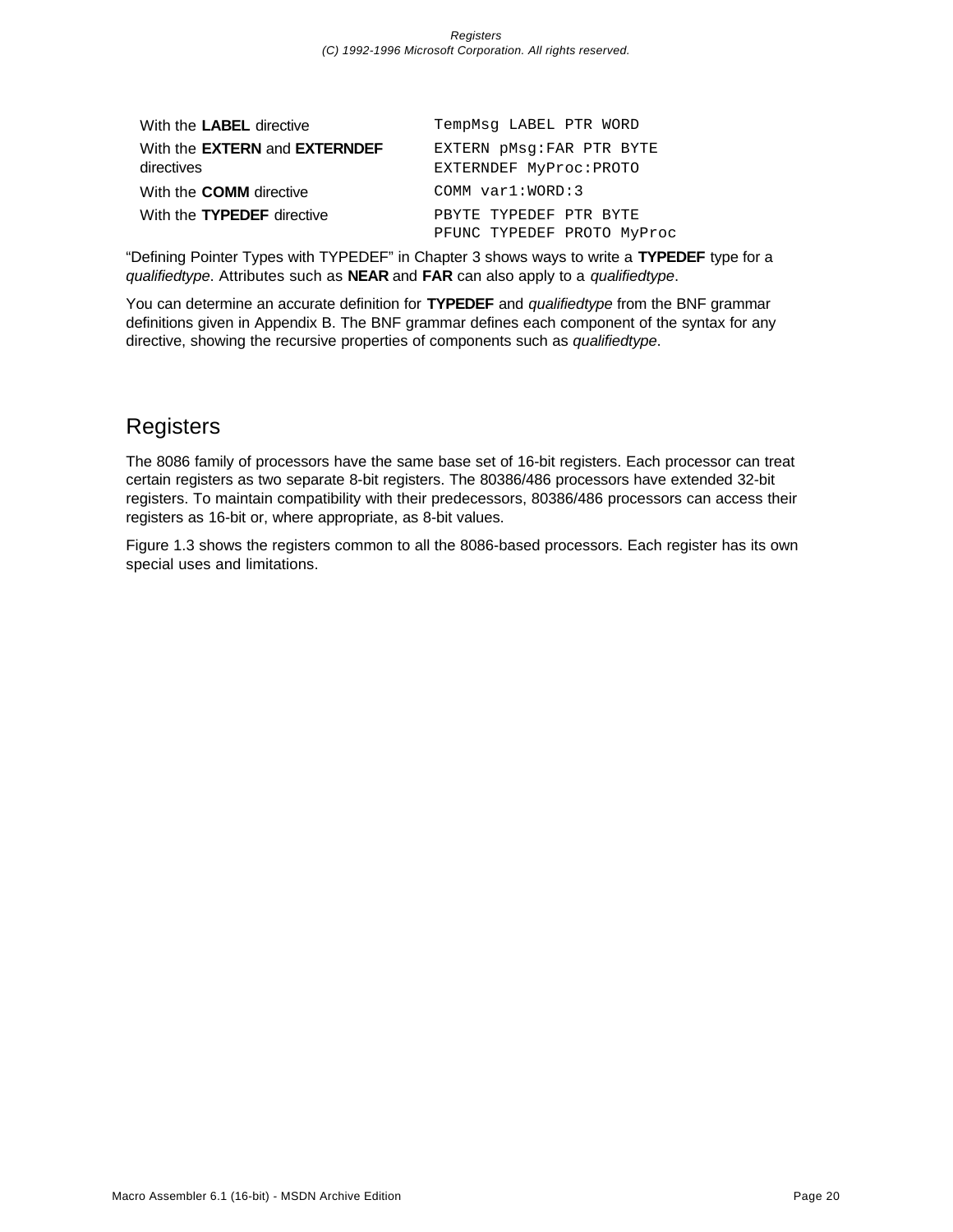| | |
|---|---|
| With the **LABEL** directive | `TempMsg LABEL PTR WORD` |
| With the **EXTERN** and **EXTERNDEF** directives | `EXTERN pMsg:FAR PTR BYTE`<br>`EXTERNDEF MyProc:PROTO` |
| With the **COMM** directive | `COMM var1:WORD:3` |
| With the **TYPEDEF** directive | `PBYTE TYPEDEF PTR BYTE`<br>`PFUNC TYPEDEF PROTO MyProc` |

"Defining Pointer Types with TYPEDEF" in Chapter 3 shows ways to write a **TYPEDEF** type for a *qualifiedtype*. Attributes such as **NEAR** and **FAR** can also apply to a *qualifiedtype*.

You can determine an accurate definition for **TYPEDEF** and *qualifiedtype* from the BNF grammar definitions given in Appendix B. The BNF grammar defines each component of the syntax for any directive, showing the recursive properties of components such as *qualifiedtype*.

## Registers

The 8086 family of processors have the same base set of 16-bit registers. Each processor can treat certain registers as two separate 8-bit registers. The 80386/486 processors have extended 32-bit registers. To maintain compatibility with their predecessors, 80386/486 processors can access their registers as 16-bit or, where appropriate, as 8-bit values.

Figure 1.3 shows the registers common to all the 8086-based processors. Each register has its own special uses and limitations.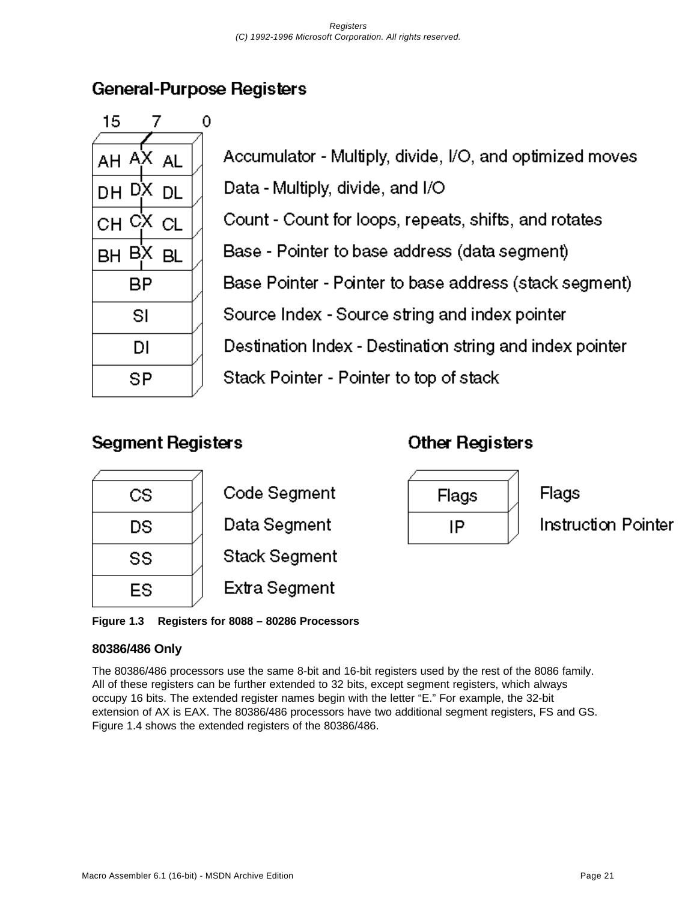## General-Purpose Registers

| 15 | 7 | 0 | |
|---|---|---|---|
| AH | AX | AL | Accumulator - Multiply, divide, I/O, and optimized moves |
| DH | DX | DL | Data - Multiply, divide, and I/O |
| CH | CX | CL | Count - Count for loops, repeats, shifts, and rotates |
| BH | BX | BL | Base - Pointer to base address (data segment) |
| | BP | | Base Pointer - Pointer to base address (stack segment) |
| | SI | | Source Index - Source string and index pointer |
| | DI | | Destination Index - Destination string and index pointer |
| | SP | | Stack Pointer - Pointer to top of stack |

## Segment Registers

| Register | Description |
|---|---|
| CS | Code Segment |
| DS | Data Segment |
| SS | Stack Segment |
| ES | Extra Segment |

## Other Registers

| Register | Description |
|---|---|
| Flags | Flags |
| IP | Instruction Pointer |

**Figure 1.3 Registers for 8088 – 80286 Processors**

### 80386/486 Only

The 80386/486 processors use the same 8-bit and 16-bit registers used by the rest of the 8086 family. All of these registers can be further extended to 32 bits, except segment registers, which always occupy 16 bits. The extended register names begin with the letter “E.” For example, the 32-bit extension of AX is EAX. The 80386/486 processors have two additional segment registers, FS and GS. Figure 1.4 shows the extended registers of the 80386/486.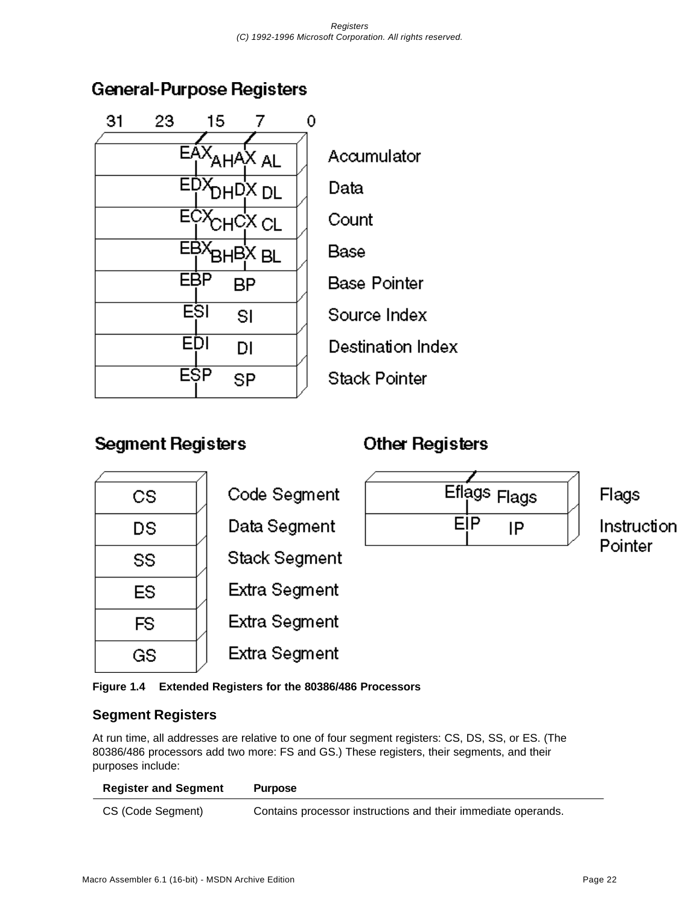## General-Purpose Registers

| Register | 16-bit | 8-bit high | 8-bit low | Name |
|---|---|---|---|---|
| EAX | AX | AH | AL | Accumulator |
| EDX | DX | DH | DL | Data |
| ECX | CX | CH | CL | Count |
| EBX | BX | BH | BL | Base |
| EBP | BP | | | Base Pointer |
| ESI | SI | | | Source Index |
| EDI | DI | | | Destination Index |
| ESP | SP | | | Stack Pointer |

## Segment Registers

| Register | Name |
|---|---|
| CS | Code Segment |
| DS | Data Segment |
| SS | Stack Segment |
| ES | Extra Segment |
| FS | Extra Segment |
| GS | Extra Segment |

## Other Registers

| Register | 16-bit | Name |
|---|---|---|
| Eflags | Flags | Flags |
| EIP | IP | Instruction Pointer |

**Figure 1.4 Extended Registers for the 80386/486 Processors**

### Segment Registers

At run time, all addresses are relative to one of four segment registers: CS, DS, SS, or ES. (The 80386/486 processors add two more: FS and GS.) These registers, their segments, and their purposes include:

| Register and Segment | Purpose |
|---|---|
| CS (Code Segment) | Contains processor instructions and their immediate operands. |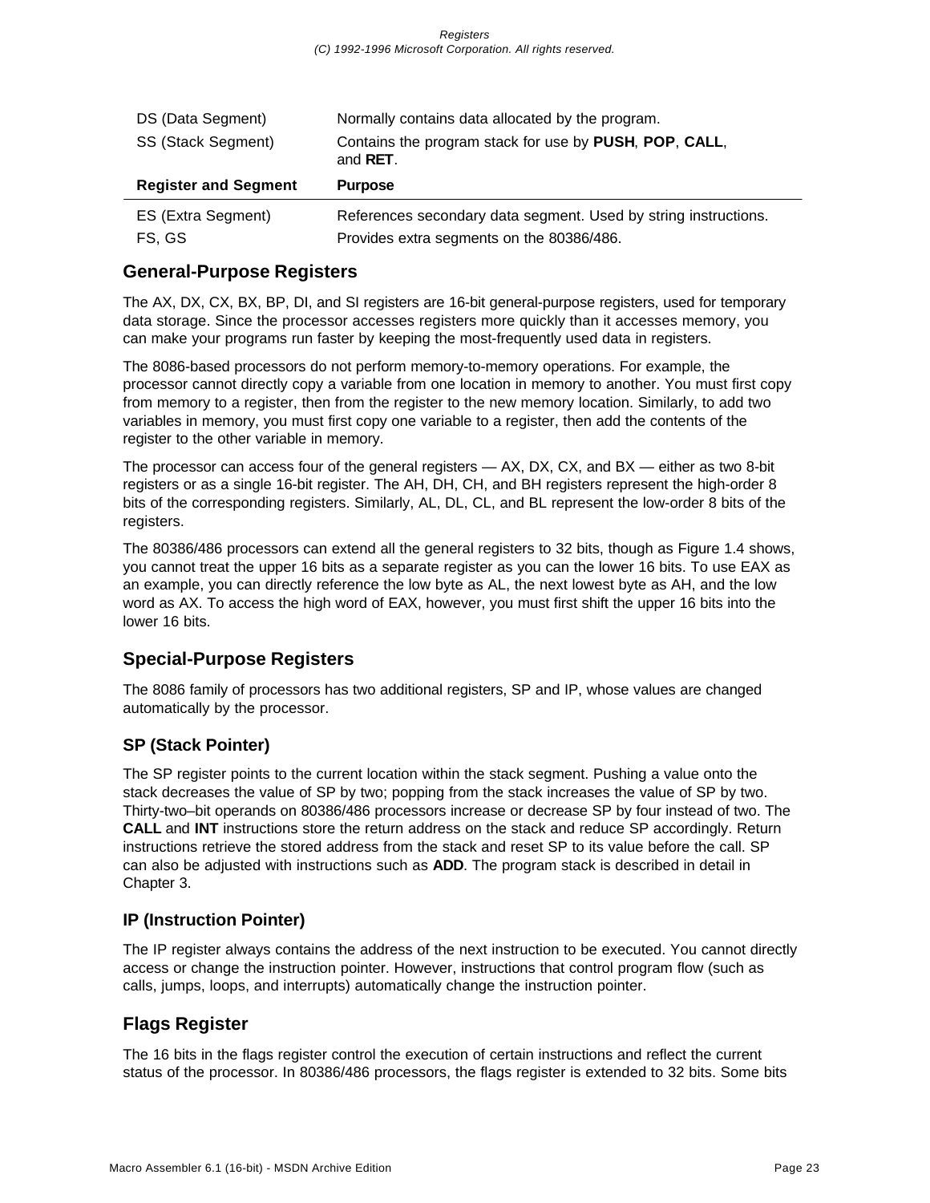| Register and Segment | Purpose |
|---|---|
| DS (Data Segment) | Normally contains data allocated by the program. |
| SS (Stack Segment) | Contains the program stack for use by **PUSH**, **POP**, **CALL**, and **RET**. |
| ES (Extra Segment) | References secondary data segment. Used by string instructions. |
| FS, GS | Provides extra segments on the 80386/486. |

## General-Purpose Registers

The AX, DX, CX, BX, BP, DI, and SI registers are 16-bit general-purpose registers, used for temporary data storage. Since the processor accesses registers more quickly than it accesses memory, you can make your programs run faster by keeping the most-frequently used data in registers.

The 8086-based processors do not perform memory-to-memory operations. For example, the processor cannot directly copy a variable from one location in memory to another. You must first copy from memory to a register, then from the register to the new memory location. Similarly, to add two variables in memory, you must first copy one variable to a register, then add the contents of the register to the other variable in memory.

The processor can access four of the general registers — AX, DX, CX, and BX — either as two 8-bit registers or as a single 16-bit register. The AH, DH, CH, and BH registers represent the high-order 8 bits of the corresponding registers. Similarly, AL, DL, CL, and BL represent the low-order 8 bits of the registers.

The 80386/486 processors can extend all the general registers to 32 bits, though as Figure 1.4 shows, you cannot treat the upper 16 bits as a separate register as you can the lower 16 bits. To use EAX as an example, you can directly reference the low byte as AL, the next lowest byte as AH, and the low word as AX. To access the high word of EAX, however, you must first shift the upper 16 bits into the lower 16 bits.

## Special-Purpose Registers

The 8086 family of processors has two additional registers, SP and IP, whose values are changed automatically by the processor.

### SP (Stack Pointer)

The SP register points to the current location within the stack segment. Pushing a value onto the stack decreases the value of SP by two; popping from the stack increases the value of SP by two. Thirty-two–bit operands on 80386/486 processors increase or decrease SP by four instead of two. The **CALL** and **INT** instructions store the return address on the stack and reduce SP accordingly. Return instructions retrieve the stored address from the stack and reset SP to its value before the call. SP can also be adjusted with instructions such as **ADD**. The program stack is described in detail in Chapter 3.

### IP (Instruction Pointer)

The IP register always contains the address of the next instruction to be executed. You cannot directly access or change the instruction pointer. However, instructions that control program flow (such as calls, jumps, loops, and interrupts) automatically change the instruction pointer.

## Flags Register

The 16 bits in the flags register control the execution of certain instructions and reflect the current status of the processor. In 80386/486 processors, the flags register is extended to 32 bits. Some bits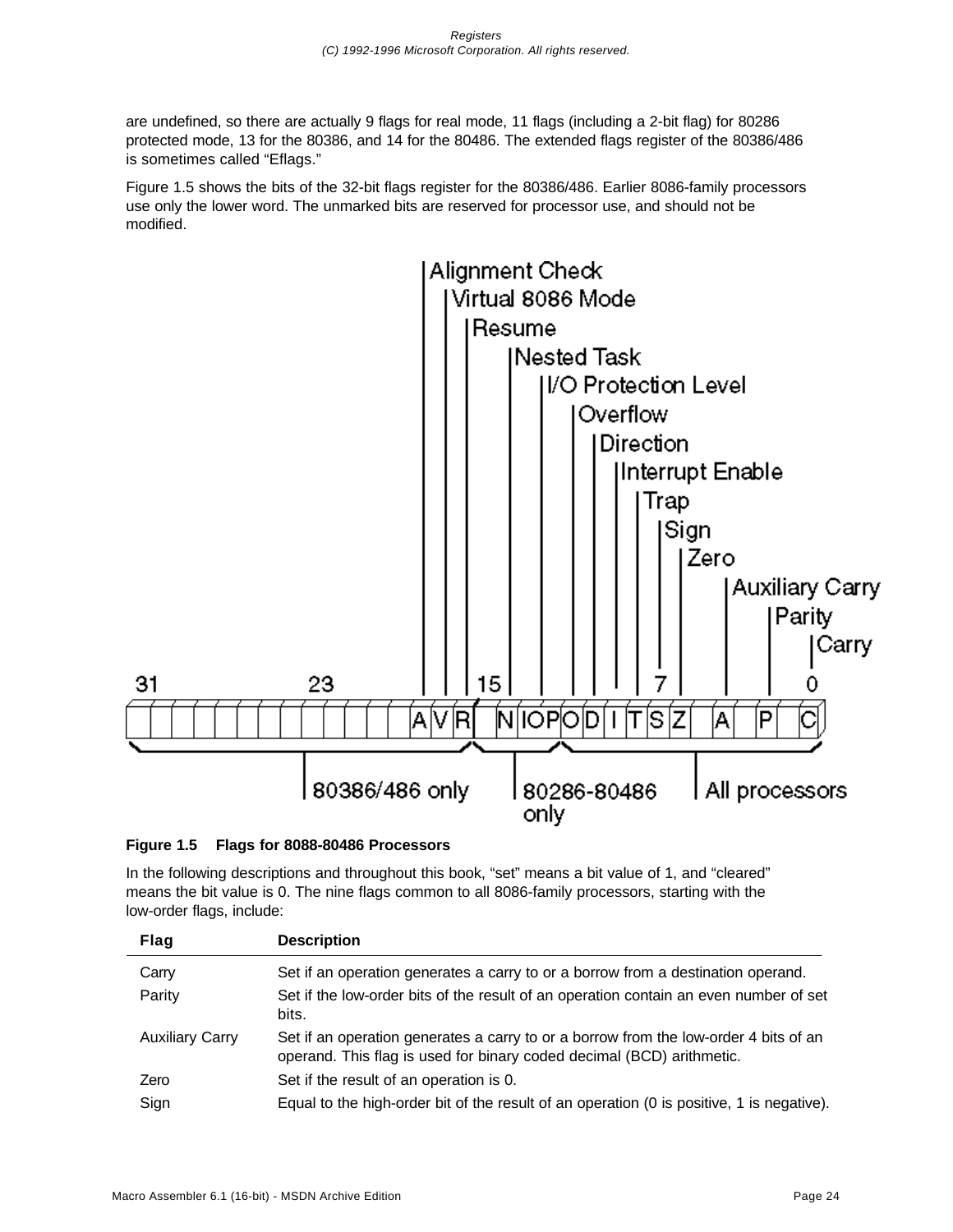are undefined, so there are actually 9 flags for real mode, 11 flags (including a 2-bit flag) for 80286 protected mode, 13 for the 80386, and 14 for the 80486. The extended flags register of the 80386/486 is sometimes called "Eflags."

Figure 1.5 shows the bits of the 32-bit flags register for the 80386/486. Earlier 8086-family processors use only the lower word. The unmarked bits are reserved for processor use, and should not be modified.

**Figure 1.5 Flags for 8088-80486 Processors**

In the following descriptions and throughout this book, "set" means a bit value of 1, and "cleared" means the bit value is 0. The nine flags common to all 8086-family processors, starting with the low-order flags, include:

| Flag | Description |
|---|---|
| Carry | Set if an operation generates a carry to or a borrow from a destination operand. |
| Parity | Set if the low-order bits of the result of an operation contain an even number of set bits. |
| Auxiliary Carry | Set if an operation generates a carry to or a borrow from the low-order 4 bits of an operand. This flag is used for binary coded decimal (BCD) arithmetic. |
| Zero | Set if the result of an operation is 0. |
| Sign | Equal to the high-order bit of the result of an operation (0 is positive, 1 is negative). |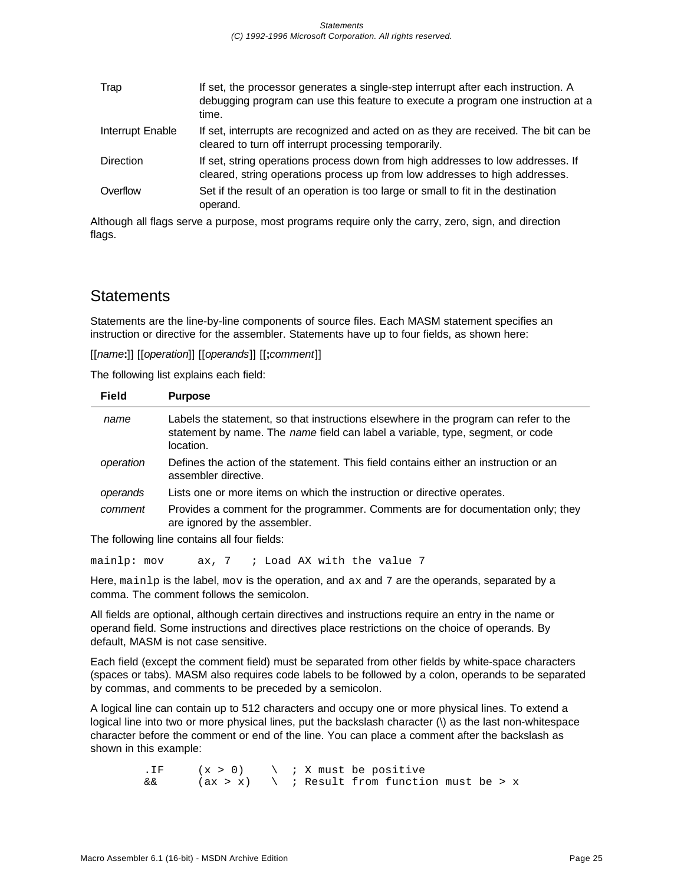| | |
|---|---|
| Trap | If set, the processor generates a single-step interrupt after each instruction. A debugging program can use this feature to execute a program one instruction at a time. |
| Interrupt Enable | If set, interrupts are recognized and acted on as they are received. The bit can be cleared to turn off interrupt processing temporarily. |
| Direction | If set, string operations process down from high addresses to low addresses. If cleared, string operations process up from low addresses to high addresses. |
| Overflow | Set if the result of an operation is too large or small to fit in the destination operand. |

Although all flags serve a purpose, most programs require only the carry, zero, sign, and direction flags.

## Statements

Statements are the line-by-line components of source files. Each MASM statement specifies an instruction or directive for the assembler. Statements have up to four fields, as shown here:

[[*name*:]] [[*operation*]] [[*operands*]] [[**;***comment*]]

The following list explains each field:

| Field | Purpose |
|---|---|
| *name* | Labels the statement, so that instructions elsewhere in the program can refer to the statement by name. The *name* field can label a variable, type, segment, or code location. |
| *operation* | Defines the action of the statement. This field contains either an instruction or an assembler directive. |
| *operands* | Lists one or more items on which the instruction or directive operates. |
| *comment* | Provides a comment for the programmer. Comments are for documentation only; they are ignored by the assembler. |

The following line contains all four fields:

```
mainlp: mov     ax, 7   ; Load AX with the value 7
```

Here, `mainlp` is the label, `mov` is the operation, and `ax` and `7` are the operands, separated by a comma. The comment follows the semicolon.

All fields are optional, although certain directives and instructions require an entry in the name or operand field. Some instructions and directives place restrictions on the choice of operands. By default, MASM is not case sensitive.

Each field (except the comment field) must be separated from other fields by white-space characters (spaces or tabs). MASM also requires code labels to be followed by a colon, operands to be separated by commas, and comments to be preceded by a semicolon.

A logical line can contain up to 512 characters and occupy one or more physical lines. To extend a logical line into two or more physical lines, put the backslash character (\) as the last non-whitespace character before the comment or end of the line. You can place a comment after the backslash as shown in this example:

```
        .IF     (x > 0)    \  ; X must be positive
        &&      (ax > x)   \  ; Result from function must be > x
```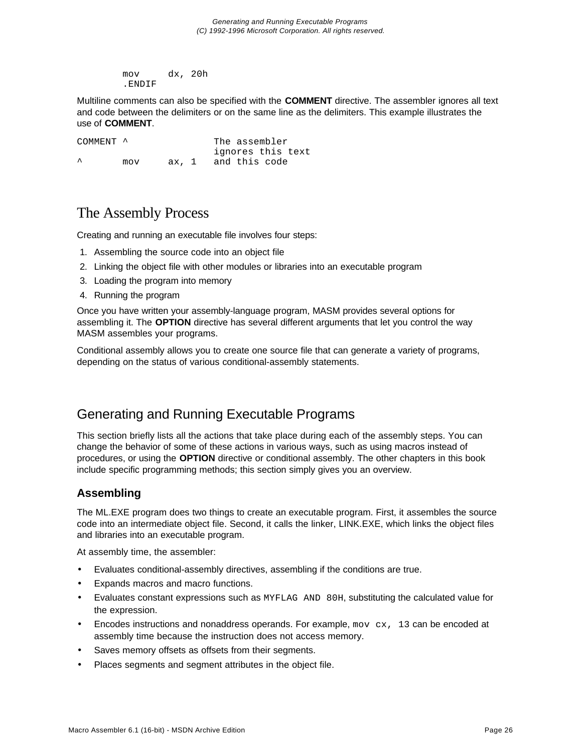```
        mov     dx, 20h
        .ENDIF
```

Multiline comments can also be specified with the **COMMENT** directive. The assembler ignores all text and code between the delimiters or on the same line as the delimiters. This example illustrates the use of **COMMENT**.

```
COMMENT ^               The assembler
                        ignores this text
^       mov     ax, 1   and this code
```

# The Assembly Process

Creating and running an executable file involves four steps:

1. Assembling the source code into an object file
2. Linking the object file with other modules or libraries into an executable program
3. Loading the program into memory
4. Running the program

Once you have written your assembly-language program, MASM provides several options for assembling it. The **OPTION** directive has several different arguments that let you control the way MASM assembles your programs.

Conditional assembly allows you to create one source file that can generate a variety of programs, depending on the status of various conditional-assembly statements.

## Generating and Running Executable Programs

This section briefly lists all the actions that take place during each of the assembly steps. You can change the behavior of some of these actions in various ways, such as using macros instead of procedures, or using the **OPTION** directive or conditional assembly. The other chapters in this book include specific programming methods; this section simply gives you an overview.

### Assembling

The ML.EXE program does two things to create an executable program. First, it assembles the source code into an intermediate object file. Second, it calls the linker, LINK.EXE, which links the object files and libraries into an executable program.

At assembly time, the assembler:

- Evaluates conditional-assembly directives, assembling if the conditions are true.
- Expands macros and macro functions.
- Evaluates constant expressions such as `MYFLAG AND 80H`, substituting the calculated value for the expression.
- Encodes instructions and nonaddress operands. For example, `mov cx, 13` can be encoded at assembly time because the instruction does not access memory.
- Saves memory offsets as offsets from their segments.
- Places segments and segment attributes in the object file.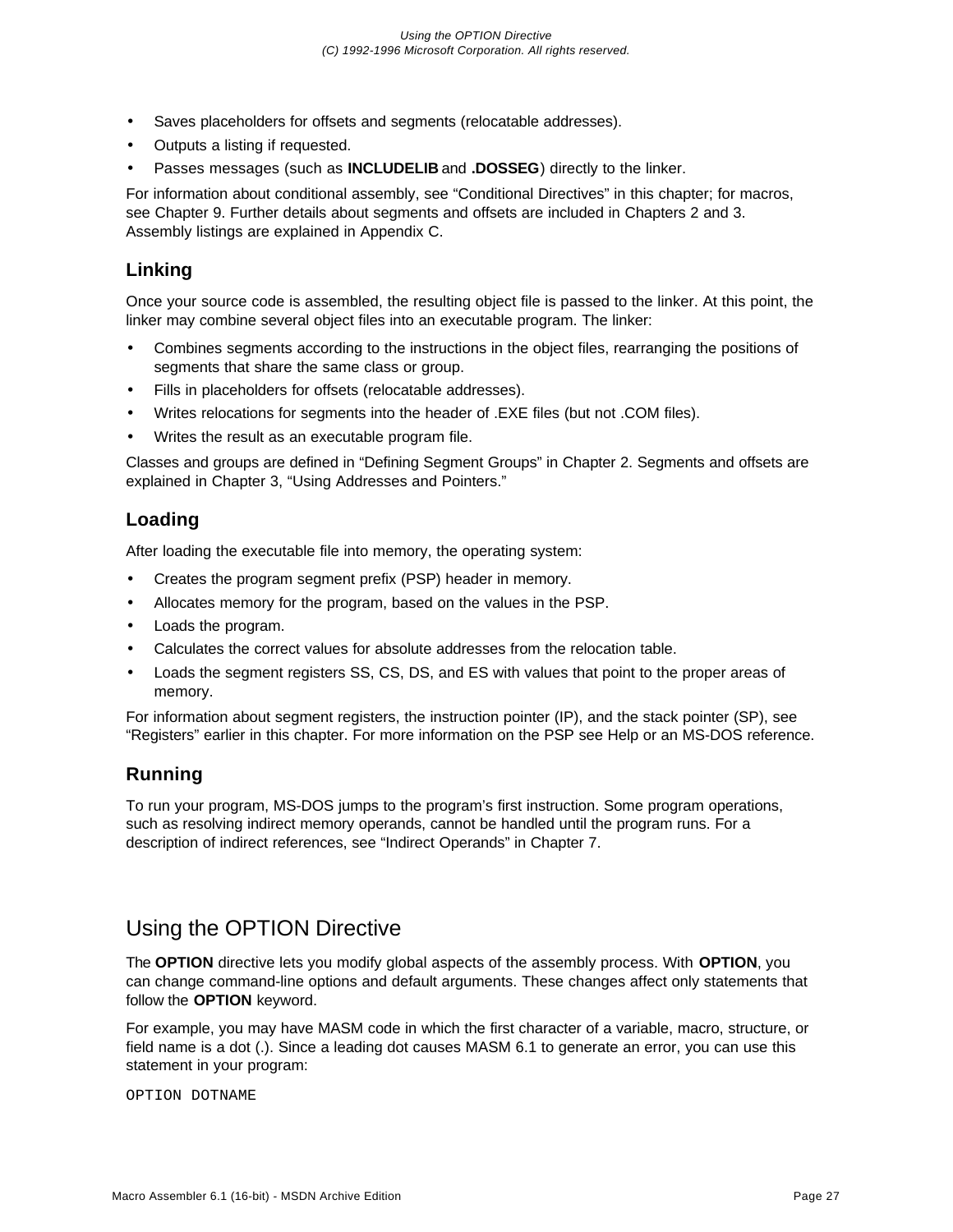- Saves placeholders for offsets and segments (relocatable addresses).
- Outputs a listing if requested.
- Passes messages (such as **INCLUDELIB** and **.DOSSEG**) directly to the linker.

For information about conditional assembly, see “Conditional Directives” in this chapter; for macros, see Chapter 9. Further details about segments and offsets are included in Chapters 2 and 3. Assembly listings are explained in Appendix C.

### Linking

Once your source code is assembled, the resulting object file is passed to the linker. At this point, the linker may combine several object files into an executable program. The linker:

- Combines segments according to the instructions in the object files, rearranging the positions of segments that share the same class or group.
- Fills in placeholders for offsets (relocatable addresses).
- Writes relocations for segments into the header of .EXE files (but not .COM files).
- Writes the result as an executable program file.

Classes and groups are defined in “Defining Segment Groups” in Chapter 2. Segments and offsets are explained in Chapter 3, “Using Addresses and Pointers.”

### Loading

After loading the executable file into memory, the operating system:

- Creates the program segment prefix (PSP) header in memory.
- Allocates memory for the program, based on the values in the PSP.
- Loads the program.
- Calculates the correct values for absolute addresses from the relocation table.
- Loads the segment registers SS, CS, DS, and ES with values that point to the proper areas of memory.

For information about segment registers, the instruction pointer (IP), and the stack pointer (SP), see “Registers” earlier in this chapter. For more information on the PSP see Help or an MS-DOS reference.

### Running

To run your program, MS-DOS jumps to the program’s first instruction. Some program operations, such as resolving indirect memory operands, cannot be handled until the program runs. For a description of indirect references, see “Indirect Operands” in Chapter 7.

## Using the OPTION Directive

The **OPTION** directive lets you modify global aspects of the assembly process. With **OPTION**, you can change command-line options and default arguments. These changes affect only statements that follow the **OPTION** keyword.

For example, you may have MASM code in which the first character of a variable, macro, structure, or field name is a dot (.). Since a leading dot causes MASM 6.1 to generate an error, you can use this statement in your program:

```
OPTION DOTNAME
```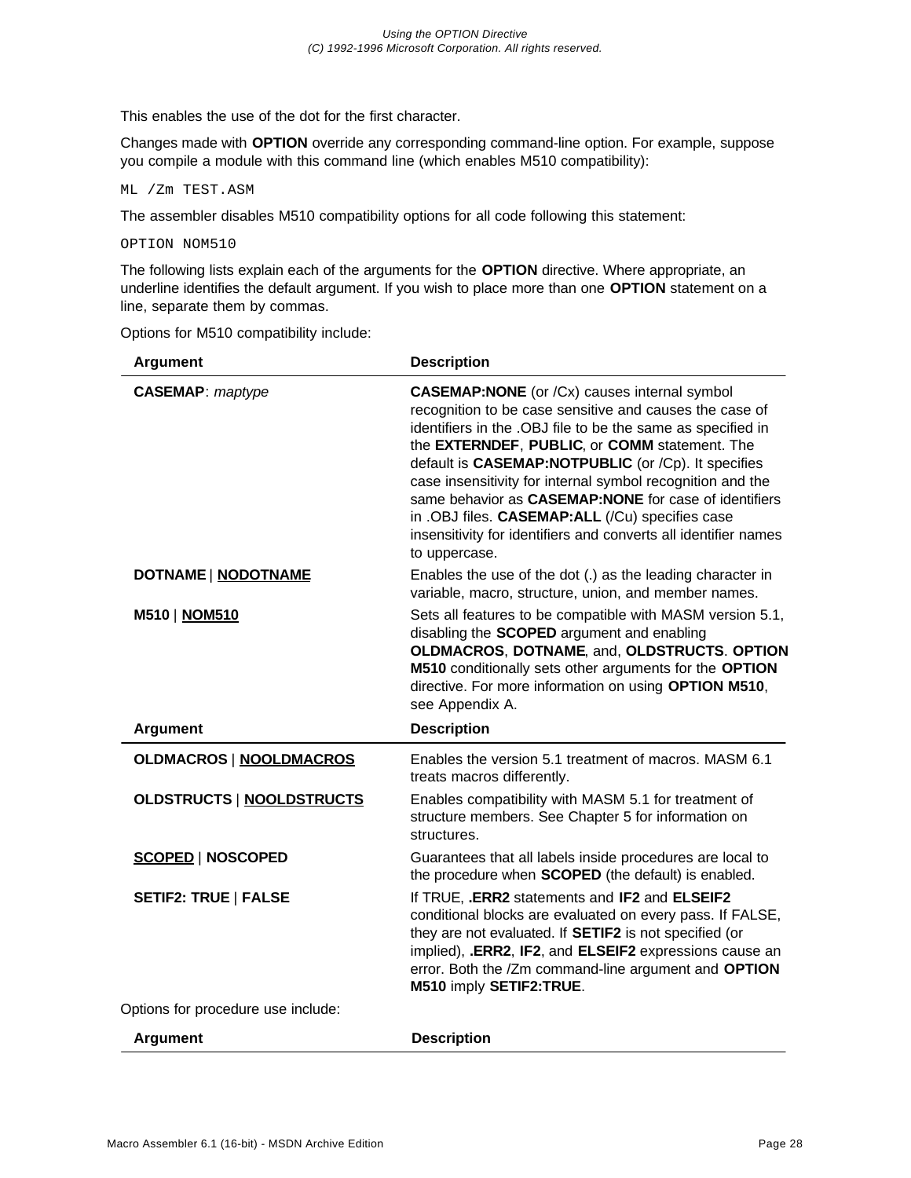This enables the use of the dot for the first character.

Changes made with **OPTION** override any corresponding command-line option. For example, suppose you compile a module with this command line (which enables M510 compatibility):

```
ML /Zm TEST.ASM
```

The assembler disables M510 compatibility options for all code following this statement:

```
OPTION NOM510
```

The following lists explain each of the arguments for the **OPTION** directive. Where appropriate, an underline identifies the default argument. If you wish to place more than one **OPTION** statement on a line, separate them by commas.

Options for M510 compatibility include:

| Argument | Description |
|---|---|
| **CASEMAP**: *maptype* | **CASEMAP:NONE** (or /Cx) causes internal symbol recognition to be case sensitive and causes the case of identifiers in the .OBJ file to be the same as specified in the **EXTERNDEF**, **PUBLIC**, or **COMM** statement. The default is **CASEMAP:NOTPUBLIC** (or /Cp). It specifies case insensitivity for internal symbol recognition and the same behavior as **CASEMAP:NONE** for case of identifiers in .OBJ files. **CASEMAP:ALL** (/Cu) specifies case insensitivity for identifiers and converts all identifier names to uppercase. |
| **DOTNAME** \| <u>**NODOTNAME**</u> | Enables the use of the dot (.) as the leading character in variable, macro, structure, union, and member names. |
| **M510** \| <u>**NOM510**</u> | Sets all features to be compatible with MASM version 5.1, disabling the **SCOPED** argument and enabling **OLDMACROS**, **DOTNAME**, and, **OLDSTRUCTS**. **OPTION M510** conditionally sets other arguments for the **OPTION** directive. For more information on using **OPTION M510**, see Appendix A. |
| **OLDMACROS** \| <u>**NOOLDMACROS**</u> | Enables the version 5.1 treatment of macros. MASM 6.1 treats macros differently. |
| **OLDSTRUCTS** \| <u>**NOOLDSTRUCTS**</u> | Enables compatibility with MASM 5.1 for treatment of structure members. See Chapter 5 for information on structures. |
| <u>**SCOPED**</u> \| **NOSCOPED** | Guarantees that all labels inside procedures are local to the procedure when **SCOPED** (the default) is enabled. |
| **SETIF2: TRUE** \| **FALSE** | If TRUE, **.ERR2** statements and **IF2** and **ELSEIF2** conditional blocks are evaluated on every pass. If FALSE, they are not evaluated. If **SETIF2** is not specified (or implied), **.ERR2**, **IF2**, and **ELSEIF2** expressions cause an error. Both the /Zm command-line argument and **OPTION M510** imply **SETIF2:TRUE**. |

Options for procedure use include:

| Argument | Description |
|---|---|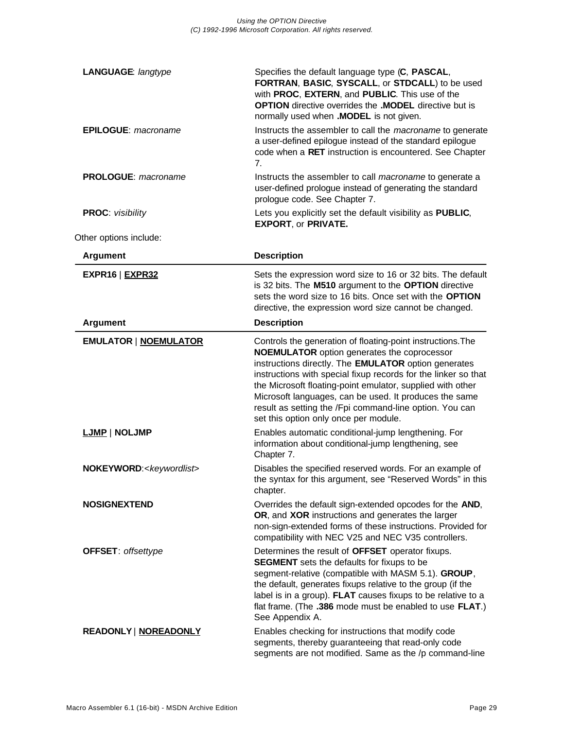| | |
|---|---|
| **LANGUAGE**: *langtype* | Specifies the default language type (**C**, **PASCAL**, **FORTRAN**, **BASIC**, **SYSCALL**, or **STDCALL**) to be used with **PROC**, **EXTERN**, and **PUBLIC**. This use of the **OPTION** directive overrides the **.MODEL** directive but is normally used when **.MODEL** is not given. |
| **EPILOGUE**: *macroname* | Instructs the assembler to call the *macroname* to generate a user-defined epilogue instead of the standard epilogue code when a **RET** instruction is encountered. See Chapter 7. |
| **PROLOGUE**: *macroname* | Instructs the assembler to call *macroname* to generate a user-defined prologue instead of generating the standard prologue code. See Chapter 7. |
| **PROC**: *visibility* | Lets you explicitly set the default visibility as **PUBLIC**, **EXPORT**, or **PRIVATE.** |

Other options include:

| Argument | Description |
|---|---|
| **EXPR16** \| **<u>EXPR32</u>** | Sets the expression word size to 16 or 32 bits. The default is 32 bits. The **M510** argument to the **OPTION** directive sets the word size to 16 bits. Once set with the **OPTION** directive, the expression word size cannot be changed. |

| Argument | Description |
|---|---|
| **EMULATOR** \| **<u>NOEMULATOR</u>** | Controls the generation of floating-point instructions.The **NOEMULATOR** option generates the coprocessor instructions directly. The **EMULATOR** option generates instructions with special fixup records for the linker so that the Microsoft floating-point emulator, supplied with other Microsoft languages, can be used. It produces the same result as setting the /Fpi command-line option. You can set this option only once per module. |
| **<u>LJMP</u>** \| **NOLJMP** | Enables automatic conditional-jump lengthening. For information about conditional-jump lengthening, see Chapter 7. |
| **NOKEYWORD**:<*keywordlist*> | Disables the specified reserved words. For an example of the syntax for this argument, see "Reserved Words" in this chapter. |
| **NOSIGNEXTEND** | Overrides the default sign-extended opcodes for the **AND**, **OR**, and **XOR** instructions and generates the larger non-sign-extended forms of these instructions. Provided for compatibility with NEC V25 and NEC V35 controllers. |
| **OFFSET**: *offsettype* | Determines the result of **OFFSET** operator fixups. **SEGMENT** sets the defaults for fixups to be segment-relative (compatible with MASM 5.1). **GROUP**, the default, generates fixups relative to the group (if the label is in a group). **FLAT** causes fixups to be relative to a flat frame. (The **.386** mode must be enabled to use **FLAT**.) See Appendix A. |
| **READONLY** \| **<u>NOREADONLY</u>** | Enables checking for instructions that modify code segments, thereby guaranteeing that read-only code segments are not modified. Same as the /p command-line |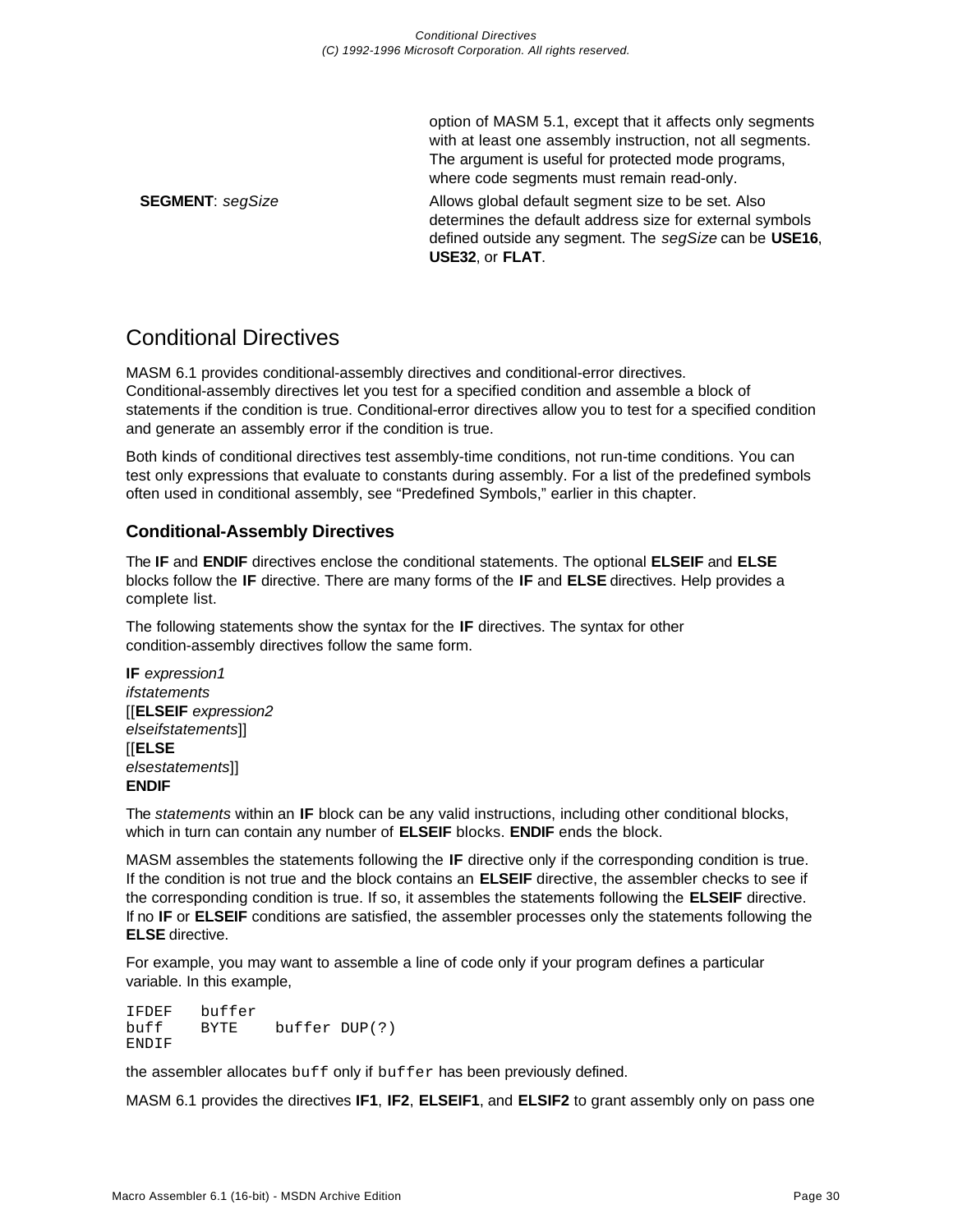option of MASM 5.1, except that it affects only segments with at least one assembly instruction, not all segments. The argument is useful for protected mode programs, where code segments must remain read-only.

| | |
|---|---|
| **SEGMENT**: *segSize* | Allows global default segment size to be set. Also determines the default address size for external symbols defined outside any segment. The *segSize* can be **USE16**, **USE32**, or **FLAT**. |

## Conditional Directives

MASM 6.1 provides conditional-assembly directives and conditional-error directives. Conditional-assembly directives let you test for a specified condition and assemble a block of statements if the condition is true. Conditional-error directives allow you to test for a specified condition and generate an assembly error if the condition is true.

Both kinds of conditional directives test assembly-time conditions, not run-time conditions. You can test only expressions that evaluate to constants during assembly. For a list of the predefined symbols often used in conditional assembly, see "Predefined Symbols," earlier in this chapter.

### Conditional-Assembly Directives

The **IF** and **ENDIF** directives enclose the conditional statements. The optional **ELSEIF** and **ELSE** blocks follow the **IF** directive. There are many forms of the **IF** and **ELSE** directives. Help provides a complete list.

The following statements show the syntax for the **IF** directives. The syntax for other condition-assembly directives follow the same form.

**IF** *expression1*
*ifstatements*
[[**ELSEIF** *expression2*
*elseifstatements*]]
[[**ELSE**
*elsestatements*]]
**ENDIF**

The *statements* within an **IF** block can be any valid instructions, including other conditional blocks, which in turn can contain any number of **ELSEIF** blocks. **ENDIF** ends the block.

MASM assembles the statements following the **IF** directive only if the corresponding condition is true. If the condition is not true and the block contains an **ELSEIF** directive, the assembler checks to see if the corresponding condition is true. If so, it assembles the statements following the **ELSEIF** directive. If no **IF** or **ELSEIF** conditions are satisfied, the assembler processes only the statements following the **ELSE** directive.

For example, you may want to assemble a line of code only if your program defines a particular variable. In this example,

```
IFDEF   buffer
buff    BYTE    buffer DUP(?)
ENDIF
```

the assembler allocates `buff` only if `buffer` has been previously defined.

MASM 6.1 provides the directives **IF1**, **IF2**, **ELSEIF1**, and **ELSIF2** to grant assembly only on pass one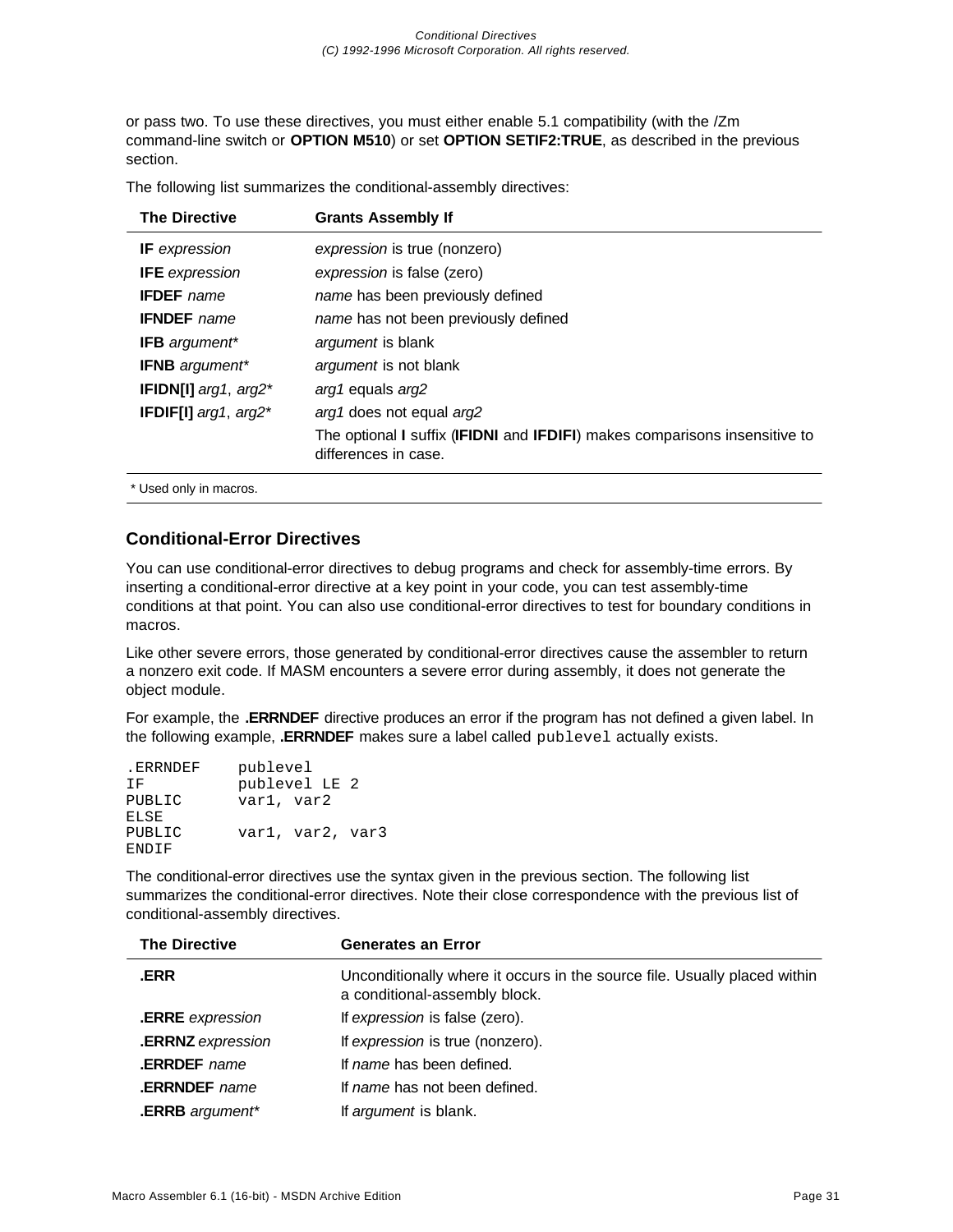or pass two. To use these directives, you must either enable 5.1 compatibility (with the /Zm command-line switch or **OPTION M510**) or set **OPTION SETIF2:TRUE**, as described in the previous section.

The following list summarizes the conditional-assembly directives:

| The Directive | Grants Assembly If |
|---|---|
| **IF** *expression* | *expression* is true (nonzero) |
| **IFE** *expression* | *expression* is false (zero) |
| **IFDEF** *name* | *name* has been previously defined |
| **IFNDEF** *name* | *name* has not been previously defined |
| **IFB** *argument** | *argument* is blank |
| **IFNB** *argument** | *argument* is not blank |
| **IFIDN[I]** *arg1*, *arg2** | *arg1* equals *arg2* |
| **IFDIF[I]** *arg1*, *arg2** | *arg1* does not equal *arg2* |
| | The optional **I** suffix (**IFIDNI** and **IFDIFI**) makes comparisons insensitive to differences in case. |

\* Used only in macros.

### Conditional-Error Directives

You can use conditional-error directives to debug programs and check for assembly-time errors. By inserting a conditional-error directive at a key point in your code, you can test assembly-time conditions at that point. You can also use conditional-error directives to test for boundary conditions in macros.

Like other severe errors, those generated by conditional-error directives cause the assembler to return a nonzero exit code. If MASM encounters a severe error during assembly, it does not generate the object module.

For example, the **.ERRNDEF** directive produces an error if the program has not defined a given label. In the following example, **.ERRNDEF** makes sure a label called `publevel` actually exists.

```
.ERRNDEF    publevel
IF          publevel LE 2
PUBLIC      var1, var2
ELSE
PUBLIC      var1, var2, var3
ENDIF
```

The conditional-error directives use the syntax given in the previous section. The following list summarizes the conditional-error directives. Note their close correspondence with the previous list of conditional-assembly directives.

| The Directive | Generates an Error |
|---|---|
| **.ERR** | Unconditionally where it occurs in the source file. Usually placed within a conditional-assembly block. |
| **.ERRE** *expression* | If *expression* is false (zero). |
| **.ERRNZ** *expression* | If *expression* is true (nonzero). |
| **.ERRDEF** *name* | If *name* has been defined. |
| **.ERRNDEF** *name* | If *name* has not been defined. |
| **.ERRB** *argument** | If *argument* is blank. |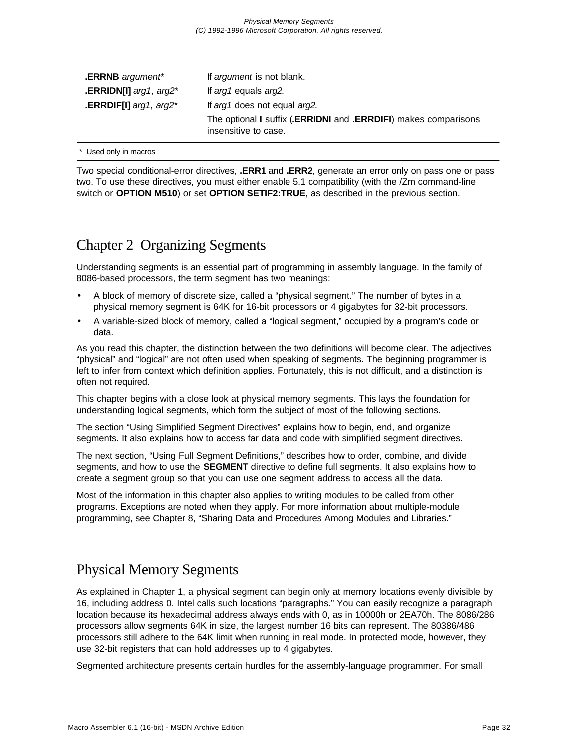| | |
|---|---|
| **.ERRNB** *argument** | If *argument* is not blank. |
| **.ERRIDN[I]** *arg1*, *arg2** | If *arg1* equals *arg2.* |
| **.ERRDIF[I]** *arg1*, *arg2** | If *arg1* does not equal *arg2.* |
| | The optional **I** suffix (**.ERRIDNI** and **.ERRDIFI**) makes comparisons insensitive to case. |

\* Used only in macros

Two special conditional-error directives, **.ERR1** and **.ERR2**, generate an error only on pass one or pass two. To use these directives, you must either enable 5.1 compatibility (with the /Zm command-line switch or **OPTION M510**) or set **OPTION SETIF2:TRUE**, as described in the previous section.

# Chapter 2 Organizing Segments

Understanding segments is an essential part of programming in assembly language. In the family of 8086-based processors, the term segment has two meanings:

- A block of memory of discrete size, called a "physical segment." The number of bytes in a physical memory segment is 64K for 16-bit processors or 4 gigabytes for 32-bit processors.
- A variable-sized block of memory, called a "logical segment," occupied by a program's code or data.

As you read this chapter, the distinction between the two definitions will become clear. The adjectives "physical" and "logical" are not often used when speaking of segments. The beginning programmer is left to infer from context which definition applies. Fortunately, this is not difficult, and a distinction is often not required.

This chapter begins with a close look at physical memory segments. This lays the foundation for understanding logical segments, which form the subject of most of the following sections.

The section "Using Simplified Segment Directives" explains how to begin, end, and organize segments. It also explains how to access far data and code with simplified segment directives.

The next section, "Using Full Segment Definitions," describes how to order, combine, and divide segments, and how to use the **SEGMENT** directive to define full segments. It also explains how to create a segment group so that you can use one segment address to access all the data.

Most of the information in this chapter also applies to writing modules to be called from other programs. Exceptions are noted when they apply. For more information about multiple-module programming, see Chapter 8, "Sharing Data and Procedures Among Modules and Libraries."

## Physical Memory Segments

As explained in Chapter 1, a physical segment can begin only at memory locations evenly divisible by 16, including address 0. Intel calls such locations "paragraphs." You can easily recognize a paragraph location because its hexadecimal address always ends with 0, as in 10000h or 2EA70h. The 8086/286 processors allow segments 64K in size, the largest number 16 bits can represent. The 80386/486 processors still adhere to the 64K limit when running in real mode. In protected mode, however, they use 32-bit registers that can hold addresses up to 4 gigabytes.

Segmented architecture presents certain hurdles for the assembly-language programmer. For small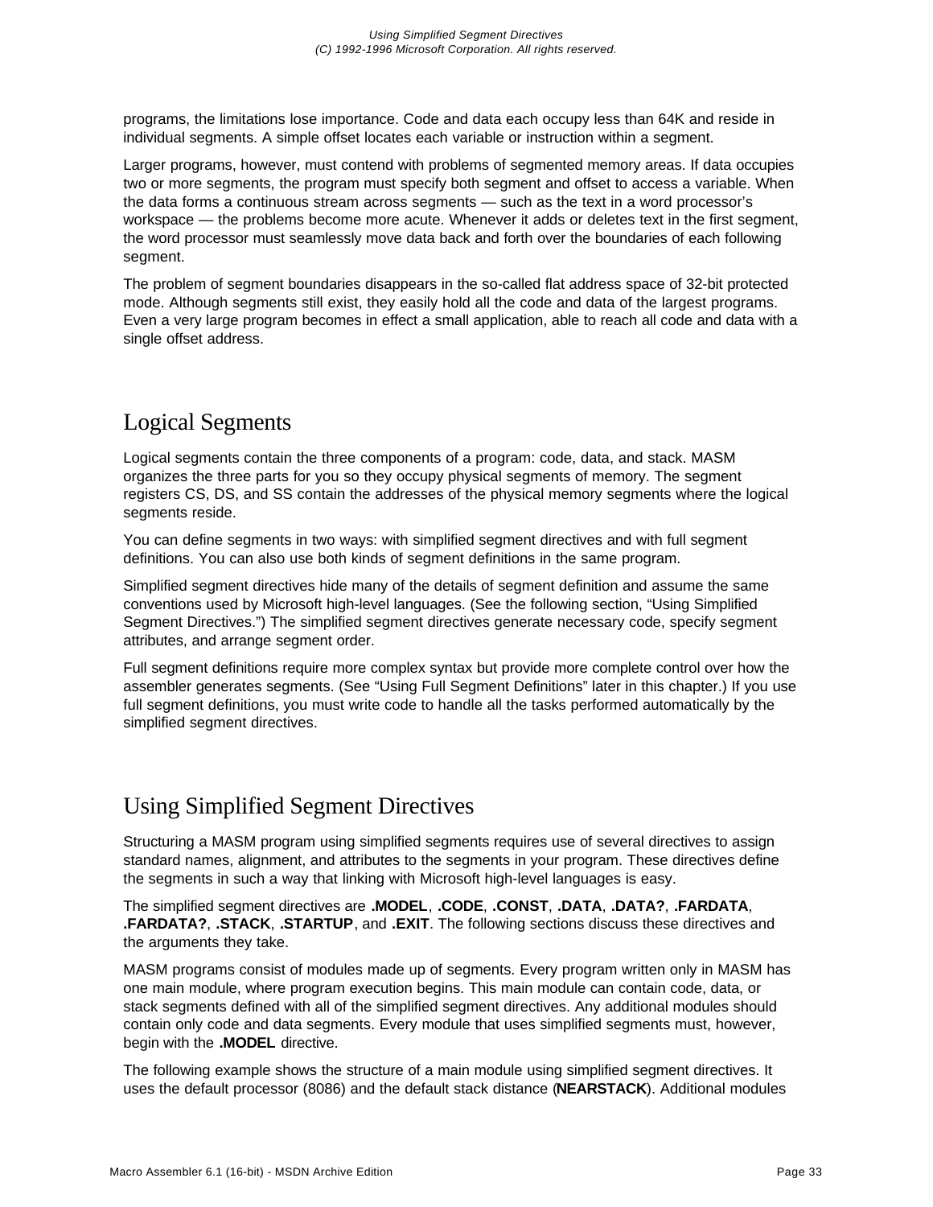programs, the limitations lose importance. Code and data each occupy less than 64K and reside in individual segments. A simple offset locates each variable or instruction within a segment.

Larger programs, however, must contend with problems of segmented memory areas. If data occupies two or more segments, the program must specify both segment and offset to access a variable. When the data forms a continuous stream across segments — such as the text in a word processor's workspace — the problems become more acute. Whenever it adds or deletes text in the first segment, the word processor must seamlessly move data back and forth over the boundaries of each following segment.

The problem of segment boundaries disappears in the so-called flat address space of 32-bit protected mode. Although segments still exist, they easily hold all the code and data of the largest programs. Even a very large program becomes in effect a small application, able to reach all code and data with a single offset address.

## Logical Segments

Logical segments contain the three components of a program: code, data, and stack. MASM organizes the three parts for you so they occupy physical segments of memory. The segment registers CS, DS, and SS contain the addresses of the physical memory segments where the logical segments reside.

You can define segments in two ways: with simplified segment directives and with full segment definitions. You can also use both kinds of segment definitions in the same program.

Simplified segment directives hide many of the details of segment definition and assume the same conventions used by Microsoft high-level languages. (See the following section, "Using Simplified Segment Directives.") The simplified segment directives generate necessary code, specify segment attributes, and arrange segment order.

Full segment definitions require more complex syntax but provide more complete control over how the assembler generates segments. (See "Using Full Segment Definitions" later in this chapter.) If you use full segment definitions, you must write code to handle all the tasks performed automatically by the simplified segment directives.

## Using Simplified Segment Directives

Structuring a MASM program using simplified segments requires use of several directives to assign standard names, alignment, and attributes to the segments in your program. These directives define the segments in such a way that linking with Microsoft high-level languages is easy.

The simplified segment directives are **.MODEL**, **.CODE**, **.CONST**, **.DATA**, **.DATA?**, **.FARDATA**, **.FARDATA?**, **.STACK**, **.STARTUP**, and **.EXIT**. The following sections discuss these directives and the arguments they take.

MASM programs consist of modules made up of segments. Every program written only in MASM has one main module, where program execution begins. This main module can contain code, data, or stack segments defined with all of the simplified segment directives. Any additional modules should contain only code and data segments. Every module that uses simplified segments must, however, begin with the **.MODEL** directive.

The following example shows the structure of a main module using simplified segment directives. It uses the default processor (8086) and the default stack distance (**NEARSTACK**). Additional modules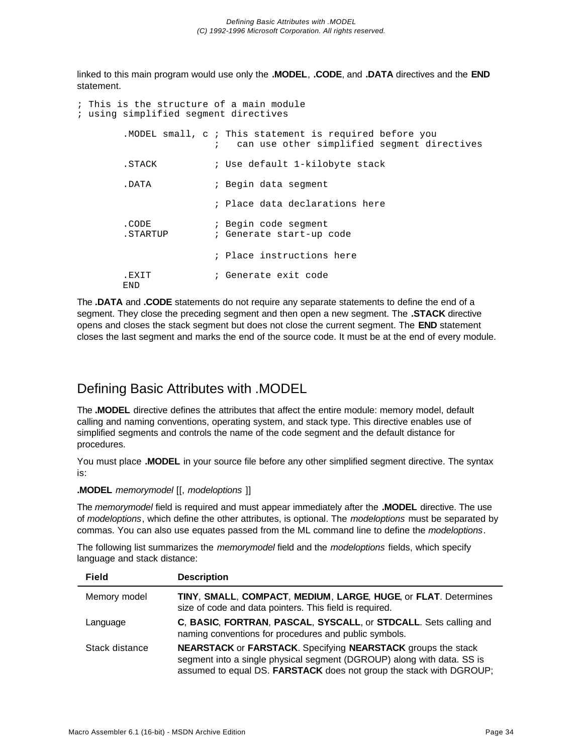linked to this main program would use only the **.MODEL**, **.CODE**, and **.DATA** directives and the **END** statement.

```
; This is the structure of a main module
; using simplified segment directives

        .MODEL small, c ; This statement is required before you
                        ;   can use other simplified segment directives

        .STACK          ; Use default 1-kilobyte stack

        .DATA           ; Begin data segment

                        ; Place data declarations here

        .CODE           ; Begin code segment
        .STARTUP        ; Generate start-up code

                        ; Place instructions here

        .EXIT           ; Generate exit code
        END
```

The **.DATA** and **.CODE** statements do not require any separate statements to define the end of a segment. They close the preceding segment and then open a new segment. The **.STACK** directive opens and closes the stack segment but does not close the current segment. The **END** statement closes the last segment and marks the end of the source code. It must be at the end of every module.

## Defining Basic Attributes with .MODEL

The **.MODEL** directive defines the attributes that affect the entire module: memory model, default calling and naming conventions, operating system, and stack type. This directive enables use of simplified segments and controls the name of the code segment and the default distance for procedures.

You must place **.MODEL** in your source file before any other simplified segment directive. The syntax is:

**.MODEL** *memorymodel* [[, *modeloptions* ]]

The *memorymodel* field is required and must appear immediately after the **.MODEL** directive. The use of *modeloptions*, which define the other attributes, is optional. The *modeloptions* must be separated by commas. You can also use equates passed from the ML command line to define the *modeloptions*.

The following list summarizes the *memorymodel* field and the *modeloptions* fields, which specify language and stack distance:

| Field | Description |
|---|---|
| Memory model | **TINY**, **SMALL**, **COMPACT**, **MEDIUM**, **LARGE**, **HUGE**, or **FLAT**. Determines size of code and data pointers. This field is required. |
| Language | **C**, **BASIC**, **FORTRAN**, **PASCAL**, **SYSCALL**, or **STDCALL**. Sets calling and naming conventions for procedures and public symbols. |
| Stack distance | **NEARSTACK** or **FARSTACK**. Specifying **NEARSTACK** groups the stack segment into a single physical segment (DGROUP) along with data. SS is assumed to equal DS. **FARSTACK** does not group the stack with DGROUP; |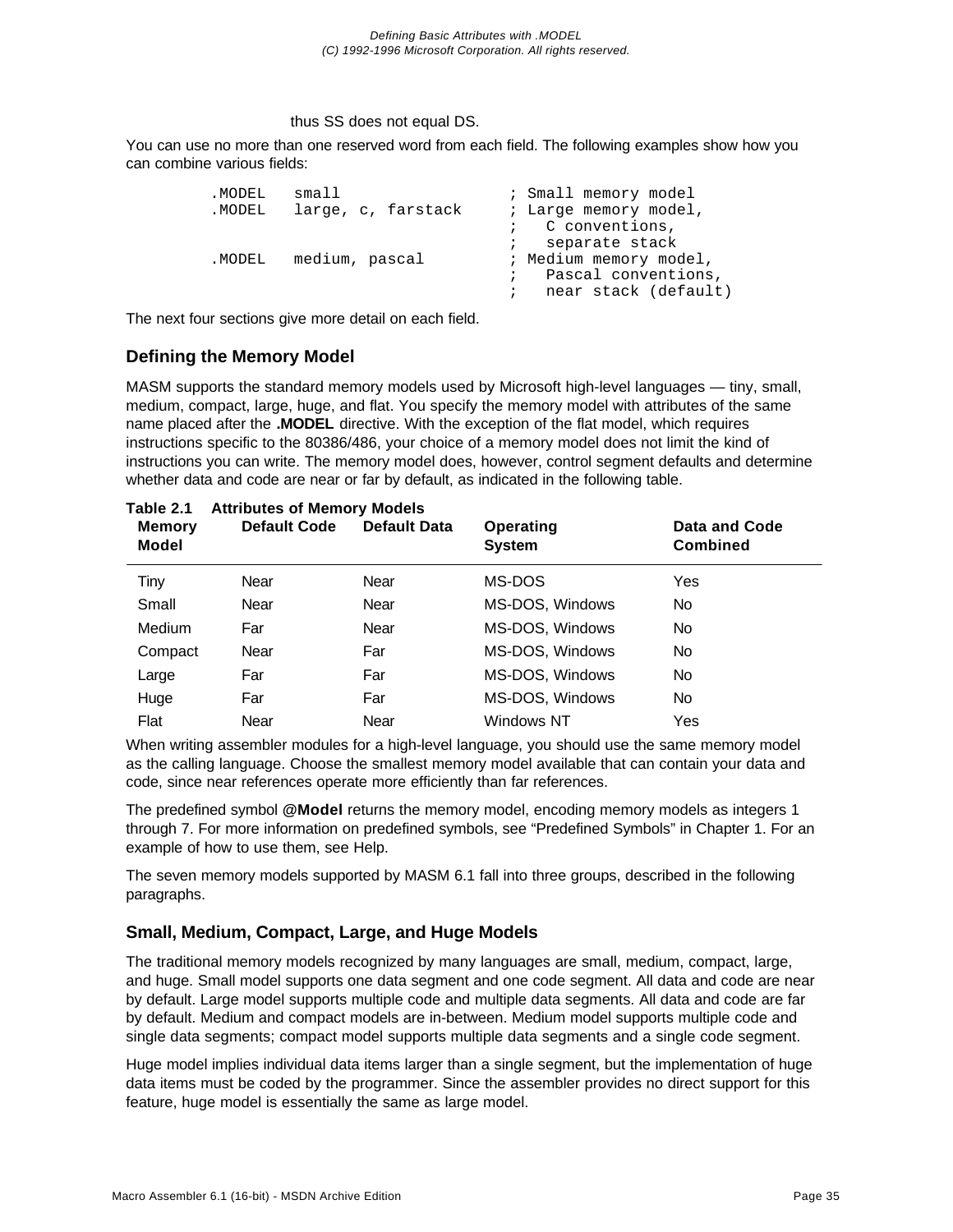thus SS does not equal DS.

You can use no more than one reserved word from each field. The following examples show how you can combine various fields:

```
.MODEL   small                 ; Small memory model
.MODEL   large, c, farstack    ; Large memory model,
                               ;   C conventions,
                               ;   separate stack
.MODEL   medium, pascal        ; Medium memory model,
                               ;   Pascal conventions,
                               ;   near stack (default)
```

The next four sections give more detail on each field.

## Defining the Memory Model

MASM supports the standard memory models used by Microsoft high-level languages — tiny, small, medium, compact, large, huge, and flat. You specify the memory model with attributes of the same name placed after the **.MODEL** directive. With the exception of the flat model, which requires instructions specific to the 80386/486, your choice of a memory model does not limit the kind of instructions you can write. The memory model does, however, control segment defaults and determine whether data and code are near or far by default, as indicated in the following table.

**Table 2.1 Attributes of Memory Models**

| Memory Model | Default Code | Default Data | Operating System | Data and Code Combined |
|---|---|---|---|---|
| Tiny | Near | Near | MS-DOS | Yes |
| Small | Near | Near | MS-DOS, Windows | No |
| Medium | Far | Near | MS-DOS, Windows | No |
| Compact | Near | Far | MS-DOS, Windows | No |
| Large | Far | Far | MS-DOS, Windows | No |
| Huge | Far | Far | MS-DOS, Windows | No |
| Flat | Near | Near | Windows NT | Yes |

When writing assembler modules for a high-level language, you should use the same memory model as the calling language. Choose the smallest memory model available that can contain your data and code, since near references operate more efficiently than far references.

The predefined symbol **@Model** returns the memory model, encoding memory models as integers 1 through 7. For more information on predefined symbols, see “Predefined Symbols” in Chapter 1. For an example of how to use them, see Help.

The seven memory models supported by MASM 6.1 fall into three groups, described in the following paragraphs.

### Small, Medium, Compact, Large, and Huge Models

The traditional memory models recognized by many languages are small, medium, compact, large, and huge. Small model supports one data segment and one code segment. All data and code are near by default. Large model supports multiple code and multiple data segments. All data and code are far by default. Medium and compact models are in-between. Medium model supports multiple code and single data segments; compact model supports multiple data segments and a single code segment.

Huge model implies individual data items larger than a single segment, but the implementation of huge data items must be coded by the programmer. Since the assembler provides no direct support for this feature, huge model is essentially the same as large model.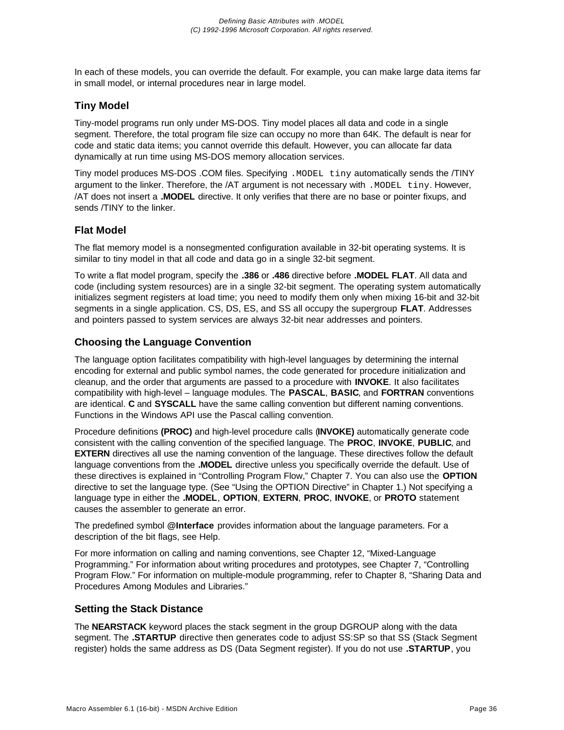In each of these models, you can override the default. For example, you can make large data items far in small model, or internal procedures near in large model.

### Tiny Model

Tiny-model programs run only under MS-DOS. Tiny model places all data and code in a single segment. Therefore, the total program file size can occupy no more than 64K. The default is near for code and static data items; you cannot override this default. However, you can allocate far data dynamically at run time using MS-DOS memory allocation services.

Tiny model produces MS-DOS .COM files. Specifying `.MODEL tiny` automatically sends the /TINY argument to the linker. Therefore, the /AT argument is not necessary with `.MODEL tiny`. However, /AT does not insert a **.MODEL** directive. It only verifies that there are no base or pointer fixups, and sends /TINY to the linker.

### Flat Model

The flat memory model is a nonsegmented configuration available in 32-bit operating systems. It is similar to tiny model in that all code and data go in a single 32-bit segment.

To write a flat model program, specify the **.386** or **.486** directive before **.MODEL FLAT**. All data and code (including system resources) are in a single 32-bit segment. The operating system automatically initializes segment registers at load time; you need to modify them only when mixing 16-bit and 32-bit segments in a single application. CS, DS, ES, and SS all occupy the supergroup **FLAT**. Addresses and pointers passed to system services are always 32-bit near addresses and pointers.

### Choosing the Language Convention

The language option facilitates compatibility with high-level languages by determining the internal encoding for external and public symbol names, the code generated for procedure initialization and cleanup, and the order that arguments are passed to a procedure with **INVOKE**. It also facilitates compatibility with high-level – language modules. The **PASCAL**, **BASIC**, and **FORTRAN** conventions are identical. **C** and **SYSCALL** have the same calling convention but different naming conventions. Functions in the Windows API use the Pascal calling convention.

Procedure definitions **(PROC)** and high-level procedure calls (**INVOKE)** automatically generate code consistent with the calling convention of the specified language. The **PROC**, **INVOKE**, **PUBLIC**, and **EXTERN** directives all use the naming convention of the language. These directives follow the default language conventions from the **.MODEL** directive unless you specifically override the default. Use of these directives is explained in “Controlling Program Flow,” Chapter 7. You can also use the **OPTION** directive to set the language type. (See “Using the OPTION Directive” in Chapter 1.) Not specifying a language type in either the **.MODEL**, **OPTION**, **EXTERN**, **PROC**, **INVOKE**, or **PROTO** statement causes the assembler to generate an error.

The predefined symbol **@Interface** provides information about the language parameters. For a description of the bit flags, see Help.

For more information on calling and naming conventions, see Chapter 12, “Mixed-Language Programming.” For information about writing procedures and prototypes, see Chapter 7, “Controlling Program Flow.” For information on multiple-module programming, refer to Chapter 8, “Sharing Data and Procedures Among Modules and Libraries.”

### Setting the Stack Distance

The **NEARSTACK** keyword places the stack segment in the group DGROUP along with the data segment. The **.STARTUP** directive then generates code to adjust SS:SP so that SS (Stack Segment register) holds the same address as DS (Data Segment register). If you do not use **.STARTUP**, you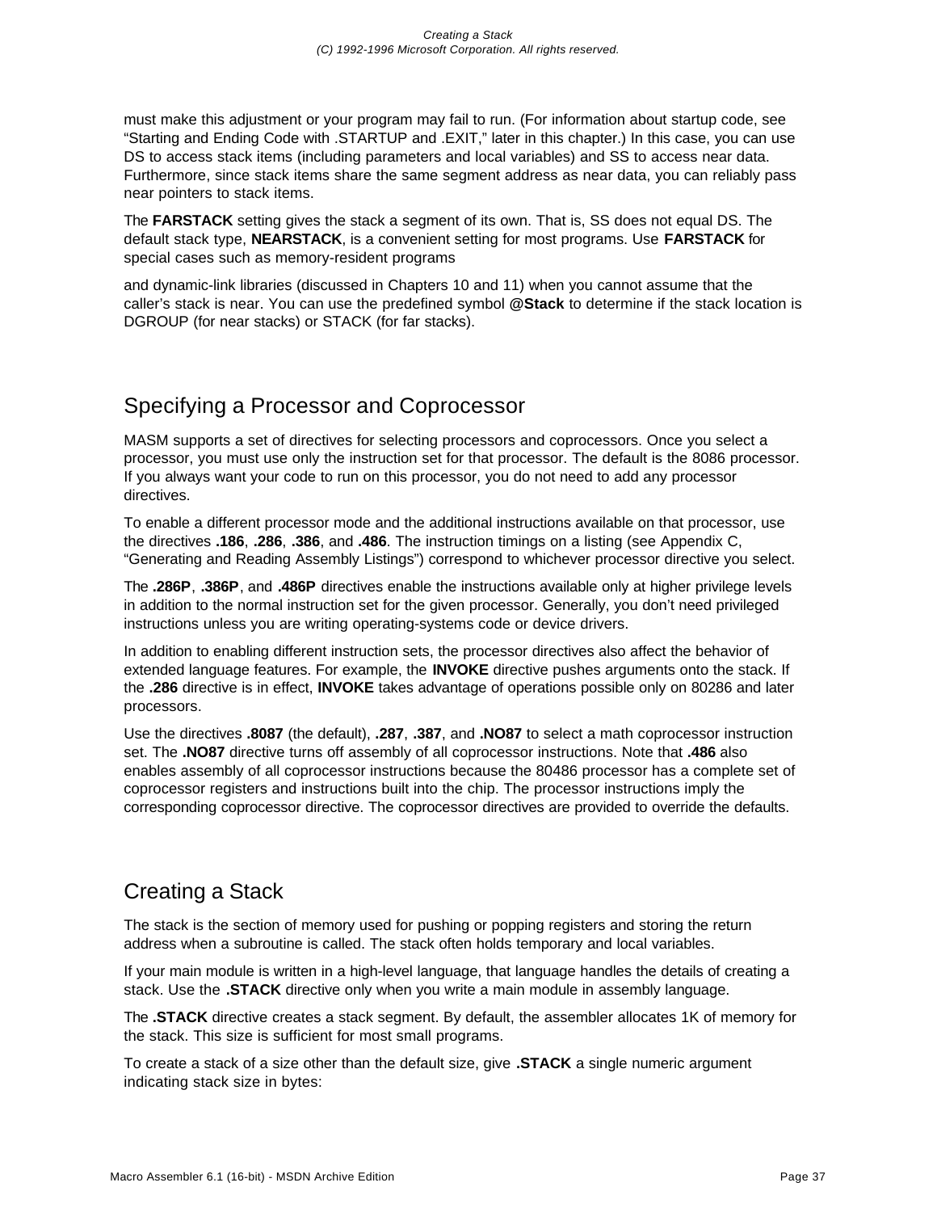must make this adjustment or your program may fail to run. (For information about startup code, see “Starting and Ending Code with .STARTUP and .EXIT,” later in this chapter.) In this case, you can use DS to access stack items (including parameters and local variables) and SS to access near data. Furthermore, since stack items share the same segment address as near data, you can reliably pass near pointers to stack items.

The **FARSTACK** setting gives the stack a segment of its own. That is, SS does not equal DS. The default stack type, **NEARSTACK**, is a convenient setting for most programs. Use **FARSTACK** for special cases such as memory-resident programs

and dynamic-link libraries (discussed in Chapters 10 and 11) when you cannot assume that the caller’s stack is near. You can use the predefined symbol **@Stack** to determine if the stack location is DGROUP (for near stacks) or STACK (for far stacks).

## Specifying a Processor and Coprocessor

MASM supports a set of directives for selecting processors and coprocessors. Once you select a processor, you must use only the instruction set for that processor. The default is the 8086 processor. If you always want your code to run on this processor, you do not need to add any processor directives.

To enable a different processor mode and the additional instructions available on that processor, use the directives **.186**, **.286**, **.386**, and **.486**. The instruction timings on a listing (see Appendix C, “Generating and Reading Assembly Listings”) correspond to whichever processor directive you select.

The **.286P**, **.386P**, and **.486P** directives enable the instructions available only at higher privilege levels in addition to the normal instruction set for the given processor. Generally, you don’t need privileged instructions unless you are writing operating-systems code or device drivers.

In addition to enabling different instruction sets, the processor directives also affect the behavior of extended language features. For example, the **INVOKE** directive pushes arguments onto the stack. If the **.286** directive is in effect, **INVOKE** takes advantage of operations possible only on 80286 and later processors.

Use the directives **.8087** (the default), **.287**, **.387**, and **.NO87** to select a math coprocessor instruction set. The **.NO87** directive turns off assembly of all coprocessor instructions. Note that **.486** also enables assembly of all coprocessor instructions because the 80486 processor has a complete set of coprocessor registers and instructions built into the chip. The processor instructions imply the corresponding coprocessor directive. The coprocessor directives are provided to override the defaults.

## Creating a Stack

The stack is the section of memory used for pushing or popping registers and storing the return address when a subroutine is called. The stack often holds temporary and local variables.

If your main module is written in a high-level language, that language handles the details of creating a stack. Use the **.STACK** directive only when you write a main module in assembly language.

The **.STACK** directive creates a stack segment. By default, the assembler allocates 1K of memory for the stack. This size is sufficient for most small programs.

To create a stack of a size other than the default size, give **.STACK** a single numeric argument indicating stack size in bytes: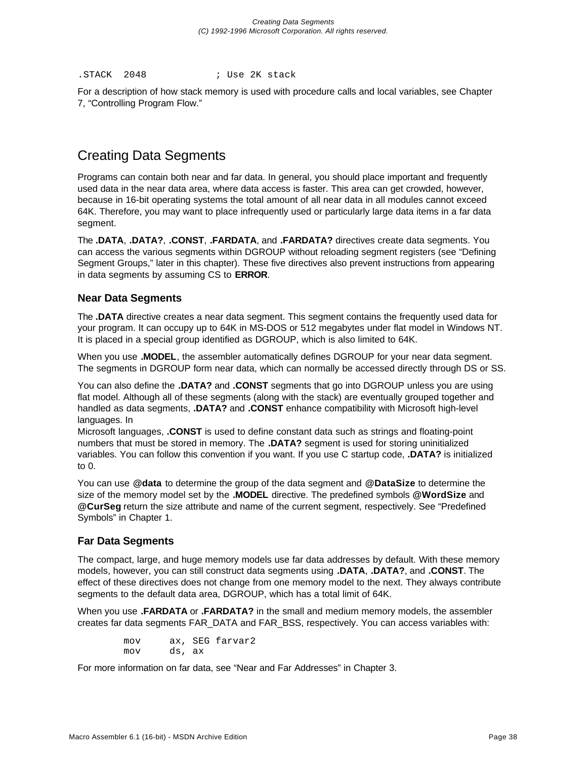```
.STACK  2048           ; Use 2K stack
```

For a description of how stack memory is used with procedure calls and local variables, see Chapter 7, “Controlling Program Flow.”

## Creating Data Segments

Programs can contain both near and far data. In general, you should place important and frequently used data in the near data area, where data access is faster. This area can get crowded, however, because in 16-bit operating systems the total amount of all near data in all modules cannot exceed 64K. Therefore, you may want to place infrequently used or particularly large data items in a far data segment.

The **.DATA**, **.DATA?**, **.CONST**, **.FARDATA**, and **.FARDATA?** directives create data segments. You can access the various segments within DGROUP without reloading segment registers (see “Defining Segment Groups,” later in this chapter). These five directives also prevent instructions from appearing in data segments by assuming CS to **ERROR**.

### Near Data Segments

The **.DATA** directive creates a near data segment. This segment contains the frequently used data for your program. It can occupy up to 64K in MS-DOS or 512 megabytes under flat model in Windows NT. It is placed in a special group identified as DGROUP, which is also limited to 64K.

When you use **.MODEL**, the assembler automatically defines DGROUP for your near data segment. The segments in DGROUP form near data, which can normally be accessed directly through DS or SS.

You can also define the **.DATA?** and **.CONST** segments that go into DGROUP unless you are using flat model. Although all of these segments (along with the stack) are eventually grouped together and handled as data segments, **.DATA?** and **.CONST** enhance compatibility with Microsoft high-level languages. In
Microsoft languages, **.CONST** is used to define constant data such as strings and floating-point numbers that must be stored in memory. The **.DATA?** segment is used for storing uninitialized variables. You can follow this convention if you want. If you use C startup code, **.DATA?** is initialized to 0.

You can use **@data** to determine the group of the data segment and **@DataSize** to determine the size of the memory model set by the **.MODEL** directive. The predefined symbols **@WordSize** and **@CurSeg** return the size attribute and name of the current segment, respectively. See “Predefined Symbols” in Chapter 1.

### Far Data Segments

The compact, large, and huge memory models use far data addresses by default. With these memory models, however, you can still construct data segments using **.DATA**, **.DATA?**, and **.CONST**. The effect of these directives does not change from one memory model to the next. They always contribute segments to the default data area, DGROUP, which has a total limit of 64K.

When you use **.FARDATA** or **.FARDATA?** in the small and medium memory models, the assembler creates far data segments FAR_DATA and FAR_BSS, respectively. You can access variables with:

```
        mov     ax, SEG farvar2
        mov     ds, ax
```

For more information on far data, see “Near and Far Addresses” in Chapter 3.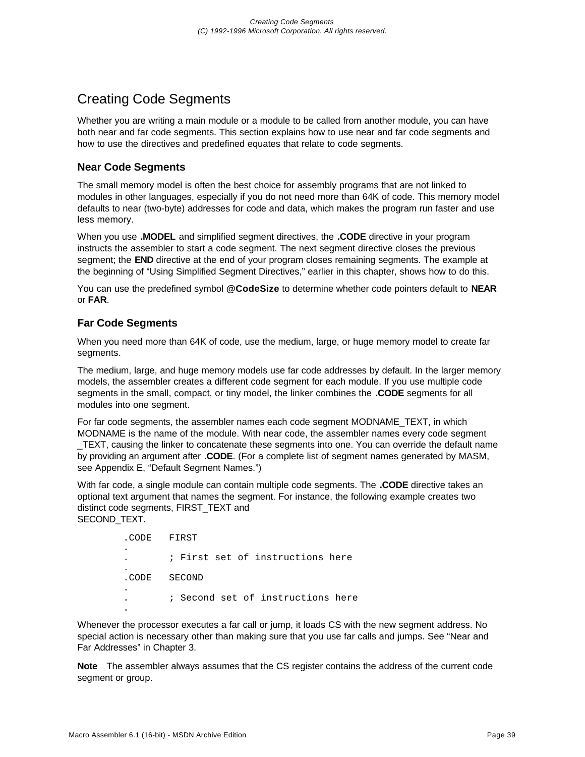# Creating Code Segments

Whether you are writing a main module or a module to be called from another module, you can have both near and far code segments. This section explains how to use near and far code segments and how to use the directives and predefined equates that relate to code segments.

## Near Code Segments

The small memory model is often the best choice for assembly programs that are not linked to modules in other languages, especially if you do not need more than 64K of code. This memory model defaults to near (two-byte) addresses for code and data, which makes the program run faster and use less memory.

When you use **.MODEL** and simplified segment directives, the **.CODE** directive in your program instructs the assembler to start a code segment. The next segment directive closes the previous segment; the **END** directive at the end of your program closes remaining segments. The example at the beginning of "Using Simplified Segment Directives," earlier in this chapter, shows how to do this.

You can use the predefined symbol **@CodeSize** to determine whether code pointers default to **NEAR** or **FAR**.

## Far Code Segments

When you need more than 64K of code, use the medium, large, or huge memory model to create far segments.

The medium, large, and huge memory models use far code addresses by default. In the larger memory models, the assembler creates a different code segment for each module. If you use multiple code segments in the small, compact, or tiny model, the linker combines the **.CODE** segments for all modules into one segment.

For far code segments, the assembler names each code segment MODNAME_TEXT, in which MODNAME is the name of the module. With near code, the assembler names every code segment _TEXT, causing the linker to concatenate these segments into one. You can override the default name by providing an argument after **.CODE**. (For a complete list of segment names generated by MASM, see Appendix E, "Default Segment Names.")

With far code, a single module can contain multiple code segments. The **.CODE** directive takes an optional text argument that names the segment. For instance, the following example creates two distinct code segments, FIRST_TEXT and SECOND_TEXT.

```
.CODE   FIRST
.
.       ; First set of instructions here
.
.CODE   SECOND
.
.       ; Second set of instructions here
.
```

Whenever the processor executes a far call or jump, it loads CS with the new segment address. No special action is necessary other than making sure that you use far calls and jumps. See "Near and Far Addresses" in Chapter 3.

**Note** The assembler always assumes that the CS register contains the address of the current code segment or group.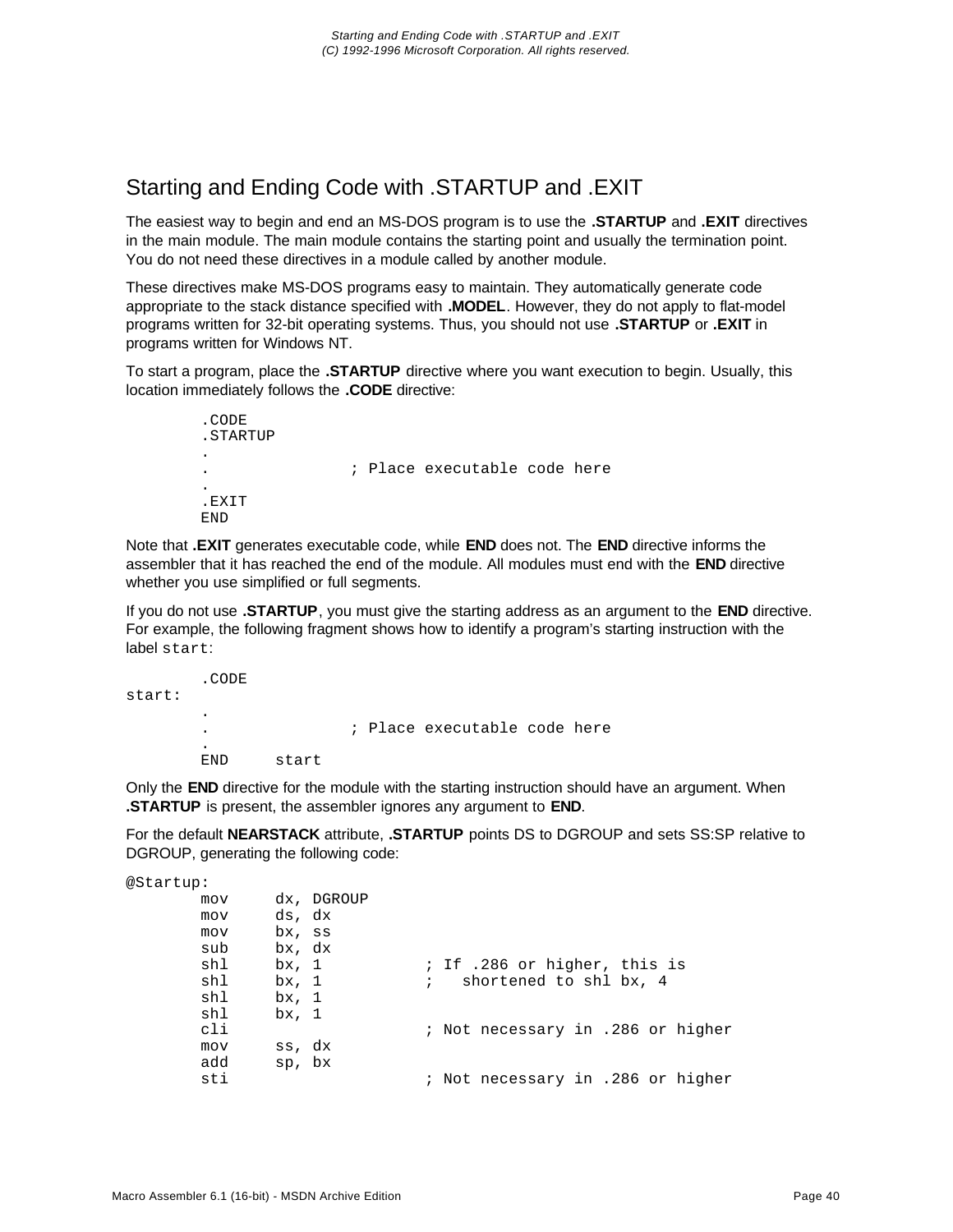## Starting and Ending Code with .STARTUP and .EXIT

The easiest way to begin and end an MS-DOS program is to use the **.STARTUP** and **.EXIT** directives in the main module. The main module contains the starting point and usually the termination point. You do not need these directives in a module called by another module.

These directives make MS-DOS programs easy to maintain. They automatically generate code appropriate to the stack distance specified with **.MODEL**. However, they do not apply to flat-model programs written for 32-bit operating systems. Thus, you should not use **.STARTUP** or **.EXIT** in programs written for Windows NT.

To start a program, place the **.STARTUP** directive where you want execution to begin. Usually, this location immediately follows the **.CODE** directive:

```
        .CODE
        .STARTUP
        .
        .               ; Place executable code here
        .
        .EXIT
        END
```

Note that **.EXIT** generates executable code, while **END** does not. The **END** directive informs the assembler that it has reached the end of the module. All modules must end with the **END** directive whether you use simplified or full segments.

If you do not use **.STARTUP**, you must give the starting address as an argument to the **END** directive. For example, the following fragment shows how to identify a program's starting instruction with the label `start`:

```
        .CODE
start:
        .
        .               ; Place executable code here
        .
        END     start
```

Only the **END** directive for the module with the starting instruction should have an argument. When **.STARTUP** is present, the assembler ignores any argument to **END**.

For the default **NEARSTACK** attribute, **.STARTUP** points DS to DGROUP and sets SS:SP relative to DGROUP, generating the following code:

```
@Startup:
        mov     dx, DGROUP
        mov     ds, dx
        mov     bx, ss
        sub     bx, dx
        shl     bx, 1           ; If .286 or higher, this is
        shl     bx, 1           ;   shortened to shl bx, 4
        shl     bx, 1
        shl     bx, 1
        cli                     ; Not necessary in .286 or higher
        mov     ss, dx
        add     sp, bx
        sti                     ; Not necessary in .286 or higher
```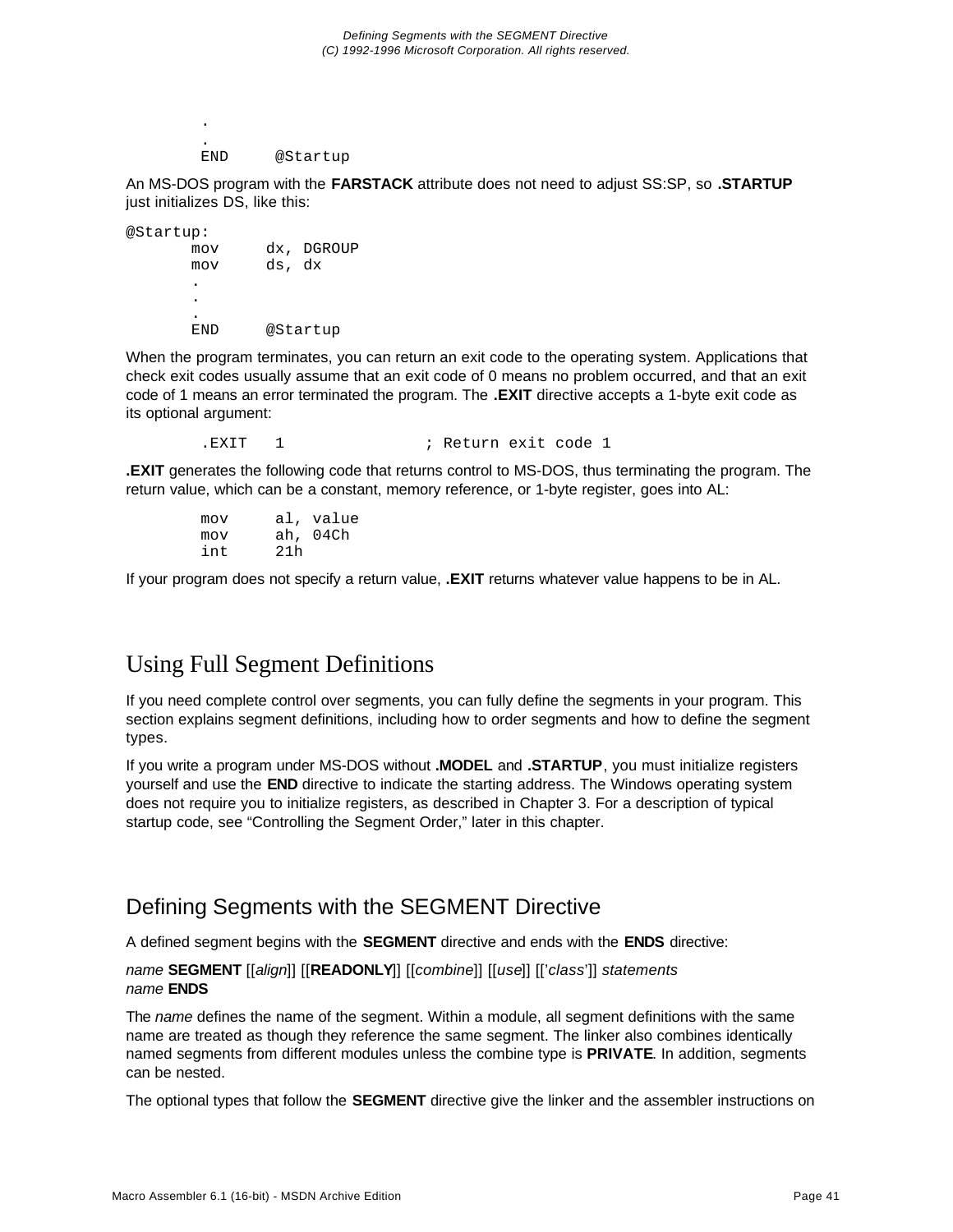```
        .
        .
        END     @Startup
```

An MS-DOS program with the **FARSTACK** attribute does not need to adjust SS:SP, so **.STARTUP** just initializes DS, like this:

```
@Startup:
        mov     dx, DGROUP
        mov     ds, dx
        .
        .
        .
        END     @Startup
```

When the program terminates, you can return an exit code to the operating system. Applications that check exit codes usually assume that an exit code of 0 means no problem occurred, and that an exit code of 1 means an error terminated the program. The **.EXIT** directive accepts a 1-byte exit code as its optional argument:

```
        .EXIT   1               ; Return exit code 1
```

**.EXIT** generates the following code that returns control to MS-DOS, thus terminating the program. The return value, which can be a constant, memory reference, or 1-byte register, goes into AL:

```
        mov     al, value
        mov     ah, 04Ch
        int     21h
```

If your program does not specify a return value, **.EXIT** returns whatever value happens to be in AL.

# Using Full Segment Definitions

If you need complete control over segments, you can fully define the segments in your program. This section explains segment definitions, including how to order segments and how to define the segment types.

If you write a program under MS-DOS without **.MODEL** and **.STARTUP**, you must initialize registers yourself and use the **END** directive to indicate the starting address. The Windows operating system does not require you to initialize registers, as described in Chapter 3. For a description of typical startup code, see "Controlling the Segment Order," later in this chapter.

## Defining Segments with the SEGMENT Directive

A defined segment begins with the **SEGMENT** directive and ends with the **ENDS** directive:

*name* **SEGMENT** [[*align*]] [[**READONLY**]] [[*combine*]] [[*use*]] [['*class*']] *statements*
*name* **ENDS**

The *name* defines the name of the segment. Within a module, all segment definitions with the same name are treated as though they reference the same segment. The linker also combines identically named segments from different modules unless the combine type is **PRIVATE**. In addition, segments can be nested.

The optional types that follow the **SEGMENT** directive give the linker and the assembler instructions on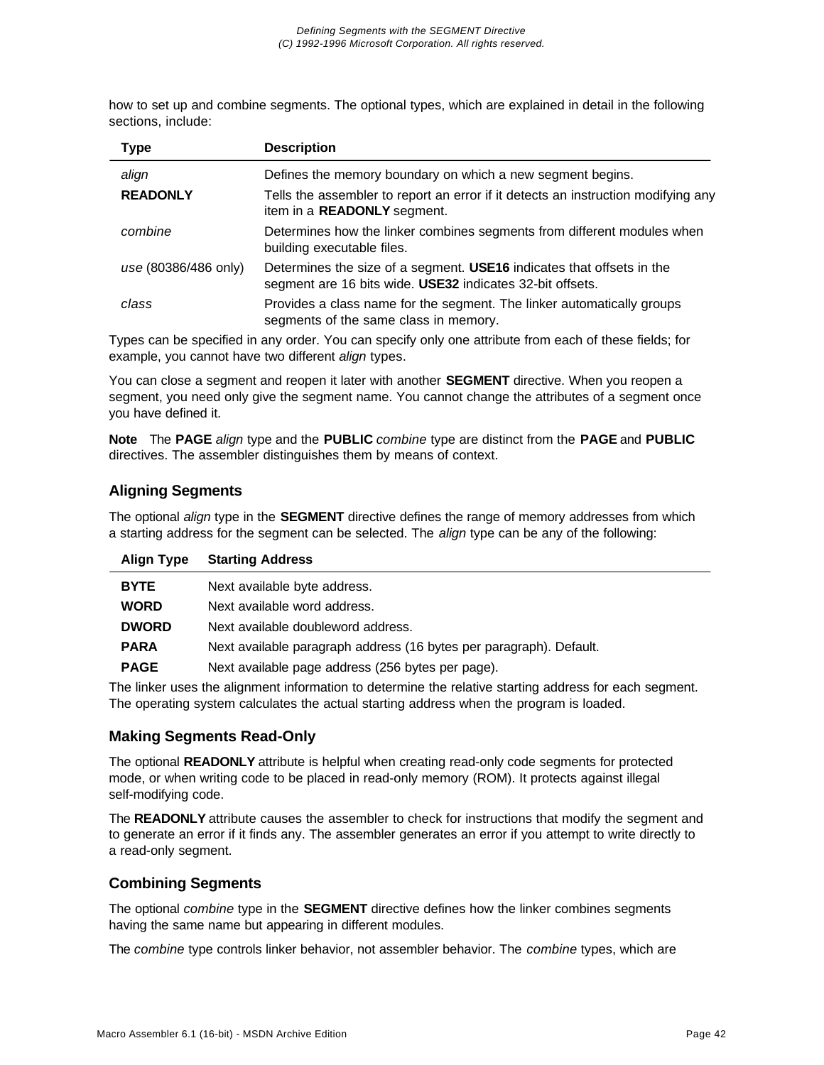how to set up and combine segments. The optional types, which are explained in detail in the following sections, include:

| Type | Description |
| --- | --- |
| *align* | Defines the memory boundary on which a new segment begins. |
| **READONLY** | Tells the assembler to report an error if it detects an instruction modifying any item in a **READONLY** segment. |
| *combine* | Determines how the linker combines segments from different modules when building executable files. |
| *use* (80386/486 only) | Determines the size of a segment. **USE16** indicates that offsets in the segment are 16 bits wide. **USE32** indicates 32-bit offsets. |
| *class* | Provides a class name for the segment. The linker automatically groups segments of the same class in memory. |

Types can be specified in any order. You can specify only one attribute from each of these fields; for example, you cannot have two different *align* types.

You can close a segment and reopen it later with another **SEGMENT** directive. When you reopen a segment, you need only give the segment name. You cannot change the attributes of a segment once you have defined it.

**Note** The **PAGE** *align* type and the **PUBLIC** *combine* type are distinct from the **PAGE** and **PUBLIC** directives. The assembler distinguishes them by means of context.

### Aligning Segments

The optional *align* type in the **SEGMENT** directive defines the range of memory addresses from which a starting address for the segment can be selected. The *align* type can be any of the following:

| Align Type | Starting Address |
| --- | --- |
| **BYTE** | Next available byte address. |
| **WORD** | Next available word address. |
| **DWORD** | Next available doubleword address. |
| **PARA** | Next available paragraph address (16 bytes per paragraph). Default. |
| **PAGE** | Next available page address (256 bytes per page). |

The linker uses the alignment information to determine the relative starting address for each segment. The operating system calculates the actual starting address when the program is loaded.

### Making Segments Read-Only

The optional **READONLY** attribute is helpful when creating read-only code segments for protected mode, or when writing code to be placed in read-only memory (ROM). It protects against illegal self-modifying code.

The **READONLY** attribute causes the assembler to check for instructions that modify the segment and to generate an error if it finds any. The assembler generates an error if you attempt to write directly to a read-only segment.

### Combining Segments

The optional *combine* type in the **SEGMENT** directive defines how the linker combines segments having the same name but appearing in different modules.

The *combine* type controls linker behavior, not assembler behavior. The *combine* types, which are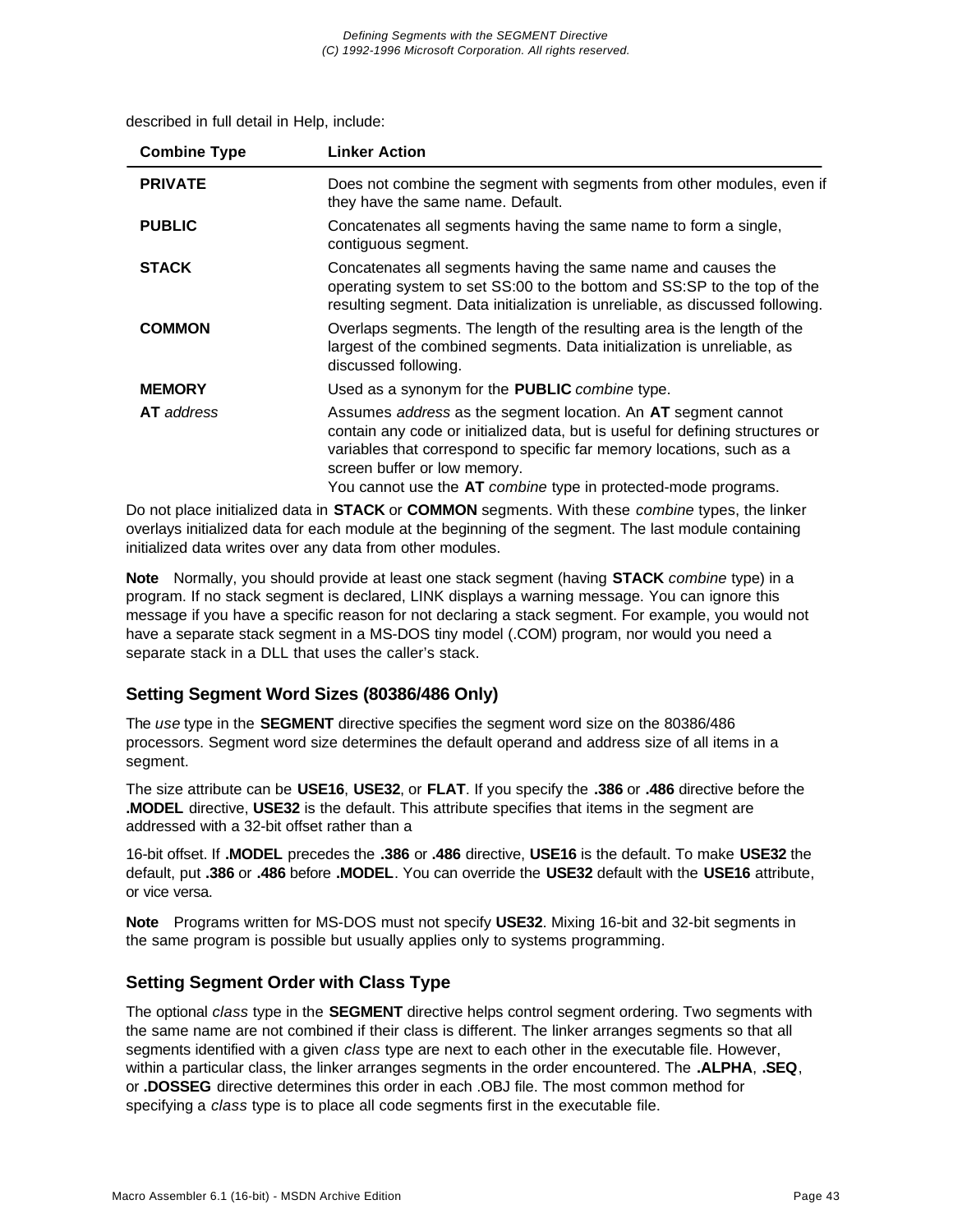described in full detail in Help, include:

| Combine Type | Linker Action |
|---|---|
| **PRIVATE** | Does not combine the segment with segments from other modules, even if they have the same name. Default. |
| **PUBLIC** | Concatenates all segments having the same name to form a single, contiguous segment. |
| **STACK** | Concatenates all segments having the same name and causes the operating system to set SS:00 to the bottom and SS:SP to the top of the resulting segment. Data initialization is unreliable, as discussed following. |
| **COMMON** | Overlaps segments. The length of the resulting area is the length of the largest of the combined segments. Data initialization is unreliable, as discussed following. |
| **MEMORY** | Used as a synonym for the **PUBLIC** *combine* type. |
| **AT** *address* | Assumes *address* as the segment location. An **AT** segment cannot contain any code or initialized data, but is useful for defining structures or variables that correspond to specific far memory locations, such as a screen buffer or low memory. You cannot use the **AT** *combine* type in protected-mode programs. |

Do not place initialized data in **STACK** or **COMMON** segments. With these *combine* types, the linker overlays initialized data for each module at the beginning of the segment. The last module containing initialized data writes over any data from other modules.

**Note** Normally, you should provide at least one stack segment (having **STACK** *combine* type) in a program. If no stack segment is declared, LINK displays a warning message. You can ignore this message if you have a specific reason for not declaring a stack segment. For example, you would not have a separate stack segment in a MS-DOS tiny model (.COM) program, nor would you need a separate stack in a DLL that uses the caller's stack.

### Setting Segment Word Sizes (80386/486 Only)

The *use* type in the **SEGMENT** directive specifies the segment word size on the 80386/486 processors. Segment word size determines the default operand and address size of all items in a segment.

The size attribute can be **USE16**, **USE32**, or **FLAT**. If you specify the **.386** or **.486** directive before the **.MODEL** directive, **USE32** is the default. This attribute specifies that items in the segment are addressed with a 32-bit offset rather than a

16-bit offset. If **.MODEL** precedes the **.386** or **.486** directive, **USE16** is the default. To make **USE32** the default, put **.386** or **.486** before **.MODEL**. You can override the **USE32** default with the **USE16** attribute, or vice versa.

**Note** Programs written for MS-DOS must not specify **USE32**. Mixing 16-bit and 32-bit segments in the same program is possible but usually applies only to systems programming.

### Setting Segment Order with Class Type

The optional *class* type in the **SEGMENT** directive helps control segment ordering. Two segments with the same name are not combined if their class is different. The linker arranges segments so that all segments identified with a given *class* type are next to each other in the executable file. However, within a particular class, the linker arranges segments in the order encountered. The **.ALPHA**, **.SEQ**, or **.DOSSEG** directive determines this order in each .OBJ file. The most common method for specifying a *class* type is to place all code segments first in the executable file.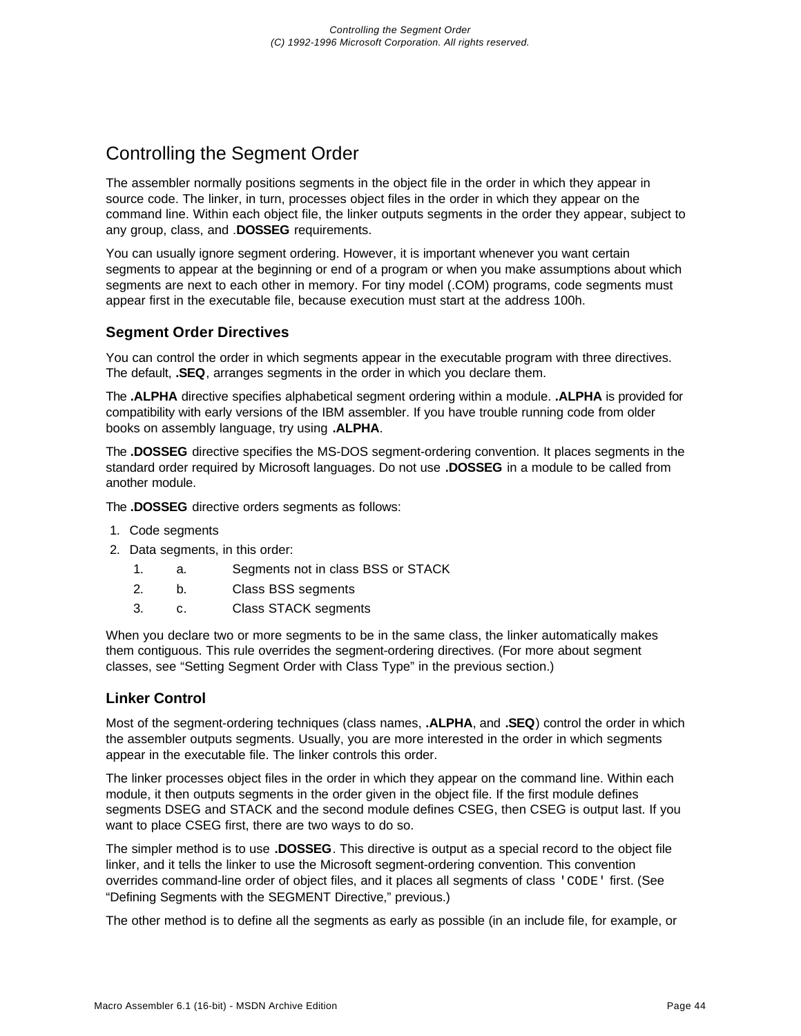# Controlling the Segment Order

The assembler normally positions segments in the object file in the order in which they appear in source code. The linker, in turn, processes object files in the order in which they appear on the command line. Within each object file, the linker outputs segments in the order they appear, subject to any group, class, and .**DOSSEG** requirements.

You can usually ignore segment ordering. However, it is important whenever you want certain segments to appear at the beginning or end of a program or when you make assumptions about which segments are next to each other in memory. For tiny model (.COM) programs, code segments must appear first in the executable file, because execution must start at the address 100h.

## Segment Order Directives

You can control the order in which segments appear in the executable program with three directives. The default, **.SEQ**, arranges segments in the order in which you declare them.

The **.ALPHA** directive specifies alphabetical segment ordering within a module. **.ALPHA** is provided for compatibility with early versions of the IBM assembler. If you have trouble running code from older books on assembly language, try using **.ALPHA**.

The **.DOSSEG** directive specifies the MS-DOS segment-ordering convention. It places segments in the standard order required by Microsoft languages. Do not use **.DOSSEG** in a module to be called from another module.

The **.DOSSEG** directive orders segments as follows:

1. Code segments
2. Data segments, in this order:
   1. a. Segments not in class BSS or STACK
   2. b. Class BSS segments
   3. c. Class STACK segments

When you declare two or more segments to be in the same class, the linker automatically makes them contiguous. This rule overrides the segment-ordering directives. (For more about segment classes, see “Setting Segment Order with Class Type” in the previous section.)

## Linker Control

Most of the segment-ordering techniques (class names, **.ALPHA**, and **.SEQ**) control the order in which the assembler outputs segments. Usually, you are more interested in the order in which segments appear in the executable file. The linker controls this order.

The linker processes object files in the order in which they appear on the command line. Within each module, it then outputs segments in the order given in the object file. If the first module defines segments DSEG and STACK and the second module defines CSEG, then CSEG is output last. If you want to place CSEG first, there are two ways to do so.

The simpler method is to use **.DOSSEG**. This directive is output as a special record to the object file linker, and it tells the linker to use the Microsoft segment-ordering convention. This convention overrides command-line order of object files, and it places all segments of class `'CODE'` first. (See “Defining Segments with the SEGMENT Directive,” previous.)

The other method is to define all the segments as early as possible (in an include file, for example, or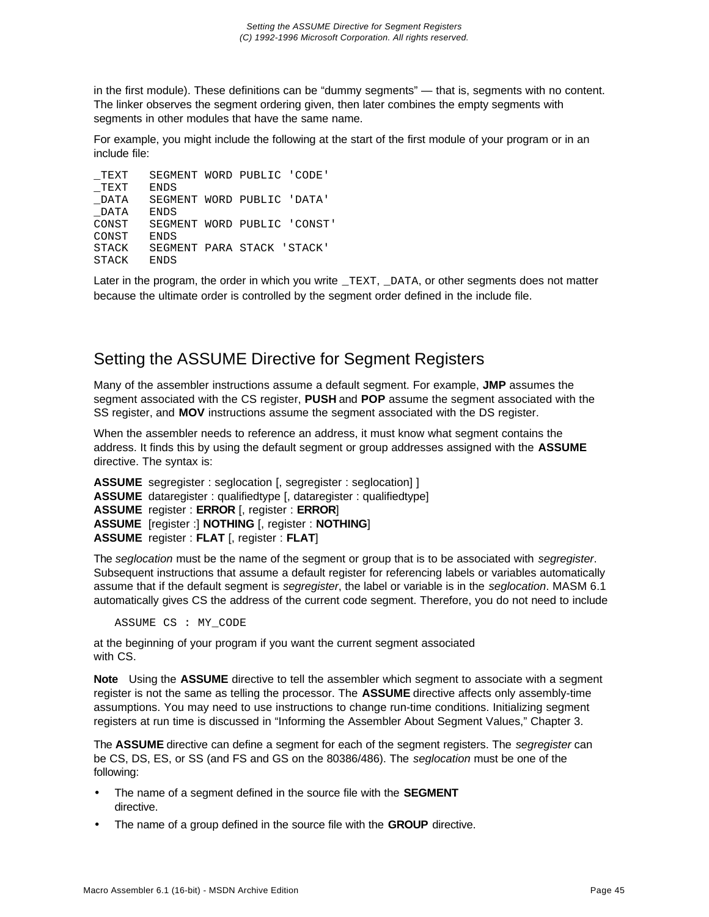in the first module). These definitions can be “dummy segments” — that is, segments with no content. The linker observes the segment ordering given, then later combines the empty segments with segments in other modules that have the same name.

For example, you might include the following at the start of the first module of your program or in an include file:

```
_TEXT   SEGMENT WORD PUBLIC 'CODE'
_TEXT   ENDS
_DATA   SEGMENT WORD PUBLIC 'DATA'
_DATA   ENDS
CONST   SEGMENT WORD PUBLIC 'CONST'
CONST   ENDS
STACK   SEGMENT PARA STACK 'STACK'
STACK   ENDS
```

Later in the program, the order in which you write `_TEXT`, `_DATA`, or other segments does not matter because the ultimate order is controlled by the segment order defined in the include file.

## Setting the ASSUME Directive for Segment Registers

Many of the assembler instructions assume a default segment. For example, **JMP** assumes the segment associated with the CS register, **PUSH** and **POP** assume the segment associated with the SS register, and **MOV** instructions assume the segment associated with the DS register.

When the assembler needs to reference an address, it must know what segment contains the address. It finds this by using the default segment or group addresses assigned with the **ASSUME** directive. The syntax is:

**ASSUME** segregister : seglocation [, segregister : seglocation] ]
**ASSUME** dataregister : qualifiedtype [, dataregister : qualifiedtype]
**ASSUME** register : **ERROR** [, register : **ERROR**]
**ASSUME** [register :] **NOTHING** [, register : **NOTHING**]
**ASSUME** register : **FLAT** [, register : **FLAT**]

The *seglocation* must be the name of the segment or group that is to be associated with *segregister*. Subsequent instructions that assume a default register for referencing labels or variables automatically assume that if the default segment is *segregister*, the label or variable is in the *seglocation*. MASM 6.1 automatically gives CS the address of the current code segment. Therefore, you do not need to include

```
ASSUME CS : MY_CODE
```

at the beginning of your program if you want the current segment associated with CS.

**Note** Using the **ASSUME** directive to tell the assembler which segment to associate with a segment register is not the same as telling the processor. The **ASSUME** directive affects only assembly-time assumptions. You may need to use instructions to change run-time conditions. Initializing segment registers at run time is discussed in “Informing the Assembler About Segment Values,” Chapter 3.

The **ASSUME** directive can define a segment for each of the segment registers. The *segregister* can be CS, DS, ES, or SS (and FS and GS on the 80386/486). The *seglocation* must be one of the following:

- The name of a segment defined in the source file with the **SEGMENT** directive.
- The name of a group defined in the source file with the **GROUP** directive.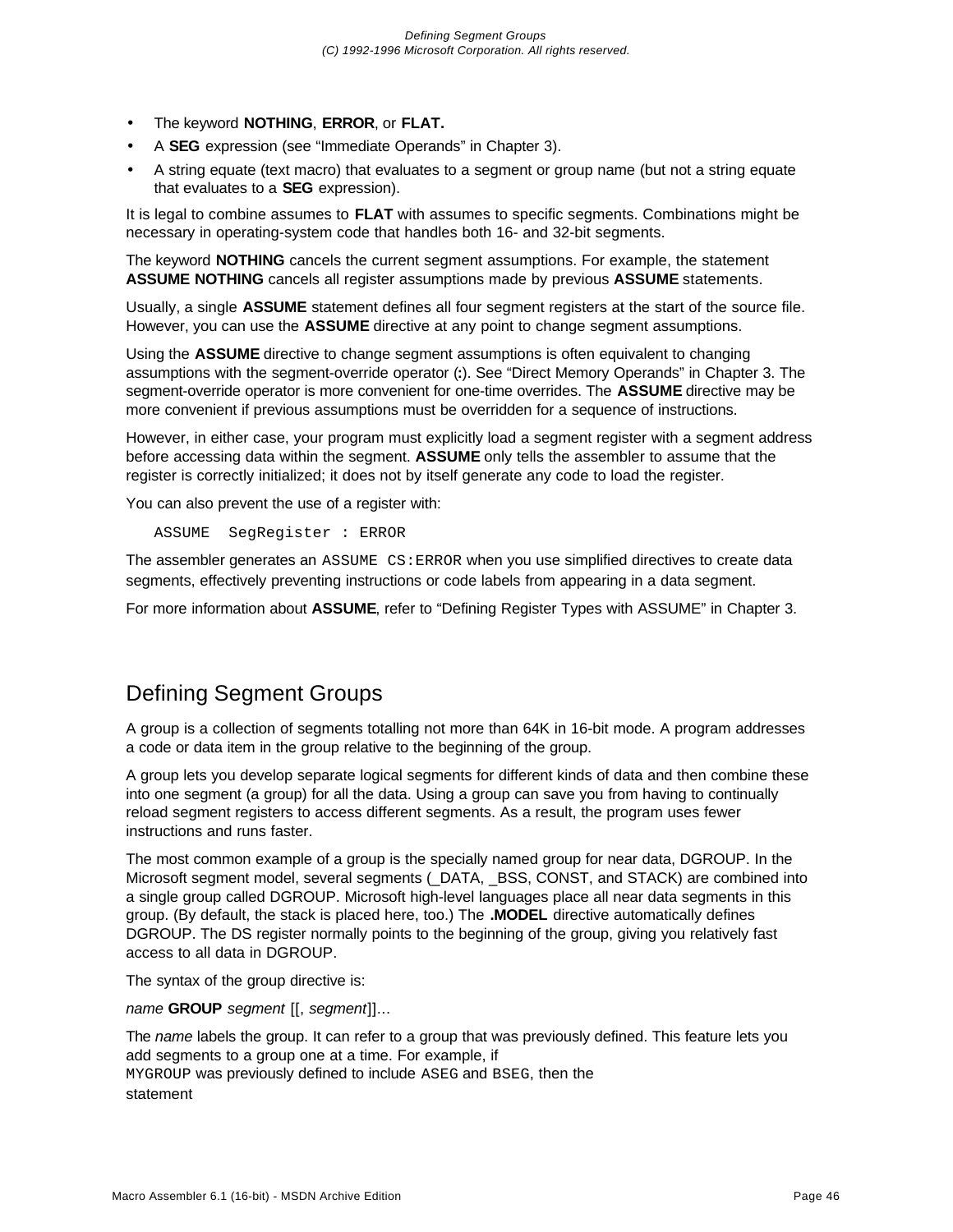- The keyword **NOTHING**, **ERROR**, or **FLAT.**
- A **SEG** expression (see “Immediate Operands” in Chapter 3).
- A string equate (text macro) that evaluates to a segment or group name (but not a string equate that evaluates to a **SEG** expression).

It is legal to combine assumes to **FLAT** with assumes to specific segments. Combinations might be necessary in operating-system code that handles both 16- and 32-bit segments.

The keyword **NOTHING** cancels the current segment assumptions. For example, the statement **ASSUME NOTHING** cancels all register assumptions made by previous **ASSUME** statements.

Usually, a single **ASSUME** statement defines all four segment registers at the start of the source file. However, you can use the **ASSUME** directive at any point to change segment assumptions.

Using the **ASSUME** directive to change segment assumptions is often equivalent to changing assumptions with the segment-override operator (**:**). See “Direct Memory Operands” in Chapter 3. The segment-override operator is more convenient for one-time overrides. The **ASSUME** directive may be more convenient if previous assumptions must be overridden for a sequence of instructions.

However, in either case, your program must explicitly load a segment register with a segment address before accessing data within the segment. **ASSUME** only tells the assembler to assume that the register is correctly initialized; it does not by itself generate any code to load the register.

You can also prevent the use of a register with:

```
ASSUME  SegRegister : ERROR
```

The assembler generates an `ASSUME CS:ERROR` when you use simplified directives to create data segments, effectively preventing instructions or code labels from appearing in a data segment.

For more information about **ASSUME**, refer to “Defining Register Types with ASSUME” in Chapter 3.

## Defining Segment Groups

A group is a collection of segments totalling not more than 64K in 16-bit mode. A program addresses a code or data item in the group relative to the beginning of the group.

A group lets you develop separate logical segments for different kinds of data and then combine these into one segment (a group) for all the data. Using a group can save you from having to continually reload segment registers to access different segments. As a result, the program uses fewer instructions and runs faster.

The most common example of a group is the specially named group for near data, DGROUP. In the Microsoft segment model, several segments (_DATA, _BSS, CONST, and STACK) are combined into a single group called DGROUP. Microsoft high-level languages place all near data segments in this group. (By default, the stack is placed here, too.) The **.MODEL** directive automatically defines DGROUP. The DS register normally points to the beginning of the group, giving you relatively fast access to all data in DGROUP.

The syntax of the group directive is:

*name* **GROUP** *segment* [[, *segment*]]...

The *name* labels the group. It can refer to a group that was previously defined. This feature lets you add segments to a group one at a time. For example, if `MYGROUP` was previously defined to include `ASEG` and `BSEG`, then the statement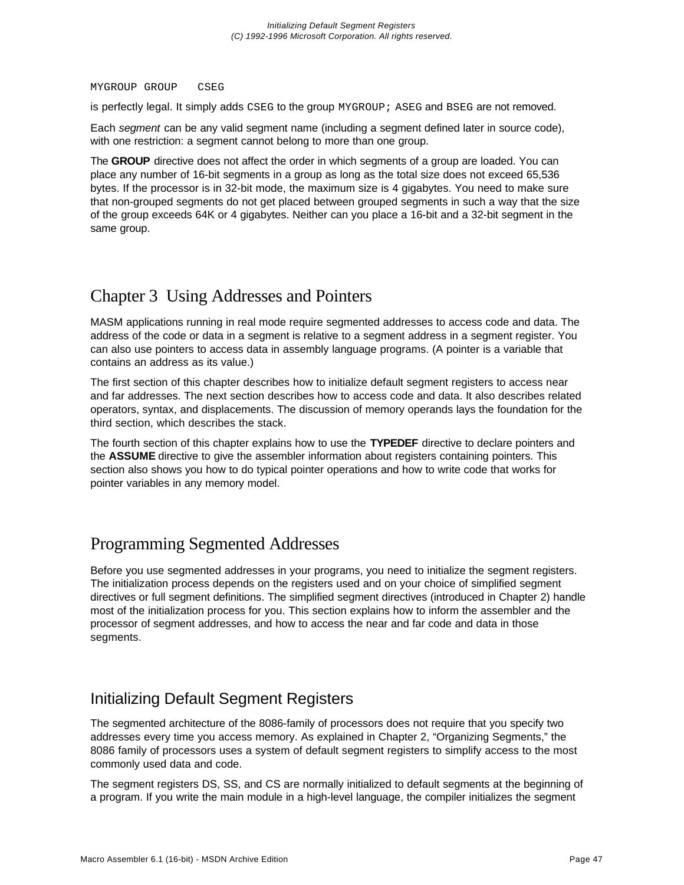```
MYGROUP GROUP   CSEG
```

is perfectly legal. It simply adds `CSEG` to the group `MYGROUP;` `ASEG` and `BSEG` are not removed.

Each *segment* can be any valid segment name (including a segment defined later in source code), with one restriction: a segment cannot belong to more than one group.

The **GROUP** directive does not affect the order in which segments of a group are loaded. You can place any number of 16-bit segments in a group as long as the total size does not exceed 65,536 bytes. If the processor is in 32-bit mode, the maximum size is 4 gigabytes. You need to make sure that non-grouped segments do not get placed between grouped segments in such a way that the size of the group exceeds 64K or 4 gigabytes. Neither can you place a 16-bit and a 32-bit segment in the same group.

# Chapter 3 Using Addresses and Pointers

MASM applications running in real mode require segmented addresses to access code and data. The address of the code or data in a segment is relative to a segment address in a segment register. You can also use pointers to access data in assembly language programs. (A pointer is a variable that contains an address as its value.)

The first section of this chapter describes how to initialize default segment registers to access near and far addresses. The next section describes how to access code and data. It also describes related operators, syntax, and displacements. The discussion of memory operands lays the foundation for the third section, which describes the stack.

The fourth section of this chapter explains how to use the **TYPEDEF** directive to declare pointers and the **ASSUME** directive to give the assembler information about registers containing pointers. This section also shows you how to do typical pointer operations and how to write code that works for pointer variables in any memory model.

## Programming Segmented Addresses

Before you use segmented addresses in your programs, you need to initialize the segment registers. The initialization process depends on the registers used and on your choice of simplified segment directives or full segment definitions. The simplified segment directives (introduced in Chapter 2) handle most of the initialization process for you. This section explains how to inform the assembler and the processor of segment addresses, and how to access the near and far code and data in those segments.

### Initializing Default Segment Registers

The segmented architecture of the 8086-family of processors does not require that you specify two addresses every time you access memory. As explained in Chapter 2, “Organizing Segments,” the 8086 family of processors uses a system of default segment registers to simplify access to the most commonly used data and code.

The segment registers DS, SS, and CS are normally initialized to default segments at the beginning of a program. If you write the main module in a high-level language, the compiler initializes the segment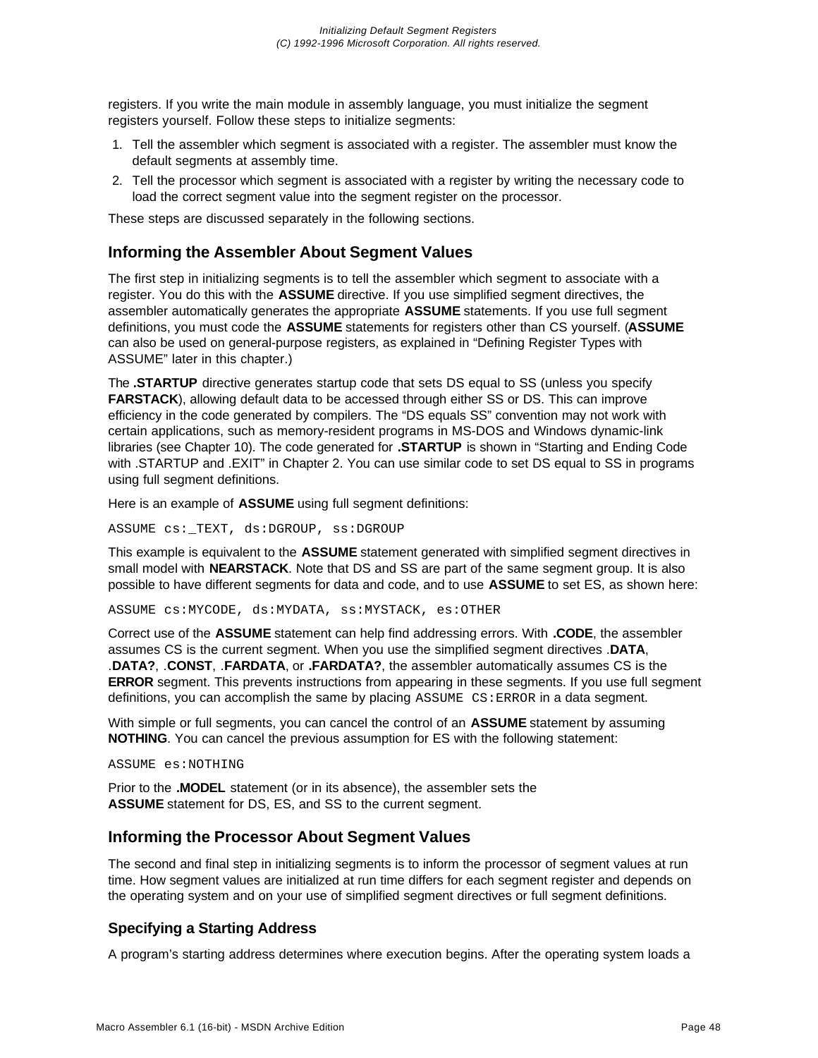registers. If you write the main module in assembly language, you must initialize the segment registers yourself. Follow these steps to initialize segments:

1. Tell the assembler which segment is associated with a register. The assembler must know the default segments at assembly time.
2. Tell the processor which segment is associated with a register by writing the necessary code to load the correct segment value into the segment register on the processor.

These steps are discussed separately in the following sections.

## Informing the Assembler About Segment Values

The first step in initializing segments is to tell the assembler which segment to associate with a register. You do this with the **ASSUME** directive. If you use simplified segment directives, the assembler automatically generates the appropriate **ASSUME** statements. If you use full segment definitions, you must code the **ASSUME** statements for registers other than CS yourself. (**ASSUME** can also be used on general-purpose registers, as explained in “Defining Register Types with ASSUME” later in this chapter.)

The **.STARTUP** directive generates startup code that sets DS equal to SS (unless you specify **FARSTACK**), allowing default data to be accessed through either SS or DS. This can improve efficiency in the code generated by compilers. The “DS equals SS” convention may not work with certain applications, such as memory-resident programs in MS-DOS and Windows dynamic-link libraries (see Chapter 10). The code generated for **.STARTUP** is shown in “Starting and Ending Code with .STARTUP and .EXIT” in Chapter 2. You can use similar code to set DS equal to SS in programs using full segment definitions.

Here is an example of **ASSUME** using full segment definitions:

```
ASSUME cs:_TEXT, ds:DGROUP, ss:DGROUP
```

This example is equivalent to the **ASSUME** statement generated with simplified segment directives in small model with **NEARSTACK**. Note that DS and SS are part of the same segment group. It is also possible to have different segments for data and code, and to use **ASSUME** to set ES, as shown here:

```
ASSUME cs:MYCODE, ds:MYDATA, ss:MYSTACK, es:OTHER
```

Correct use of the **ASSUME** statement can help find addressing errors. With **.CODE**, the assembler assumes CS is the current segment. When you use the simplified segment directives .**DATA**, .**DATA?**, .**CONST**, .**FARDATA**, or **.FARDATA?**, the assembler automatically assumes CS is the **ERROR** segment. This prevents instructions from appearing in these segments. If you use full segment definitions, you can accomplish the same by placing `ASSUME CS:ERROR` in a data segment.

With simple or full segments, you can cancel the control of an **ASSUME** statement by assuming **NOTHING**. You can cancel the previous assumption for ES with the following statement:

```
ASSUME es:NOTHING
```

Prior to the **.MODEL** statement (or in its absence), the assembler sets the **ASSUME** statement for DS, ES, and SS to the current segment.

## Informing the Processor About Segment Values

The second and final step in initializing segments is to inform the processor of segment values at run time. How segment values are initialized at run time differs for each segment register and depends on the operating system and on your use of simplified segment directives or full segment definitions.

### Specifying a Starting Address

A program’s starting address determines where execution begins. After the operating system loads a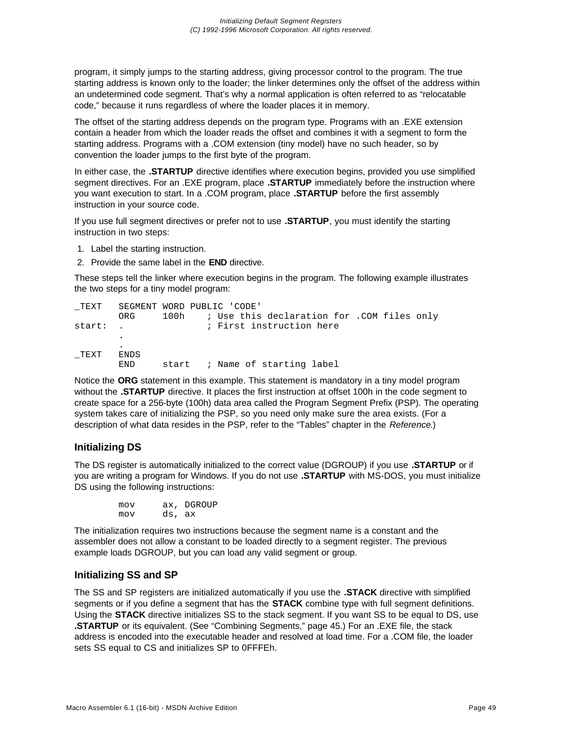program, it simply jumps to the starting address, giving processor control to the program. The true starting address is known only to the loader; the linker determines only the offset of the address within an undetermined code segment. That's why a normal application is often referred to as "relocatable code," because it runs regardless of where the loader places it in memory.

The offset of the starting address depends on the program type. Programs with an .EXE extension contain a header from which the loader reads the offset and combines it with a segment to form the starting address. Programs with a .COM extension (tiny model) have no such header, so by convention the loader jumps to the first byte of the program.

In either case, the **.STARTUP** directive identifies where execution begins, provided you use simplified segment directives. For an .EXE program, place **.STARTUP** immediately before the instruction where you want execution to start. In a .COM program, place **.STARTUP** before the first assembly instruction in your source code.

If you use full segment directives or prefer not to use **.STARTUP**, you must identify the starting instruction in two steps:

1. Label the starting instruction.
2. Provide the same label in the **END** directive.

These steps tell the linker where execution begins in the program. The following example illustrates the two steps for a tiny model program:

```
_TEXT   SEGMENT WORD PUBLIC 'CODE'
        ORG     100h    ; Use this declaration for .COM files only
start:  .               ; First instruction here
        .
        .
_TEXT   ENDS
        END     start   ; Name of starting label
```

Notice the **ORG** statement in this example. This statement is mandatory in a tiny model program without the **.STARTUP** directive. It places the first instruction at offset 100h in the code segment to create space for a 256-byte (100h) data area called the Program Segment Prefix (PSP). The operating system takes care of initializing the PSP, so you need only make sure the area exists. (For a description of what data resides in the PSP, refer to the "Tables" chapter in the *Reference*.)

### Initializing DS

The DS register is automatically initialized to the correct value (DGROUP) if you use **.STARTUP** or if you are writing a program for Windows. If you do not use **.STARTUP** with MS-DOS, you must initialize DS using the following instructions:

```
        mov     ax, DGROUP
        mov     ds, ax
```

The initialization requires two instructions because the segment name is a constant and the assembler does not allow a constant to be loaded directly to a segment register. The previous example loads DGROUP, but you can load any valid segment or group.

### Initializing SS and SP

The SS and SP registers are initialized automatically if you use the **.STACK** directive with simplified segments or if you define a segment that has the **STACK** combine type with full segment definitions. Using the **STACK** directive initializes SS to the stack segment. If you want SS to be equal to DS, use **.STARTUP** or its equivalent. (See "Combining Segments," page 45.) For an .EXE file, the stack address is encoded into the executable header and resolved at load time. For a .COM file, the loader sets SS equal to CS and initializes SP to 0FFFEh.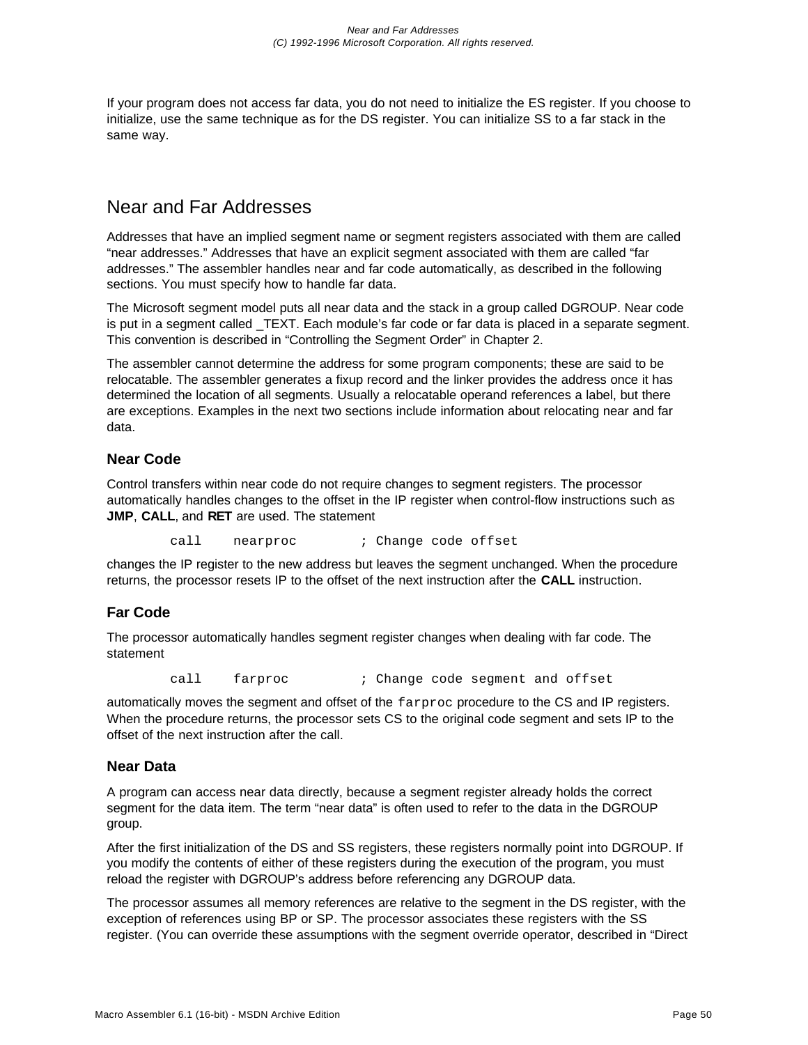If your program does not access far data, you do not need to initialize the ES register. If you choose to initialize, use the same technique as for the DS register. You can initialize SS to a far stack in the same way.

## Near and Far Addresses

Addresses that have an implied segment name or segment registers associated with them are called “near addresses.” Addresses that have an explicit segment associated with them are called “far addresses.” The assembler handles near and far code automatically, as described in the following sections. You must specify how to handle far data.

The Microsoft segment model puts all near data and the stack in a group called DGROUP. Near code is put in a segment called _TEXT. Each module’s far code or far data is placed in a separate segment. This convention is described in “Controlling the Segment Order” in Chapter 2.

The assembler cannot determine the address for some program components; these are said to be relocatable. The assembler generates a fixup record and the linker provides the address once it has determined the location of all segments. Usually a relocatable operand references a label, but there are exceptions. Examples in the next two sections include information about relocating near and far data.

### Near Code

Control transfers within near code do not require changes to segment registers. The processor automatically handles changes to the offset in the IP register when control-flow instructions such as **JMP**, **CALL**, and **RET** are used. The statement

```
        call    nearproc        ; Change code offset
```

changes the IP register to the new address but leaves the segment unchanged. When the procedure returns, the processor resets IP to the offset of the next instruction after the **CALL** instruction.

### Far Code

The processor automatically handles segment register changes when dealing with far code. The statement

```
        call    farproc         ; Change code segment and offset
```

automatically moves the segment and offset of the `farproc` procedure to the CS and IP registers. When the procedure returns, the processor sets CS to the original code segment and sets IP to the offset of the next instruction after the call.

### Near Data

A program can access near data directly, because a segment register already holds the correct segment for the data item. The term “near data” is often used to refer to the data in the DGROUP group.

After the first initialization of the DS and SS registers, these registers normally point into DGROUP. If you modify the contents of either of these registers during the execution of the program, you must reload the register with DGROUP’s address before referencing any DGROUP data.

The processor assumes all memory references are relative to the segment in the DS register, with the exception of references using BP or SP. The processor associates these registers with the SS register. (You can override these assumptions with the segment override operator, described in “Direct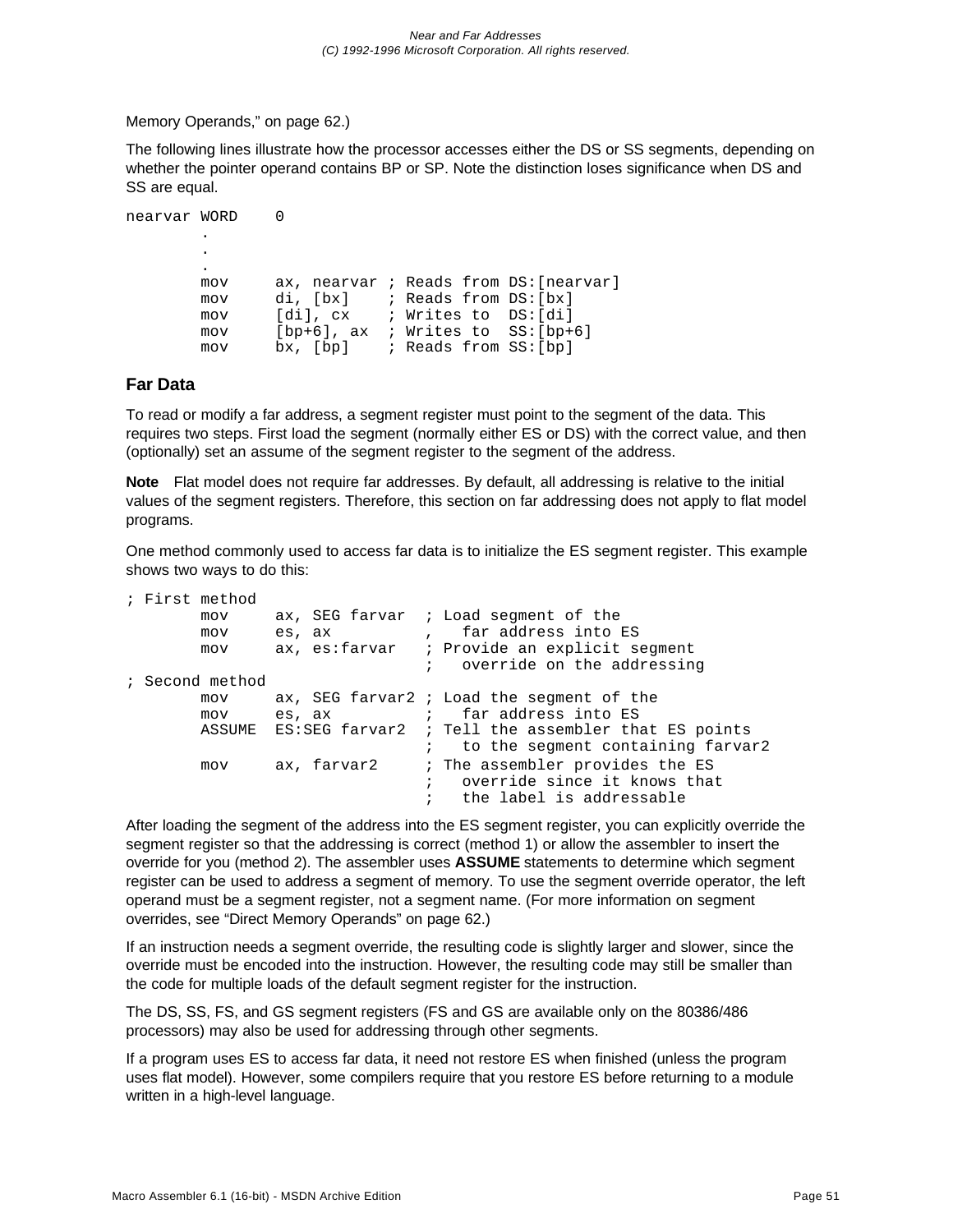Memory Operands," on page 62.)

The following lines illustrate how the processor accesses either the DS or SS segments, depending on whether the pointer operand contains BP or SP. Note the distinction loses significance when DS and SS are equal.

```
nearvar WORD    0
        .
        .
        .
        mov     ax, nearvar ; Reads from DS:[nearvar]
        mov     di, [bx]    ; Reads from DS:[bx]
        mov     [di], cx    ; Writes to  DS:[di]
        mov     [bp+6], ax  ; Writes to  SS:[bp+6]
        mov     bx, [bp]    ; Reads from SS:[bp]
```

### Far Data

To read or modify a far address, a segment register must point to the segment of the data. This requires two steps. First load the segment (normally either ES or DS) with the correct value, and then (optionally) set an assume of the segment register to the segment of the address.

**Note** Flat model does not require far addresses. By default, all addressing is relative to the initial values of the segment registers. Therefore, this section on far addressing does not apply to flat model programs.

One method commonly used to access far data is to initialize the ES segment register. This example shows two ways to do this:

```
; First method
        mov     ax, SEG farvar  ; Load segment of the
        mov     es, ax          ,   far address into ES
        mov     ax, es:farvar   ; Provide an explicit segment
                                ;   override on the addressing
; Second method
        mov     ax, SEG farvar2 ; Load the segment of the
        mov     es, ax          ;   far address into ES
        ASSUME  ES:SEG farvar2  ; Tell the assembler that ES points
                                ;   to the segment containing farvar2
        mov     ax, farvar2     ; The assembler provides the ES
                                ;   override since it knows that
                                ;   the label is addressable
```

After loading the segment of the address into the ES segment register, you can explicitly override the segment register so that the addressing is correct (method 1) or allow the assembler to insert the override for you (method 2). The assembler uses **ASSUME** statements to determine which segment register can be used to address a segment of memory. To use the segment override operator, the left operand must be a segment register, not a segment name. (For more information on segment overrides, see "Direct Memory Operands" on page 62.)

If an instruction needs a segment override, the resulting code is slightly larger and slower, since the override must be encoded into the instruction. However, the resulting code may still be smaller than the code for multiple loads of the default segment register for the instruction.

The DS, SS, FS, and GS segment registers (FS and GS are available only on the 80386/486 processors) may also be used for addressing through other segments.

If a program uses ES to access far data, it need not restore ES when finished (unless the program uses flat model). However, some compilers require that you restore ES before returning to a module written in a high-level language.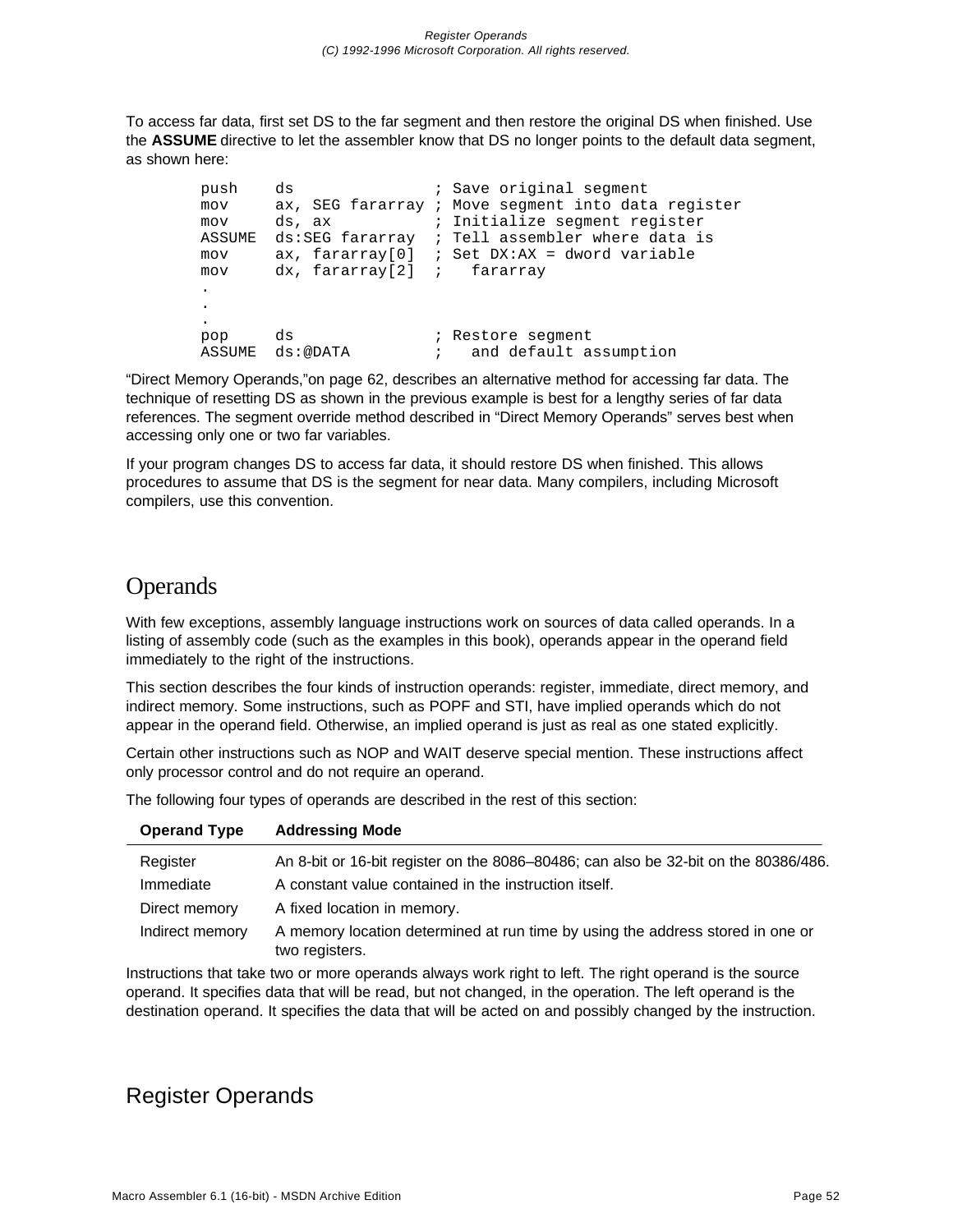To access far data, first set DS to the far segment and then restore the original DS when finished. Use the **ASSUME** directive to let the assembler know that DS no longer points to the default data segment, as shown here:

```
push    ds               ; Save original segment
mov     ax, SEG fararray ; Move segment into data register
mov     ds, ax           ; Initialize segment register
ASSUME  ds:SEG fararray  ; Tell assembler where data is
mov     ax, fararray[0]  ; Set DX:AX = dword variable
mov     dx, fararray[2]  ;   fararray
.
.
.
pop     ds               ; Restore segment
ASSUME  ds:@DATA         ;   and default assumption
```

“Direct Memory Operands,”on page 62, describes an alternative method for accessing far data. The technique of resetting DS as shown in the previous example is best for a lengthy series of far data references. The segment override method described in “Direct Memory Operands” serves best when accessing only one or two far variables.

If your program changes DS to access far data, it should restore DS when finished. This allows procedures to assume that DS is the segment for near data. Many compilers, including Microsoft compilers, use this convention.

# Operands

With few exceptions, assembly language instructions work on sources of data called operands. In a listing of assembly code (such as the examples in this book), operands appear in the operand field immediately to the right of the instructions.

This section describes the four kinds of instruction operands: register, immediate, direct memory, and indirect memory. Some instructions, such as POPF and STI, have implied operands which do not appear in the operand field. Otherwise, an implied operand is just as real as one stated explicitly.

Certain other instructions such as NOP and WAIT deserve special mention. These instructions affect only processor control and do not require an operand.

The following four types of operands are described in the rest of this section:

| Operand Type | Addressing Mode |
|---|---|
| Register | An 8-bit or 16-bit register on the 8086–80486; can also be 32-bit on the 80386/486. |
| Immediate | A constant value contained in the instruction itself. |
| Direct memory | A fixed location in memory. |
| Indirect memory | A memory location determined at run time by using the address stored in one or two registers. |

Instructions that take two or more operands always work right to left. The right operand is the source operand. It specifies data that will be read, but not changed, in the operation. The left operand is the destination operand. It specifies the data that will be acted on and possibly changed by the instruction.

## Register Operands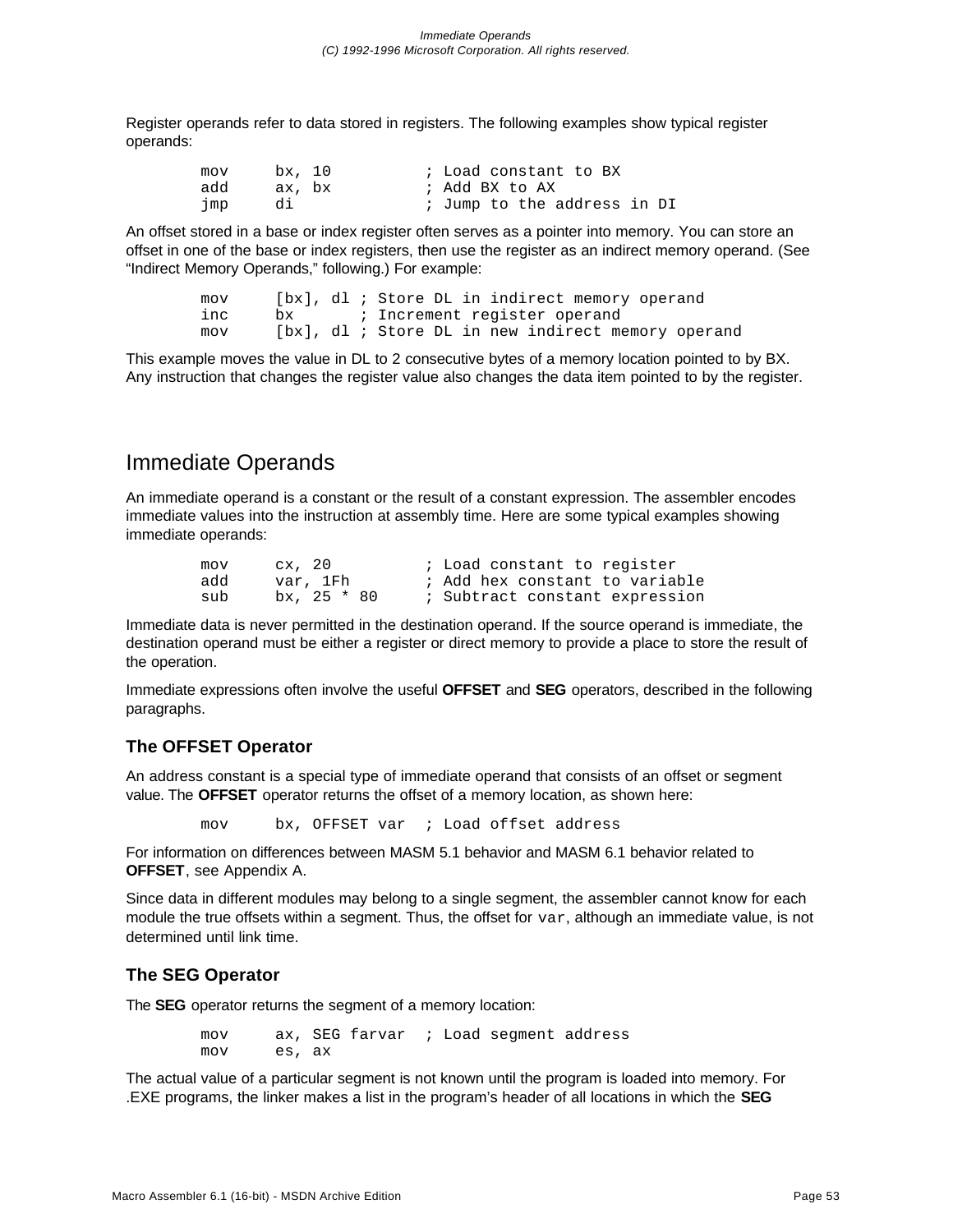Register operands refer to data stored in registers. The following examples show typical register operands:

```
mov     bx, 10          ; Load constant to BX
add     ax, bx          ; Add BX to AX
jmp     di              ; Jump to the address in DI
```

An offset stored in a base or index register often serves as a pointer into memory. You can store an offset in one of the base or index registers, then use the register as an indirect memory operand. (See “Indirect Memory Operands,” following.) For example:

```
mov     [bx], dl ; Store DL in indirect memory operand
inc     bx       ; Increment register operand
mov     [bx], dl ; Store DL in new indirect memory operand
```

This example moves the value in DL to 2 consecutive bytes of a memory location pointed to by BX. Any instruction that changes the register value also changes the data item pointed to by the register.

## Immediate Operands

An immediate operand is a constant or the result of a constant expression. The assembler encodes immediate values into the instruction at assembly time. Here are some typical examples showing immediate operands:

```
mov     cx, 20          ; Load constant to register
add     var, 1Fh        ; Add hex constant to variable
sub     bx, 25 * 80     ; Subtract constant expression
```

Immediate data is never permitted in the destination operand. If the source operand is immediate, the destination operand must be either a register or direct memory to provide a place to store the result of the operation.

Immediate expressions often involve the useful **OFFSET** and **SEG** operators, described in the following paragraphs.

### The OFFSET Operator

An address constant is a special type of immediate operand that consists of an offset or segment value. The **OFFSET** operator returns the offset of a memory location, as shown here:

```
mov      bx, OFFSET var  ; Load offset address
```

For information on differences between MASM 5.1 behavior and MASM 6.1 behavior related to **OFFSET**, see Appendix A.

Since data in different modules may belong to a single segment, the assembler cannot know for each module the true offsets within a segment. Thus, the offset for `var`, although an immediate value, is not determined until link time.

### The SEG Operator

The **SEG** operator returns the segment of a memory location:

```
mov      ax, SEG farvar  ; Load segment address
mov      es, ax
```

The actual value of a particular segment is not known until the program is loaded into memory. For .EXE programs, the linker makes a list in the program’s header of all locations in which the **SEG**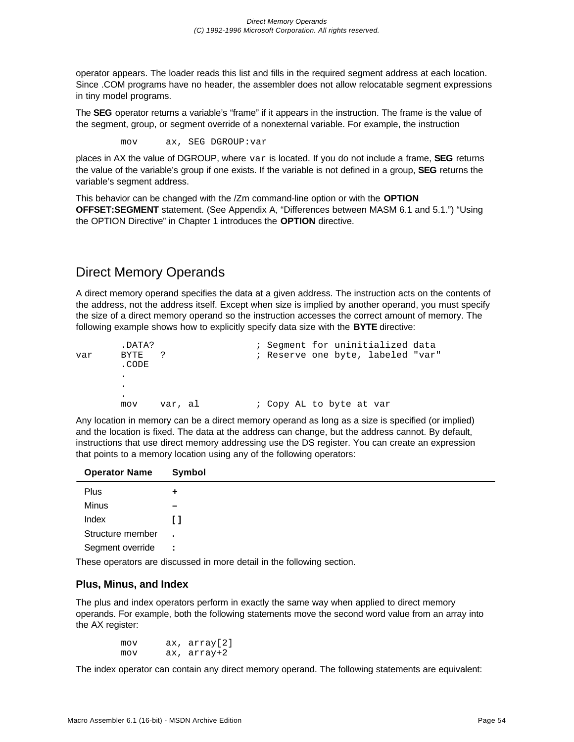operator appears. The loader reads this list and fills in the required segment address at each location. Since .COM programs have no header, the assembler does not allow relocatable segment expressions in tiny model programs.

The **SEG** operator returns a variable's "frame" if it appears in the instruction. The frame is the value of the segment, group, or segment override of a nonexternal variable. For example, the instruction

```
        mov     ax, SEG DGROUP:var
```

places in AX the value of DGROUP, where `var` is located. If you do not include a frame, **SEG** returns the value of the variable's group if one exists. If the variable is not defined in a group, **SEG** returns the variable's segment address.

This behavior can be changed with the /Zm command-line option or with the **OPTION OFFSET:SEGMENT** statement. (See Appendix A, "Differences between MASM 6.1 and 5.1.") "Using the OPTION Directive" in Chapter 1 introduces the **OPTION** directive.

## Direct Memory Operands

A direct memory operand specifies the data at a given address. The instruction acts on the contents of the address, not the address itself. Except when size is implied by another operand, you must specify the size of a direct memory operand so the instruction accesses the correct amount of memory. The following example shows how to explicitly specify data size with the **BYTE** directive:

```
        .DATA?                  ; Segment for uninitialized data
var     BYTE   ?                ; Reserve one byte, labeled "var"
        .CODE
        .
        .
        .
        mov    var, al          ; Copy AL to byte at var
```

Any location in memory can be a direct memory operand as long as a size is specified (or implied) and the location is fixed. The data at the address can change, but the address cannot. By default, instructions that use direct memory addressing use the DS register. You can create an expression that points to a memory location using any of the following operators:

| Operator Name | Symbol |
|---|---|
| Plus | **+** |
| Minus | **–** |
| Index | **[ ]** |
| Structure member | **.** |
| Segment override | **:** |

These operators are discussed in more detail in the following section.

### Plus, Minus, and Index

The plus and index operators perform in exactly the same way when applied to direct memory operands. For example, both the following statements move the second word value from an array into the AX register:

```
        mov     ax, array[2]
        mov     ax, array+2
```

The index operator can contain any direct memory operand. The following statements are equivalent: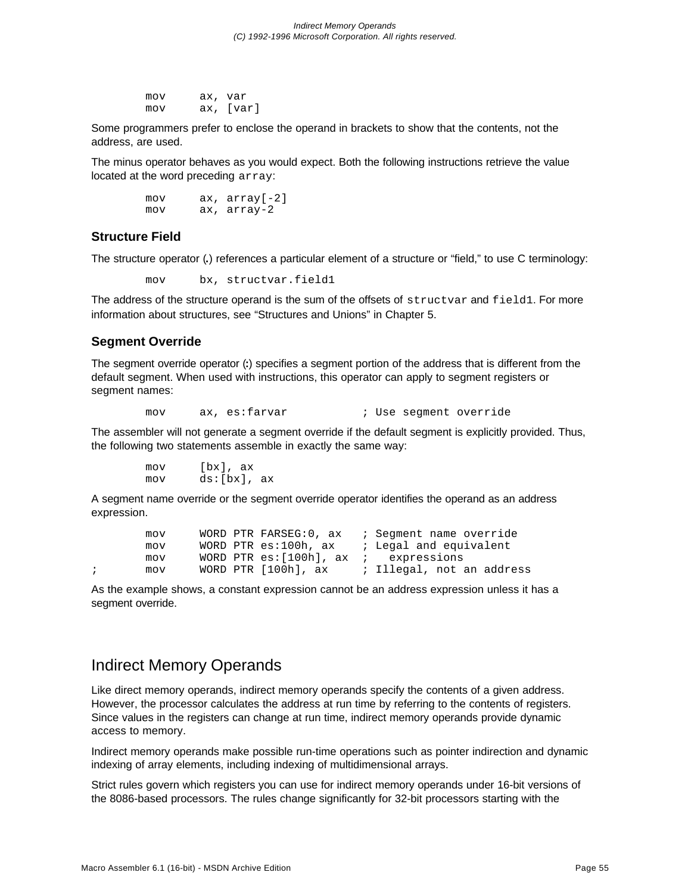```
        mov     ax, var
        mov     ax, [var]
```

Some programmers prefer to enclose the operand in brackets to show that the contents, not the address, are used.

The minus operator behaves as you would expect. Both the following instructions retrieve the value located at the word preceding `array`:

```
        mov     ax, array[-2]
        mov     ax, array-2
```

### Structure Field

The structure operator (**.**) references a particular element of a structure or "field," to use C terminology:

```
        mov     bx, structvar.field1
```

The address of the structure operand is the sum of the offsets of `structvar` and `field1`. For more information about structures, see "Structures and Unions" in Chapter 5.

### Segment Override

The segment override operator (**:**) specifies a segment portion of the address that is different from the default segment. When used with instructions, this operator can apply to segment registers or segment names:

```
        mov     ax, es:farvar           ; Use segment override
```

The assembler will not generate a segment override if the default segment is explicitly provided. Thus, the following two statements assemble in exactly the same way:

```
        mov     [bx], ax
        mov     ds:[bx], ax
```

A segment name override or the segment override operator identifies the operand as an address expression.

```
        mov     WORD PTR FARSEG:0, ax   ; Segment name override
        mov     WORD PTR es:100h, ax    ; Legal and equivalent
        mov     WORD PTR es:[100h], ax  ;   expressions
;       mov     WORD PTR [100h], ax     ; Illegal, not an address
```

As the example shows, a constant expression cannot be an address expression unless it has a segment override.

## Indirect Memory Operands

Like direct memory operands, indirect memory operands specify the contents of a given address. However, the processor calculates the address at run time by referring to the contents of registers. Since values in the registers can change at run time, indirect memory operands provide dynamic access to memory.

Indirect memory operands make possible run-time operations such as pointer indirection and dynamic indexing of array elements, including indexing of multidimensional arrays.

Strict rules govern which registers you can use for indirect memory operands under 16-bit versions of the 8086-based processors. The rules change significantly for 32-bit processors starting with the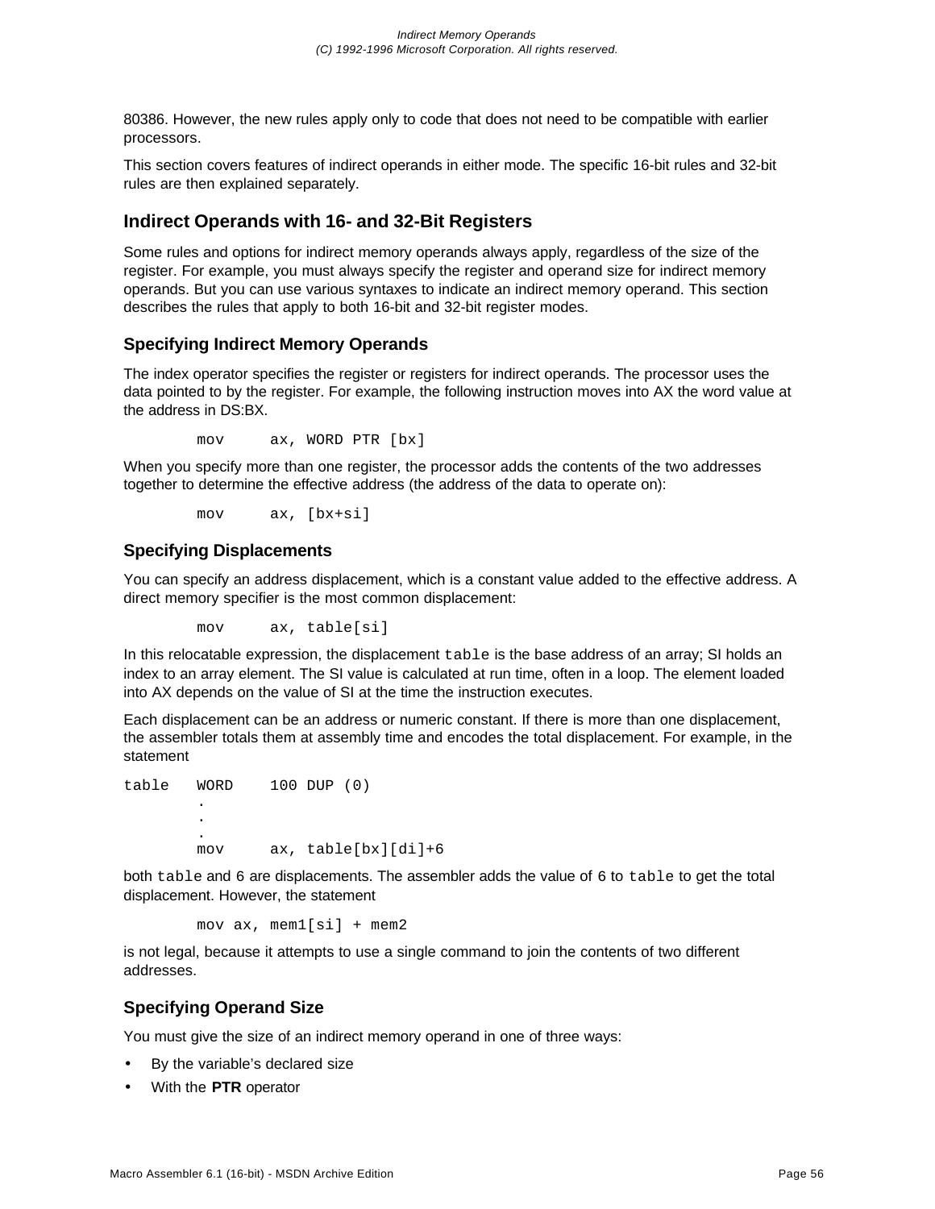80386. However, the new rules apply only to code that does not need to be compatible with earlier processors.

This section covers features of indirect operands in either mode. The specific 16-bit rules and 32-bit rules are then explained separately.

## Indirect Operands with 16- and 32-Bit Registers

Some rules and options for indirect memory operands always apply, regardless of the size of the register. For example, you must always specify the register and operand size for indirect memory operands. But you can use various syntaxes to indicate an indirect memory operand. This section describes the rules that apply to both 16-bit and 32-bit register modes.

### Specifying Indirect Memory Operands

The index operator specifies the register or registers for indirect operands. The processor uses the data pointed to by the register. For example, the following instruction moves into AX the word value at the address in DS:BX.

```
        mov     ax, WORD PTR [bx]
```

When you specify more than one register, the processor adds the contents of the two addresses together to determine the effective address (the address of the data to operate on):

```
        mov     ax, [bx+si]
```

### Specifying Displacements

You can specify an address displacement, which is a constant value added to the effective address. A direct memory specifier is the most common displacement:

```
        mov     ax, table[si]
```

In this relocatable expression, the displacement `table` is the base address of an array; SI holds an index to an array element. The SI value is calculated at run time, often in a loop. The element loaded into AX depends on the value of SI at the time the instruction executes.

Each displacement can be an address or numeric constant. If there is more than one displacement, the assembler totals them at assembly time and encodes the total displacement. For example, in the statement

```
table   WORD    100 DUP (0)
        .
        .
        .
        mov     ax, table[bx][di]+6
```

both `table` and `6` are displacements. The assembler adds the value of `6` to `table` to get the total displacement. However, the statement

```
        mov ax, mem1[si] + mem2
```

is not legal, because it attempts to use a single command to join the contents of two different addresses.

### Specifying Operand Size

You must give the size of an indirect memory operand in one of three ways:

- By the variable's declared size
- With the **PTR** operator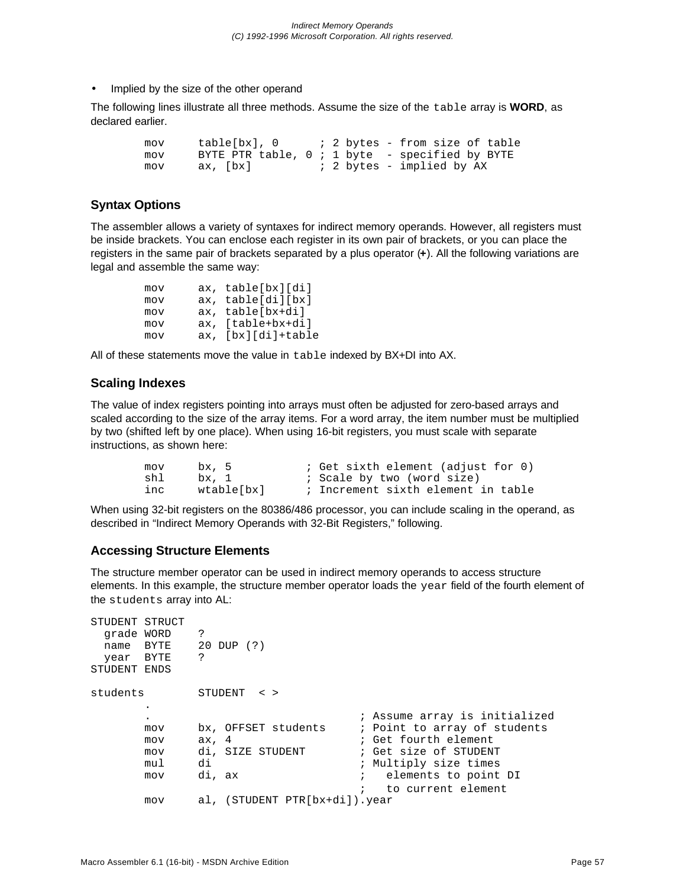- Implied by the size of the other operand

The following lines illustrate all three methods. Assume the size of the `table` array is **WORD**, as declared earlier.

```
        mov     table[bx], 0      ; 2 bytes - from size of table
        mov     BYTE PTR table, 0 ; 1 byte  - specified by BYTE
        mov     ax, [bx]          ; 2 bytes - implied by AX
```

### Syntax Options

The assembler allows a variety of syntaxes for indirect memory operands. However, all registers must be inside brackets. You can enclose each register in its own pair of brackets, or you can place the registers in the same pair of brackets separated by a plus operator (**+**). All the following variations are legal and assemble the same way:

```
        mov     ax, table[bx][di]
        mov     ax, table[di][bx]
        mov     ax, table[bx+di]
        mov     ax, [table+bx+di]
        mov     ax, [bx][di]+table
```

All of these statements move the value in `table` indexed by BX+DI into AX.

### Scaling Indexes

The value of index registers pointing into arrays must often be adjusted for zero-based arrays and scaled according to the size of the array items. For a word array, the item number must be multiplied by two (shifted left by one place). When using 16-bit registers, you must scale with separate instructions, as shown here:

```
        mov     bx, 5           ; Get sixth element (adjust for 0)
        shl     bx, 1           ; Scale by two (word size)
        inc     wtable[bx]      ; Increment sixth element in table
```

When using 32-bit registers on the 80386/486 processor, you can include scaling in the operand, as described in "Indirect Memory Operands with 32-Bit Registers," following.

### Accessing Structure Elements

The structure member operator can be used in indirect memory operands to access structure elements. In this example, the structure member operator loads the `year` field of the fourth element of the `students` array into AL:

```
STUDENT STRUCT
  grade WORD    ?
  name  BYTE    20 DUP (?)
  year  BYTE    ?
STUDENT ENDS

students        STUDENT  < >
        .
        .                               ; Assume array is initialized
        mov     bx, OFFSET students     ; Point to array of students
        mov     ax, 4                   ; Get fourth element
        mov     di, SIZE STUDENT        ; Get size of STUDENT
        mul     di                      ; Multiply size times
        mov     di, ax                  ;   elements to point DI
                                        ;   to current element
        mov     al, (STUDENT PTR[bx+di]).year
```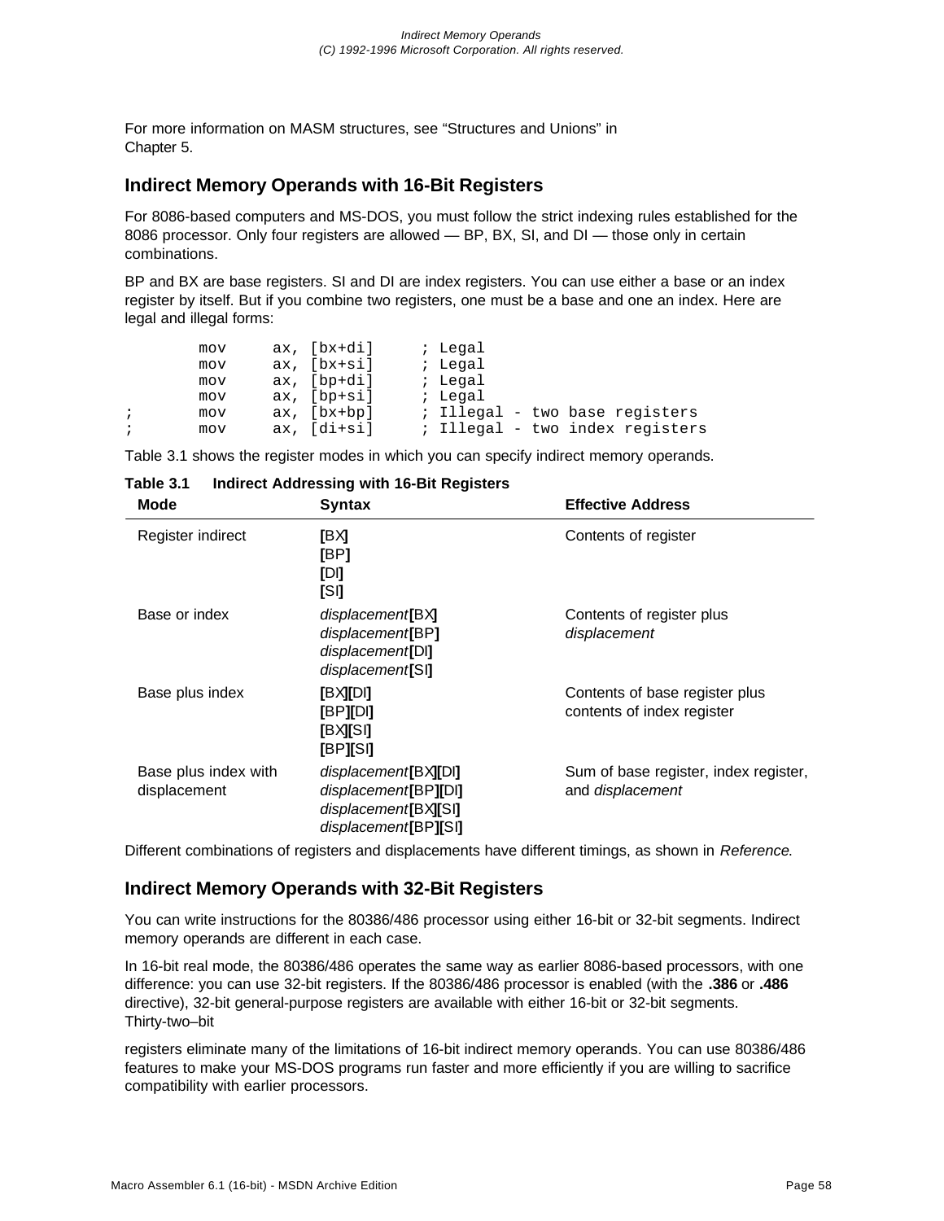For more information on MASM structures, see “Structures and Unions” in Chapter 5.

## Indirect Memory Operands with 16-Bit Registers

For 8086-based computers and MS-DOS, you must follow the strict indexing rules established for the 8086 processor. Only four registers are allowed — BP, BX, SI, and DI — those only in certain combinations.

BP and BX are base registers. SI and DI are index registers. You can use either a base or an index register by itself. But if you combine two registers, one must be a base and one an index. Here are legal and illegal forms:

```
        mov     ax, [bx+di]     ; Legal
        mov     ax, [bx+si]     ; Legal
        mov     ax, [bp+di]     ; Legal
        mov     ax, [bp+si]     ; Legal
;       mov     ax, [bx+bp]     ; Illegal - two base registers
;       mov     ax, [di+si]     ; Illegal - two index registers
```

Table 3.1 shows the register modes in which you can specify indirect memory operands.

**Table 3.1 Indirect Addressing with 16-Bit Registers**

| Mode | Syntax | Effective Address |
|---|---|---|
| Register indirect | [BX]<br>[BP]<br>[DI]<br>[SI] | Contents of register |
| Base or index | *displacement*[BX]<br>*displacement*[BP]<br>*displacement*[DI]<br>*displacement*[SI] | Contents of register plus *displacement* |
| Base plus index | [BX][DI]<br>[BP][DI]<br>[BX][SI]<br>[BP][SI] | Contents of base register plus contents of index register |
| Base plus index with displacement | *displacement*[BX][DI]<br>*displacement*[BP][DI]<br>*displacement*[BX][SI]<br>*displacement*[BP][SI] | Sum of base register, index register, and *displacement* |

Different combinations of registers and displacements have different timings, as shown in *Reference*.

## Indirect Memory Operands with 32-Bit Registers

You can write instructions for the 80386/486 processor using either 16-bit or 32-bit segments. Indirect memory operands are different in each case.

In 16-bit real mode, the 80386/486 operates the same way as earlier 8086-based processors, with one difference: you can use 32-bit registers. If the 80386/486 processor is enabled (with the **.386** or **.486** directive), 32-bit general-purpose registers are available with either 16-bit or 32-bit segments. Thirty-two–bit

registers eliminate many of the limitations of 16-bit indirect memory operands. You can use 80386/486 features to make your MS-DOS programs run faster and more efficiently if you are willing to sacrifice compatibility with earlier processors.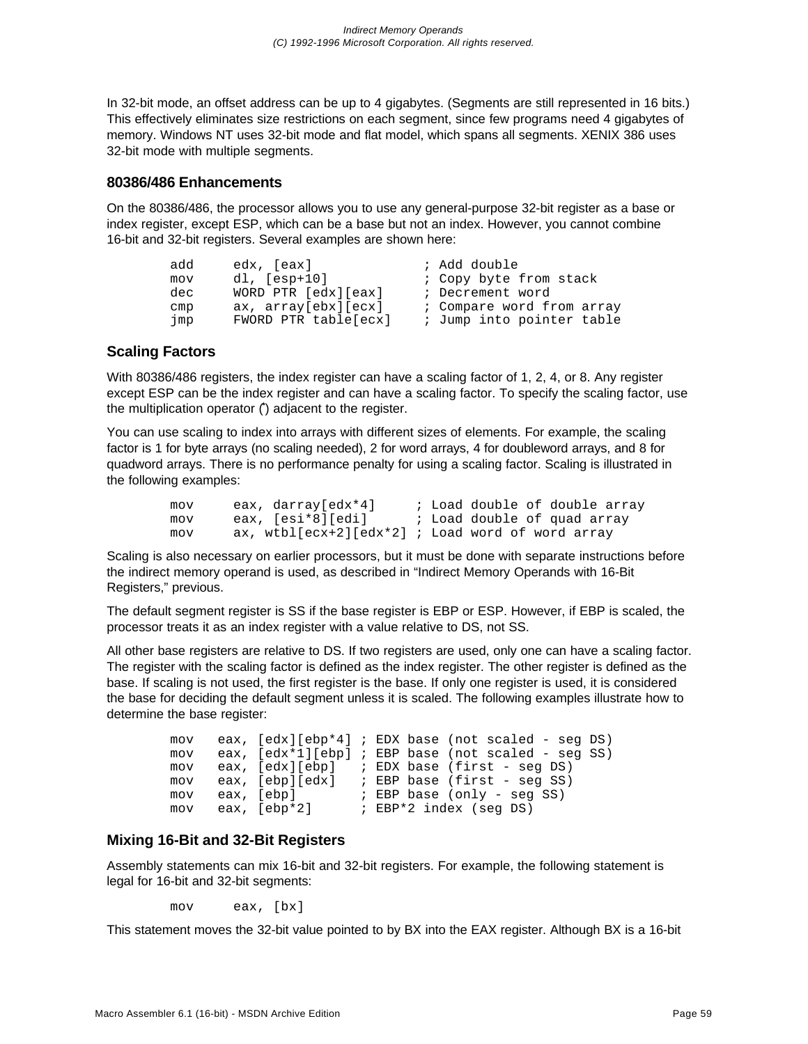In 32-bit mode, an offset address can be up to 4 gigabytes. (Segments are still represented in 16 bits.) This effectively eliminates size restrictions on each segment, since few programs need 4 gigabytes of memory. Windows NT uses 32-bit mode and flat model, which spans all segments. XENIX 386 uses 32-bit mode with multiple segments.

### 80386/486 Enhancements

On the 80386/486, the processor allows you to use any general-purpose 32-bit register as a base or index register, except ESP, which can be a base but not an index. However, you cannot combine 16-bit and 32-bit registers. Several examples are shown here:

```
add     edx, [eax]              ; Add double
mov     dl, [esp+10]            ; Copy byte from stack
dec     WORD PTR [edx][eax]     ; Decrement word
cmp     ax, array[ebx][ecx]     ; Compare word from array
jmp     FWORD PTR table[ecx]    ; Jump into pointer table
```

### Scaling Factors

With 80386/486 registers, the index register can have a scaling factor of 1, 2, 4, or 8. Any register except ESP can be the index register and can have a scaling factor. To specify the scaling factor, use the multiplication operator (*) adjacent to the register.

You can use scaling to index into arrays with different sizes of elements. For example, the scaling factor is 1 for byte arrays (no scaling needed), 2 for word arrays, 4 for doubleword arrays, and 8 for quadword arrays. There is no performance penalty for using a scaling factor. Scaling is illustrated in the following examples:

```
mov     eax, darray[edx*4]     ; Load double of double array
mov     eax, [esi*8][edi]      ; Load double of quad array
mov     ax, wtbl[ecx+2][edx*2] ; Load word of word array
```

Scaling is also necessary on earlier processors, but it must be done with separate instructions before the indirect memory operand is used, as described in “Indirect Memory Operands with 16-Bit Registers,” previous.

The default segment register is SS if the base register is EBP or ESP. However, if EBP is scaled, the processor treats it as an index register with a value relative to DS, not SS.

All other base registers are relative to DS. If two registers are used, only one can have a scaling factor. The register with the scaling factor is defined as the index register. The other register is defined as the base. If scaling is not used, the first register is the base. If only one register is used, it is considered the base for deciding the default segment unless it is scaled. The following examples illustrate how to determine the base register:

```
mov   eax, [edx][ebp*4] ; EDX base (not scaled - seg DS)
mov   eax, [edx*1][ebp] ; EBP base (not scaled - seg SS)
mov   eax, [edx][ebp]   ; EDX base (first - seg DS)
mov   eax, [ebp][edx]   ; EBP base (first - seg SS)
mov   eax, [ebp]        ; EBP base (only - seg SS)
mov   eax, [ebp*2]      ; EBP*2 index (seg DS)
```

### Mixing 16-Bit and 32-Bit Registers

Assembly statements can mix 16-bit and 32-bit registers. For example, the following statement is legal for 16-bit and 32-bit segments:

```
mov     eax, [bx]
```

This statement moves the 32-bit value pointed to by BX into the EAX register. Although BX is a 16-bit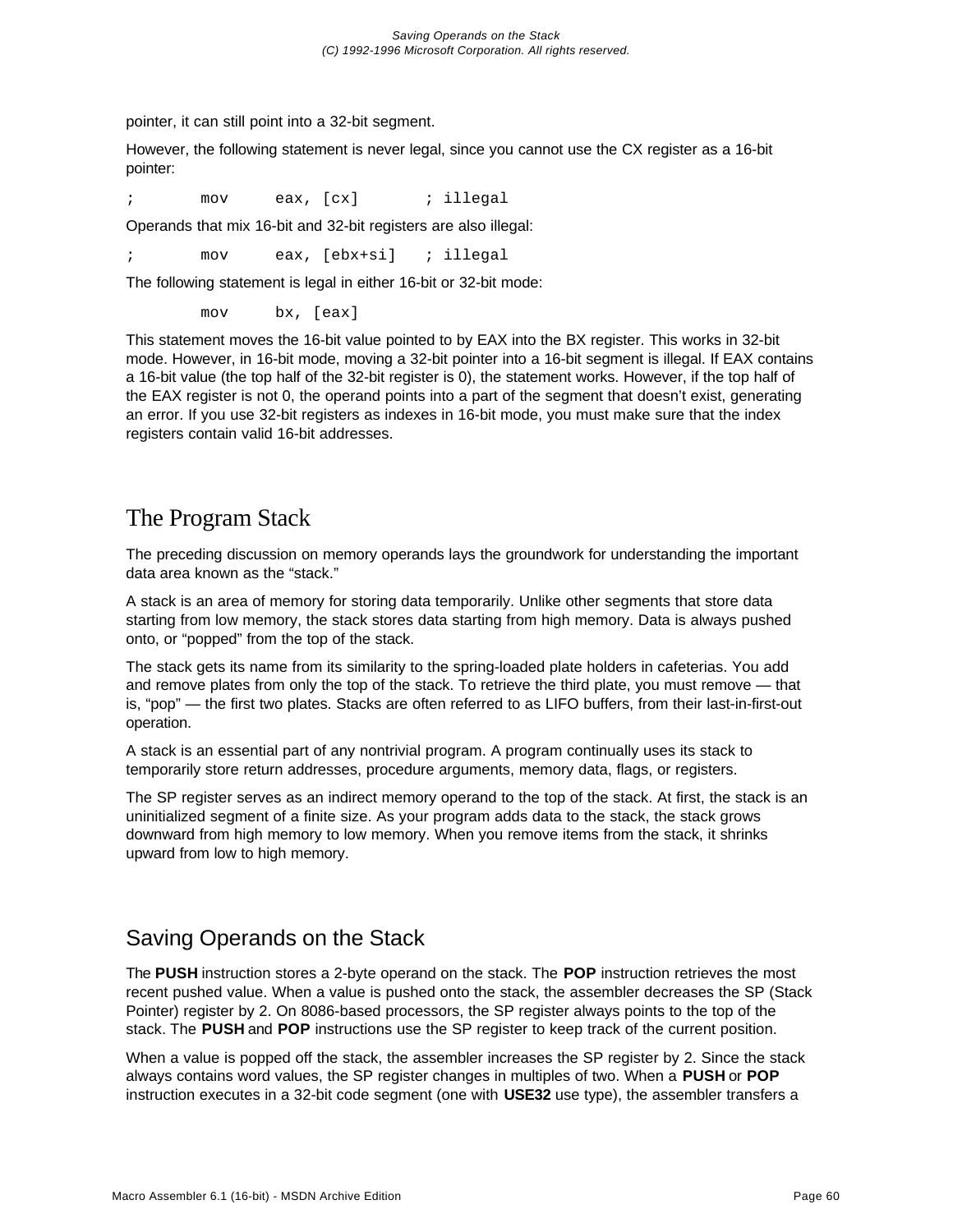pointer, it can still point into a 32-bit segment.

However, the following statement is never legal, since you cannot use the CX register as a 16-bit pointer:

```
;       mov     eax, [cx]       ; illegal
```

Operands that mix 16-bit and 32-bit registers are also illegal:

```
;       mov     eax, [ebx+si]   ; illegal
```

The following statement is legal in either 16-bit or 32-bit mode:

```
        mov     bx, [eax]
```

This statement moves the 16-bit value pointed to by EAX into the BX register. This works in 32-bit mode. However, in 16-bit mode, moving a 32-bit pointer into a 16-bit segment is illegal. If EAX contains a 16-bit value (the top half of the 32-bit register is 0), the statement works. However, if the top half of the EAX register is not 0, the operand points into a part of the segment that doesn't exist, generating an error. If you use 32-bit registers as indexes in 16-bit mode, you must make sure that the index registers contain valid 16-bit addresses.

# The Program Stack

The preceding discussion on memory operands lays the groundwork for understanding the important data area known as the "stack."

A stack is an area of memory for storing data temporarily. Unlike other segments that store data starting from low memory, the stack stores data starting from high memory. Data is always pushed onto, or "popped" from the top of the stack.

The stack gets its name from its similarity to the spring-loaded plate holders in cafeterias. You add and remove plates from only the top of the stack. To retrieve the third plate, you must remove — that is, "pop" — the first two plates. Stacks are often referred to as LIFO buffers, from their last-in-first-out operation.

A stack is an essential part of any nontrivial program. A program continually uses its stack to temporarily store return addresses, procedure arguments, memory data, flags, or registers.

The SP register serves as an indirect memory operand to the top of the stack. At first, the stack is an uninitialized segment of a finite size. As your program adds data to the stack, the stack grows downward from high memory to low memory. When you remove items from the stack, it shrinks upward from low to high memory.

## Saving Operands on the Stack

The **PUSH** instruction stores a 2-byte operand on the stack. The **POP** instruction retrieves the most recent pushed value. When a value is pushed onto the stack, the assembler decreases the SP (Stack Pointer) register by 2. On 8086-based processors, the SP register always points to the top of the stack. The **PUSH** and **POP** instructions use the SP register to keep track of the current position.

When a value is popped off the stack, the assembler increases the SP register by 2. Since the stack always contains word values, the SP register changes in multiples of two. When a **PUSH** or **POP** instruction executes in a 32-bit code segment (one with **USE32** use type), the assembler transfers a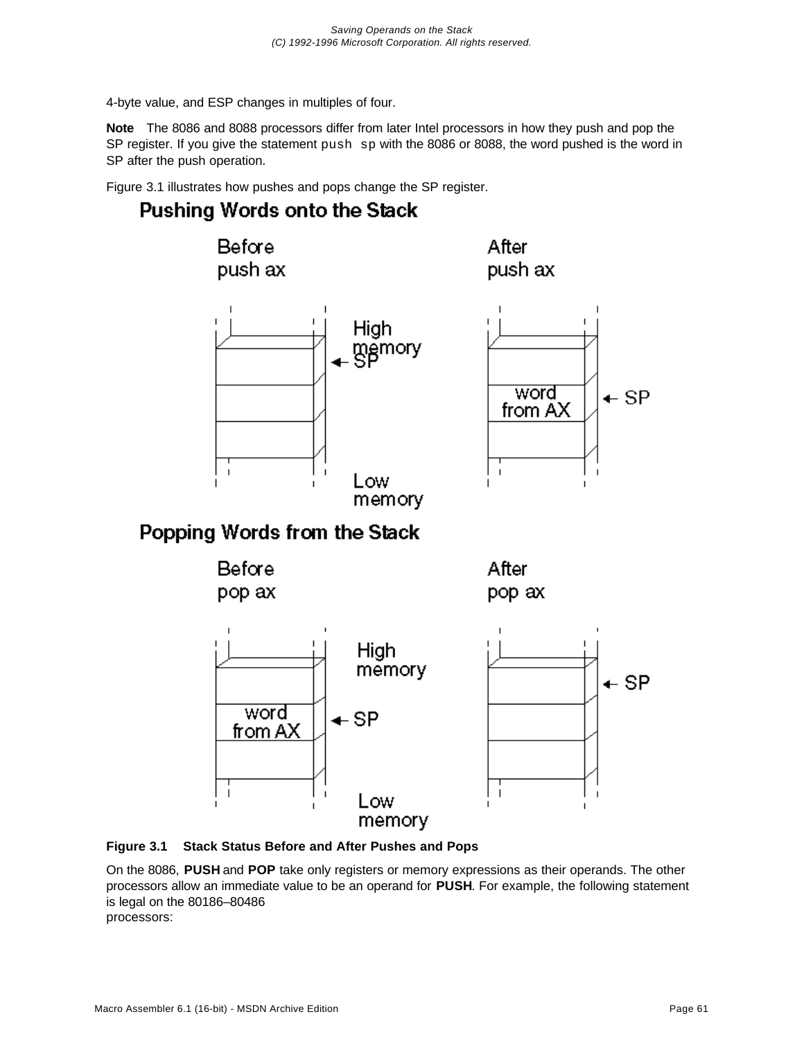4-byte value, and ESP changes in multiples of four.

**Note** The 8086 and 8088 processors differ from later Intel processors in how they push and pop the SP register. If you give the statement `push sp` with the 8086 or 8088, the word pushed is the word in SP after the push operation.

Figure 3.1 illustrates how pushes and pops change the SP register.

**Figure 3.1 Stack Status Before and After Pushes and Pops**

On the 8086, **PUSH** and **POP** take only registers or memory expressions as their operands. The other processors allow an immediate value to be an operand for **PUSH**. For example, the following statement is legal on the 80186–80486 processors: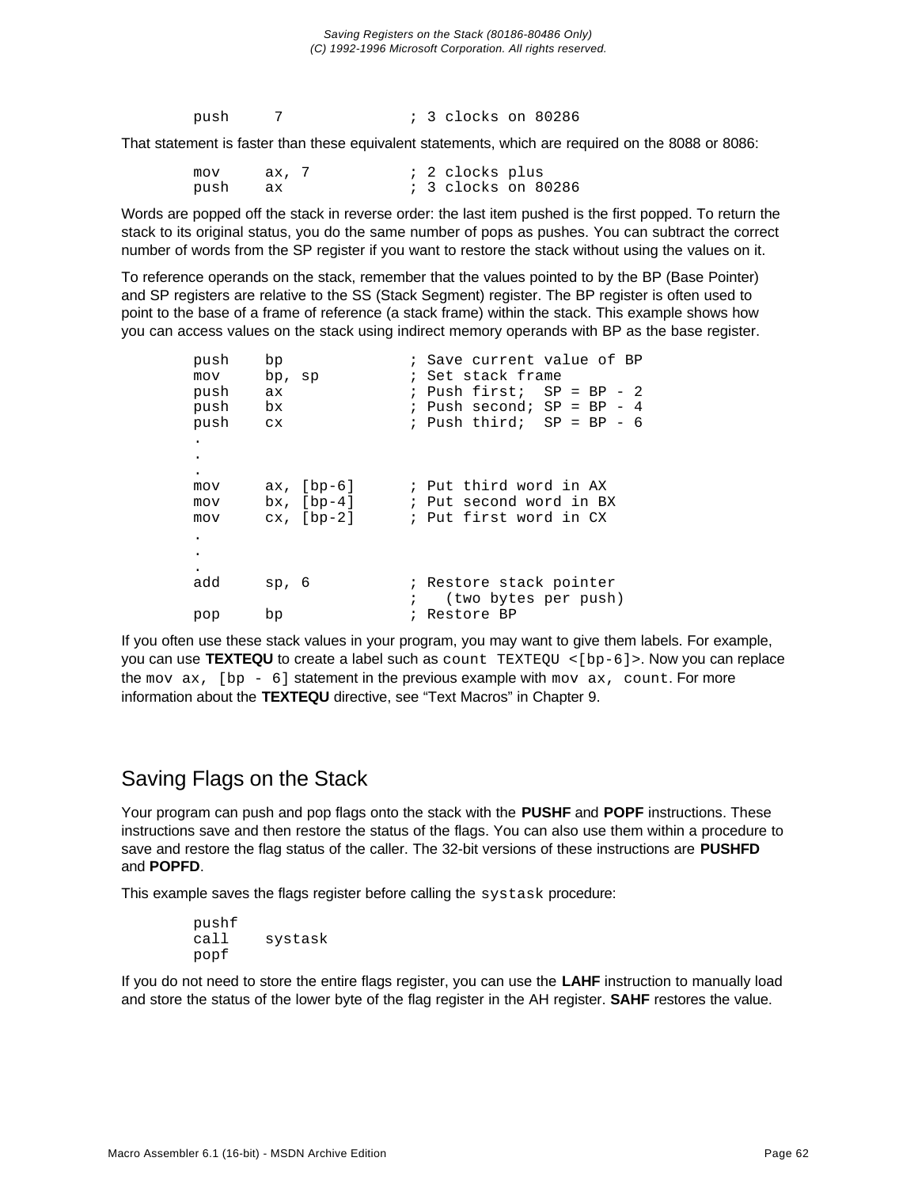```
        push    7               ; 3 clocks on 80286
```

That statement is faster than these equivalent statements, which are required on the 8088 or 8086:

```
        mov     ax, 7           ; 2 clocks plus
        push    ax              ; 3 clocks on 80286
```

Words are popped off the stack in reverse order: the last item pushed is the first popped. To return the stack to its original status, you do the same number of pops as pushes. You can subtract the correct number of words from the SP register if you want to restore the stack without using the values on it.

To reference operands on the stack, remember that the values pointed to by the BP (Base Pointer) and SP registers are relative to the SS (Stack Segment) register. The BP register is often used to point to the base of a frame of reference (a stack frame) within the stack. This example shows how you can access values on the stack using indirect memory operands with BP as the base register.

```
        push    bp              ; Save current value of BP
        mov     bp, sp          ; Set stack frame
        push    ax              ; Push first;  SP = BP - 2
        push    bx              ; Push second; SP = BP - 4
        push    cx              ; Push third;  SP = BP - 6
        .
        .
        .
        mov     ax, [bp-6]      ; Put third word in AX
        mov     bx, [bp-4]      ; Put second word in BX
        mov     cx, [bp-2]      ; Put first word in CX
        .
        .
        .
        add     sp, 6           ; Restore stack pointer
                                ;   (two bytes per push)
        pop     bp              ; Restore BP
```

If you often use these stack values in your program, you may want to give them labels. For example, you can use **TEXTEQU** to create a label such as `count TEXTEQU <[bp-6]>`. Now you can replace the `mov ax, [bp - 6]` statement in the previous example with `mov ax, count`. For more information about the **TEXTEQU** directive, see “Text Macros” in Chapter 9.

## Saving Flags on the Stack

Your program can push and pop flags onto the stack with the **PUSHF** and **POPF** instructions. These instructions save and then restore the status of the flags. You can also use them within a procedure to save and restore the flag status of the caller. The 32-bit versions of these instructions are **PUSHFD** and **POPFD**.

This example saves the flags register before calling the `systask` procedure:

```
        pushf
        call    systask
        popf
```

If you do not need to store the entire flags register, you can use the **LAHF** instruction to manually load and store the status of the lower byte of the flag register in the AH register. **SAHF** restores the value.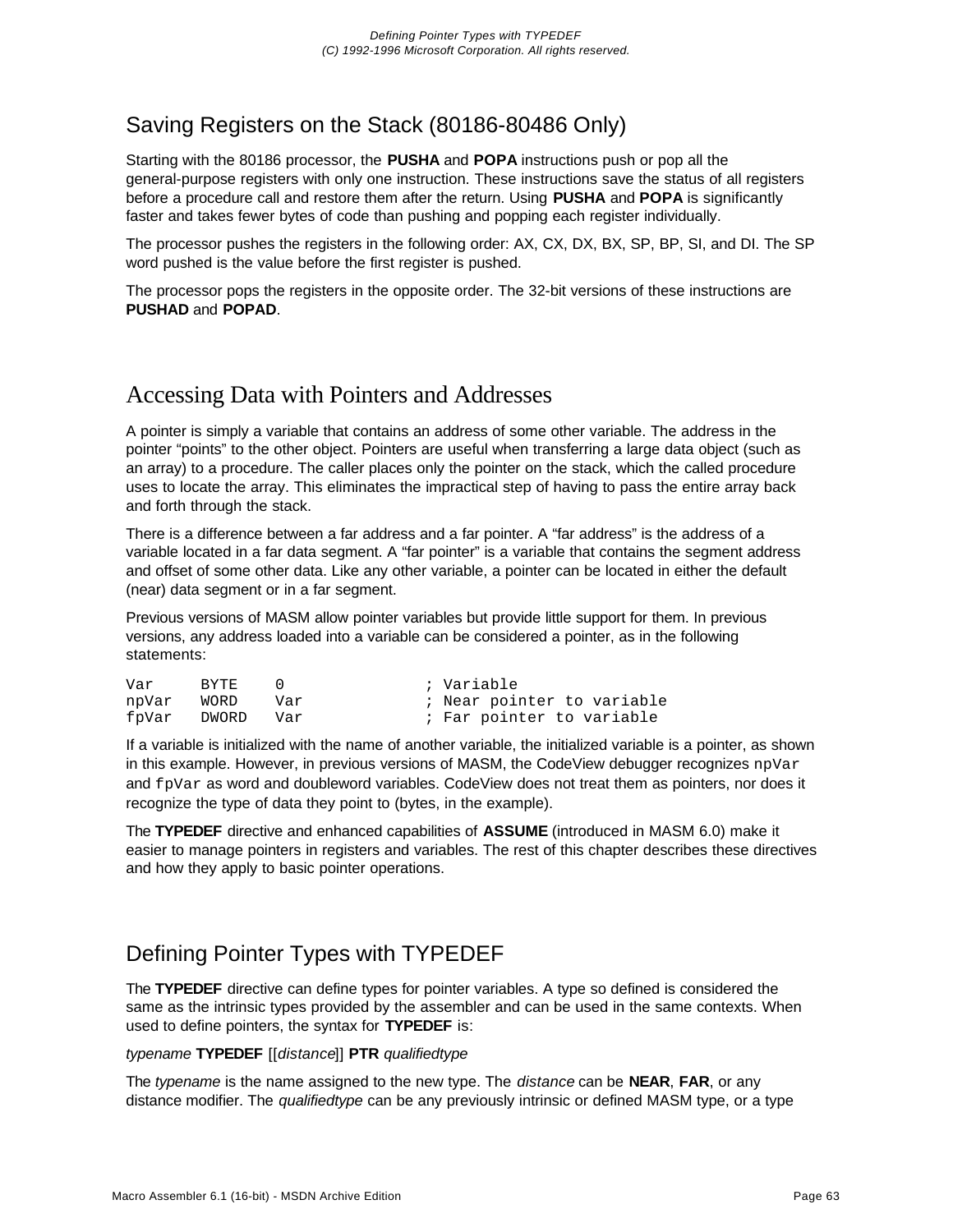## Saving Registers on the Stack (80186-80486 Only)

Starting with the 80186 processor, the **PUSHA** and **POPA** instructions push or pop all the general-purpose registers with only one instruction. These instructions save the status of all registers before a procedure call and restore them after the return. Using **PUSHA** and **POPA** is significantly faster and takes fewer bytes of code than pushing and popping each register individually.

The processor pushes the registers in the following order: AX, CX, DX, BX, SP, BP, SI, and DI. The SP word pushed is the value before the first register is pushed.

The processor pops the registers in the opposite order. The 32-bit versions of these instructions are **PUSHAD** and **POPAD**.

## Accessing Data with Pointers and Addresses

A pointer is simply a variable that contains an address of some other variable. The address in the pointer "points" to the other object. Pointers are useful when transferring a large data object (such as an array) to a procedure. The caller places only the pointer on the stack, which the called procedure uses to locate the array. This eliminates the impractical step of having to pass the entire array back and forth through the stack.

There is a difference between a far address and a far pointer. A "far address" is the address of a variable located in a far data segment. A "far pointer" is a variable that contains the segment address and offset of some other data. Like any other variable, a pointer can be located in either the default (near) data segment or in a far segment.

Previous versions of MASM allow pointer variables but provide little support for them. In previous versions, any address loaded into a variable can be considered a pointer, as in the following statements:

```
Var     BYTE    0               ; Variable
npVar   WORD    Var             ; Near pointer to variable
fpVar   DWORD   Var             ; Far pointer to variable
```

If a variable is initialized with the name of another variable, the initialized variable is a pointer, as shown in this example. However, in previous versions of MASM, the CodeView debugger recognizes `npVar` and `fpVar` as word and doubleword variables. CodeView does not treat them as pointers, nor does it recognize the type of data they point to (bytes, in the example).

The **TYPEDEF** directive and enhanced capabilities of **ASSUME** (introduced in MASM 6.0) make it easier to manage pointers in registers and variables. The rest of this chapter describes these directives and how they apply to basic pointer operations.

## Defining Pointer Types with TYPEDEF

The **TYPEDEF** directive can define types for pointer variables. A type so defined is considered the same as the intrinsic types provided by the assembler and can be used in the same contexts. When used to define pointers, the syntax for **TYPEDEF** is:

*typename* **TYPEDEF** [[*distance*]] **PTR** *qualifiedtype*

The *typename* is the name assigned to the new type. The *distance* can be **NEAR**, **FAR**, or any distance modifier. The *qualifiedtype* can be any previously intrinsic or defined MASM type, or a type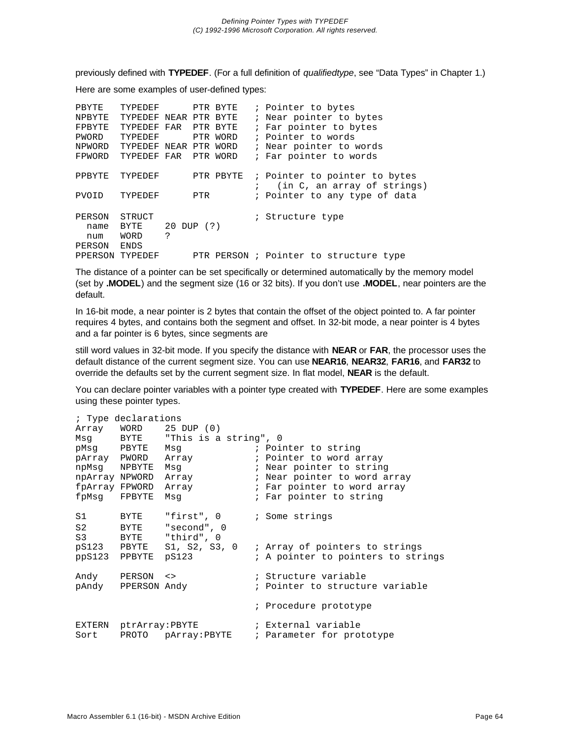previously defined with **TYPEDEF**. (For a full definition of *qualifiedtype*, see “Data Types” in Chapter 1.)

Here are some examples of user-defined types:

```
PBYTE   TYPEDEF      PTR BYTE   ; Pointer to bytes
NPBYTE  TYPEDEF NEAR PTR BYTE   ; Near pointer to bytes
FPBYTE  TYPEDEF FAR  PTR BYTE   ; Far pointer to bytes
PWORD   TYPEDEF      PTR WORD   ; Pointer to words
NPWORD  TYPEDEF NEAR PTR WORD   ; Near pointer to words
FPWORD  TYPEDEF FAR  PTR WORD   ; Far pointer to words

PPBYTE  TYPEDEF      PTR PBYTE  ; Pointer to pointer to bytes
                                ;   (in C, an array of strings)
PVOID   TYPEDEF      PTR        ; Pointer to any type of data

PERSON  STRUCT                  ; Structure type
  name  BYTE    20 DUP (?)
  num   WORD    ?
PERSON  ENDS
PPERSON TYPEDEF      PTR PERSON ; Pointer to structure type
```

The distance of a pointer can be set specifically or determined automatically by the memory model (set by **.MODEL**) and the segment size (16 or 32 bits). If you don’t use **.MODEL**, near pointers are the default.

In 16-bit mode, a near pointer is 2 bytes that contain the offset of the object pointed to. A far pointer requires 4 bytes, and contains both the segment and offset. In 32-bit mode, a near pointer is 4 bytes and a far pointer is 6 bytes, since segments are

still word values in 32-bit mode. If you specify the distance with **NEAR** or **FAR**, the processor uses the default distance of the current segment size. You can use **NEAR16**, **NEAR32**, **FAR16**, and **FAR32** to override the defaults set by the current segment size. In flat model, **NEAR** is the default.

You can declare pointer variables with a pointer type created with **TYPEDEF**. Here are some examples using these pointer types.

```
; Type declarations
Array   WORD    25 DUP (0)
Msg     BYTE    "This is a string", 0
pMsg    PBYTE   Msg             ; Pointer to string
pArray  PWORD   Array           ; Pointer to word array
npMsg   NPBYTE  Msg             ; Near pointer to string
npArray NPWORD  Array           ; Near pointer to word array
fpArray FPWORD  Array           ; Far pointer to word array
fpMsg   FPBYTE  Msg             ; Far pointer to string

S1      BYTE    "first", 0      ; Some strings
S2      BYTE    "second", 0
S3      BYTE    "third", 0
pS123   PBYTE   S1, S2, S3, 0   ; Array of pointers to strings
ppS123  PPBYTE  pS123           ; A pointer to pointers to strings

Andy    PERSON  <>              ; Structure variable
pAndy   PPERSON Andy            ; Pointer to structure variable

                                ; Procedure prototype

EXTERN  ptrArray:PBYTE          ; External variable
Sort    PROTO   pArray:PBYTE    ; Parameter for prototype
```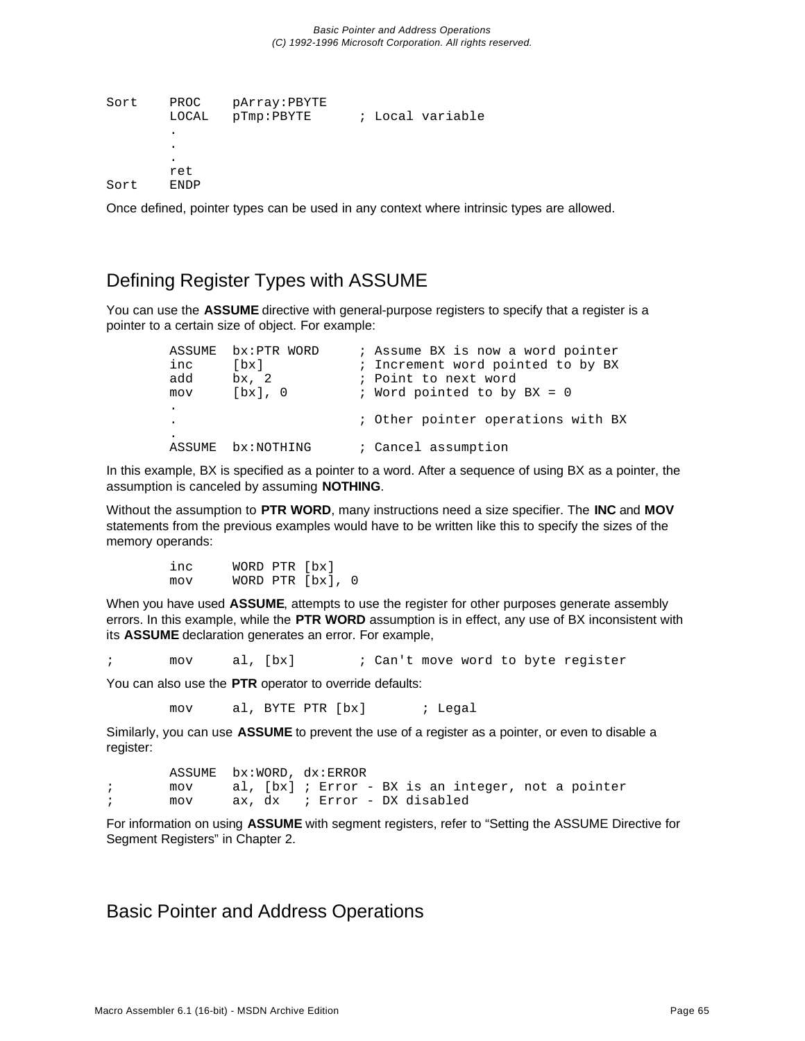```
Sort    PROC    pArray:PBYTE
        LOCAL   pTmp:PBYTE      ; Local variable
        .
        .
        .
        ret
Sort    ENDP
```

Once defined, pointer types can be used in any context where intrinsic types are allowed.

## Defining Register Types with ASSUME

You can use the **ASSUME** directive with general-purpose registers to specify that a register is a pointer to a certain size of object. For example:

```
        ASSUME  bx:PTR WORD     ; Assume BX is now a word pointer
        inc     [bx]            ; Increment word pointed to by BX
        add     bx, 2           ; Point to next word
        mov     [bx], 0         ; Word pointed to by BX = 0
        .
        .                       ; Other pointer operations with BX
        .
        ASSUME  bx:NOTHING      ; Cancel assumption
```

In this example, BX is specified as a pointer to a word. After a sequence of using BX as a pointer, the assumption is canceled by assuming **NOTHING**.

Without the assumption to **PTR WORD**, many instructions need a size specifier. The **INC** and **MOV** statements from the previous examples would have to be written like this to specify the sizes of the memory operands:

```
        inc     WORD PTR [bx]
        mov     WORD PTR [bx], 0
```

When you have used **ASSUME**, attempts to use the register for other purposes generate assembly errors. In this example, while the **PTR WORD** assumption is in effect, any use of BX inconsistent with its **ASSUME** declaration generates an error. For example,

```
;       mov     al, [bx]        ; Can't move word to byte register
```

You can also use the **PTR** operator to override defaults:

```
        mov     al, BYTE PTR [bx]       ; Legal
```

Similarly, you can use **ASSUME** to prevent the use of a register as a pointer, or even to disable a register:

```
        ASSUME  bx:WORD, dx:ERROR
;       mov     al, [bx] ; Error - BX is an integer, not a pointer
;       mov     ax, dx   ; Error - DX disabled
```

For information on using **ASSUME** with segment registers, refer to "Setting the ASSUME Directive for Segment Registers" in Chapter 2.

## Basic Pointer and Address Operations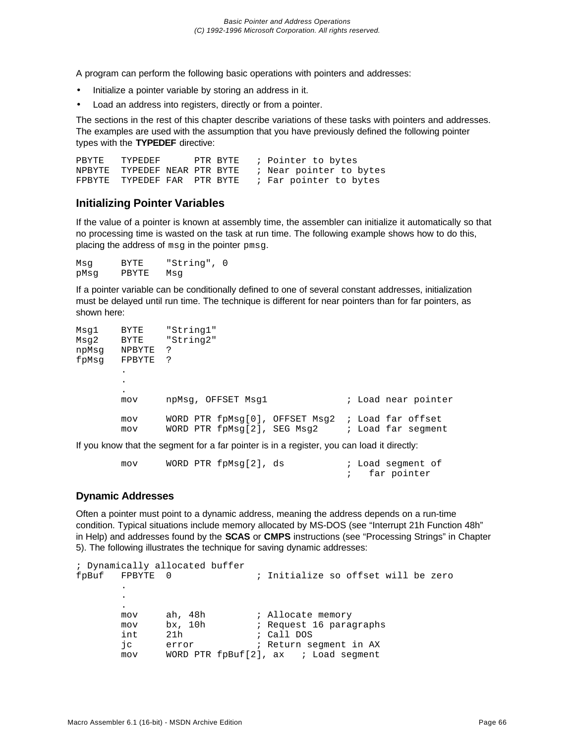A program can perform the following basic operations with pointers and addresses:

- Initialize a pointer variable by storing an address in it.
- Load an address into registers, directly or from a pointer.

The sections in the rest of this chapter describe variations of these tasks with pointers and addresses. The examples are used with the assumption that you have previously defined the following pointer types with the **TYPEDEF** directive:

```
PBYTE   TYPEDEF      PTR BYTE   ; Pointer to bytes
NPBYTE  TYPEDEF NEAR PTR BYTE   ; Near pointer to bytes
FPBYTE  TYPEDEF FAR  PTR BYTE   ; Far pointer to bytes
```

### Initializing Pointer Variables

If the value of a pointer is known at assembly time, the assembler can initialize it automatically so that no processing time is wasted on the task at run time. The following example shows how to do this, placing the address of `msg` in the pointer `pmsg`.

```
Msg      BYTE    "String", 0
pMsg     PBYTE   Msg
```

If a pointer variable can be conditionally defined to one of several constant addresses, initialization must be delayed until run time. The technique is different for near pointers than for far pointers, as shown here:

```
Msg1    BYTE    "String1"
Msg2    BYTE    "String2"
npMsg   NPBYTE  ?
fpMsg   FPBYTE  ?
        .
        .
        .
        mov     npMsg, OFFSET Msg1              ; Load near pointer

        mov     WORD PTR fpMsg[0], OFFSET Msg2  ; Load far offset
        mov     WORD PTR fpMsg[2], SEG Msg2     ; Load far segment
```

If you know that the segment for a far pointer is in a register, you can load it directly:

```
        mov     WORD PTR fpMsg[2], ds           ; Load segment of
                                                ;   far pointer
```

### Dynamic Addresses

Often a pointer must point to a dynamic address, meaning the address depends on a run-time condition. Typical situations include memory allocated by MS-DOS (see “Interrupt 21h Function 48h” in Help) and addresses found by the **SCAS** or **CMPS** instructions (see “Processing Strings” in Chapter 5). The following illustrates the technique for saving dynamic addresses:

```
; Dynamically allocated buffer
fpBuf   FPBYTE  0               ; Initialize so offset will be zero
        .
        .
        .
        mov     ah, 48h         ; Allocate memory
        mov     bx, 10h         ; Request 16 paragraphs
        int     21h             ; Call DOS
        jc      error           ; Return segment in AX
        mov     WORD PTR fpBuf[2], ax   ; Load segment
```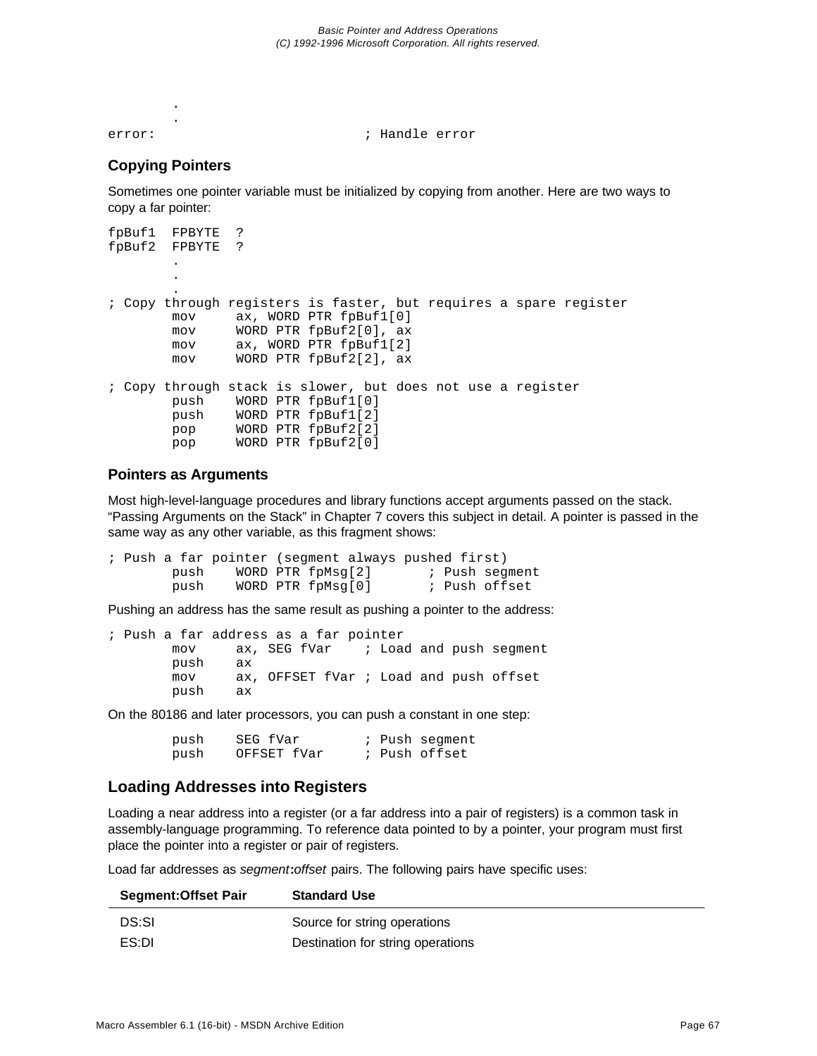```
        .
        .
error:                          ; Handle error
```

### Copying Pointers

Sometimes one pointer variable must be initialized by copying from another. Here are two ways to copy a far pointer:

```
fpBuf1  FPBYTE  ?
fpBuf2  FPBYTE  ?
        .
        .
        .
; Copy through registers is faster, but requires a spare register
        mov     ax, WORD PTR fpBuf1[0]
        mov     WORD PTR fpBuf2[0], ax
        mov     ax, WORD PTR fpBuf1[2]
        mov     WORD PTR fpBuf2[2], ax

; Copy through stack is slower, but does not use a register
        push    WORD PTR fpBuf1[0]
        push    WORD PTR fpBuf1[2]
        pop     WORD PTR fpBuf2[2]
        pop     WORD PTR fpBuf2[0]
```

### Pointers as Arguments

Most high-level-language procedures and library functions accept arguments passed on the stack. "Passing Arguments on the Stack" in Chapter 7 covers this subject in detail. A pointer is passed in the same way as any other variable, as this fragment shows:

```
; Push a far pointer (segment always pushed first)
        push    WORD PTR fpMsg[2]       ; Push segment
        push    WORD PTR fpMsg[0]       ; Push offset
```

Pushing an address has the same result as pushing a pointer to the address:

```
; Push a far address as a far pointer
        mov     ax, SEG fVar    ; Load and push segment
        push    ax
        mov     ax, OFFSET fVar ; Load and push offset
        push    ax
```

On the 80186 and later processors, you can push a constant in one step:

```
        push    SEG fVar        ; Push segment
        push    OFFSET fVar     ; Push offset
```

## Loading Addresses into Registers

Loading a near address into a register (or a far address into a pair of registers) is a common task in assembly-language programming. To reference data pointed to by a pointer, your program must first place the pointer into a register or pair of registers.

Load far addresses as *segment***:***offset* pairs. The following pairs have specific uses:

| Segment:Offset Pair | Standard Use |
|---|---|
| DS:SI | Source for string operations |
| ES:DI | Destination for string operations |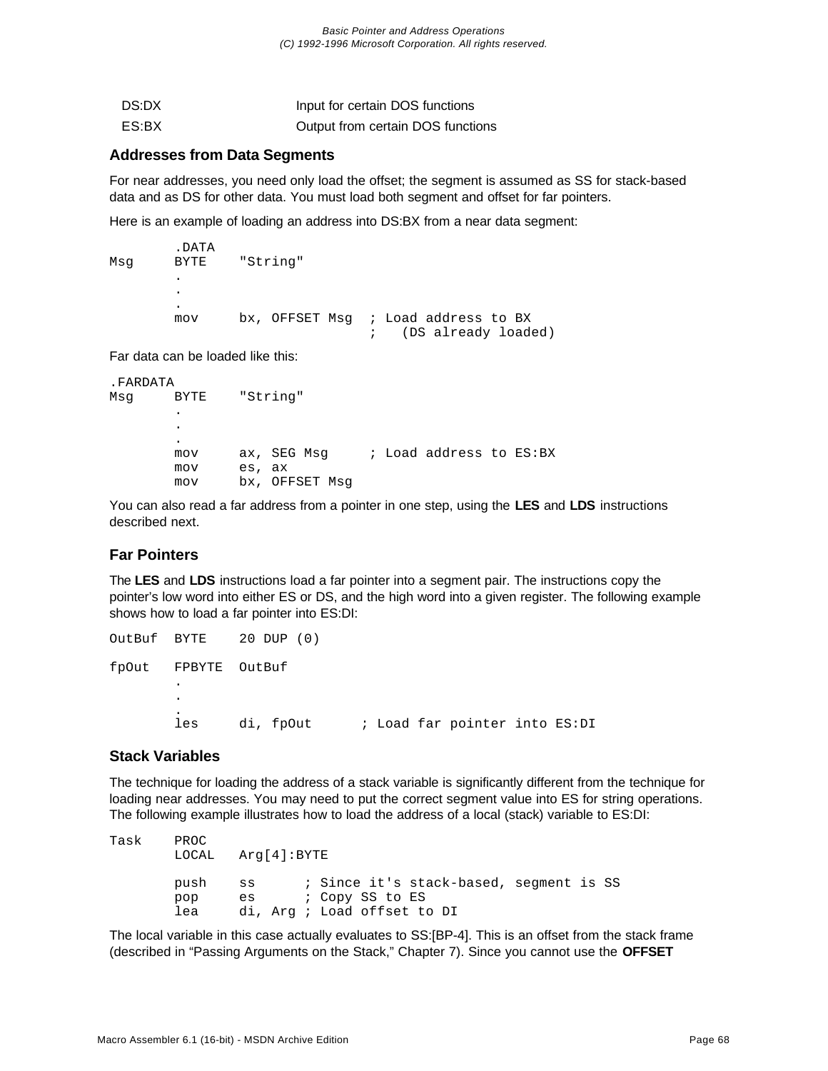| | |
|---|---|
| DS:DX | Input for certain DOS functions |
| ES:BX | Output from certain DOS functions |

### Addresses from Data Segments

For near addresses, you need only load the offset; the segment is assumed as SS for stack-based data and as DS for other data. You must load both segment and offset for far pointers.

Here is an example of loading an address into DS:BX from a near data segment:

```
        .DATA
Msg     BYTE    "String"
        .
        .
        .
        mov     bx, OFFSET Msg  ; Load address to BX
                                ;   (DS already loaded)
```

Far data can be loaded like this:

```
.FARDATA
Msg     BYTE    "String"
        .
        .
        .
        mov     ax, SEG Msg     ; Load address to ES:BX
        mov     es, ax
        mov     bx, OFFSET Msg
```

You can also read a far address from a pointer in one step, using the **LES** and **LDS** instructions described next.

### Far Pointers

The **LES** and **LDS** instructions load a far pointer into a segment pair. The instructions copy the pointer's low word into either ES or DS, and the high word into a given register. The following example shows how to load a far pointer into ES:DI:

```
OutBuf  BYTE    20 DUP (0)

fpOut   FPBYTE  OutBuf
        .
        .
        .
        les     di, fpOut      ; Load far pointer into ES:DI
```

### Stack Variables

The technique for loading the address of a stack variable is significantly different from the technique for loading near addresses. You may need to put the correct segment value into ES for string operations. The following example illustrates how to load the address of a local (stack) variable to ES:DI:

```
Task    PROC
        LOCAL   Arg[4]:BYTE

        push    ss      ; Since it's stack-based, segment is SS
        pop     es      ; Copy SS to ES
        lea     di, Arg ; Load offset to DI
```

The local variable in this case actually evaluates to SS:[BP-4]. This is an offset from the stack frame (described in "Passing Arguments on the Stack," Chapter 7). Since you cannot use the **OFFSET**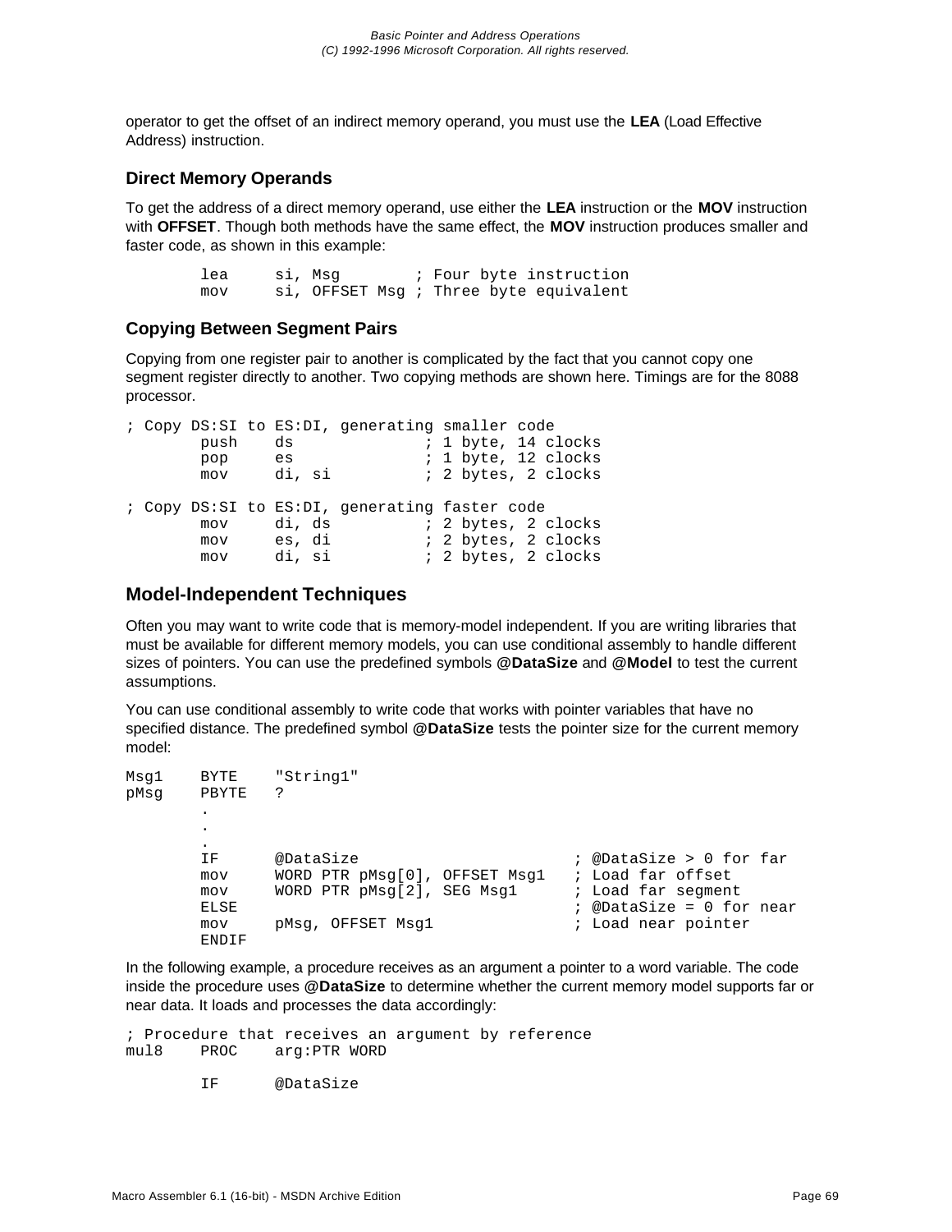operator to get the offset of an indirect memory operand, you must use the **LEA** (Load Effective Address) instruction.

### Direct Memory Operands

To get the address of a direct memory operand, use either the **LEA** instruction or the **MOV** instruction with **OFFSET**. Though both methods have the same effect, the **MOV** instruction produces smaller and faster code, as shown in this example:

```
        lea     si, Msg        ; Four byte instruction
        mov     si, OFFSET Msg ; Three byte equivalent
```

### Copying Between Segment Pairs

Copying from one register pair to another is complicated by the fact that you cannot copy one segment register directly to another. Two copying methods are shown here. Timings are for the 8088 processor.

```
; Copy DS:SI to ES:DI, generating smaller code
        push    ds              ; 1 byte, 14 clocks
        pop     es              ; 1 byte, 12 clocks
        mov     di, si          ; 2 bytes, 2 clocks

; Copy DS:SI to ES:DI, generating faster code
        mov     di, ds          ; 2 bytes, 2 clocks
        mov     es, di          ; 2 bytes, 2 clocks
        mov     di, si          ; 2 bytes, 2 clocks
```

### Model-Independent Techniques

Often you may want to write code that is memory-model independent. If you are writing libraries that must be available for different memory models, you can use conditional assembly to handle different sizes of pointers. You can use the predefined symbols **@DataSize** and **@Model** to test the current assumptions.

You can use conditional assembly to write code that works with pointer variables that have no specified distance. The predefined symbol **@DataSize** tests the pointer size for the current memory model:

```
Msg1    BYTE    "String1"
pMsg    PBYTE   ?
        .
        .
        .
        IF      @DataSize                     ; @DataSize > 0 for far
        mov     WORD PTR pMsg[0], OFFSET Msg1   ; Load far offset
        mov     WORD PTR pMsg[2], SEG Msg1      ; Load far segment
        ELSE                                  ; @DataSize = 0 for near
        mov     pMsg, OFFSET Msg1             ; Load near pointer
        ENDIF
```

In the following example, a procedure receives as an argument a pointer to a word variable. The code inside the procedure uses **@DataSize** to determine whether the current memory model supports far or near data. It loads and processes the data accordingly:

```
; Procedure that receives an argument by reference
mul8    PROC    arg:PTR WORD

        IF      @DataSize
```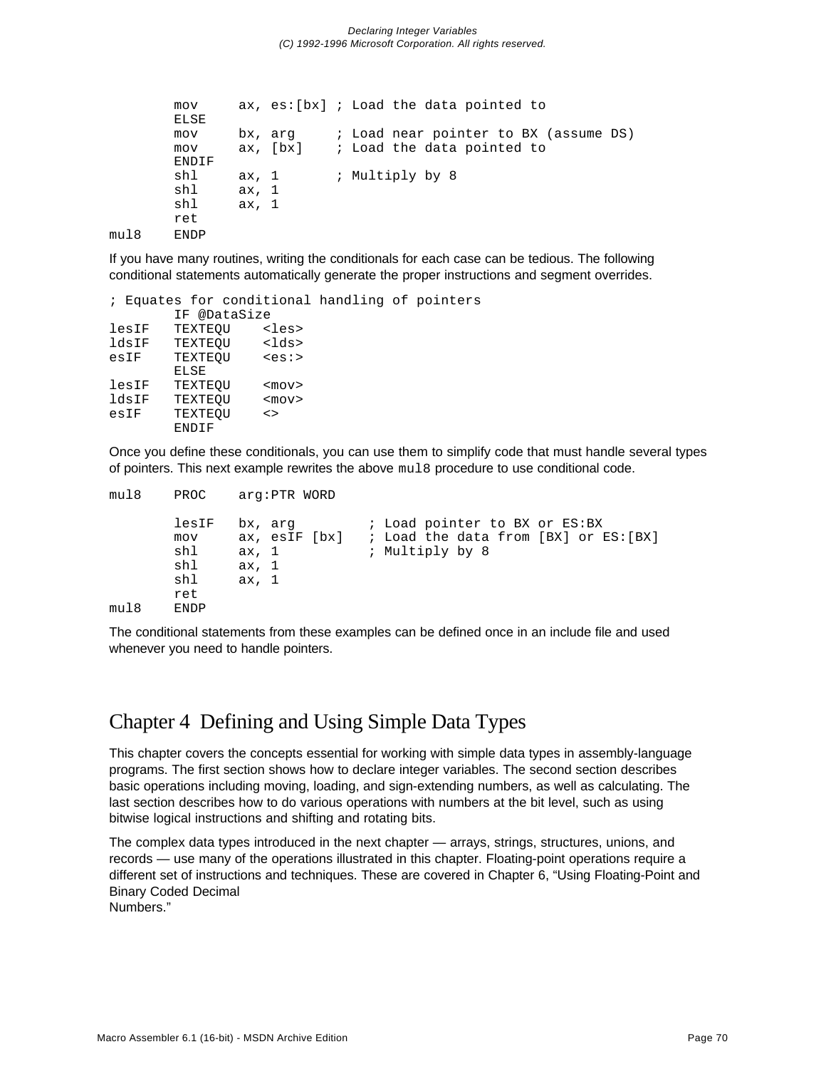```
        mov     ax, es:[bx] ; Load the data pointed to
        ELSE
        mov     bx, arg     ; Load near pointer to BX (assume DS)
        mov     ax, [bx]    ; Load the data pointed to
        ENDIF
        shl     ax, 1       ; Multiply by 8
        shl     ax, 1
        shl     ax, 1
        ret
mul8    ENDP
```

If you have many routines, writing the conditionals for each case can be tedious. The following conditional statements automatically generate the proper instructions and segment overrides.

```
; Equates for conditional handling of pointers
        IF @DataSize
lesIF   TEXTEQU    <les>
ldsIF   TEXTEQU    <lds>
esIF    TEXTEQU    <es:>
        ELSE
lesIF   TEXTEQU    <mov>
ldsIF   TEXTEQU    <mov>
esIF    TEXTEQU    <>
        ENDIF
```

Once you define these conditionals, you can use them to simplify code that must handle several types of pointers. This next example rewrites the above `mul8` procedure to use conditional code.

```
mul8    PROC    arg:PTR WORD

        lesIF   bx, arg         ; Load pointer to BX or ES:BX
        mov     ax, esIF [bx]   ; Load the data from [BX] or ES:[BX]
        shl     ax, 1           ; Multiply by 8
        shl     ax, 1
        shl     ax, 1
        ret
mul8    ENDP
```

The conditional statements from these examples can be defined once in an include file and used whenever you need to handle pointers.

# Chapter 4 Defining and Using Simple Data Types

This chapter covers the concepts essential for working with simple data types in assembly-language programs. The first section shows how to declare integer variables. The second section describes basic operations including moving, loading, and sign-extending numbers, as well as calculating. The last section describes how to do various operations with numbers at the bit level, such as using bitwise logical instructions and shifting and rotating bits.

The complex data types introduced in the next chapter — arrays, strings, structures, unions, and records — use many of the operations illustrated in this chapter. Floating-point operations require a different set of instructions and techniques. These are covered in Chapter 6, “Using Floating-Point and Binary Coded Decimal Numbers.”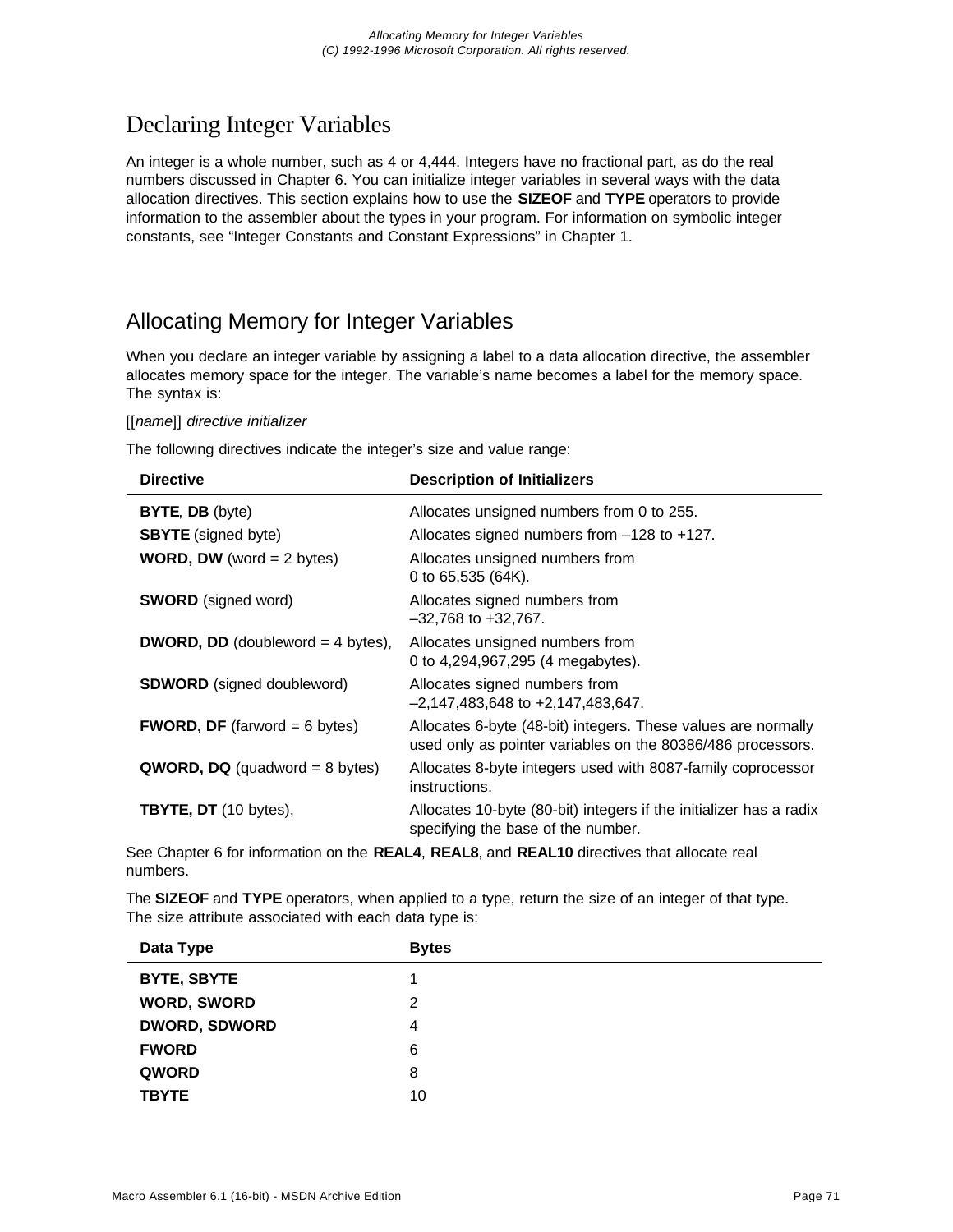# Declaring Integer Variables

An integer is a whole number, such as 4 or 4,444. Integers have no fractional part, as do the real numbers discussed in Chapter 6. You can initialize integer variables in several ways with the data allocation directives. This section explains how to use the **SIZEOF** and **TYPE** operators to provide information to the assembler about the types in your program. For information on symbolic integer constants, see “Integer Constants and Constant Expressions” in Chapter 1.

## Allocating Memory for Integer Variables

When you declare an integer variable by assigning a label to a data allocation directive, the assembler allocates memory space for the integer. The variable’s name becomes a label for the memory space. The syntax is:

[[*name*]] *directive initializer*

The following directives indicate the integer’s size and value range:

| Directive | Description of Initializers |
|---|---|
| **BYTE**, **DB** (byte) | Allocates unsigned numbers from 0 to 255. |
| **SBYTE** (signed byte) | Allocates signed numbers from –128 to +127. |
| **WORD, DW** (word = 2 bytes) | Allocates unsigned numbers from 0 to 65,535 (64K). |
| **SWORD** (signed word) | Allocates signed numbers from –32,768 to +32,767. |
| **DWORD, DD** (doubleword = 4 bytes), | Allocates unsigned numbers from 0 to 4,294,967,295 (4 megabytes). |
| **SDWORD** (signed doubleword) | Allocates signed numbers from –2,147,483,648 to +2,147,483,647. |
| **FWORD, DF** (farword = 6 bytes) | Allocates 6-byte (48-bit) integers. These values are normally used only as pointer variables on the 80386/486 processors. |
| **QWORD, DQ** (quadword = 8 bytes) | Allocates 8-byte integers used with 8087-family coprocessor instructions. |
| **TBYTE, DT** (10 bytes), | Allocates 10-byte (80-bit) integers if the initializer has a radix specifying the base of the number. |

See Chapter 6 for information on the **REAL4**, **REAL8**, and **REAL10** directives that allocate real numbers.

The **SIZEOF** and **TYPE** operators, when applied to a type, return the size of an integer of that type. The size attribute associated with each data type is:

| Data Type | Bytes |
|---|---|
| **BYTE, SBYTE** | 1 |
| **WORD, SWORD** | 2 |
| **DWORD, SDWORD** | 4 |
| **FWORD** | 6 |
| **QWORD** | 8 |
| **TBYTE** | 10 |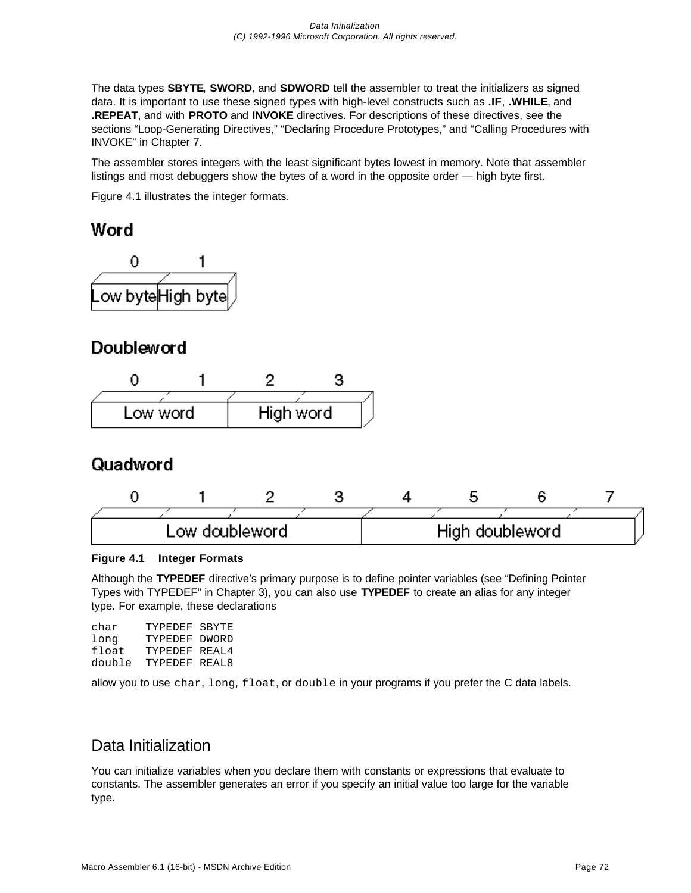The data types **SBYTE**, **SWORD**, and **SDWORD** tell the assembler to treat the initializers as signed data. It is important to use these signed types with high-level constructs such as **.IF**, **.WHILE**, and **.REPEAT**, and with **PROTO** and **INVOKE** directives. For descriptions of these directives, see the sections "Loop-Generating Directives," "Declaring Procedure Prototypes," and "Calling Procedures with INVOKE" in Chapter 7.

The assembler stores integers with the least significant bytes lowest in memory. Note that assembler listings and most debuggers show the bytes of a word in the opposite order — high byte first.

Figure 4.1 illustrates the integer formats.

**Word**

| 0 | 1 |
|---|---|
| Low byte | High byte |

**Doubleword**

| 0 | 1 | 2 | 3 |
|---|---|---|---|
| Low word | | High word | |

**Quadword**

| 0 | 1 | 2 | 3 | 4 | 5 | 6 | 7 |
|---|---|---|---|---|---|---|---|
| Low doubleword | | | | High doubleword | | | |

**Figure 4.1 Integer Formats**

Although the **TYPEDEF** directive's primary purpose is to define pointer variables (see "Defining Pointer Types with TYPEDEF" in Chapter 3), you can also use **TYPEDEF** to create an alias for any integer type. For example, these declarations

```
char    TYPEDEF SBYTE
long    TYPEDEF DWORD
float   TYPEDEF REAL4
double  TYPEDEF REAL8
```

allow you to use `char`, `long`, `float`, or `double` in your programs if you prefer the C data labels.

## Data Initialization

You can initialize variables when you declare them with constants or expressions that evaluate to constants. The assembler generates an error if you specify an initial value too large for the variable type.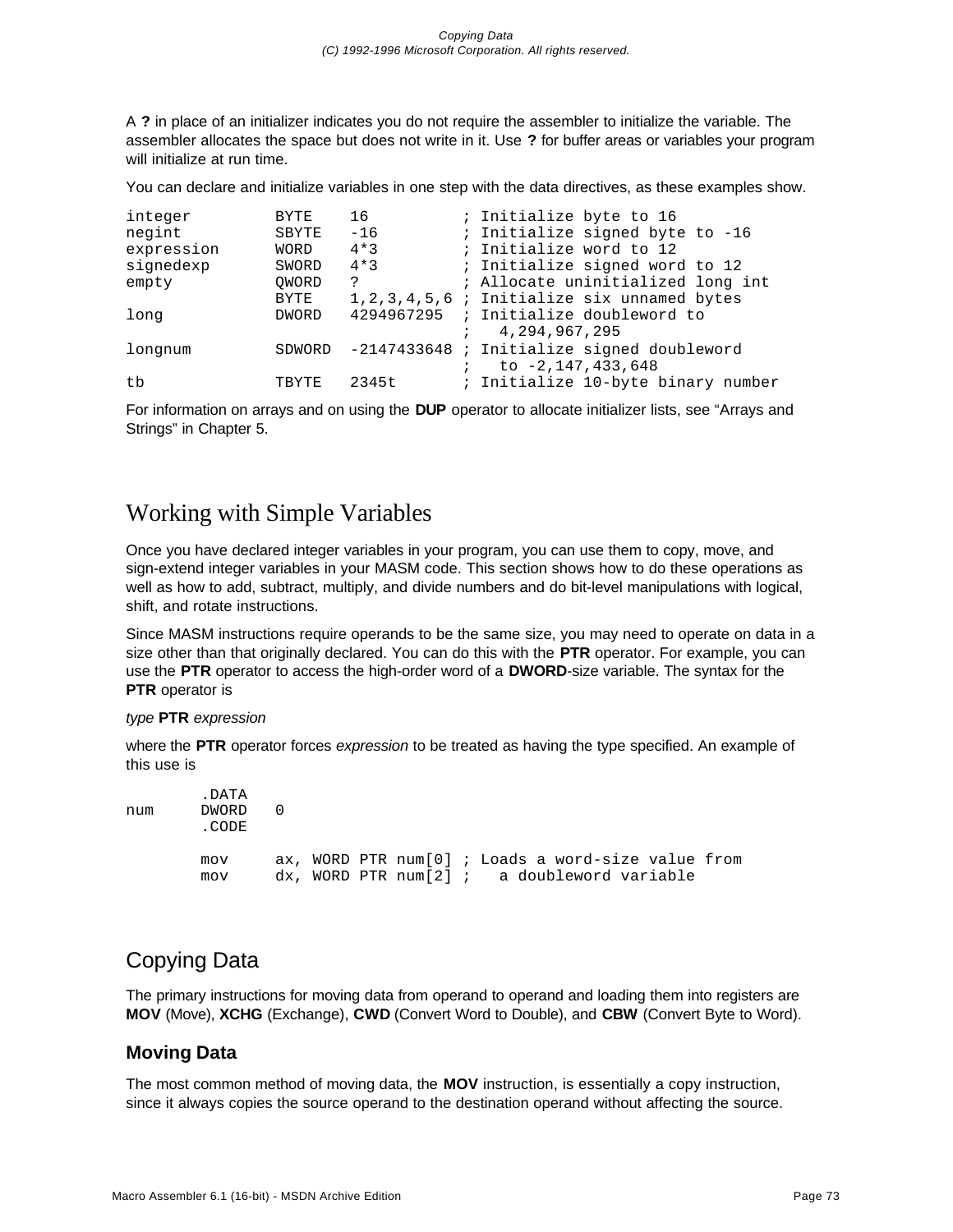A **?** in place of an initializer indicates you do not require the assembler to initialize the variable. The assembler allocates the space but does not write in it. Use **?** for buffer areas or variables your program will initialize at run time.

You can declare and initialize variables in one step with the data directives, as these examples show.

```
integer         BYTE    16          ; Initialize byte to 16
negint          SBYTE   -16         ; Initialize signed byte to -16
expression      WORD    4*3         ; Initialize word to 12
signedexp       SWORD   4*3         ; Initialize signed word to 12
empty           QWORD   ?           ; Allocate uninitialized long int
                BYTE    1,2,3,4,5,6 ; Initialize six unnamed bytes
long            DWORD   4294967295  ; Initialize doubleword to
                                    ;   4,294,967,295
longnum         SDWORD  -2147433648 ; Initialize signed doubleword
                                    ;   to -2,147,433,648
tb              TBYTE   2345t       ; Initialize 10-byte binary number
```

For information on arrays and on using the **DUP** operator to allocate initializer lists, see “Arrays and Strings” in Chapter 5.

# Working with Simple Variables

Once you have declared integer variables in your program, you can use them to copy, move, and sign-extend integer variables in your MASM code. This section shows how to do these operations as well as how to add, subtract, multiply, and divide numbers and do bit-level manipulations with logical, shift, and rotate instructions.

Since MASM instructions require operands to be the same size, you may need to operate on data in a size other than that originally declared. You can do this with the **PTR** operator. For example, you can use the **PTR** operator to access the high-order word of a **DWORD**-size variable. The syntax for the **PTR** operator is

*type* **PTR** *expression*

where the **PTR** operator forces *expression* to be treated as having the type specified. An example of this use is

```
        .DATA
num     DWORD   0
        .CODE

        mov     ax, WORD PTR num[0] ; Loads a word-size value from
        mov     dx, WORD PTR num[2] ;   a doubleword variable
```

## Copying Data

The primary instructions for moving data from operand to operand and loading them into registers are **MOV** (Move), **XCHG** (Exchange), **CWD** (Convert Word to Double), and **CBW** (Convert Byte to Word).

### Moving Data

The most common method of moving data, the **MOV** instruction, is essentially a copy instruction, since it always copies the source operand to the destination operand without affecting the source.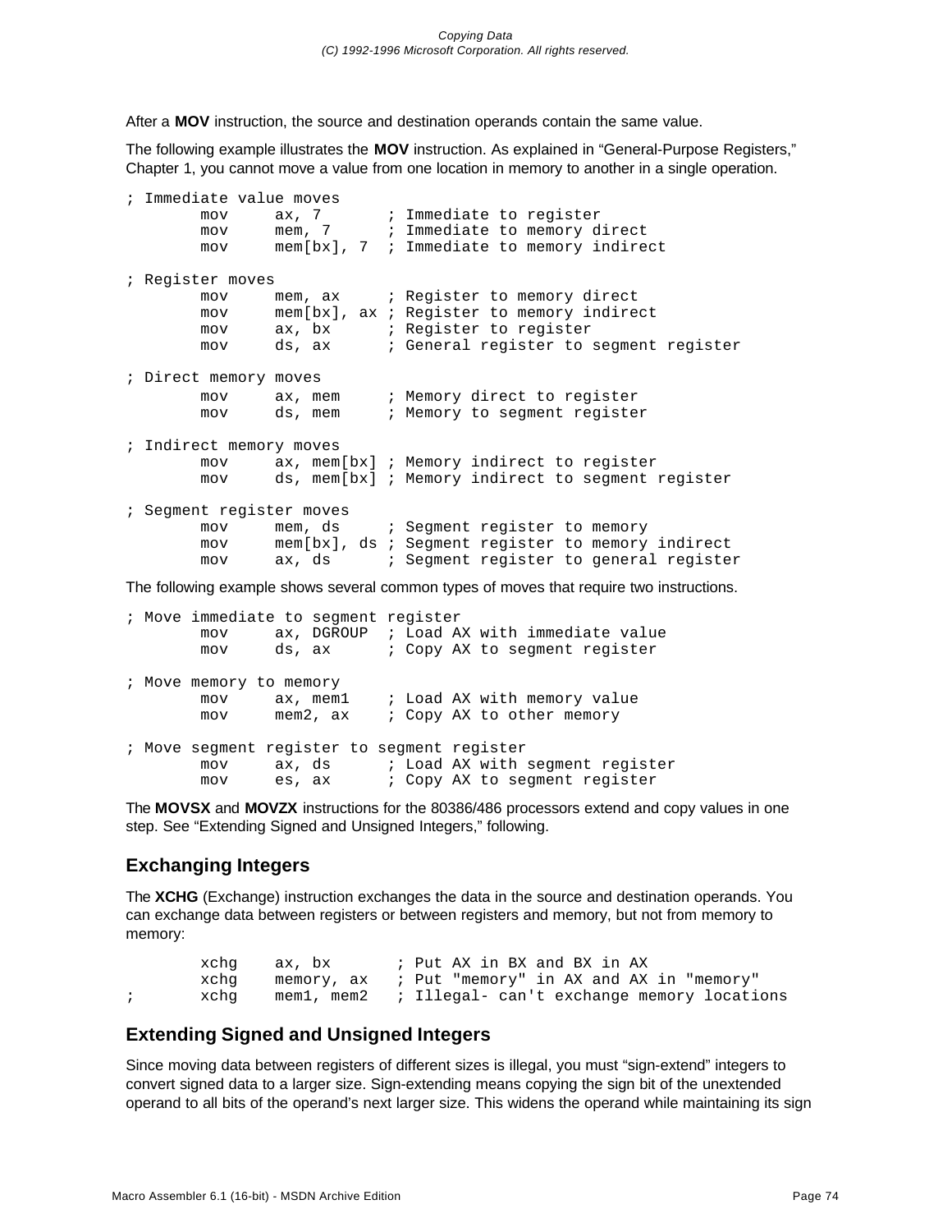After a **MOV** instruction, the source and destination operands contain the same value.

The following example illustrates the **MOV** instruction. As explained in “General-Purpose Registers,” Chapter 1, you cannot move a value from one location in memory to another in a single operation.

```
; Immediate value moves
        mov     ax, 7       ; Immediate to register
        mov     mem, 7      ; Immediate to memory direct
        mov     mem[bx], 7  ; Immediate to memory indirect

; Register moves
        mov     mem, ax     ; Register to memory direct
        mov     mem[bx], ax ; Register to memory indirect
        mov     ax, bx      ; Register to register
        mov     ds, ax      ; General register to segment register

; Direct memory moves
        mov     ax, mem     ; Memory direct to register
        mov     ds, mem     ; Memory to segment register

; Indirect memory moves
        mov     ax, mem[bx] ; Memory indirect to register
        mov     ds, mem[bx] ; Memory indirect to segment register

; Segment register moves
        mov     mem, ds     ; Segment register to memory
        mov     mem[bx], ds ; Segment register to memory indirect
        mov     ax, ds      ; Segment register to general register
```

The following example shows several common types of moves that require two instructions.

```
; Move immediate to segment register
        mov     ax, DGROUP  ; Load AX with immediate value
        mov     ds, ax      ; Copy AX to segment register

; Move memory to memory
        mov     ax, mem1    ; Load AX with memory value
        mov     mem2, ax    ; Copy AX to other memory

; Move segment register to segment register
        mov     ax, ds      ; Load AX with segment register
        mov     es, ax      ; Copy AX to segment register
```

The **MOVSX** and **MOVZX** instructions for the 80386/486 processors extend and copy values in one step. See “Extending Signed and Unsigned Integers,” following.

## Exchanging Integers

The **XCHG** (Exchange) instruction exchanges the data in the source and destination operands. You can exchange data between registers or between registers and memory, but not from memory to memory:

```
        xchg    ax, bx       ; Put AX in BX and BX in AX
        xchg    memory, ax   ; Put "memory" in AX and AX in "memory"
;       xchg    mem1, mem2   ; Illegal- can't exchange memory locations
```

## Extending Signed and Unsigned Integers

Since moving data between registers of different sizes is illegal, you must “sign-extend” integers to convert signed data to a larger size. Sign-extending means copying the sign bit of the unextended operand to all bits of the operand’s next larger size. This widens the operand while maintaining its sign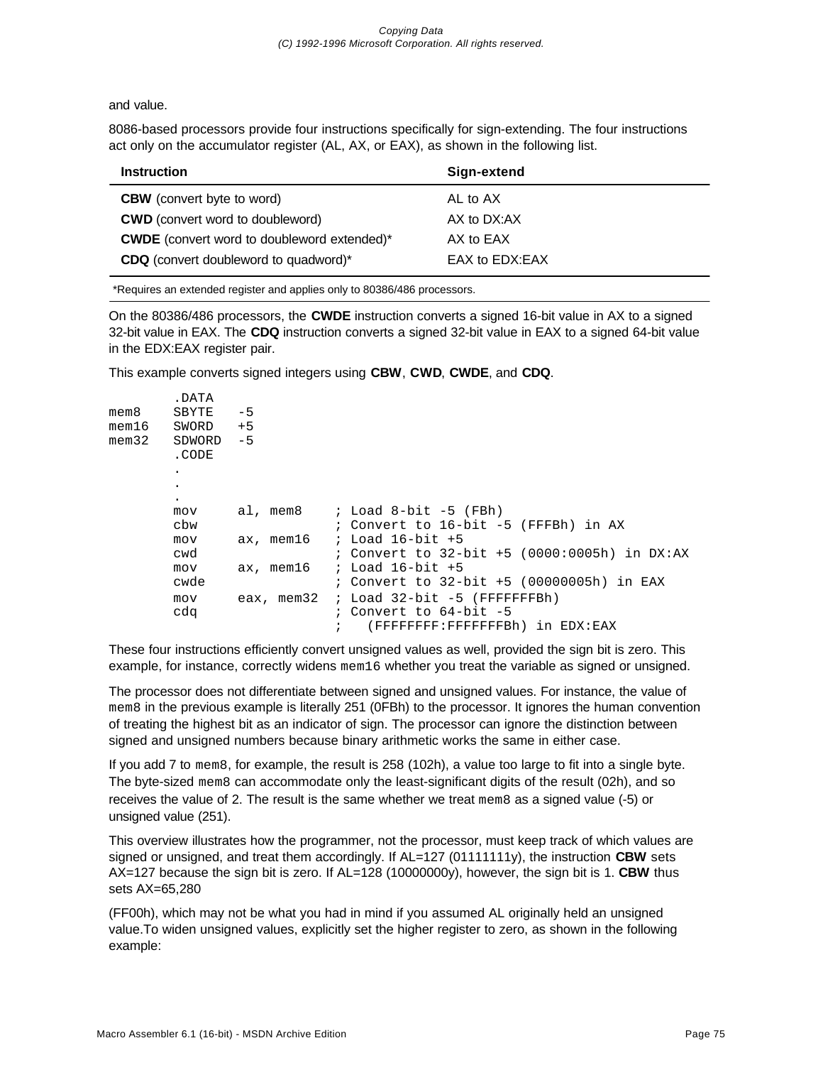and value.

8086-based processors provide four instructions specifically for sign-extending. The four instructions act only on the accumulator register (AL, AX, or EAX), as shown in the following list.

| Instruction | Sign-extend |
| --- | --- |
| **CBW** (convert byte to word) | AL to AX |
| **CWD** (convert word to doubleword) | AX to DX:AX |
| **CWDE** (convert word to doubleword extended)* | AX to EAX |
| **CDQ** (convert doubleword to quadword)* | EAX to EDX:EAX |

*Requires an extended register and applies only to 80386/486 processors.

On the 80386/486 processors, the **CWDE** instruction converts a signed 16-bit value in AX to a signed 32-bit value in EAX. The **CDQ** instruction converts a signed 32-bit value in EAX to a signed 64-bit value in the EDX:EAX register pair.

This example converts signed integers using **CBW**, **CWD**, **CWDE**, and **CDQ**.

```
        .DATA
mem8    SBYTE   -5
mem16   SWORD   +5
mem32   SDWORD  -5
        .CODE
        .
        .
        .
        mov     al, mem8    ; Load 8-bit -5 (FBh)
        cbw                 ; Convert to 16-bit -5 (FFFBh) in AX
        mov     ax, mem16   ; Load 16-bit +5
        cwd                 ; Convert to 32-bit +5 (0000:0005h) in DX:AX
        mov     ax, mem16   ; Load 16-bit +5
        cwde                ; Convert to 32-bit +5 (00000005h) in EAX
        mov     eax, mem32  ; Load 32-bit -5 (FFFFFFFBh)
        cdq                 ; Convert to 64-bit -5
                            ;   (FFFFFFFF:FFFFFFFBh) in EDX:EAX
```

These four instructions efficiently convert unsigned values as well, provided the sign bit is zero. This example, for instance, correctly widens `mem16` whether you treat the variable as signed or unsigned.

The processor does not differentiate between signed and unsigned values. For instance, the value of `mem8` in the previous example is literally 251 (0FBh) to the processor. It ignores the human convention of treating the highest bit as an indicator of sign. The processor can ignore the distinction between signed and unsigned numbers because binary arithmetic works the same in either case.

If you add 7 to `mem8`, for example, the result is 258 (102h), a value too large to fit into a single byte. The byte-sized `mem8` can accommodate only the least-significant digits of the result (02h), and so receives the value of 2. The result is the same whether we treat `mem8` as a signed value (-5) or unsigned value (251).

This overview illustrates how the programmer, not the processor, must keep track of which values are signed or unsigned, and treat them accordingly. If AL=127 (01111111y), the instruction **CBW** sets AX=127 because the sign bit is zero. If AL=128 (10000000y), however, the sign bit is 1. **CBW** thus sets AX=65,280

(FF00h), which may not be what you had in mind if you assumed AL originally held an unsigned value.To widen unsigned values, explicitly set the higher register to zero, as shown in the following example: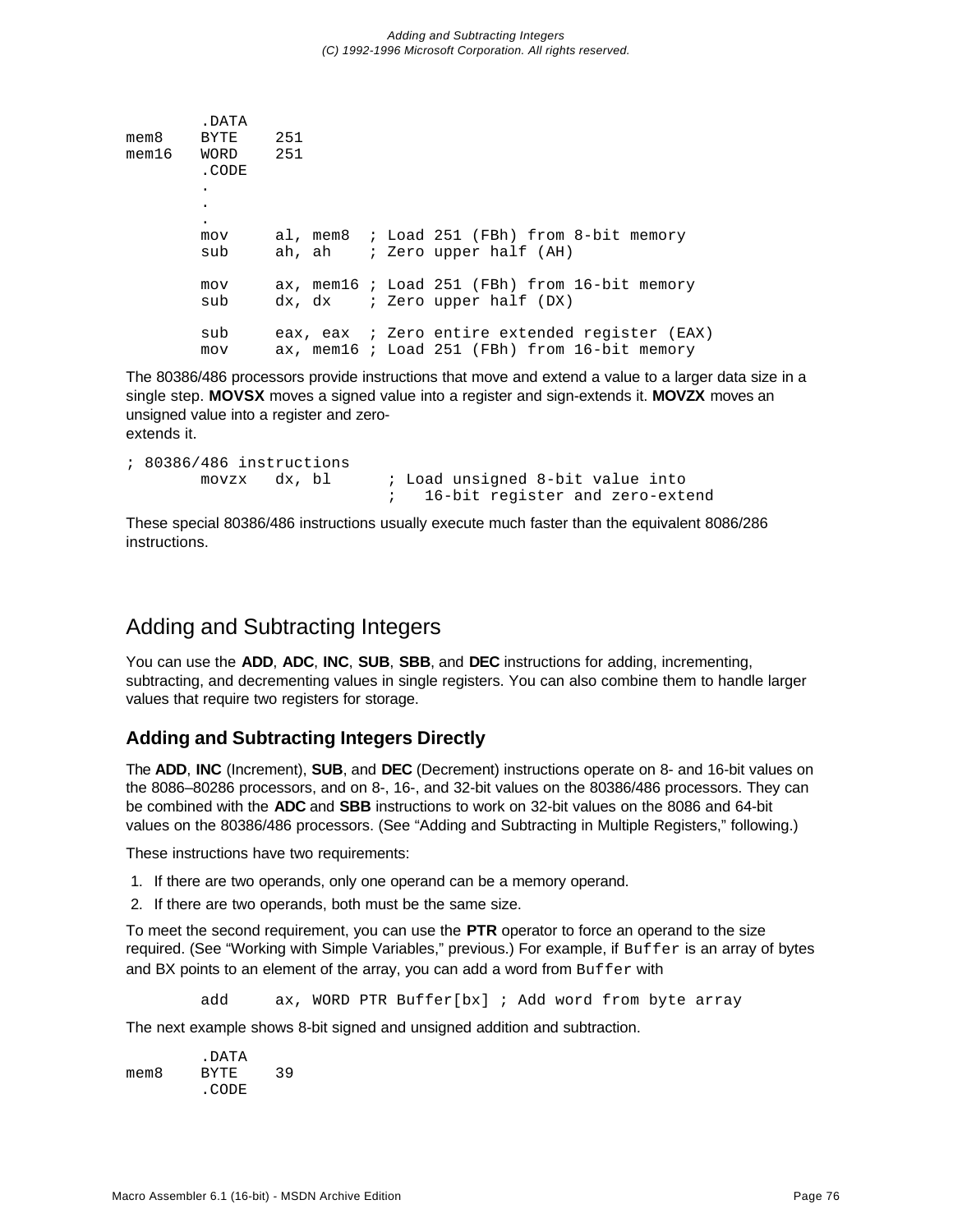```
        .DATA
mem8    BYTE    251
mem16   WORD    251
        .CODE
        .
        .
        .
        mov     al, mem8  ; Load 251 (FBh) from 8-bit memory
        sub     ah, ah    ; Zero upper half (AH)

        mov     ax, mem16 ; Load 251 (FBh) from 16-bit memory
        sub     dx, dx    ; Zero upper half (DX)

        sub     eax, eax  ; Zero entire extended register (EAX)
        mov     ax, mem16 ; Load 251 (FBh) from 16-bit memory
```

The 80386/486 processors provide instructions that move and extend a value to a larger data size in a single step. **MOVSX** moves a signed value into a register and sign-extends it. **MOVZX** moves an unsigned value into a register and zero-
extends it.

```
; 80386/486 instructions
        movzx   dx, bl      ; Load unsigned 8-bit value into
                            ;   16-bit register and zero-extend
```

These special 80386/486 instructions usually execute much faster than the equivalent 8086/286 instructions.

## Adding and Subtracting Integers

You can use the **ADD**, **ADC**, **INC**, **SUB**, **SBB**, and **DEC** instructions for adding, incrementing, subtracting, and decrementing values in single registers. You can also combine them to handle larger values that require two registers for storage.

### Adding and Subtracting Integers Directly

The **ADD**, **INC** (Increment), **SUB**, and **DEC** (Decrement) instructions operate on 8- and 16-bit values on the 8086–80286 processors, and on 8-, 16-, and 32-bit values on the 80386/486 processors. They can be combined with the **ADC** and **SBB** instructions to work on 32-bit values on the 8086 and 64-bit values on the 80386/486 processors. (See "Adding and Subtracting in Multiple Registers," following.)

These instructions have two requirements:

1. If there are two operands, only one operand can be a memory operand.
2. If there are two operands, both must be the same size.

To meet the second requirement, you can use the **PTR** operator to force an operand to the size required. (See "Working with Simple Variables," previous.) For example, if `Buffer` is an array of bytes and BX points to an element of the array, you can add a word from `Buffer` with

```
        add     ax, WORD PTR Buffer[bx] ; Add word from byte array
```

The next example shows 8-bit signed and unsigned addition and subtraction.

```
        .DATA
mem8    BYTE    39
        .CODE
```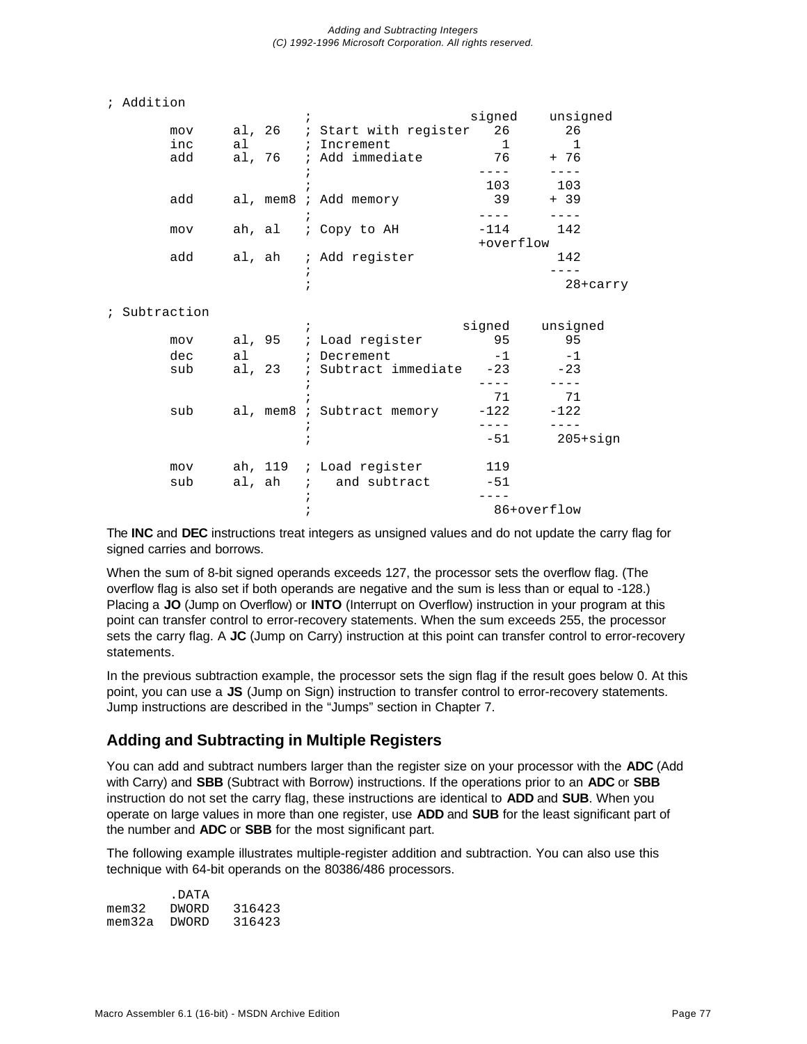```
; Addition
                        ;                       signed    unsigned
        mov     al, 26   ; Start with register   26        26
        inc     al       ; Increment              1         1
        add     al, 76   ; Add immediate         76      + 76
                        ;                       ----      ----
                        ;                       103       103
        add     al, mem8 ; Add memory            39      + 39
                        ;                       ----      ----
        mov     ah, al   ; Copy to AH          -114       142
                                                +overflow
        add     al, ah   ; Add register                   142
                        ;                                 ----
                        ;                                   28+carry

; Subtraction
                        ;                     signed    unsigned
        mov     al, 95   ; Load register         95        95
        dec     al       ; Decrement             -1        -1
        sub     al, 23   ; Subtract immediate   -23       -23
                        ;                       ----      ----
                        ;                        71        71
        sub     al, mem8 ; Subtract memory     -122      -122
                        ;                       ----      ----
                        ;                       -51       205+sign

        mov     ah, 119  ; Load register        119
        sub     al, ah   ;   and subtract       -51
                        ;                       ----
                        ;                        86+overflow
```

The **INC** and **DEC** instructions treat integers as unsigned values and do not update the carry flag for signed carries and borrows.

When the sum of 8-bit signed operands exceeds 127, the processor sets the overflow flag. (The overflow flag is also set if both operands are negative and the sum is less than or equal to -128.) Placing a **JO** (Jump on Overflow) or **INTO** (Interrupt on Overflow) instruction in your program at this point can transfer control to error-recovery statements. When the sum exceeds 255, the processor sets the carry flag. A **JC** (Jump on Carry) instruction at this point can transfer control to error-recovery statements.

In the previous subtraction example, the processor sets the sign flag if the result goes below 0. At this point, you can use a **JS** (Jump on Sign) instruction to transfer control to error-recovery statements. Jump instructions are described in the "Jumps" section in Chapter 7.

## Adding and Subtracting in Multiple Registers

You can add and subtract numbers larger than the register size on your processor with the **ADC** (Add with Carry) and **SBB** (Subtract with Borrow) instructions. If the operations prior to an **ADC** or **SBB** instruction do not set the carry flag, these instructions are identical to **ADD** and **SUB**. When you operate on large values in more than one register, use **ADD** and **SUB** for the least significant part of the number and **ADC** or **SBB** for the most significant part.

The following example illustrates multiple-register addition and subtraction. You can also use this technique with 64-bit operands on the 80386/486 processors.

```
        .DATA
mem32   DWORD   316423
mem32a  DWORD   316423
```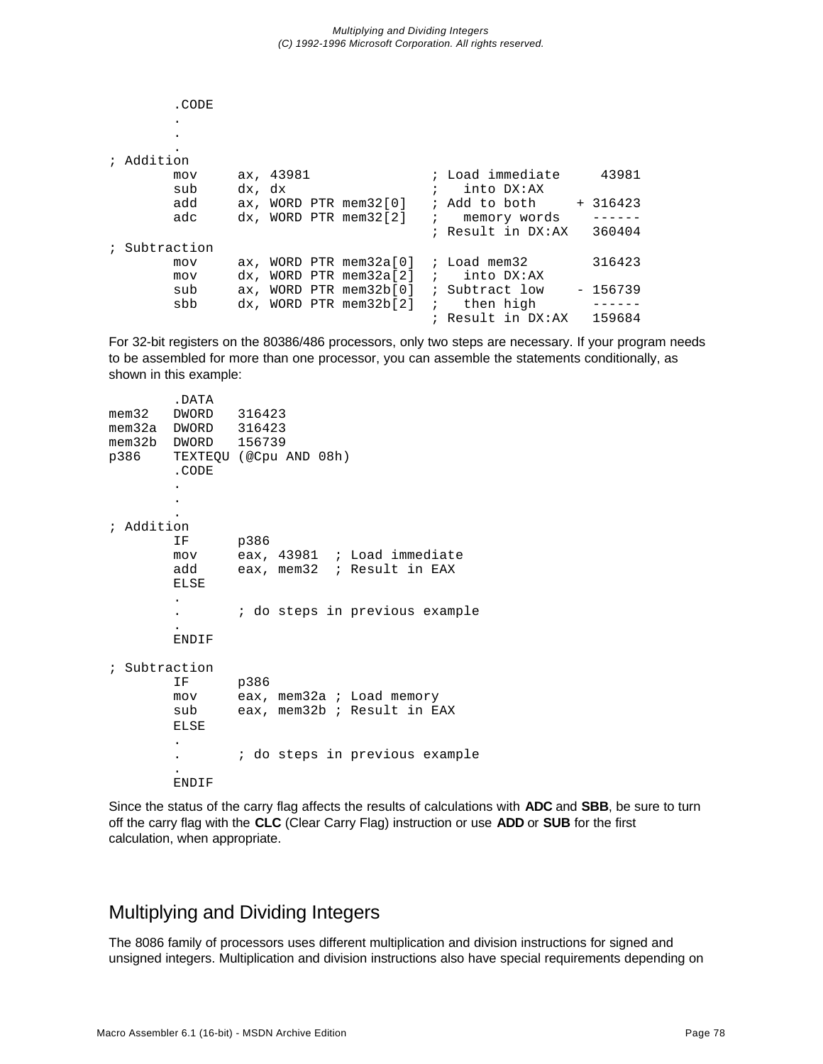```
        .CODE
        .
        .
        .
; Addition
        mov     ax, 43981              ; Load immediate     43981
        sub     dx, dx                 ;   into DX:AX
        add     ax, WORD PTR mem32[0]  ; Add to both     + 316423
        adc     dx, WORD PTR mem32[2]  ;   memory words    ------
                                       ; Result in DX:AX   360404
; Subtraction
        mov     ax, WORD PTR mem32a[0] ; Load mem32        316423
        mov     dx, WORD PTR mem32a[2] ;   into DX:AX
        sub     ax, WORD PTR mem32b[0] ; Subtract low    - 156739
        sbb     dx, WORD PTR mem32b[2] ;   then high       ------
                                       ; Result in DX:AX   159684
```

For 32-bit registers on the 80386/486 processors, only two steps are necessary. If your program needs to be assembled for more than one processor, you can assemble the statements conditionally, as shown in this example:

```
        .DATA
mem32   DWORD   316423
mem32a  DWORD   316423
mem32b  DWORD   156739
p386    TEXTEQU (@Cpu AND 08h)
        .CODE
        .
        .
        .
; Addition
        IF      p386
        mov     eax, 43981  ; Load immediate
        add     eax, mem32  ; Result in EAX
        ELSE
        .
        .       ; do steps in previous example
        .
        ENDIF

; Subtraction
        IF      p386
        mov     eax, mem32a ; Load memory
        sub     eax, mem32b ; Result in EAX
        ELSE
        .
        .       ; do steps in previous example
        .
        ENDIF
```

Since the status of the carry flag affects the results of calculations with **ADC** and **SBB**, be sure to turn off the carry flag with the **CLC** (Clear Carry Flag) instruction or use **ADD** or **SUB** for the first calculation, when appropriate.

## Multiplying and Dividing Integers

The 8086 family of processors uses different multiplication and division instructions for signed and unsigned integers. Multiplication and division instructions also have special requirements depending on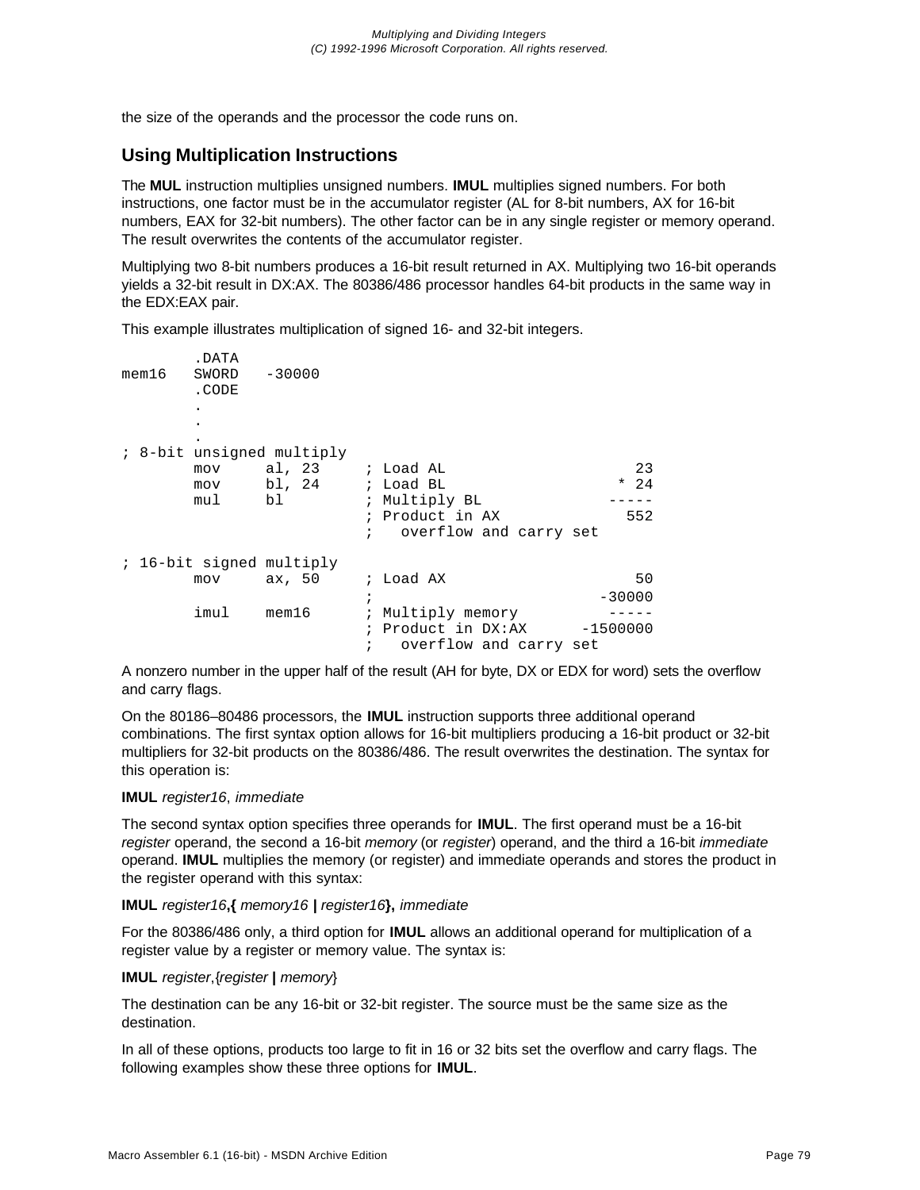the size of the operands and the processor the code runs on.

## Using Multiplication Instructions

The **MUL** instruction multiplies unsigned numbers. **IMUL** multiplies signed numbers. For both instructions, one factor must be in the accumulator register (AL for 8-bit numbers, AX for 16-bit numbers, EAX for 32-bit numbers). The other factor can be in any single register or memory operand. The result overwrites the contents of the accumulator register.

Multiplying two 8-bit numbers produces a 16-bit result returned in AX. Multiplying two 16-bit operands yields a 32-bit result in DX:AX. The 80386/486 processor handles 64-bit products in the same way in the EDX:EAX pair.

This example illustrates multiplication of signed 16- and 32-bit integers.

```
        .DATA
mem16   SWORD   -30000
        .CODE
        .
        .
        .
; 8-bit unsigned multiply
        mov     al, 23     ; Load AL                    23
        mov     bl, 24     ; Load BL                  * 24
        mul     bl         ; Multiply BL             -----
                           ; Product in AX             552
                           ;   overflow and carry set

; 16-bit signed multiply
        mov     ax, 50     ; Load AX                    50
                           ;                        -30000
        imul    mem16      ; Multiply memory         -----
                           ; Product in DX:AX     -1500000
                           ;   overflow and carry set
```

A nonzero number in the upper half of the result (AH for byte, DX or EDX for word) sets the overflow and carry flags.

On the 80186–80486 processors, the **IMUL** instruction supports three additional operand combinations. The first syntax option allows for 16-bit multipliers producing a 16-bit product or 32-bit multipliers for 32-bit products on the 80386/486. The result overwrites the destination. The syntax for this operation is:

**IMUL** *register16*, *immediate*

The second syntax option specifies three operands for **IMUL**. The first operand must be a 16-bit *register* operand, the second a 16-bit *memory* (or *register*) operand, and the third a 16-bit *immediate* operand. **IMUL** multiplies the memory (or register) and immediate operands and stores the product in the register operand with this syntax:

**IMUL** *register16***,{** *memory16* **|** *register16***},** *immediate*

For the 80386/486 only, a third option for **IMUL** allows an additional operand for multiplication of a register value by a register or memory value. The syntax is:

**IMUL** *register*,{*register* **|** *memory*}

The destination can be any 16-bit or 32-bit register. The source must be the same size as the destination.

In all of these options, products too large to fit in 16 or 32 bits set the overflow and carry flags. The following examples show these three options for **IMUL**.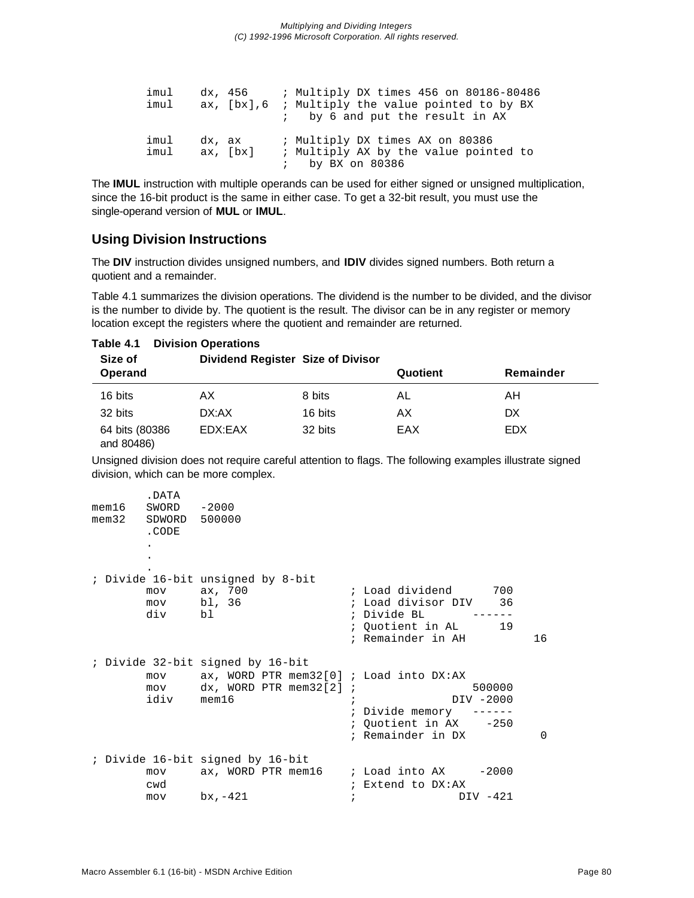```
        imul    dx, 456     ; Multiply DX times 456 on 80186-80486
        imul    ax, [bx],6  ; Multiply the value pointed to by BX
                            ;   by 6 and put the result in AX

        imul    dx, ax      ; Multiply DX times AX on 80386
        imul    ax, [bx]    ; Multiply AX by the value pointed to
                            ;   by BX on 80386
```

The **IMUL** instruction with multiple operands can be used for either signed or unsigned multiplication, since the 16-bit product is the same in either case. To get a 32-bit result, you must use the single-operand version of **MUL** or **IMUL**.

## Using Division Instructions

The **DIV** instruction divides unsigned numbers, and **IDIV** divides signed numbers. Both return a quotient and a remainder.

Table 4.1 summarizes the division operations. The dividend is the number to be divided, and the divisor is the number to divide by. The quotient is the result. The divisor can be in any register or memory location except the registers where the quotient and remainder are returned.

**Table 4.1 Division Operations**

| Size of Operand | Dividend Register | Size of Divisor | Quotient | Remainder |
|---|---|---|---|---|
| 16 bits | AX | 8 bits | AL | AH |
| 32 bits | DX:AX | 16 bits | AX | DX |
| 64 bits (80386 and 80486) | EDX:EAX | 32 bits | EAX | EDX |

Unsigned division does not require careful attention to flags. The following examples illustrate signed division, which can be more complex.

```
        .DATA
mem16   SWORD   -2000
mem32   SDWORD  500000
        .CODE
        .
        .
        .
; Divide 16-bit unsigned by 8-bit
        mov     ax, 700             ; Load dividend      700
        mov     bl, 36              ; Load divisor DIV    36
        div     bl                  ; Divide BL       ------
                                    ; Quotient in AL      19
                                    ; Remainder in AH          16

; Divide 32-bit signed by 16-bit
        mov     ax, WORD PTR mem32[0] ; Load into DX:AX
        mov     dx, WORD PTR mem32[2] ;               500000
        idiv    mem16               ;               DIV -2000
                                    ; Divide memory   ------
                                    ; Quotient in AX    -250
                                    ; Remainder in DX           0

; Divide 16-bit signed by 16-bit
        mov     ax, WORD PTR mem16    ; Load into AX     -2000
        cwd                         ; Extend to DX:AX
        mov     bx,-421             ;                DIV -421
```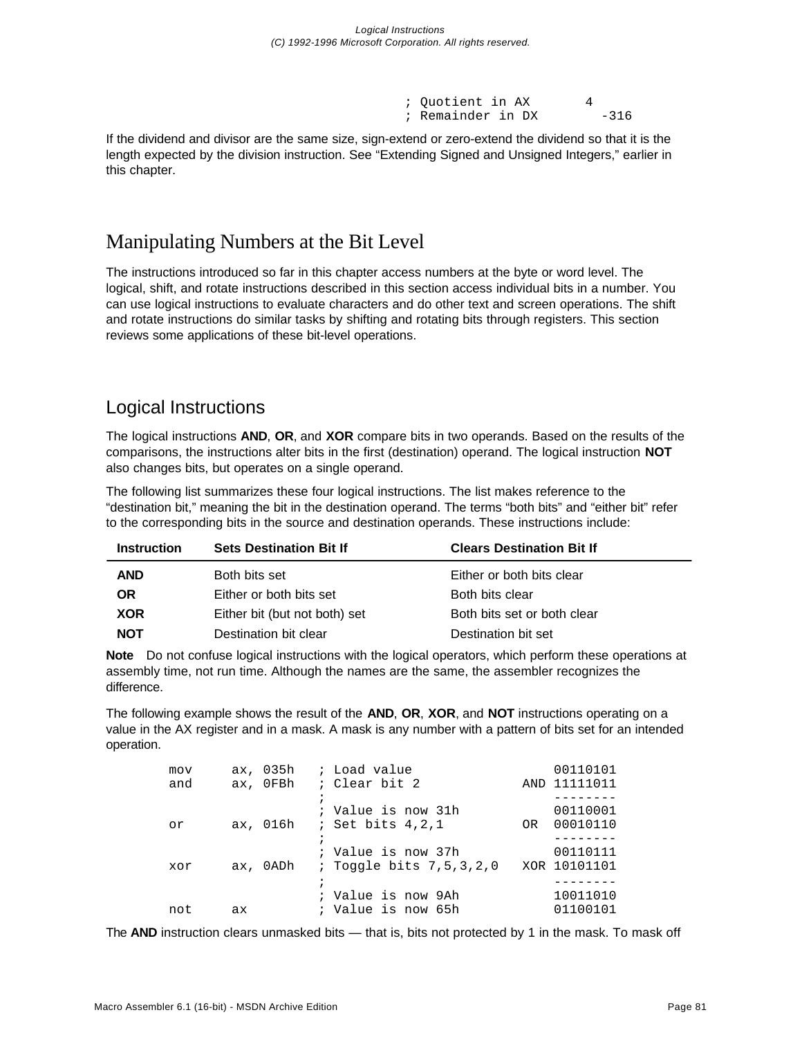```
                                ; Quotient in AX       4
                                ; Remainder in DX        -316
```

If the dividend and divisor are the same size, sign-extend or zero-extend the dividend so that it is the length expected by the division instruction. See “Extending Signed and Unsigned Integers,” earlier in this chapter.

# Manipulating Numbers at the Bit Level

The instructions introduced so far in this chapter access numbers at the byte or word level. The logical, shift, and rotate instructions described in this section access individual bits in a number. You can use logical instructions to evaluate characters and do other text and screen operations. The shift and rotate instructions do similar tasks by shifting and rotating bits through registers. This section reviews some applications of these bit-level operations.

## Logical Instructions

The logical instructions **AND**, **OR**, and **XOR** compare bits in two operands. Based on the results of the comparisons, the instructions alter bits in the first (destination) operand. The logical instruction **NOT** also changes bits, but operates on a single operand.

The following list summarizes these four logical instructions. The list makes reference to the “destination bit,” meaning the bit in the destination operand. The terms “both bits” and “either bit” refer to the corresponding bits in the source and destination operands. These instructions include:

| Instruction | Sets Destination Bit If | Clears Destination Bit If |
|---|---|---|
| **AND** | Both bits set | Either or both bits clear |
| **OR** | Either or both bits set | Both bits clear |
| **XOR** | Either bit (but not both) set | Both bits set or both clear |
| **NOT** | Destination bit clear | Destination bit set |

**Note** Do not confuse logical instructions with the logical operators, which perform these operations at assembly time, not run time. Although the names are the same, the assembler recognizes the difference.

The following example shows the result of the **AND**, **OR**, **XOR**, and **NOT** instructions operating on a value in the AX register and in a mask. A mask is any number with a pattern of bits set for an intended operation.

```
        mov     ax, 035h   ; Load value                 00110101
        and     ax, 0FBh   ; Clear bit 2            AND 11111011
                           ;                            --------
                           ; Value is now 31h           00110001
        or      ax, 016h   ; Set bits 4,2,1         OR  00010110
                           ;                            --------
                           ; Value is now 37h           00110111
        xor     ax, 0ADh   ; Toggle bits 7,5,3,2,0  XOR 10101101
                           ;                            --------
                           ; Value is now 9Ah           10011010
        not     ax         ; Value is now 65h           01100101
```

The **AND** instruction clears unmasked bits — that is, bits not protected by 1 in the mask. To mask off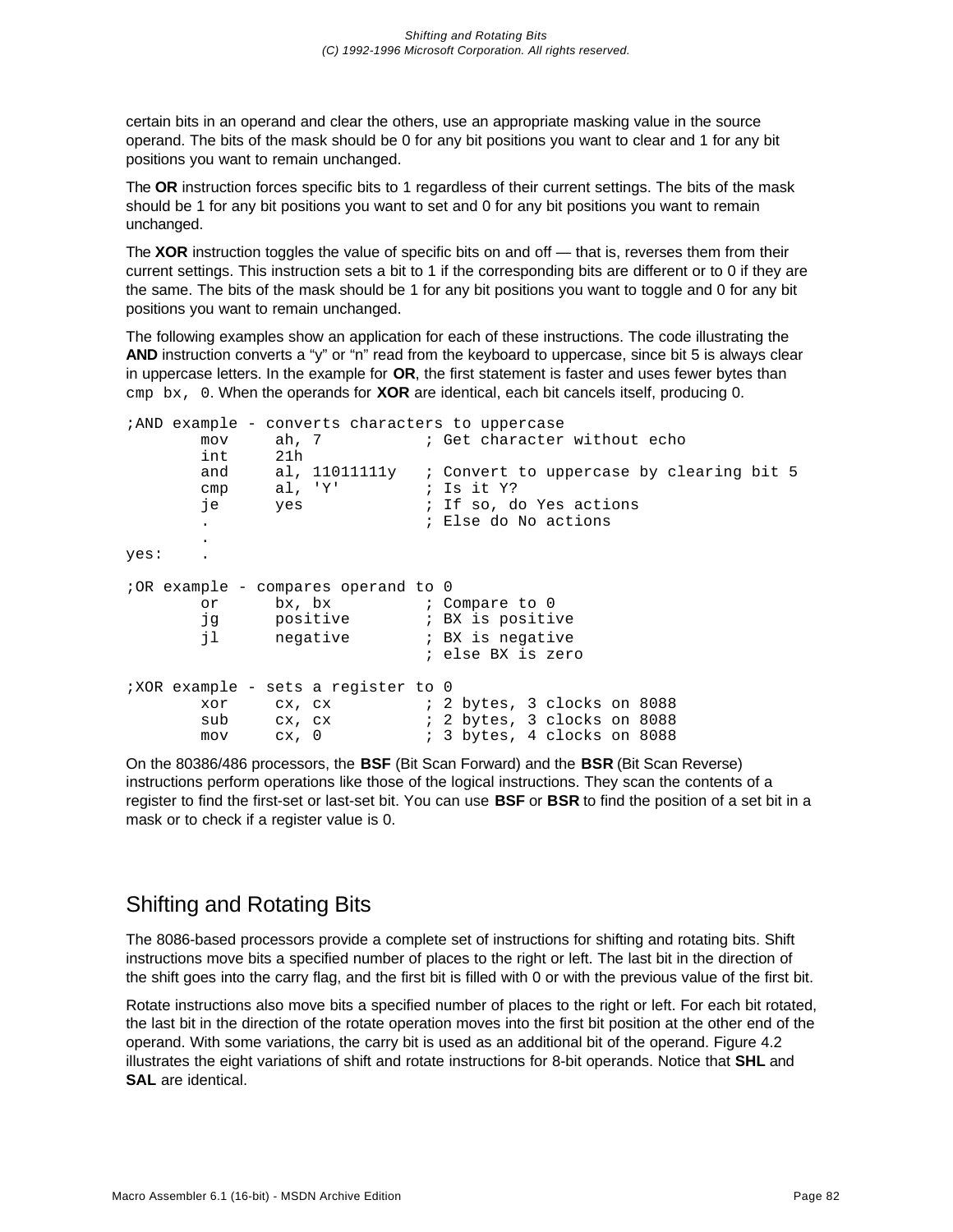certain bits in an operand and clear the others, use an appropriate masking value in the source operand. The bits of the mask should be 0 for any bit positions you want to clear and 1 for any bit positions you want to remain unchanged.

The **OR** instruction forces specific bits to 1 regardless of their current settings. The bits of the mask should be 1 for any bit positions you want to set and 0 for any bit positions you want to remain unchanged.

The **XOR** instruction toggles the value of specific bits on and off — that is, reverses them from their current settings. This instruction sets a bit to 1 if the corresponding bits are different or to 0 if they are the same. The bits of the mask should be 1 for any bit positions you want to toggle and 0 for any bit positions you want to remain unchanged.

The following examples show an application for each of these instructions. The code illustrating the **AND** instruction converts a “y” or “n” read from the keyboard to uppercase, since bit 5 is always clear in uppercase letters. In the example for **OR**, the first statement is faster and uses fewer bytes than `cmp bx, 0`. When the operands for **XOR** are identical, each bit cancels itself, producing 0.

```
;AND example - converts characters to uppercase
        mov     ah, 7           ; Get character without echo
        int     21h
        and     al, 11011111y   ; Convert to uppercase by clearing bit 5
        cmp     al, 'Y'         ; Is it Y?
        je      yes             ; If so, do Yes actions
        .                       ; Else do No actions
        .
yes:    .

;OR example - compares operand to 0
        or      bx, bx          ; Compare to 0
        jg      positive        ; BX is positive
        jl      negative        ; BX is negative
                                ; else BX is zero

;XOR example - sets a register to 0
        xor     cx, cx          ; 2 bytes, 3 clocks on 8088
        sub     cx, cx          ; 2 bytes, 3 clocks on 8088
        mov     cx, 0           ; 3 bytes, 4 clocks on 8088
```

On the 80386/486 processors, the **BSF** (Bit Scan Forward) and the **BSR** (Bit Scan Reverse) instructions perform operations like those of the logical instructions. They scan the contents of a register to find the first-set or last-set bit. You can use **BSF** or **BSR** to find the position of a set bit in a mask or to check if a register value is 0.

## Shifting and Rotating Bits

The 8086-based processors provide a complete set of instructions for shifting and rotating bits. Shift instructions move bits a specified number of places to the right or left. The last bit in the direction of the shift goes into the carry flag, and the first bit is filled with 0 or with the previous value of the first bit.

Rotate instructions also move bits a specified number of places to the right or left. For each bit rotated, the last bit in the direction of the rotate operation moves into the first bit position at the other end of the operand. With some variations, the carry bit is used as an additional bit of the operand. Figure 4.2 illustrates the eight variations of shift and rotate instructions for 8-bit operands. Notice that **SHL** and **SAL** are identical.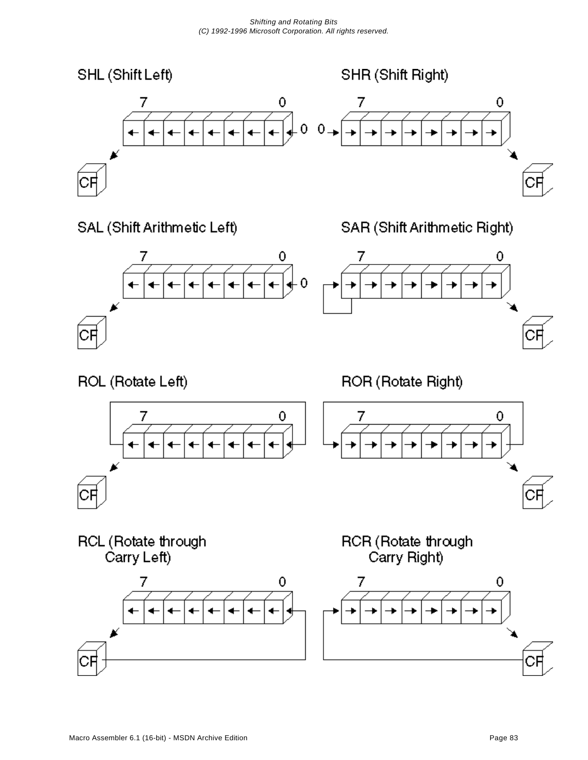SHL (Shift Left)

7 0

CF

SHR (Shift Right)

7 0

CF

SAL (Shift Arithmetic Left)

7 0

CF

SAR (Shift Arithmetic Right)

7 0

CF

ROL (Rotate Left)

7 0

CF

ROR (Rotate Right)

7 0

CF

RCL (Rotate through Carry Left)

7 0

CF

RCR (Rotate through Carry Right)

7 0

CF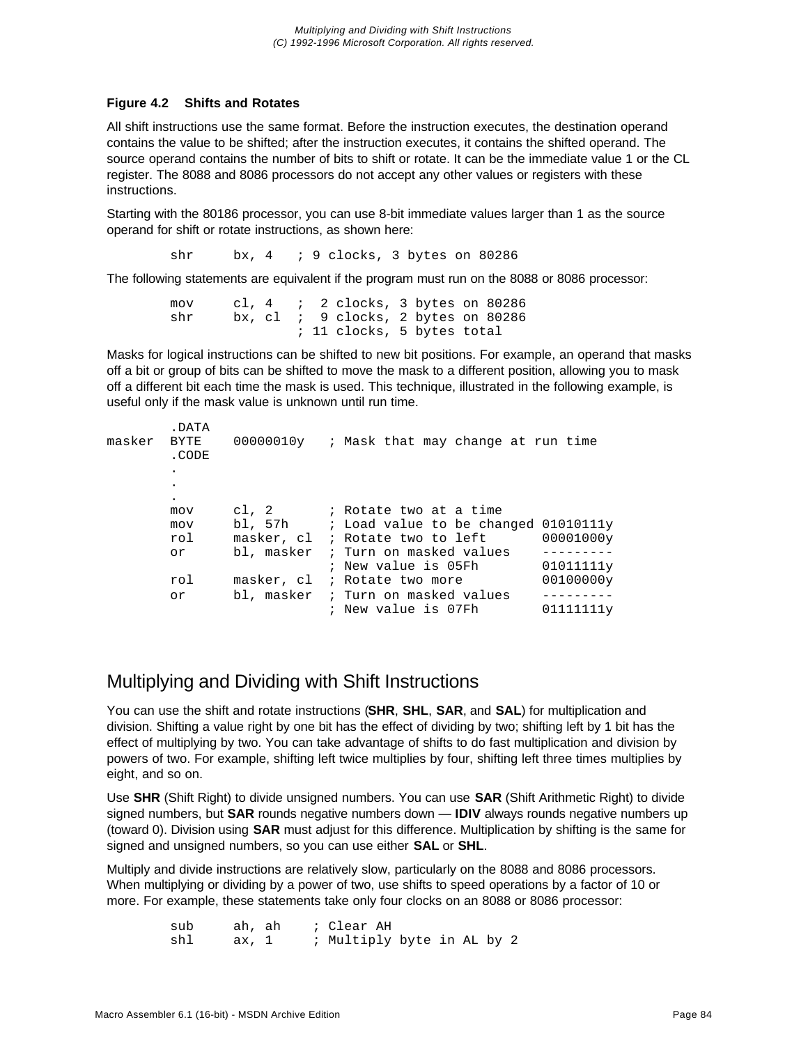**Figure 4.2 Shifts and Rotates**

All shift instructions use the same format. Before the instruction executes, the destination operand contains the value to be shifted; after the instruction executes, it contains the shifted operand. The source operand contains the number of bits to shift or rotate. It can be the immediate value 1 or the CL register. The 8088 and 8086 processors do not accept any other values or registers with these instructions.

Starting with the 80186 processor, you can use 8-bit immediate values larger than 1 as the source operand for shift or rotate instructions, as shown here:

```
        shr     bx, 4   ; 9 clocks, 3 bytes on 80286
```

The following statements are equivalent if the program must run on the 8088 or 8086 processor:

```
        mov     cl, 4   ;  2 clocks, 3 bytes on 80286
        shr     bx, cl  ;  9 clocks, 2 bytes on 80286
                        ; 11 clocks, 5 bytes total
```

Masks for logical instructions can be shifted to new bit positions. For example, an operand that masks off a bit or group of bits can be shifted to move the mask to a different position, allowing you to mask off a different bit each time the mask is used. This technique, illustrated in the following example, is useful only if the mask value is unknown until run time.

```
        .DATA
masker  BYTE    00000010y   ; Mask that may change at run time
        .CODE
        .
        .
        .
        mov     cl, 2       ; Rotate two at a time
        mov     bl, 57h     ; Load value to be changed 01010111y
        rol     masker, cl  ; Rotate two to left       00001000y
        or      bl, masker  ; Turn on masked values    ---------
                            ; New value is 05Fh        01011111y
        rol     masker, cl  ; Rotate two more          00100000y
        or      bl, masker  ; Turn on masked values    ---------
                            ; New value is 07Fh        01111111y
```

## Multiplying and Dividing with Shift Instructions

You can use the shift and rotate instructions (**SHR**, **SHL**, **SAR**, and **SAL**) for multiplication and division. Shifting a value right by one bit has the effect of dividing by two; shifting left by 1 bit has the effect of multiplying by two. You can take advantage of shifts to do fast multiplication and division by powers of two. For example, shifting left twice multiplies by four, shifting left three times multiplies by eight, and so on.

Use **SHR** (Shift Right) to divide unsigned numbers. You can use **SAR** (Shift Arithmetic Right) to divide signed numbers, but **SAR** rounds negative numbers down — **IDIV** always rounds negative numbers up (toward 0). Division using **SAR** must adjust for this difference. Multiplication by shifting is the same for signed and unsigned numbers, so you can use either **SAL** or **SHL**.

Multiply and divide instructions are relatively slow, particularly on the 8088 and 8086 processors. When multiplying or dividing by a power of two, use shifts to speed operations by a factor of 10 or more. For example, these statements take only four clocks on an 8088 or 8086 processor:

```
        sub     ah, ah    ; Clear AH
        shl     ax, 1     ; Multiply byte in AL by 2
```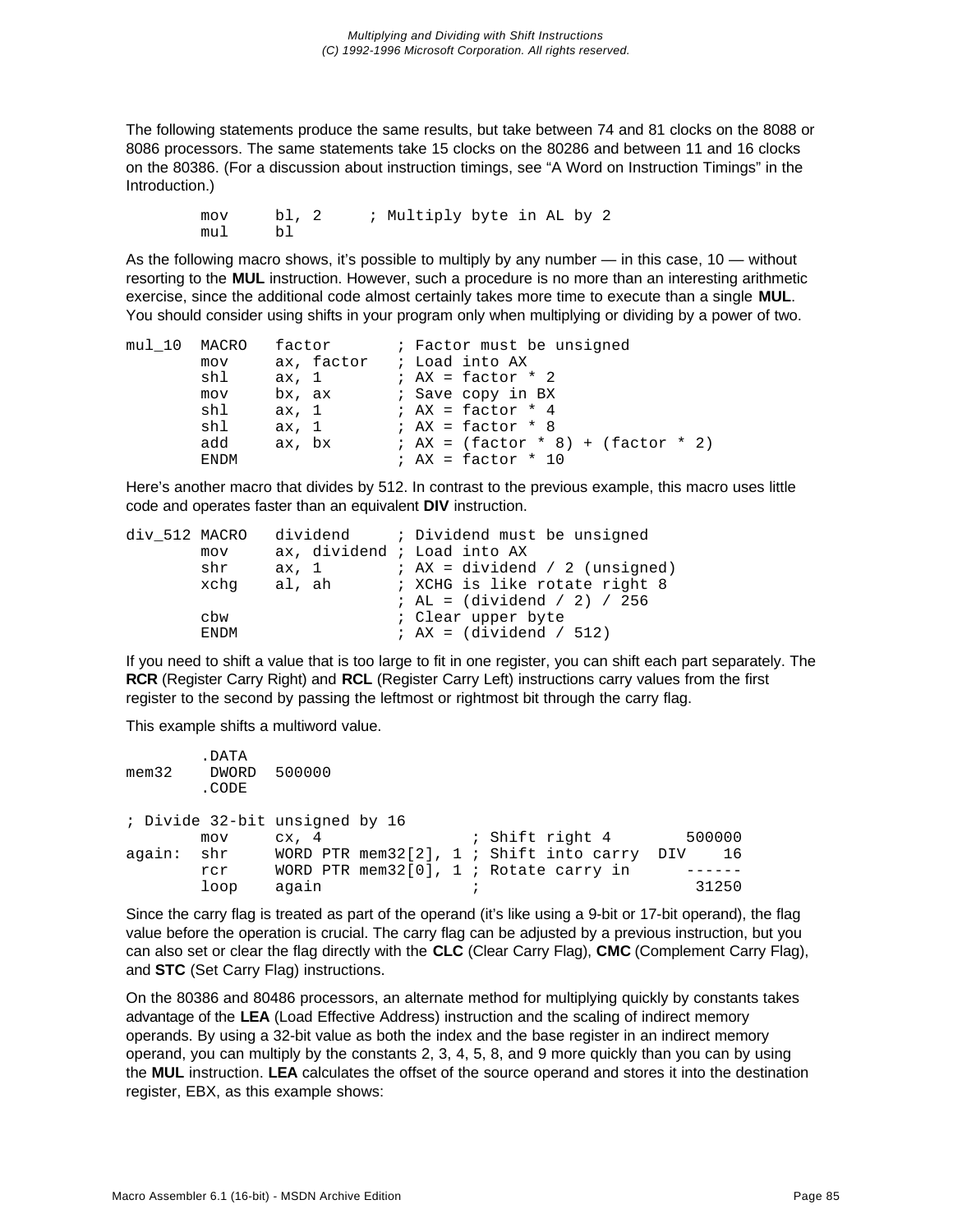The following statements produce the same results, but take between 74 and 81 clocks on the 8088 or 8086 processors. The same statements take 15 clocks on the 80286 and between 11 and 16 clocks on the 80386. (For a discussion about instruction timings, see “A Word on Instruction Timings” in the Introduction.)

```
        mov     bl, 2     ; Multiply byte in AL by 2
        mul     bl
```

As the following macro shows, it’s possible to multiply by any number — in this case, 10 — without resorting to the **MUL** instruction. However, such a procedure is no more than an interesting arithmetic exercise, since the additional code almost certainly takes more time to execute than a single **MUL**. You should consider using shifts in your program only when multiplying or dividing by a power of two.

```
mul_10  MACRO   factor        ; Factor must be unsigned
        mov     ax, factor    ; Load into AX
        shl     ax, 1         ; AX = factor * 2
        mov     bx, ax        ; Save copy in BX
        shl     ax, 1         ; AX = factor * 4
        shl     ax, 1         ; AX = factor * 8
        add     ax, bx        ; AX = (factor * 8) + (factor * 2)
        ENDM                  ; AX = factor * 10
```

Here’s another macro that divides by 512. In contrast to the previous example, this macro uses little code and operates faster than an equivalent **DIV** instruction.

```
div_512 MACRO   dividend      ; Dividend must be unsigned
        mov     ax, dividend  ; Load into AX
        shr     ax, 1         ; AX = dividend / 2 (unsigned)
        xchg    al, ah        ; XCHG is like rotate right 8
                              ; AL = (dividend / 2) / 256
        cbw                   ; Clear upper byte
        ENDM                  ; AX = (dividend / 512)
```

If you need to shift a value that is too large to fit in one register, you can shift each part separately. The **RCR** (Register Carry Right) and **RCL** (Register Carry Left) instructions carry values from the first register to the second by passing the leftmost or rightmost bit through the carry flag.

This example shifts a multiword value.

```
        .DATA
mem32    DWORD  500000
        .CODE

; Divide 32-bit unsigned by 16
        mov     cx, 4                ; Shift right 4        500000
again:  shr     WORD PTR mem32[2], 1 ; Shift into carry  DIV    16
        rcr     WORD PTR mem32[0], 1 ; Rotate carry in      ------
        loop    again                ;                       31250
```

Since the carry flag is treated as part of the operand (it’s like using a 9-bit or 17-bit operand), the flag value before the operation is crucial. The carry flag can be adjusted by a previous instruction, but you can also set or clear the flag directly with the **CLC** (Clear Carry Flag), **CMC** (Complement Carry Flag), and **STC** (Set Carry Flag) instructions.

On the 80386 and 80486 processors, an alternate method for multiplying quickly by constants takes advantage of the **LEA** (Load Effective Address) instruction and the scaling of indirect memory operands. By using a 32-bit value as both the index and the base register in an indirect memory operand, you can multiply by the constants 2, 3, 4, 5, 8, and 9 more quickly than you can by using the **MUL** instruction. **LEA** calculates the offset of the source operand and stores it into the destination register, EBX, as this example shows: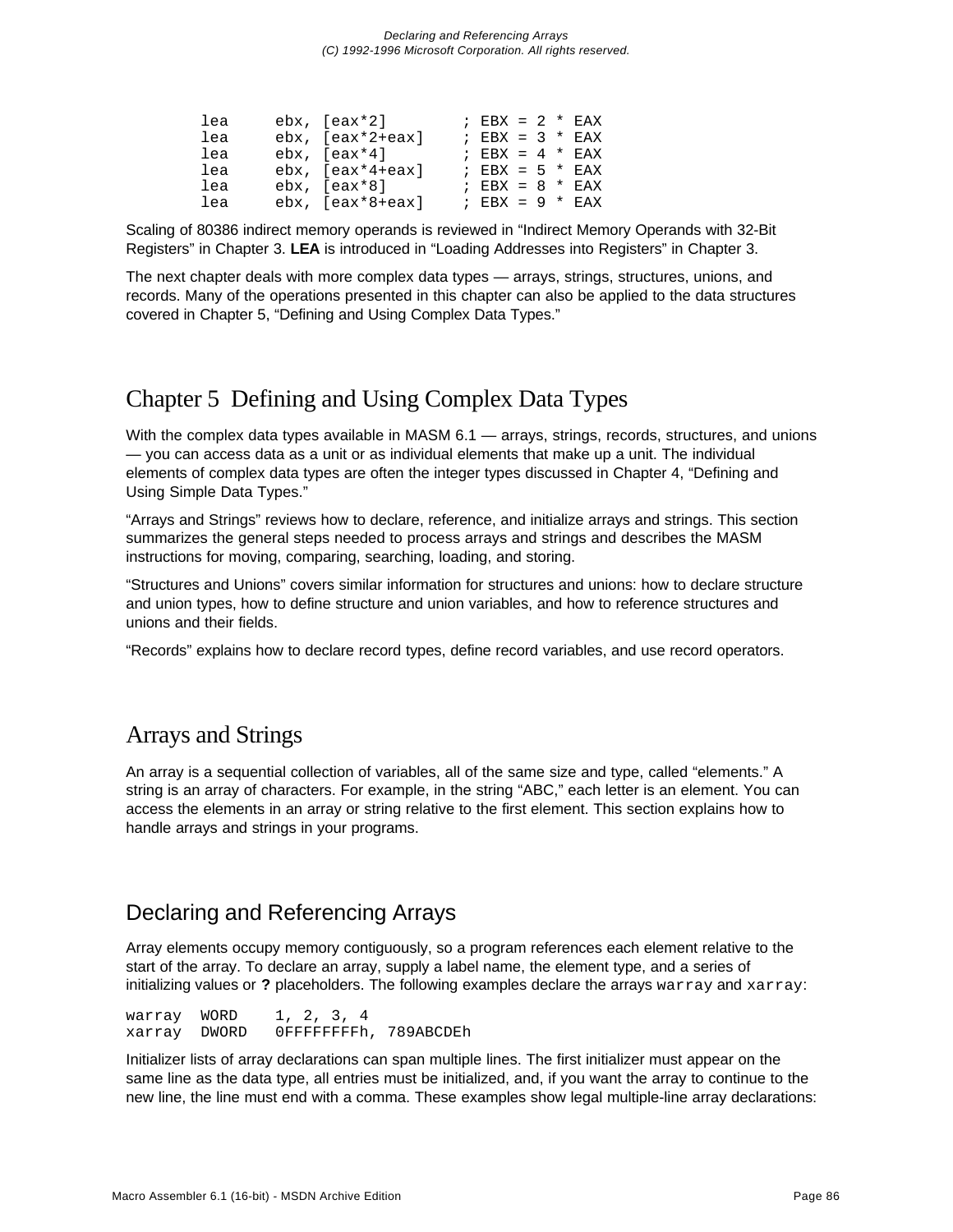```
        lea     ebx, [eax*2]        ; EBX = 2 * EAX
        lea     ebx, [eax*2+eax]    ; EBX = 3 * EAX
        lea     ebx, [eax*4]        ; EBX = 4 * EAX
        lea     ebx, [eax*4+eax]    ; EBX = 5 * EAX
        lea     ebx, [eax*8]        ; EBX = 8 * EAX
        lea     ebx, [eax*8+eax]    ; EBX = 9 * EAX
```

Scaling of 80386 indirect memory operands is reviewed in “Indirect Memory Operands with 32-Bit Registers” in Chapter 3. **LEA** is introduced in “Loading Addresses into Registers” in Chapter 3.

The next chapter deals with more complex data types — arrays, strings, structures, unions, and records. Many of the operations presented in this chapter can also be applied to the data structures covered in Chapter 5, “Defining and Using Complex Data Types.”

# Chapter 5 Defining and Using Complex Data Types

With the complex data types available in MASM 6.1 — arrays, strings, records, structures, and unions — you can access data as a unit or as individual elements that make up a unit. The individual elements of complex data types are often the integer types discussed in Chapter 4, “Defining and Using Simple Data Types.”

“Arrays and Strings” reviews how to declare, reference, and initialize arrays and strings. This section summarizes the general steps needed to process arrays and strings and describes the MASM instructions for moving, comparing, searching, loading, and storing.

“Structures and Unions” covers similar information for structures and unions: how to declare structure and union types, how to define structure and union variables, and how to reference structures and unions and their fields.

“Records” explains how to declare record types, define record variables, and use record operators.

## Arrays and Strings

An array is a sequential collection of variables, all of the same size and type, called “elements.” A string is an array of characters. For example, in the string “ABC,” each letter is an element. You can access the elements in an array or string relative to the first element. This section explains how to handle arrays and strings in your programs.

### Declaring and Referencing Arrays

Array elements occupy memory contiguously, so a program references each element relative to the start of the array. To declare an array, supply a label name, the element type, and a series of initializing values or **?** placeholders. The following examples declare the arrays `warray` and `xarray`:

```
warray  WORD    1, 2, 3, 4
xarray  DWORD   0FFFFFFFFh, 789ABCDEh
```

Initializer lists of array declarations can span multiple lines. The first initializer must appear on the same line as the data type, all entries must be initialized, and, if you want the array to continue to the new line, the line must end with a comma. These examples show legal multiple-line array declarations: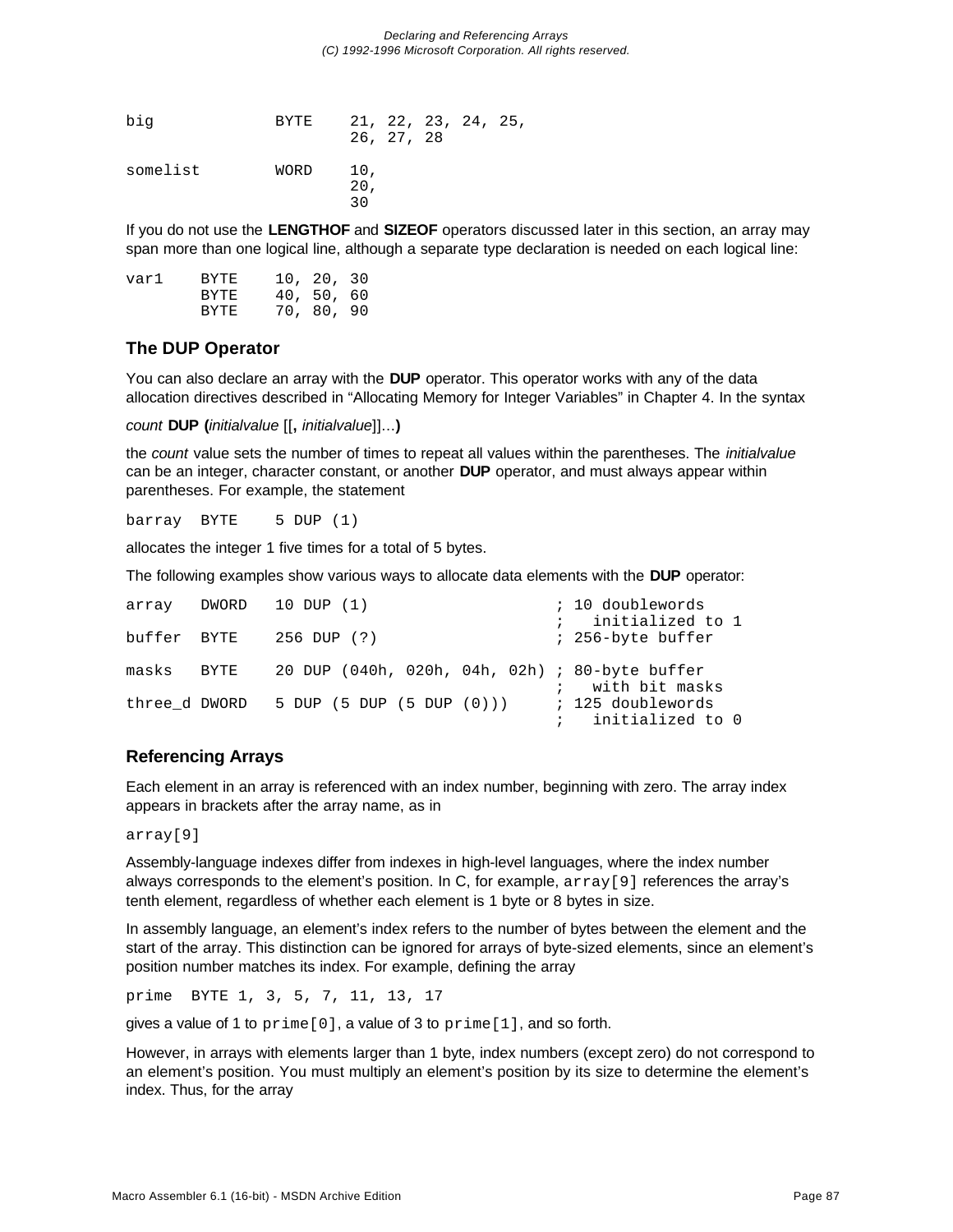```
big             BYTE    21, 22, 23, 24, 25,
                        26, 27, 28

somelist        WORD    10,
                        20,
                        30
```

If you do not use the **LENGTHOF** and **SIZEOF** operators discussed later in this section, an array may span more than one logical line, although a separate type declaration is needed on each logical line:

```
var1    BYTE    10, 20, 30
        BYTE    40, 50, 60
        BYTE    70, 80, 90
```

### The DUP Operator

You can also declare an array with the **DUP** operator. This operator works with any of the data allocation directives described in “Allocating Memory for Integer Variables” in Chapter 4. In the syntax

*count* **DUP (***initialvalue* [[**,** *initialvalue*]]...**)**

the *count* value sets the number of times to repeat all values within the parentheses. The *initialvalue* can be an integer, character constant, or another **DUP** operator, and must always appear within parentheses. For example, the statement

```
barray  BYTE    5 DUP (1)
```

allocates the integer 1 five times for a total of 5 bytes.

The following examples show various ways to allocate data elements with the **DUP** operator:

```
array   DWORD   10 DUP (1)                      ; 10 doublewords
                                                ;   initialized to 1
buffer  BYTE    256 DUP (?)                     ; 256-byte buffer

masks   BYTE    20 DUP (040h, 020h, 04h, 02h) ; 80-byte buffer
                                                ;   with bit masks
three_d DWORD   5 DUP (5 DUP (5 DUP (0)))       ; 125 doublewords
                                                ;   initialized to 0
```

### Referencing Arrays

Each element in an array is referenced with an index number, beginning with zero. The array index appears in brackets after the array name, as in

```
array[9]
```

Assembly-language indexes differ from indexes in high-level languages, where the index number always corresponds to the element’s position. In C, for example, `array[9]` references the array’s tenth element, regardless of whether each element is 1 byte or 8 bytes in size.

In assembly language, an element’s index refers to the number of bytes between the element and the start of the array. This distinction can be ignored for arrays of byte-sized elements, since an element’s position number matches its index. For example, defining the array

```
prime  BYTE 1, 3, 5, 7, 11, 13, 17
```

gives a value of 1 to `prime[0]`, a value of 3 to `prime[1]`, and so forth.

However, in arrays with elements larger than 1 byte, index numbers (except zero) do not correspond to an element’s position. You must multiply an element’s position by its size to determine the element’s index. Thus, for the array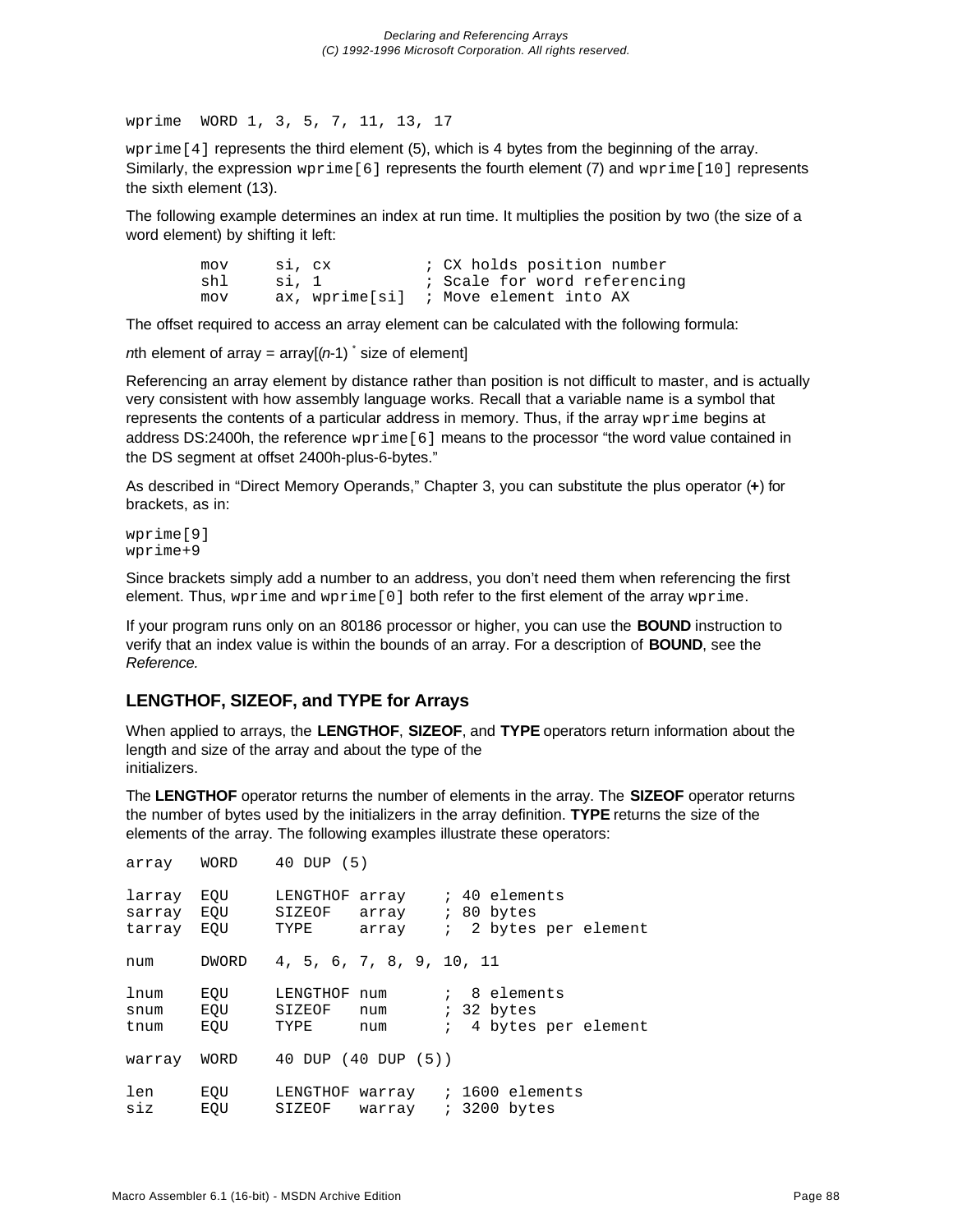```
wprime  WORD 1, 3, 5, 7, 11, 13, 17
```

`wprime[4]` represents the third element (5), which is 4 bytes from the beginning of the array. Similarly, the expression `wprime[6]` represents the fourth element (7) and `wprime[10]` represents the sixth element (13).

The following example determines an index at run time. It multiplies the position by two (the size of a word element) by shifting it left:

```
        mov     si, cx          ; CX holds position number
        shl     si, 1           ; Scale for word referencing
        mov     ax, wprime[si]  ; Move element into AX
```

The offset required to access an array element can be calculated with the following formula:

*n*th element of array = array[(*n*-1) * size of element]

Referencing an array element by distance rather than position is not difficult to master, and is actually very consistent with how assembly language works. Recall that a variable name is a symbol that represents the contents of a particular address in memory. Thus, if the array `wprime` begins at address DS:2400h, the reference `wprime[6]` means to the processor "the word value contained in the DS segment at offset 2400h-plus-6-bytes."

As described in "Direct Memory Operands," Chapter 3, you can substitute the plus operator (**+**) for brackets, as in:

```
wprime[9]
wprime+9
```

Since brackets simply add a number to an address, you don't need them when referencing the first element. Thus, `wprime` and `wprime[0]` both refer to the first element of the array `wprime`.

If your program runs only on an 80186 processor or higher, you can use the **BOUND** instruction to verify that an index value is within the bounds of an array. For a description of **BOUND**, see the *Reference.*

## LENGTHOF, SIZEOF, and TYPE for Arrays

When applied to arrays, the **LENGTHOF**, **SIZEOF**, and **TYPE** operators return information about the length and size of the array and about the type of the initializers.

The **LENGTHOF** operator returns the number of elements in the array. The **SIZEOF** operator returns the number of bytes used by the initializers in the array definition. **TYPE** returns the size of the elements of the array. The following examples illustrate these operators:

```
array   WORD    40 DUP (5)

larray  EQU     LENGTHOF array    ; 40 elements
sarray  EQU     SIZEOF   array    ; 80 bytes
tarray  EQU     TYPE     array    ;  2 bytes per element

num     DWORD   4, 5, 6, 7, 8, 9, 10, 11

lnum    EQU     LENGTHOF num      ;  8 elements
snum    EQU     SIZEOF   num      ; 32 bytes
tnum    EQU     TYPE     num      ;  4 bytes per element

warray  WORD    40 DUP (40 DUP (5))

len     EQU     LENGTHOF warray   ; 1600 elements
siz     EQU     SIZEOF   warray   ; 3200 bytes
```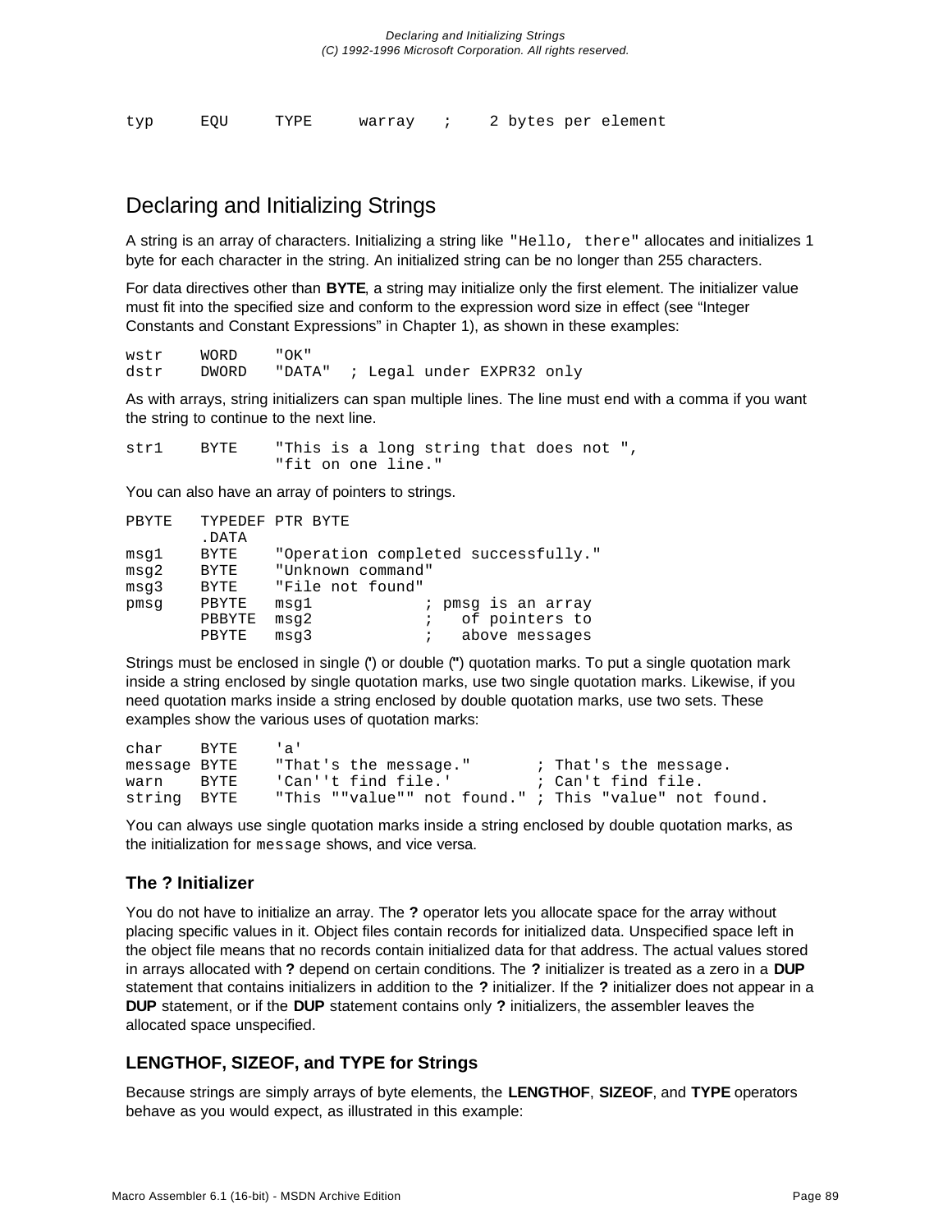```
typ     EQU     TYPE     warray   ;    2 bytes per element
```

## Declaring and Initializing Strings

A string is an array of characters. Initializing a string like `"Hello, there"` allocates and initializes 1 byte for each character in the string. An initialized string can be no longer than 255 characters.

For data directives other than **BYTE**, a string may initialize only the first element. The initializer value must fit into the specified size and conform to the expression word size in effect (see “Integer Constants and Constant Expressions” in Chapter 1), as shown in these examples:

```
wstr    WORD    "OK"
dstr    DWORD   "DATA"  ; Legal under EXPR32 only
```

As with arrays, string initializers can span multiple lines. The line must end with a comma if you want the string to continue to the next line.

```
str1    BYTE    "This is a long string that does not ",
                "fit on one line."
```

You can also have an array of pointers to strings.

```
PBYTE   TYPEDEF PTR BYTE
        .DATA
msg1    BYTE    "Operation completed successfully."
msg2    BYTE    "Unknown command"
msg3    BYTE    "File not found"
pmsg    PBYTE   msg1            ; pmsg is an array
        PBBYTE  msg2            ;   of pointers to
        PBYTE   msg3            ;   above messages
```

Strings must be enclosed in single (') or double (") quotation marks. To put a single quotation mark inside a string enclosed by single quotation marks, use two single quotation marks. Likewise, if you need quotation marks inside a string enclosed by double quotation marks, use two sets. These examples show the various uses of quotation marks:

```
char    BYTE    'a'
message BYTE    "That's the message."       ; That's the message.
warn    BYTE    'Can''t find file.'         ; Can't find file.
string  BYTE    "This ""value"" not found." ; This "value" not found.
```

You can always use single quotation marks inside a string enclosed by double quotation marks, as the initialization for `message` shows, and vice versa.

### The ? Initializer

You do not have to initialize an array. The **?** operator lets you allocate space for the array without placing specific values in it. Object files contain records for initialized data. Unspecified space left in the object file means that no records contain initialized data for that address. The actual values stored in arrays allocated with **?** depend on certain conditions. The **?** initializer is treated as a zero in a **DUP** statement that contains initializers in addition to the **?** initializer. If the **?** initializer does not appear in a **DUP** statement, or if the **DUP** statement contains only **?** initializers, the assembler leaves the allocated space unspecified.

### LENGTHOF, SIZEOF, and TYPE for Strings

Because strings are simply arrays of byte elements, the **LENGTHOF**, **SIZEOF**, and **TYPE** operators behave as you would expect, as illustrated in this example: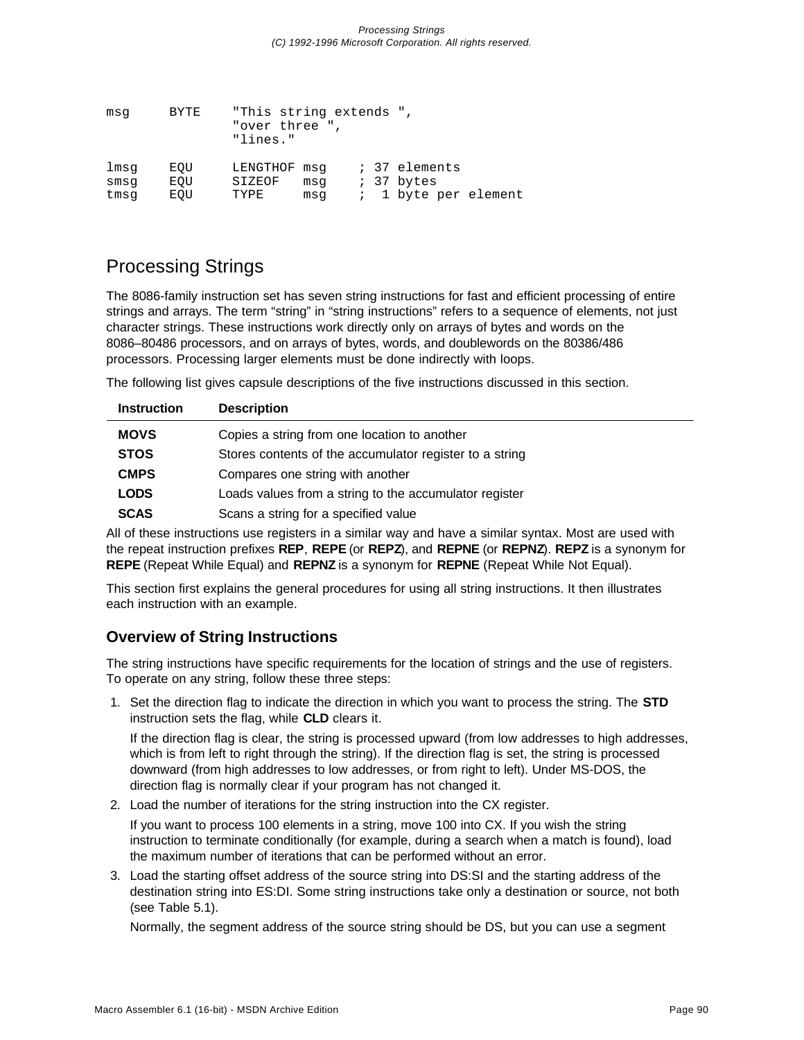```
msg      BYTE     "This string extends ",
                  "over three ",
                  "lines."

lmsg     EQU      LENGTHOF msg    ; 37 elements
smsg     EQU      SIZEOF   msg    ; 37 bytes
tmsg     EQU      TYPE     msg    ;  1 byte per element
```

## Processing Strings

The 8086-family instruction set has seven string instructions for fast and efficient processing of entire strings and arrays. The term "string" in "string instructions" refers to a sequence of elements, not just character strings. These instructions work directly only on arrays of bytes and words on the 8086–80486 processors, and on arrays of bytes, words, and doublewords on the 80386/486 processors. Processing larger elements must be done indirectly with loops.

The following list gives capsule descriptions of the five instructions discussed in this section.

| Instruction | Description |
|---|---|
| **MOVS** | Copies a string from one location to another |
| **STOS** | Stores contents of the accumulator register to a string |
| **CMPS** | Compares one string with another |
| **LODS** | Loads values from a string to the accumulator register |
| **SCAS** | Scans a string for a specified value |

All of these instructions use registers in a similar way and have a similar syntax. Most are used with the repeat instruction prefixes **REP**, **REPE** (or **REPZ**), and **REPNE** (or **REPNZ**). **REPZ** is a synonym for **REPE** (Repeat While Equal) and **REPNZ** is a synonym for **REPNE** (Repeat While Not Equal).

This section first explains the general procedures for using all string instructions. It then illustrates each instruction with an example.

### Overview of String Instructions

The string instructions have specific requirements for the location of strings and the use of registers. To operate on any string, follow these three steps:

1. Set the direction flag to indicate the direction in which you want to process the string. The **STD** instruction sets the flag, while **CLD** clears it.

   If the direction flag is clear, the string is processed upward (from low addresses to high addresses, which is from left to right through the string). If the direction flag is set, the string is processed downward (from high addresses to low addresses, or from right to left). Under MS-DOS, the direction flag is normally clear if your program has not changed it.

2. Load the number of iterations for the string instruction into the CX register.

   If you want to process 100 elements in a string, move 100 into CX. If you wish the string instruction to terminate conditionally (for example, during a search when a match is found), load the maximum number of iterations that can be performed without an error.

3. Load the starting offset address of the source string into DS:SI and the starting address of the destination string into ES:DI. Some string instructions take only a destination or source, not both (see Table 5.1).

   Normally, the segment address of the source string should be DS, but you can use a segment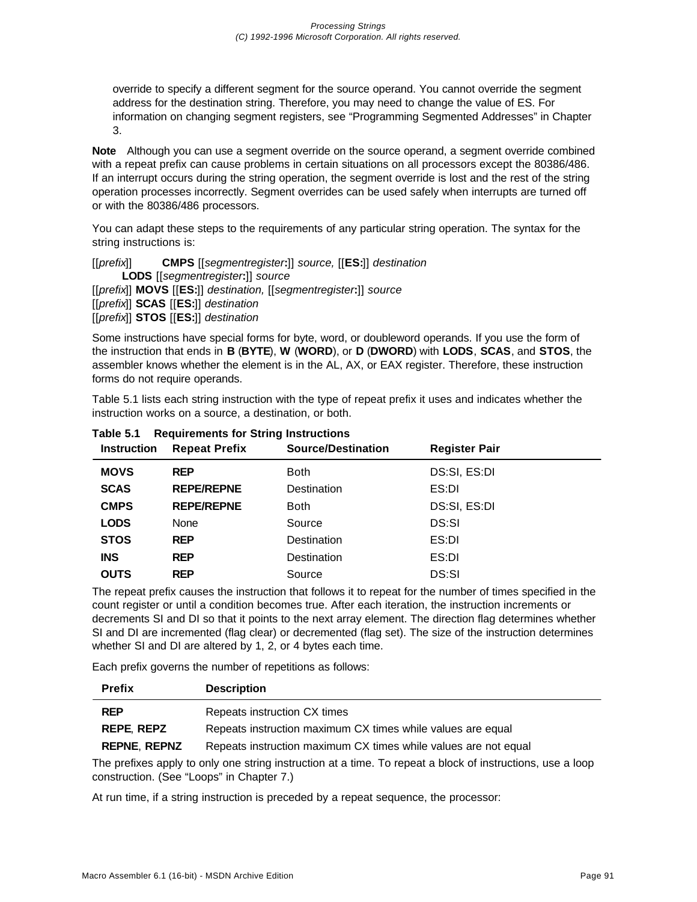override to specify a different segment for the source operand. You cannot override the segment address for the destination string. Therefore, you may need to change the value of ES. For information on changing segment registers, see “Programming Segmented Addresses” in Chapter 3.

**Note** Although you can use a segment override on the source operand, a segment override combined with a repeat prefix can cause problems in certain situations on all processors except the 80386/486. If an interrupt occurs during the string operation, the segment override is lost and the rest of the string operation processes incorrectly. Segment overrides can be used safely when interrupts are turned off or with the 80386/486 processors.

You can adapt these steps to the requirements of any particular string operation. The syntax for the string instructions is:

[[*prefix*]] **CMPS** [[*segmentregister***:**]] *source,* [[**ES:**]] *destination*
**LODS** [[*segmentregister***:**]] *source*
[[*prefix*]] **MOVS** [[**ES:**]] *destination,* [[*segmentregister***:**]] *source*
[[*prefix*]] **SCAS** [[**ES:**]] *destination*
[[*prefix*]] **STOS** [[**ES:**]] *destination*

Some instructions have special forms for byte, word, or doubleword operands. If you use the form of the instruction that ends in **B** (**BYTE**), **W** (**WORD**), or **D** (**DWORD**) with **LODS**, **SCAS**, and **STOS**, the assembler knows whether the element is in the AL, AX, or EAX register. Therefore, these instruction forms do not require operands.

Table 5.1 lists each string instruction with the type of repeat prefix it uses and indicates whether the instruction works on a source, a destination, or both.

**Table 5.1 Requirements for String Instructions**

| Instruction | Repeat Prefix | Source/Destination | Register Pair |
|---|---|---|---|
| **MOVS** | **REP** | Both | DS:SI, ES:DI |
| **SCAS** | **REPE/REPNE** | Destination | ES:DI |
| **CMPS** | **REPE/REPNE** | Both | DS:SI, ES:DI |
| **LODS** | None | Source | DS:SI |
| **STOS** | **REP** | Destination | ES:DI |
| **INS** | **REP** | Destination | ES:DI |
| **OUTS** | **REP** | Source | DS:SI |

The repeat prefix causes the instruction that follows it to repeat for the number of times specified in the count register or until a condition becomes true. After each iteration, the instruction increments or decrements SI and DI so that it points to the next array element. The direction flag determines whether SI and DI are incremented (flag clear) or decremented (flag set). The size of the instruction determines whether SI and DI are altered by 1, 2, or 4 bytes each time.

Each prefix governs the number of repetitions as follows:

| Prefix | Description |
|---|---|
| **REP** | Repeats instruction CX times |
| **REPE**, **REPZ** | Repeats instruction maximum CX times while values are equal |
| **REPNE**, **REPNZ** | Repeats instruction maximum CX times while values are not equal |

The prefixes apply to only one string instruction at a time. To repeat a block of instructions, use a loop construction. (See “Loops” in Chapter 7.)

At run time, if a string instruction is preceded by a repeat sequence, the processor: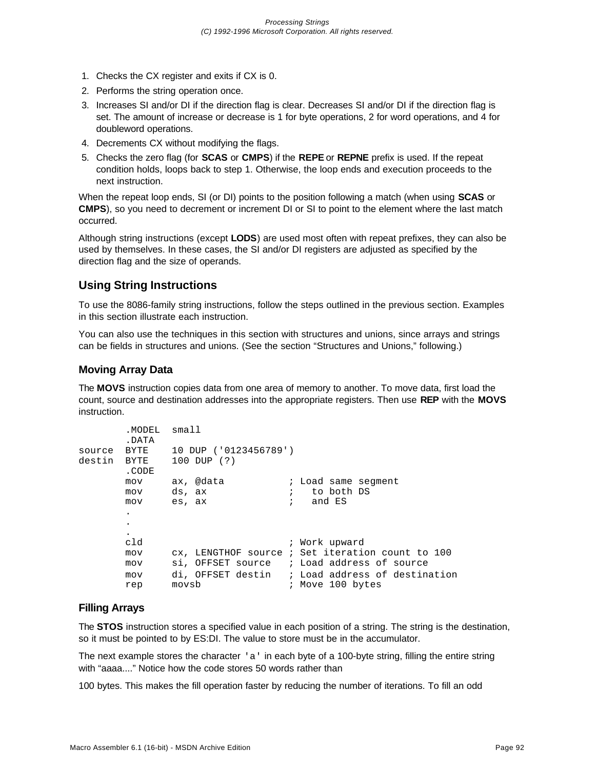1. Checks the CX register and exits if CX is 0.
2. Performs the string operation once.
3. Increases SI and/or DI if the direction flag is clear. Decreases SI and/or DI if the direction flag is set. The amount of increase or decrease is 1 for byte operations, 2 for word operations, and 4 for doubleword operations.
4. Decrements CX without modifying the flags.
5. Checks the zero flag (for **SCAS** or **CMPS**) if the **REPE** or **REPNE** prefix is used. If the repeat condition holds, loops back to step 1. Otherwise, the loop ends and execution proceeds to the next instruction.

When the repeat loop ends, SI (or DI) points to the position following a match (when using **SCAS** or **CMPS**), so you need to decrement or increment DI or SI to point to the element where the last match occurred.

Although string instructions (except **LODS**) are used most often with repeat prefixes, they can also be used by themselves. In these cases, the SI and/or DI registers are adjusted as specified by the direction flag and the size of operands.

## Using String Instructions

To use the 8086-family string instructions, follow the steps outlined in the previous section. Examples in this section illustrate each instruction.

You can also use the techniques in this section with structures and unions, since arrays and strings can be fields in structures and unions. (See the section “Structures and Unions,” following.)

### Moving Array Data

The **MOVS** instruction copies data from one area of memory to another. To move data, first load the count, source and destination addresses into the appropriate registers. Then use **REP** with the **MOVS** instruction.

```
        .MODEL  small
        .DATA
source  BYTE    10 DUP ('0123456789')
destin  BYTE    100 DUP (?)
        .CODE
        mov     ax, @data           ; Load same segment
        mov     ds, ax              ;   to both DS
        mov     es, ax              ;   and ES
        .
        .
        .
        cld                         ; Work upward
        mov     cx, LENGTHOF source ; Set iteration count to 100
        mov     si, OFFSET source   ; Load address of source
        mov     di, OFFSET destin   ; Load address of destination
        rep     movsb               ; Move 100 bytes
```

### Filling Arrays

The **STOS** instruction stores a specified value in each position of a string. The string is the destination, so it must be pointed to by ES:DI. The value to store must be in the accumulator.

The next example stores the character `'a'` in each byte of a 100-byte string, filling the entire string with “aaaa....” Notice how the code stores 50 words rather than

100 bytes. This makes the fill operation faster by reducing the number of iterations. To fill an odd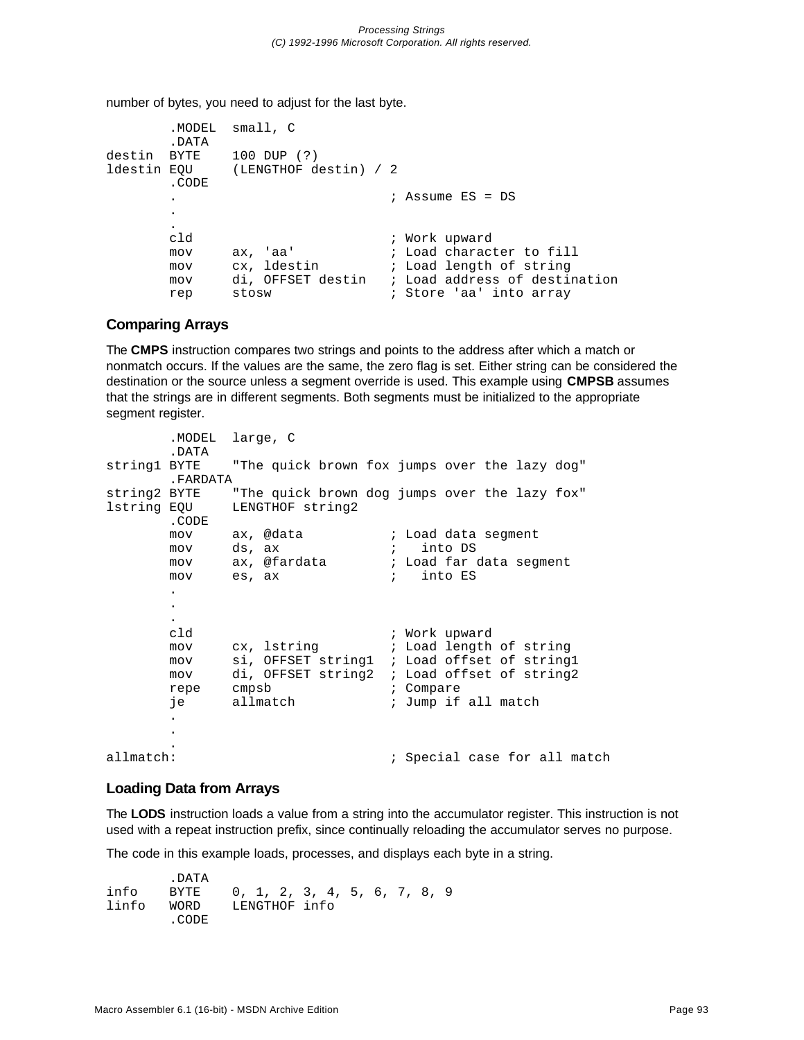number of bytes, you need to adjust for the last byte.

```
        .MODEL  small, C
        .DATA
destin  BYTE    100 DUP (?)
ldestin EQU     (LENGTHOF destin) / 2
        .CODE
        .                       ; Assume ES = DS
        .
        .
        cld                     ; Work upward
        mov     ax, 'aa'        ; Load character to fill
        mov     cx, ldestin     ; Load length of string
        mov     di, OFFSET destin   ; Load address of destination
        rep     stosw           ; Store 'aa' into array
```

### Comparing Arrays

The **CMPS** instruction compares two strings and points to the address after which a match or nonmatch occurs. If the values are the same, the zero flag is set. Either string can be considered the destination or the source unless a segment override is used. This example using **CMPSB** assumes that the strings are in different segments. Both segments must be initialized to the appropriate segment register.

```
        .MODEL  large, C
        .DATA
string1 BYTE    "The quick brown fox jumps over the lazy dog"
        .FARDATA
string2 BYTE    "The quick brown dog jumps over the lazy fox"
lstring EQU     LENGTHOF string2
        .CODE
        mov     ax, @data           ; Load data segment
        mov     ds, ax              ;   into DS
        mov     ax, @fardata        ; Load far data segment
        mov     es, ax              ;   into ES
        .
        .
        .
        cld                         ; Work upward
        mov     cx, lstring         ; Load length of string
        mov     si, OFFSET string1  ; Load offset of string1
        mov     di, OFFSET string2  ; Load offset of string2
        repe    cmpsb               ; Compare
        je      allmatch            ; Jump if all match
        .
        .
        .
allmatch:                           ; Special case for all match
```

### Loading Data from Arrays

The **LODS** instruction loads a value from a string into the accumulator register. This instruction is not used with a repeat instruction prefix, since continually reloading the accumulator serves no purpose.

The code in this example loads, processes, and displays each byte in a string.

```
        .DATA
info    BYTE    0, 1, 2, 3, 4, 5, 6, 7, 8, 9
linfo   WORD    LENGTHOF info
        .CODE
```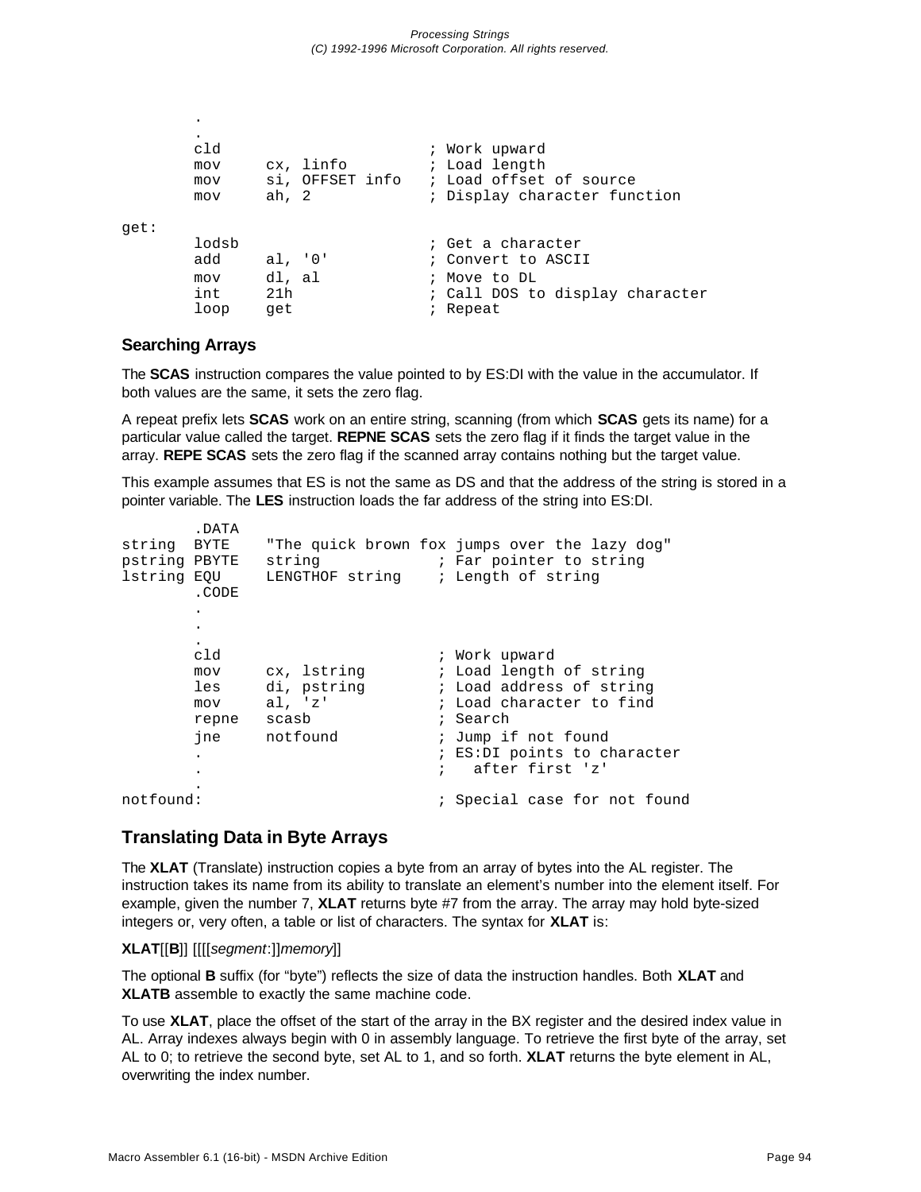```
        .
        .
        cld                     ; Work upward
        mov     cx, linfo       ; Load length
        mov     si, OFFSET info ; Load offset of source
        mov     ah, 2           ; Display character function

get:
        lodsb                   ; Get a character
        add     al, '0'         ; Convert to ASCII
        mov     dl, al          ; Move to DL
        int     21h             ; Call DOS to display character
        loop    get             ; Repeat
```

### Searching Arrays

The **SCAS** instruction compares the value pointed to by ES:DI with the value in the accumulator. If both values are the same, it sets the zero flag.

A repeat prefix lets **SCAS** work on an entire string, scanning (from which **SCAS** gets its name) for a particular value called the target. **REPNE SCAS** sets the zero flag if it finds the target value in the array. **REPE SCAS** sets the zero flag if the scanned array contains nothing but the target value.

This example assumes that ES is not the same as DS and that the address of the string is stored in a pointer variable. The **LES** instruction loads the far address of the string into ES:DI.

```
        .DATA
string  BYTE    "The quick brown fox jumps over the lazy dog"
pstring PBYTE   string           ; Far pointer to string
lstring EQU     LENGTHOF string  ; Length of string
        .CODE
        .
        .
        .
        cld                      ; Work upward
        mov     cx, lstring      ; Load length of string
        les     di, pstring      ; Load address of string
        mov     al, 'z'          ; Load character to find
        repne   scasb            ; Search
        jne     notfound         ; Jump if not found
        .                        ; ES:DI points to character
        .                        ;   after first 'z'
        .
notfound:                        ; Special case for not found
```

### Translating Data in Byte Arrays

The **XLAT** (Translate) instruction copies a byte from an array of bytes into the AL register. The instruction takes its name from its ability to translate an element's number into the element itself. For example, given the number 7, **XLAT** returns byte #7 from the array. The array may hold byte-sized integers or, very often, a table or list of characters. The syntax for **XLAT** is:

**XLAT**[[**B**]] [[[[*segment*:]]*memory*]]

The optional **B** suffix (for "byte") reflects the size of data the instruction handles. Both **XLAT** and **XLATB** assemble to exactly the same machine code.

To use **XLAT**, place the offset of the start of the array in the BX register and the desired index value in AL. Array indexes always begin with 0 in assembly language. To retrieve the first byte of the array, set AL to 0; to retrieve the second byte, set AL to 1, and so forth. **XLAT** returns the byte element in AL, overwriting the index number.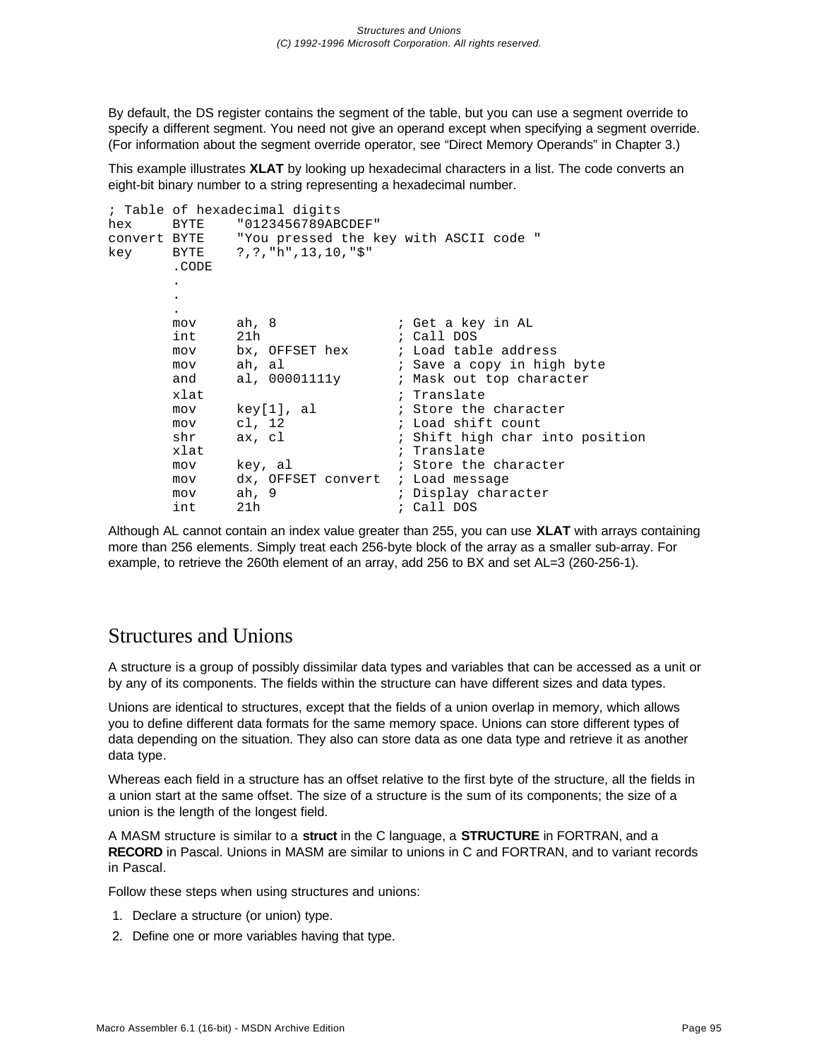By default, the DS register contains the segment of the table, but you can use a segment override to specify a different segment. You need not give an operand except when specifying a segment override. (For information about the segment override operator, see “Direct Memory Operands” in Chapter 3.)

This example illustrates **XLAT** by looking up hexadecimal characters in a list. The code converts an eight-bit binary number to a string representing a hexadecimal number.

```
; Table of hexadecimal digits
hex     BYTE    "0123456789ABCDEF"
convert BYTE    "You pressed the key with ASCII code "
key     BYTE    ?,?,"h",13,10,"$"
        .CODE
        .
        .
        .
        mov     ah, 8               ; Get a key in AL
        int     21h                 ; Call DOS
        mov     bx, OFFSET hex      ; Load table address
        mov     ah, al              ; Save a copy in high byte
        and     al, 00001111y       ; Mask out top character
        xlat                        ; Translate
        mov     key[1], al          ; Store the character
        mov     cl, 12              ; Load shift count
        shr     ax, cl              ; Shift high char into position
        xlat                        ; Translate
        mov     key, al             ; Store the character
        mov     dx, OFFSET convert  ; Load message
        mov     ah, 9               ; Display character
        int     21h                 ; Call DOS
```

Although AL cannot contain an index value greater than 255, you can use **XLAT** with arrays containing more than 256 elements. Simply treat each 256-byte block of the array as a smaller sub-array. For example, to retrieve the 260th element of an array, add 256 to BX and set AL=3 (260-256-1).

# Structures and Unions

A structure is a group of possibly dissimilar data types and variables that can be accessed as a unit or by any of its components. The fields within the structure can have different sizes and data types.

Unions are identical to structures, except that the fields of a union overlap in memory, which allows you to define different data formats for the same memory space. Unions can store different types of data depending on the situation. They also can store data as one data type and retrieve it as another data type.

Whereas each field in a structure has an offset relative to the first byte of the structure, all the fields in a union start at the same offset. The size of a structure is the sum of its components; the size of a union is the length of the longest field.

A MASM structure is similar to a **struct** in the C language, a **STRUCTURE** in FORTRAN, and a **RECORD** in Pascal. Unions in MASM are similar to unions in C and FORTRAN, and to variant records in Pascal.

Follow these steps when using structures and unions:

1. Declare a structure (or union) type.
2. Define one or more variables having that type.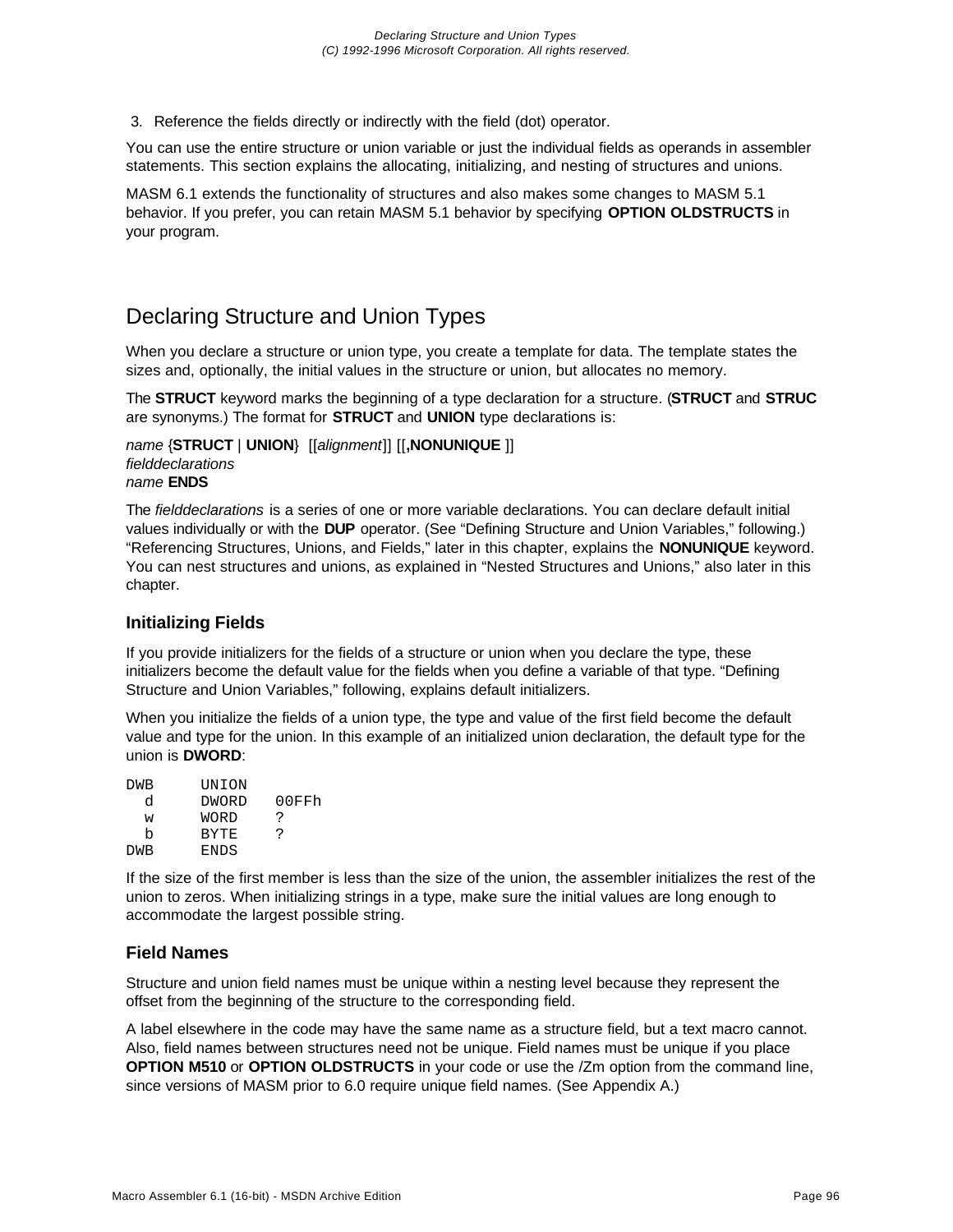3. Reference the fields directly or indirectly with the field (dot) operator.

You can use the entire structure or union variable or just the individual fields as operands in assembler statements. This section explains the allocating, initializing, and nesting of structures and unions.

MASM 6.1 extends the functionality of structures and also makes some changes to MASM 5.1 behavior. If you prefer, you can retain MASM 5.1 behavior by specifying **OPTION OLDSTRUCTS** in your program.

## Declaring Structure and Union Types

When you declare a structure or union type, you create a template for data. The template states the sizes and, optionally, the initial values in the structure or union, but allocates no memory.

The **STRUCT** keyword marks the beginning of a type declaration for a structure. (**STRUCT** and **STRUC** are synonyms.) The format for **STRUCT** and **UNION** type declarations is:

*name* {**STRUCT** | **UNION**} [[*alignment*]] [[**,NONUNIQUE** ]]
*fielddeclarations*
*name* **ENDS**

The *fielddeclarations* is a series of one or more variable declarations. You can declare default initial values individually or with the **DUP** operator. (See “Defining Structure and Union Variables,” following.) “Referencing Structures, Unions, and Fields,” later in this chapter, explains the **NONUNIQUE** keyword. You can nest structures and unions, as explained in “Nested Structures and Unions,” also later in this chapter.

### Initializing Fields

If you provide initializers for the fields of a structure or union when you declare the type, these initializers become the default value for the fields when you define a variable of that type. “Defining Structure and Union Variables,” following, explains default initializers.

When you initialize the fields of a union type, the type and value of the first field become the default value and type for the union. In this example of an initialized union declaration, the default type for the union is **DWORD**:

```
DWB     UNION
  d     DWORD   00FFh
  w     WORD    ?
  b     BYTE    ?
DWB     ENDS
```

If the size of the first member is less than the size of the union, the assembler initializes the rest of the union to zeros. When initializing strings in a type, make sure the initial values are long enough to accommodate the largest possible string.

### Field Names

Structure and union field names must be unique within a nesting level because they represent the offset from the beginning of the structure to the corresponding field.

A label elsewhere in the code may have the same name as a structure field, but a text macro cannot. Also, field names between structures need not be unique. Field names must be unique if you place **OPTION M510** or **OPTION OLDSTRUCTS** in your code or use the /Zm option from the command line, since versions of MASM prior to 6.0 require unique field names. (See Appendix A.)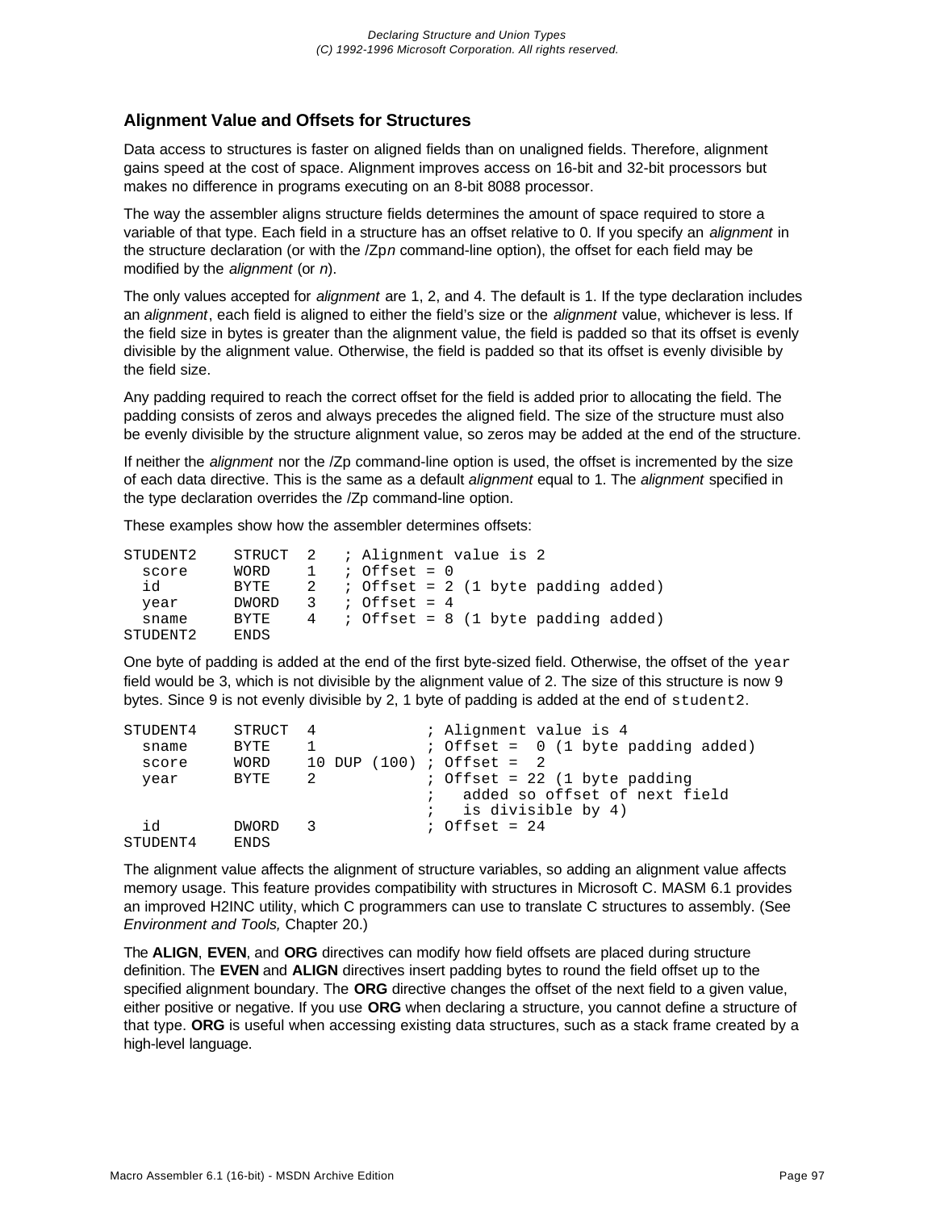## Alignment Value and Offsets for Structures

Data access to structures is faster on aligned fields than on unaligned fields. Therefore, alignment gains speed at the cost of space. Alignment improves access on 16-bit and 32-bit processors but makes no difference in programs executing on an 8-bit 8088 processor.

The way the assembler aligns structure fields determines the amount of space required to store a variable of that type. Each field in a structure has an offset relative to 0. If you specify an *alignment* in the structure declaration (or with the /Zp*n* command-line option), the offset for each field may be modified by the *alignment* (or *n*).

The only values accepted for *alignment* are 1, 2, and 4. The default is 1. If the type declaration includes an *alignment*, each field is aligned to either the field's size or the *alignment* value, whichever is less. If the field size in bytes is greater than the alignment value, the field is padded so that its offset is evenly divisible by the alignment value. Otherwise, the field is padded so that its offset is evenly divisible by the field size.

Any padding required to reach the correct offset for the field is added prior to allocating the field. The padding consists of zeros and always precedes the aligned field. The size of the structure must also be evenly divisible by the structure alignment value, so zeros may be added at the end of the structure.

If neither the *alignment* nor the /Zp command-line option is used, the offset is incremented by the size of each data directive. This is the same as a default *alignment* equal to 1. The *alignment* specified in the type declaration overrides the /Zp command-line option.

These examples show how the assembler determines offsets:

```
STUDENT2     STRUCT  2   ; Alignment value is 2
  score      WORD    1   ; Offset = 0
  id         BYTE    2   ; Offset = 2 (1 byte padding added)
  year       DWORD   3   ; Offset = 4
  sname      BYTE    4   ; Offset = 8 (1 byte padding added)
STUDENT2     ENDS
```

One byte of padding is added at the end of the first byte-sized field. Otherwise, the offset of the `year` field would be 3, which is not divisible by the alignment value of 2. The size of this structure is now 9 bytes. Since 9 is not evenly divisible by 2, 1 byte of padding is added at the end of `student2`.

```
STUDENT4     STRUCT  4            ; Alignment value is 4
  sname      BYTE    1            ; Offset =  0 (1 byte padding added)
  score      WORD    10 DUP (100) ; Offset =  2
  year       BYTE    2            ; Offset = 22 (1 byte padding
                                  ;   added so offset of next field
                                  ;   is divisible by 4)
  id         DWORD   3            ; Offset = 24
STUDENT4     ENDS
```

The alignment value affects the alignment of structure variables, so adding an alignment value affects memory usage. This feature provides compatibility with structures in Microsoft C. MASM 6.1 provides an improved H2INC utility, which C programmers can use to translate C structures to assembly. (See *Environment and Tools,* Chapter 20.)

The **ALIGN**, **EVEN**, and **ORG** directives can modify how field offsets are placed during structure definition. The **EVEN** and **ALIGN** directives insert padding bytes to round the field offset up to the specified alignment boundary. The **ORG** directive changes the offset of the next field to a given value, either positive or negative. If you use **ORG** when declaring a structure, you cannot define a structure of that type. **ORG** is useful when accessing existing data structures, such as a stack frame created by a high-level language.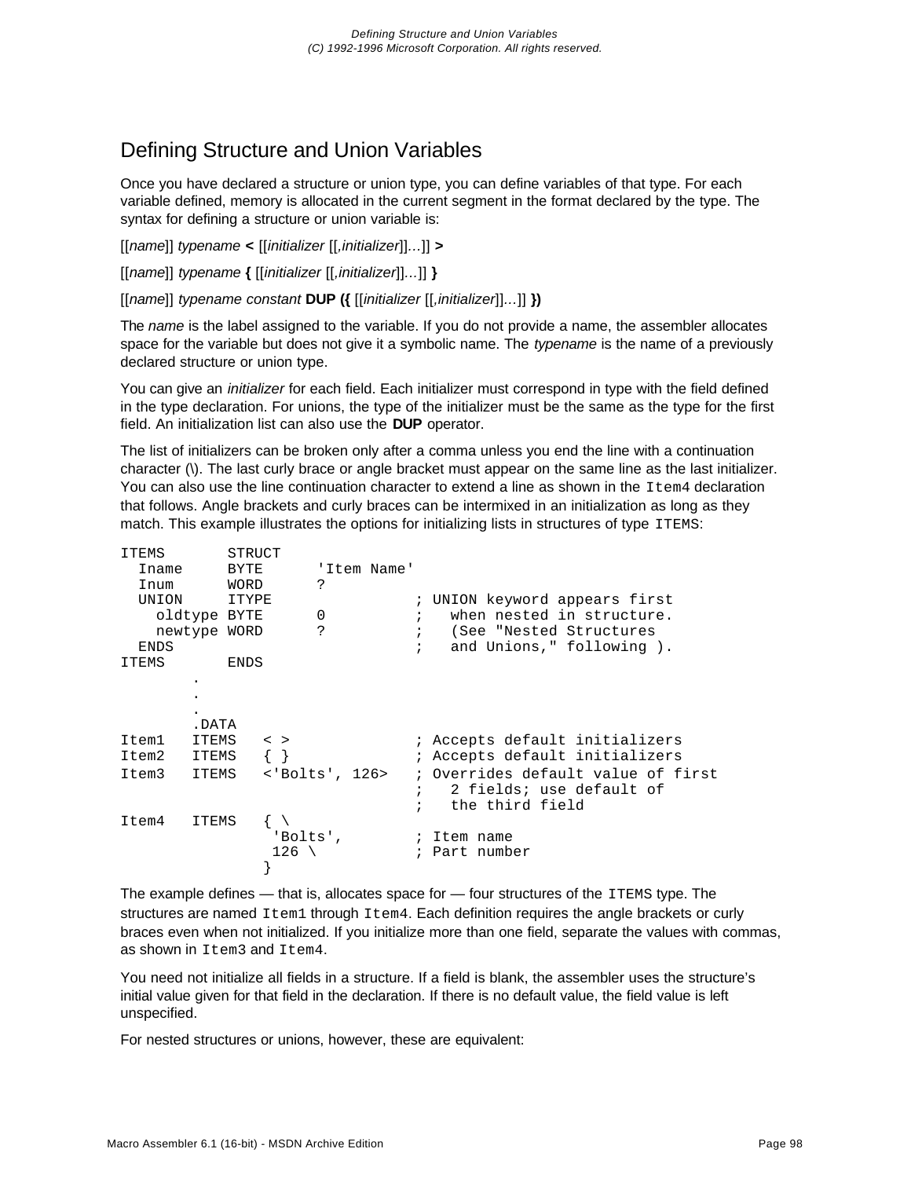## Defining Structure and Union Variables

Once you have declared a structure or union type, you can define variables of that type. For each variable defined, memory is allocated in the current segment in the format declared by the type. The syntax for defining a structure or union variable is:

[[*name*]] *typename* **<** [[*initializer* [[,*initializer*]]...]] **>**

[[*name*]] *typename* **{** [[*initializer* [[,*initializer*]]...]] **}**

[[*name*]] *typename constant* **DUP ({** [[*initializer* [[,*initializer*]]...]] **})**

The *name* is the label assigned to the variable. If you do not provide a name, the assembler allocates space for the variable but does not give it a symbolic name. The *typename* is the name of a previously declared structure or union type.

You can give an *initializer* for each field. Each initializer must correspond in type with the field defined in the type declaration. For unions, the type of the initializer must be the same as the type for the first field. An initialization list can also use the **DUP** operator.

The list of initializers can be broken only after a comma unless you end the line with a continuation character (\). The last curly brace or angle bracket must appear on the same line as the last initializer. You can also use the line continuation character to extend a line as shown in the `Item4` declaration that follows. Angle brackets and curly braces can be intermixed in an initialization as long as they match. This example illustrates the options for initializing lists in structures of type `ITEMS`:

```
ITEMS       STRUCT
  Iname     BYTE      'Item Name'
  Inum      WORD      ?
  UNION     ITYPE                ; UNION keyword appears first
    oldtype BYTE      0          ;   when nested in structure.
    newtype WORD      ?          ;   (See "Nested Structures
  ENDS                           ;   and Unions," following ).
ITEMS       ENDS
        .
        .
        .
        .DATA
Item1   ITEMS   < >              ; Accepts default initializers
Item2   ITEMS   { }              ; Accepts default initializers
Item3   ITEMS   <'Bolts', 126>   ; Overrides default value of first
                                 ;   2 fields; use default of
                                 ;   the third field
Item4   ITEMS   { \
                 'Bolts',        ; Item name
                 126 \           ; Part number
                }
```

The example defines — that is, allocates space for — four structures of the `ITEMS` type. The structures are named `Item1` through `Item4`. Each definition requires the angle brackets or curly braces even when not initialized. If you initialize more than one field, separate the values with commas, as shown in `Item3` and `Item4`.

You need not initialize all fields in a structure. If a field is blank, the assembler uses the structure's initial value given for that field in the declaration. If there is no default value, the field value is left unspecified.

For nested structures or unions, however, these are equivalent: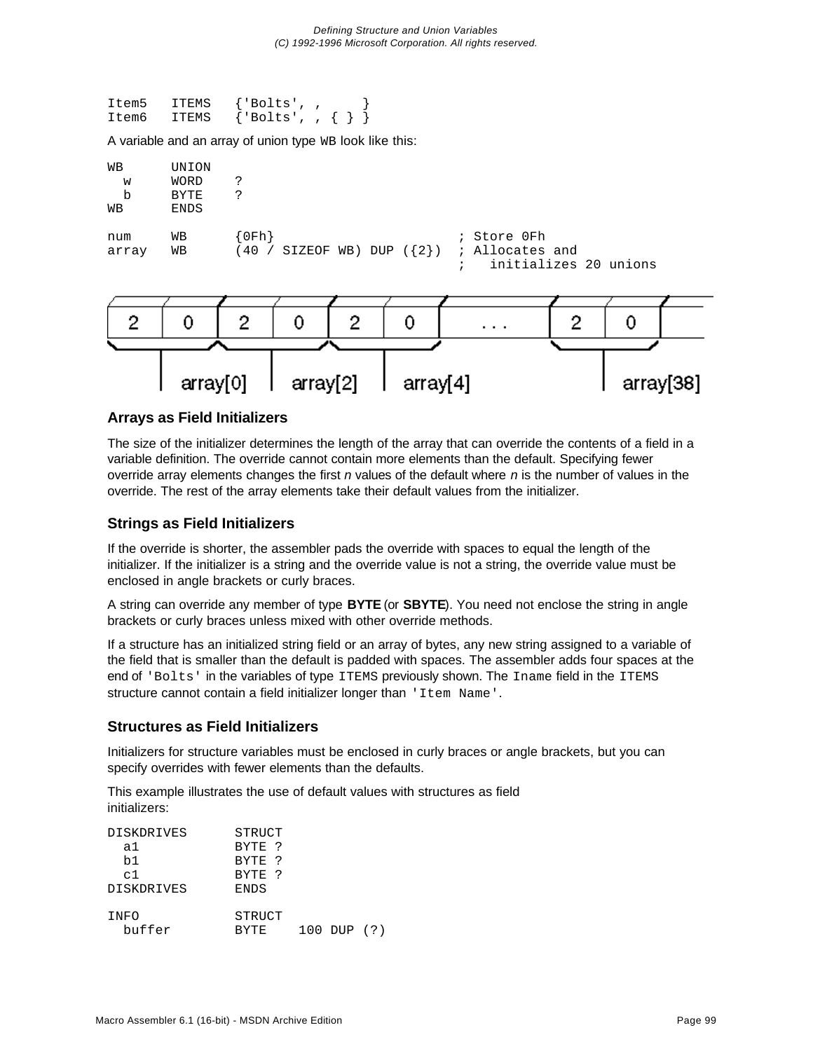```
Item5   ITEMS   {'Bolts', ,      }
Item6   ITEMS   {'Bolts', , { } }
```

A variable and an array of union type `WB` look like this:

```
WB      UNION
  w     WORD    ?
  b     BYTE    ?
WB      ENDS

num     WB      {0Fh}                      ; Store 0Fh
array   WB      (40 / SIZEOF WB) DUP ({2})  ; Allocates and
                                           ;   initializes 20 unions
```

### Arrays as Field Initializers

The size of the initializer determines the length of the array that can override the contents of a field in a variable definition. The override cannot contain more elements than the default. Specifying fewer override array elements changes the first *n* values of the default where *n* is the number of values in the override. The rest of the array elements take their default values from the initializer.

### Strings as Field Initializers

If the override is shorter, the assembler pads the override with spaces to equal the length of the initializer. If the initializer is a string and the override value is not a string, the override value must be enclosed in angle brackets or curly braces.

A string can override any member of type **BYTE** (or **SBYTE**). You need not enclose the string in angle brackets or curly braces unless mixed with other override methods.

If a structure has an initialized string field or an array of bytes, any new string assigned to a variable of the field that is smaller than the default is padded with spaces. The assembler adds four spaces at the end of `'Bolts'` in the variables of type `ITEMS` previously shown. The `Iname` field in the `ITEMS` structure cannot contain a field initializer longer than `'Item Name'`.

### Structures as Field Initializers

Initializers for structure variables must be enclosed in curly braces or angle brackets, but you can specify overrides with fewer elements than the defaults.

This example illustrates the use of default values with structures as field initializers:

```
DISKDRIVES      STRUCT
  a1            BYTE ?
  b1            BYTE ?
  c1            BYTE ?
DISKDRIVES      ENDS

INFO            STRUCT
  buffer        BYTE    100 DUP (?)
```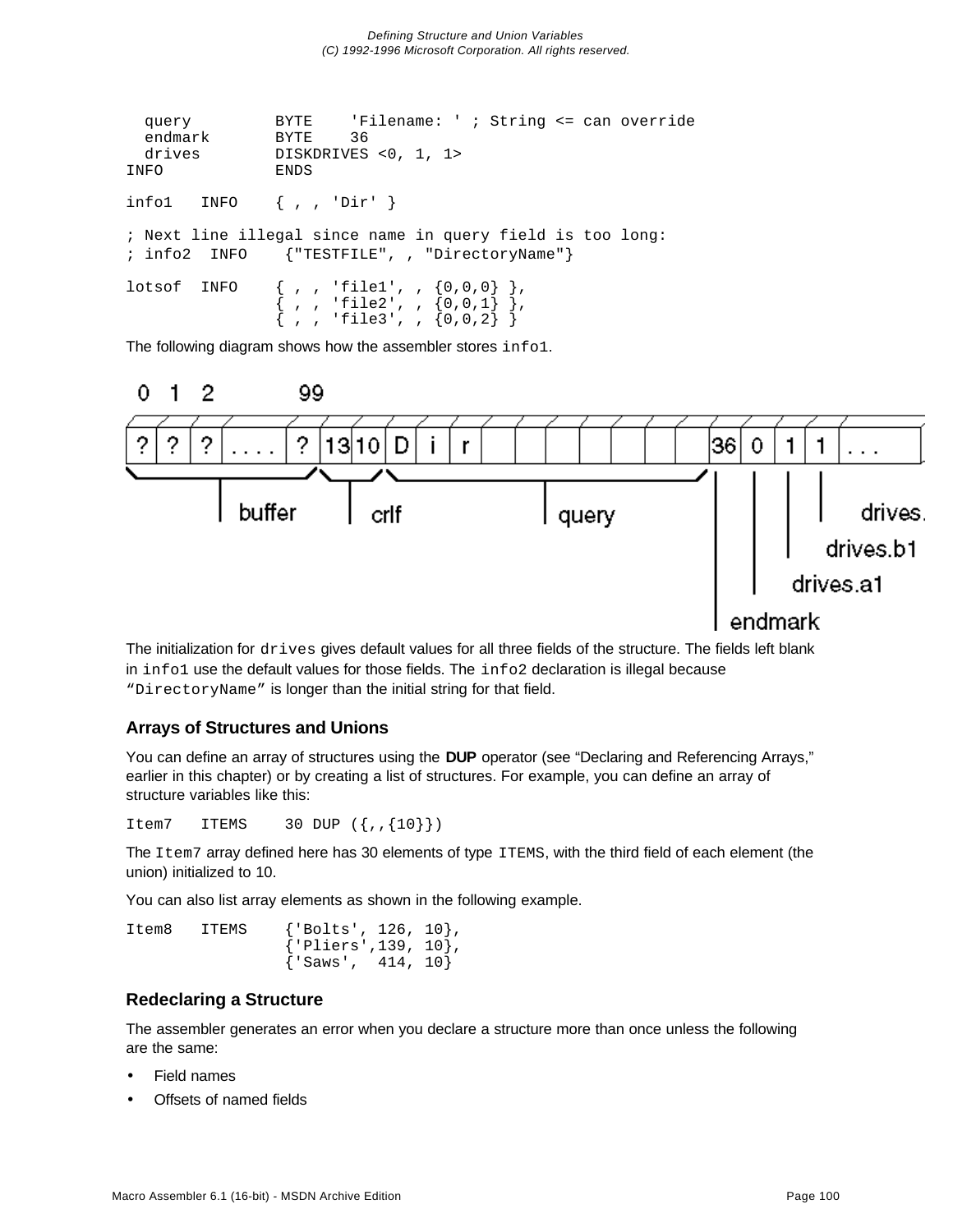```
  query         BYTE    'Filename: ' ; String <= can override
  endmark       BYTE    36
  drives        DISKDRIVES <0, 1, 1>
INFO            ENDS

info1   INFO    { , , 'Dir' }

; Next line illegal since name in query field is too long:
; info2  INFO    {"TESTFILE", , "DirectoryName"}

lotsof  INFO    { , , 'file1', , {0,0,0} },
                { , , 'file2', , {0,0,1} },
                { , , 'file3', , {0,0,2} }
```

The following diagram shows how the assembler stores `info1`.

```
 0   1   2          99
| ? | ? | ? | .... | ? |13|10| D | i | r |  |  |  |  |  |  |  |  |36| 0 | 1 | 1 | ...
 \_______buffer______/ \crlf/ \_____________query______________/  |   |   |   |
                                                                  |   |   |   drives.
                                                                  |   |   drives.b1
                                                                  |   drives.a1
                                                                  endmark
```

The initialization for `drives` gives default values for all three fields of the structure. The fields left blank in `info1` use the default values for those fields. The `info2` declaration is illegal because “`DirectoryName`” is longer than the initial string for that field.

### Arrays of Structures and Unions

You can define an array of structures using the **DUP** operator (see “Declaring and Referencing Arrays,” earlier in this chapter) or by creating a list of structures. For example, you can define an array of structure variables like this:

```
Item7   ITEMS    30 DUP ({,,{10}})
```

The `Item7` array defined here has 30 elements of type `ITEMS`, with the third field of each element (the union) initialized to 10.

You can also list array elements as shown in the following example.

```
Item8   ITEMS    {'Bolts', 126, 10},
                 {'Pliers',139, 10},
                 {'Saws',  414, 10}
```

### Redeclaring a Structure

The assembler generates an error when you declare a structure more than once unless the following are the same:

- Field names
- Offsets of named fields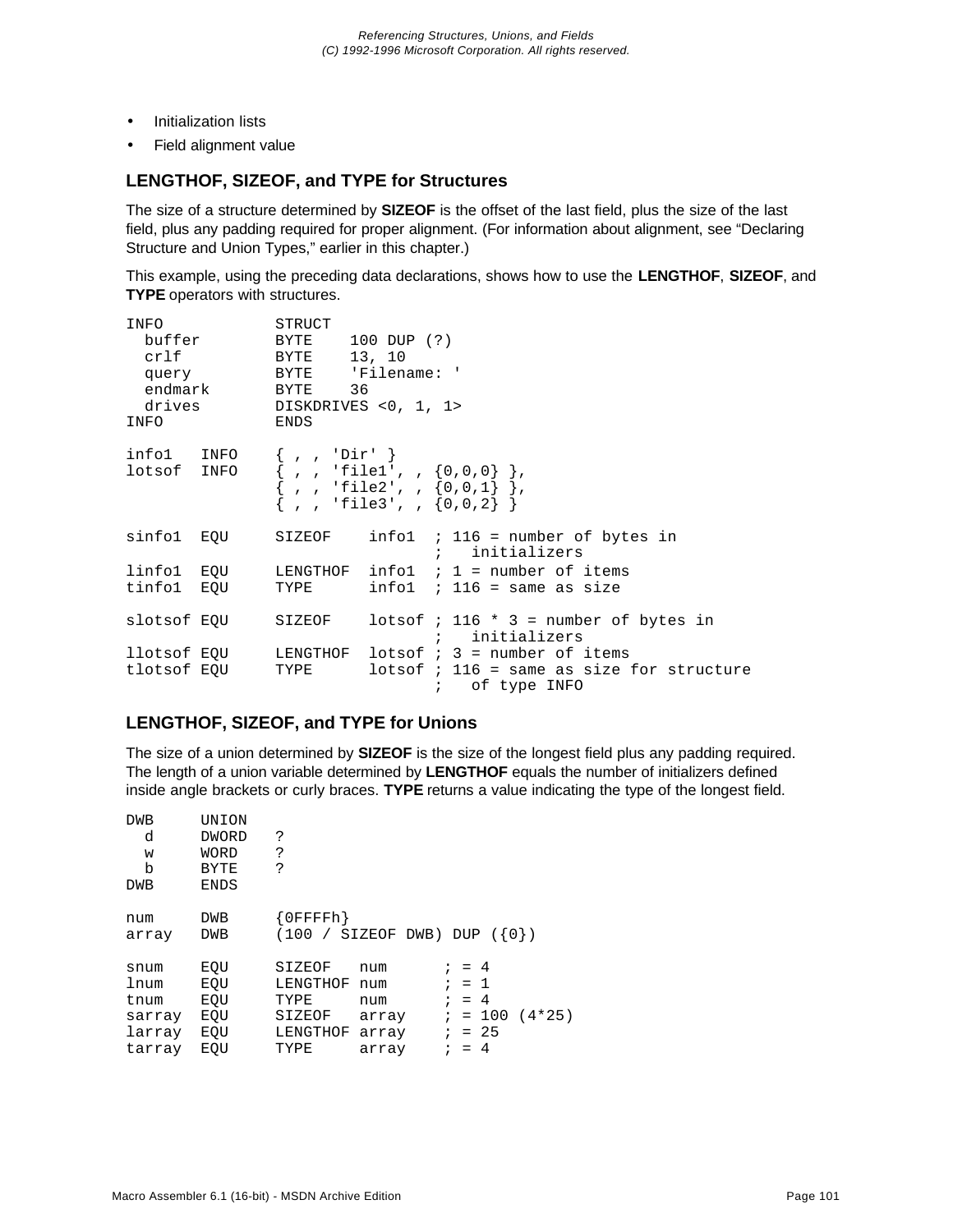- Initialization lists
- Field alignment value

### LENGTHOF, SIZEOF, and TYPE for Structures

The size of a structure determined by **SIZEOF** is the offset of the last field, plus the size of the last field, plus any padding required for proper alignment. (For information about alignment, see "Declaring Structure and Union Types," earlier in this chapter.)

This example, using the preceding data declarations, shows how to use the **LENGTHOF**, **SIZEOF**, and **TYPE** operators with structures.

```
INFO            STRUCT
  buffer        BYTE    100 DUP (?)
  crlf          BYTE    13, 10
  query         BYTE    'Filename: '
  endmark       BYTE    36
  drives        DISKDRIVES <0, 1, 1>
INFO            ENDS

info1   INFO    { , , 'Dir' }
lotsof  INFO    { , , 'file1', , {0,0,0} },
                { , , 'file2', , {0,0,1} },
                { , , 'file3', , {0,0,2} }

sinfo1  EQU     SIZEOF    info1  ; 116 = number of bytes in
                                 ;   initializers
linfo1  EQU     LENGTHOF  info1  ; 1 = number of items
tinfo1  EQU     TYPE      info1  ; 116 = same as size

slotsof EQU     SIZEOF    lotsof ; 116 * 3 = number of bytes in
                                 ;   initializers
llotsof EQU     LENGTHOF  lotsof ; 3 = number of items
tlotsof EQU     TYPE      lotsof ; 116 = same as size for structure
                                 ;   of type INFO
```

### LENGTHOF, SIZEOF, and TYPE for Unions

The size of a union determined by **SIZEOF** is the size of the longest field plus any padding required. The length of a union variable determined by **LENGTHOF** equals the number of initializers defined inside angle brackets or curly braces. **TYPE** returns a value indicating the type of the longest field.

```
DWB     UNION
  d     DWORD   ?
  w     WORD    ?
  b     BYTE    ?
DWB     ENDS

num     DWB     {0FFFFh}
array   DWB     (100 / SIZEOF DWB) DUP ({0})

snum    EQU     SIZEOF   num      ; = 4
lnum    EQU     LENGTHOF num      ; = 1
tnum    EQU     TYPE     num      ; = 4
sarray  EQU     SIZEOF   array    ; = 100 (4*25)
larray  EQU     LENGTHOF array    ; = 25
tarray  EQU     TYPE     array    ; = 4
```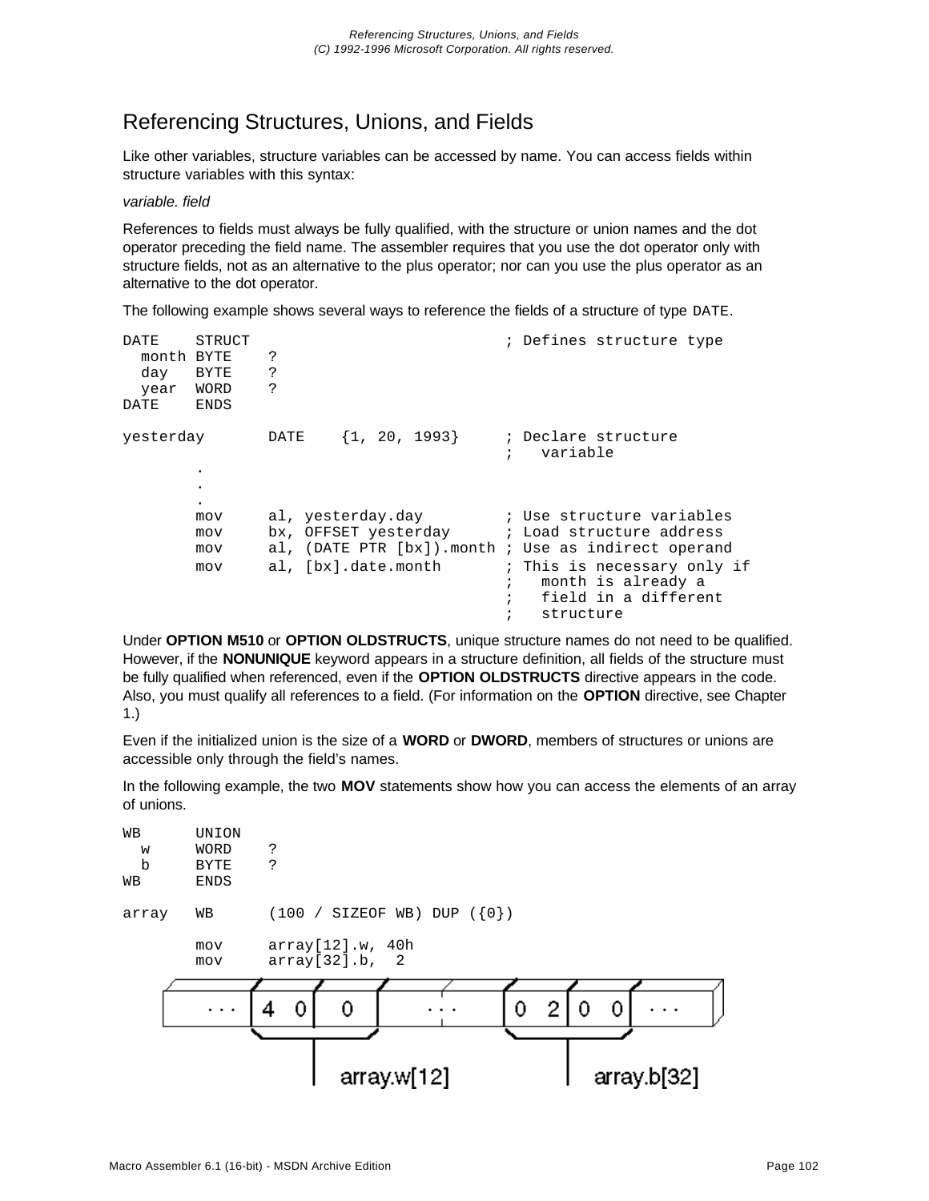# Referencing Structures, Unions, and Fields

Like other variables, structure variables can be accessed by name. You can access fields within structure variables with this syntax:

*variable. field*

References to fields must always be fully qualified, with the structure or union names and the dot operator preceding the field name. The assembler requires that you use the dot operator only with structure fields, not as an alternative to the plus operator; nor can you use the plus operator as an alternative to the dot operator.

The following example shows several ways to reference the fields of a structure of type `DATE`.

```
DATE    STRUCT                          ; Defines structure type
  month BYTE    ?
  day   BYTE    ?
  year  WORD    ?
DATE    ENDS

yesterday       DATE    {1, 20, 1993}     ; Declare structure
                                        ;   variable
        .
        .
        .
        mov     al, yesterday.day         ; Use structure variables
        mov     bx, OFFSET yesterday      ; Load structure address
        mov     al, (DATE PTR [bx]).month ; Use as indirect operand
        mov     al, [bx].date.month       ; This is necessary only if
                                        ;   month is already a
                                        ;   field in a different
                                        ;   structure
```

Under **OPTION M510** or **OPTION OLDSTRUCTS**, unique structure names do not need to be qualified. However, if the **NONUNIQUE** keyword appears in a structure definition, all fields of the structure must be fully qualified when referenced, even if the **OPTION OLDSTRUCTS** directive appears in the code. Also, you must qualify all references to a field. (For information on the **OPTION** directive, see Chapter 1.)

Even if the initialized union is the size of a **WORD** or **DWORD**, members of structures or unions are accessible only through the field's names.

In the following example, the two **MOV** statements show how you can access the elements of an array of unions.

```
WB      UNION
  w     WORD    ?
  b     BYTE    ?
WB      ENDS

array   WB      (100 / SIZEOF WB) DUP ({0})

        mov     array[12].w, 40h
        mov     array[32].b,  2
```

| ... | 4 0 | 0 | ... | 0 2 | 0 0 | ... |
|---|---|---|---|---|---|---|

array.w[12]    array.b[32]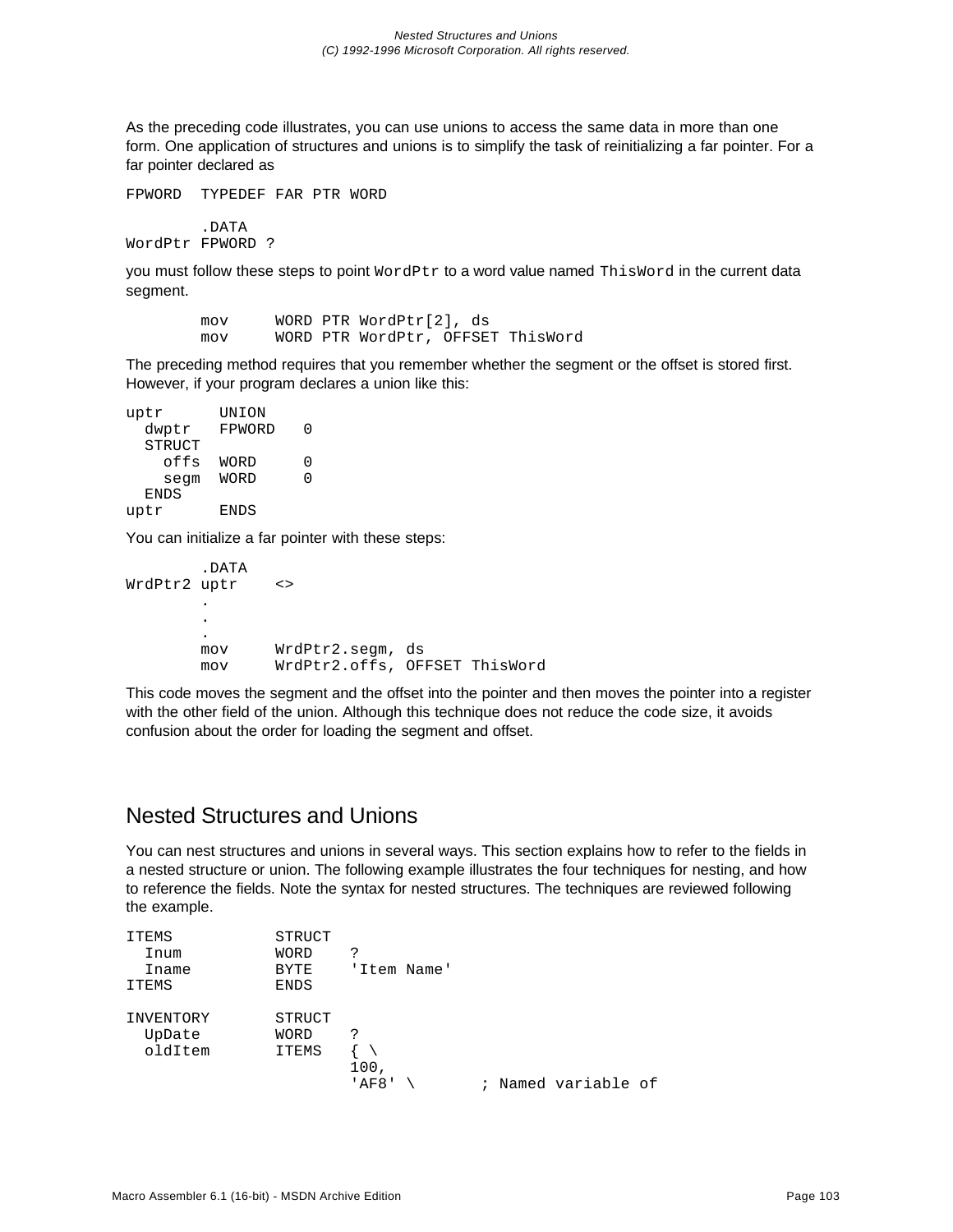As the preceding code illustrates, you can use unions to access the same data in more than one form. One application of structures and unions is to simplify the task of reinitializing a far pointer. For a far pointer declared as

```
FPWORD  TYPEDEF FAR PTR WORD

        .DATA
WordPtr FPWORD ?
```

you must follow these steps to point `WordPtr` to a word value named `ThisWord` in the current data segment.

```
        mov     WORD PTR WordPtr[2], ds
        mov     WORD PTR WordPtr, OFFSET ThisWord
```

The preceding method requires that you remember whether the segment or the offset is stored first. However, if your program declares a union like this:

```
uptr      UNION
  dwptr   FPWORD   0
  STRUCT
    offs  WORD     0
    segm  WORD     0
  ENDS
uptr      ENDS
```

You can initialize a far pointer with these steps:

```
        .DATA
WrdPtr2 uptr    <>
        .
        .
        .
        mov     WrdPtr2.segm, ds
        mov     WrdPtr2.offs, OFFSET ThisWord
```

This code moves the segment and the offset into the pointer and then moves the pointer into a register with the other field of the union. Although this technique does not reduce the code size, it avoids confusion about the order for loading the segment and offset.

## Nested Structures and Unions

You can nest structures and unions in several ways. This section explains how to refer to the fields in a nested structure or union. The following example illustrates the four techniques for nesting, and how to reference the fields. Note the syntax for nested structures. The techniques are reviewed following the example.

```
ITEMS           STRUCT
  Inum          WORD    ?
  Iname         BYTE    'Item Name'
ITEMS           ENDS

INVENTORY       STRUCT
  UpDate        WORD    ?
  oldItem       ITEMS   { \
                        100,
                        'AF8' \       ; Named variable of
```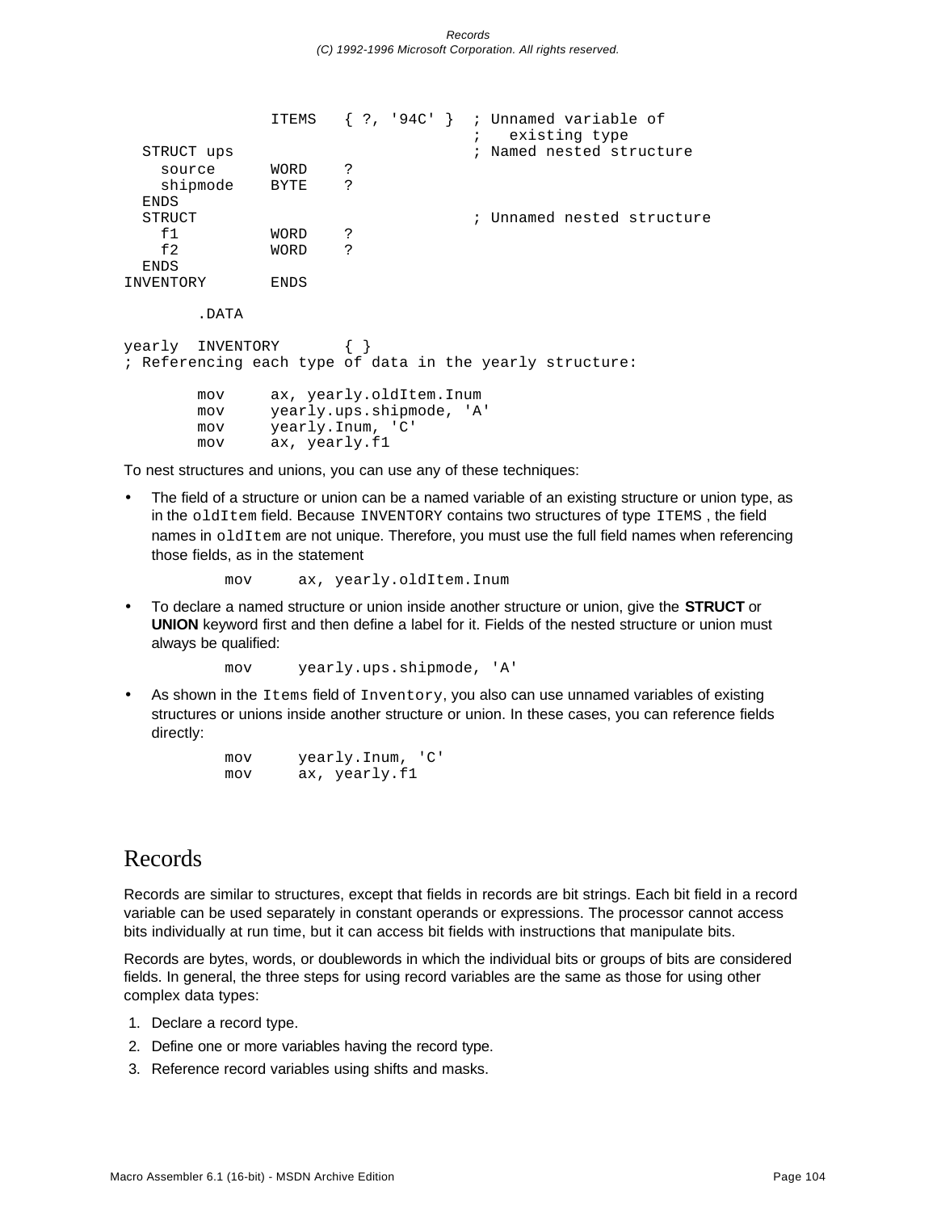```
                ITEMS   { ?, '94C' }  ; Unnamed variable of
                                      ;   existing type
  STRUCT ups                          ; Named nested structure
    source      WORD    ?
    shipmode    BYTE    ?
  ENDS
  STRUCT                              ; Unnamed nested structure
    f1          WORD    ?
    f2          WORD    ?
  ENDS
INVENTORY       ENDS

        .DATA

yearly  INVENTORY       { }
; Referencing each type of data in the yearly structure:

        mov     ax, yearly.oldItem.Inum
        mov     yearly.ups.shipmode, 'A'
        mov     yearly.Inum, 'C'
        mov     ax, yearly.f1
```

To nest structures and unions, you can use any of these techniques:

- The field of a structure or union can be a named variable of an existing structure or union type, as in the `oldItem` field. Because `INVENTORY` contains two structures of type `ITEMS` , the field names in `oldItem` are not unique. Therefore, you must use the full field names when referencing those fields, as in the statement

```
        mov     ax, yearly.oldItem.Inum
```

- To declare a named structure or union inside another structure or union, give the **STRUCT** or **UNION** keyword first and then define a label for it. Fields of the nested structure or union must always be qualified:

```
        mov     yearly.ups.shipmode, 'A'
```

- As shown in the `Items` field of `Inventory`, you also can use unnamed variables of existing structures or unions inside another structure or union. In these cases, you can reference fields directly:

```
        mov     yearly.Inum, 'C'
        mov     ax, yearly.f1
```

# Records

Records are similar to structures, except that fields in records are bit strings. Each bit field in a record variable can be used separately in constant operands or expressions. The processor cannot access bits individually at run time, but it can access bit fields with instructions that manipulate bits.

Records are bytes, words, or doublewords in which the individual bits or groups of bits are considered fields. In general, the three steps for using record variables are the same as those for using other complex data types:

1. Declare a record type.
2. Define one or more variables having the record type.
3. Reference record variables using shifts and masks.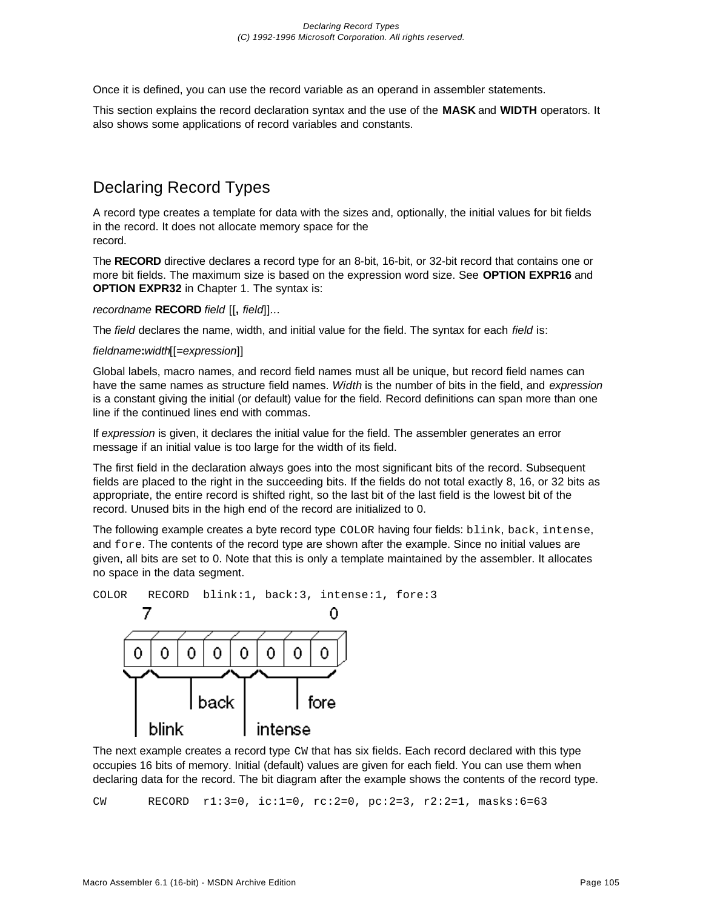Once it is defined, you can use the record variable as an operand in assembler statements.

This section explains the record declaration syntax and the use of the **MASK** and **WIDTH** operators. It also shows some applications of record variables and constants.

## Declaring Record Types

A record type creates a template for data with the sizes and, optionally, the initial values for bit fields in the record. It does not allocate memory space for the record.

The **RECORD** directive declares a record type for an 8-bit, 16-bit, or 32-bit record that contains one or more bit fields. The maximum size is based on the expression word size. See **OPTION EXPR16** and **OPTION EXPR32** in Chapter 1. The syntax is:

*recordname* **RECORD** *field* [[**,** *field*]]...

The *field* declares the name, width, and initial value for the field. The syntax for each *field* is:

*fieldname***:***width*[[=*expression*]]

Global labels, macro names, and record field names must all be unique, but record field names can have the same names as structure field names. *Width* is the number of bits in the field, and *expression* is a constant giving the initial (or default) value for the field. Record definitions can span more than one line if the continued lines end with commas.

If *expression* is given, it declares the initial value for the field. The assembler generates an error message if an initial value is too large for the width of its field.

The first field in the declaration always goes into the most significant bits of the record. Subsequent fields are placed to the right in the succeeding bits. If the fields do not total exactly 8, 16, or 32 bits as appropriate, the entire record is shifted right, so the last bit of the last field is the lowest bit of the record. Unused bits in the high end of the record are initialized to 0.

The following example creates a byte record type `COLOR` having four fields: `blink`, `back`, `intense`, and `fore`. The contents of the record type are shown after the example. Since no initial values are given, all bits are set to 0. Note that this is only a template maintained by the assembler. It allocates no space in the data segment.

```
COLOR   RECORD  blink:1, back:3, intense:1, fore:3
```

The next example creates a record type `CW` that has six fields. Each record declared with this type occupies 16 bits of memory. Initial (default) values are given for each field. You can use them when declaring data for the record. The bit diagram after the example shows the contents of the record type.

```
CW      RECORD  r1:3=0, ic:1=0, rc:2=0, pc:2=3, r2:2=1, masks:6=63
```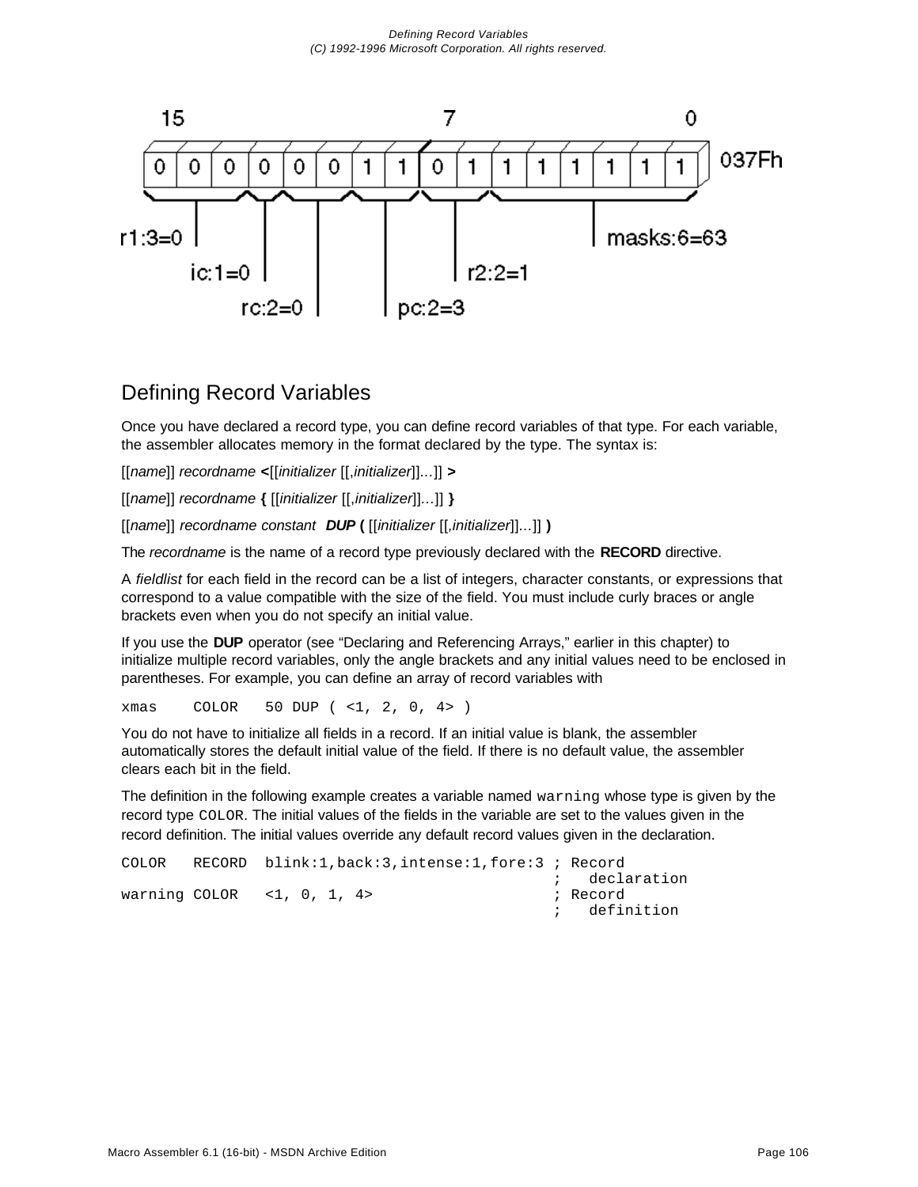15 7 0

| 0 | 0 | 0 | 0 | 0 | 0 | 1 | 1 | 0 | 1 | 1 | 1 | 1 | 1 | 1 | 1 |
|---|---|---|---|---|---|---|---|---|---|---|---|---|---|---|---|

037Fh

r1:3=0 ic:1=0 rc:2=0 pc:2=3 r2:2=1 masks:6=63

## Defining Record Variables

Once you have declared a record type, you can define record variables of that type. For each variable, the assembler allocates memory in the format declared by the type. The syntax is:

[[*name*]] *recordname* **<**[[*initializer* [[,*initializer*]]...]] **>**

[[*name*]] *recordname* **{** [[*initializer* [[,*initializer*]]...]] **}**

[[*name*]] *recordname constant* **DUP (** [[*initializer* [[,*initializer*]]...]] **)**

The *recordname* is the name of a record type previously declared with the **RECORD** directive.

A *fieldlist* for each field in the record can be a list of integers, character constants, or expressions that correspond to a value compatible with the size of the field. You must include curly braces or angle brackets even when you do not specify an initial value.

If you use the **DUP** operator (see "Declaring and Referencing Arrays," earlier in this chapter) to initialize multiple record variables, only the angle brackets and any initial values need to be enclosed in parentheses. For example, you can define an array of record variables with

```
xmas     COLOR   50 DUP ( <1, 2, 0, 4> )
```

You do not have to initialize all fields in a record. If an initial value is blank, the assembler automatically stores the default initial value of the field. If there is no default value, the assembler clears each bit in the field.

The definition in the following example creates a variable named `warning` whose type is given by the record type `COLOR`. The initial values of the fields in the variable are set to the values given in the record definition. The initial values override any default record values given in the declaration.

```
COLOR   RECORD  blink:1,back:3,intense:1,fore:3 ; Record
                                                ;   declaration
warning COLOR   <1, 0, 1, 4>                    ; Record
                                                ;   definition
```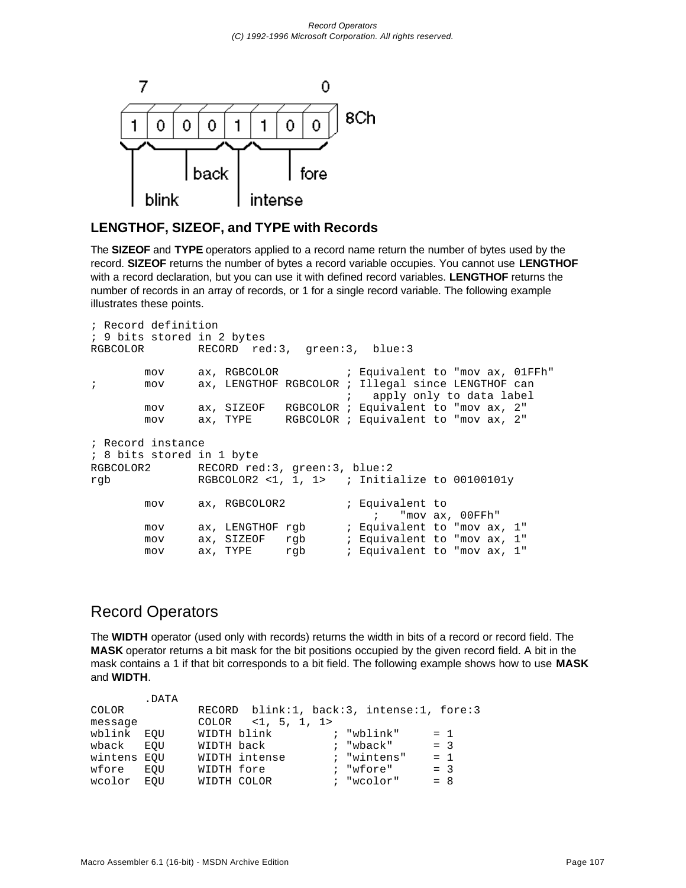## LENGTHOF, SIZEOF, and TYPE with Records

The **SIZEOF** and **TYPE** operators applied to a record name return the number of bytes used by the record. **SIZEOF** returns the number of bytes a record variable occupies. You cannot use **LENGTHOF** with a record declaration, but you can use it with defined record variables. **LENGTHOF** returns the number of records in an array of records, or 1 for a single record variable. The following example illustrates these points.

```
; Record definition
; 9 bits stored in 2 bytes
RGBCOLOR        RECORD  red:3,  green:3,  blue:3

        mov     ax, RGBCOLOR          ; Equivalent to "mov ax, 01FFh"
;       mov     ax, LENGTHOF RGBCOLOR ; Illegal since LENGTHOF can
                                      ;   apply only to data label
        mov     ax, SIZEOF   RGBCOLOR ; Equivalent to "mov ax, 2"
        mov     ax, TYPE     RGBCOLOR ; Equivalent to "mov ax, 2"

; Record instance
; 8 bits stored in 1 byte
RGBCOLOR2       RECORD red:3, green:3, blue:2
rgb             RGBCOLOR2 <1, 1, 1>   ; Initialize to 00100101y

        mov     ax, RGBCOLOR2         ; Equivalent to
                                          ;   "mov ax, 00FFh"
        mov     ax, LENGTHOF rgb      ; Equivalent to "mov ax, 1"
        mov     ax, SIZEOF   rgb      ; Equivalent to "mov ax, 1"
        mov     ax, TYPE     rgb      ; Equivalent to "mov ax, 1"
```

## Record Operators

The **WIDTH** operator (used only with records) returns the width in bits of a record or record field. The **MASK** operator returns a bit mask for the bit positions occupied by the given record field. A bit in the mask contains a 1 if that bit corresponds to a bit field. The following example shows how to use **MASK** and **WIDTH**.

```
        .DATA
COLOR           RECORD  blink:1, back:3, intense:1, fore:3
message         COLOR   <1, 5, 1, 1>
wblink  EQU     WIDTH blink         ; "wblink"     = 1
wback   EQU     WIDTH back          ; "wback"      = 3
wintens EQU     WIDTH intense       ; "wintens"    = 1
wfore   EQU     WIDTH fore          ; "wfore"      = 3
wcolor  EQU     WIDTH COLOR         ; "wcolor"     = 8
```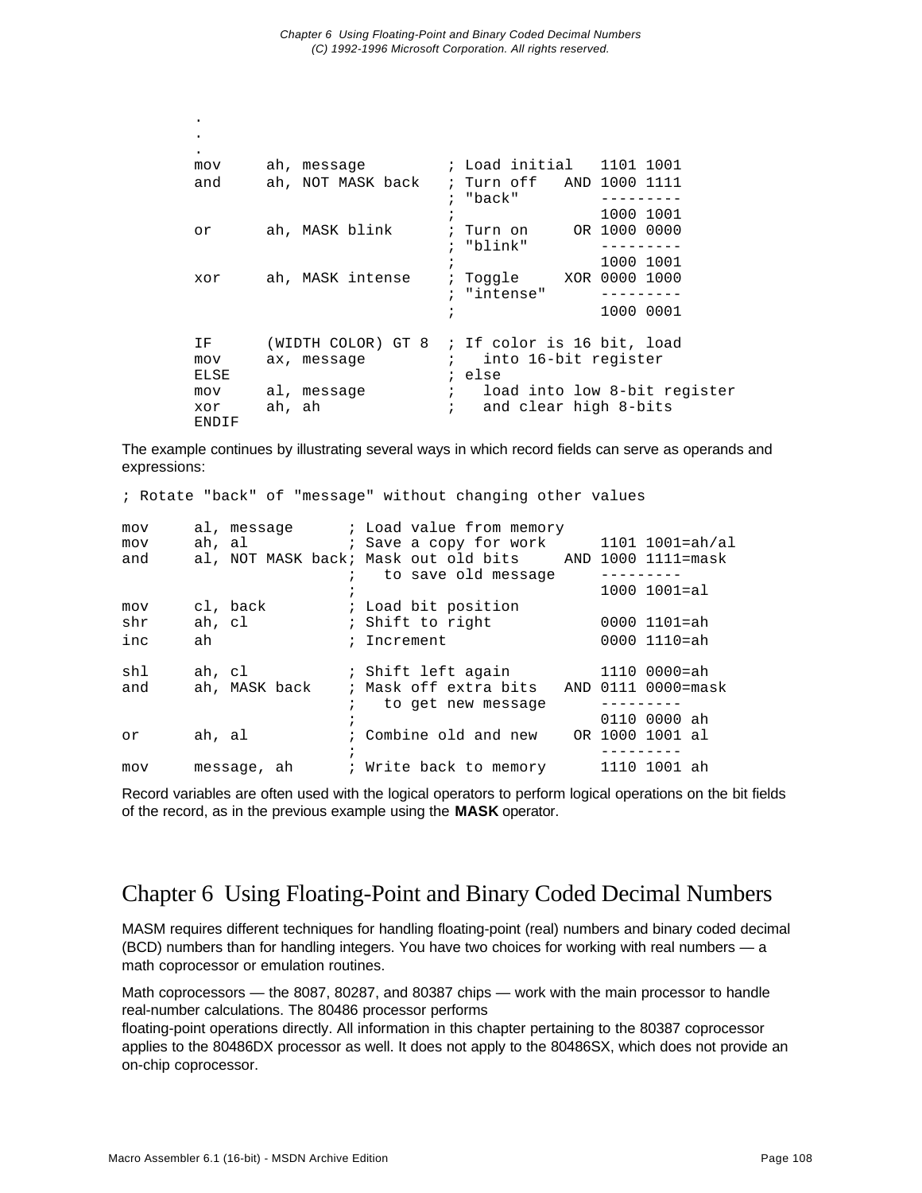```
        .
        .
        .
        mov     ah, message         ; Load initial   1101 1001
        and     ah, NOT MASK back   ; Turn off   AND 1000 1111
                                    ; "back"         ---------
                                    ;                1000 1001
        or      ah, MASK blink      ; Turn on     OR 1000 0000
                                    ; "blink"        ---------
                                    ;                1000 1001
        xor     ah, MASK intense    ; Toggle     XOR 0000 1000
                                    ; "intense"      ---------
                                    ;                1000 0001

        IF      (WIDTH COLOR) GT 8  ; If color is 16 bit, load
        mov     ax, message         ;   into 16-bit register
        ELSE                        ; else
        mov     al, message         ;   load into low 8-bit register
        xor     ah, ah              ;   and clear high 8-bits
        ENDIF
```

The example continues by illustrating several ways in which record fields can serve as operands and expressions:

```
; Rotate "back" of "message" without changing other values

mov     al, message      ; Load value from memory
mov     ah, al           ; Save a copy for work      1101 1001=ah/al
and     al, NOT MASK back; Mask out old bits     AND 1000 1111=mask
                         ;   to save old message     ---------
                         ;                           1000 1001=al
mov     cl, back         ; Load bit position
shr     ah, cl           ; Shift to right            0000 1101=ah
inc     ah               ; Increment                 0000 1110=ah

shl     ah, cl           ; Shift left again          1110 0000=ah
and     ah, MASK back    ; Mask off extra bits   AND 0111 0000=mask
                         ;   to get new message      ---------
                         ;                           0110 0000 ah
or      ah, al           ; Combine old and new    OR 1000 1001 al
                         ;                           ---------
mov     message, ah      ; Write back to memory      1110 1001 ah
```

Record variables are often used with the logical operators to perform logical operations on the bit fields of the record, as in the previous example using the **MASK** operator.

# Chapter 6 Using Floating-Point and Binary Coded Decimal Numbers

MASM requires different techniques for handling floating-point (real) numbers and binary coded decimal (BCD) numbers than for handling integers. You have two choices for working with real numbers — a math coprocessor or emulation routines.

Math coprocessors — the 8087, 80287, and 80387 chips — work with the main processor to handle real-number calculations. The 80486 processor performs floating-point operations directly. All information in this chapter pertaining to the 80387 coprocessor applies to the 80486DX processor as well. It does not apply to the 80486SX, which does not provide an on-chip coprocessor.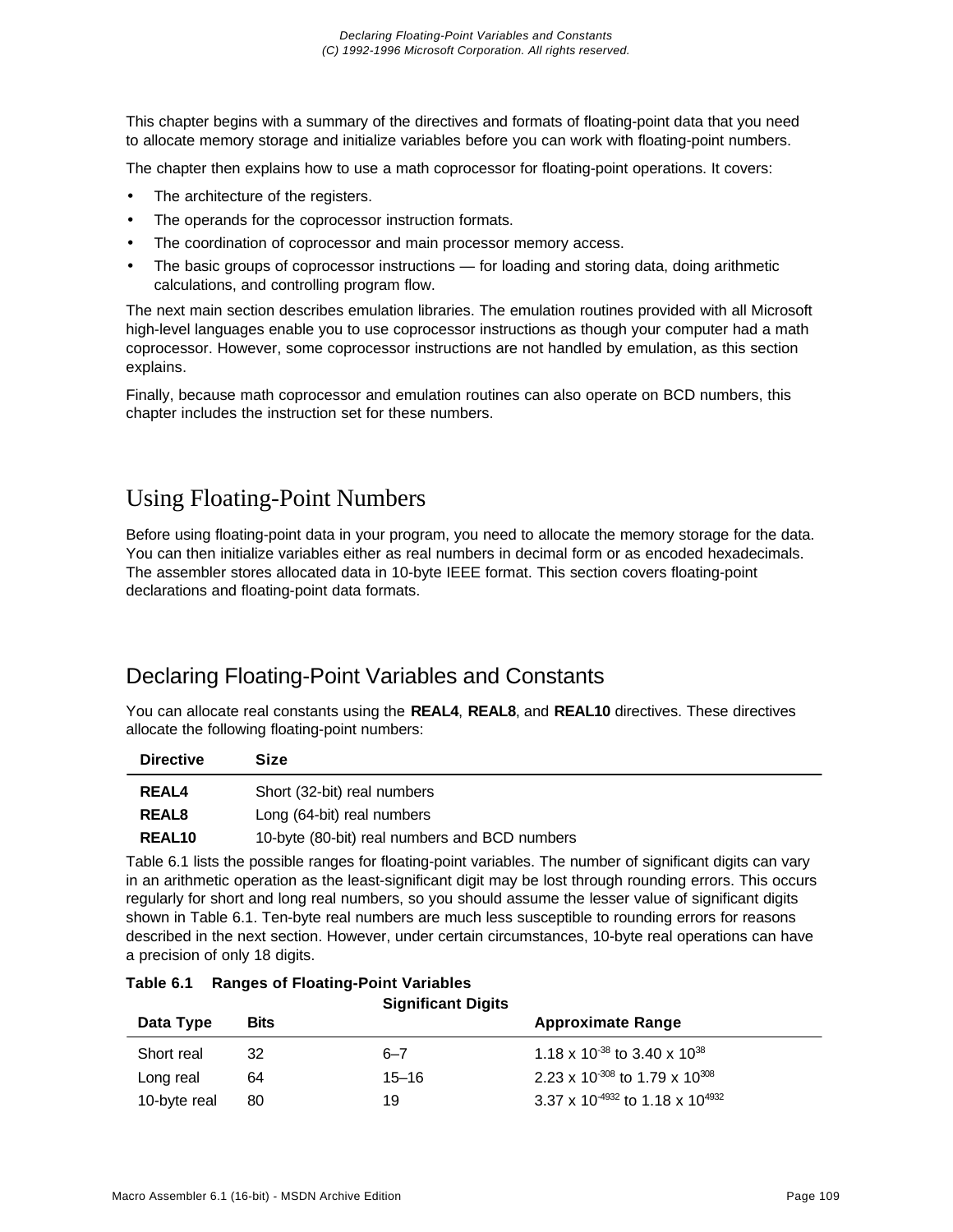This chapter begins with a summary of the directives and formats of floating-point data that you need to allocate memory storage and initialize variables before you can work with floating-point numbers.

The chapter then explains how to use a math coprocessor for floating-point operations. It covers:

- The architecture of the registers.
- The operands for the coprocessor instruction formats.
- The coordination of coprocessor and main processor memory access.
- The basic groups of coprocessor instructions — for loading and storing data, doing arithmetic calculations, and controlling program flow.

The next main section describes emulation libraries. The emulation routines provided with all Microsoft high-level languages enable you to use coprocessor instructions as though your computer had a math coprocessor. However, some coprocessor instructions are not handled by emulation, as this section explains.

Finally, because math coprocessor and emulation routines can also operate on BCD numbers, this chapter includes the instruction set for these numbers.

# Using Floating-Point Numbers

Before using floating-point data in your program, you need to allocate the memory storage for the data. You can then initialize variables either as real numbers in decimal form or as encoded hexadecimals. The assembler stores allocated data in 10-byte IEEE format. This section covers floating-point declarations and floating-point data formats.

## Declaring Floating-Point Variables and Constants

You can allocate real constants using the **REAL4**, **REAL8**, and **REAL10** directives. These directives allocate the following floating-point numbers:

| Directive | Size |
|---|---|
| **REAL4** | Short (32-bit) real numbers |
| **REAL8** | Long (64-bit) real numbers |
| **REAL10** | 10-byte (80-bit) real numbers and BCD numbers |

Table 6.1 lists the possible ranges for floating-point variables. The number of significant digits can vary in an arithmetic operation as the least-significant digit may be lost through rounding errors. This occurs regularly for short and long real numbers, so you should assume the lesser value of significant digits shown in Table 6.1. Ten-byte real numbers are much less susceptible to rounding errors for reasons described in the next section. However, under certain circumstances, 10-byte real operations can have a precision of only 18 digits.

**Table 6.1 Ranges of Floating-Point Variables**

| Data Type | Bits | Significant Digits | Approximate Range |
|---|---|---|---|
| Short real | 32 | 6–7 | $1.18 \times 10^{-38}$ to $3.40 \times 10^{38}$ |
| Long real | 64 | 15–16 | $2.23 \times 10^{-308}$ to $1.79 \times 10^{308}$ |
| 10-byte real | 80 | 19 | $3.37 \times 10^{-4932}$ to $1.18 \times 10^{4932}$ |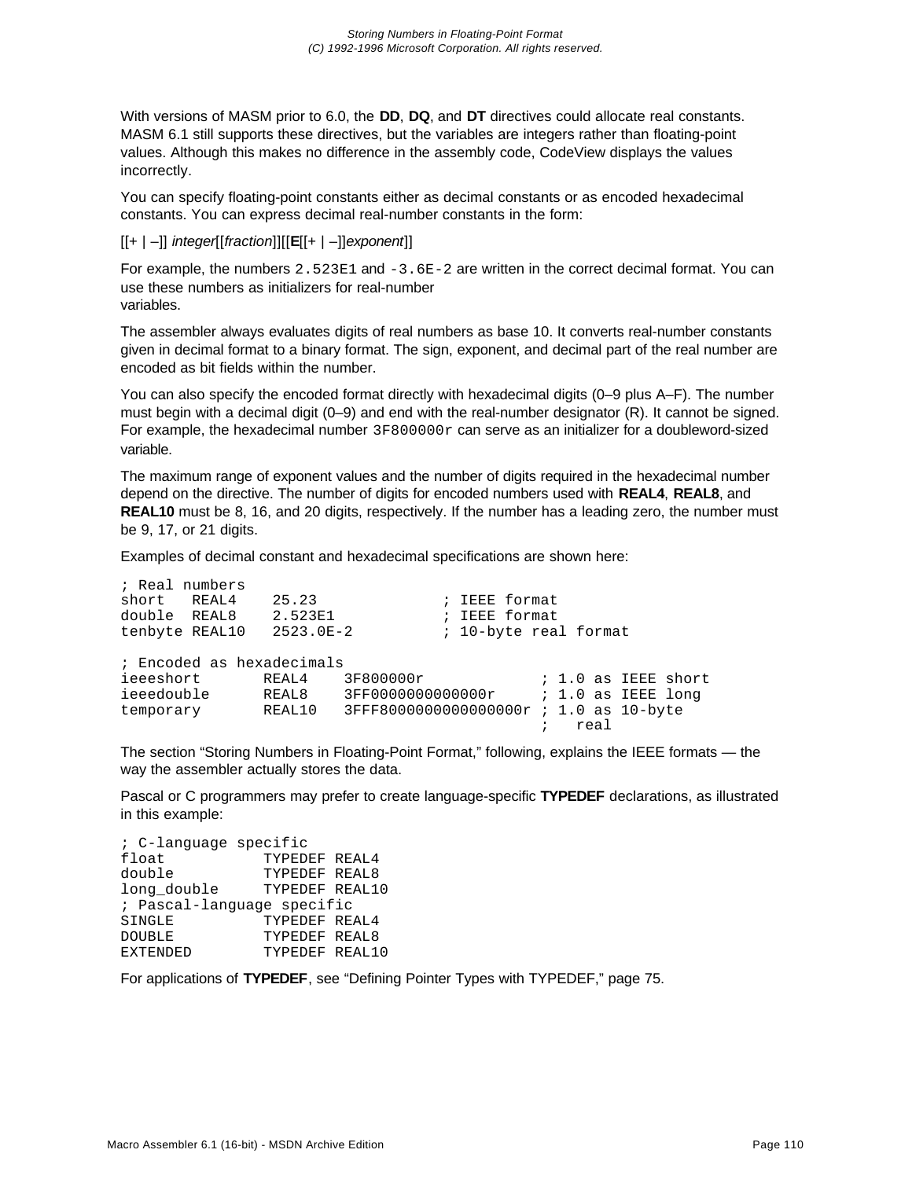With versions of MASM prior to 6.0, the **DD**, **DQ**, and **DT** directives could allocate real constants. MASM 6.1 still supports these directives, but the variables are integers rather than floating-point values. Although this makes no difference in the assembly code, CodeView displays the values incorrectly.

You can specify floating-point constants either as decimal constants or as encoded hexadecimal constants. You can express decimal real-number constants in the form:

[[+ | –]] *integer*[[*fraction*]][[**E**[[+ | –]]*exponent*]]

For example, the numbers `2.523E1` and `-3.6E-2` are written in the correct decimal format. You can use these numbers as initializers for real-number variables.

The assembler always evaluates digits of real numbers as base 10. It converts real-number constants given in decimal format to a binary format. The sign, exponent, and decimal part of the real number are encoded as bit fields within the number.

You can also specify the encoded format directly with hexadecimal digits (0–9 plus A–F). The number must begin with a decimal digit (0–9) and end with the real-number designator (R). It cannot be signed. For example, the hexadecimal number `3F800000r` can serve as an initializer for a doubleword-sized variable.

The maximum range of exponent values and the number of digits required in the hexadecimal number depend on the directive. The number of digits for encoded numbers used with **REAL4**, **REAL8**, and **REAL10** must be 8, 16, and 20 digits, respectively. If the number has a leading zero, the number must be 9, 17, or 21 digits.

Examples of decimal constant and hexadecimal specifications are shown here:

```
; Real numbers
short   REAL4    25.23              ; IEEE format
double  REAL8    2.523E1            ; IEEE format
tenbyte REAL10   2523.0E-2          ; 10-byte real format

; Encoded as hexadecimals
ieeeshort       REAL4    3F800000r             ; 1.0 as IEEE short
ieeedouble      REAL8    3FF0000000000000r     ; 1.0 as IEEE long
temporary       REAL10   3FFF8000000000000000r ; 1.0 as 10-byte
                                               ;   real
```

The section “Storing Numbers in Floating-Point Format,” following, explains the IEEE formats — the way the assembler actually stores the data.

Pascal or C programmers may prefer to create language-specific **TYPEDEF** declarations, as illustrated in this example:

```
; C-language specific
float           TYPEDEF REAL4
double          TYPEDEF REAL8
long_double     TYPEDEF REAL10
; Pascal-language specific
SINGLE          TYPEDEF REAL4
DOUBLE          TYPEDEF REAL8
EXTENDED        TYPEDEF REAL10
```

For applications of **TYPEDEF**, see “Defining Pointer Types with TYPEDEF,” page 75.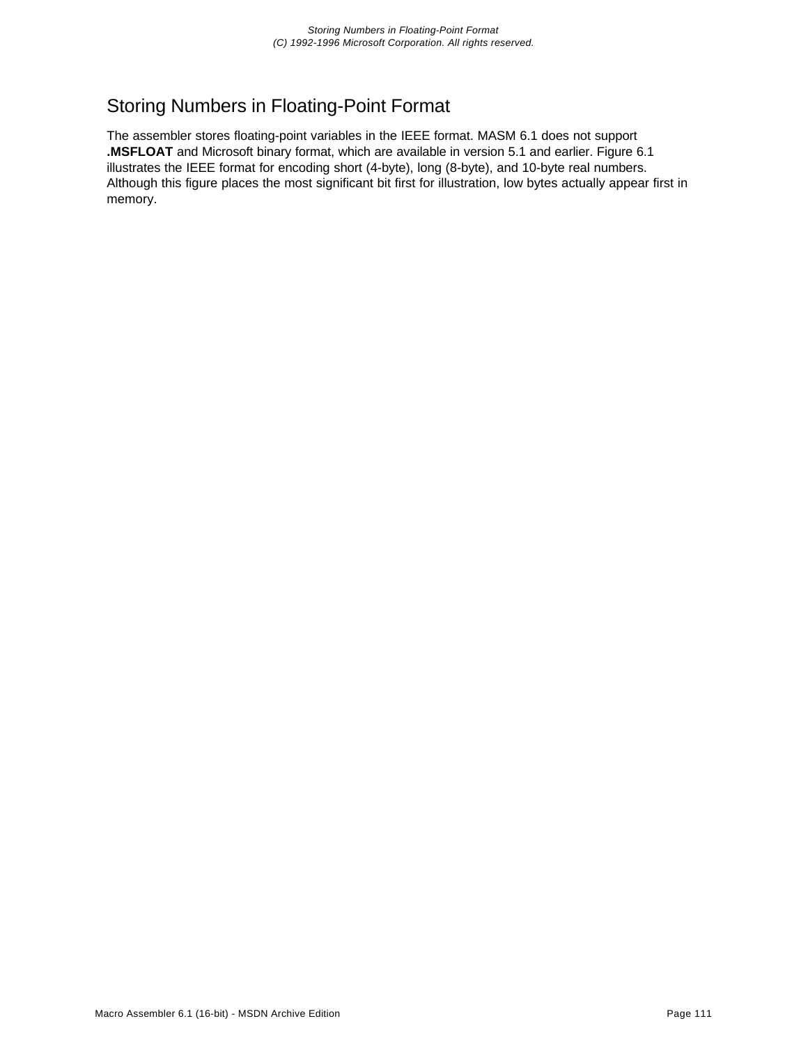# Storing Numbers in Floating-Point Format

The assembler stores floating-point variables in the IEEE format. MASM 6.1 does not support **.MSFLOAT** and Microsoft binary format, which are available in version 5.1 and earlier. Figure 6.1 illustrates the IEEE format for encoding short (4-byte), long (8-byte), and 10-byte real numbers. Although this figure places the most significant bit first for illustration, low bytes actually appear first in memory.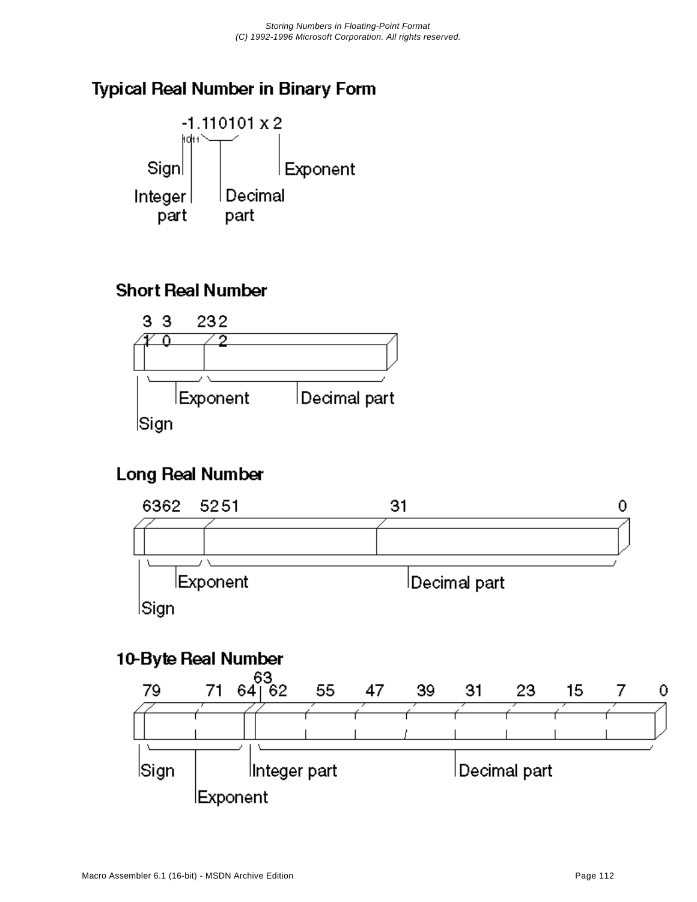## Typical Real Number in Binary Form

-1.110101 x 2^1011

Sign | Integer part | Decimal part | Exponent

## Short Real Number

Bits: 31 | 30–23 | 22–0

Sign | Exponent | Decimal part

## Long Real Number

Bits: 63 | 62–52 | 51–0

Sign | Exponent | Decimal part

## 10-Byte Real Number

Bits: 79 | 78–64 | 63 | 62–0

Sign | Exponent | Integer part | Decimal part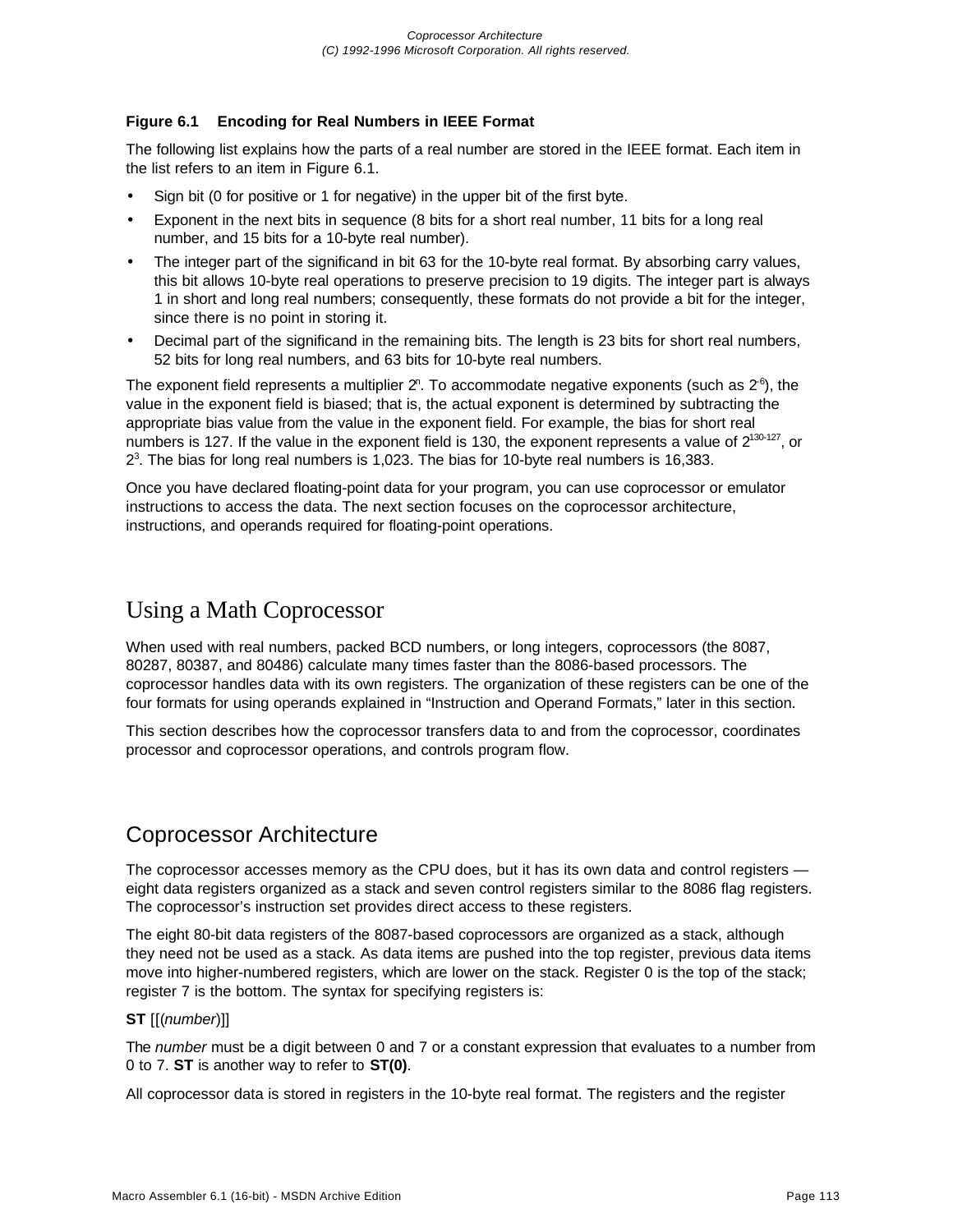**Figure 6.1 Encoding for Real Numbers in IEEE Format**

The following list explains how the parts of a real number are stored in the IEEE format. Each item in the list refers to an item in Figure 6.1.

- Sign bit (0 for positive or 1 for negative) in the upper bit of the first byte.
- Exponent in the next bits in sequence (8 bits for a short real number, 11 bits for a long real number, and 15 bits for a 10-byte real number).
- The integer part of the significand in bit 63 for the 10-byte real format. By absorbing carry values, this bit allows 10-byte real operations to preserve precision to 19 digits. The integer part is always 1 in short and long real numbers; consequently, these formats do not provide a bit for the integer, since there is no point in storing it.
- Decimal part of the significand in the remaining bits. The length is 23 bits for short real numbers, 52 bits for long real numbers, and 63 bits for 10-byte real numbers.

The exponent field represents a multiplier $2^n$. To accommodate negative exponents (such as $2^{-6}$), the value in the exponent field is biased; that is, the actual exponent is determined by subtracting the appropriate bias value from the value in the exponent field. For example, the bias for short real numbers is 127. If the value in the exponent field is 130, the exponent represents a value of $2^{130-127}$, or $2^3$. The bias for long real numbers is 1,023. The bias for 10-byte real numbers is 16,383.

Once you have declared floating-point data for your program, you can use coprocessor or emulator instructions to access the data. The next section focuses on the coprocessor architecture, instructions, and operands required for floating-point operations.

# Using a Math Coprocessor

When used with real numbers, packed BCD numbers, or long integers, coprocessors (the 8087, 80287, 80387, and 80486) calculate many times faster than the 8086-based processors. The coprocessor handles data with its own registers. The organization of these registers can be one of the four formats for using operands explained in "Instruction and Operand Formats," later in this section.

This section describes how the coprocessor transfers data to and from the coprocessor, coordinates processor and coprocessor operations, and controls program flow.

## Coprocessor Architecture

The coprocessor accesses memory as the CPU does, but it has its own data and control registers — eight data registers organized as a stack and seven control registers similar to the 8086 flag registers. The coprocessor's instruction set provides direct access to these registers.

The eight 80-bit data registers of the 8087-based coprocessors are organized as a stack, although they need not be used as a stack. As data items are pushed into the top register, previous data items move into higher-numbered registers, which are lower on the stack. Register 0 is the top of the stack; register 7 is the bottom. The syntax for specifying registers is:

**ST** [[(*number*)]]

The *number* must be a digit between 0 and 7 or a constant expression that evaluates to a number from 0 to 7. **ST** is another way to refer to **ST(0)**.

All coprocessor data is stored in registers in the 10-byte real format. The registers and the register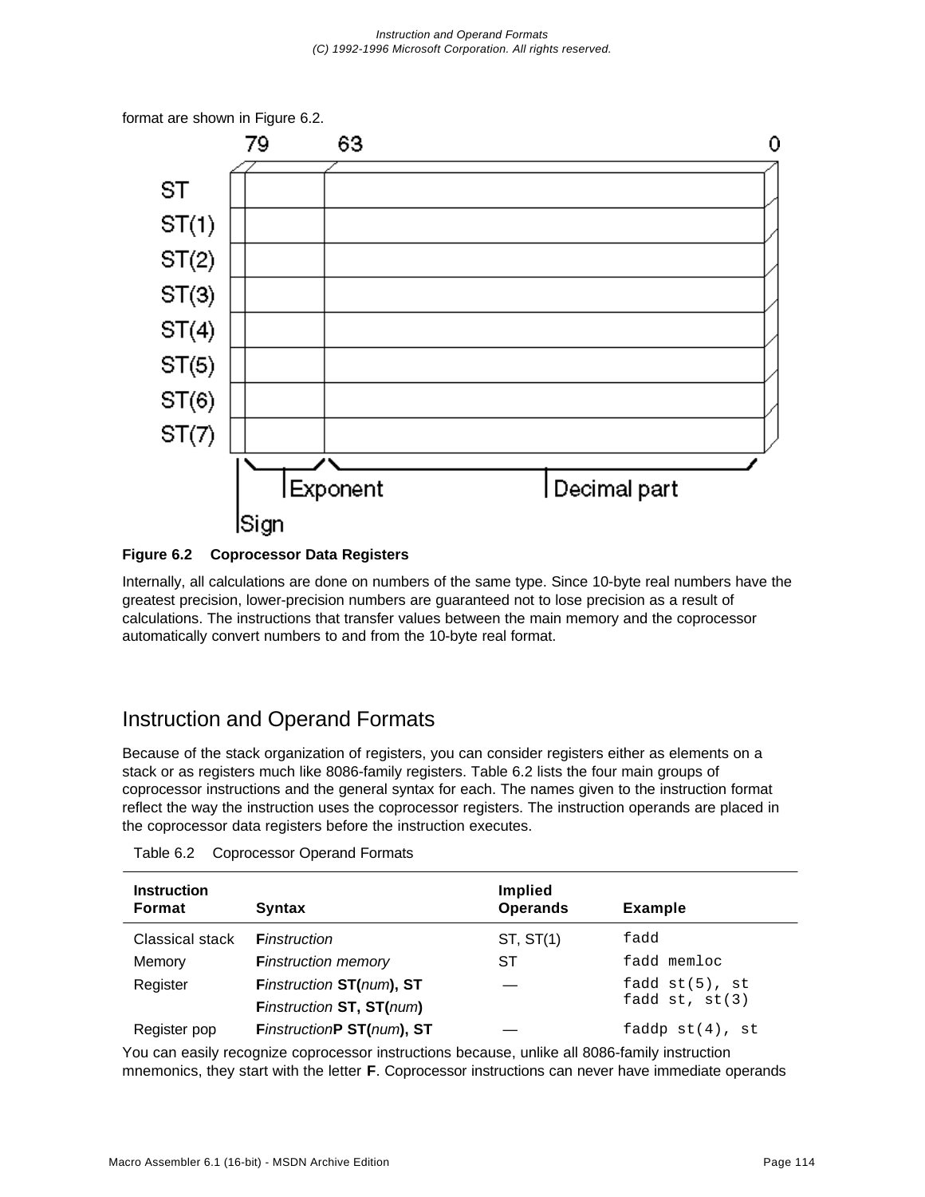format are shown in Figure 6.2.

**Figure 6.2 Coprocessor Data Registers**

Internally, all calculations are done on numbers of the same type. Since 10-byte real numbers have the greatest precision, lower-precision numbers are guaranteed not to lose precision as a result of calculations. The instructions that transfer values between the main memory and the coprocessor automatically convert numbers to and from the 10-byte real format.

## Instruction and Operand Formats

Because of the stack organization of registers, you can consider registers either as elements on a stack or as registers much like 8086-family registers. Table 6.2 lists the four main groups of coprocessor instructions and the general syntax for each. The names given to the instruction format reflect the way the instruction uses the coprocessor registers. The instruction operands are placed in the coprocessor data registers before the instruction executes.

Table 6.2 Coprocessor Operand Formats

| Instruction Format | Syntax | Implied Operands | Example |
|---|---|---|---|
| Classical stack | **F***instruction* | ST, ST(1) | `fadd` |
| Memory | **F***instruction memory* | ST | `fadd memloc` |
| Register | **F***instruction* **ST(***num***), ST**<br>**F***instruction* **ST, ST(***num***)** | — | `fadd st(5), st`<br>`fadd st, st(3)` |
| Register pop | **F***instruction***P ST(***num***), ST** | — | `faddp st(4), st` |

You can easily recognize coprocessor instructions because, unlike all 8086-family instruction mnemonics, they start with the letter **F**. Coprocessor instructions can never have immediate operands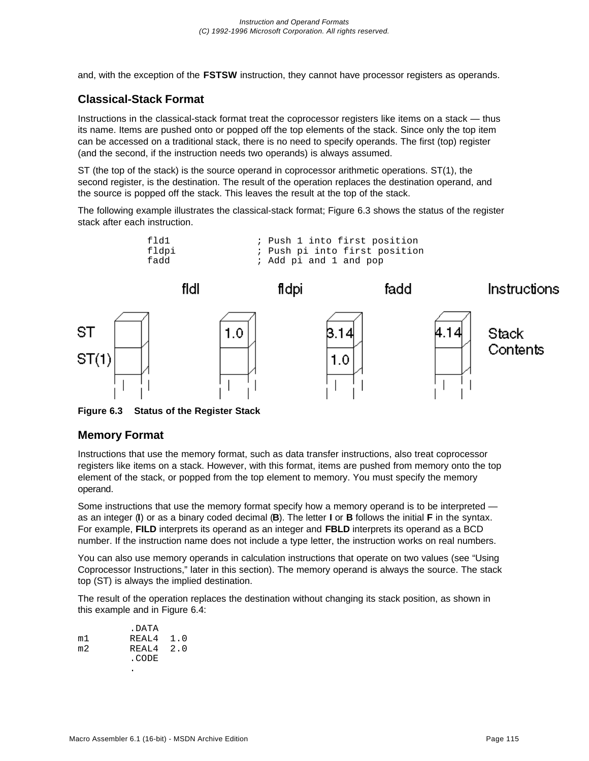and, with the exception of the **FSTSW** instruction, they cannot have processor registers as operands.

## Classical-Stack Format

Instructions in the classical-stack format treat the coprocessor registers like items on a stack — thus its name. Items are pushed onto or popped off the top elements of the stack. Since only the top item can be accessed on a traditional stack, there is no need to specify operands. The first (top) register (and the second, if the instruction needs two operands) is always assumed.

ST (the top of the stack) is the source operand in coprocessor arithmetic operations. ST(1), the second register, is the destination. The result of the operation replaces the destination operand, and the source is popped off the stack. This leaves the result at the top of the stack.

The following example illustrates the classical-stack format; Figure 6.3 shows the status of the register stack after each instruction.

```
fld1              ; Push 1 into first position
fldpi             ; Push pi into first position
fadd              ; Add pi and 1 and pop
```

**Figure 6.3 Status of the Register Stack**

## Memory Format

Instructions that use the memory format, such as data transfer instructions, also treat coprocessor registers like items on a stack. However, with this format, items are pushed from memory onto the top element of the stack, or popped from the top element to memory. You must specify the memory operand.

Some instructions that use the memory format specify how a memory operand is to be interpreted — as an integer (**I**) or as a binary coded decimal (**B**). The letter **I** or **B** follows the initial **F** in the syntax. For example, **FILD** interprets its operand as an integer and **FBLD** interprets its operand as a BCD number. If the instruction name does not include a type letter, the instruction works on real numbers.

You can also use memory operands in calculation instructions that operate on two values (see “Using Coprocessor Instructions,” later in this section). The memory operand is always the source. The stack top (ST) is always the implied destination.

The result of the operation replaces the destination without changing its stack position, as shown in this example and in Figure 6.4:

```
        .DATA
m1      REAL4  1.0
m2      REAL4  2.0
        .CODE
        .
```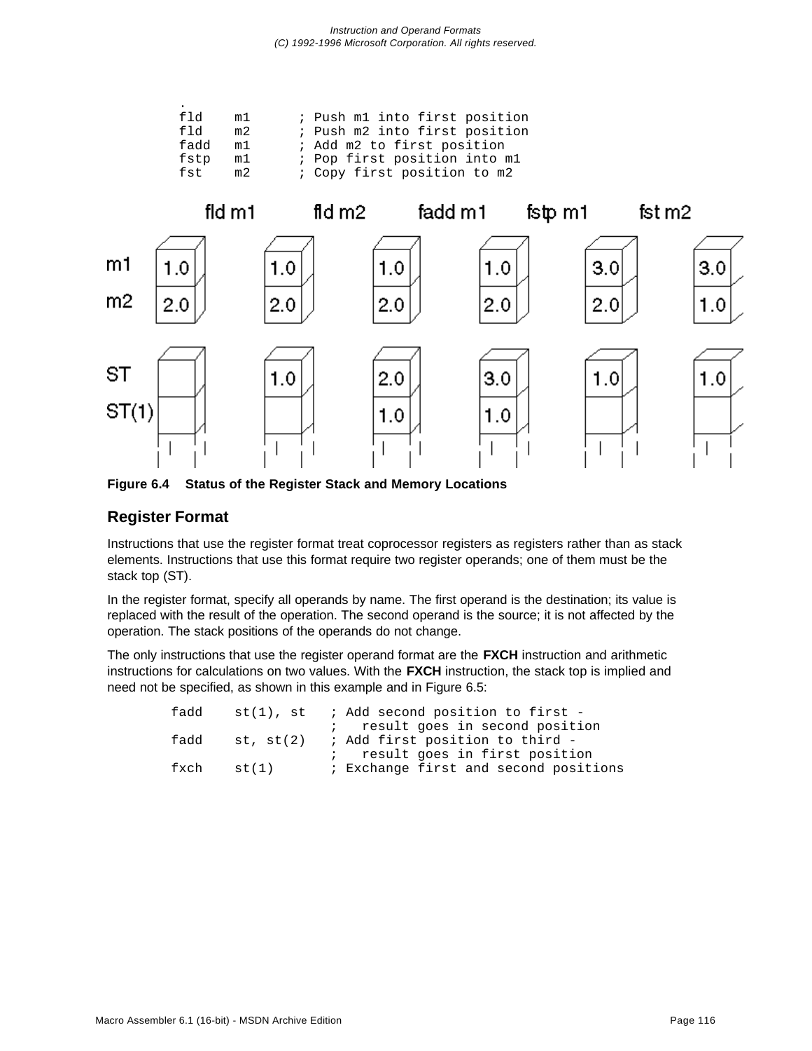```
.
fld    m1      ; Push m1 into first position
fld    m2      ; Push m2 into first position
fadd   m1      ; Add m2 to first position
fstp   m1      ; Pop first position into m1
fst    m2      ; Copy first position to m2
```

**Figure 6.4 Status of the Register Stack and Memory Locations**

## Register Format

Instructions that use the register format treat coprocessor registers as registers rather than as stack elements. Instructions that use this format require two register operands; one of them must be the stack top (ST).

In the register format, specify all operands by name. The first operand is the destination; its value is replaced with the result of the operation. The second operand is the source; it is not affected by the operation. The stack positions of the operands do not change.

The only instructions that use the register operand format are the **FXCH** instruction and arithmetic instructions for calculations on two values. With the **FXCH** instruction, the stack top is implied and need not be specified, as shown in this example and in Figure 6.5:

```
fadd    st(1), st   ; Add second position to first -
                    ;   result goes in second position
fadd    st, st(2)   ; Add first position to third -
                    ;   result goes in first position
fxch    st(1)       ; Exchange first and second positions
```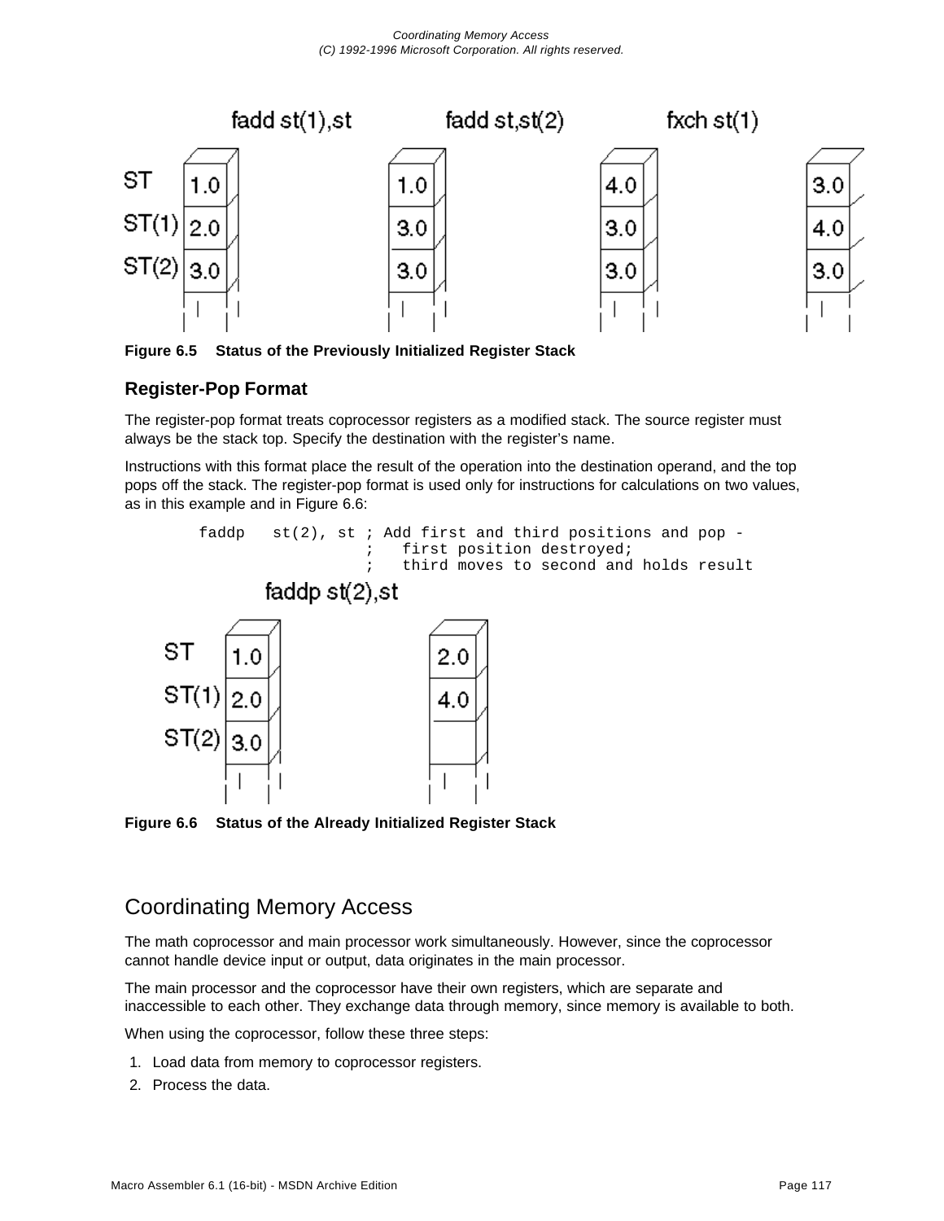Figure 6.5 Status of the Previously Initialized Register Stack

### Register-Pop Format

The register-pop format treats coprocessor registers as a modified stack. The source register must always be the stack top. Specify the destination with the register's name.

Instructions with this format place the result of the operation into the destination operand, and the top pops off the stack. The register-pop format is used only for instructions for calculations on two values, as in this example and in Figure 6.6:

```
        faddp   st(2), st ; Add first and third positions and pop -
                          ;   first position destroyed;
                          ;   third moves to second and holds result
```

Figure 6.6 Status of the Already Initialized Register Stack

## Coordinating Memory Access

The math coprocessor and main processor work simultaneously. However, since the coprocessor cannot handle device input or output, data originates in the main processor.

The main processor and the coprocessor have their own registers, which are separate and inaccessible to each other. They exchange data through memory, since memory is available to both.

When using the coprocessor, follow these three steps:

1. Load data from memory to coprocessor registers.
2. Process the data.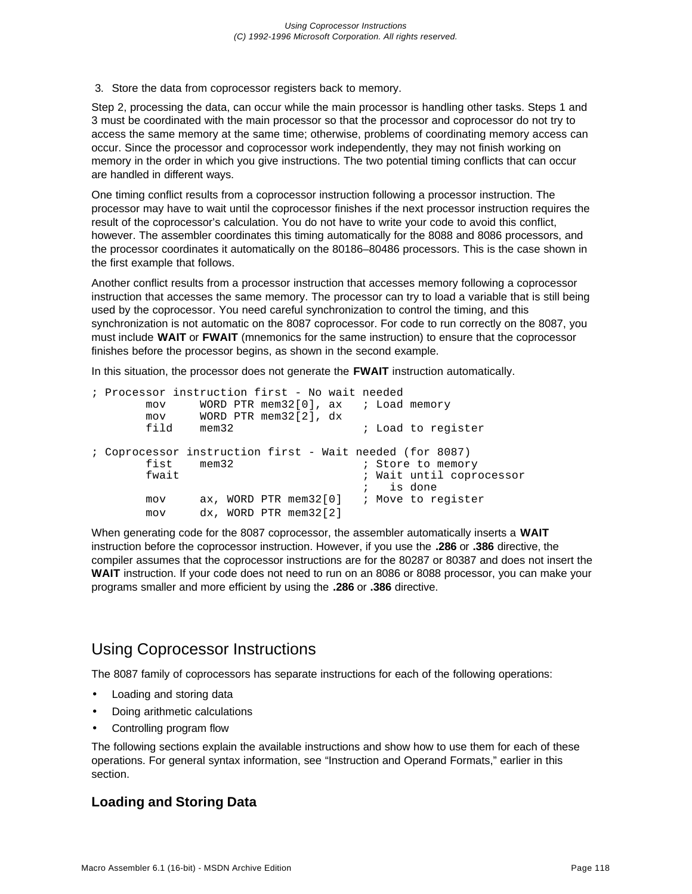3. Store the data from coprocessor registers back to memory.

Step 2, processing the data, can occur while the main processor is handling other tasks. Steps 1 and 3 must be coordinated with the main processor so that the processor and coprocessor do not try to access the same memory at the same time; otherwise, problems of coordinating memory access can occur. Since the processor and coprocessor work independently, they may not finish working on memory in the order in which you give instructions. The two potential timing conflicts that can occur are handled in different ways.

One timing conflict results from a coprocessor instruction following a processor instruction. The processor may have to wait until the coprocessor finishes if the next processor instruction requires the result of the coprocessor's calculation. You do not have to write your code to avoid this conflict, however. The assembler coordinates this timing automatically for the 8088 and 8086 processors, and the processor coordinates it automatically on the 80186–80486 processors. This is the case shown in the first example that follows.

Another conflict results from a processor instruction that accesses memory following a coprocessor instruction that accesses the same memory. The processor can try to load a variable that is still being used by the coprocessor. You need careful synchronization to control the timing, and this synchronization is not automatic on the 8087 coprocessor. For code to run correctly on the 8087, you must include **WAIT** or **FWAIT** (mnemonics for the same instruction) to ensure that the coprocessor finishes before the processor begins, as shown in the second example.

In this situation, the processor does not generate the **FWAIT** instruction automatically.

```
; Processor instruction first - No wait needed
        mov     WORD PTR mem32[0], ax   ; Load memory
        mov     WORD PTR mem32[2], dx
        fild    mem32                   ; Load to register

; Coprocessor instruction first - Wait needed (for 8087)
        fist    mem32                   ; Store to memory
        fwait                           ; Wait until coprocessor
                                        ;   is done
        mov     ax, WORD PTR mem32[0]   ; Move to register
        mov     dx, WORD PTR mem32[2]
```

When generating code for the 8087 coprocessor, the assembler automatically inserts a **WAIT** instruction before the coprocessor instruction. However, if you use the **.286** or **.386** directive, the compiler assumes that the coprocessor instructions are for the 80287 or 80387 and does not insert the **WAIT** instruction. If your code does not need to run on an 8086 or 8088 processor, you can make your programs smaller and more efficient by using the **.286** or **.386** directive.

## Using Coprocessor Instructions

The 8087 family of coprocessors has separate instructions for each of the following operations:

- Loading and storing data
- Doing arithmetic calculations
- Controlling program flow

The following sections explain the available instructions and show how to use them for each of these operations. For general syntax information, see "Instruction and Operand Formats," earlier in this section.

### Loading and Storing Data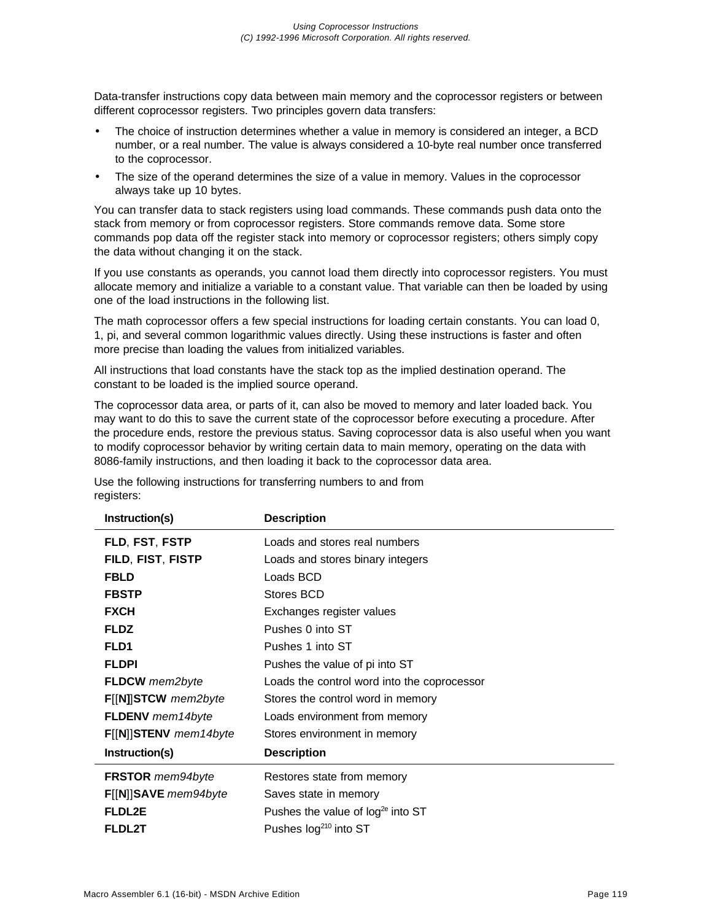Data-transfer instructions copy data between main memory and the coprocessor registers or between different coprocessor registers. Two principles govern data transfers:

- The choice of instruction determines whether a value in memory is considered an integer, a BCD number, or a real number. The value is always considered a 10-byte real number once transferred to the coprocessor.
- The size of the operand determines the size of a value in memory. Values in the coprocessor always take up 10 bytes.

You can transfer data to stack registers using load commands. These commands push data onto the stack from memory or from coprocessor registers. Store commands remove data. Some store commands pop data off the register stack into memory or coprocessor registers; others simply copy the data without changing it on the stack.

If you use constants as operands, you cannot load them directly into coprocessor registers. You must allocate memory and initialize a variable to a constant value. That variable can then be loaded by using one of the load instructions in the following list.

The math coprocessor offers a few special instructions for loading certain constants. You can load 0, 1, pi, and several common logarithmic values directly. Using these instructions is faster and often more precise than loading the values from initialized variables.

All instructions that load constants have the stack top as the implied destination operand. The constant to be loaded is the implied source operand.

The coprocessor data area, or parts of it, can also be moved to memory and later loaded back. You may want to do this to save the current state of the coprocessor before executing a procedure. After the procedure ends, restore the previous status. Saving coprocessor data is also useful when you want to modify coprocessor behavior by writing certain data to main memory, operating on the data with 8086-family instructions, and then loading it back to the coprocessor data area.

Use the following instructions for transferring numbers to and from registers:

| Instruction(s) | Description |
|---|---|
| **FLD**, **FST**, **FSTP** | Loads and stores real numbers |
| **FILD**, **FIST**, **FISTP** | Loads and stores binary integers |
| **FBLD** | Loads BCD |
| **FBSTP** | Stores BCD |
| **FXCH** | Exchanges register values |
| **FLDZ** | Pushes 0 into ST |
| **FLD1** | Pushes 1 into ST |
| **FLDPI** | Pushes the value of pi into ST |
| **FLDCW** *mem2byte* | Loads the control word into the coprocessor |
| **F**[[**N**]]**STCW** *mem2byte* | Stores the control word in memory |
| **FLDENV** *mem14byte* | Loads environment from memory |
| **F**[[**N**]]**STENV** *mem14byte* | Stores environment in memory |
| **FRSTOR** *mem94byte* | Restores state from memory |
| **F**[[**N**]]**SAVE** *mem94byte* | Saves state in memory |
| **FLDL2E** | Pushes the value of $log^{2e}$ into ST |
| **FLDL2T** | Pushes $log^{210}$ into ST |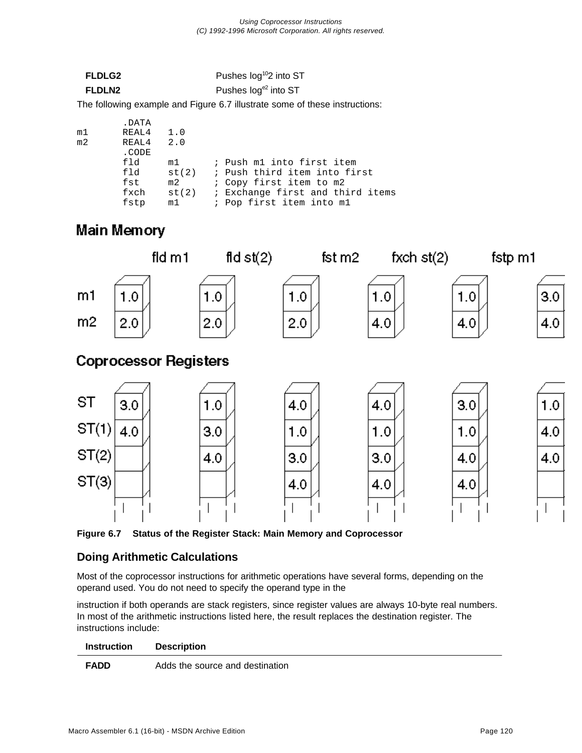| | |
|---|---|
| **FLDLG2** | Pushes $\log_{10}2$ into ST |
| **FLDLN2** | Pushes $\log_{e}2$ into ST |

The following example and Figure 6.7 illustrate some of these instructions:

```
        .DATA
m1      REAL4   1.0
m2      REAL4   2.0
        .CODE
        fld     m1      ; Push m1 into first item
        fld     st(2)   ; Push third item into first
        fst     m2      ; Copy first item to m2
        fxch    st(2)   ; Exchange first and third items
        fstp    m1      ; Pop first item into m1
```

**Main Memory**

| | | fld m1 | fld st(2) | fst m2 | fxch st(2) | fstp m1 |
|---|---|---|---|---|---|---|
| m1 | 1.0 | 1.0 | 1.0 | 1.0 | 1.0 | 3.0 |
| m2 | 2.0 | 2.0 | 2.0 | 4.0 | 4.0 | 4.0 |

**Coprocessor Registers**

| | | fld m1 | fld st(2) | fst m2 | fxch st(2) | fstp m1 |
|---|---|---|---|---|---|---|
| ST | 3.0 | 1.0 | 4.0 | 4.0 | 3.0 | 1.0 |
| ST(1) | 4.0 | 3.0 | 1.0 | 1.0 | 1.0 | 4.0 |
| ST(2) | | 4.0 | 3.0 | 3.0 | 4.0 | 4.0 |
| ST(3) | | | 4.0 | 4.0 | 4.0 | |

**Figure 6.7 Status of the Register Stack: Main Memory and Coprocessor**

## Doing Arithmetic Calculations

Most of the coprocessor instructions for arithmetic operations have several forms, depending on the operand used. You do not need to specify the operand type in the

instruction if both operands are stack registers, since register values are always 10-byte real numbers. In most of the arithmetic instructions listed here, the result replaces the destination register. The instructions include:

| Instruction | Description |
|---|---|
| **FADD** | Adds the source and destination |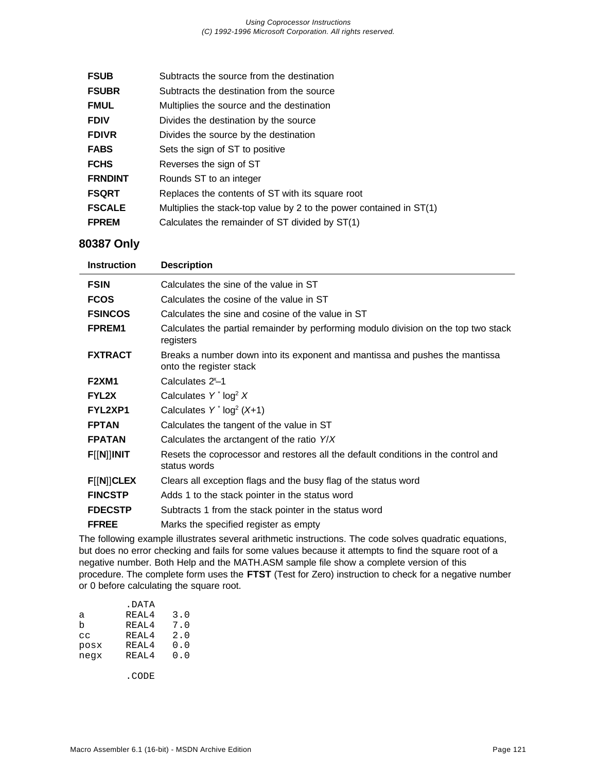| | |
|---|---|
| **FSUB** | Subtracts the source from the destination |
| **FSUBR** | Subtracts the destination from the source |
| **FMUL** | Multiplies the source and the destination |
| **FDIV** | Divides the destination by the source |
| **FDIVR** | Divides the source by the destination |
| **FABS** | Sets the sign of ST to positive |
| **FCHS** | Reverses the sign of ST |
| **FRNDINT** | Rounds ST to an integer |
| **FSQRT** | Replaces the contents of ST with its square root |
| **FSCALE** | Multiplies the stack-top value by 2 to the power contained in ST(1) |
| **FPREM** | Calculates the remainder of ST divided by ST(1) |

### 80387 Only

| Instruction | Description |
|---|---|
| **FSIN** | Calculates the sine of the value in ST |
| **FCOS** | Calculates the cosine of the value in ST |
| **FSINCOS** | Calculates the sine and cosine of the value in ST |
| **FPREM1** | Calculates the partial remainder by performing modulo division on the top two stack registers |
| **FXTRACT** | Breaks a number down into its exponent and mantissa and pushes the mantissa onto the register stack |
| **F2XM1** | Calculates $2^x-1$ |
| **FYL2X** | Calculates $Y * \log_2 X$ |
| **FYL2XP1** | Calculates $Y * \log_2 (X+1)$ |
| **FPTAN** | Calculates the tangent of the value in ST |
| **FPATAN** | Calculates the arctangent of the ratio *Y*/*X* |
| **F**[[**N**]]**INIT** | Resets the coprocessor and restores all the default conditions in the control and status words |
| **F**[[**N**]]**CLEX** | Clears all exception flags and the busy flag of the status word |
| **FINCSTP** | Adds 1 to the stack pointer in the status word |
| **FDECSTP** | Subtracts 1 from the stack pointer in the status word |
| **FFREE** | Marks the specified register as empty |

The following example illustrates several arithmetic instructions. The code solves quadratic equations, but does no error checking and fails for some values because it attempts to find the square root of a negative number. Both Help and the MATH.ASM sample file show a complete version of this procedure. The complete form uses the **FTST** (Test for Zero) instruction to check for a negative number or 0 before calculating the square root.

```
        .DATA
a       REAL4   3.0
b       REAL4   7.0
cc      REAL4   2.0
posx    REAL4   0.0
negx    REAL4   0.0

        .CODE
```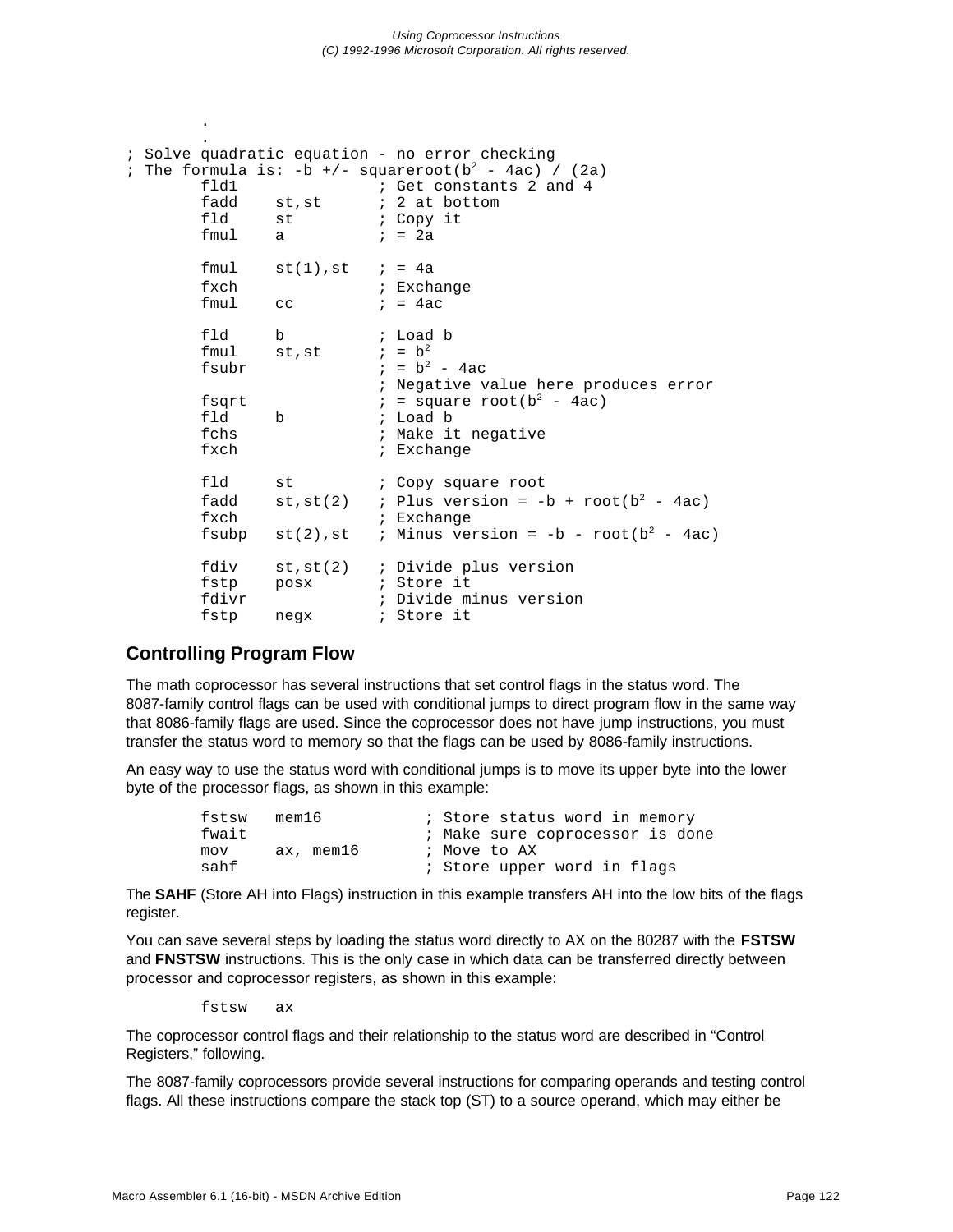```
        .
        .
; Solve quadratic equation - no error checking
; The formula is: -b +/- squareroot(b2 - 4ac) / (2a)
        fld1                ; Get constants 2 and 4
        fadd    st,st       ; 2 at bottom
        fld     st          ; Copy it
        fmul    a           ; = 2a

        fmul    st(1),st    ; = 4a
        fxch                ; Exchange
        fmul    cc          ; = 4ac

        fld     b           ; Load b
        fmul    st,st       ; = b2
        fsubr               ; = b2 - 4ac
                            ; Negative value here produces error
        fsqrt               ; = square root(b2 - 4ac)
        fld     b           ; Load b
        fchs                ; Make it negative
        fxch                ; Exchange

        fld     st          ; Copy square root
        fadd    st,st(2)    ; Plus version = -b + root(b2 - 4ac)
        fxch                ; Exchange
        fsubp   st(2),st    ; Minus version = -b - root(b2 - 4ac)

        fdiv    st,st(2)    ; Divide plus version
        fstp    posx        ; Store it
        fdivr               ; Divide minus version
        fstp    negx        ; Store it
```

## Controlling Program Flow

The math coprocessor has several instructions that set control flags in the status word. The 8087-family control flags can be used with conditional jumps to direct program flow in the same way that 8086-family flags are used. Since the coprocessor does not have jump instructions, you must transfer the status word to memory so that the flags can be used by 8086-family instructions.

An easy way to use the status word with conditional jumps is to move its upper byte into the lower byte of the processor flags, as shown in this example:

```
        fstsw   mem16           ; Store status word in memory
        fwait                   ; Make sure coprocessor is done
        mov     ax, mem16       ; Move to AX
        sahf                    ; Store upper word in flags
```

The **SAHF** (Store AH into Flags) instruction in this example transfers AH into the low bits of the flags register.

You can save several steps by loading the status word directly to AX on the 80287 with the **FSTSW** and **FNSTSW** instructions. This is the only case in which data can be transferred directly between processor and coprocessor registers, as shown in this example:

```
        fstsw   ax
```

The coprocessor control flags and their relationship to the status word are described in “Control Registers,” following.

The 8087-family coprocessors provide several instructions for comparing operands and testing control flags. All these instructions compare the stack top (ST) to a source operand, which may either be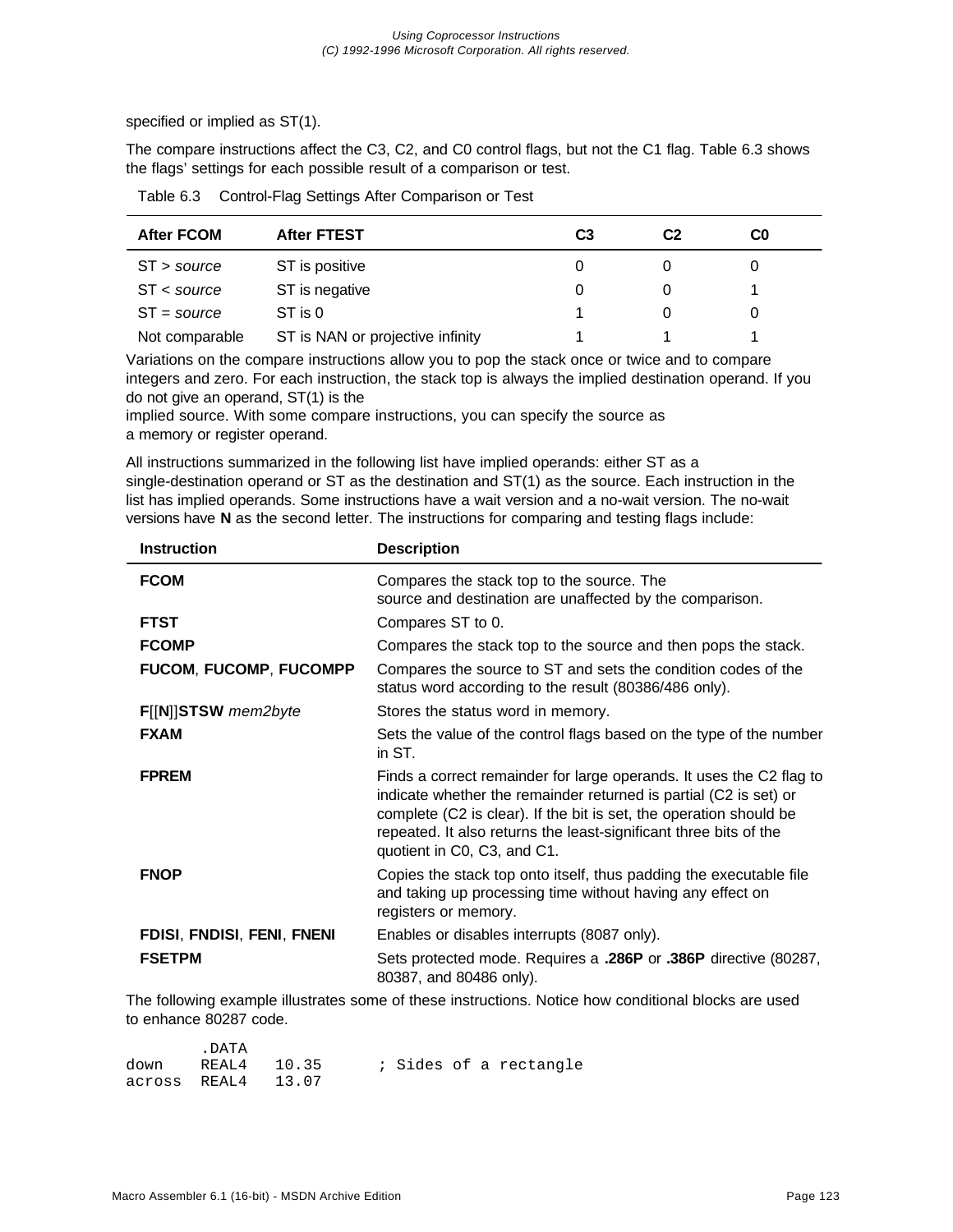specified or implied as ST(1).

The compare instructions affect the C3, C2, and C0 control flags, but not the C1 flag. Table 6.3 shows the flags' settings for each possible result of a comparison or test.

Table 6.3 Control-Flag Settings After Comparison or Test

| After FCOM | After FTEST | C3 | C2 | C0 |
|---|---|---|---|---|
| ST > *source* | ST is positive | 0 | 0 | 0 |
| ST < *source* | ST is negative | 0 | 0 | 1 |
| ST = *source* | ST is 0 | 1 | 0 | 0 |
| Not comparable | ST is NAN or projective infinity | 1 | 1 | 1 |

Variations on the compare instructions allow you to pop the stack once or twice and to compare integers and zero. For each instruction, the stack top is always the implied destination operand. If you do not give an operand, ST(1) is the implied source. With some compare instructions, you can specify the source as a memory or register operand.

All instructions summarized in the following list have implied operands: either ST as a single-destination operand or ST as the destination and ST(1) as the source. Each instruction in the list has implied operands. Some instructions have a wait version and a no-wait version. The no-wait versions have **N** as the second letter. The instructions for comparing and testing flags include:

| Instruction | Description |
|---|---|
| **FCOM** | Compares the stack top to the source. The source and destination are unaffected by the comparison. |
| **FTST** | Compares ST to 0. |
| **FCOMP** | Compares the stack top to the source and then pops the stack. |
| **FUCOM**, **FUCOMP**, **FUCOMPP** | Compares the source to ST and sets the condition codes of the status word according to the result (80386/486 only). |
| **F**[[**N**]]**STSW** *mem2byte* | Stores the status word in memory. |
| **FXAM** | Sets the value of the control flags based on the type of the number in ST. |
| **FPREM** | Finds a correct remainder for large operands. It uses the C2 flag to indicate whether the remainder returned is partial (C2 is set) or complete (C2 is clear). If the bit is set, the operation should be repeated. It also returns the least-significant three bits of the quotient in C0, C3, and C1. |
| **FNOP** | Copies the stack top onto itself, thus padding the executable file and taking up processing time without having any effect on registers or memory. |
| **FDISI**, **FNDISI**, **FENI**, **FNENI** | Enables or disables interrupts (8087 only). |
| **FSETPM** | Sets protected mode. Requires a **.286P** or **.386P** directive (80287, 80387, and 80486 only). |

The following example illustrates some of these instructions. Notice how conditional blocks are used to enhance 80287 code.

```
        .DATA
down    REAL4   10.35       ; Sides of a rectangle
across  REAL4   13.07
```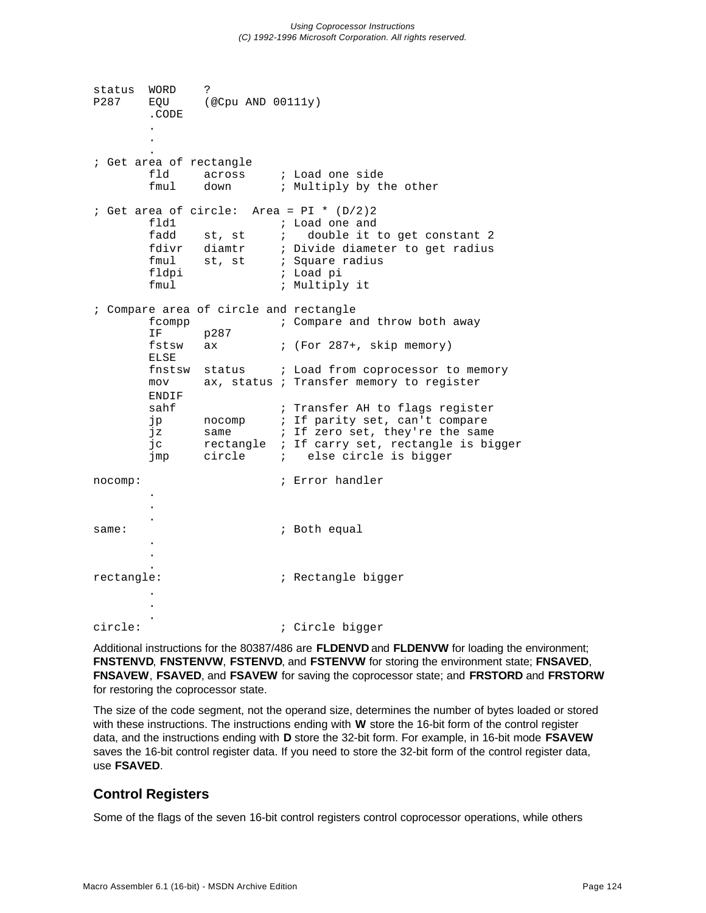```
status  WORD    ?
P287    EQU     (@Cpu AND 00111y)
        .CODE
        .
        .
        .
; Get area of rectangle
        fld     across     ; Load one side
        fmul    down       ; Multiply by the other

; Get area of circle:  Area = PI * (D/2)2
        fld1               ; Load one and
        fadd    st, st     ;   double it to get constant 2
        fdivr   diamtr     ; Divide diameter to get radius
        fmul    st, st     ; Square radius
        fldpi              ; Load pi
        fmul               ; Multiply it

; Compare area of circle and rectangle
        fcompp             ; Compare and throw both away
        IF      p287
        fstsw   ax         ; (For 287+, skip memory)
        ELSE
        fnstsw  status     ; Load from coprocessor to memory
        mov     ax, status ; Transfer memory to register
        ENDIF
        sahf               ; Transfer AH to flags register
        jp      nocomp     ; If parity set, can't compare
        jz      same       ; If zero set, they're the same
        jc      rectangle  ; If carry set, rectangle is bigger
        jmp     circle     ;   else circle is bigger

nocomp:                    ; Error handler
        .
        .
        .
same:                      ; Both equal
        .
        .
        .
rectangle:                 ; Rectangle bigger
        .
        .
        .
circle:                    ; Circle bigger
```

Additional instructions for the 80387/486 are **FLDENVD** and **FLDENVW** for loading the environment; **FNSTENVD**, **FNSTENVW**, **FSTENVD**, and **FSTENVW** for storing the environment state; **FNSAVED**, **FNSAVEW**, **FSAVED**, and **FSAVEW** for saving the coprocessor state; and **FRSTORD** and **FRSTORW** for restoring the coprocessor state.

The size of the code segment, not the operand size, determines the number of bytes loaded or stored with these instructions. The instructions ending with **W** store the 16-bit form of the control register data, and the instructions ending with **D** store the 32-bit form. For example, in 16-bit mode **FSAVEW** saves the 16-bit control register data. If you need to store the 32-bit form of the control register data, use **FSAVED**.

## Control Registers

Some of the flags of the seven 16-bit control registers control coprocessor operations, while others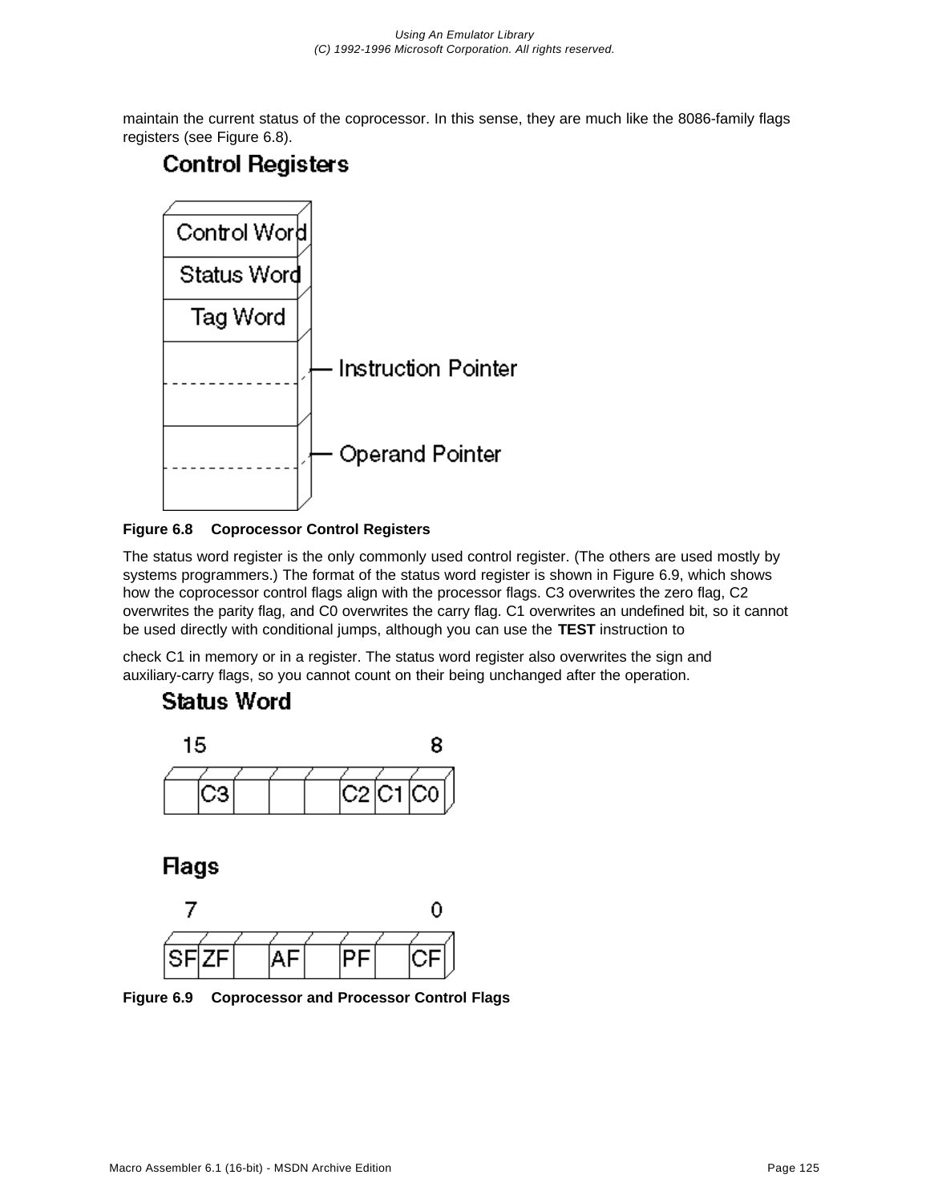maintain the current status of the coprocessor. In this sense, they are much like the 8086-family flags registers (see Figure 6.8).

**Control Registers**

| Control Registers |
| --- |
| Control Word |
| Status Word |
| Tag Word |
| Instruction Pointer |
| Operand Pointer |

**Figure 6.8 Coprocessor Control Registers**

The status word register is the only commonly used control register. (The others are used mostly by systems programmers.) The format of the status word register is shown in Figure 6.9, which shows how the coprocessor control flags align with the processor flags. C3 overwrites the zero flag, C2 overwrites the parity flag, and C0 overwrites the carry flag. C1 overwrites an undefined bit, so it cannot be used directly with conditional jumps, although you can use the **TEST** instruction to

check C1 in memory or in a register. The status word register also overwrites the sign and auxiliary-carry flags, so you cannot count on their being unchanged after the operation.

**Status Word**

| 15 | | | | | | | 8 |
| --- | --- | --- | --- | --- | --- | --- | --- |
| | C3 | | | | C2 | C1 | C0 |

**Flags**

| 7 | | | | | | | 0 |
| --- | --- | --- | --- | --- | --- | --- | --- |
| SF | ZF | | AF | | PF | | CF |

**Figure 6.9 Coprocessor and Processor Control Flags**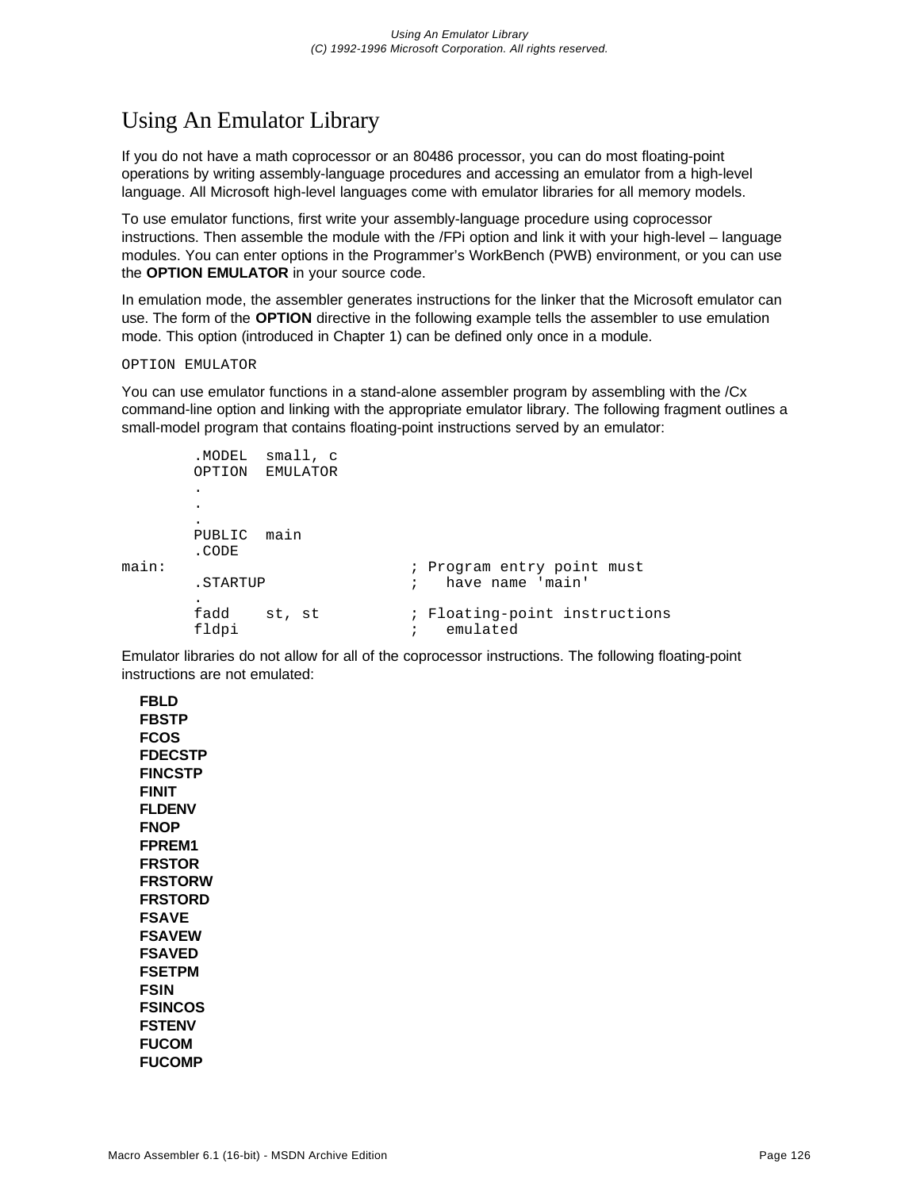# Using An Emulator Library

If you do not have a math coprocessor or an 80486 processor, you can do most floating-point operations by writing assembly-language procedures and accessing an emulator from a high-level language. All Microsoft high-level languages come with emulator libraries for all memory models.

To use emulator functions, first write your assembly-language procedure using coprocessor instructions. Then assemble the module with the /FPi option and link it with your high-level – language modules. You can enter options in the Programmer's WorkBench (PWB) environment, or you can use the **OPTION EMULATOR** in your source code.

In emulation mode, the assembler generates instructions for the linker that the Microsoft emulator can use. The form of the **OPTION** directive in the following example tells the assembler to use emulation mode. This option (introduced in Chapter 1) can be defined only once in a module.

```
OPTION EMULATOR
```

You can use emulator functions in a stand-alone assembler program by assembling with the /Cx command-line option and linking with the appropriate emulator library. The following fragment outlines a small-model program that contains floating-point instructions served by an emulator:

```
        .MODEL  small, c
        OPTION  EMULATOR
        .
        .
        .
        PUBLIC  main
        .CODE
main:                           ; Program entry point must
        .STARTUP                ;   have name 'main'
        .
        fadd    st, st          ; Floating-point instructions
        fldpi                   ;   emulated
```

Emulator libraries do not allow for all of the coprocessor instructions. The following floating-point instructions are not emulated:

**FBLD**
**FBSTP**
**FCOS**
**FDECSTP**
**FINCSTP**
**FINIT**
**FLDENV**
**FNOP**
**FPREM1**
**FRSTOR**
**FRSTORW**
**FRSTORD**
**FSAVE**
**FSAVEW**
**FSAVED**
**FSETPM**
**FSIN**
**FSINCOS**
**FSTENV**
**FUCOM**
**FUCOMP**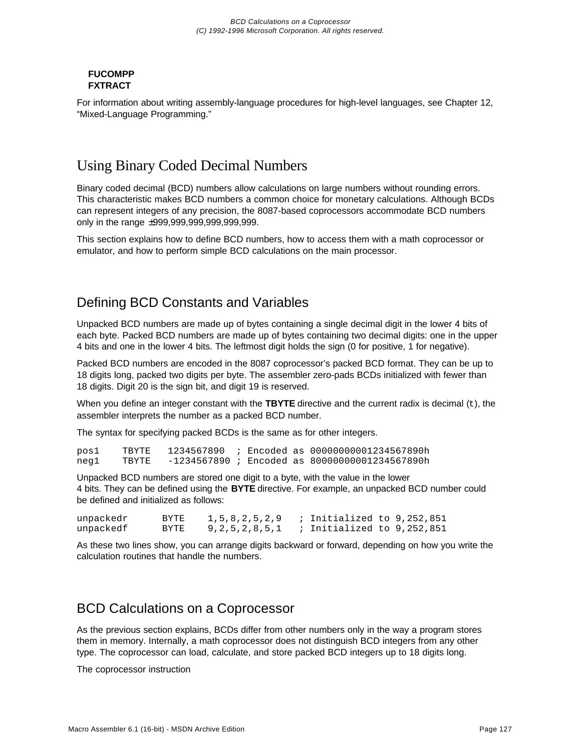**FUCOMPP**
**FXTRACT**

For information about writing assembly-language procedures for high-level languages, see Chapter 12, “Mixed-Language Programming.”

# Using Binary Coded Decimal Numbers

Binary coded decimal (BCD) numbers allow calculations on large numbers without rounding errors. This characteristic makes BCD numbers a common choice for monetary calculations. Although BCDs can represent integers of any precision, the 8087-based coprocessors accommodate BCD numbers only in the range ±999,999,999,999,999,999.

This section explains how to define BCD numbers, how to access them with a math coprocessor or emulator, and how to perform simple BCD calculations on the main processor.

## Defining BCD Constants and Variables

Unpacked BCD numbers are made up of bytes containing a single decimal digit in the lower 4 bits of each byte. Packed BCD numbers are made up of bytes containing two decimal digits: one in the upper 4 bits and one in the lower 4 bits. The leftmost digit holds the sign (0 for positive, 1 for negative).

Packed BCD numbers are encoded in the 8087 coprocessor’s packed BCD format. They can be up to 18 digits long, packed two digits per byte. The assembler zero-pads BCDs initialized with fewer than 18 digits. Digit 20 is the sign bit, and digit 19 is reserved.

When you define an integer constant with the **TBYTE** directive and the current radix is decimal (`t`), the assembler interprets the number as a packed BCD number.

The syntax for specifying packed BCDs is the same as for other integers.

```
pos1    TBYTE   1234567890  ; Encoded as 00000000001234567890h
neg1    TBYTE   -1234567890 ; Encoded as 80000000001234567890h
```

Unpacked BCD numbers are stored one digit to a byte, with the value in the lower 4 bits. They can be defined using the **BYTE** directive. For example, an unpacked BCD number could be defined and initialized as follows:

```
unpackedr      BYTE    1,5,8,2,5,2,9   ; Initialized to 9,252,851
unpackedf      BYTE    9,2,5,2,8,5,1   ; Initialized to 9,252,851
```

As these two lines show, you can arrange digits backward or forward, depending on how you write the calculation routines that handle the numbers.

## BCD Calculations on a Coprocessor

As the previous section explains, BCDs differ from other numbers only in the way a program stores them in memory. Internally, a math coprocessor does not distinguish BCD integers from any other type. The coprocessor can load, calculate, and store packed BCD integers up to 18 digits long.

The coprocessor instruction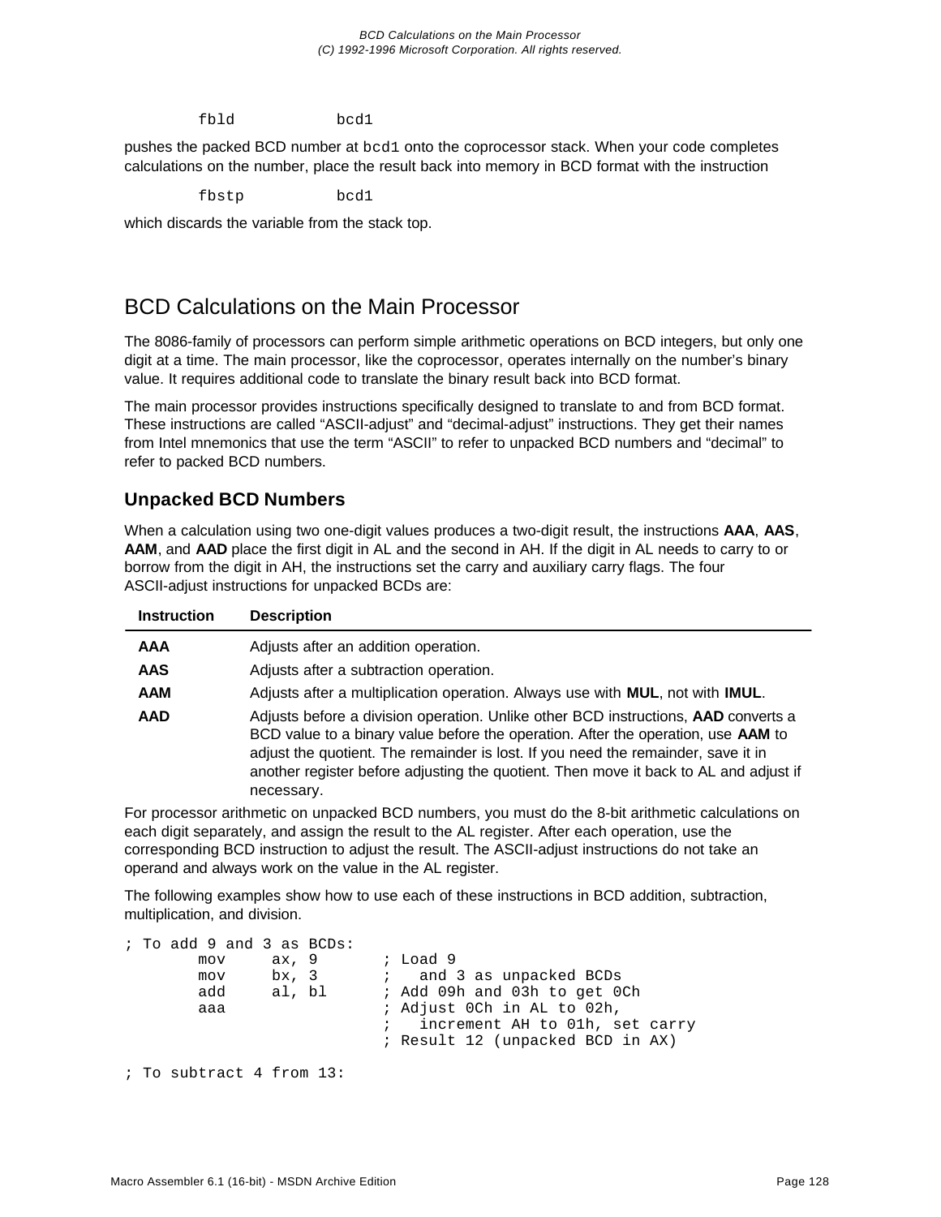```
        fbld            bcd1
```

pushes the packed BCD number at `bcd1` onto the coprocessor stack. When your code completes calculations on the number, place the result back into memory in BCD format with the instruction

```
        fbstp           bcd1
```

which discards the variable from the stack top.

## BCD Calculations on the Main Processor

The 8086-family of processors can perform simple arithmetic operations on BCD integers, but only one digit at a time. The main processor, like the coprocessor, operates internally on the number's binary value. It requires additional code to translate the binary result back into BCD format.

The main processor provides instructions specifically designed to translate to and from BCD format. These instructions are called "ASCII-adjust" and "decimal-adjust" instructions. They get their names from Intel mnemonics that use the term "ASCII" to refer to unpacked BCD numbers and "decimal" to refer to packed BCD numbers.

### Unpacked BCD Numbers

When a calculation using two one-digit values produces a two-digit result, the instructions **AAA**, **AAS**, **AAM**, and **AAD** place the first digit in AL and the second in AH. If the digit in AL needs to carry to or borrow from the digit in AH, the instructions set the carry and auxiliary carry flags. The four ASCII-adjust instructions for unpacked BCDs are:

| Instruction | Description |
|---|---|
| **AAA** | Adjusts after an addition operation. |
| **AAS** | Adjusts after a subtraction operation. |
| **AAM** | Adjusts after a multiplication operation. Always use with **MUL**, not with **IMUL**. |
| **AAD** | Adjusts before a division operation. Unlike other BCD instructions, **AAD** converts a BCD value to a binary value before the operation. After the operation, use **AAM** to adjust the quotient. The remainder is lost. If you need the remainder, save it in another register before adjusting the quotient. Then move it back to AL and adjust if necessary. |

For processor arithmetic on unpacked BCD numbers, you must do the 8-bit arithmetic calculations on each digit separately, and assign the result to the AL register. After each operation, use the corresponding BCD instruction to adjust the result. The ASCII-adjust instructions do not take an operand and always work on the value in the AL register.

The following examples show how to use each of these instructions in BCD addition, subtraction, multiplication, and division.

```
; To add 9 and 3 as BCDs:
        mov     ax, 9       ; Load 9
        mov     bx, 3       ;   and 3 as unpacked BCDs
        add     al, bl      ; Add 09h and 03h to get 0Ch
        aaa                 ; Adjust 0Ch in AL to 02h,
                            ;   increment AH to 01h, set carry
                            ; Result 12 (unpacked BCD in AX)

; To subtract 4 from 13:
```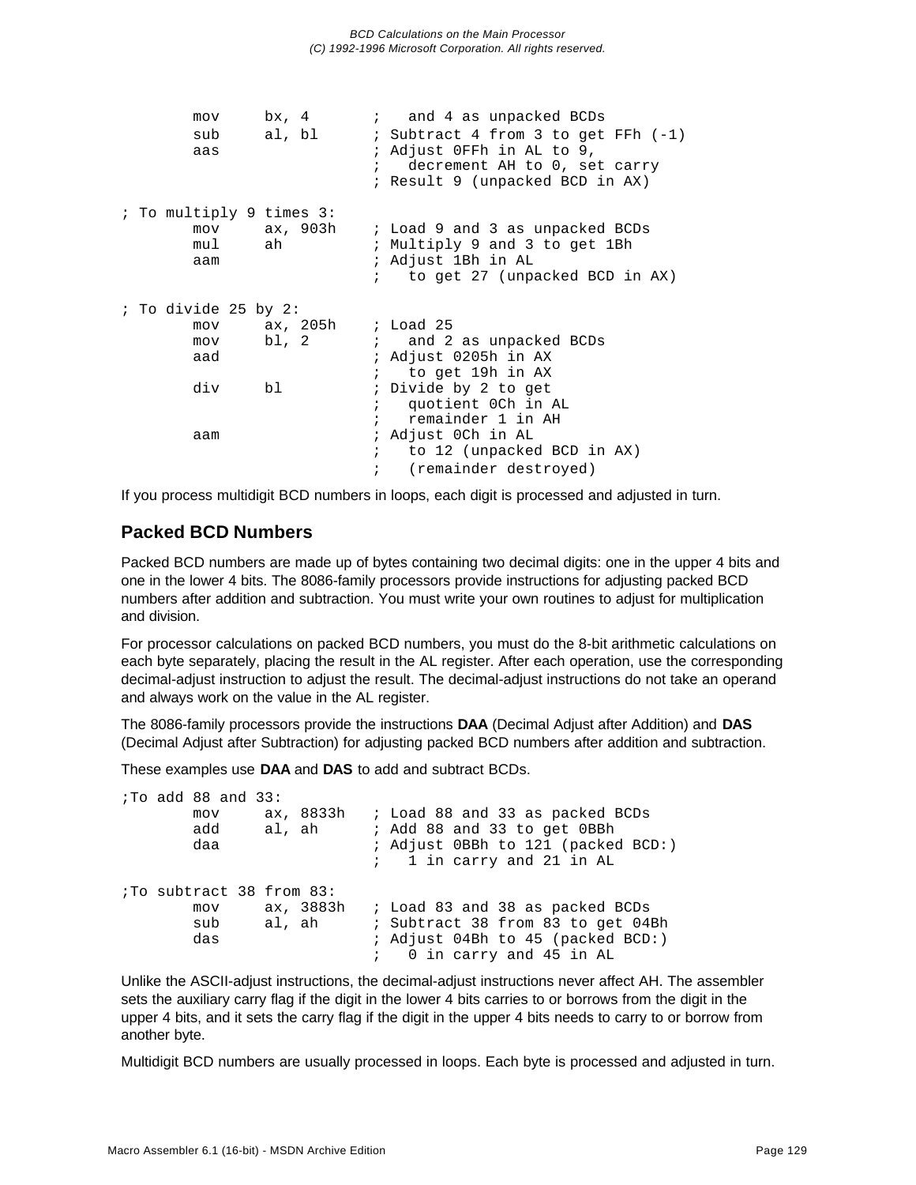```
        mov     bx, 4       ;   and 4 as unpacked BCDs
        sub     al, bl      ; Subtract 4 from 3 to get FFh (-1)
        aas                 ; Adjust 0FFh in AL to 9,
                            ;   decrement AH to 0, set carry
                            ; Result 9 (unpacked BCD in AX)

; To multiply 9 times 3:
        mov     ax, 903h    ; Load 9 and 3 as unpacked BCDs
        mul     ah          ; Multiply 9 and 3 to get 1Bh
        aam                 ; Adjust 1Bh in AL
                            ;   to get 27 (unpacked BCD in AX)

; To divide 25 by 2:
        mov     ax, 205h    ; Load 25
        mov     bl, 2       ;   and 2 as unpacked BCDs
        aad                 ; Adjust 0205h in AX
                            ;   to get 19h in AX
        div     bl          ; Divide by 2 to get
                            ;   quotient 0Ch in AL
                            ;   remainder 1 in AH
        aam                 ; Adjust 0Ch in AL
                            ;   to 12 (unpacked BCD in AX)
                            ;   (remainder destroyed)
```

If you process multidigit BCD numbers in loops, each digit is processed and adjusted in turn.

## Packed BCD Numbers

Packed BCD numbers are made up of bytes containing two decimal digits: one in the upper 4 bits and one in the lower 4 bits. The 8086-family processors provide instructions for adjusting packed BCD numbers after addition and subtraction. You must write your own routines to adjust for multiplication and division.

For processor calculations on packed BCD numbers, you must do the 8-bit arithmetic calculations on each byte separately, placing the result in the AL register. After each operation, use the corresponding decimal-adjust instruction to adjust the result. The decimal-adjust instructions do not take an operand and always work on the value in the AL register.

The 8086-family processors provide the instructions **DAA** (Decimal Adjust after Addition) and **DAS** (Decimal Adjust after Subtraction) for adjusting packed BCD numbers after addition and subtraction.

These examples use **DAA** and **DAS** to add and subtract BCDs.

```
;To add 88 and 33:
        mov     ax, 8833h   ; Load 88 and 33 as packed BCDs
        add     al, ah      ; Add 88 and 33 to get 0BBh
        daa                 ; Adjust 0BBh to 121 (packed BCD:)
                            ;   1 in carry and 21 in AL

;To subtract 38 from 83:
        mov     ax, 3883h   ; Load 83 and 38 as packed BCDs
        sub     al, ah      ; Subtract 38 from 83 to get 04Bh
        das                 ; Adjust 04Bh to 45 (packed BCD:)
                            ;   0 in carry and 45 in AL
```

Unlike the ASCII-adjust instructions, the decimal-adjust instructions never affect AH. The assembler sets the auxiliary carry flag if the digit in the lower 4 bits carries to or borrows from the digit in the upper 4 bits, and it sets the carry flag if the digit in the upper 4 bits needs to carry to or borrow from another byte.

Multidigit BCD numbers are usually processed in loops. Each byte is processed and adjusted in turn.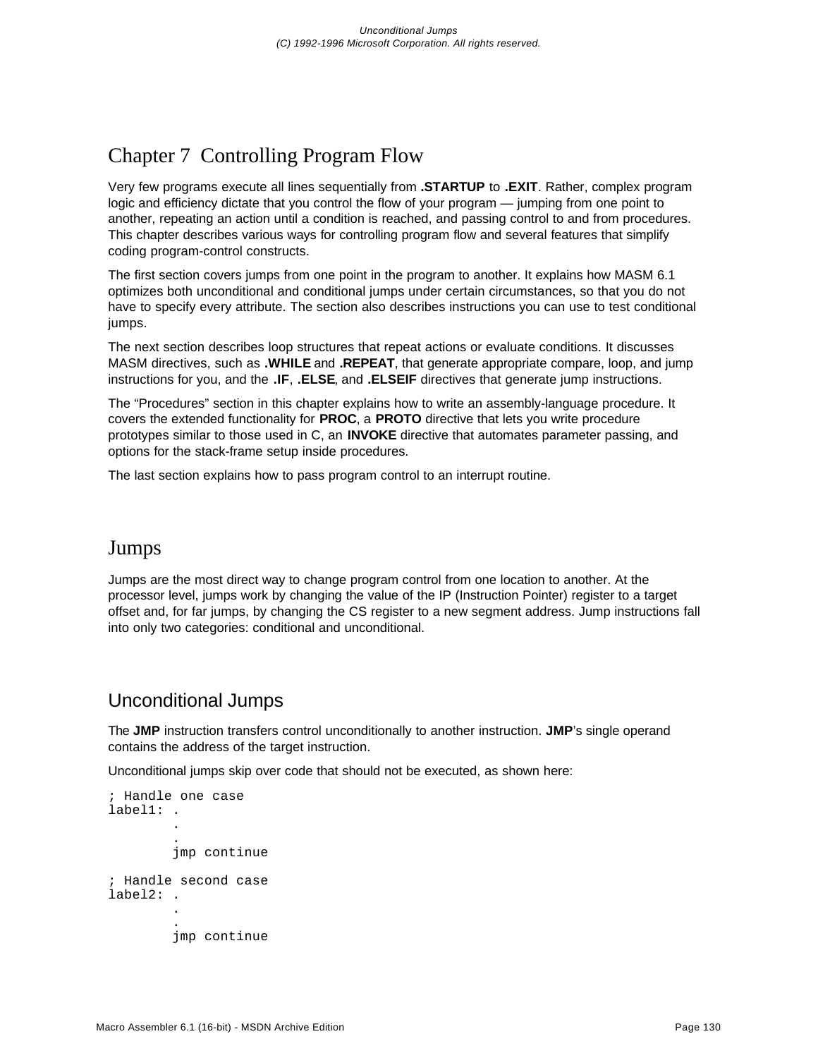# Chapter 7 Controlling Program Flow

Very few programs execute all lines sequentially from **.STARTUP** to **.EXIT**. Rather, complex program logic and efficiency dictate that you control the flow of your program — jumping from one point to another, repeating an action until a condition is reached, and passing control to and from procedures. This chapter describes various ways for controlling program flow and several features that simplify coding program-control constructs.

The first section covers jumps from one point in the program to another. It explains how MASM 6.1 optimizes both unconditional and conditional jumps under certain circumstances, so that you do not have to specify every attribute. The section also describes instructions you can use to test conditional jumps.

The next section describes loop structures that repeat actions or evaluate conditions. It discusses MASM directives, such as **.WHILE** and **.REPEAT**, that generate appropriate compare, loop, and jump instructions for you, and the **.IF**, **.ELSE**, and **.ELSEIF** directives that generate jump instructions.

The “Procedures” section in this chapter explains how to write an assembly-language procedure. It covers the extended functionality for **PROC**, a **PROTO** directive that lets you write procedure prototypes similar to those used in C, an **INVOKE** directive that automates parameter passing, and options for the stack-frame setup inside procedures.

The last section explains how to pass program control to an interrupt routine.

## Jumps

Jumps are the most direct way to change program control from one location to another. At the processor level, jumps work by changing the value of the IP (Instruction Pointer) register to a target offset and, for far jumps, by changing the CS register to a new segment address. Jump instructions fall into only two categories: conditional and unconditional.

### Unconditional Jumps

The **JMP** instruction transfers control unconditionally to another instruction. **JMP**’s single operand contains the address of the target instruction.

Unconditional jumps skip over code that should not be executed, as shown here:

```
; Handle one case
label1: .
        .
        .
        jmp continue

; Handle second case
label2: .
        .
        .
        jmp continue
```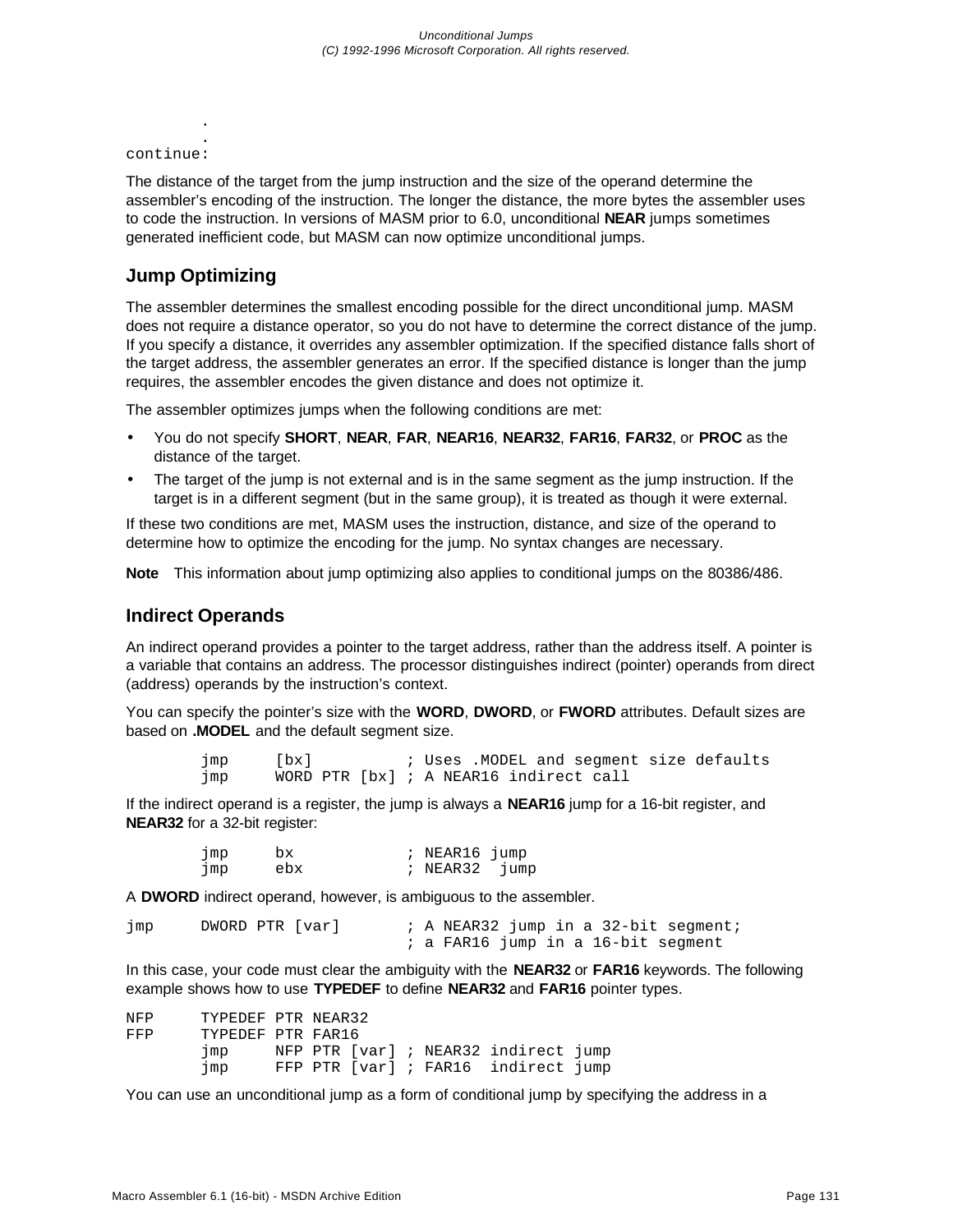```
        .
        .
continue:
```

The distance of the target from the jump instruction and the size of the operand determine the assembler's encoding of the instruction. The longer the distance, the more bytes the assembler uses to code the instruction. In versions of MASM prior to 6.0, unconditional **NEAR** jumps sometimes generated inefficient code, but MASM can now optimize unconditional jumps.

### Jump Optimizing

The assembler determines the smallest encoding possible for the direct unconditional jump. MASM does not require a distance operator, so you do not have to determine the correct distance of the jump. If you specify a distance, it overrides any assembler optimization. If the specified distance falls short of the target address, the assembler generates an error. If the specified distance is longer than the jump requires, the assembler encodes the given distance and does not optimize it.

The assembler optimizes jumps when the following conditions are met:

- You do not specify **SHORT**, **NEAR**, **FAR**, **NEAR16**, **NEAR32**, **FAR16**, **FAR32**, or **PROC** as the distance of the target.
- The target of the jump is not external and is in the same segment as the jump instruction. If the target is in a different segment (but in the same group), it is treated as though it were external.

If these two conditions are met, MASM uses the instruction, distance, and size of the operand to determine how to optimize the encoding for the jump. No syntax changes are necessary.

**Note** This information about jump optimizing also applies to conditional jumps on the 80386/486.

### Indirect Operands

An indirect operand provides a pointer to the target address, rather than the address itself. A pointer is a variable that contains an address. The processor distinguishes indirect (pointer) operands from direct (address) operands by the instruction's context.

You can specify the pointer's size with the **WORD**, **DWORD**, or **FWORD** attributes. Default sizes are based on **.MODEL** and the default segment size.

```
        jmp     [bx]          ; Uses .MODEL and segment size defaults
        jmp     WORD PTR [bx] ; A NEAR16 indirect call
```

If the indirect operand is a register, the jump is always a **NEAR16** jump for a 16-bit register, and **NEAR32** for a 32-bit register:

```
        jmp     bx            ; NEAR16 jump
        jmp     ebx           ; NEAR32  jump
```

A **DWORD** indirect operand, however, is ambiguous to the assembler.

```
jmp     DWORD PTR [var]       ; A NEAR32 jump in a 32-bit segment;
                              ; a FAR16 jump in a 16-bit segment
```

In this case, your code must clear the ambiguity with the **NEAR32** or **FAR16** keywords. The following example shows how to use **TYPEDEF** to define **NEAR32** and **FAR16** pointer types.

```
NFP     TYPEDEF PTR NEAR32
FFP     TYPEDEF PTR FAR16
        jmp     NFP PTR [var] ; NEAR32 indirect jump
        jmp     FFP PTR [var] ; FAR16  indirect jump
```

You can use an unconditional jump as a form of conditional jump by specifying the address in a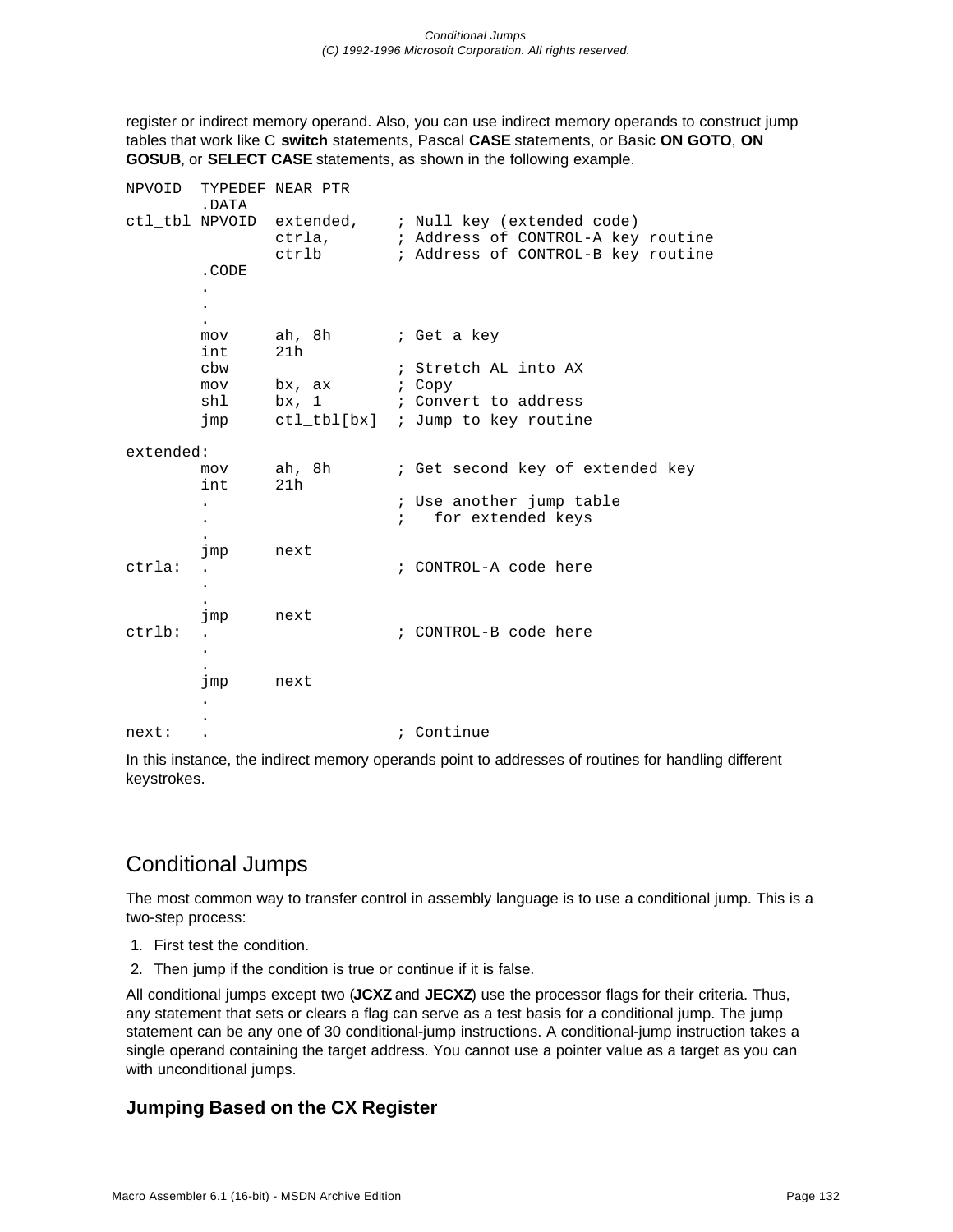register or indirect memory operand. Also, you can use indirect memory operands to construct jump tables that work like C **switch** statements, Pascal **CASE** statements, or Basic **ON GOTO**, **ON GOSUB**, or **SELECT CASE** statements, as shown in the following example.

```
NPVOID  TYPEDEF NEAR PTR
        .DATA
ctl_tbl NPVOID  extended,    ; Null key (extended code)
                ctrla,       ; Address of CONTROL-A key routine
                ctrlb        ; Address of CONTROL-B key routine
        .CODE
        .
        .
        .
        mov     ah, 8h       ; Get a key
        int     21h
        cbw                  ; Stretch AL into AX
        mov     bx, ax       ; Copy
        shl     bx, 1        ; Convert to address
        jmp     ctl_tbl[bx]  ; Jump to key routine

extended:
        mov     ah, 8h       ; Get second key of extended key
        int     21h
        .                    ; Use another jump table
        .                    ;   for extended keys
        .
        jmp     next
ctrla:  .                    ; CONTROL-A code here
        .
        .
        jmp     next
ctrlb:  .                    ; CONTROL-B code here
        .
        .
        jmp     next
        .
        .
next:   .                    ; Continue
```

In this instance, the indirect memory operands point to addresses of routines for handling different keystrokes.

## Conditional Jumps

The most common way to transfer control in assembly language is to use a conditional jump. This is a two-step process:

1. First test the condition.
2. Then jump if the condition is true or continue if it is false.

All conditional jumps except two (**JCXZ** and **JECXZ**) use the processor flags for their criteria. Thus, any statement that sets or clears a flag can serve as a test basis for a conditional jump. The jump statement can be any one of 30 conditional-jump instructions. A conditional-jump instruction takes a single operand containing the target address. You cannot use a pointer value as a target as you can with unconditional jumps.

### Jumping Based on the CX Register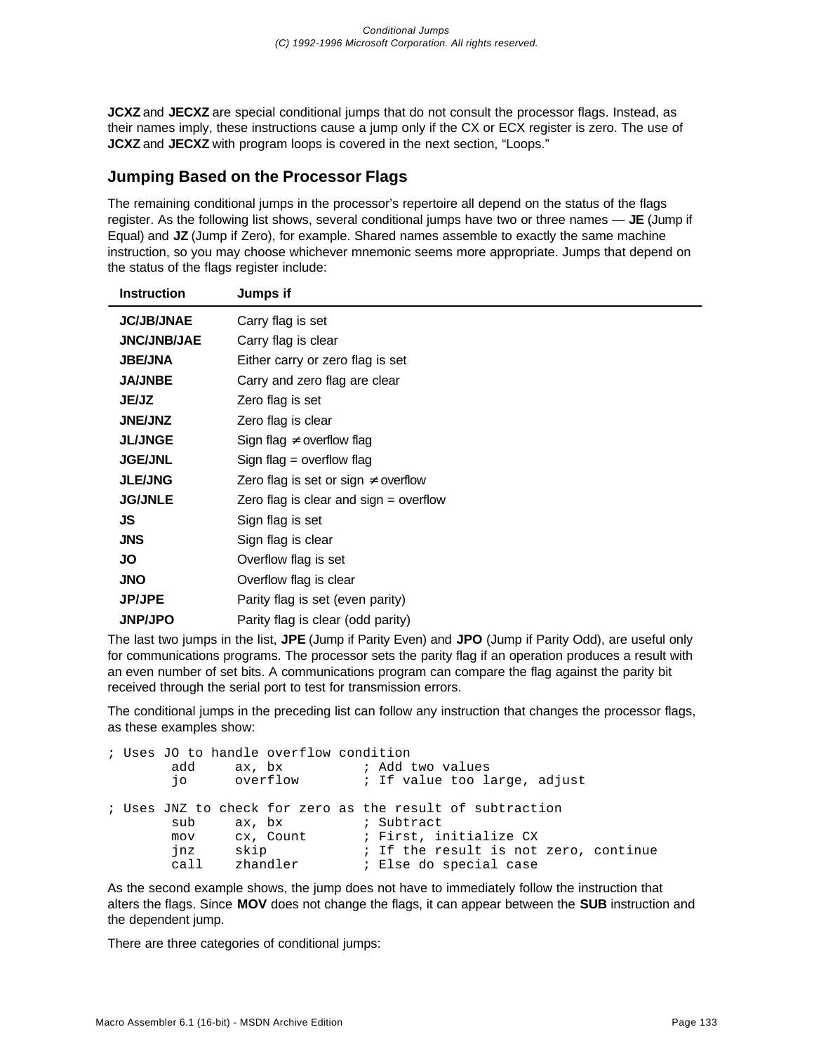**JCXZ** and **JECXZ** are special conditional jumps that do not consult the processor flags. Instead, as their names imply, these instructions cause a jump only if the CX or ECX register is zero. The use of **JCXZ** and **JECXZ** with program loops is covered in the next section, "Loops."

## Jumping Based on the Processor Flags

The remaining conditional jumps in the processor's repertoire all depend on the status of the flags register. As the following list shows, several conditional jumps have two or three names — **JE** (Jump if Equal) and **JZ** (Jump if Zero), for example. Shared names assemble to exactly the same machine instruction, so you may choose whichever mnemonic seems more appropriate. Jumps that depend on the status of the flags register include:

| Instruction | Jumps if |
|---|---|
| **JC/JB/JNAE** | Carry flag is set |
| **JNC/JNB/JAE** | Carry flag is clear |
| **JBE/JNA** | Either carry or zero flag is set |
| **JA/JNBE** | Carry and zero flag are clear |
| **JE/JZ** | Zero flag is set |
| **JNE/JNZ** | Zero flag is clear |
| **JL/JNGE** | Sign flag ≠ overflow flag |
| **JGE/JNL** | Sign flag = overflow flag |
| **JLE/JNG** | Zero flag is set or sign ≠ overflow |
| **JG/JNLE** | Zero flag is clear and sign = overflow |
| **JS** | Sign flag is set |
| **JNS** | Sign flag is clear |
| **JO** | Overflow flag is set |
| **JNO** | Overflow flag is clear |
| **JP/JPE** | Parity flag is set (even parity) |
| **JNP/JPO** | Parity flag is clear (odd parity) |

The last two jumps in the list, **JPE** (Jump if Parity Even) and **JPO** (Jump if Parity Odd), are useful only for communications programs. The processor sets the parity flag if an operation produces a result with an even number of set bits. A communications program can compare the flag against the parity bit received through the serial port to test for transmission errors.

The conditional jumps in the preceding list can follow any instruction that changes the processor flags, as these examples show:

```
; Uses JO to handle overflow condition
        add     ax, bx          ; Add two values
        jo      overflow        ; If value too large, adjust

; Uses JNZ to check for zero as the result of subtraction
        sub     ax, bx          ; Subtract
        mov     cx, Count       ; First, initialize CX
        jnz     skip            ; If the result is not zero, continue
        call    zhandler        ; Else do special case
```

As the second example shows, the jump does not have to immediately follow the instruction that alters the flags. Since **MOV** does not change the flags, it can appear between the **SUB** instruction and the dependent jump.

There are three categories of conditional jumps: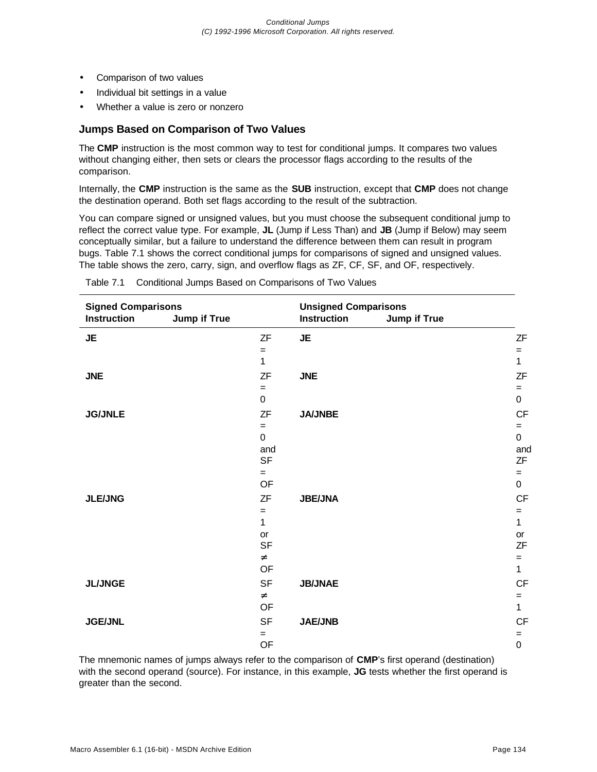- Comparison of two values
- Individual bit settings in a value
- Whether a value is zero or nonzero

### Jumps Based on Comparison of Two Values

The **CMP** instruction is the most common way to test for conditional jumps. It compares two values without changing either, then sets or clears the processor flags according to the results of the comparison.

Internally, the **CMP** instruction is the same as the **SUB** instruction, except that **CMP** does not change the destination operand. Both set flags according to the result of the subtraction.

You can compare signed or unsigned values, but you must choose the subsequent conditional jump to reflect the correct value type. For example, **JL** (Jump if Less Than) and **JB** (Jump if Below) may seem conceptually similar, but a failure to understand the difference between them can result in program bugs. Table 7.1 shows the correct conditional jumps for comparisons of signed and unsigned values. The table shows the zero, carry, sign, and overflow flags as ZF, CF, SF, and OF, respectively.

Table 7.1 Conditional Jumps Based on Comparisons of Two Values

| Signed Comparisons | | Unsigned Comparisons | |
|---|---|---|---|
| **Instruction** | **Jump if True** | **Instruction** | **Jump if True** |
| **JE** | ZF = 1 | **JE** | ZF = 1 |
| **JNE** | ZF = 0 | **JNE** | ZF = 0 |
| **JG/JNLE** | ZF = 0 and SF = OF | **JA/JNBE** | CF = 0 and ZF = 0 |
| **JLE/JNG** | ZF = 1 or SF ≠ OF | **JBE/JNA** | CF = 1 or ZF = 1 |
| **JL/JNGE** | SF ≠ OF | **JB/JNAE** | CF = 1 |
| **JGE/JNL** | SF = OF | **JAE/JNB** | CF = 0 |

The mnemonic names of jumps always refer to the comparison of **CMP**'s first operand (destination) with the second operand (source). For instance, in this example, **JG** tests whether the first operand is greater than the second.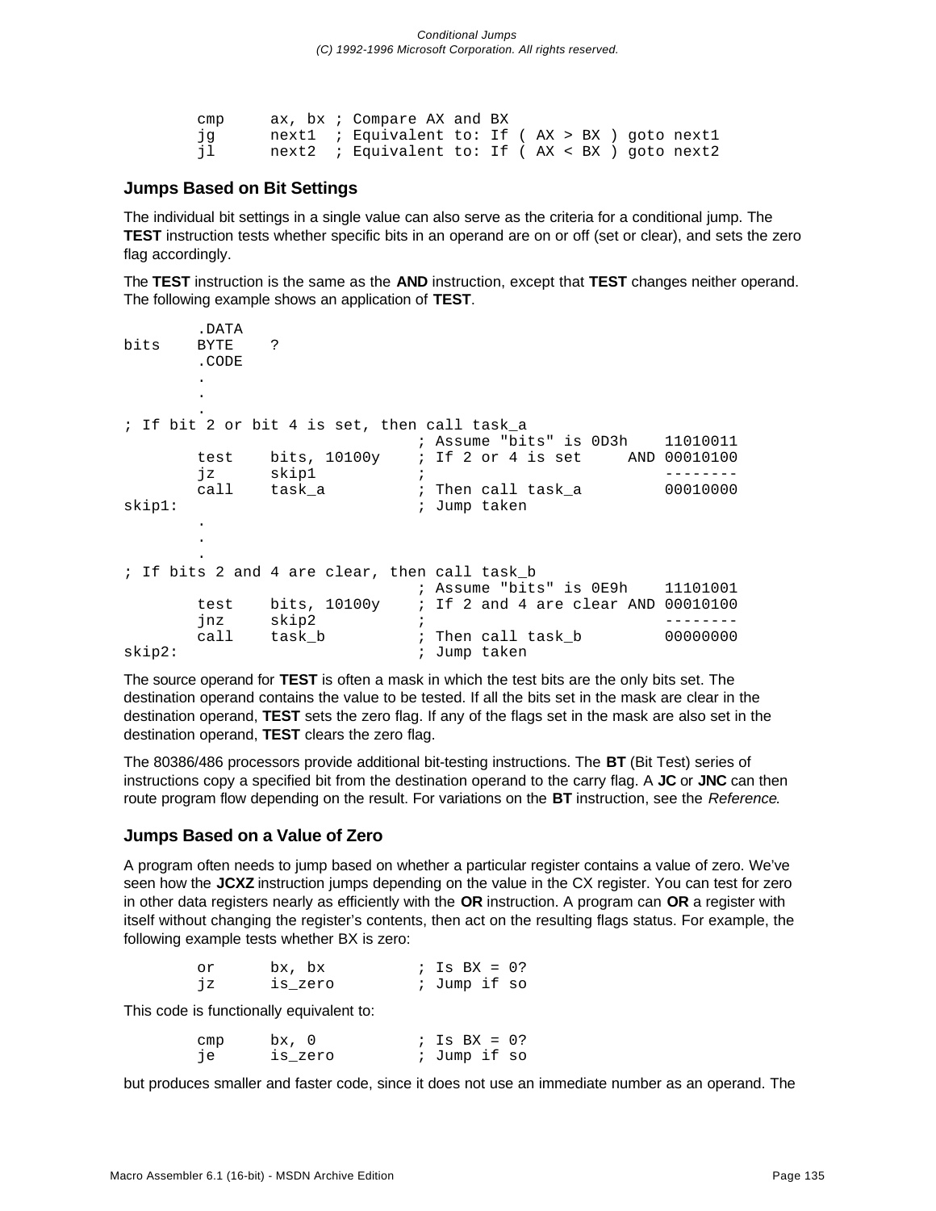```
        cmp     ax, bx ; Compare AX and BX
        jg      next1  ; Equivalent to: If ( AX > BX ) goto next1
        jl      next2  ; Equivalent to: If ( AX < BX ) goto next2
```

### Jumps Based on Bit Settings

The individual bit settings in a single value can also serve as the criteria for a conditional jump. The **TEST** instruction tests whether specific bits in an operand are on or off (set or clear), and sets the zero flag accordingly.

The **TEST** instruction is the same as the **AND** instruction, except that **TEST** changes neither operand. The following example shows an application of **TEST**.

```
        .DATA
bits    BYTE    ?
        .CODE
        .
        .
        .
; If bit 2 or bit 4 is set, then call task_a
                                ; Assume "bits" is 0D3h    11010011
        test    bits, 10100y    ; If 2 or 4 is set     AND 00010100
        jz      skip1           ;                          --------
        call    task_a          ; Then call task_a         00010000
skip1:                          ; Jump taken
        .
        .
        .
; If bits 2 and 4 are clear, then call task_b
                                ; Assume "bits" is 0E9h    11101001
        test    bits, 10100y    ; If 2 and 4 are clear AND 00010100
        jnz     skip2           ;                          --------
        call    task_b          ; Then call task_b         00000000
skip2:                          ; Jump taken
```

The source operand for **TEST** is often a mask in which the test bits are the only bits set. The destination operand contains the value to be tested. If all the bits set in the mask are clear in the destination operand, **TEST** sets the zero flag. If any of the flags set in the mask are also set in the destination operand, **TEST** clears the zero flag.

The 80386/486 processors provide additional bit-testing instructions. The **BT** (Bit Test) series of instructions copy a specified bit from the destination operand to the carry flag. A **JC** or **JNC** can then route program flow depending on the result. For variations on the **BT** instruction, see the *Reference*.

### Jumps Based on a Value of Zero

A program often needs to jump based on whether a particular register contains a value of zero. We've seen how the **JCXZ** instruction jumps depending on the value in the CX register. You can test for zero in other data registers nearly as efficiently with the **OR** instruction. A program can **OR** a register with itself without changing the register's contents, then act on the resulting flags status. For example, the following example tests whether BX is zero:

```
        or      bx, bx          ; Is BX = 0?
        jz      is_zero         ; Jump if so
```

This code is functionally equivalent to:

```
        cmp     bx, 0           ; Is BX = 0?
        je      is_zero         ; Jump if so
```

but produces smaller and faster code, since it does not use an immediate number as an operand. The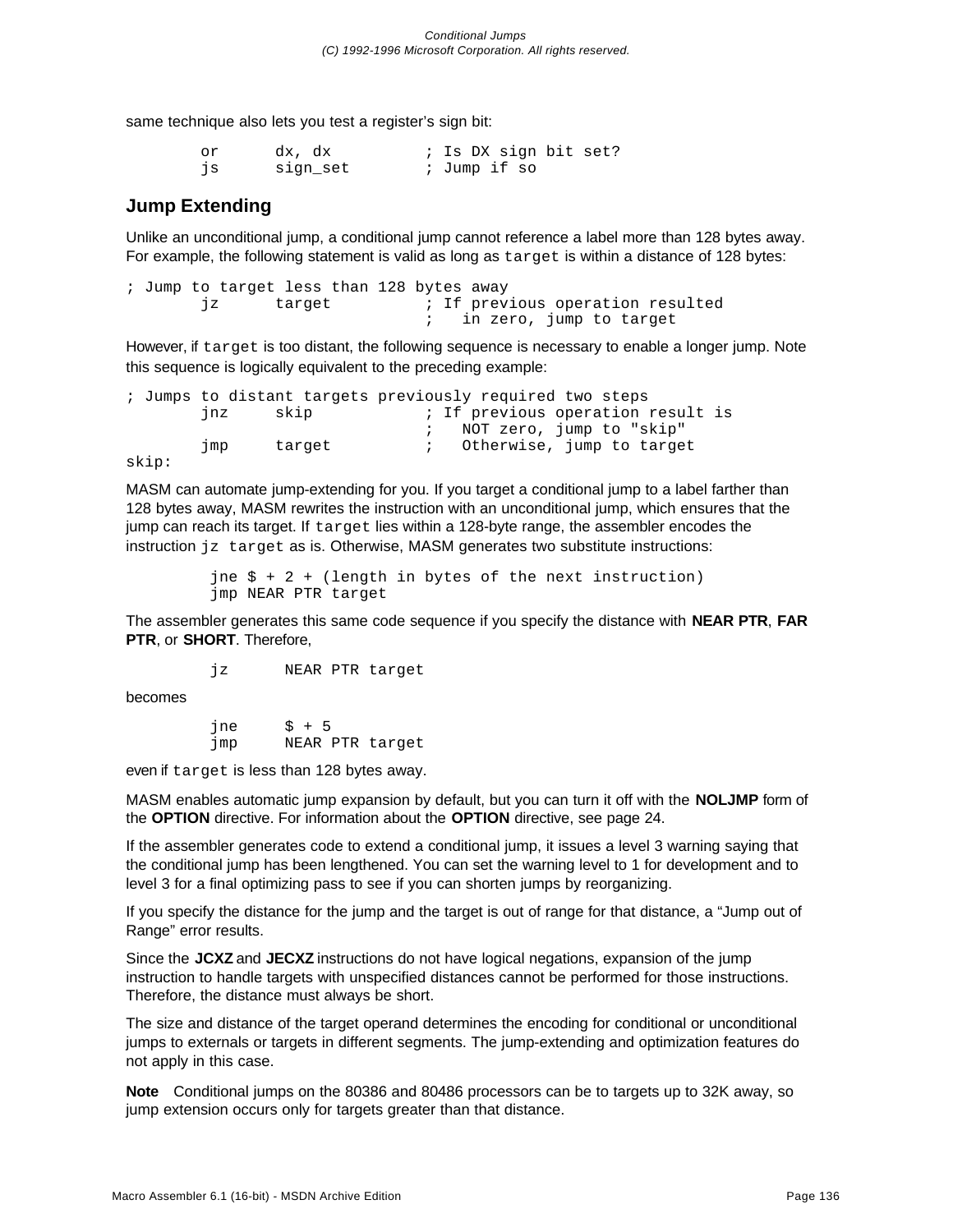same technique also lets you test a register's sign bit:

```
        or      dx, dx          ; Is DX sign bit set?
        js      sign_set        ; Jump if so
```

## Jump Extending

Unlike an unconditional jump, a conditional jump cannot reference a label more than 128 bytes away. For example, the following statement is valid as long as `target` is within a distance of 128 bytes:

```
; Jump to target less than 128 bytes away
        jz      target          ; If previous operation resulted
                                ;   in zero, jump to target
```

However, if `target` is too distant, the following sequence is necessary to enable a longer jump. Note this sequence is logically equivalent to the preceding example:

```
; Jumps to distant targets previously required two steps
        jnz     skip            ; If previous operation result is
                                ;   NOT zero, jump to "skip"
        jmp     target          ;   Otherwise, jump to target
skip:
```

MASM can automate jump-extending for you. If you target a conditional jump to a label farther than 128 bytes away, MASM rewrites the instruction with an unconditional jump, which ensures that the jump can reach its target. If `target` lies within a 128-byte range, the assembler encodes the instruction `jz target` as is. Otherwise, MASM generates two substitute instructions:

```
        jne $ + 2 + (length in bytes of the next instruction)
        jmp NEAR PTR target
```

The assembler generates this same code sequence if you specify the distance with **NEAR PTR**, **FAR PTR**, or **SHORT**. Therefore,

```
        jz      NEAR PTR target
```

becomes

```
        jne     $ + 5
        jmp     NEAR PTR target
```

even if `target` is less than 128 bytes away.

MASM enables automatic jump expansion by default, but you can turn it off with the **NOLJMP** form of the **OPTION** directive. For information about the **OPTION** directive, see page 24.

If the assembler generates code to extend a conditional jump, it issues a level 3 warning saying that the conditional jump has been lengthened. You can set the warning level to 1 for development and to level 3 for a final optimizing pass to see if you can shorten jumps by reorganizing.

If you specify the distance for the jump and the target is out of range for that distance, a "Jump out of Range" error results.

Since the **JCXZ** and **JECXZ** instructions do not have logical negations, expansion of the jump instruction to handle targets with unspecified distances cannot be performed for those instructions. Therefore, the distance must always be short.

The size and distance of the target operand determines the encoding for conditional or unconditional jumps to externals or targets in different segments. The jump-extending and optimization features do not apply in this case.

**Note** Conditional jumps on the 80386 and 80486 processors can be to targets up to 32K away, so jump extension occurs only for targets greater than that distance.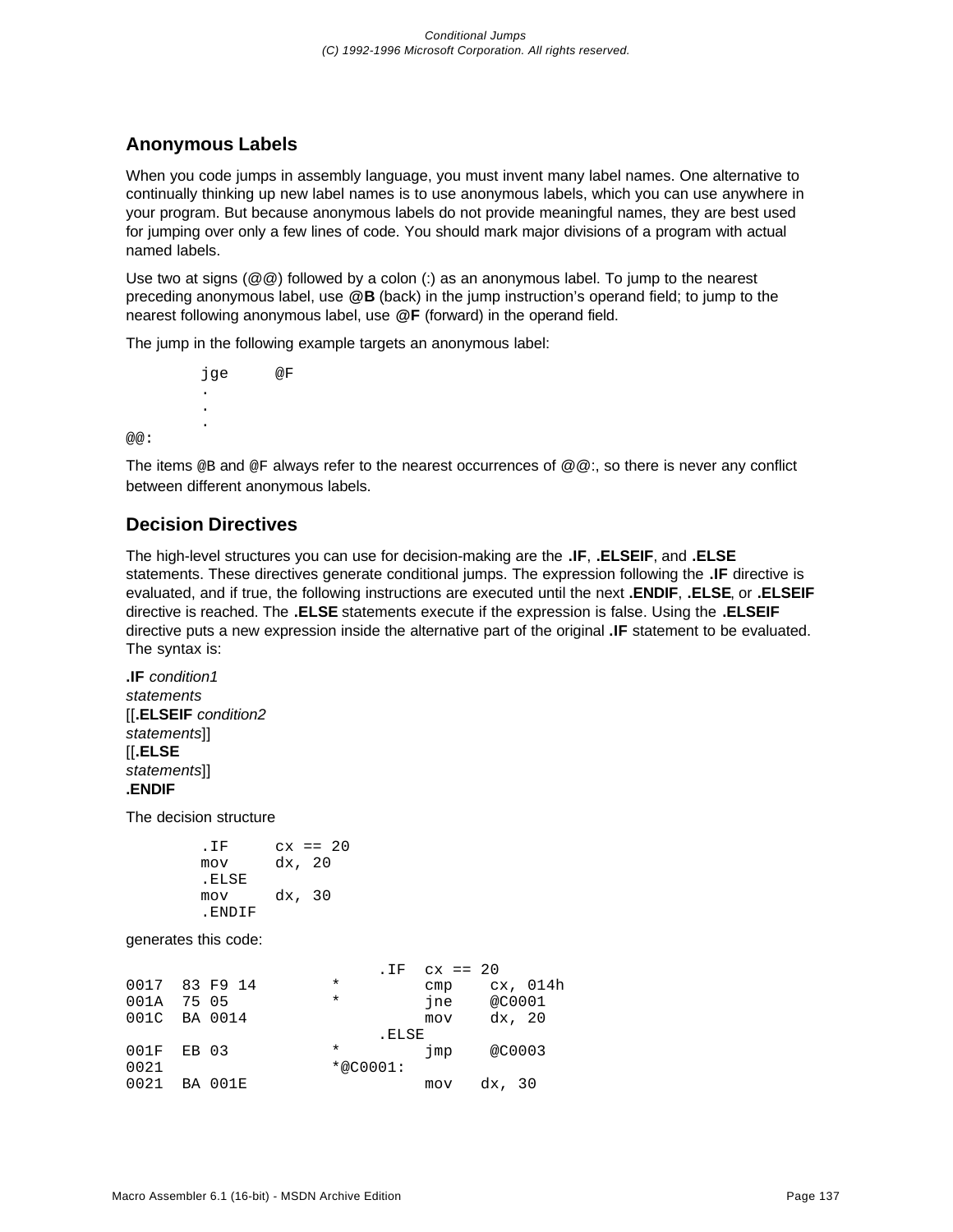## Anonymous Labels

When you code jumps in assembly language, you must invent many label names. One alternative to continually thinking up new label names is to use anonymous labels, which you can use anywhere in your program. But because anonymous labels do not provide meaningful names, they are best used for jumping over only a few lines of code. You should mark major divisions of a program with actual named labels.

Use two at signs (@@) followed by a colon (:) as an anonymous label. To jump to the nearest preceding anonymous label, use **@B** (back) in the jump instruction's operand field; to jump to the nearest following anonymous label, use **@F** (forward) in the operand field.

The jump in the following example targets an anonymous label:

```
        jge     @F
        .
        .
        .
@@:
```

The items `@B` and `@F` always refer to the nearest occurrences of @@:, so there is never any conflict between different anonymous labels.

## Decision Directives

The high-level structures you can use for decision-making are the **.IF**, **.ELSEIF**, and **.ELSE** statements. These directives generate conditional jumps. The expression following the **.IF** directive is evaluated, and if true, the following instructions are executed until the next **.ENDIF**, **.ELSE**, or **.ELSEIF** directive is reached. The **.ELSE** statements execute if the expression is false. Using the **.ELSEIF** directive puts a new expression inside the alternative part of the original **.IF** statement to be evaluated. The syntax is:

**.IF** *condition1*
*statements*
[[**.ELSEIF** *condition2*
*statements*]]
[[**.ELSE**
*statements*]]
**.ENDIF**

The decision structure

```
        .IF     cx == 20
        mov     dx, 20
        .ELSE
        mov     dx, 30
        .ENDIF
```

generates this code:

```
                             .IF  cx == 20
0017  83 F9 14        *         cmp    cx, 014h
001A  75 05           *         jne    @C0001
001C  BA 0014                   mov    dx, 20
                             .ELSE
001F  EB 03           *         jmp    @C0003
0021                  *@C0001:
0021  BA 001E                   mov   dx, 30
```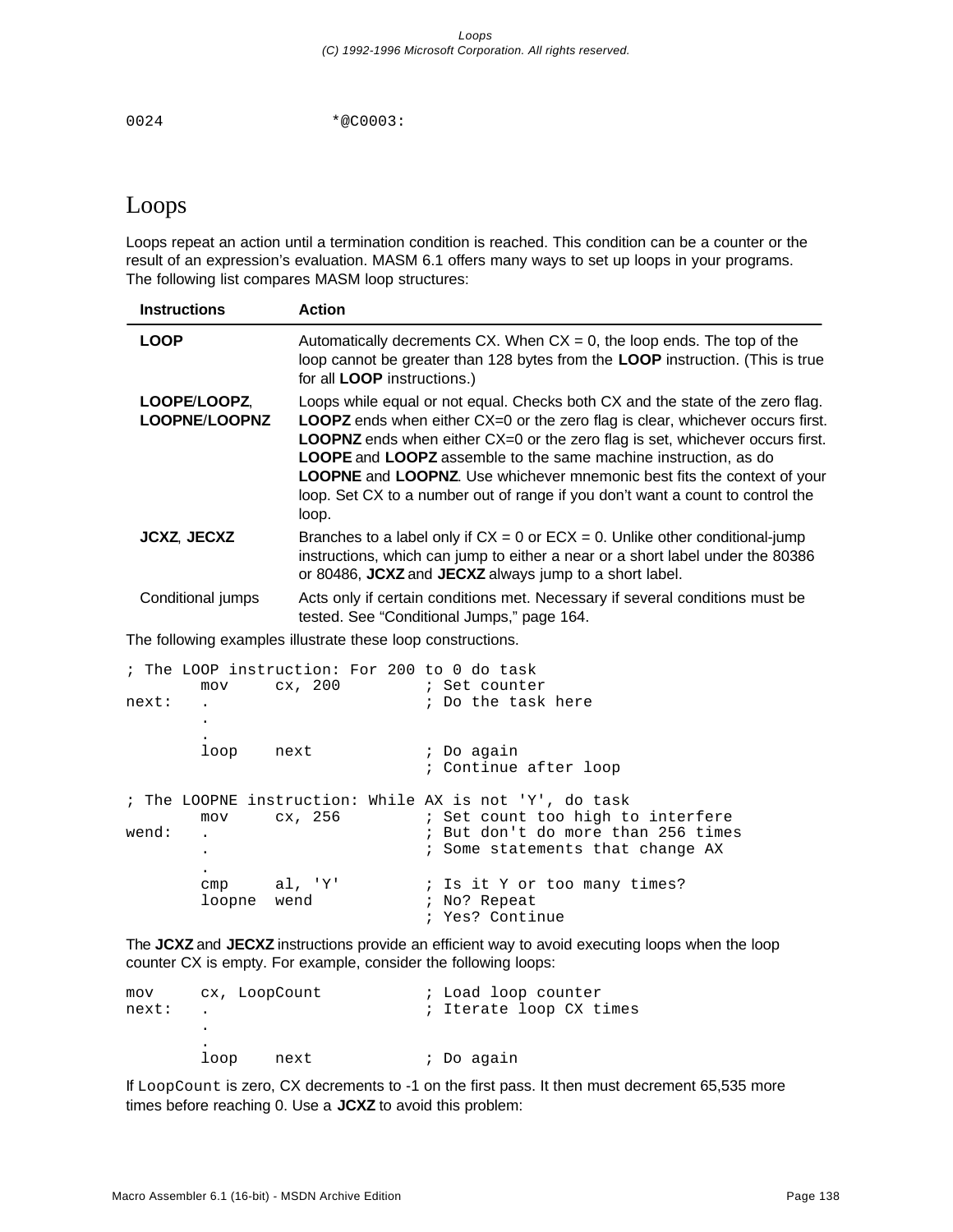```
0024                    *@C0003:
```

## Loops

Loops repeat an action until a termination condition is reached. This condition can be a counter or the result of an expression's evaluation. MASM 6.1 offers many ways to set up loops in your programs. The following list compares MASM loop structures:

| Instructions | Action |
|---|---|
| **LOOP** | Automatically decrements CX. When CX = 0, the loop ends. The top of the loop cannot be greater than 128 bytes from the **LOOP** instruction. (This is true for all **LOOP** instructions.) |
| **LOOPE**/**LOOPZ**, **LOOPNE**/**LOOPNZ** | Loops while equal or not equal. Checks both CX and the state of the zero flag. **LOOPZ** ends when either CX=0 or the zero flag is clear, whichever occurs first. **LOOPNZ** ends when either CX=0 or the zero flag is set, whichever occurs first. **LOOPE** and **LOOPZ** assemble to the same machine instruction, as do **LOOPNE** and **LOOPNZ**. Use whichever mnemonic best fits the context of your loop. Set CX to a number out of range if you don't want a count to control the loop. |
| **JCXZ**, **JECXZ** | Branches to a label only if CX = 0 or ECX = 0. Unlike other conditional-jump instructions, which can jump to either a near or a short label under the 80386 or 80486, **JCXZ** and **JECXZ** always jump to a short label. |
| Conditional jumps | Acts only if certain conditions met. Necessary if several conditions must be tested. See "Conditional Jumps," page 164. |

The following examples illustrate these loop constructions.

```
; The LOOP instruction: For 200 to 0 do task
        mov     cx, 200         ; Set counter
next:   .                       ; Do the task here
        .
        .
        loop    next            ; Do again
                                ; Continue after loop

; The LOOPNE instruction: While AX is not 'Y', do task
        mov     cx, 256         ; Set count too high to interfere
wend:   .                       ; But don't do more than 256 times
        .                       ; Some statements that change AX
        .
        cmp     al, 'Y'         ; Is it Y or too many times?
        loopne  wend            ; No? Repeat
                                ; Yes? Continue
```

The **JCXZ** and **JECXZ** instructions provide an efficient way to avoid executing loops when the loop counter CX is empty. For example, consider the following loops:

```
mov     cx, LoopCount           ; Load loop counter
next:   .                       ; Iterate loop CX times
        .
        .
        loop    next            ; Do again
```

If `LoopCount` is zero, CX decrements to -1 on the first pass. It then must decrement 65,535 more times before reaching 0. Use a **JCXZ** to avoid this problem: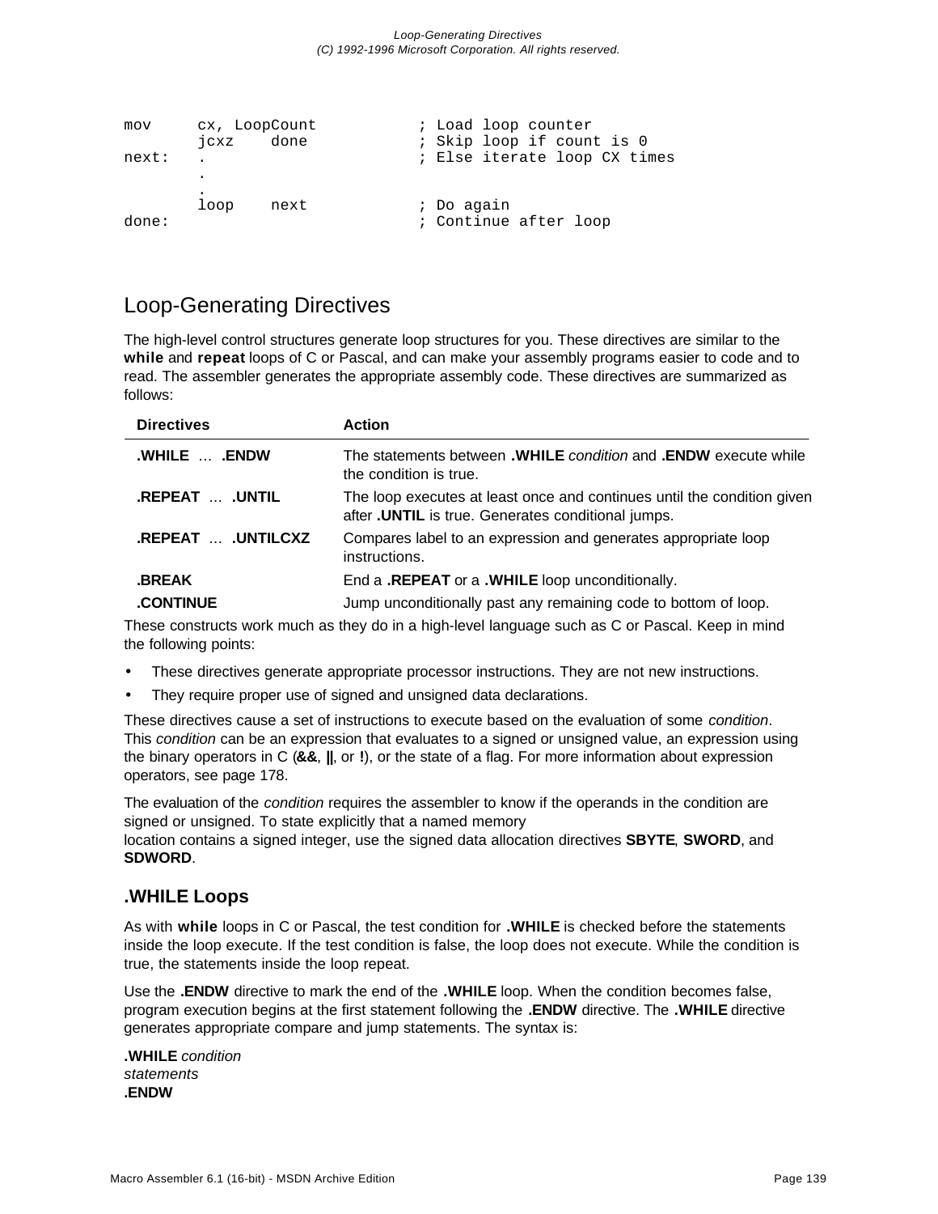```
mov     cx, LoopCount           ; Load loop counter
        jcxz    done            ; Skip loop if count is 0
next:   .                       ; Else iterate loop CX times
        .
        .
        loop    next            ; Do again
done:                           ; Continue after loop
```

## Loop-Generating Directives

The high-level control structures generate loop structures for you. These directives are similar to the **while** and **repeat** loops of C or Pascal, and can make your assembly programs easier to code and to read. The assembler generates the appropriate assembly code. These directives are summarized as follows:

| Directives | Action |
|---|---|
| **.WHILE** ... **.ENDW** | The statements between **.WHILE** *condition* and **.ENDW** execute while the condition is true. |
| **.REPEAT** ... **.UNTIL** | The loop executes at least once and continues until the condition given after **.UNTIL** is true. Generates conditional jumps. |
| **.REPEAT** ... **.UNTILCXZ** | Compares label to an expression and generates appropriate loop instructions. |
| **.BREAK** | End a **.REPEAT** or a **.WHILE** loop unconditionally. |
| **.CONTINUE** | Jump unconditionally past any remaining code to bottom of loop. |

These constructs work much as they do in a high-level language such as C or Pascal. Keep in mind the following points:

- These directives generate appropriate processor instructions. They are not new instructions.
- They require proper use of signed and unsigned data declarations.

These directives cause a set of instructions to execute based on the evaluation of some *condition*. This *condition* can be an expression that evaluates to a signed or unsigned value, an expression using the binary operators in C (**&&**, **||**, or **!**), or the state of a flag. For more information about expression operators, see page 178.

The evaluation of the *condition* requires the assembler to know if the operands in the condition are signed or unsigned. To state explicitly that a named memory location contains a signed integer, use the signed data allocation directives **SBYTE**, **SWORD**, and **SDWORD**.

### .WHILE Loops

As with **while** loops in C or Pascal, the test condition for **.WHILE** is checked before the statements inside the loop execute. If the test condition is false, the loop does not execute. While the condition is true, the statements inside the loop repeat.

Use the **.ENDW** directive to mark the end of the **.WHILE** loop. When the condition becomes false, program execution begins at the first statement following the **.ENDW** directive. The **.WHILE** directive generates appropriate compare and jump statements. The syntax is:

**.WHILE** *condition*
*statements*
**.ENDW**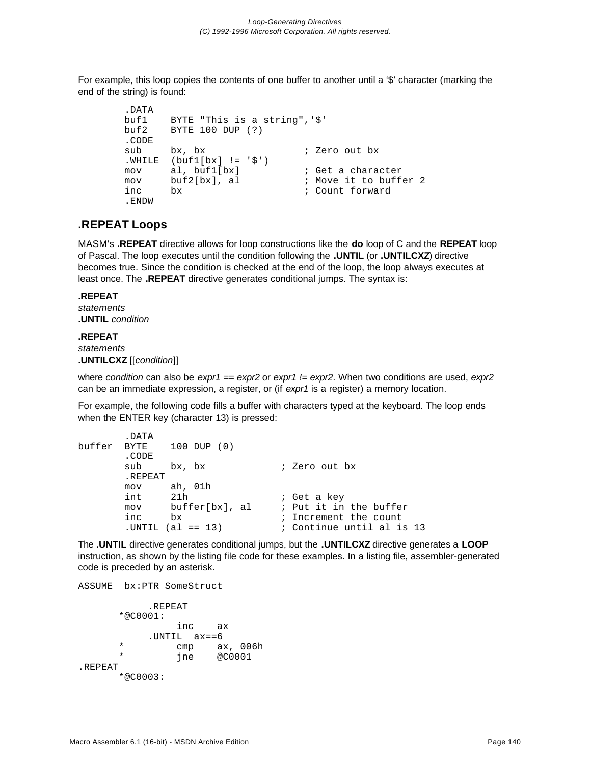For example, this loop copies the contents of one buffer to another until a '$' character (marking the end of the string) is found:

```
 .DATA
 buf1    BYTE "This is a string",'$'
 buf2    BYTE 100 DUP (?)
 .CODE
 sub     bx, bx                 ; Zero out bx
 .WHILE  (buf1[bx] != '$')
 mov     al, buf1[bx]           ; Get a character
 mov     buf2[bx], al           ; Move it to buffer 2
 inc     bx                     ; Count forward
 .ENDW
```

## .REPEAT Loops

MASM's **.REPEAT** directive allows for loop constructions like the **do** loop of C and the **REPEAT** loop of Pascal. The loop executes until the condition following the **.UNTIL** (or **.UNTILCXZ**) directive becomes true. Since the condition is checked at the end of the loop, the loop always executes at least once. The **.REPEAT** directive generates conditional jumps. The syntax is:

**.REPEAT**
*statements*
**.UNTIL** *condition*

**.REPEAT**
*statements*
**.UNTILCXZ** [[*condition*]]

where *condition* can also be *expr1 == expr2* or *expr1 != expr2*. When two conditions are used, *expr2* can be an immediate expression, a register, or (if *expr1* is a register) a memory location.

For example, the following code fills a buffer with characters typed at the keyboard. The loop ends when the ENTER key (character 13) is pressed:

```
        .DATA
buffer  BYTE    100 DUP (0)
        .CODE
        sub     bx, bx             ; Zero out bx
        .REPEAT
        mov     ah, 01h
        int     21h                ; Get a key
        mov     buffer[bx], al     ; Put it in the buffer
        inc     bx                 ; Increment the count
        .UNTIL (al == 13)          ; Continue until al is 13
```

The **.UNTIL** directive generates conditional jumps, but the **.UNTILCXZ** directive generates a **LOOP** instruction, as shown by the listing file code for these examples. In a listing file, assembler-generated code is preceded by an asterisk.

```
ASSUME  bx:PTR SomeStruct

             .REPEAT
       *@C0001:
                    inc    ax
             .UNTIL  ax==6
       *            cmp    ax, 006h
       *            jne    @C0001
.REPEAT
       *@C0003:
```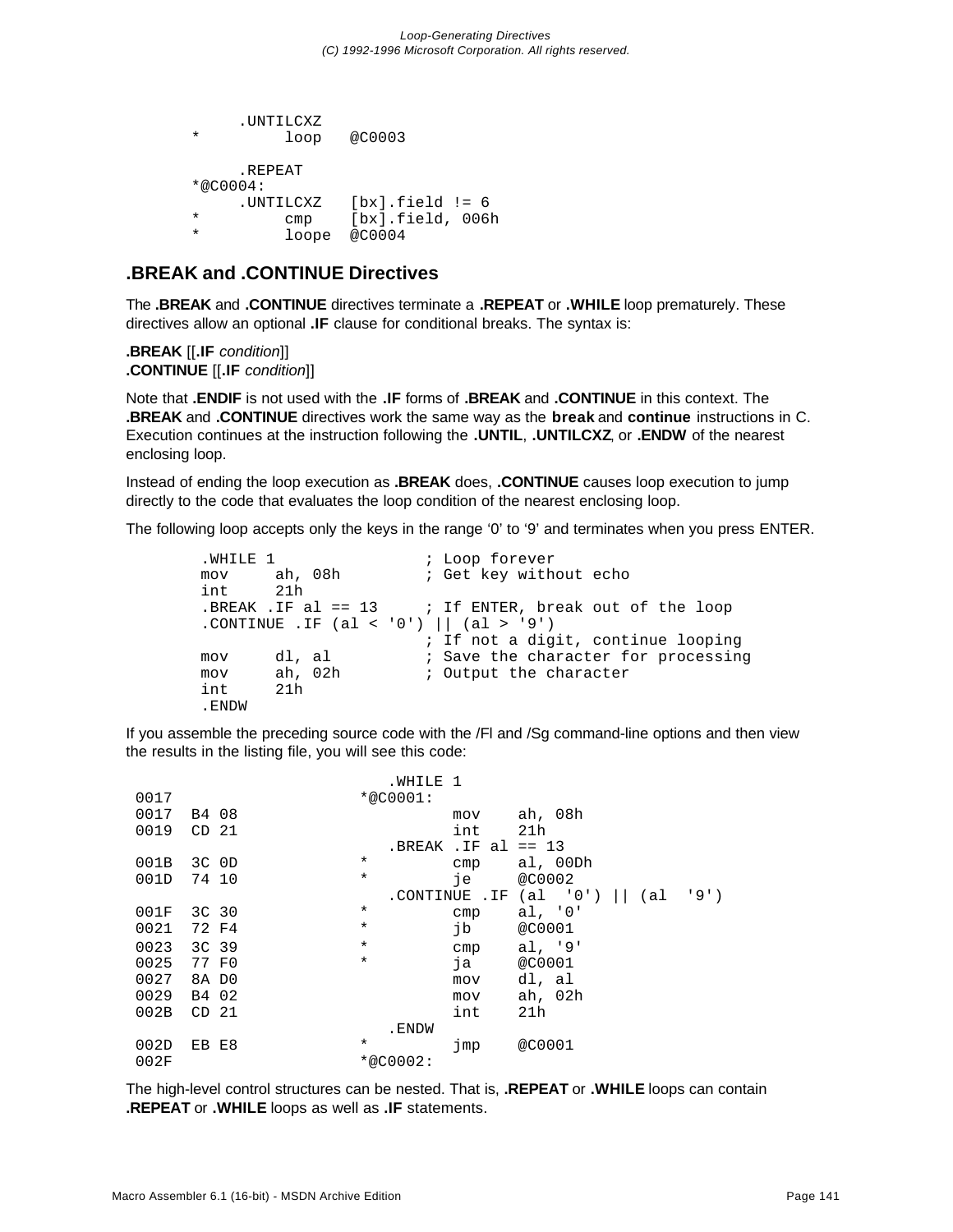```
     .UNTILCXZ
*         loop   @C0003

     .REPEAT
*@C0004:
     .UNTILCXZ   [bx].field != 6
*         cmp    [bx].field, 006h
*         loope  @C0004
```

## .BREAK and .CONTINUE Directives

The **.BREAK** and **.CONTINUE** directives terminate a **.REPEAT** or **.WHILE** loop prematurely. These directives allow an optional **.IF** clause for conditional breaks. The syntax is:

**.BREAK** [[**.IF** *condition*]]
**.CONTINUE** [[**.IF** *condition*]]

Note that **.ENDIF** is not used with the **.IF** forms of **.BREAK** and **.CONTINUE** in this context. The **.BREAK** and **.CONTINUE** directives work the same way as the **break** and **continue** instructions in C. Execution continues at the instruction following the **.UNTIL**, **.UNTILCXZ**, or **.ENDW** of the nearest enclosing loop.

Instead of ending the loop execution as **.BREAK** does, **.CONTINUE** causes loop execution to jump directly to the code that evaluates the loop condition of the nearest enclosing loop.

The following loop accepts only the keys in the range ‘0’ to ‘9’ and terminates when you press ENTER.

```
 .WHILE 1                ; Loop forever
mov     ah, 08h          ; Get key without echo
int     21h
.BREAK .IF al == 13      ; If ENTER, break out of the loop
.CONTINUE .IF (al < '0') || (al > '9')
                         ; If not a digit, continue looping
mov     dl, al           ; Save the character for processing
mov     ah, 02h          ; Output the character
int     21h
.ENDW
```

If you assemble the preceding source code with the /Fl and /Sg command-line options and then view the results in the listing file, you will see this code:

```
                         .WHILE 1
0017                    *@C0001:
0017  B4 08                       mov    ah, 08h
0019  CD 21                       int    21h
                         .BREAK .IF al == 13
001B  3C 0D             *         cmp    al, 00Dh
001D  74 10             *         je     @C0002
                         .CONTINUE .IF (al  '0') || (al  '9')
001F  3C 30             *         cmp    al, '0'
0021  72 F4             *         jb     @C0001
0023  3C 39             *         cmp    al, '9'
0025  77 F0             *         ja     @C0001
0027  8A D0                       mov    dl, al
0029  B4 02                       mov    ah, 02h
002B  CD 21                       int    21h
                         .ENDW
002D  EB E8             *         jmp    @C0001
002F                    *@C0002:
```

The high-level control structures can be nested. That is, **.REPEAT** or **.WHILE** loops can contain **.REPEAT** or **.WHILE** loops as well as **.IF** statements.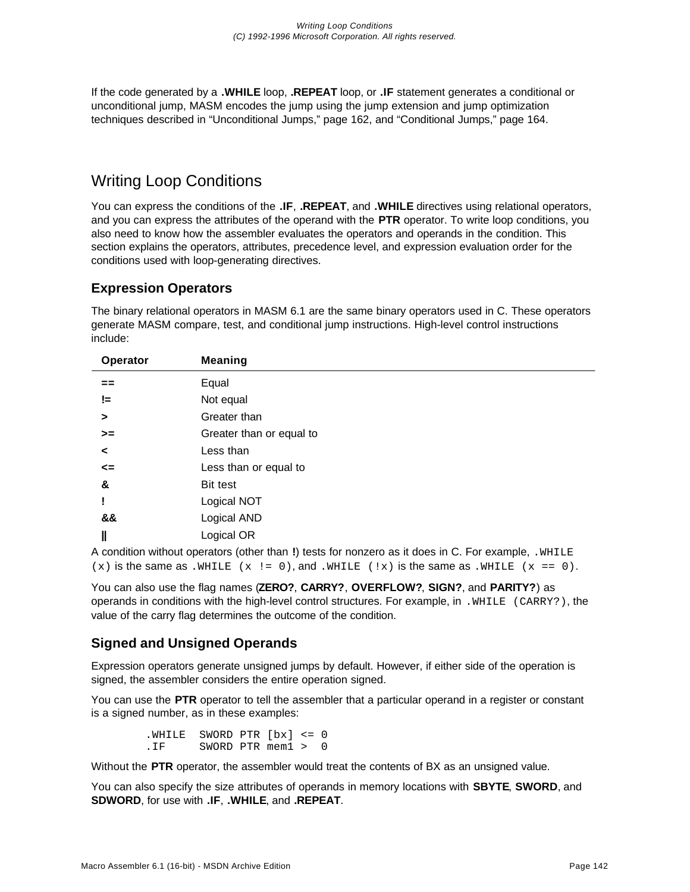If the code generated by a **.WHILE** loop, **.REPEAT** loop, or **.IF** statement generates a conditional or unconditional jump, MASM encodes the jump using the jump extension and jump optimization techniques described in “Unconditional Jumps,” page 162, and “Conditional Jumps,” page 164.

## Writing Loop Conditions

You can express the conditions of the **.IF**, **.REPEAT**, and **.WHILE** directives using relational operators, and you can express the attributes of the operand with the **PTR** operator. To write loop conditions, you also need to know how the assembler evaluates the operators and operands in the condition. This section explains the operators, attributes, precedence level, and expression evaluation order for the conditions used with loop-generating directives.

### Expression Operators

The binary relational operators in MASM 6.1 are the same binary operators used in C. These operators generate MASM compare, test, and conditional jump instructions. High-level control instructions include:

| Operator | Meaning |
|---|---|
| **==** | Equal |
| **!=** | Not equal |
| **>** | Greater than |
| **>=** | Greater than or equal to |
| **<** | Less than |
| **<=** | Less than or equal to |
| **&** | Bit test |
| **!** | Logical NOT |
| **&&** | Logical AND |
| **\|\|** | Logical OR |

A condition without operators (other than **!**) tests for nonzero as it does in C. For example, `.WHILE (x)` is the same as `.WHILE (x != 0)`, and `.WHILE (!x)` is the same as `.WHILE (x == 0)`.

You can also use the flag names (**ZERO?**, **CARRY?**, **OVERFLOW?**, **SIGN?**, and **PARITY?**) as operands in conditions with the high-level control structures. For example, in `.WHILE (CARRY?)`, the value of the carry flag determines the outcome of the condition.

### Signed and Unsigned Operands

Expression operators generate unsigned jumps by default. However, if either side of the operation is signed, the assembler considers the entire operation signed.

You can use the **PTR** operator to tell the assembler that a particular operand in a register or constant is a signed number, as in these examples:

```
.WHILE  SWORD PTR [bx] <= 0
.IF     SWORD PTR mem1 >  0
```

Without the **PTR** operator, the assembler would treat the contents of BX as an unsigned value.

You can also specify the size attributes of operands in memory locations with **SBYTE**, **SWORD**, and **SDWORD**, for use with **.IF**, **.WHILE**, and **.REPEAT**.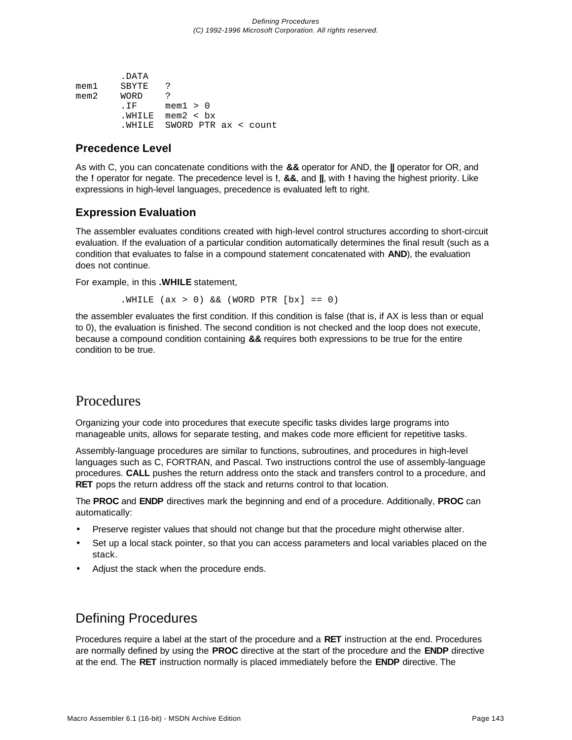```
        .DATA
mem1    SBYTE   ?
mem2    WORD    ?
        .IF     mem1 > 0
        .WHILE  mem2 < bx
        .WHILE  SWORD PTR ax < count
```

### Precedence Level

As with C, you can concatenate conditions with the **&&** operator for AND, the **||** operator for OR, and the **!** operator for negate. The precedence level is **!**, **&&**, and **||**, with **!** having the highest priority. Like expressions in high-level languages, precedence is evaluated left to right.

### Expression Evaluation

The assembler evaluates conditions created with high-level control structures according to short-circuit evaluation. If the evaluation of a particular condition automatically determines the final result (such as a condition that evaluates to false in a compound statement concatenated with **AND**), the evaluation does not continue.

For example, in this **.WHILE** statement,

```
        .WHILE (ax > 0) && (WORD PTR [bx] == 0)
```

the assembler evaluates the first condition. If this condition is false (that is, if AX is less than or equal to 0), the evaluation is finished. The second condition is not checked and the loop does not execute, because a compound condition containing **&&** requires both expressions to be true for the entire condition to be true.

# Procedures

Organizing your code into procedures that execute specific tasks divides large programs into manageable units, allows for separate testing, and makes code more efficient for repetitive tasks.

Assembly-language procedures are similar to functions, subroutines, and procedures in high-level languages such as C, FORTRAN, and Pascal. Two instructions control the use of assembly-language procedures. **CALL** pushes the return address onto the stack and transfers control to a procedure, and **RET** pops the return address off the stack and returns control to that location.

The **PROC** and **ENDP** directives mark the beginning and end of a procedure. Additionally, **PROC** can automatically:

- Preserve register values that should not change but that the procedure might otherwise alter.
- Set up a local stack pointer, so that you can access parameters and local variables placed on the stack.
- Adjust the stack when the procedure ends.

## Defining Procedures

Procedures require a label at the start of the procedure and a **RET** instruction at the end. Procedures are normally defined by using the **PROC** directive at the start of the procedure and the **ENDP** directive at the end. The **RET** instruction normally is placed immediately before the **ENDP** directive. The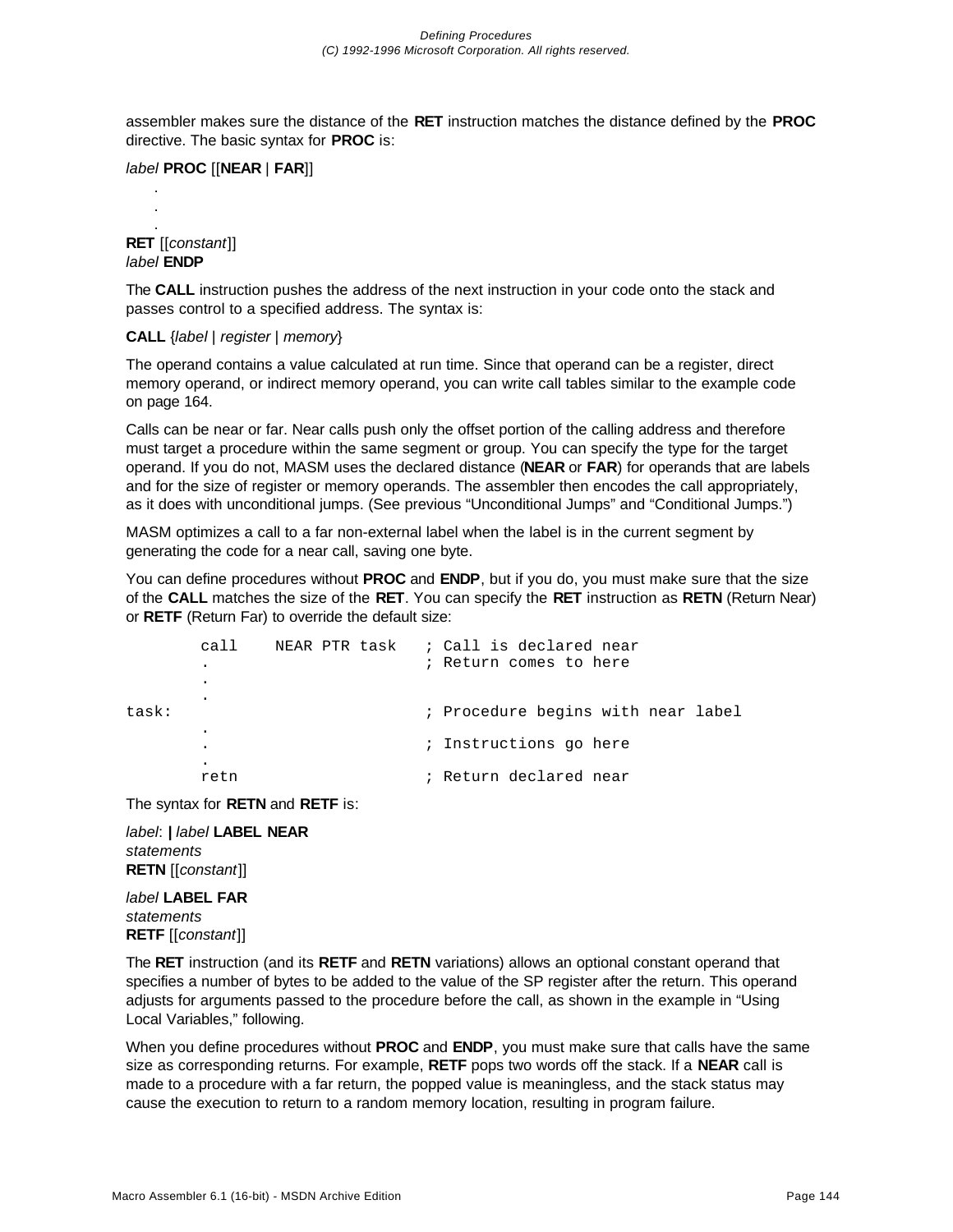assembler makes sure the distance of the **RET** instruction matches the distance defined by the **PROC** directive. The basic syntax for **PROC** is:

*label* **PROC** [[**NEAR** | **FAR**]]
.
.
.
**RET** [[*constant*]]
*label* **ENDP**

The **CALL** instruction pushes the address of the next instruction in your code onto the stack and passes control to a specified address. The syntax is:

**CALL** {*label* | *register* | *memory*}

The operand contains a value calculated at run time. Since that operand can be a register, direct memory operand, or indirect memory operand, you can write call tables similar to the example code on page 164.

Calls can be near or far. Near calls push only the offset portion of the calling address and therefore must target a procedure within the same segment or group. You can specify the type for the target operand. If you do not, MASM uses the declared distance (**NEAR** or **FAR**) for operands that are labels and for the size of register or memory operands. The assembler then encodes the call appropriately, as it does with unconditional jumps. (See previous “Unconditional Jumps” and “Conditional Jumps.”)

MASM optimizes a call to a far non-external label when the label is in the current segment by generating the code for a near call, saving one byte.

You can define procedures without **PROC** and **ENDP**, but if you do, you must make sure that the size of the **CALL** matches the size of the **RET**. You can specify the **RET** instruction as **RETN** (Return Near) or **RETF** (Return Far) to override the default size:

```
        call    NEAR PTR task   ; Call is declared near
        .                       ; Return comes to here
        .
        .
task:                           ; Procedure begins with near label
        .
        .                       ; Instructions go here
        .
        retn                    ; Return declared near
```

The syntax for **RETN** and **RETF** is:

*label*: **|** *label* **LABEL NEAR**
*statements*
**RETN** [[*constant*]]

*label* **LABEL FAR**
*statements*
**RETF** [[*constant*]]

The **RET** instruction (and its **RETF** and **RETN** variations) allows an optional constant operand that specifies a number of bytes to be added to the value of the SP register after the return. This operand adjusts for arguments passed to the procedure before the call, as shown in the example in “Using Local Variables,” following.

When you define procedures without **PROC** and **ENDP**, you must make sure that calls have the same size as corresponding returns. For example, **RETF** pops two words off the stack. If a **NEAR** call is made to a procedure with a far return, the popped value is meaningless, and the stack status may cause the execution to return to a random memory location, resulting in program failure.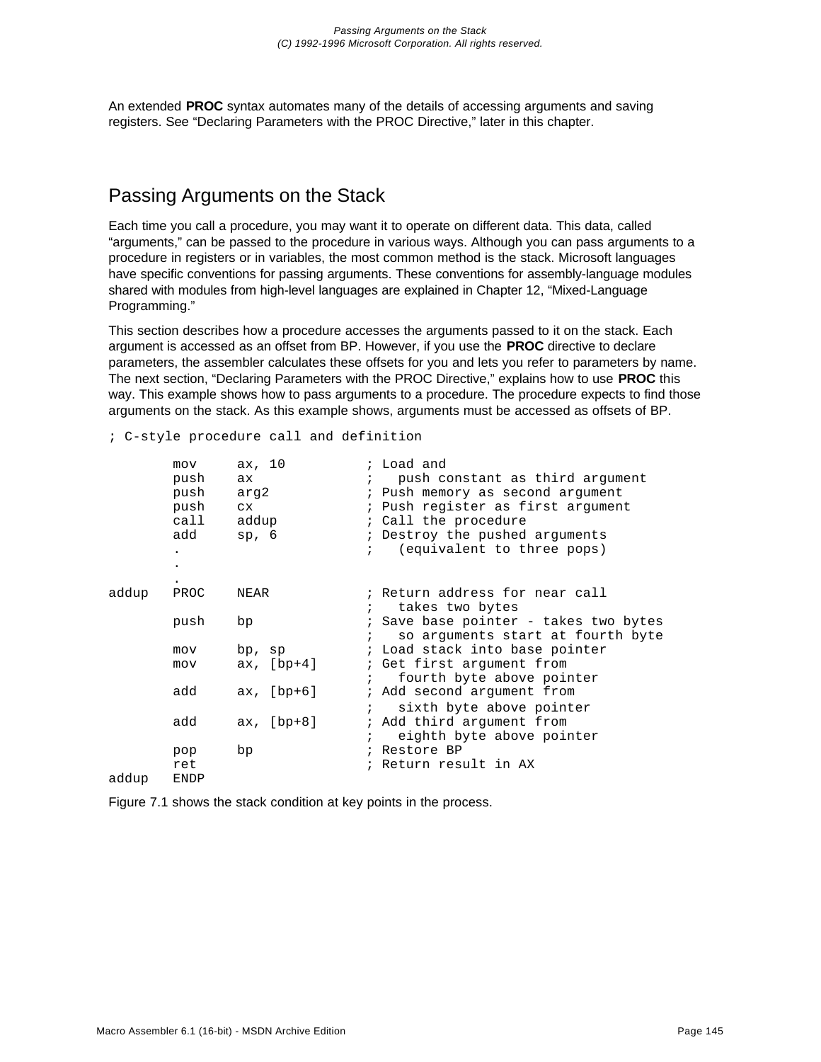An extended **PROC** syntax automates many of the details of accessing arguments and saving registers. See “Declaring Parameters with the PROC Directive,” later in this chapter.

## Passing Arguments on the Stack

Each time you call a procedure, you may want it to operate on different data. This data, called “arguments,” can be passed to the procedure in various ways. Although you can pass arguments to a procedure in registers or in variables, the most common method is the stack. Microsoft languages have specific conventions for passing arguments. These conventions for assembly-language modules shared with modules from high-level languages are explained in Chapter 12, “Mixed-Language Programming.”

This section describes how a procedure accesses the arguments passed to it on the stack. Each argument is accessed as an offset from BP. However, if you use the **PROC** directive to declare parameters, the assembler calculates these offsets for you and lets you refer to parameters by name. The next section, “Declaring Parameters with the PROC Directive,” explains how to use **PROC** this way. This example shows how to pass arguments to a procedure. The procedure expects to find those arguments on the stack. As this example shows, arguments must be accessed as offsets of BP.

```
; C-style procedure call and definition

        mov     ax, 10          ; Load and
        push    ax              ;   push constant as third argument
        push    arg2            ; Push memory as second argument
        push    cx              ; Push register as first argument
        call    addup           ; Call the procedure
        add     sp, 6           ; Destroy the pushed arguments
        .                       ;   (equivalent to three pops)
        .
        .
addup   PROC    NEAR            ; Return address for near call
                                ;   takes two bytes
        push    bp              ; Save base pointer - takes two bytes
                                ;   so arguments start at fourth byte
        mov     bp, sp          ; Load stack into base pointer
        mov     ax, [bp+4]      ; Get first argument from
                                ;   fourth byte above pointer
        add     ax, [bp+6]      ; Add second argument from
                                ;   sixth byte above pointer
        add     ax, [bp+8]      ; Add third argument from
                                ;   eighth byte above pointer
        pop     bp              ; Restore BP
        ret                     ; Return result in AX
addup   ENDP
```

Figure 7.1 shows the stack condition at key points in the process.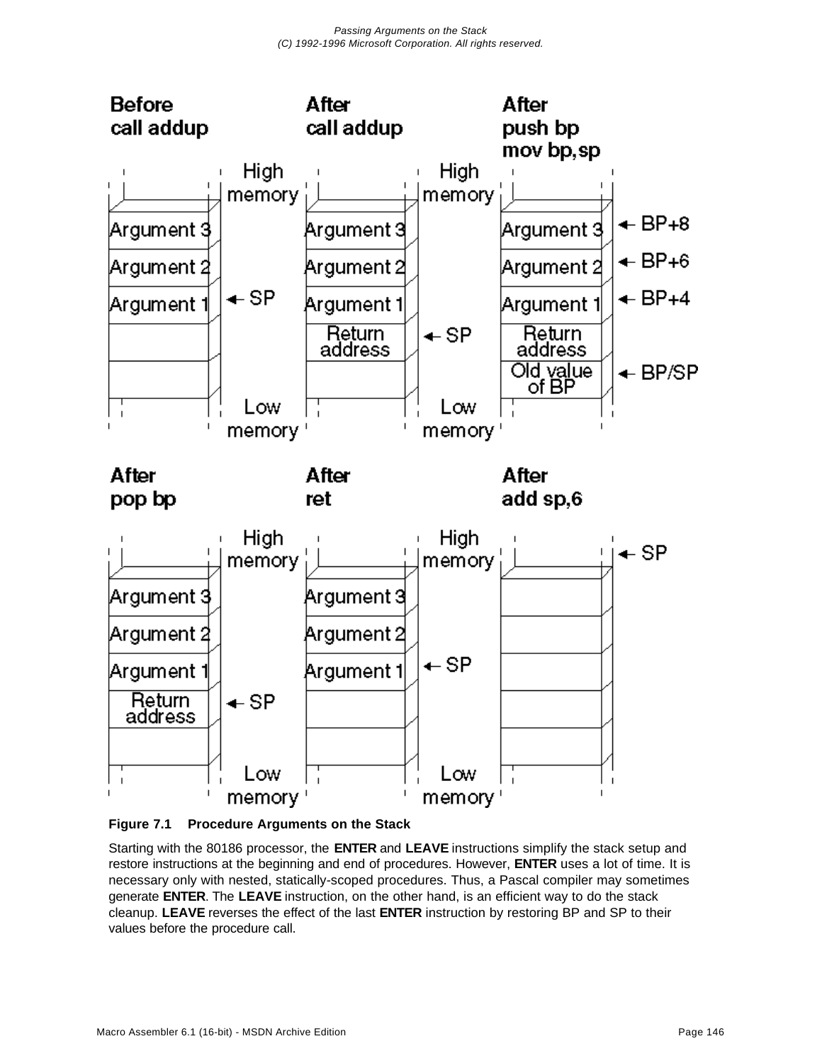Before call addup

After call addup

After push bp mov bp,sp

After pop bp

After ret

After add sp,6

**Figure 7.1 Procedure Arguments on the Stack**

Starting with the 80186 processor, the **ENTER** and **LEAVE** instructions simplify the stack setup and restore instructions at the beginning and end of procedures. However, **ENTER** uses a lot of time. It is necessary only with nested, statically-scoped procedures. Thus, a Pascal compiler may sometimes generate **ENTER**. The **LEAVE** instruction, on the other hand, is an efficient way to do the stack cleanup. **LEAVE** reverses the effect of the last **ENTER** instruction by restoring BP and SP to their values before the procedure call.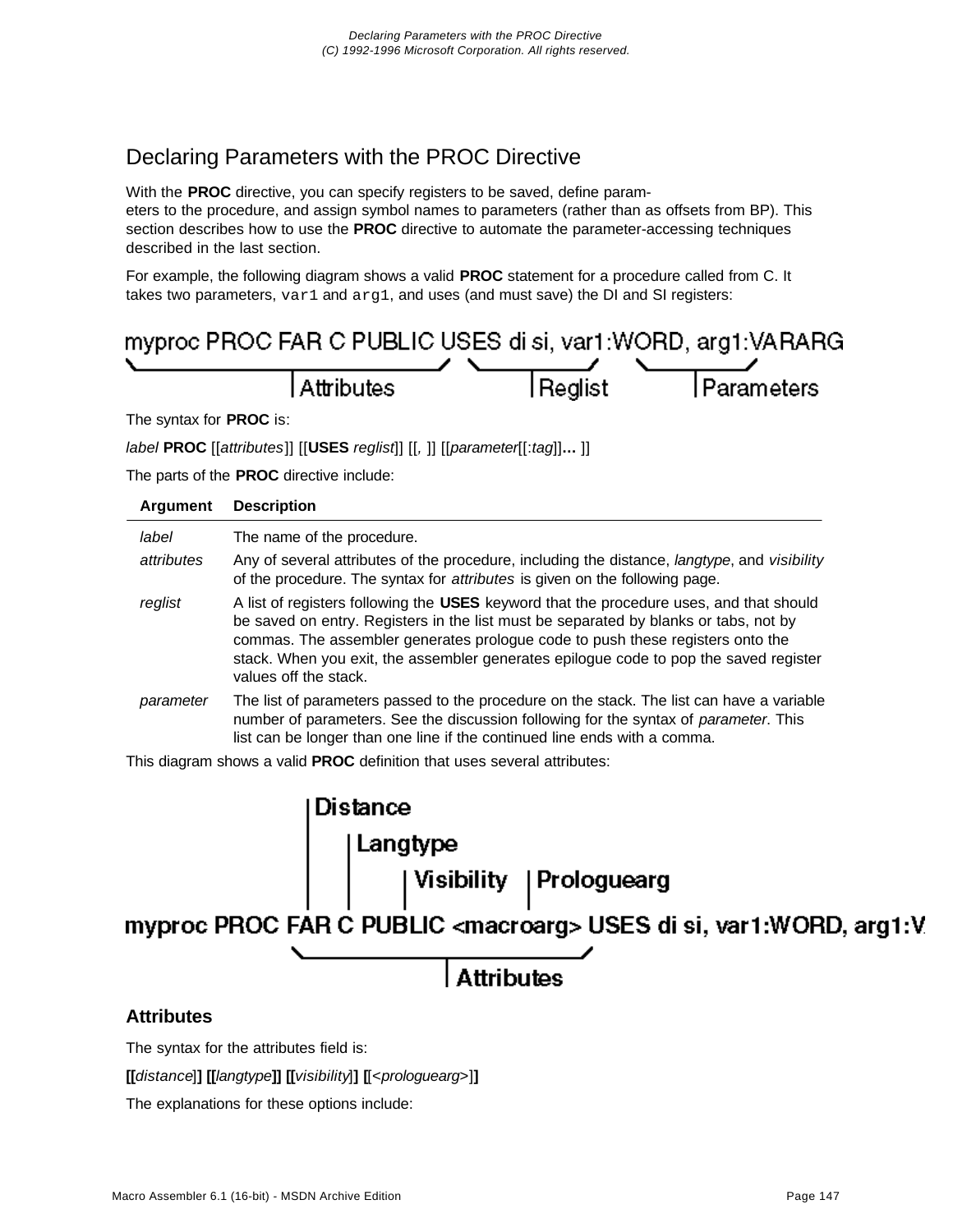## Declaring Parameters with the PROC Directive

With the **PROC** directive, you can specify registers to be saved, define parameters to the procedure, and assign symbol names to parameters (rather than as offsets from BP). This section describes how to use the **PROC** directive to automate the parameter-accessing techniques described in the last section.

For example, the following diagram shows a valid **PROC** statement for a procedure called from C. It takes two parameters, `var1` and `arg1`, and uses (and must save) the DI and SI registers:

myproc PROC FAR C PUBLIC USES di si, var1:WORD, arg1:VARARG

Attributes

Reglist

Parameters

The syntax for **PROC** is:

*label* **PROC** [[*attributes*]] [[**USES** *reglist*]] [[, ]] [[*parameter*[[:*tag*]]**...** ]]

The parts of the **PROC** directive include:

| Argument | Description |
|---|---|
| *label* | The name of the procedure. |
| *attributes* | Any of several attributes of the procedure, including the distance, *langtype*, and *visibility* of the procedure. The syntax for *attributes* is given on the following page. |
| *reglist* | A list of registers following the **USES** keyword that the procedure uses, and that should be saved on entry. Registers in the list must be separated by blanks or tabs, not by commas. The assembler generates prologue code to push these registers onto the stack. When you exit, the assembler generates epilogue code to pop the saved register values off the stack. |
| *parameter* | The list of parameters passed to the procedure on the stack. The list can have a variable number of parameters. See the discussion following for the syntax of *parameter*. This list can be longer than one line if the continued line ends with a comma. |

This diagram shows a valid **PROC** definition that uses several attributes:

Distance

Langtype

Visibility

Prologuearg

myproc PROC FAR C PUBLIC <macroarg> USES di si, var1:WORD, arg1:V

Attributes

### Attributes

The syntax for the attributes field is:

**[[***distance***]] [[***langtype***]] [[***visibility***]] [[**<*prologuearg*>**]]**

The explanations for these options include: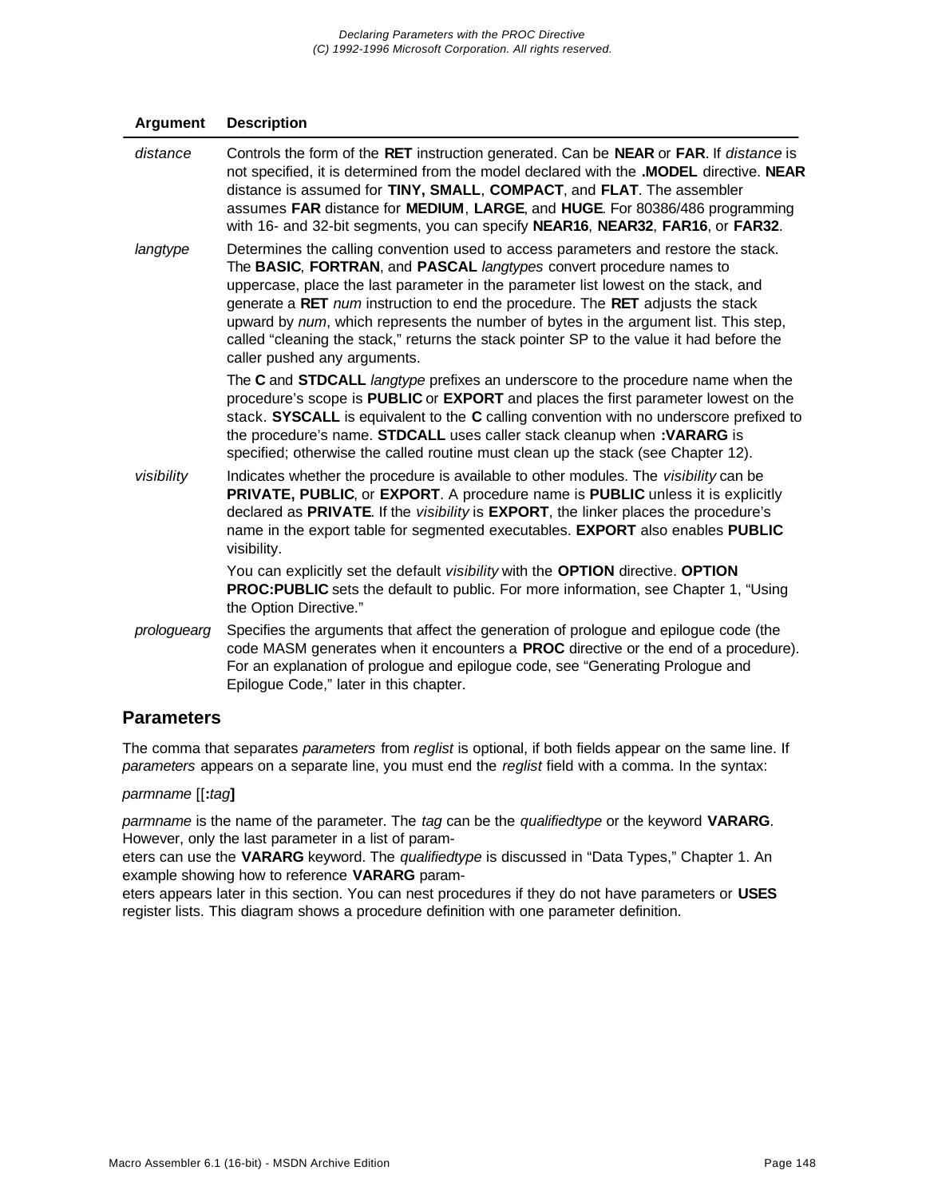| Argument | Description |
| --- | --- |
| *distance* | Controls the form of the **RET** instruction generated. Can be **NEAR** or **FAR**. If *distance* is not specified, it is determined from the model declared with the **.MODEL** directive. **NEAR** distance is assumed for **TINY, SMALL**, **COMPACT**, and **FLAT**. The assembler assumes **FAR** distance for **MEDIUM**, **LARGE**, and **HUGE**. For 80386/486 programming with 16- and 32-bit segments, you can specify **NEAR16**, **NEAR32**, **FAR16**, or **FAR32**. |
| *langtype* | Determines the calling convention used to access parameters and restore the stack. The **BASIC**, **FORTRAN**, and **PASCAL** *langtypes* convert procedure names to uppercase, place the last parameter in the parameter list lowest on the stack, and generate a **RET** *num* instruction to end the procedure. The **RET** adjusts the stack upward by *num*, which represents the number of bytes in the argument list. This step, called "cleaning the stack," returns the stack pointer SP to the value it had before the caller pushed any arguments. <br><br> The **C** and **STDCALL** *langtype* prefixes an underscore to the procedure name when the procedure's scope is **PUBLIC** or **EXPORT** and places the first parameter lowest on the stack. **SYSCALL** is equivalent to the **C** calling convention with no underscore prefixed to the procedure's name. **STDCALL** uses caller stack cleanup when **:VARARG** is specified; otherwise the called routine must clean up the stack (see Chapter 12). |
| *visibility* | Indicates whether the procedure is available to other modules. The *visibility* can be **PRIVATE, PUBLIC**, or **EXPORT**. A procedure name is **PUBLIC** unless it is explicitly declared as **PRIVATE**. If the *visibility* is **EXPORT**, the linker places the procedure's name in the export table for segmented executables. **EXPORT** also enables **PUBLIC** visibility. <br><br> You can explicitly set the default *visibility* with the **OPTION** directive. **OPTION PROC:PUBLIC** sets the default to public. For more information, see Chapter 1, "Using the Option Directive." |
| *prologuearg* | Specifies the arguments that affect the generation of prologue and epilogue code (the code MASM generates when it encounters a **PROC** directive or the end of a procedure). For an explanation of prologue and epilogue code, see "Generating Prologue and Epilogue Code," later in this chapter. |

## Parameters

The comma that separates *parameters* from *reglist* is optional, if both fields appear on the same line. If *parameters* appears on a separate line, you must end the *reglist* field with a comma. In the syntax:

*parmname* [[**:***tag*]]

*parmname* is the name of the parameter. The *tag* can be the *qualifiedtype* or the keyword **VARARG**. However, only the last parameter in a list of parameters can use the **VARARG** keyword. The *qualifiedtype* is discussed in "Data Types," Chapter 1. An example showing how to reference **VARARG** parameters appears later in this section. You can nest procedures if they do not have parameters or **USES** register lists. This diagram shows a procedure definition with one parameter definition.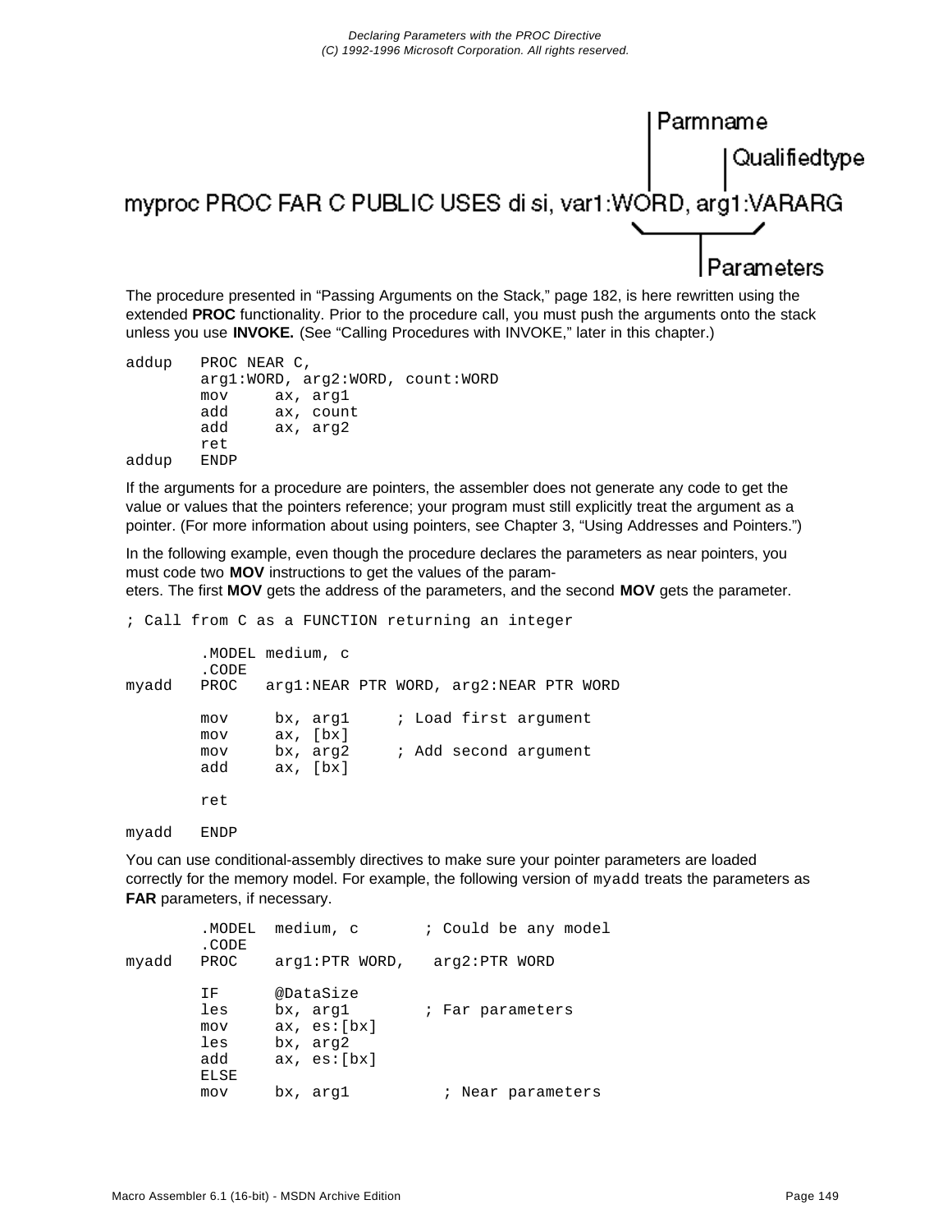Parmname

Qualifiedtype

myproc PROC FAR C PUBLIC USES di si, var1:WORD, arg1:VARARG

Parameters

The procedure presented in “Passing Arguments on the Stack,” page 182, is here rewritten using the extended **PROC** functionality. Prior to the procedure call, you must push the arguments onto the stack unless you use **INVOKE.** (See “Calling Procedures with INVOKE,” later in this chapter.)

```
addup   PROC NEAR C,
        arg1:WORD, arg2:WORD, count:WORD
        mov     ax, arg1
        add     ax, count
        add     ax, arg2
        ret
addup   ENDP
```

If the arguments for a procedure are pointers, the assembler does not generate any code to get the value or values that the pointers reference; your program must still explicitly treat the argument as a pointer. (For more information about using pointers, see Chapter 3, “Using Addresses and Pointers.”)

In the following example, even though the procedure declares the parameters as near pointers, you must code two **MOV** instructions to get the values of the param-
eters. The first **MOV** gets the address of the parameters, and the second **MOV** gets the parameter.

```
; Call from C as a FUNCTION returning an integer

        .MODEL medium, c
        .CODE
myadd   PROC   arg1:NEAR PTR WORD, arg2:NEAR PTR WORD

        mov     bx, arg1     ; Load first argument
        mov     ax, [bx]
        mov     bx, arg2     ; Add second argument
        add     ax, [bx]

        ret

myadd   ENDP
```

You can use conditional-assembly directives to make sure your pointer parameters are loaded correctly for the memory model. For example, the following version of `myadd` treats the parameters as **FAR** parameters, if necessary.

```
        .MODEL  medium, c       ; Could be any model
        .CODE
myadd   PROC    arg1:PTR WORD,   arg2:PTR WORD

        IF      @DataSize
        les     bx, arg1        ; Far parameters
        mov     ax, es:[bx]
        les     bx, arg2
        add     ax, es:[bx]
        ELSE
        mov     bx, arg1          ; Near parameters
```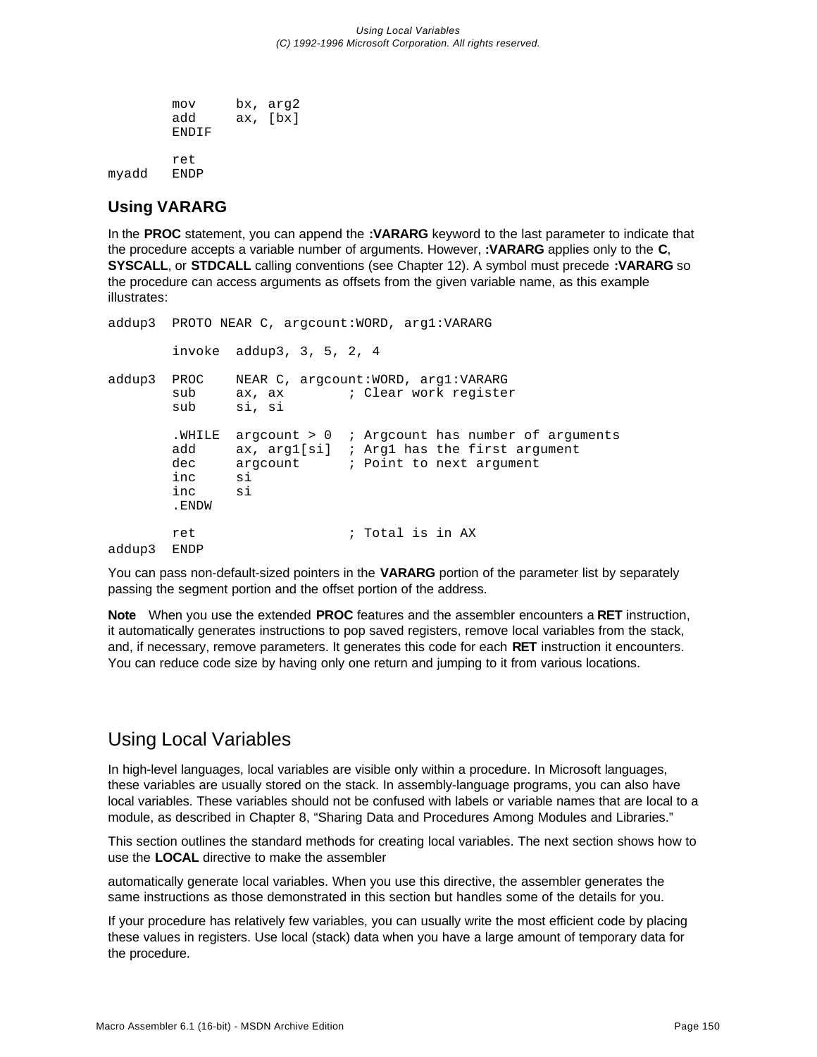```
        mov     bx, arg2
        add     ax, [bx]
        ENDIF

        ret
myadd   ENDP
```

### Using VARARG

In the **PROC** statement, you can append the **:VARARG** keyword to the last parameter to indicate that the procedure accepts a variable number of arguments. However, **:VARARG** applies only to the **C**, **SYSCALL**, or **STDCALL** calling conventions (see Chapter 12). A symbol must precede **:VARARG** so the procedure can access arguments as offsets from the given variable name, as this example illustrates:

```
addup3  PROTO NEAR C, argcount:WORD, arg1:VARARG

        invoke  addup3, 3, 5, 2, 4

addup3  PROC    NEAR C, argcount:WORD, arg1:VARARG
        sub     ax, ax        ; Clear work register
        sub     si, si

        .WHILE  argcount > 0  ; Argcount has number of arguments
        add     ax, arg1[si]  ; Arg1 has the first argument
        dec     argcount      ; Point to next argument
        inc     si
        inc     si
        .ENDW

        ret                   ; Total is in AX
addup3  ENDP
```

You can pass non-default-sized pointers in the **VARARG** portion of the parameter list by separately passing the segment portion and the offset portion of the address.

**Note** When you use the extended **PROC** features and the assembler encounters a **RET** instruction, it automatically generates instructions to pop saved registers, remove local variables from the stack, and, if necessary, remove parameters. It generates this code for each **RET** instruction it encounters. You can reduce code size by having only one return and jumping to it from various locations.

## Using Local Variables

In high-level languages, local variables are visible only within a procedure. In Microsoft languages, these variables are usually stored on the stack. In assembly-language programs, you can also have local variables. These variables should not be confused with labels or variable names that are local to a module, as described in Chapter 8, "Sharing Data and Procedures Among Modules and Libraries."

This section outlines the standard methods for creating local variables. The next section shows how to use the **LOCAL** directive to make the assembler

automatically generate local variables. When you use this directive, the assembler generates the same instructions as those demonstrated in this section but handles some of the details for you.

If your procedure has relatively few variables, you can usually write the most efficient code by placing these values in registers. Use local (stack) data when you have a large amount of temporary data for the procedure.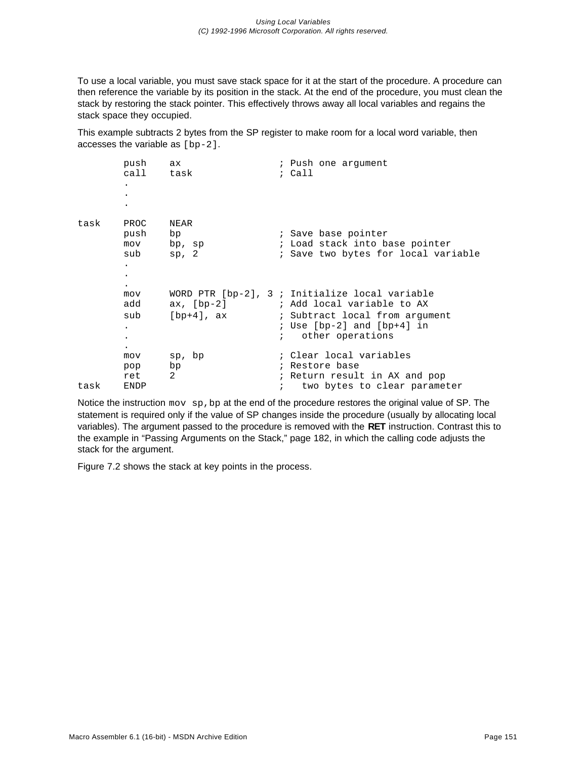To use a local variable, you must save stack space for it at the start of the procedure. A procedure can then reference the variable by its position in the stack. At the end of the procedure, you must clean the stack by restoring the stack pointer. This effectively throws away all local variables and regains the stack space they occupied.

This example subtracts 2 bytes from the SP register to make room for a local word variable, then accesses the variable as `[bp-2]`.

```
        push    ax                  ; Push one argument
        call    task                ; Call
        .
        .
        .
task    PROC    NEAR
        push    bp                  ; Save base pointer
        mov     bp, sp              ; Load stack into base pointer
        sub     sp, 2               ; Save two bytes for local variable
        .
        .
        .
        mov     WORD PTR [bp-2], 3 ; Initialize local variable
        add     ax, [bp-2]          ; Add local variable to AX
        sub     [bp+4], ax          ; Subtract local from argument
        .                           ; Use [bp-2] and [bp+4] in
        .                           ;   other operations
        .
        mov     sp, bp              ; Clear local variables
        pop     bp                  ; Restore base
        ret     2                   ; Return result in AX and pop
task    ENDP                        ;   two bytes to clear parameter
```

Notice the instruction `mov sp,bp` at the end of the procedure restores the original value of SP. The statement is required only if the value of SP changes inside the procedure (usually by allocating local variables). The argument passed to the procedure is removed with the **RET** instruction. Contrast this to the example in “Passing Arguments on the Stack,” page 182, in which the calling code adjusts the stack for the argument.

Figure 7.2 shows the stack at key points in the process.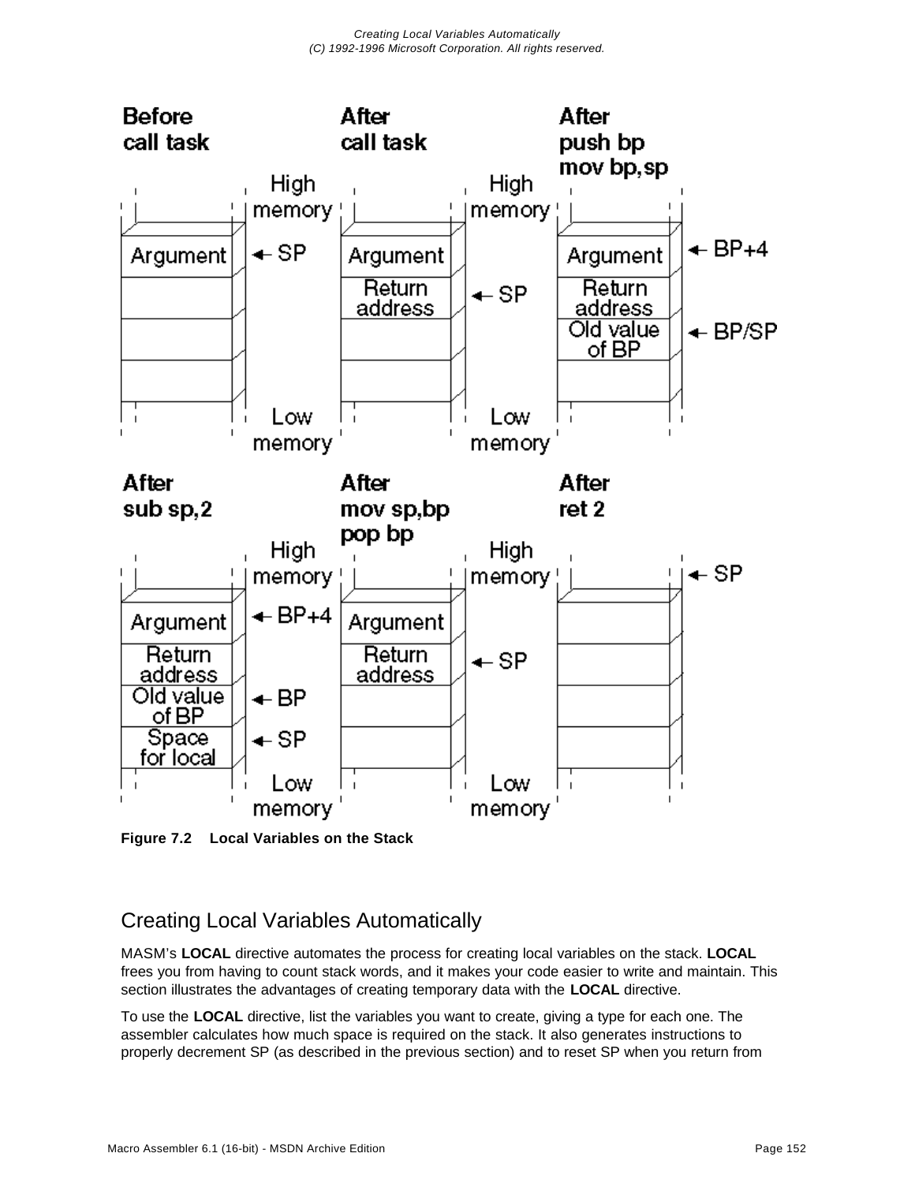Figure 7.2 Local Variables on the Stack

## Creating Local Variables Automatically

MASM's **LOCAL** directive automates the process for creating local variables on the stack. **LOCAL** frees you from having to count stack words, and it makes your code easier to write and maintain. This section illustrates the advantages of creating temporary data with the **LOCAL** directive.

To use the **LOCAL** directive, list the variables you want to create, giving a type for each one. The assembler calculates how much space is required on the stack. It also generates instructions to properly decrement SP (as described in the previous section) and to reset SP when you return from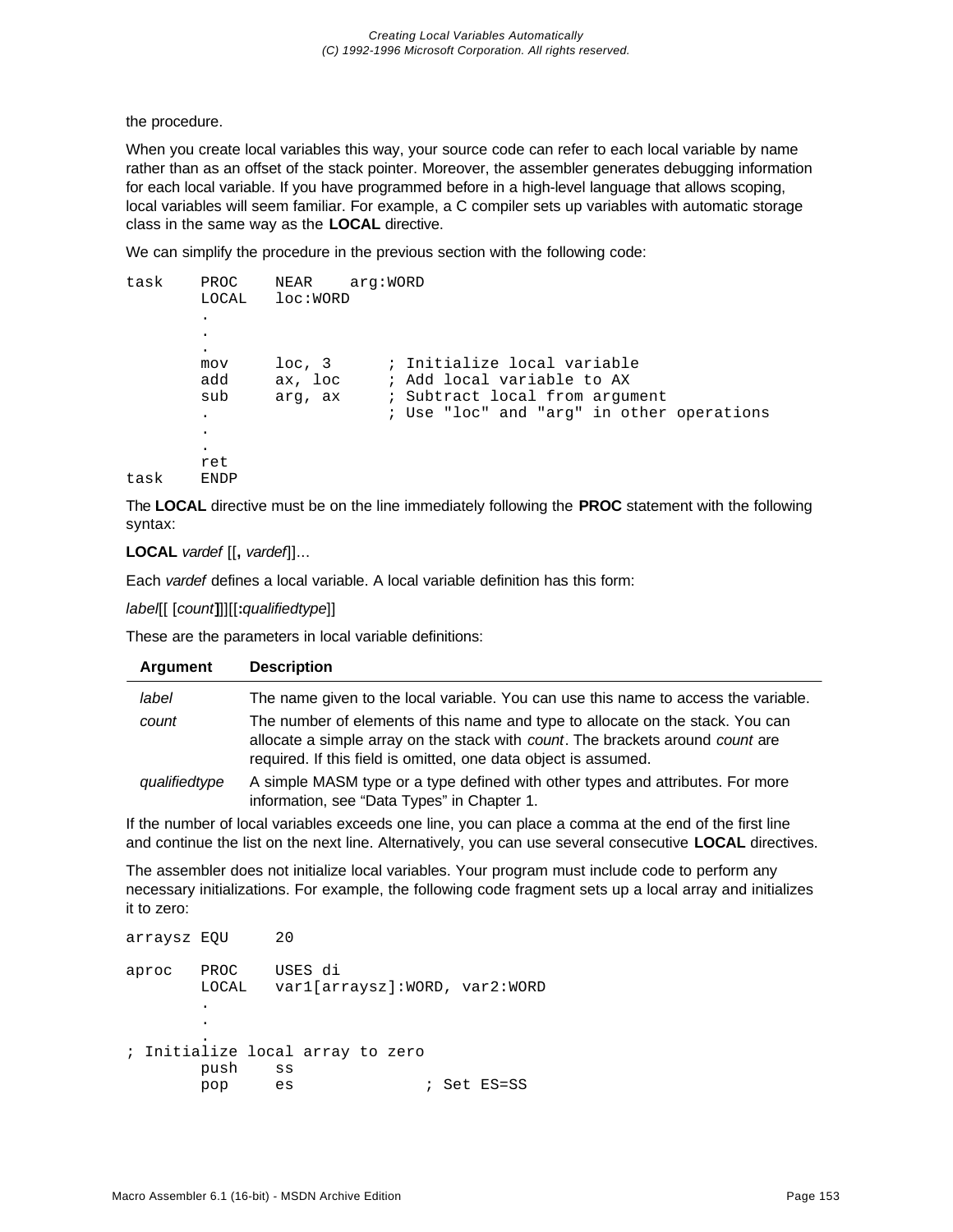the procedure.

When you create local variables this way, your source code can refer to each local variable by name rather than as an offset of the stack pointer. Moreover, the assembler generates debugging information for each local variable. If you have programmed before in a high-level language that allows scoping, local variables will seem familiar. For example, a C compiler sets up variables with automatic storage class in the same way as the **LOCAL** directive.

We can simplify the procedure in the previous section with the following code:

```
task    PROC    NEAR    arg:WORD
        LOCAL   loc:WORD
        .
        .
        .
        mov     loc, 3      ; Initialize local variable
        add     ax, loc     ; Add local variable to AX
        sub     arg, ax     ; Subtract local from argument
        .                   ; Use "loc" and "arg" in other operations
        .
        .
        ret
task    ENDP
```

The **LOCAL** directive must be on the line immediately following the **PROC** statement with the following syntax:

**LOCAL** *vardef* [[**,** *vardef*]]...

Each *vardef* defines a local variable. A local variable definition has this form:

*label*[[ [*count***]**]][[**:***qualifiedtype*]]

These are the parameters in local variable definitions:

| Argument | Description |
|---|---|
| *label* | The name given to the local variable. You can use this name to access the variable. |
| *count* | The number of elements of this name and type to allocate on the stack. You can allocate a simple array on the stack with *count*. The brackets around *count* are required. If this field is omitted, one data object is assumed. |
| *qualifiedtype* | A simple MASM type or a type defined with other types and attributes. For more information, see "Data Types" in Chapter 1. |

If the number of local variables exceeds one line, you can place a comma at the end of the first line and continue the list on the next line. Alternatively, you can use several consecutive **LOCAL** directives.

The assembler does not initialize local variables. Your program must include code to perform any necessary initializations. For example, the following code fragment sets up a local array and initializes it to zero:

```
arraysz EQU     20

aproc   PROC    USES di
        LOCAL   var1[arraysz]:WORD, var2:WORD
        .
        .
        .
; Initialize local array to zero
        push    ss
        pop     es              ; Set ES=SS
```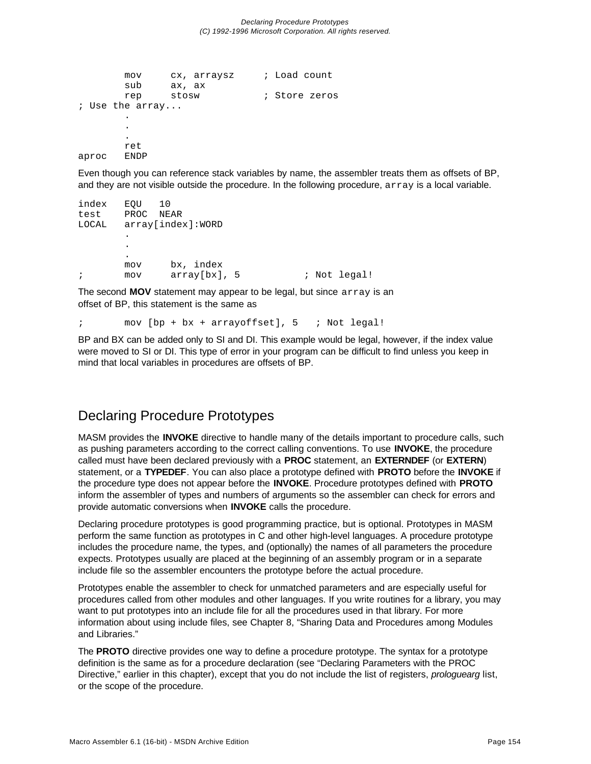```
        mov     cx, arraysz     ; Load count
        sub     ax, ax
        rep     stosw           ; Store zeros
; Use the array...
        .
        .
        .
        ret
aproc   ENDP
```

Even though you can reference stack variables by name, the assembler treats them as offsets of BP, and they are not visible outside the procedure. In the following procedure, `array` is a local variable.

```
index   EQU   10
test    PROC  NEAR
LOCAL   array[index]:WORD
        .
        .
        .
        mov     bx, index
;       mov     array[bx], 5          ; Not legal!
```

The second **MOV** statement may appear to be legal, but since `array` is an offset of BP, this statement is the same as

```
;       mov [bp + bx + arrayoffset], 5   ; Not legal!
```

BP and BX can be added only to SI and DI. This example would be legal, however, if the index value were moved to SI or DI. This type of error in your program can be difficult to find unless you keep in mind that local variables in procedures are offsets of BP.

## Declaring Procedure Prototypes

MASM provides the **INVOKE** directive to handle many of the details important to procedure calls, such as pushing parameters according to the correct calling conventions. To use **INVOKE**, the procedure called must have been declared previously with a **PROC** statement, an **EXTERNDEF** (or **EXTERN**) statement, or a **TYPEDEF**. You can also place a prototype defined with **PROTO** before the **INVOKE** if the procedure type does not appear before the **INVOKE**. Procedure prototypes defined with **PROTO** inform the assembler of types and numbers of arguments so the assembler can check for errors and provide automatic conversions when **INVOKE** calls the procedure.

Declaring procedure prototypes is good programming practice, but is optional. Prototypes in MASM perform the same function as prototypes in C and other high-level languages. A procedure prototype includes the procedure name, the types, and (optionally) the names of all parameters the procedure expects. Prototypes usually are placed at the beginning of an assembly program or in a separate include file so the assembler encounters the prototype before the actual procedure.

Prototypes enable the assembler to check for unmatched parameters and are especially useful for procedures called from other modules and other languages. If you write routines for a library, you may want to put prototypes into an include file for all the procedures used in that library. For more information about using include files, see Chapter 8, "Sharing Data and Procedures among Modules and Libraries."

The **PROTO** directive provides one way to define a procedure prototype. The syntax for a prototype definition is the same as for a procedure declaration (see "Declaring Parameters with the PROC Directive," earlier in this chapter), except that you do not include the list of registers, *prologuearg* list, or the scope of the procedure.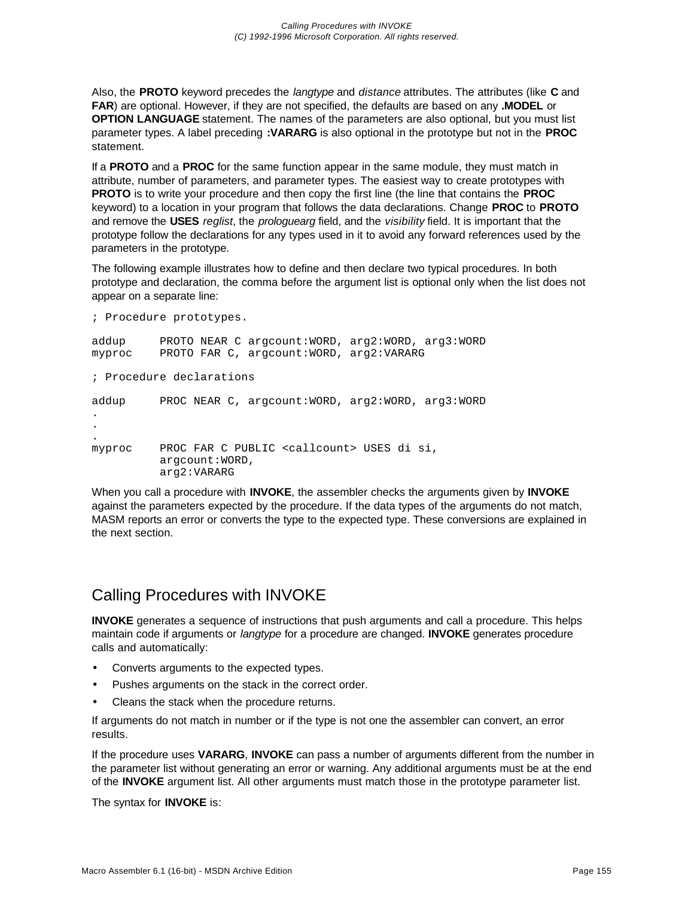Also, the **PROTO** keyword precedes the *langtype* and *distance* attributes. The attributes (like **C** and **FAR**) are optional. However, if they are not specified, the defaults are based on any **.MODEL** or **OPTION LANGUAGE** statement. The names of the parameters are also optional, but you must list parameter types. A label preceding **:VARARG** is also optional in the prototype but not in the **PROC** statement.

If a **PROTO** and a **PROC** for the same function appear in the same module, they must match in attribute, number of parameters, and parameter types. The easiest way to create prototypes with **PROTO** is to write your procedure and then copy the first line (the line that contains the **PROC** keyword) to a location in your program that follows the data declarations. Change **PROC** to **PROTO** and remove the **USES** *reglist*, the *prologuearg* field, and the *visibility* field. It is important that the prototype follow the declarations for any types used in it to avoid any forward references used by the parameters in the prototype.

The following example illustrates how to define and then declare two typical procedures. In both prototype and declaration, the comma before the argument list is optional only when the list does not appear on a separate line:

```
; Procedure prototypes.

addup     PROTO NEAR C argcount:WORD, arg2:WORD, arg3:WORD
myproc    PROTO FAR C, argcount:WORD, arg2:VARARG

; Procedure declarations

addup     PROC NEAR C, argcount:WORD, arg2:WORD, arg3:WORD
.
.
.
myproc    PROC FAR C PUBLIC <callcount> USES di si,
          argcount:WORD,
          arg2:VARARG
```

When you call a procedure with **INVOKE**, the assembler checks the arguments given by **INVOKE** against the parameters expected by the procedure. If the data types of the arguments do not match, MASM reports an error or converts the type to the expected type. These conversions are explained in the next section.

## Calling Procedures with INVOKE

**INVOKE** generates a sequence of instructions that push arguments and call a procedure. This helps maintain code if arguments or *langtype* for a procedure are changed. **INVOKE** generates procedure calls and automatically:

- Converts arguments to the expected types.
- Pushes arguments on the stack in the correct order.
- Cleans the stack when the procedure returns.

If arguments do not match in number or if the type is not one the assembler can convert, an error results.

If the procedure uses **VARARG**, **INVOKE** can pass a number of arguments different from the number in the parameter list without generating an error or warning. Any additional arguments must be at the end of the **INVOKE** argument list. All other arguments must match those in the prototype parameter list.

The syntax for **INVOKE** is: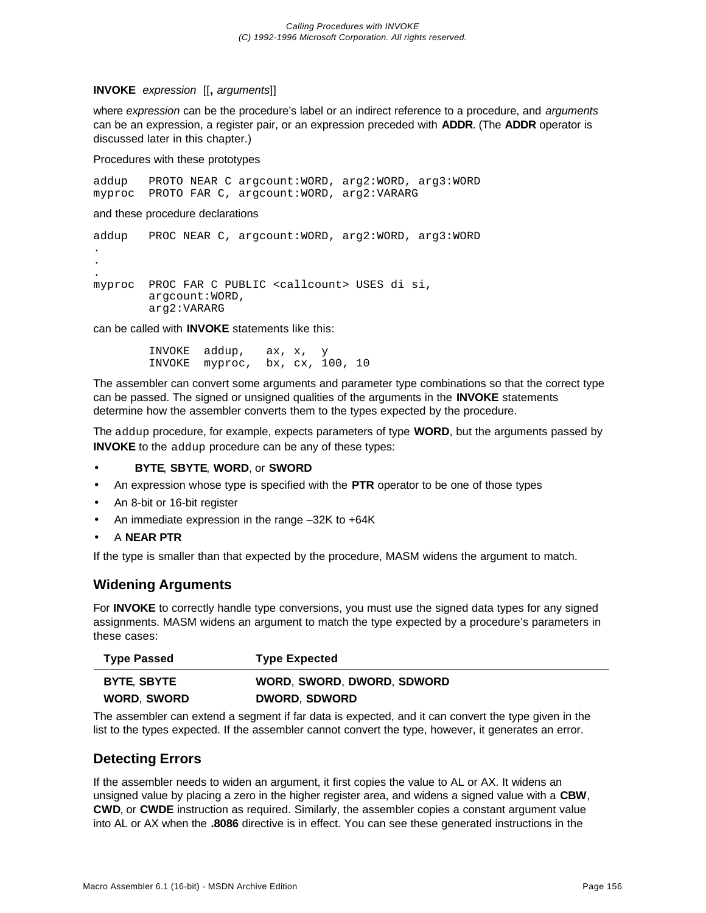**INVOKE** *expression* [[**,** *arguments*]]

where *expression* can be the procedure's label or an indirect reference to a procedure, and *arguments* can be an expression, a register pair, or an expression preceded with **ADDR**. (The **ADDR** operator is discussed later in this chapter.)

Procedures with these prototypes

```
addup   PROTO NEAR C argcount:WORD, arg2:WORD, arg3:WORD
myproc  PROTO FAR C, argcount:WORD, arg2:VARARG
```

and these procedure declarations

```
addup   PROC NEAR C, argcount:WORD, arg2:WORD, arg3:WORD
.
.
.
myproc  PROC FAR C PUBLIC <callcount> USES di si,
        argcount:WORD,
        arg2:VARARG
```

can be called with **INVOKE** statements like this:

```
        INVOKE  addup,   ax, x,  y
        INVOKE  myproc,  bx, cx, 100, 10
```

The assembler can convert some arguments and parameter type combinations so that the correct type can be passed. The signed or unsigned qualities of the arguments in the **INVOKE** statements determine how the assembler converts them to the types expected by the procedure.

The `addup` procedure, for example, expects parameters of type **WORD**, but the arguments passed by **INVOKE** to the `addup` procedure can be any of these types:

- **BYTE**, **SBYTE**, **WORD**, or **SWORD**
- An expression whose type is specified with the **PTR** operator to be one of those types
- An 8-bit or 16-bit register
- An immediate expression in the range –32K to +64K
- A **NEAR PTR**

If the type is smaller than that expected by the procedure, MASM widens the argument to match.

## Widening Arguments

For **INVOKE** to correctly handle type conversions, you must use the signed data types for any signed assignments. MASM widens an argument to match the type expected by a procedure's parameters in these cases:

| Type Passed | Type Expected |
|---|---|
| **BYTE**, **SBYTE** | **WORD**, **SWORD**, **DWORD**, **SDWORD** |
| **WORD**, **SWORD** | **DWORD**, **SDWORD** |

The assembler can extend a segment if far data is expected, and it can convert the type given in the list to the types expected. If the assembler cannot convert the type, however, it generates an error.

## Detecting Errors

If the assembler needs to widen an argument, it first copies the value to AL or AX. It widens an unsigned value by placing a zero in the higher register area, and widens a signed value with a **CBW**, **CWD**, or **CWDE** instruction as required. Similarly, the assembler copies a constant argument value into AL or AX when the **.8086** directive is in effect. You can see these generated instructions in the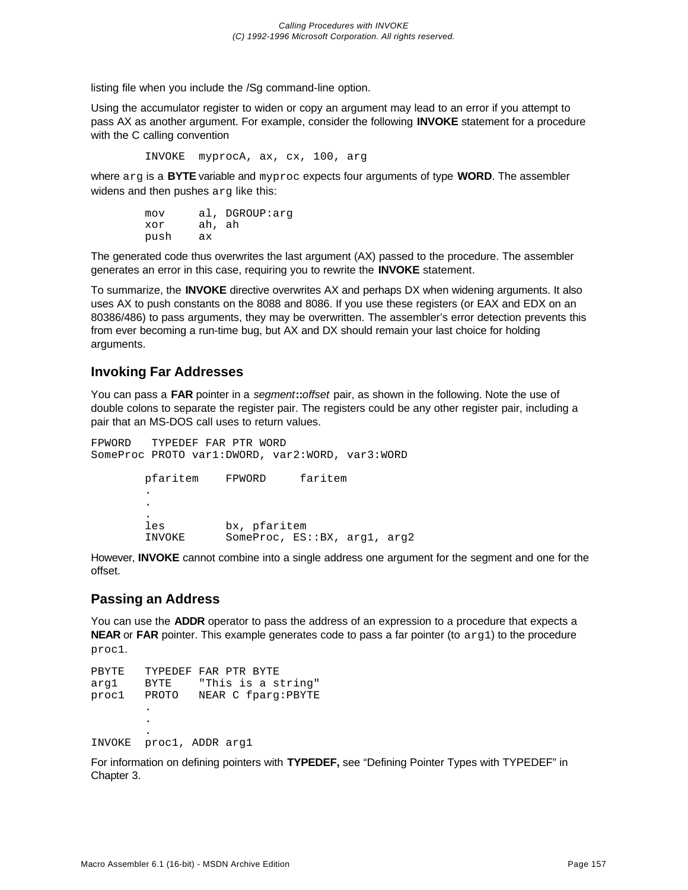listing file when you include the /Sg command-line option.

Using the accumulator register to widen or copy an argument may lead to an error if you attempt to pass AX as another argument. For example, consider the following **INVOKE** statement for a procedure with the C calling convention

```
        INVOKE  myprocA, ax, cx, 100, arg
```

where `arg` is a **BYTE** variable and `myproc` expects four arguments of type **WORD**. The assembler widens and then pushes `arg` like this:

```
        mov     al, DGROUP:arg
        xor     ah, ah
        push    ax
```

The generated code thus overwrites the last argument (AX) passed to the procedure. The assembler generates an error in this case, requiring you to rewrite the **INVOKE** statement.

To summarize, the **INVOKE** directive overwrites AX and perhaps DX when widening arguments. It also uses AX to push constants on the 8088 and 8086. If you use these registers (or EAX and EDX on an 80386/486) to pass arguments, they may be overwritten. The assembler's error detection prevents this from ever becoming a run-time bug, but AX and DX should remain your last choice for holding arguments.

## Invoking Far Addresses

You can pass a **FAR** pointer in a *segment*::*offset* pair, as shown in the following. Note the use of double colons to separate the register pair. The registers could be any other register pair, including a pair that an MS-DOS call uses to return values.

```
FPWORD   TYPEDEF FAR PTR WORD
SomeProc PROTO var1:DWORD, var2:WORD, var3:WORD

        pfaritem    FPWORD     faritem
        .
        .
        .
        les         bx, pfaritem
        INVOKE      SomeProc, ES::BX, arg1, arg2
```

However, **INVOKE** cannot combine into a single address one argument for the segment and one for the offset.

## Passing an Address

You can use the **ADDR** operator to pass the address of an expression to a procedure that expects a **NEAR** or **FAR** pointer. This example generates code to pass a far pointer (to `arg1`) to the procedure `proc1`.

```
PBYTE   TYPEDEF FAR PTR BYTE
arg1    BYTE    "This is a string"
proc1   PROTO   NEAR C fparg:PBYTE
        .
        .
        .
INVOKE  proc1, ADDR arg1
```

For information on defining pointers with **TYPEDEF,** see "Defining Pointer Types with TYPEDEF" in Chapter 3.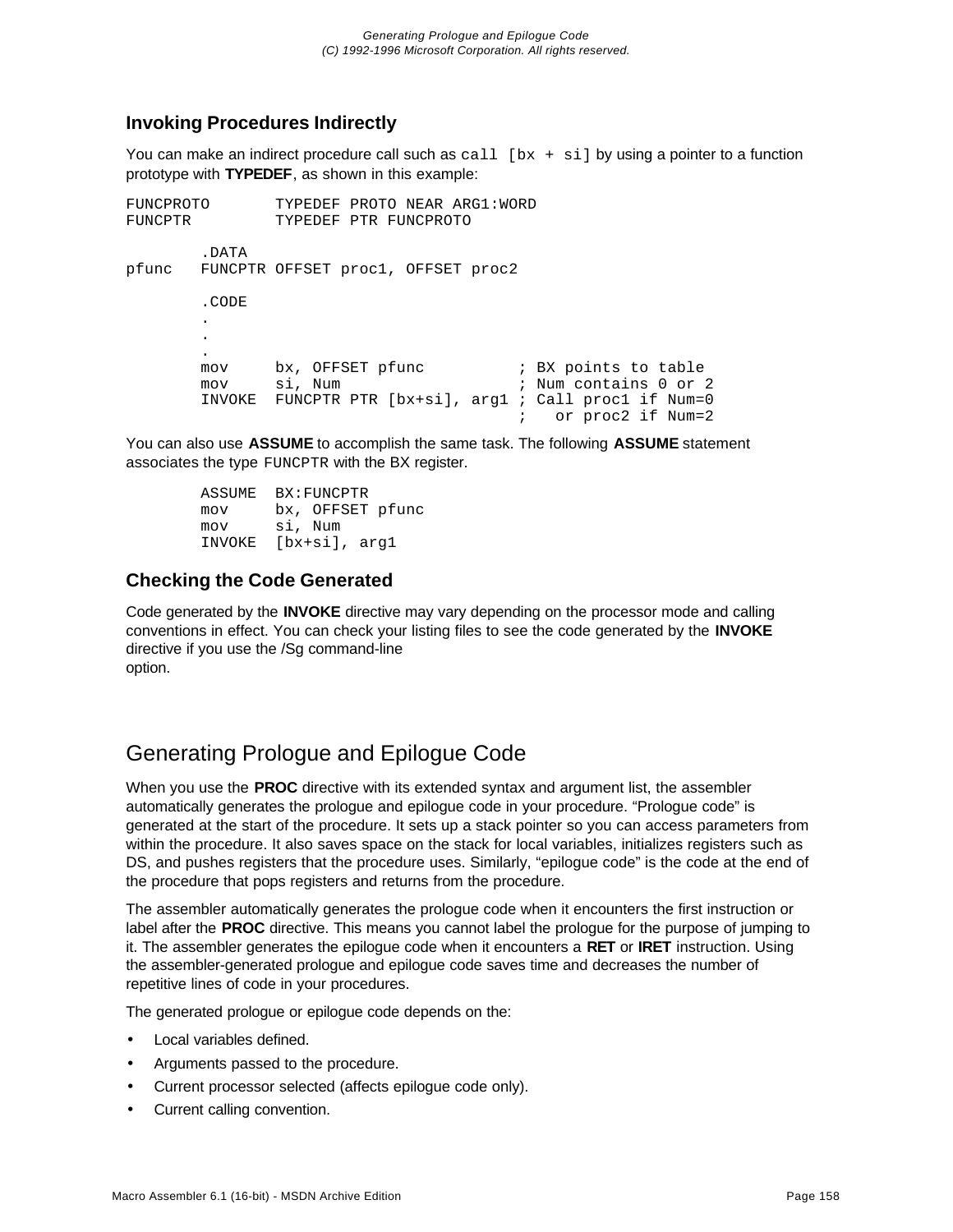### Invoking Procedures Indirectly

You can make an indirect procedure call such as `call [bx + si]` by using a pointer to a function prototype with **TYPEDEF**, as shown in this example:

```
FUNCPROTO       TYPEDEF PROTO NEAR ARG1:WORD
FUNCPTR         TYPEDEF PTR FUNCPROTO

        .DATA
pfunc   FUNCPTR OFFSET proc1, OFFSET proc2

        .CODE
        .
        .
        .
        mov     bx, OFFSET pfunc          ; BX points to table
        mov     si, Num                   ; Num contains 0 or 2
        INVOKE  FUNCPTR PTR [bx+si], arg1 ; Call proc1 if Num=0
                                          ;   or proc2 if Num=2
```

You can also use **ASSUME** to accomplish the same task. The following **ASSUME** statement associates the type `FUNCPTR` with the BX register.

```
        ASSUME  BX:FUNCPTR
        mov     bx, OFFSET pfunc
        mov     si, Num
        INVOKE  [bx+si], arg1
```

### Checking the Code Generated

Code generated by the **INVOKE** directive may vary depending on the processor mode and calling conventions in effect. You can check your listing files to see the code generated by the **INVOKE** directive if you use the /Sg command-line option.

## Generating Prologue and Epilogue Code

When you use the **PROC** directive with its extended syntax and argument list, the assembler automatically generates the prologue and epilogue code in your procedure. "Prologue code" is generated at the start of the procedure. It sets up a stack pointer so you can access parameters from within the procedure. It also saves space on the stack for local variables, initializes registers such as DS, and pushes registers that the procedure uses. Similarly, "epilogue code" is the code at the end of the procedure that pops registers and returns from the procedure.

The assembler automatically generates the prologue code when it encounters the first instruction or label after the **PROC** directive. This means you cannot label the prologue for the purpose of jumping to it. The assembler generates the epilogue code when it encounters a **RET** or **IRET** instruction. Using the assembler-generated prologue and epilogue code saves time and decreases the number of repetitive lines of code in your procedures.

The generated prologue or epilogue code depends on the:

- Local variables defined.
- Arguments passed to the procedure.
- Current processor selected (affects epilogue code only).
- Current calling convention.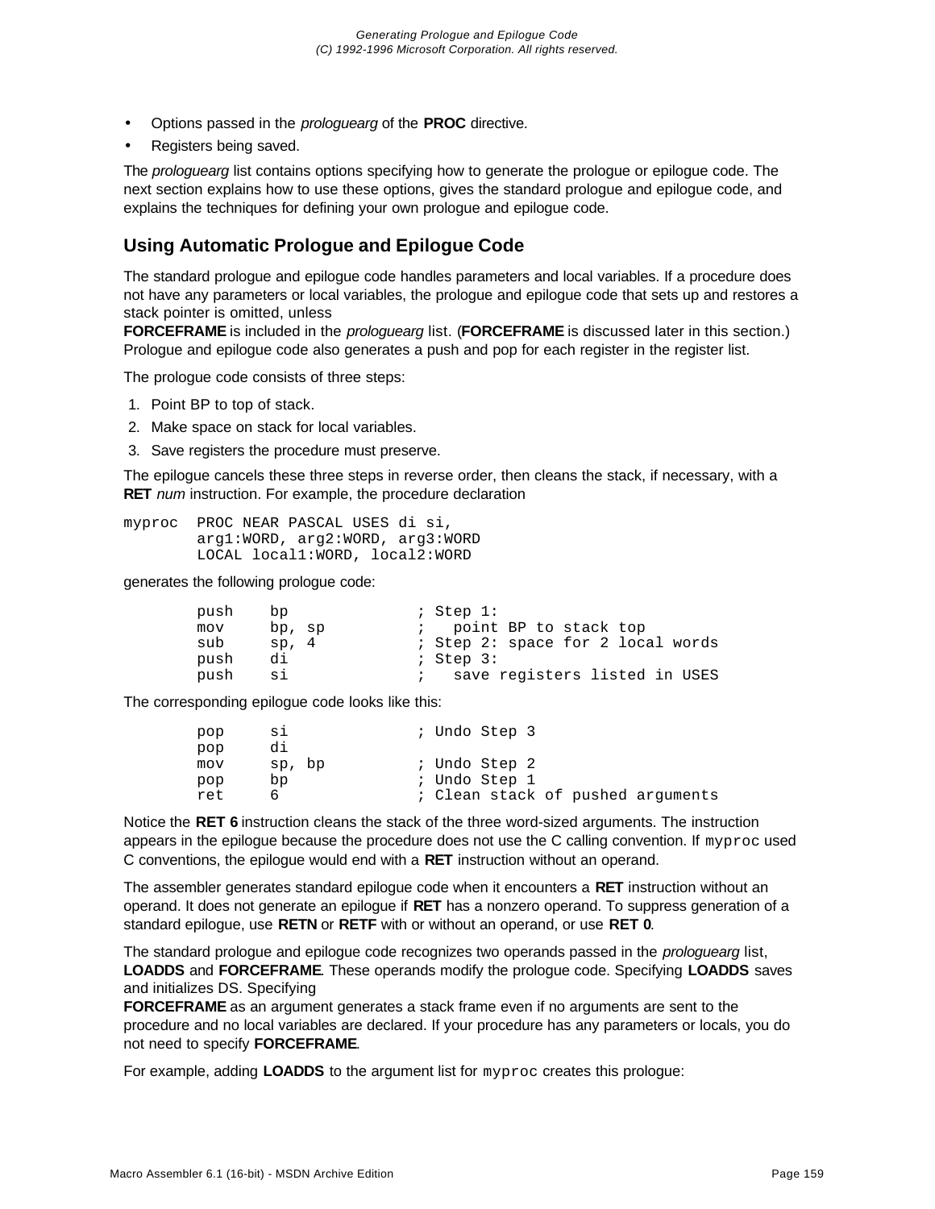- Options passed in the *prologuearg* of the **PROC** directive.
- Registers being saved.

The *prologuearg* list contains options specifying how to generate the prologue or epilogue code. The next section explains how to use these options, gives the standard prologue and epilogue code, and explains the techniques for defining your own prologue and epilogue code.

## Using Automatic Prologue and Epilogue Code

The standard prologue and epilogue code handles parameters and local variables. If a procedure does not have any parameters or local variables, the prologue and epilogue code that sets up and restores a stack pointer is omitted, unless
**FORCEFRAME** is included in the *prologuearg* list. (**FORCEFRAME** is discussed later in this section.) Prologue and epilogue code also generates a push and pop for each register in the register list.

The prologue code consists of three steps:

1. Point BP to top of stack.
2. Make space on stack for local variables.
3. Save registers the procedure must preserve.

The epilogue cancels these three steps in reverse order, then cleans the stack, if necessary, with a **RET** *num* instruction. For example, the procedure declaration

```
myproc  PROC NEAR PASCAL USES di si,
        arg1:WORD, arg2:WORD, arg3:WORD
        LOCAL local1:WORD, local2:WORD
```

generates the following prologue code:

```
        push    bp              ; Step 1:
        mov     bp, sp          ;   point BP to stack top
        sub     sp, 4           ; Step 2: space for 2 local words
        push    di              ; Step 3:
        push    si              ;   save registers listed in USES
```

The corresponding epilogue code looks like this:

```
        pop     si              ; Undo Step 3
        pop     di
        mov     sp, bp          ; Undo Step 2
        pop     bp              ; Undo Step 1
        ret     6               ; Clean stack of pushed arguments
```

Notice the **RET 6** instruction cleans the stack of the three word-sized arguments. The instruction appears in the epilogue because the procedure does not use the C calling convention. If `myproc` used C conventions, the epilogue would end with a **RET** instruction without an operand.

The assembler generates standard epilogue code when it encounters a **RET** instruction without an operand. It does not generate an epilogue if **RET** has a nonzero operand. To suppress generation of a standard epilogue, use **RETN** or **RETF** with or without an operand, or use **RET 0**.

The standard prologue and epilogue code recognizes two operands passed in the *prologuearg* list, **LOADDS** and **FORCEFRAME**. These operands modify the prologue code. Specifying **LOADDS** saves and initializes DS. Specifying
**FORCEFRAME** as an argument generates a stack frame even if no arguments are sent to the procedure and no local variables are declared. If your procedure has any parameters or locals, you do not need to specify **FORCEFRAME**.

For example, adding **LOADDS** to the argument list for `myproc` creates this prologue: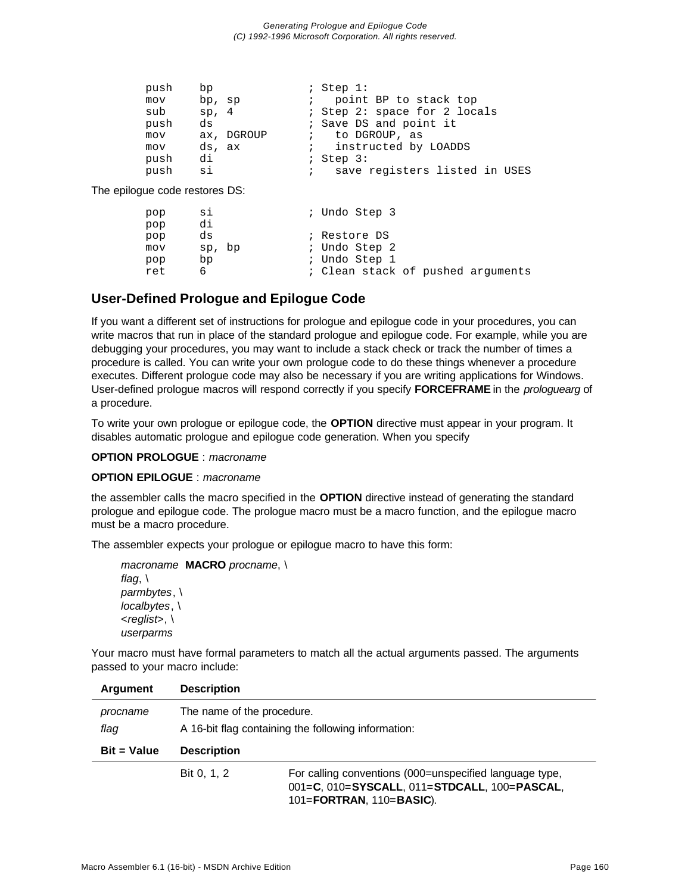```
push    bp              ; Step 1:
mov     bp, sp          ;   point BP to stack top
sub     sp, 4           ; Step 2: space for 2 locals
push    ds              ; Save DS and point it
mov     ax, DGROUP      ;   to DGROUP, as
mov     ds, ax          ;   instructed by LOADDS
push    di              ; Step 3:
push    si              ;   save registers listed in USES
```

The epilogue code restores DS:

```
pop     si              ; Undo Step 3
pop     di
pop     ds              ; Restore DS
mov     sp, bp          ; Undo Step 2
pop     bp              ; Undo Step 1
ret     6               ; Clean stack of pushed arguments
```

## User-Defined Prologue and Epilogue Code

If you want a different set of instructions for prologue and epilogue code in your procedures, you can write macros that run in place of the standard prologue and epilogue code. For example, while you are debugging your procedures, you may want to include a stack check or track the number of times a procedure is called. You can write your own prologue code to do these things whenever a procedure executes. Different prologue code may also be necessary if you are writing applications for Windows. User-defined prologue macros will respond correctly if you specify **FORCEFRAME** in the *prologuearg* of a procedure.

To write your own prologue or epilogue code, the **OPTION** directive must appear in your program. It disables automatic prologue and epilogue code generation. When you specify

**OPTION PROLOGUE** : *macroname*

**OPTION EPILOGUE** : *macroname*

the assembler calls the macro specified in the **OPTION** directive instead of generating the standard prologue and epilogue code. The prologue macro must be a macro function, and the epilogue macro must be a macro procedure.

The assembler expects your prologue or epilogue macro to have this form:

*macroname* **MACRO** *procname*, \
*flag*, \
*parmbytes*, \
*localbytes*, \
<*reglist*>, \
*userparms*

Your macro must have formal parameters to match all the actual arguments passed. The arguments passed to your macro include:

| Argument | Description | |
|---|---|---|
| *procname* | The name of the procedure. | |
| *flag* | A 16-bit flag containing the following information: | |
| **Bit = Value** | **Description** | |
| | Bit 0, 1, 2 | For calling conventions (000=unspecified language type, 001=**C**, 010=**SYSCALL**, 011=**STDCALL**, 100=**PASCAL**, 101=**FORTRAN**, 110=**BASIC**). |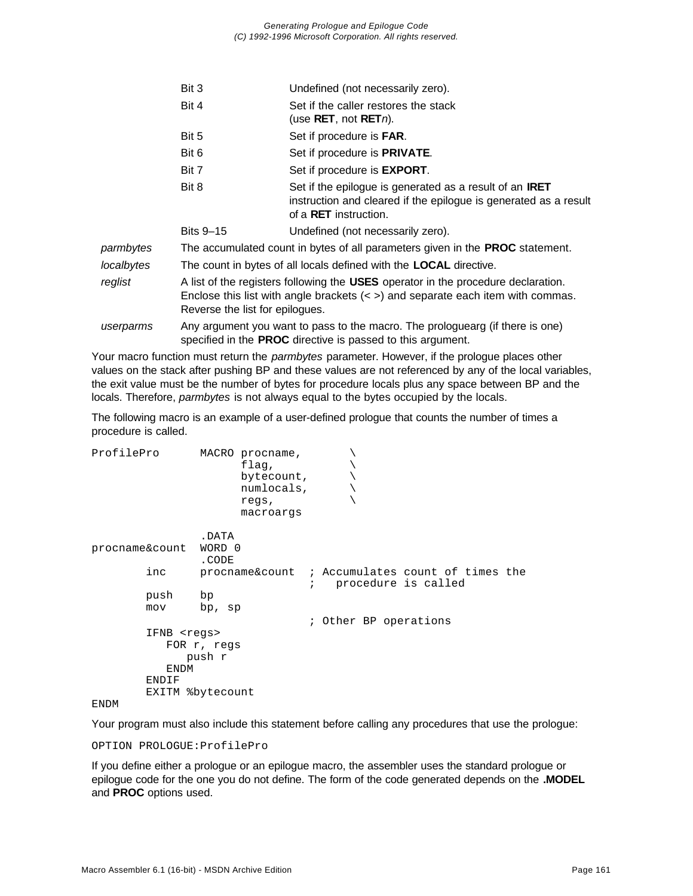| | | |
|---|---|---|
| | Bit 3 | Undefined (not necessarily zero). |
| | Bit 4 | Set if the caller restores the stack (use **RET**, not **RET***n*). |
| | Bit 5 | Set if procedure is **FAR**. |
| | Bit 6 | Set if procedure is **PRIVATE**. |
| | Bit 7 | Set if procedure is **EXPORT**. |
| | Bit 8 | Set if the epilogue is generated as a result of an **IRET** instruction and cleared if the epilogue is generated as a result of a **RET** instruction. |
| | Bits 9–15 | Undefined (not necessarily zero). |

| | |
|---|---|
| *parmbytes* | The accumulated count in bytes of all parameters given in the **PROC** statement. |
| *localbytes* | The count in bytes of all locals defined with the **LOCAL** directive. |
| *reglist* | A list of the registers following the **USES** operator in the procedure declaration. Enclose this list with angle brackets (< >) and separate each item with commas. Reverse the list for epilogues. |
| *userparms* | Any argument you want to pass to the macro. The prologuearg (if there is one) specified in the **PROC** directive is passed to this argument. |

Your macro function must return the *parmbytes* parameter. However, if the prologue places other values on the stack after pushing BP and these values are not referenced by any of the local variables, the exit value must be the number of bytes for procedure locals plus any space between BP and the locals. Therefore, *parmbytes* is not always equal to the bytes occupied by the locals.

The following macro is an example of a user-defined prologue that counts the number of times a procedure is called.

```
ProfilePro      MACRO procname,       \
                      flag,           \
                      bytecount,      \
                      numlocals,      \
                      regs,           \
                      macroargs

                .DATA
procname&count  WORD 0
                .CODE
        inc     procname&count  ; Accumulates count of times the
                                ;   procedure is called
        push    bp
        mov     bp, sp
                                ; Other BP operations
        IFNB <regs>
           FOR r, regs
              push r
           ENDM
        ENDIF
        EXITM %bytecount
ENDM
```

Your program must also include this statement before calling any procedures that use the prologue:

```
OPTION PROLOGUE:ProfilePro
```

If you define either a prologue or an epilogue macro, the assembler uses the standard prologue or epilogue code for the one you do not define. The form of the code generated depends on the **.MODEL** and **PROC** options used.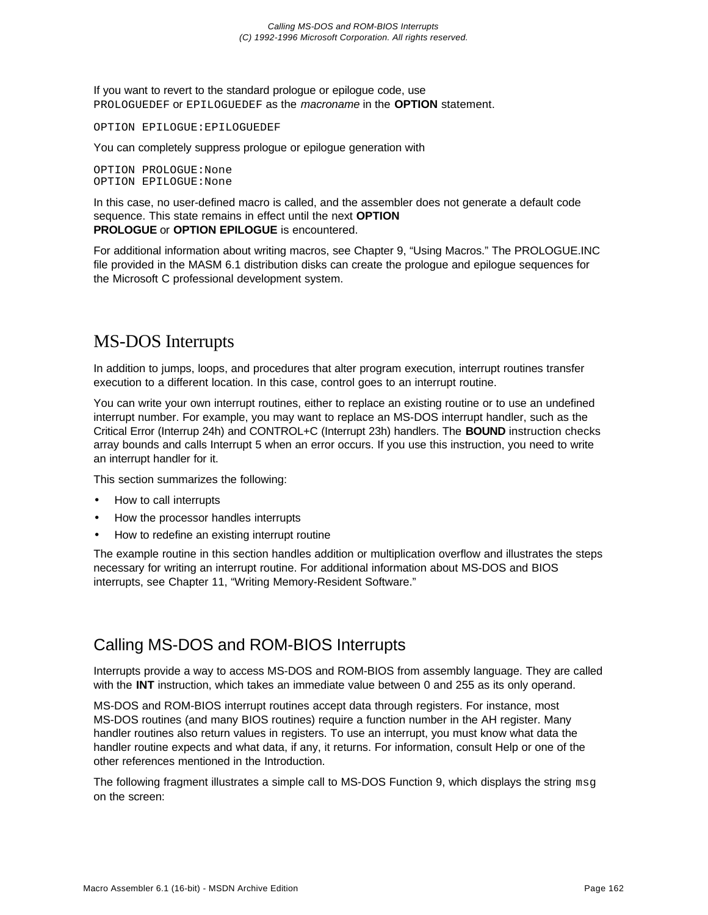If you want to revert to the standard prologue or epilogue code, use `PROLOGUEDEF` or `EPILOGUEDEF` as the *macroname* in the **OPTION** statement.

```
OPTION EPILOGUE:EPILOGUEDEF
```

You can completely suppress prologue or epilogue generation with

```
OPTION PROLOGUE:None
OPTION EPILOGUE:None
```

In this case, no user-defined macro is called, and the assembler does not generate a default code sequence. This state remains in effect until the next **OPTION PROLOGUE** or **OPTION EPILOGUE** is encountered.

For additional information about writing macros, see Chapter 9, "Using Macros." The PROLOGUE.INC file provided in the MASM 6.1 distribution disks can create the prologue and epilogue sequences for the Microsoft C professional development system.

# MS-DOS Interrupts

In addition to jumps, loops, and procedures that alter program execution, interrupt routines transfer execution to a different location. In this case, control goes to an interrupt routine.

You can write your own interrupt routines, either to replace an existing routine or to use an undefined interrupt number. For example, you may want to replace an MS-DOS interrupt handler, such as the Critical Error (Interrup 24h) and CONTROL+C (Interrupt 23h) handlers. The **BOUND** instruction checks array bounds and calls Interrupt 5 when an error occurs. If you use this instruction, you need to write an interrupt handler for it.

This section summarizes the following:

- How to call interrupts
- How the processor handles interrupts
- How to redefine an existing interrupt routine

The example routine in this section handles addition or multiplication overflow and illustrates the steps necessary for writing an interrupt routine. For additional information about MS-DOS and BIOS interrupts, see Chapter 11, "Writing Memory-Resident Software."

## Calling MS-DOS and ROM-BIOS Interrupts

Interrupts provide a way to access MS-DOS and ROM-BIOS from assembly language. They are called with the **INT** instruction, which takes an immediate value between 0 and 255 as its only operand.

MS-DOS and ROM-BIOS interrupt routines accept data through registers. For instance, most MS-DOS routines (and many BIOS routines) require a function number in the AH register. Many handler routines also return values in registers. To use an interrupt, you must know what data the handler routine expects and what data, if any, it returns. For information, consult Help or one of the other references mentioned in the Introduction.

The following fragment illustrates a simple call to MS-DOS Function 9, which displays the string `msg` on the screen: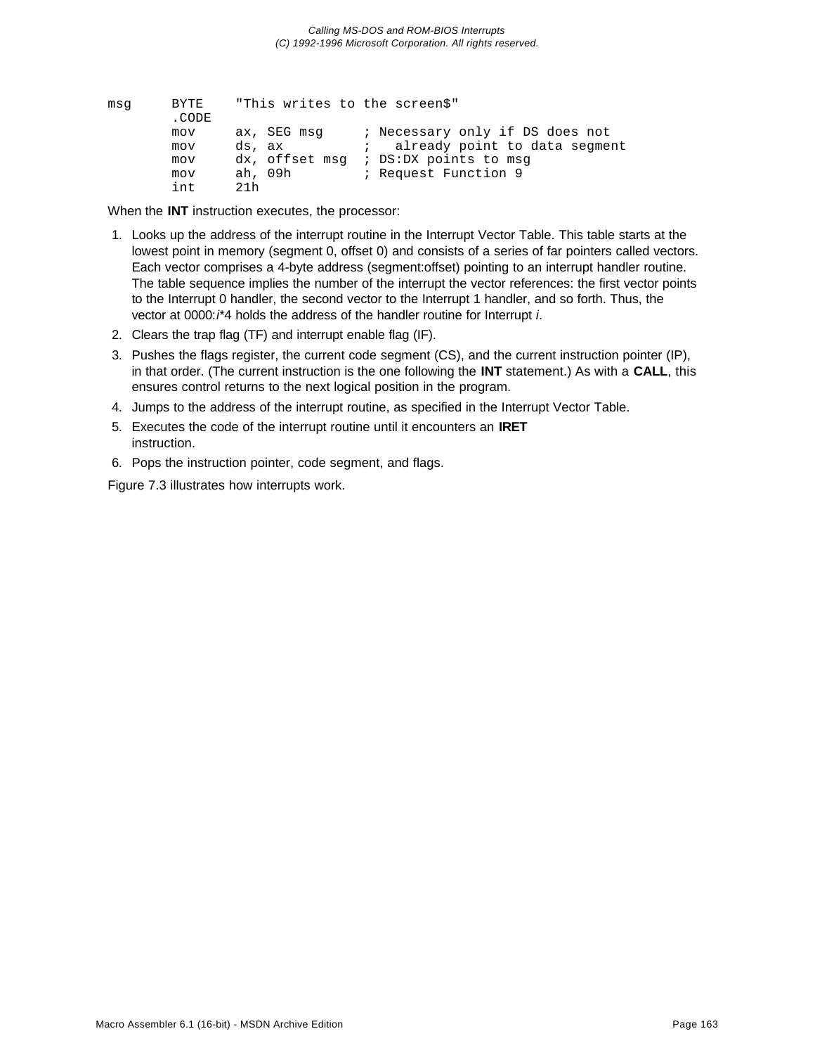```
msg     BYTE    "This writes to the screen$"
        .CODE
        mov     ax, SEG msg     ; Necessary only if DS does not
        mov     ds, ax          ;   already point to data segment
        mov     dx, offset msg  ; DS:DX points to msg
        mov     ah, 09h         ; Request Function 9
        int     21h
```

When the **INT** instruction executes, the processor:

1. Looks up the address of the interrupt routine in the Interrupt Vector Table. This table starts at the lowest point in memory (segment 0, offset 0) and consists of a series of far pointers called vectors. Each vector comprises a 4-byte address (segment:offset) pointing to an interrupt handler routine. The table sequence implies the number of the interrupt the vector references: the first vector points to the Interrupt 0 handler, the second vector to the Interrupt 1 handler, and so forth. Thus, the vector at 0000:*i*\*4 holds the address of the handler routine for Interrupt *i*.
2. Clears the trap flag (TF) and interrupt enable flag (IF).
3. Pushes the flags register, the current code segment (CS), and the current instruction pointer (IP), in that order. (The current instruction is the one following the **INT** statement.) As with a **CALL**, this ensures control returns to the next logical position in the program.
4. Jumps to the address of the interrupt routine, as specified in the Interrupt Vector Table.
5. Executes the code of the interrupt routine until it encounters an **IRET** instruction.
6. Pops the instruction pointer, code segment, and flags.

Figure 7.3 illustrates how interrupts work.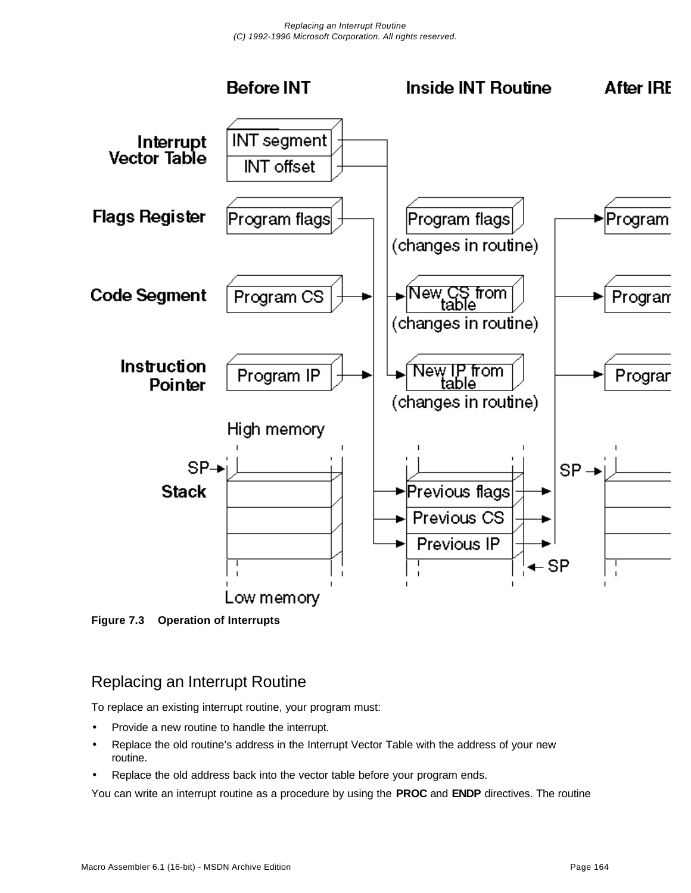Figure 7.3 Operation of Interrupts

## Replacing an Interrupt Routine

To replace an existing interrupt routine, your program must:

- Provide a new routine to handle the interrupt.
- Replace the old routine's address in the Interrupt Vector Table with the address of your new routine.
- Replace the old address back into the vector table before your program ends.

You can write an interrupt routine as a procedure by using the **PROC** and **ENDP** directives. The routine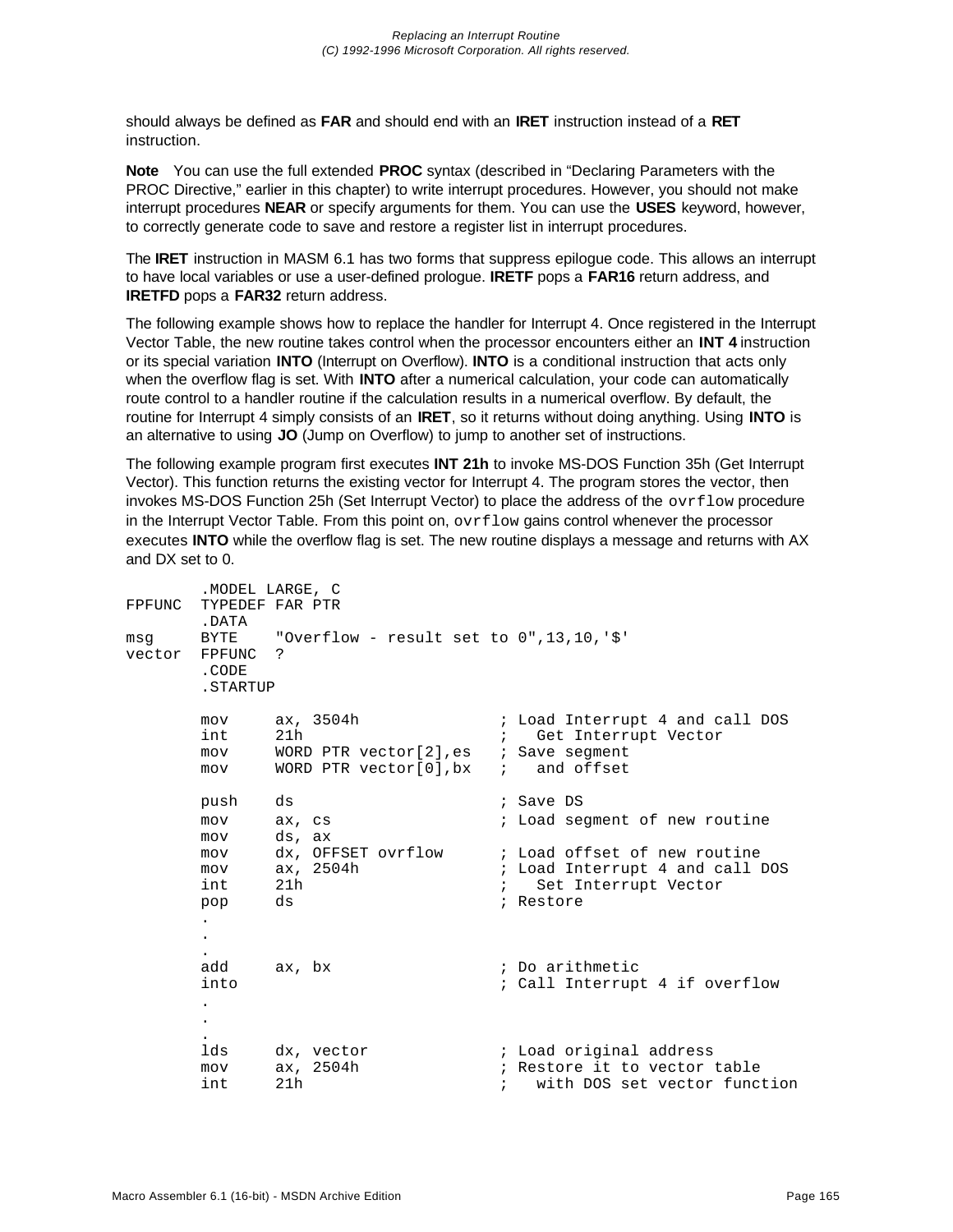should always be defined as **FAR** and should end with an **IRET** instruction instead of a **RET** instruction.

**Note** You can use the full extended **PROC** syntax (described in “Declaring Parameters with the PROC Directive,” earlier in this chapter) to write interrupt procedures. However, you should not make interrupt procedures **NEAR** or specify arguments for them. You can use the **USES** keyword, however, to correctly generate code to save and restore a register list in interrupt procedures.

The **IRET** instruction in MASM 6.1 has two forms that suppress epilogue code. This allows an interrupt to have local variables or use a user-defined prologue. **IRETF** pops a **FAR16** return address, and **IRETFD** pops a **FAR32** return address.

The following example shows how to replace the handler for Interrupt 4. Once registered in the Interrupt Vector Table, the new routine takes control when the processor encounters either an **INT 4** instruction or its special variation **INTO** (Interrupt on Overflow). **INTO** is a conditional instruction that acts only when the overflow flag is set. With **INTO** after a numerical calculation, your code can automatically route control to a handler routine if the calculation results in a numerical overflow. By default, the routine for Interrupt 4 simply consists of an **IRET**, so it returns without doing anything. Using **INTO** is an alternative to using **JO** (Jump on Overflow) to jump to another set of instructions.

The following example program first executes **INT 21h** to invoke MS-DOS Function 35h (Get Interrupt Vector). This function returns the existing vector for Interrupt 4. The program stores the vector, then invokes MS-DOS Function 25h (Set Interrupt Vector) to place the address of the `ovrflow` procedure in the Interrupt Vector Table. From this point on, `ovrflow` gains control whenever the processor executes **INTO** while the overflow flag is set. The new routine displays a message and returns with AX and DX set to 0.

```
        .MODEL LARGE, C
FPFUNC  TYPEDEF FAR PTR
        .DATA
msg     BYTE    "Overflow - result set to 0",13,10,'$'
vector  FPFUNC  ?
        .CODE
        .STARTUP

        mov     ax, 3504h              ; Load Interrupt 4 and call DOS
        int     21h                    ;   Get Interrupt Vector
        mov     WORD PTR vector[2],es  ; Save segment
        mov     WORD PTR vector[0],bx  ;   and offset

        push    ds                     ; Save DS
        mov     ax, cs                 ; Load segment of new routine
        mov     ds, ax
        mov     dx, OFFSET ovrflow     ; Load offset of new routine
        mov     ax, 2504h              ; Load Interrupt 4 and call DOS
        int     21h                    ;   Set Interrupt Vector
        pop     ds                     ; Restore
        .
        .
        .
        add     ax, bx                 ; Do arithmetic
        into                           ; Call Interrupt 4 if overflow
        .
        .
        .
        lds     dx, vector             ; Load original address
        mov     ax, 2504h              ; Restore it to vector table
        int     21h                    ;   with DOS set vector function
```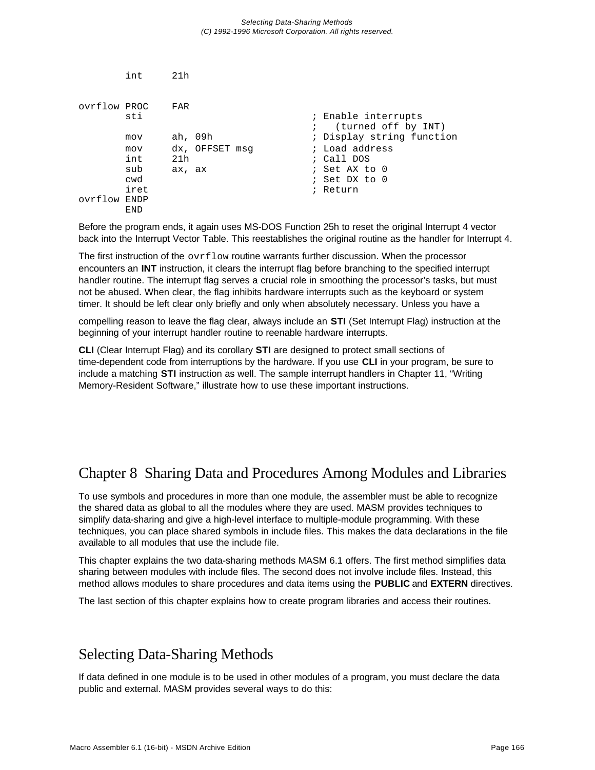```
        int     21h


ovrflow PROC    FAR
        sti                             ; Enable interrupts
                                        ;   (turned off by INT)
        mov     ah, 09h                 ; Display string function
        mov     dx, OFFSET msg          ; Load address
        int     21h                     ; Call DOS
        sub     ax, ax                  ; Set AX to 0
        cwd                             ; Set DX to 0
        iret                            ; Return
ovrflow ENDP
        END
```

Before the program ends, it again uses MS-DOS Function 25h to reset the original Interrupt 4 vector back into the Interrupt Vector Table. This reestablishes the original routine as the handler for Interrupt 4.

The first instruction of the `ovrflow` routine warrants further discussion. When the processor encounters an **INT** instruction, it clears the interrupt flag before branching to the specified interrupt handler routine. The interrupt flag serves a crucial role in smoothing the processor's tasks, but must not be abused. When clear, the flag inhibits hardware interrupts such as the keyboard or system timer. It should be left clear only briefly and only when absolutely necessary. Unless you have a compelling reason to leave the flag clear, always include an **STI** (Set Interrupt Flag) instruction at the beginning of your interrupt handler routine to reenable hardware interrupts.

**CLI** (Clear Interrupt Flag) and its corollary **STI** are designed to protect small sections of time-dependent code from interruptions by the hardware. If you use **CLI** in your program, be sure to include a matching **STI** instruction as well. The sample interrupt handlers in Chapter 11, "Writing Memory-Resident Software," illustrate how to use these important instructions.

# Chapter 8 Sharing Data and Procedures Among Modules and Libraries

To use symbols and procedures in more than one module, the assembler must be able to recognize the shared data as global to all the modules where they are used. MASM provides techniques to simplify data-sharing and give a high-level interface to multiple-module programming. With these techniques, you can place shared symbols in include files. This makes the data declarations in the file available to all modules that use the include file.

This chapter explains the two data-sharing methods MASM 6.1 offers. The first method simplifies data sharing between modules with include files. The second does not involve include files. Instead, this method allows modules to share procedures and data items using the **PUBLIC** and **EXTERN** directives.

The last section of this chapter explains how to create program libraries and access their routines.

## Selecting Data-Sharing Methods

If data defined in one module is to be used in other modules of a program, you must declare the data public and external. MASM provides several ways to do this: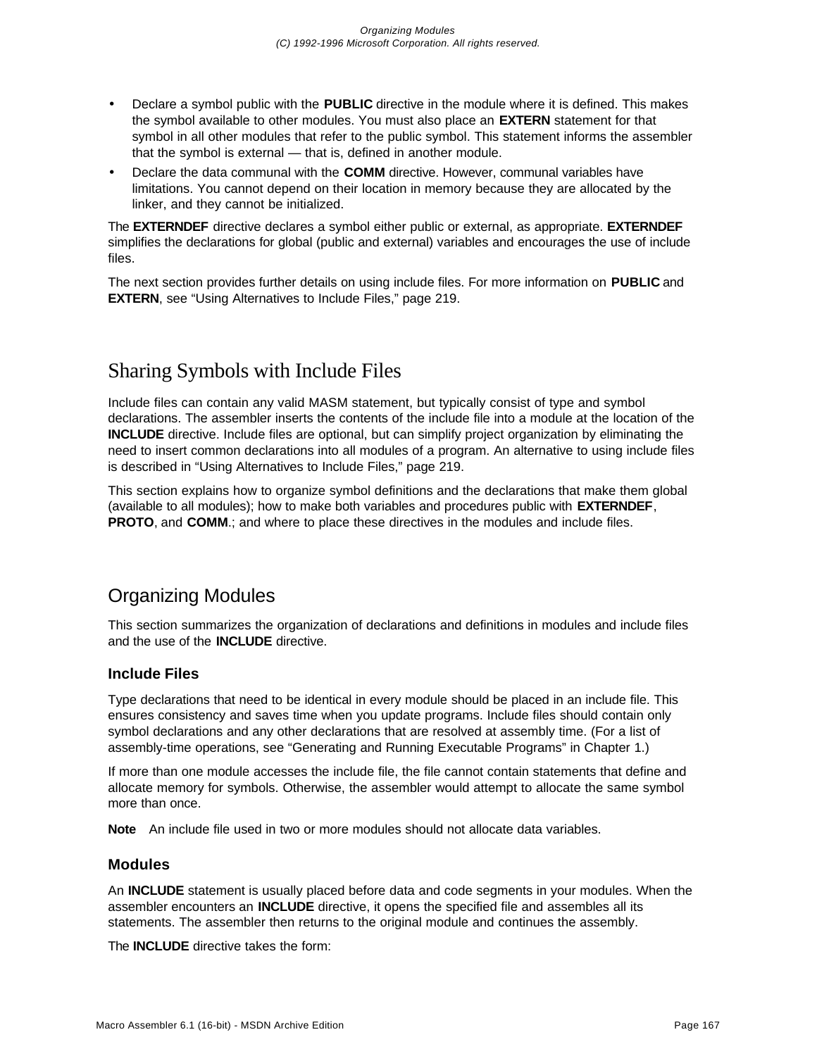- Declare a symbol public with the **PUBLIC** directive in the module where it is defined. This makes the symbol available to other modules. You must also place an **EXTERN** statement for that symbol in all other modules that refer to the public symbol. This statement informs the assembler that the symbol is external — that is, defined in another module.
- Declare the data communal with the **COMM** directive. However, communal variables have limitations. You cannot depend on their location in memory because they are allocated by the linker, and they cannot be initialized.

The **EXTERNDEF** directive declares a symbol either public or external, as appropriate. **EXTERNDEF** simplifies the declarations for global (public and external) variables and encourages the use of include files.

The next section provides further details on using include files. For more information on **PUBLIC** and **EXTERN**, see “Using Alternatives to Include Files,” page 219.

# Sharing Symbols with Include Files

Include files can contain any valid MASM statement, but typically consist of type and symbol declarations. The assembler inserts the contents of the include file into a module at the location of the **INCLUDE** directive. Include files are optional, but can simplify project organization by eliminating the need to insert common declarations into all modules of a program. An alternative to using include files is described in “Using Alternatives to Include Files,” page 219.

This section explains how to organize symbol definitions and the declarations that make them global (available to all modules); how to make both variables and procedures public with **EXTERNDEF**, **PROTO**, and **COMM**.; and where to place these directives in the modules and include files.

## Organizing Modules

This section summarizes the organization of declarations and definitions in modules and include files and the use of the **INCLUDE** directive.

### Include Files

Type declarations that need to be identical in every module should be placed in an include file. This ensures consistency and saves time when you update programs. Include files should contain only symbol declarations and any other declarations that are resolved at assembly time. (For a list of assembly-time operations, see “Generating and Running Executable Programs” in Chapter 1.)

If more than one module accesses the include file, the file cannot contain statements that define and allocate memory for symbols. Otherwise, the assembler would attempt to allocate the same symbol more than once.

**Note** An include file used in two or more modules should not allocate data variables.

### Modules

An **INCLUDE** statement is usually placed before data and code segments in your modules. When the assembler encounters an **INCLUDE** directive, it opens the specified file and assembles all its statements. The assembler then returns to the original module and continues the assembly.

The **INCLUDE** directive takes the form: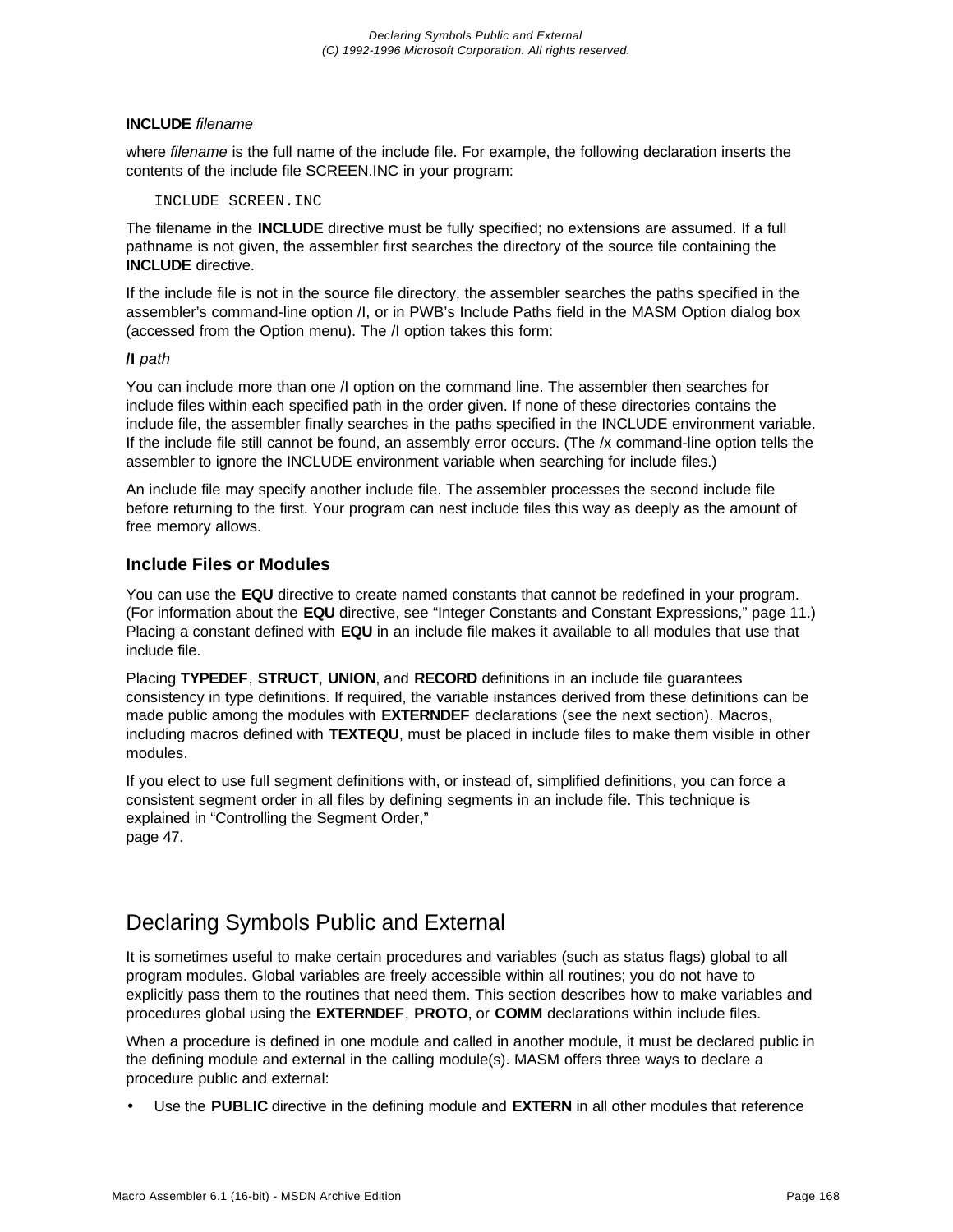**INCLUDE** *filename*

where *filename* is the full name of the include file. For example, the following declaration inserts the contents of the include file SCREEN.INC in your program:

```
INCLUDE SCREEN.INC
```

The filename in the **INCLUDE** directive must be fully specified; no extensions are assumed. If a full pathname is not given, the assembler first searches the directory of the source file containing the **INCLUDE** directive.

If the include file is not in the source file directory, the assembler searches the paths specified in the assembler's command-line option /I, or in PWB's Include Paths field in the MASM Option dialog box (accessed from the Option menu). The /I option takes this form:

**/I** *path*

You can include more than one /I option on the command line. The assembler then searches for include files within each specified path in the order given. If none of these directories contains the include file, the assembler finally searches in the paths specified in the INCLUDE environment variable. If the include file still cannot be found, an assembly error occurs. (The /x command-line option tells the assembler to ignore the INCLUDE environment variable when searching for include files.)

An include file may specify another include file. The assembler processes the second include file before returning to the first. Your program can nest include files this way as deeply as the amount of free memory allows.

### Include Files or Modules

You can use the **EQU** directive to create named constants that cannot be redefined in your program. (For information about the **EQU** directive, see "Integer Constants and Constant Expressions," page 11.) Placing a constant defined with **EQU** in an include file makes it available to all modules that use that include file.

Placing **TYPEDEF**, **STRUCT**, **UNION**, and **RECORD** definitions in an include file guarantees consistency in type definitions. If required, the variable instances derived from these definitions can be made public among the modules with **EXTERNDEF** declarations (see the next section). Macros, including macros defined with **TEXTEQU**, must be placed in include files to make them visible in other modules.

If you elect to use full segment definitions with, or instead of, simplified definitions, you can force a consistent segment order in all files by defining segments in an include file. This technique is explained in "Controlling the Segment Order," page 47.

## Declaring Symbols Public and External

It is sometimes useful to make certain procedures and variables (such as status flags) global to all program modules. Global variables are freely accessible within all routines; you do not have to explicitly pass them to the routines that need them. This section describes how to make variables and procedures global using the **EXTERNDEF**, **PROTO**, or **COMM** declarations within include files.

When a procedure is defined in one module and called in another module, it must be declared public in the defining module and external in the calling module(s). MASM offers three ways to declare a procedure public and external:

- Use the **PUBLIC** directive in the defining module and **EXTERN** in all other modules that reference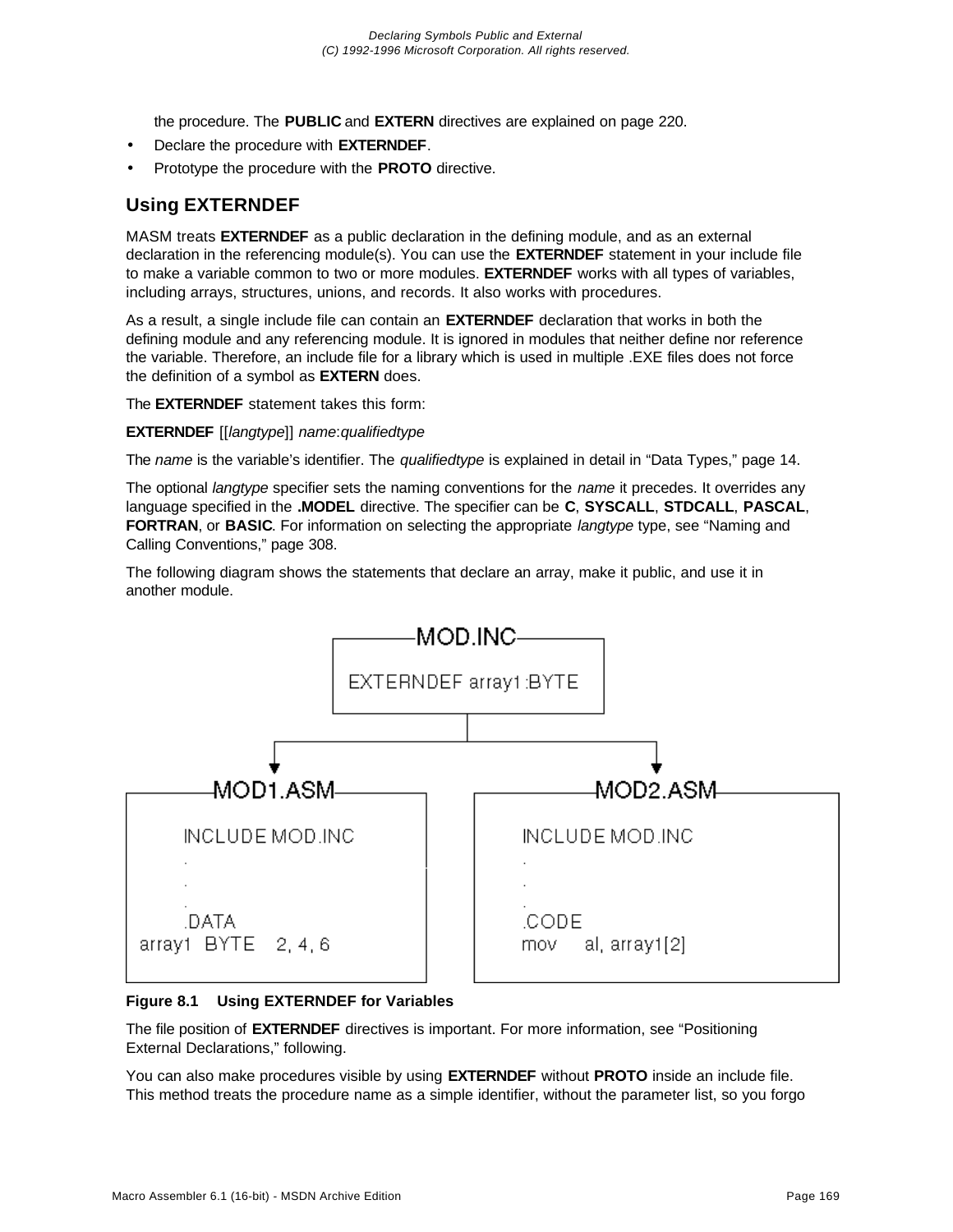the procedure. The **PUBLIC** and **EXTERN** directives are explained on page 220.

- Declare the procedure with **EXTERNDEF**.
- Prototype the procedure with the **PROTO** directive.

## Using EXTERNDEF

MASM treats **EXTERNDEF** as a public declaration in the defining module, and as an external declaration in the referencing module(s). You can use the **EXTERNDEF** statement in your include file to make a variable common to two or more modules. **EXTERNDEF** works with all types of variables, including arrays, structures, unions, and records. It also works with procedures.

As a result, a single include file can contain an **EXTERNDEF** declaration that works in both the defining module and any referencing module. It is ignored in modules that neither define nor reference the variable. Therefore, an include file for a library which is used in multiple .EXE files does not force the definition of a symbol as **EXTERN** does.

The **EXTERNDEF** statement takes this form:

**EXTERNDEF** [[*langtype*]] *name*:*qualifiedtype*

The *name* is the variable's identifier. The *qualifiedtype* is explained in detail in "Data Types," page 14.

The optional *langtype* specifier sets the naming conventions for the *name* it precedes. It overrides any language specified in the **.MODEL** directive. The specifier can be **C**, **SYSCALL**, **STDCALL**, **PASCAL**, **FORTRAN**, or **BASIC**. For information on selecting the appropriate *langtype* type, see "Naming and Calling Conventions," page 308.

The following diagram shows the statements that declare an array, make it public, and use it in another module.

```
MOD.INC
EXTERNDEF array1:BYTE
```

```
MOD1.ASM
      INCLUDE MOD.INC
      .
      .
      .
      .DATA
array1  BYTE    2, 4, 6
```

```
MOD2.ASM
INCLUDE MOD.INC
.
.
.
.CODE
mov     al, array1[2]
```

**Figure 8.1 Using EXTERNDEF for Variables**

The file position of **EXTERNDEF** directives is important. For more information, see "Positioning External Declarations," following.

You can also make procedures visible by using **EXTERNDEF** without **PROTO** inside an include file. This method treats the procedure name as a simple identifier, without the parameter list, so you forgo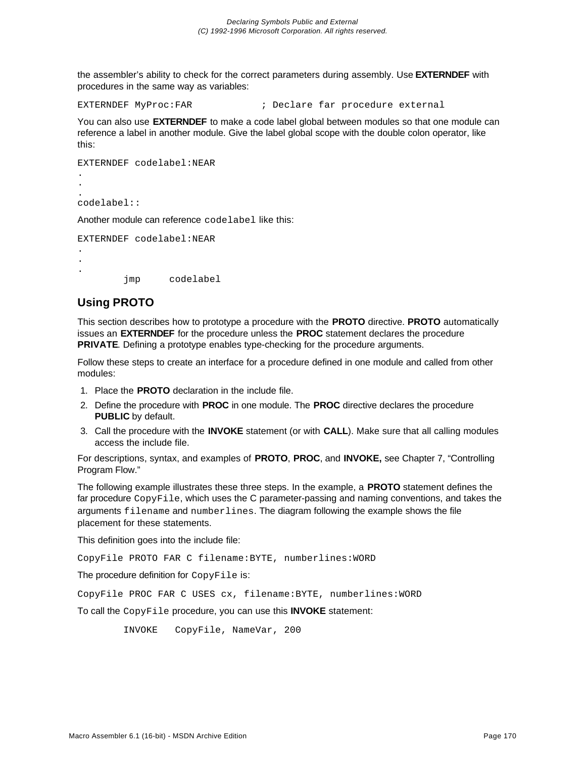the assembler's ability to check for the correct parameters during assembly. Use **EXTERNDEF** with procedures in the same way as variables:

```
EXTERNDEF MyProc:FAR            ; Declare far procedure external
```

You can also use **EXTERNDEF** to make a code label global between modules so that one module can reference a label in another module. Give the label global scope with the double colon operator, like this:

```
EXTERNDEF codelabel:NEAR
.
.
.
codelabel::
```

Another module can reference `codelabel` like this:

```
EXTERNDEF codelabel:NEAR
.
.
.
        jmp     codelabel
```

## Using PROTO

This section describes how to prototype a procedure with the **PROTO** directive. **PROTO** automatically issues an **EXTERNDEF** for the procedure unless the **PROC** statement declares the procedure **PRIVATE**. Defining a prototype enables type-checking for the procedure arguments.

Follow these steps to create an interface for a procedure defined in one module and called from other modules:

1. Place the **PROTO** declaration in the include file.
2. Define the procedure with **PROC** in one module. The **PROC** directive declares the procedure **PUBLIC** by default.
3. Call the procedure with the **INVOKE** statement (or with **CALL**). Make sure that all calling modules access the include file.

For descriptions, syntax, and examples of **PROTO**, **PROC**, and **INVOKE,** see Chapter 7, "Controlling Program Flow."

The following example illustrates these three steps. In the example, a **PROTO** statement defines the far procedure `CopyFile`, which uses the C parameter-passing and naming conventions, and takes the arguments `filename` and `numberlines`. The diagram following the example shows the file placement for these statements.

This definition goes into the include file:

```
CopyFile PROTO FAR C filename:BYTE, numberlines:WORD
```

The procedure definition for `CopyFile` is:

```
CopyFile PROC FAR C USES cx, filename:BYTE, numberlines:WORD
```

To call the `CopyFile` procedure, you can use this **INVOKE** statement:

```
        INVOKE   CopyFile, NameVar, 200
```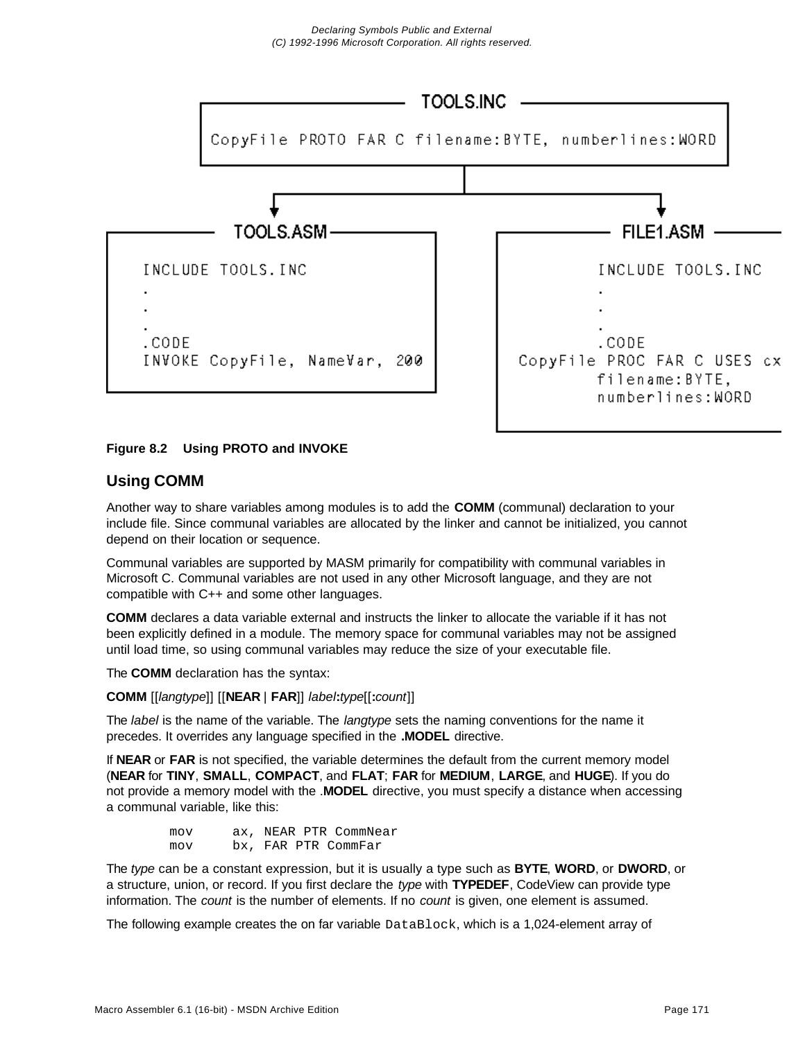**TOOLS.INC**

```
CopyFile PROTO FAR C filename:BYTE, numberlines:WORD
```

**TOOLS.ASM**

```
INCLUDE TOOLS.INC
.
.
.
.CODE
INVOKE CopyFile, NameVar, 200
```

**FILE1.ASM**

```
INCLUDE TOOLS.INC
.
.
.
.CODE
CopyFile PROC FAR C USES cx
        filename:BYTE,
        numberlines:WORD
```

**Figure 8.2    Using PROTO and INVOKE**

## Using COMM

Another way to share variables among modules is to add the **COMM** (communal) declaration to your include file. Since communal variables are allocated by the linker and cannot be initialized, you cannot depend on their location or sequence.

Communal variables are supported by MASM primarily for compatibility with communal variables in Microsoft C. Communal variables are not used in any other Microsoft language, and they are not compatible with C++ and some other languages.

**COMM** declares a data variable external and instructs the linker to allocate the variable if it has not been explicitly defined in a module. The memory space for communal variables may not be assigned until load time, so using communal variables may reduce the size of your executable file.

The **COMM** declaration has the syntax:

**COMM** [[*langtype*]] [[**NEAR** | **FAR**]] *label***:***type*[[**:***count*]]

The *label* is the name of the variable. The *langtype* sets the naming conventions for the name it precedes. It overrides any language specified in the **.MODEL** directive.

If **NEAR** or **FAR** is not specified, the variable determines the default from the current memory model (**NEAR** for **TINY**, **SMALL**, **COMPACT**, and **FLAT**; **FAR** for **MEDIUM**, **LARGE**, and **HUGE**). If you do not provide a memory model with the .**MODEL** directive, you must specify a distance when accessing a communal variable, like this:

```
mov     ax, NEAR PTR CommNear
mov     bx, FAR PTR CommFar
```

The *type* can be a constant expression, but it is usually a type such as **BYTE**, **WORD**, or **DWORD**, or a structure, union, or record. If you first declare the *type* with **TYPEDEF**, CodeView can provide type information. The *count* is the number of elements. If no *count* is given, one element is assumed.

The following example creates the on far variable `DataBlock`, which is a 1,024-element array of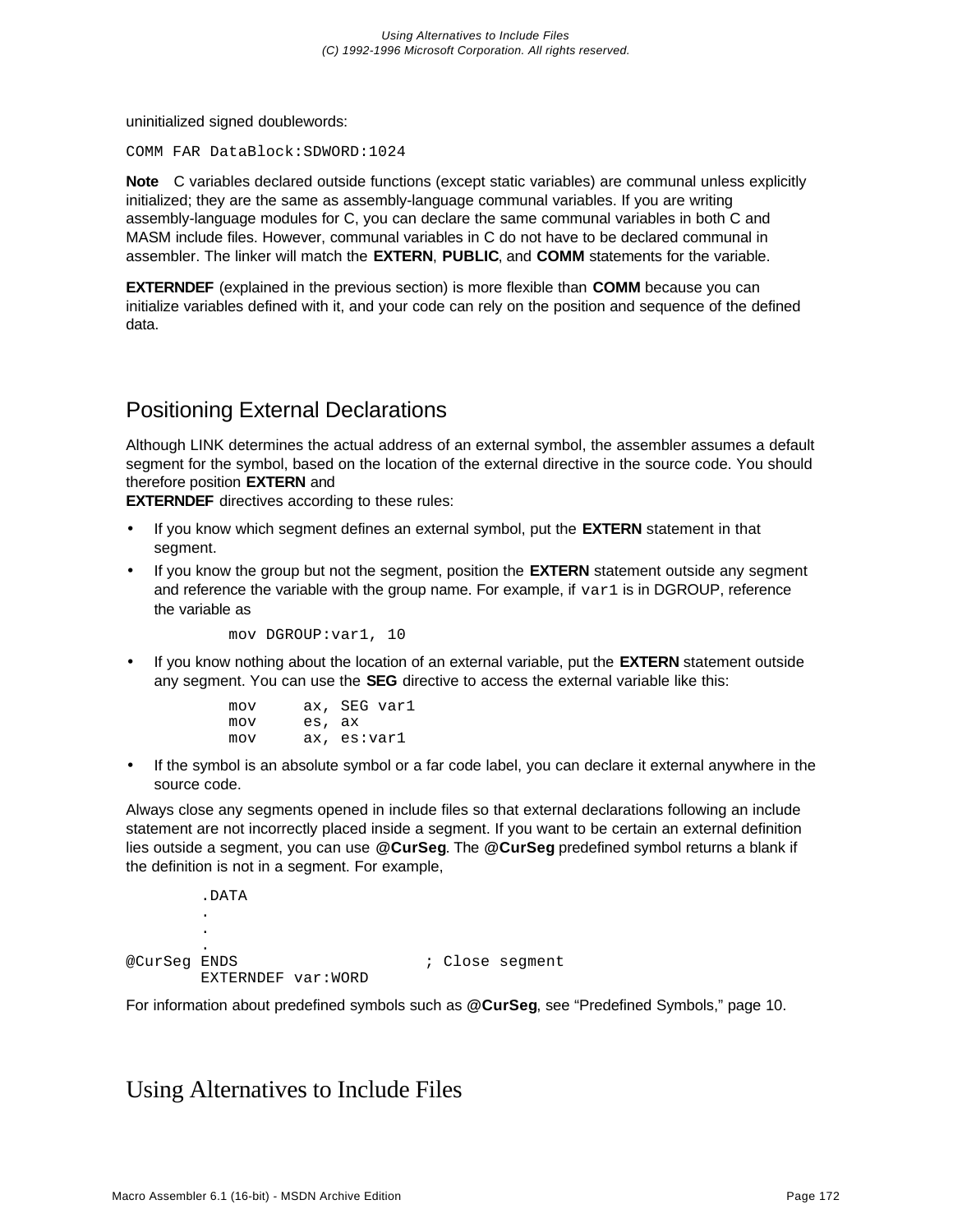uninitialized signed doublewords:

```
COMM FAR DataBlock:SDWORD:1024
```

**Note** C variables declared outside functions (except static variables) are communal unless explicitly initialized; they are the same as assembly-language communal variables. If you are writing assembly-language modules for C, you can declare the same communal variables in both C and MASM include files. However, communal variables in C do not have to be declared communal in assembler. The linker will match the **EXTERN**, **PUBLIC**, and **COMM** statements for the variable.

**EXTERNDEF** (explained in the previous section) is more flexible than **COMM** because you can initialize variables defined with it, and your code can rely on the position and sequence of the defined data.

## Positioning External Declarations

Although LINK determines the actual address of an external symbol, the assembler assumes a default segment for the symbol, based on the location of the external directive in the source code. You should therefore position **EXTERN** and
**EXTERNDEF** directives according to these rules:

- If you know which segment defines an external symbol, put the **EXTERN** statement in that segment.
- If you know the group but not the segment, position the **EXTERN** statement outside any segment and reference the variable with the group name. For example, if `var1` is in DGROUP, reference the variable as

  ```
  mov DGROUP:var1, 10
  ```

- If you know nothing about the location of an external variable, put the **EXTERN** statement outside any segment. You can use the **SEG** directive to access the external variable like this:

  ```
  mov     ax, SEG var1
  mov     es, ax
  mov     ax, es:var1
  ```

- If the symbol is an absolute symbol or a far code label, you can declare it external anywhere in the source code.

Always close any segments opened in include files so that external declarations following an include statement are not incorrectly placed inside a segment. If you want to be certain an external definition lies outside a segment, you can use **@CurSeg**. The **@CurSeg** predefined symbol returns a blank if the definition is not in a segment. For example,

```
        .DATA
        .
        .
        .
@CurSeg ENDS                    ; Close segment
        EXTERNDEF var:WORD
```

For information about predefined symbols such as **@CurSeg**, see “Predefined Symbols,” page 10.

## Using Alternatives to Include Files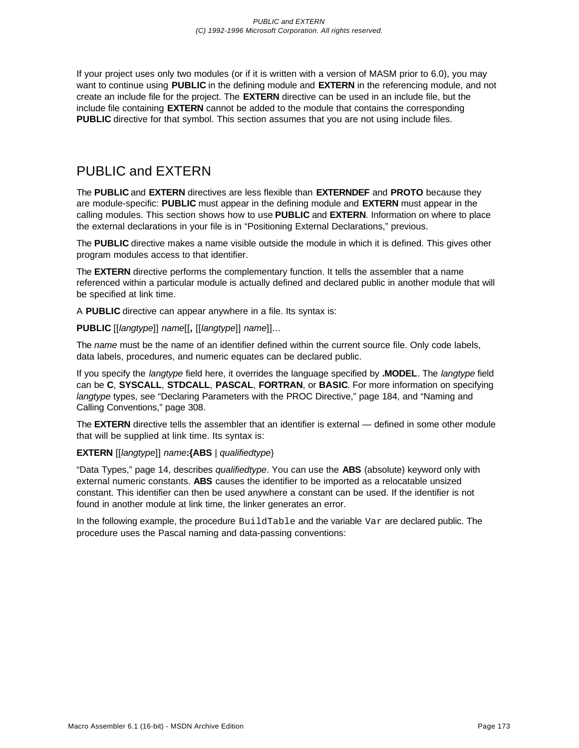If your project uses only two modules (or if it is written with a version of MASM prior to 6.0), you may want to continue using **PUBLIC** in the defining module and **EXTERN** in the referencing module, and not create an include file for the project. The **EXTERN** directive can be used in an include file, but the include file containing **EXTERN** cannot be added to the module that contains the corresponding **PUBLIC** directive for that symbol. This section assumes that you are not using include files.

## PUBLIC and EXTERN

The **PUBLIC** and **EXTERN** directives are less flexible than **EXTERNDEF** and **PROTO** because they are module-specific: **PUBLIC** must appear in the defining module and **EXTERN** must appear in the calling modules. This section shows how to use **PUBLIC** and **EXTERN**. Information on where to place the external declarations in your file is in “Positioning External Declarations,” previous.

The **PUBLIC** directive makes a name visible outside the module in which it is defined. This gives other program modules access to that identifier.

The **EXTERN** directive performs the complementary function. It tells the assembler that a name referenced within a particular module is actually defined and declared public in another module that will be specified at link time.

A **PUBLIC** directive can appear anywhere in a file. Its syntax is:

**PUBLIC** [[*langtype*]] *name*[[**,** [[*langtype*]] *name*]]…

The *name* must be the name of an identifier defined within the current source file. Only code labels, data labels, procedures, and numeric equates can be declared public.

If you specify the *langtype* field here, it overrides the language specified by **.MODEL**. The *langtype* field can be **C**, **SYSCALL**, **STDCALL**, **PASCAL**, **FORTRAN**, or **BASIC**. For more information on specifying *langtype* types, see “Declaring Parameters with the PROC Directive,” page 184, and “Naming and Calling Conventions,” page 308.

The **EXTERN** directive tells the assembler that an identifier is external — defined in some other module that will be supplied at link time. Its syntax is:

**EXTERN** [[*langtype*]] *name***:{ABS** | *qualifiedtype*}

“Data Types,” page 14, describes *qualifiedtype*. You can use the **ABS** (absolute) keyword only with external numeric constants. **ABS** causes the identifier to be imported as a relocatable unsized constant. This identifier can then be used anywhere a constant can be used. If the identifier is not found in another module at link time, the linker generates an error.

In the following example, the procedure `BuildTable` and the variable `Var` are declared public. The procedure uses the Pascal naming and data-passing conventions: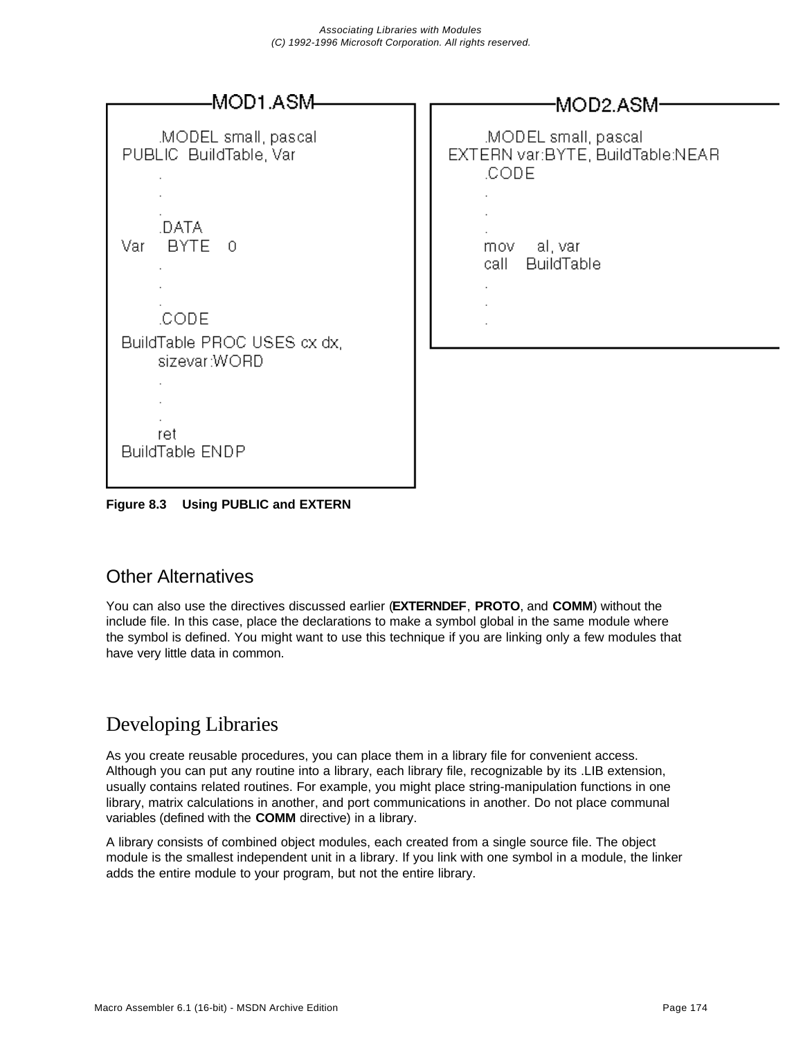**MOD1.ASM**

```
        .MODEL small, pascal
PUBLIC  BuildTable, Var
        .
        .
        .
        .DATA
Var     BYTE    0
        .
        .
        .
        .CODE
BuildTable PROC USES cx dx,
        sizevar:WORD
        .
        .
        .
        ret
BuildTable ENDP
```

**MOD2.ASM**

```
        .MODEL small, pascal
EXTERN var:BYTE, BuildTable:NEAR
        .CODE
        .
        .
        .
        mov     al, var
        call    BuildTable
        .
        .
        .
```

**Figure 8.3 Using PUBLIC and EXTERN**

## Other Alternatives

You can also use the directives discussed earlier (**EXTERNDEF**, **PROTO**, and **COMM**) without the include file. In this case, place the declarations to make a symbol global in the same module where the symbol is defined. You might want to use this technique if you are linking only a few modules that have very little data in common.

# Developing Libraries

As you create reusable procedures, you can place them in a library file for convenient access. Although you can put any routine into a library, each library file, recognizable by its .LIB extension, usually contains related routines. For example, you might place string-manipulation functions in one library, matrix calculations in another, and port communications in another. Do not place communal variables (defined with the **COMM** directive) in a library.

A library consists of combined object modules, each created from a single source file. The object module is the smallest independent unit in a library. If you link with one symbol in a module, the linker adds the entire module to your program, but not the entire library.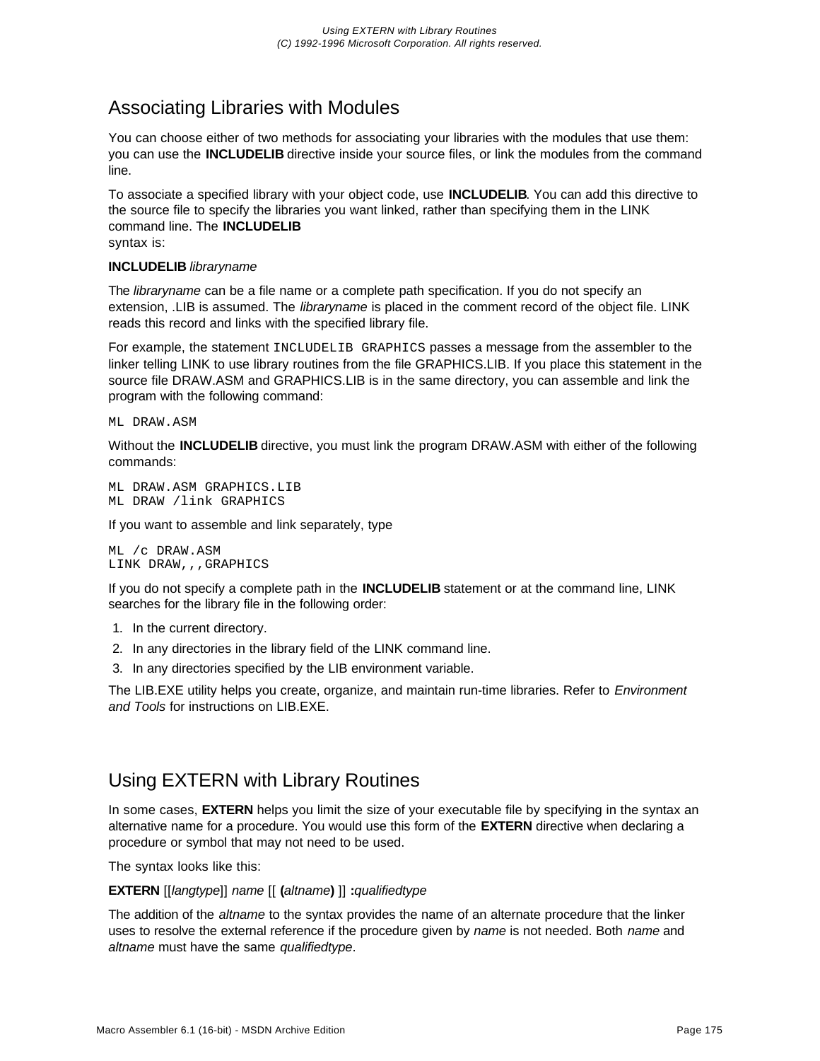## Associating Libraries with Modules

You can choose either of two methods for associating your libraries with the modules that use them: you can use the **INCLUDELIB** directive inside your source files, or link the modules from the command line.

To associate a specified library with your object code, use **INCLUDELIB**. You can add this directive to the source file to specify the libraries you want linked, rather than specifying them in the LINK command line. The **INCLUDELIB** syntax is:

**INCLUDELIB** *libraryname*

The *libraryname* can be a file name or a complete path specification. If you do not specify an extension, .LIB is assumed. The *libraryname* is placed in the comment record of the object file. LINK reads this record and links with the specified library file.

For example, the statement `INCLUDELIB GRAPHICS` passes a message from the assembler to the linker telling LINK to use library routines from the file GRAPHICS.LIB. If you place this statement in the source file DRAW.ASM and GRAPHICS.LIB is in the same directory, you can assemble and link the program with the following command:

```
ML DRAW.ASM
```

Without the **INCLUDELIB** directive, you must link the program DRAW.ASM with either of the following commands:

```
ML DRAW.ASM GRAPHICS.LIB
ML DRAW /link GRAPHICS
```

If you want to assemble and link separately, type

```
ML /c DRAW.ASM
LINK DRAW,,,GRAPHICS
```

If you do not specify a complete path in the **INCLUDELIB** statement or at the command line, LINK searches for the library file in the following order:

1. In the current directory.
2. In any directories in the library field of the LINK command line.
3. In any directories specified by the LIB environment variable.

The LIB.EXE utility helps you create, organize, and maintain run-time libraries. Refer to *Environment and Tools* for instructions on LIB.EXE.

## Using EXTERN with Library Routines

In some cases, **EXTERN** helps you limit the size of your executable file by specifying in the syntax an alternative name for a procedure. You would use this form of the **EXTERN** directive when declaring a procedure or symbol that may not need to be used.

The syntax looks like this:

**EXTERN** [[*langtype*]] *name* [[ **(***altname***)** ]] **:***qualifiedtype*

The addition of the *altname* to the syntax provides the name of an alternate procedure that the linker uses to resolve the external reference if the procedure given by *name* is not needed. Both *name* and *altname* must have the same *qualifiedtype*.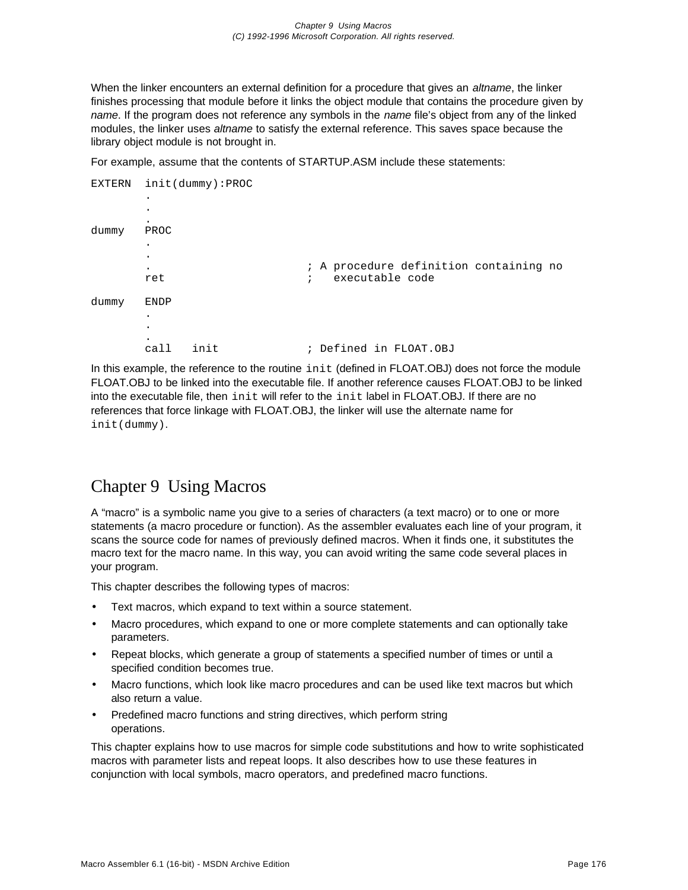When the linker encounters an external definition for a procedure that gives an *altname*, the linker finishes processing that module before it links the object module that contains the procedure given by *name*. If the program does not reference any symbols in the *name* file's object from any of the linked modules, the linker uses *altname* to satisfy the external reference. This saves space because the library object module is not brought in.

For example, assume that the contents of STARTUP.ASM include these statements:

```
EXTERN  init(dummy):PROC
        .
        .
        .
dummy   PROC
        .
        .
        .                       ; A procedure definition containing no
        ret                     ;   executable code

dummy   ENDP
        .
        .
        .
        call   init             ; Defined in FLOAT.OBJ
```

In this example, the reference to the routine `init` (defined in FLOAT.OBJ) does not force the module FLOAT.OBJ to be linked into the executable file. If another reference causes FLOAT.OBJ to be linked into the executable file, then `init` will refer to the `init` label in FLOAT.OBJ. If there are no references that force linkage with FLOAT.OBJ, the linker will use the alternate name for `init(dummy)`.

# Chapter 9 Using Macros

A "macro" is a symbolic name you give to a series of characters (a text macro) or to one or more statements (a macro procedure or function). As the assembler evaluates each line of your program, it scans the source code for names of previously defined macros. When it finds one, it substitutes the macro text for the macro name. In this way, you can avoid writing the same code several places in your program.

This chapter describes the following types of macros:

- Text macros, which expand to text within a source statement.
- Macro procedures, which expand to one or more complete statements and can optionally take parameters.
- Repeat blocks, which generate a group of statements a specified number of times or until a specified condition becomes true.
- Macro functions, which look like macro procedures and can be used like text macros but which also return a value.
- Predefined macro functions and string directives, which perform string operations.

This chapter explains how to use macros for simple code substitutions and how to write sophisticated macros with parameter lists and repeat loops. It also describes how to use these features in conjunction with local symbols, macro operators, and predefined macro functions.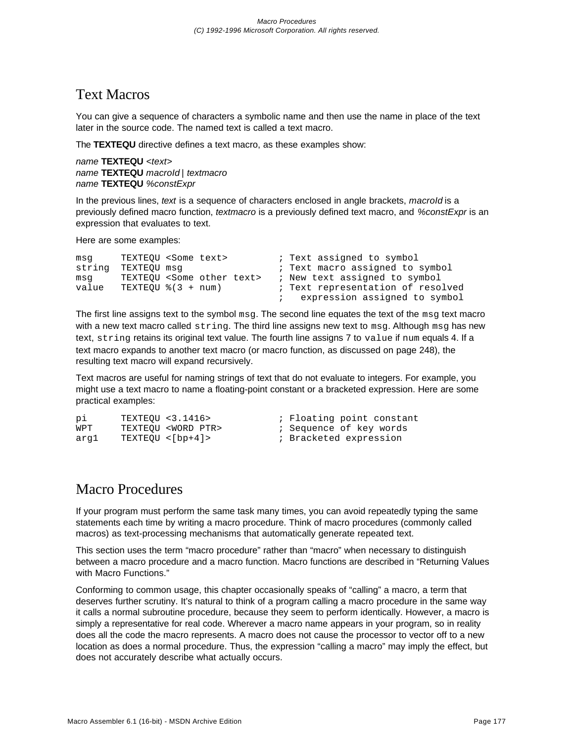## Text Macros

You can give a sequence of characters a symbolic name and then use the name in place of the text later in the source code. The named text is called a text macro.

The **TEXTEQU** directive defines a text macro, as these examples show:

*name* **TEXTEQU** <*text*>
*name* **TEXTEQU** *macroId* | *textmacro*
*name* **TEXTEQU** *%constExpr*

In the previous lines, *text* is a sequence of characters enclosed in angle brackets, *macroId* is a previously defined macro function, *textmacro* is a previously defined text macro, and *%constExpr* is an expression that evaluates to text.

Here are some examples:

```
msg     TEXTEQU <Some text>          ; Text assigned to symbol
string  TEXTEQU msg                  ; Text macro assigned to symbol
msg     TEXTEQU <Some other text>    ; New text assigned to symbol
value   TEXTEQU %(3 + num)           ; Text representation of resolved
                                     ;   expression assigned to symbol
```

The first line assigns text to the symbol `msg`. The second line equates the text of the `msg` text macro with a new text macro called `string`. The third line assigns new text to `msg`. Although `msg` has new text, `string` retains its original text value. The fourth line assigns 7 to `value` if `num` equals 4. If a text macro expands to another text macro (or macro function, as discussed on page 248), the resulting text macro will expand recursively.

Text macros are useful for naming strings of text that do not evaluate to integers. For example, you might use a text macro to name a floating-point constant or a bracketed expression. Here are some practical examples:

```
pi      TEXTEQU <3.1416>             ; Floating point constant
WPT     TEXTEQU <WORD PTR>           ; Sequence of key words
arg1    TEXTEQU <[bp+4]>             ; Bracketed expression
```

## Macro Procedures

If your program must perform the same task many times, you can avoid repeatedly typing the same statements each time by writing a macro procedure. Think of macro procedures (commonly called macros) as text-processing mechanisms that automatically generate repeated text.

This section uses the term "macro procedure" rather than "macro" when necessary to distinguish between a macro procedure and a macro function. Macro functions are described in "Returning Values with Macro Functions."

Conforming to common usage, this chapter occasionally speaks of "calling" a macro, a term that deserves further scrutiny. It's natural to think of a program calling a macro procedure in the same way it calls a normal subroutine procedure, because they seem to perform identically. However, a macro is simply a representative for real code. Wherever a macro name appears in your program, so in reality does all the code the macro represents. A macro does not cause the processor to vector off to a new location as does a normal procedure. Thus, the expression "calling a macro" may imply the effect, but does not accurately describe what actually occurs.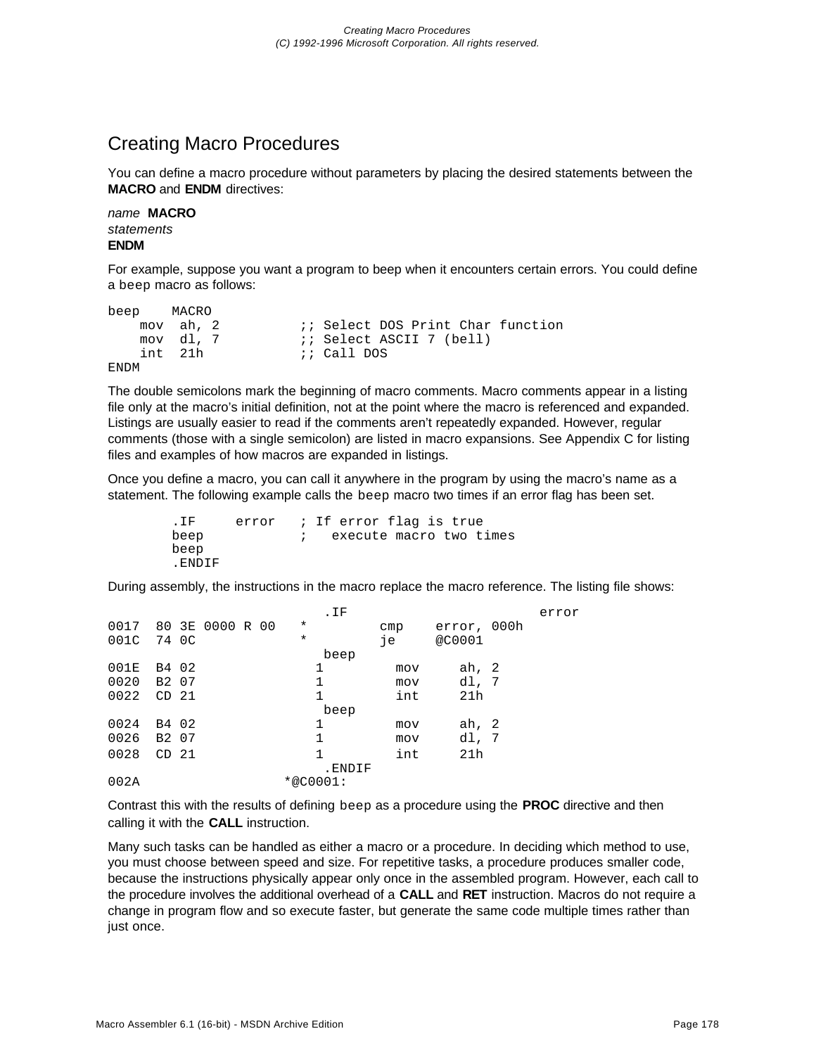# Creating Macro Procedures

You can define a macro procedure without parameters by placing the desired statements between the **MACRO** and **ENDM** directives:

*name* **MACRO**
*statements*
**ENDM**

For example, suppose you want a program to beep when it encounters certain errors. You could define a `beep` macro as follows:

```
beep    MACRO
    mov  ah, 2          ;; Select DOS Print Char function
    mov  dl, 7          ;; Select ASCII 7 (bell)
    int  21h            ;; Call DOS
ENDM
```

The double semicolons mark the beginning of macro comments. Macro comments appear in a listing file only at the macro's initial definition, not at the point where the macro is referenced and expanded. Listings are usually easier to read if the comments aren't repeatedly expanded. However, regular comments (those with a single semicolon) are listed in macro expansions. See Appendix C for listing files and examples of how macros are expanded in listings.

Once you define a macro, you can call it anywhere in the program by using the macro's name as a statement. The following example calls the `beep` macro two times if an error flag has been set.

```
        .IF     error   ; If error flag is true
        beep            ;   execute macro two times
        beep
        .ENDIF
```

During assembly, the instructions in the macro replace the macro reference. The listing file shows:

```
                           .IF                         error
0017  80 3E 0000 R 00   *        cmp    error, 000h
001C  74 0C             *        je     @C0001
                           beep
001E  B4 02               1        mov     ah, 2
0020  B2 07               1        mov     dl, 7
0022  CD 21               1        int     21h
                           beep
0024  B4 02               1        mov     ah, 2
0026  B2 07               1        mov     dl, 7
0028  CD 21               1        int     21h
                           .ENDIF
002A                   *@C0001:
```

Contrast this with the results of defining `beep` as a procedure using the **PROC** directive and then calling it with the **CALL** instruction.

Many such tasks can be handled as either a macro or a procedure. In deciding which method to use, you must choose between speed and size. For repetitive tasks, a procedure produces smaller code, because the instructions physically appear only once in the assembled program. However, each call to the procedure involves the additional overhead of a **CALL** and **RET** instruction. Macros do not require a change in program flow and so execute faster, but generate the same code multiple times rather than just once.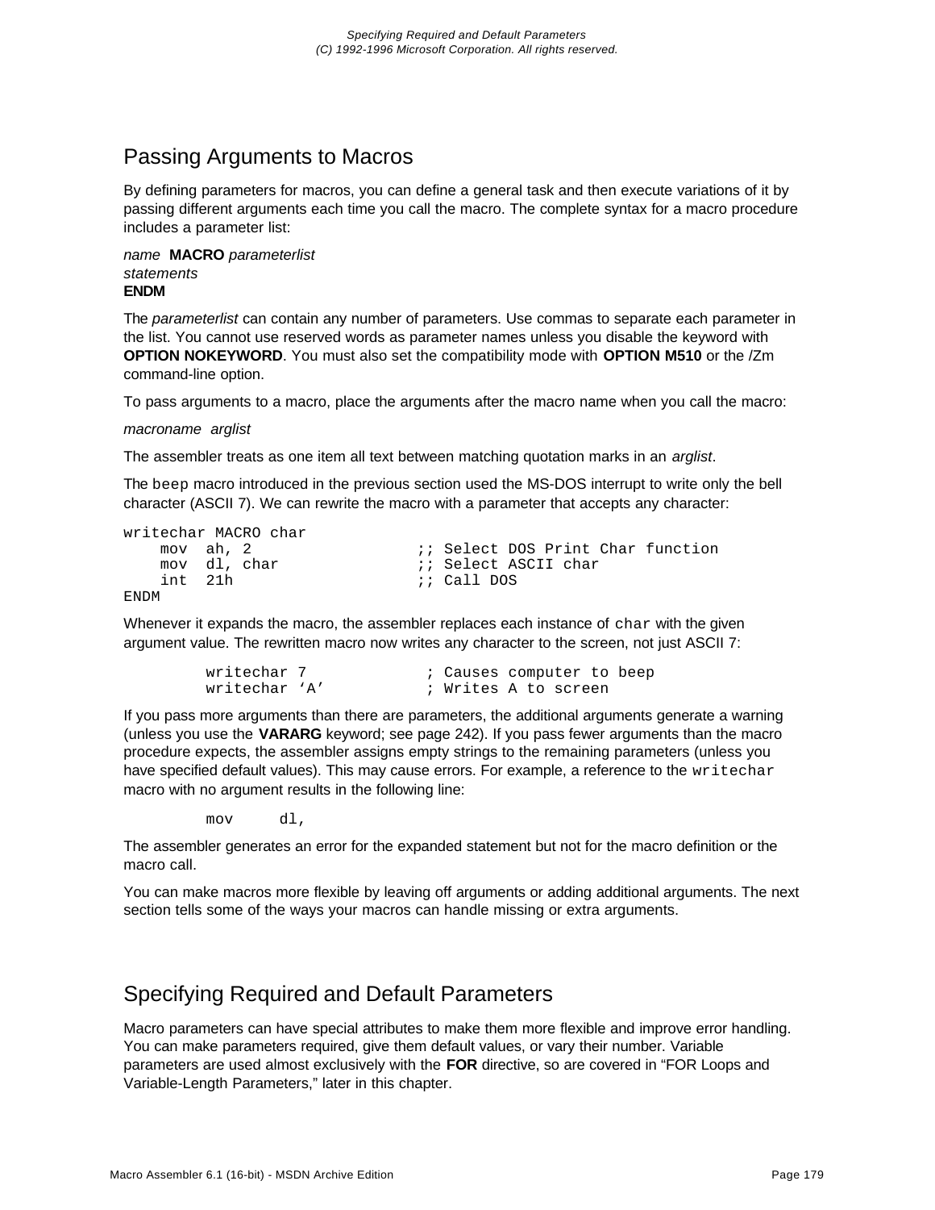## Passing Arguments to Macros

By defining parameters for macros, you can define a general task and then execute variations of it by passing different arguments each time you call the macro. The complete syntax for a macro procedure includes a parameter list:

*name* **MACRO** *parameterlist*
*statements*
**ENDM**

The *parameterlist* can contain any number of parameters. Use commas to separate each parameter in the list. You cannot use reserved words as parameter names unless you disable the keyword with **OPTION NOKEYWORD**. You must also set the compatibility mode with **OPTION M510** or the /Zm command-line option.

To pass arguments to a macro, place the arguments after the macro name when you call the macro:

*macroname arglist*

The assembler treats as one item all text between matching quotation marks in an *arglist*.

The `beep` macro introduced in the previous section used the MS-DOS interrupt to write only the bell character (ASCII 7). We can rewrite the macro with a parameter that accepts any character:

```
writechar MACRO char
    mov  ah, 2                 ;; Select DOS Print Char function
    mov  dl, char              ;; Select ASCII char
    int  21h                   ;; Call DOS
ENDM
```

Whenever it expands the macro, the assembler replaces each instance of `char` with the given argument value. The rewritten macro now writes any character to the screen, not just ASCII 7:

```
        writechar 7             ; Causes computer to beep
        writechar 'A'           ; Writes A to screen
```

If you pass more arguments than there are parameters, the additional arguments generate a warning (unless you use the **VARARG** keyword; see page 242). If you pass fewer arguments than the macro procedure expects, the assembler assigns empty strings to the remaining parameters (unless you have specified default values). This may cause errors. For example, a reference to the `writechar` macro with no argument results in the following line:

```
        mov     dl,
```

The assembler generates an error for the expanded statement but not for the macro definition or the macro call.

You can make macros more flexible by leaving off arguments or adding additional arguments. The next section tells some of the ways your macros can handle missing or extra arguments.

## Specifying Required and Default Parameters

Macro parameters can have special attributes to make them more flexible and improve error handling. You can make parameters required, give them default values, or vary their number. Variable parameters are used almost exclusively with the **FOR** directive, so are covered in "FOR Loops and Variable-Length Parameters," later in this chapter.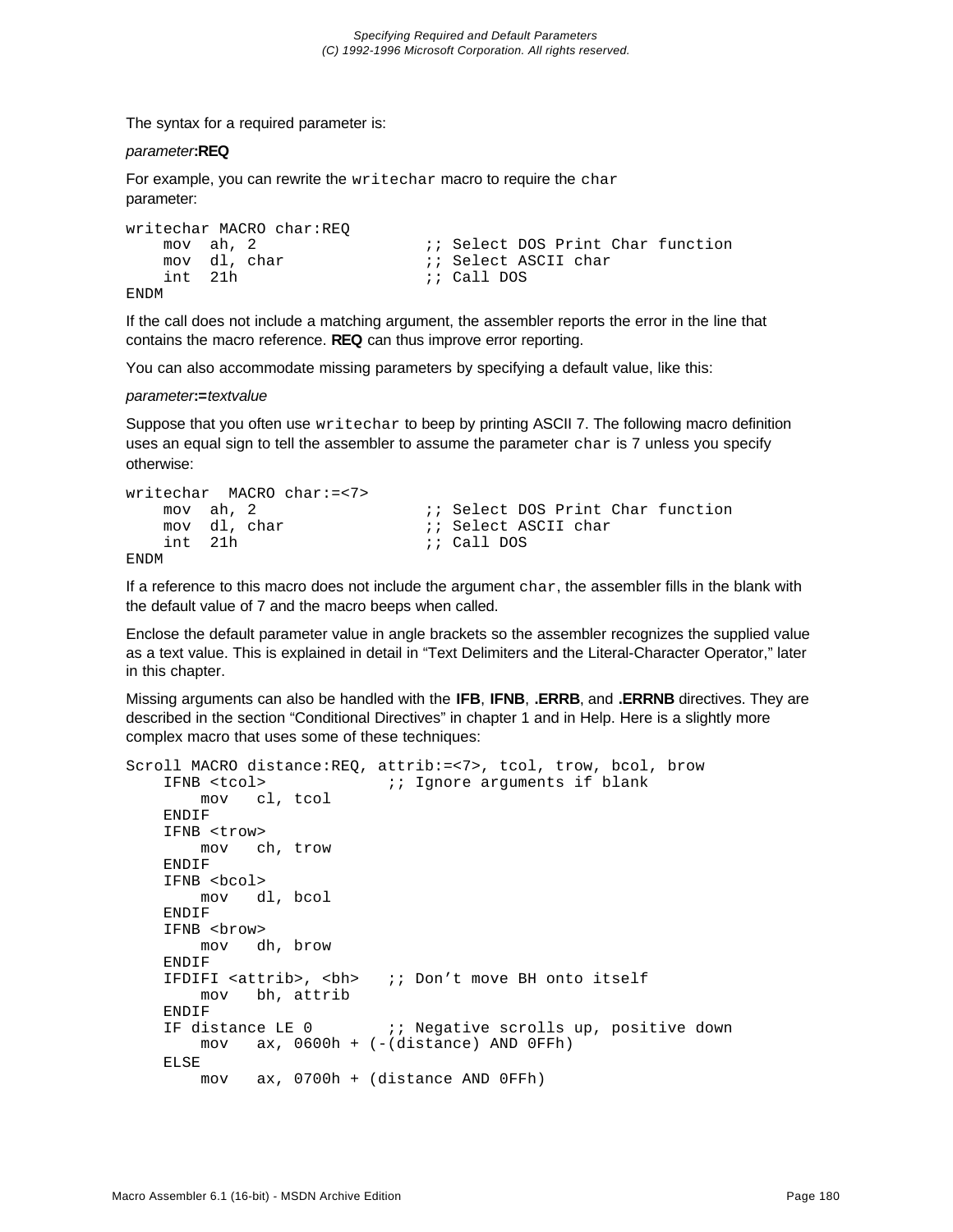The syntax for a required parameter is:

*parameter***:REQ**

For example, you can rewrite the `writechar` macro to require the `char` parameter:

```
writechar MACRO char:REQ
    mov  ah, 2                ;; Select DOS Print Char function
    mov  dl, char             ;; Select ASCII char
    int  21h                  ;; Call DOS
ENDM
```

If the call does not include a matching argument, the assembler reports the error in the line that contains the macro reference. **REQ** can thus improve error reporting.

You can also accommodate missing parameters by specifying a default value, like this:

*parameter***:=***textvalue*

Suppose that you often use `writechar` to beep by printing ASCII 7. The following macro definition uses an equal sign to tell the assembler to assume the parameter `char` is 7 unless you specify otherwise:

```
writechar  MACRO char:=<7>
    mov  ah, 2                ;; Select DOS Print Char function
    mov  dl, char             ;; Select ASCII char
    int  21h                  ;; Call DOS
ENDM
```

If a reference to this macro does not include the argument `char`, the assembler fills in the blank with the default value of 7 and the macro beeps when called.

Enclose the default parameter value in angle brackets so the assembler recognizes the supplied value as a text value. This is explained in detail in "Text Delimiters and the Literal-Character Operator," later in this chapter.

Missing arguments can also be handled with the **IFB**, **IFNB**, **.ERRB**, and **.ERRNB** directives. They are described in the section "Conditional Directives" in chapter 1 and in Help. Here is a slightly more complex macro that uses some of these techniques:

```
Scroll MACRO distance:REQ, attrib:=<7>, tcol, trow, bcol, brow
    IFNB <tcol>           ;; Ignore arguments if blank
        mov   cl, tcol
    ENDIF
    IFNB <trow>
        mov   ch, trow
    ENDIF
    IFNB <bcol>
        mov   dl, bcol
    ENDIF
    IFNB <brow>
        mov   dh, brow
    ENDIF
    IFDIFI <attrib>, <bh>   ;; Don't move BH onto itself
        mov   bh, attrib
    ENDIF
    IF distance LE 0        ;; Negative scrolls up, positive down
        mov   ax, 0600h + (-(distance) AND 0FFh)
    ELSE
        mov   ax, 0700h + (distance AND 0FFh)
```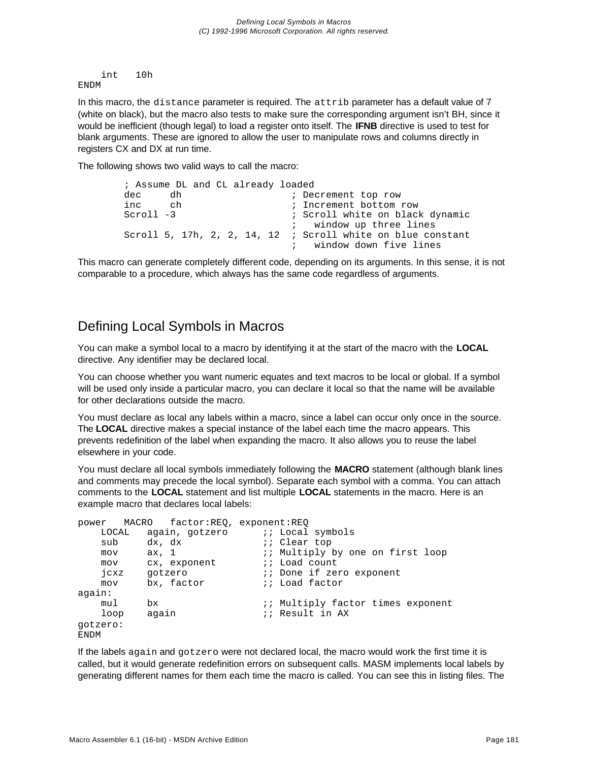```
    int   10h
ENDM
```

In this macro, the `distance` parameter is required. The `attrib` parameter has a default value of 7 (white on black), but the macro also tests to make sure the corresponding argument isn't BH, since it would be inefficient (though legal) to load a register onto itself. The **IFNB** directive is used to test for blank arguments. These are ignored to allow the user to manipulate rows and columns directly in registers CX and DX at run time.

The following shows two valid ways to call the macro:

```
        ; Assume DL and CL already loaded
        dec     dh                  ; Decrement top row
        inc     ch                  ; Increment bottom row
        Scroll -3                   ; Scroll white on black dynamic
                                    ;   window up three lines
        Scroll 5, 17h, 2, 2, 14, 12  ; Scroll white on blue constant
                                    ;   window down five lines
```

This macro can generate completely different code, depending on its arguments. In this sense, it is not comparable to a procedure, which always has the same code regardless of arguments.

## Defining Local Symbols in Macros

You can make a symbol local to a macro by identifying it at the start of the macro with the **LOCAL** directive. Any identifier may be declared local.

You can choose whether you want numeric equates and text macros to be local or global. If a symbol will be used only inside a particular macro, you can declare it local so that the name will be available for other declarations outside the macro.

You must declare as local any labels within a macro, since a label can occur only once in the source. The **LOCAL** directive makes a special instance of the label each time the macro appears. This prevents redefinition of the label when expanding the macro. It also allows you to reuse the label elsewhere in your code.

You must declare all local symbols immediately following the **MACRO** statement (although blank lines and comments may precede the local symbol). Separate each symbol with a comma. You can attach comments to the **LOCAL** statement and list multiple **LOCAL** statements in the macro. Here is an example macro that declares local labels:

```
power   MACRO   factor:REQ, exponent:REQ
    LOCAL   again, gotzero      ;; Local symbols
    sub     dx, dx              ;; Clear top
    mov     ax, 1               ;; Multiply by one on first loop
    mov     cx, exponent        ;; Load count
    jcxz    gotzero             ;; Done if zero exponent
    mov     bx, factor          ;; Load factor
again:
    mul     bx                  ;; Multiply factor times exponent
    loop    again               ;; Result in AX
gotzero:
ENDM
```

If the labels `again` and `gotzero` were not declared local, the macro would work the first time it is called, but it would generate redefinition errors on subsequent calls. MASM implements local labels by generating different names for them each time the macro is called. You can see this in listing files. The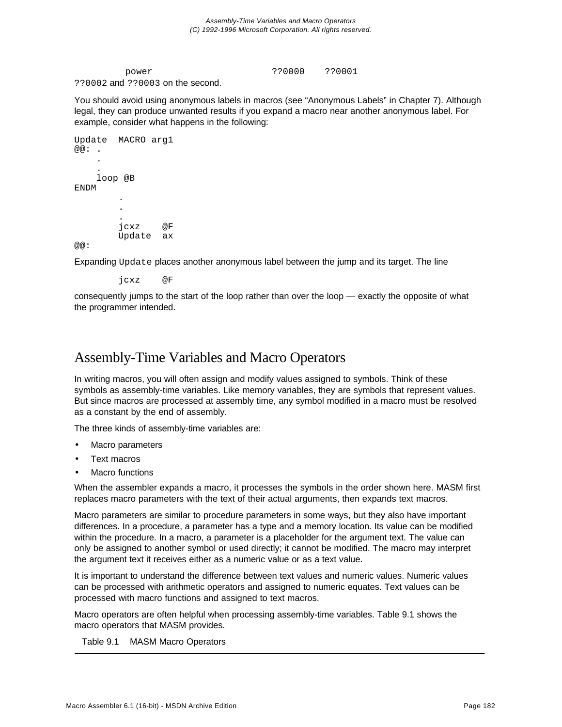power ??0000 ??0001

??0002 and ??0003 on the second.

You should avoid using anonymous labels in macros (see “Anonymous Labels” in Chapter 7). Although legal, they can produce unwanted results if you expand a macro near another anonymous label. For example, consider what happens in the following:

```
Update  MACRO arg1
@@: .
    .
    .
    loop @B
ENDM
        .
        .
        .
        jcxz    @F
        Update  ax
@@:
```

Expanding `Update` places another anonymous label between the jump and its target. The line

```
        jcxz    @F
```

consequently jumps to the start of the loop rather than over the loop — exactly the opposite of what the programmer intended.

# Assembly-Time Variables and Macro Operators

In writing macros, you will often assign and modify values assigned to symbols. Think of these symbols as assembly-time variables. Like memory variables, they are symbols that represent values. But since macros are processed at assembly time, any symbol modified in a macro must be resolved as a constant by the end of assembly.

The three kinds of assembly-time variables are:

- Macro parameters
- Text macros
- Macro functions

When the assembler expands a macro, it processes the symbols in the order shown here. MASM first replaces macro parameters with the text of their actual arguments, then expands text macros.

Macro parameters are similar to procedure parameters in some ways, but they also have important differences. In a procedure, a parameter has a type and a memory location. Its value can be modified within the procedure. In a macro, a parameter is a placeholder for the argument text. The value can only be assigned to another symbol or used directly; it cannot be modified. The macro may interpret the argument text it receives either as a numeric value or as a text value.

It is important to understand the difference between text values and numeric values. Numeric values can be processed with arithmetic operators and assigned to numeric equates. Text values can be processed with macro functions and assigned to text macros.

Macro operators are often helpful when processing assembly-time variables. Table 9.1 shows the macro operators that MASM provides.

Table 9.1 MASM Macro Operators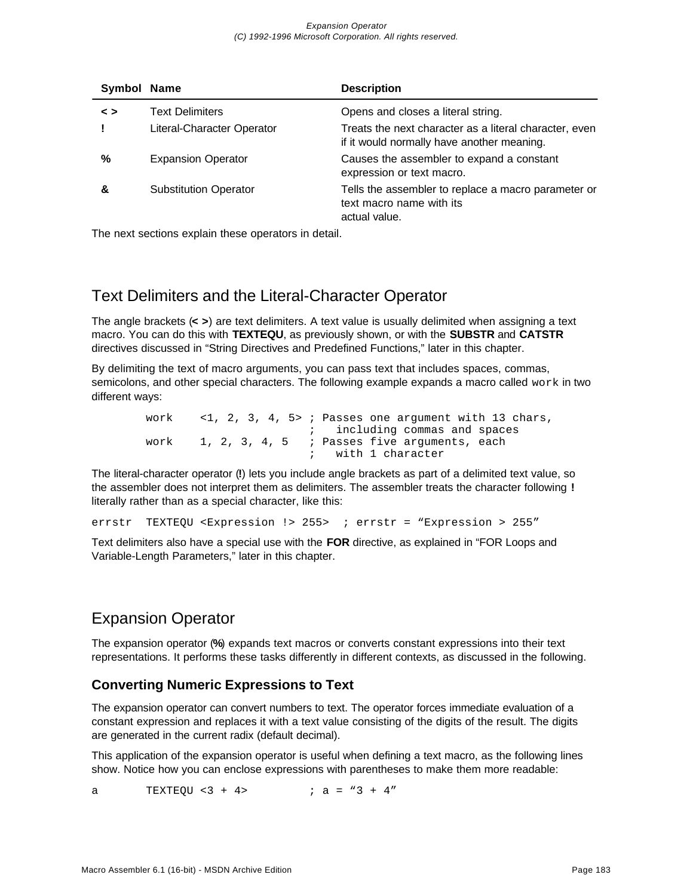| Symbol | Name | Description |
| --- | --- | --- |
| **< >** | Text Delimiters | Opens and closes a literal string. |
| **!** | Literal-Character Operator | Treats the next character as a literal character, even if it would normally have another meaning. |
| **%** | Expansion Operator | Causes the assembler to expand a constant expression or text macro. |
| **&** | Substitution Operator | Tells the assembler to replace a macro parameter or text macro name with its actual value. |

The next sections explain these operators in detail.

## Text Delimiters and the Literal-Character Operator

The angle brackets (**< >**) are text delimiters. A text value is usually delimited when assigning a text macro. You can do this with **TEXTEQU**, as previously shown, or with the **SUBSTR** and **CATSTR** directives discussed in "String Directives and Predefined Functions," later in this chapter.

By delimiting the text of macro arguments, you can pass text that includes spaces, commas, semicolons, and other special characters. The following example expands a macro called `work` in two different ways:

```
        work    <1, 2, 3, 4, 5> ; Passes one argument with 13 chars,
                                ;   including commas and spaces
        work    1, 2, 3, 4, 5   ; Passes five arguments, each
                                ;   with 1 character
```

The literal-character operator (**!**) lets you include angle brackets as part of a delimited text value, so the assembler does not interpret them as delimiters. The assembler treats the character following **!** literally rather than as a special character, like this:

```
errstr  TEXTEQU <Expression !> 255>  ; errstr = "Expression > 255"
```

Text delimiters also have a special use with the **FOR** directive, as explained in "FOR Loops and Variable-Length Parameters," later in this chapter.

## Expansion Operator

The expansion operator (**%**) expands text macros or converts constant expressions into their text representations. It performs these tasks differently in different contexts, as discussed in the following.

### Converting Numeric Expressions to Text

The expansion operator can convert numbers to text. The operator forces immediate evaluation of a constant expression and replaces it with a text value consisting of the digits of the result. The digits are generated in the current radix (default decimal).

This application of the expansion operator is useful when defining a text macro, as the following lines show. Notice how you can enclose expressions with parentheses to make them more readable:

```
a       TEXTEQU <3 + 4>         ; a = "3 + 4"
```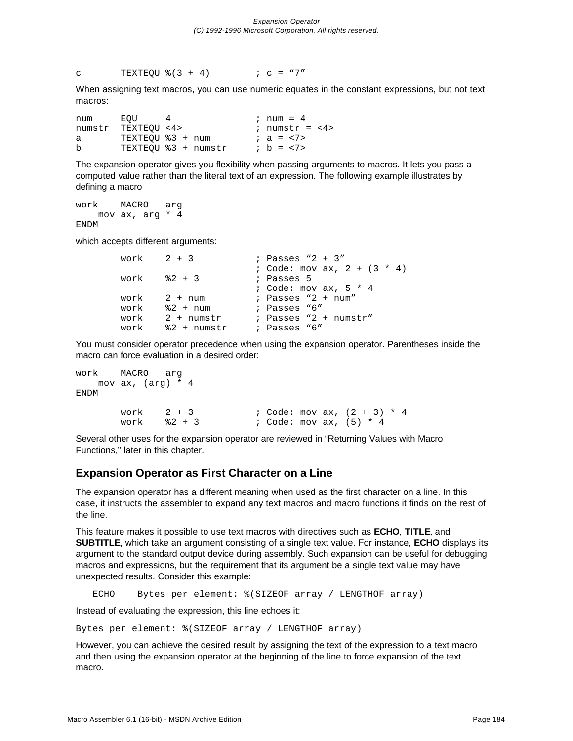```
c       TEXTEQU %(3 + 4)        ; c = "7"
```

When assigning text macros, you can use numeric equates in the constant expressions, but not text macros:

```
num     EQU     4               ; num = 4
numstr  TEXTEQU <4>             ; numstr = <4>
a       TEXTEQU %3 + num        ; a = <7>
b       TEXTEQU %3 + numstr     ; b = <7>
```

The expansion operator gives you flexibility when passing arguments to macros. It lets you pass a computed value rather than the literal text of an expression. The following example illustrates by defining a macro

```
work    MACRO   arg
    mov ax, arg * 4
ENDM
```

which accepts different arguments:

```
        work    2 + 3           ; Passes "2 + 3"
                                ; Code: mov ax, 2 + (3 * 4)
        work    %2 + 3          ; Passes 5
                                ; Code: mov ax, 5 * 4
        work    2 + num         ; Passes "2 + num"
        work    %2 + num        ; Passes "6"
        work    2 + numstr      ; Passes "2 + numstr"
        work    %2 + numstr     ; Passes "6"
```

You must consider operator precedence when using the expansion operator. Parentheses inside the macro can force evaluation in a desired order:

```
work    MACRO   arg
    mov ax, (arg) * 4
ENDM

        work    2 + 3           ; Code: mov ax, (2 + 3) * 4
        work    %2 + 3          ; Code: mov ax, (5) * 4
```

Several other uses for the expansion operator are reviewed in "Returning Values with Macro Functions," later in this chapter.

## Expansion Operator as First Character on a Line

The expansion operator has a different meaning when used as the first character on a line. In this case, it instructs the assembler to expand any text macros and macro functions it finds on the rest of the line.

This feature makes it possible to use text macros with directives such as **ECHO**, **TITLE**, and **SUBTITLE**, which take an argument consisting of a single text value. For instance, **ECHO** displays its argument to the standard output device during assembly. Such expansion can be useful for debugging macros and expressions, but the requirement that its argument be a single text value may have unexpected results. Consider this example:

```
   ECHO     Bytes per element: %(SIZEOF array / LENGTHOF array)
```

Instead of evaluating the expression, this line echoes it:

```
Bytes per element: %(SIZEOF array / LENGTHOF array)
```

However, you can achieve the desired result by assigning the text of the expression to a text macro and then using the expansion operator at the beginning of the line to force expansion of the text macro.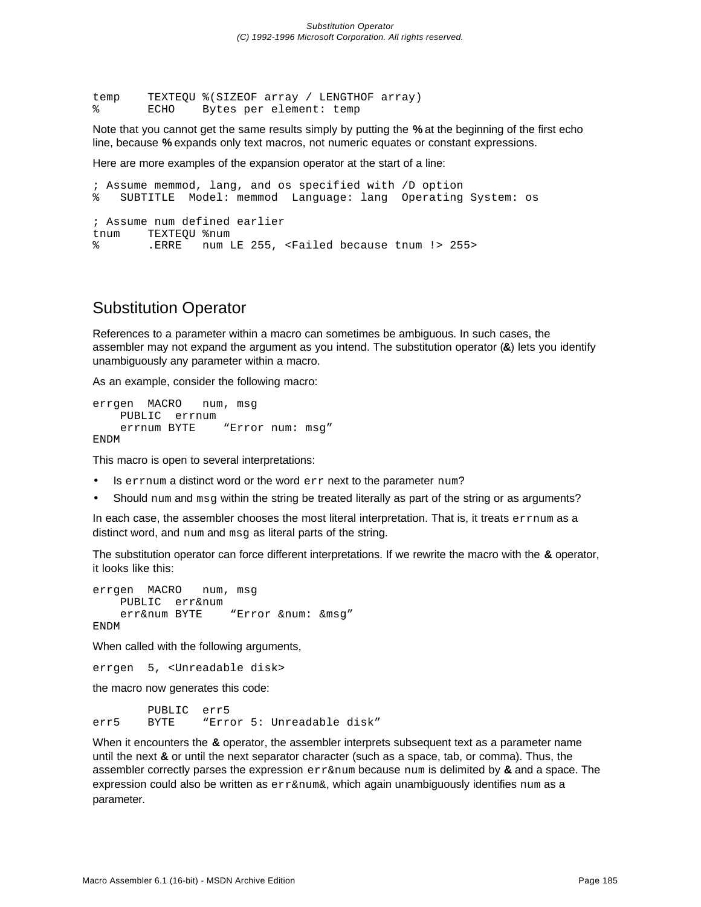```
temp    TEXTEQU %(SIZEOF array / LENGTHOF array)
%       ECHO    Bytes per element: temp
```

Note that you cannot get the same results simply by putting the **%** at the beginning of the first echo line, because **%** expands only text macros, not numeric equates or constant expressions.

Here are more examples of the expansion operator at the start of a line:

```
; Assume memmod, lang, and os specified with /D option
%   SUBTITLE  Model: memmod  Language: lang  Operating System: os

; Assume num defined earlier
tnum    TEXTEQU %num
%       .ERRE   num LE 255, <Failed because tnum !> 255>
```

## Substitution Operator

References to a parameter within a macro can sometimes be ambiguous. In such cases, the assembler may not expand the argument as you intend. The substitution operator (**&**) lets you identify unambiguously any parameter within a macro.

As an example, consider the following macro:

```
errgen  MACRO   num, msg
    PUBLIC  errnum
    errnum BYTE    "Error num: msg"
ENDM
```

This macro is open to several interpretations:

- Is `errnum` a distinct word or the word `err` next to the parameter `num`?
- Should `num` and `msg` within the string be treated literally as part of the string or as arguments?

In each case, the assembler chooses the most literal interpretation. That is, it treats `errnum` as a distinct word, and `num` and `msg` as literal parts of the string.

The substitution operator can force different interpretations. If we rewrite the macro with the **&** operator, it looks like this:

```
errgen  MACRO   num, msg
    PUBLIC  err&num
    err&num BYTE    "Error &num: &msg"
ENDM
```

When called with the following arguments,

```
errgen  5, <Unreadable disk>
```

the macro now generates this code:

```
        PUBLIC  err5
err5    BYTE    "Error 5: Unreadable disk"
```

When it encounters the **&** operator, the assembler interprets subsequent text as a parameter name until the next **&** or until the next separator character (such as a space, tab, or comma). Thus, the assembler correctly parses the expression `err&num` because `num` is delimited by **&** and a space. The expression could also be written as `err&num&`, which again unambiguously identifies `num` as a parameter.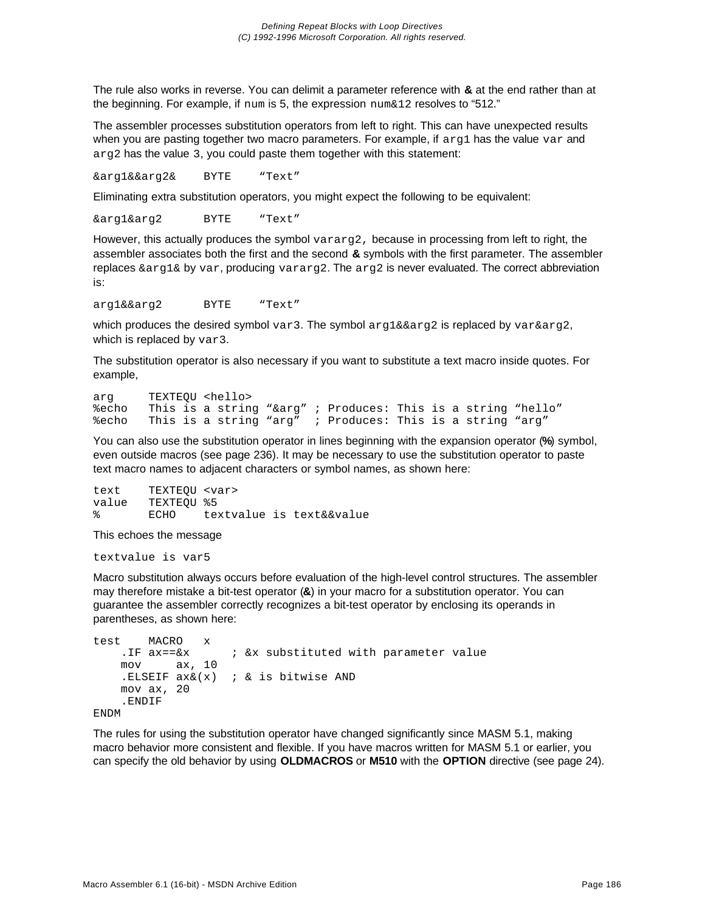The rule also works in reverse. You can delimit a parameter reference with **&** at the end rather than at the beginning. For example, if `num` is 5, the expression `num&12` resolves to "512."

The assembler processes substitution operators from left to right. This can have unexpected results when you are pasting together two macro parameters. For example, if `arg1` has the value `var` and `arg2` has the value `3`, you could paste them together with this statement:

```
&arg1&&arg2&    BYTE    "Text"
```

Eliminating extra substitution operators, you might expect the following to be equivalent:

```
&arg1&arg2      BYTE    "Text"
```

However, this actually produces the symbol `vararg2`, because in processing from left to right, the assembler associates both the first and the second **&** symbols with the first parameter. The assembler replaces `&arg1&` by `var`, producing `vararg2`. The `arg2` is never evaluated. The correct abbreviation is:

```
arg1&&arg2      BYTE    "Text"
```

which produces the desired symbol `var3`. The symbol `arg1&&arg2` is replaced by `var&arg2`, which is replaced by `var3`.

The substitution operator is also necessary if you want to substitute a text macro inside quotes. For example,

```
arg     TEXTEQU <hello>
%echo   This is a string "&arg" ; Produces: This is a string "hello"
%echo   This is a string "arg"  ; Produces: This is a string "arg"
```

You can also use the substitution operator in lines beginning with the expansion operator (**%**) symbol, even outside macros (see page 236). It may be necessary to use the substitution operator to paste text macro names to adjacent characters or symbol names, as shown here:

```
text    TEXTEQU <var>
value   TEXTEQU %5
%       ECHO    textvalue is text&&value
```

This echoes the message

```
textvalue is var5
```

Macro substitution always occurs before evaluation of the high-level control structures. The assembler may therefore mistake a bit-test operator (**&**) in your macro for a substitution operator. You can guarantee the assembler correctly recognizes a bit-test operator by enclosing its operands in parentheses, as shown here:

```
test    MACRO   x
    .IF ax==&x      ; &x substituted with parameter value
    mov     ax, 10
    .ELSEIF ax&(x)  ; & is bitwise AND
    mov ax, 20
    .ENDIF
ENDM
```

The rules for using the substitution operator have changed significantly since MASM 5.1, making macro behavior more consistent and flexible. If you have macros written for MASM 5.1 or earlier, you can specify the old behavior by using **OLDMACROS** or **M510** with the **OPTION** directive (see page 24).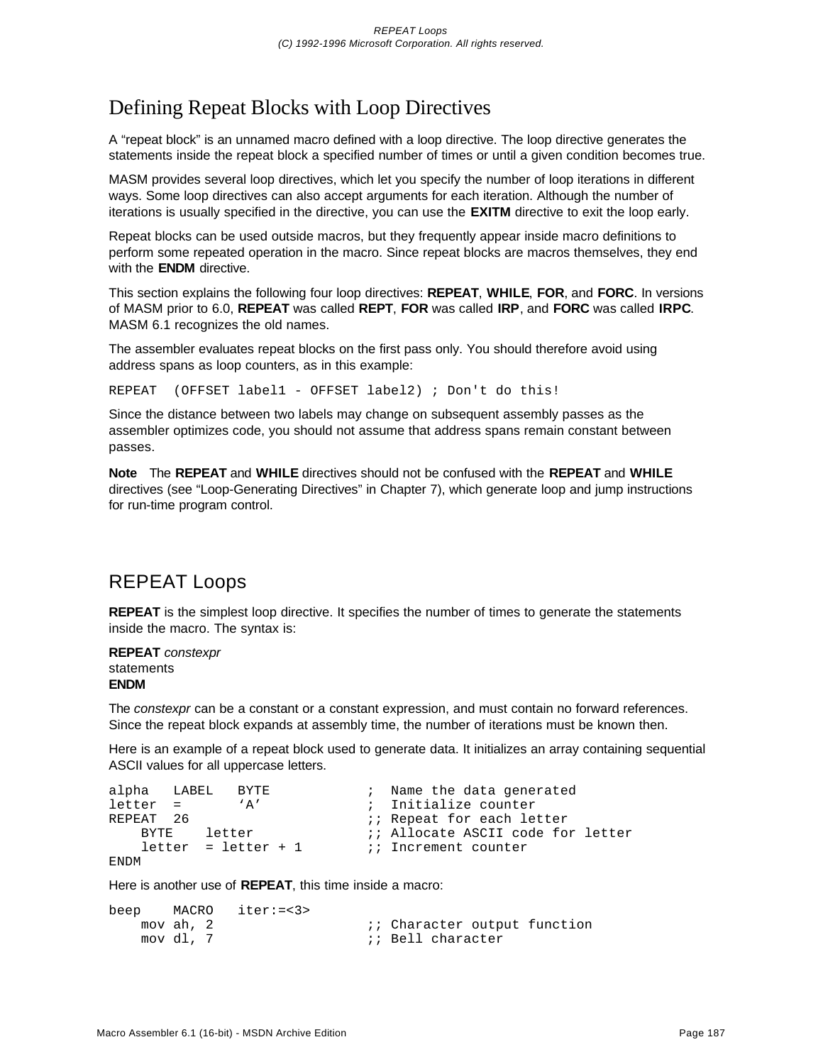# Defining Repeat Blocks with Loop Directives

A “repeat block” is an unnamed macro defined with a loop directive. The loop directive generates the statements inside the repeat block a specified number of times or until a given condition becomes true.

MASM provides several loop directives, which let you specify the number of loop iterations in different ways. Some loop directives can also accept arguments for each iteration. Although the number of iterations is usually specified in the directive, you can use the **EXITM** directive to exit the loop early.

Repeat blocks can be used outside macros, but they frequently appear inside macro definitions to perform some repeated operation in the macro. Since repeat blocks are macros themselves, they end with the **ENDM** directive.

This section explains the following four loop directives: **REPEAT**, **WHILE**, **FOR**, and **FORC**. In versions of MASM prior to 6.0, **REPEAT** was called **REPT**, **FOR** was called **IRP**, and **FORC** was called **IRPC**. MASM 6.1 recognizes the old names.

The assembler evaluates repeat blocks on the first pass only. You should therefore avoid using address spans as loop counters, as in this example:

```
REPEAT  (OFFSET label1 - OFFSET label2) ; Don't do this!
```

Since the distance between two labels may change on subsequent assembly passes as the assembler optimizes code, you should not assume that address spans remain constant between passes.

**Note**   The **REPEAT** and **WHILE** directives should not be confused with the **REPEAT** and **WHILE** directives (see “Loop-Generating Directives” in Chapter 7), which generate loop and jump instructions for run-time program control.

## REPEAT Loops

**REPEAT** is the simplest loop directive. It specifies the number of times to generate the statements inside the macro. The syntax is:

**REPEAT** *constexpr*  
statements  
**ENDM**

The *constexpr* can be a constant or a constant expression, and must contain no forward references. Since the repeat block expands at assembly time, the number of iterations must be known then.

Here is an example of a repeat block used to generate data. It initializes an array containing sequential ASCII values for all uppercase letters.

```
alpha   LABEL   BYTE            ;  Name the data generated
letter  =       ‘A’             ;  Initialize counter
REPEAT  26                      ;; Repeat for each letter
    BYTE    letter              ;; Allocate ASCII code for letter
    letter  = letter + 1        ;; Increment counter
ENDM
```

Here is another use of **REPEAT**, this time inside a macro:

```
beep    MACRO   iter:=<3>
    mov ah, 2                   ;; Character output function
    mov dl, 7                   ;; Bell character
```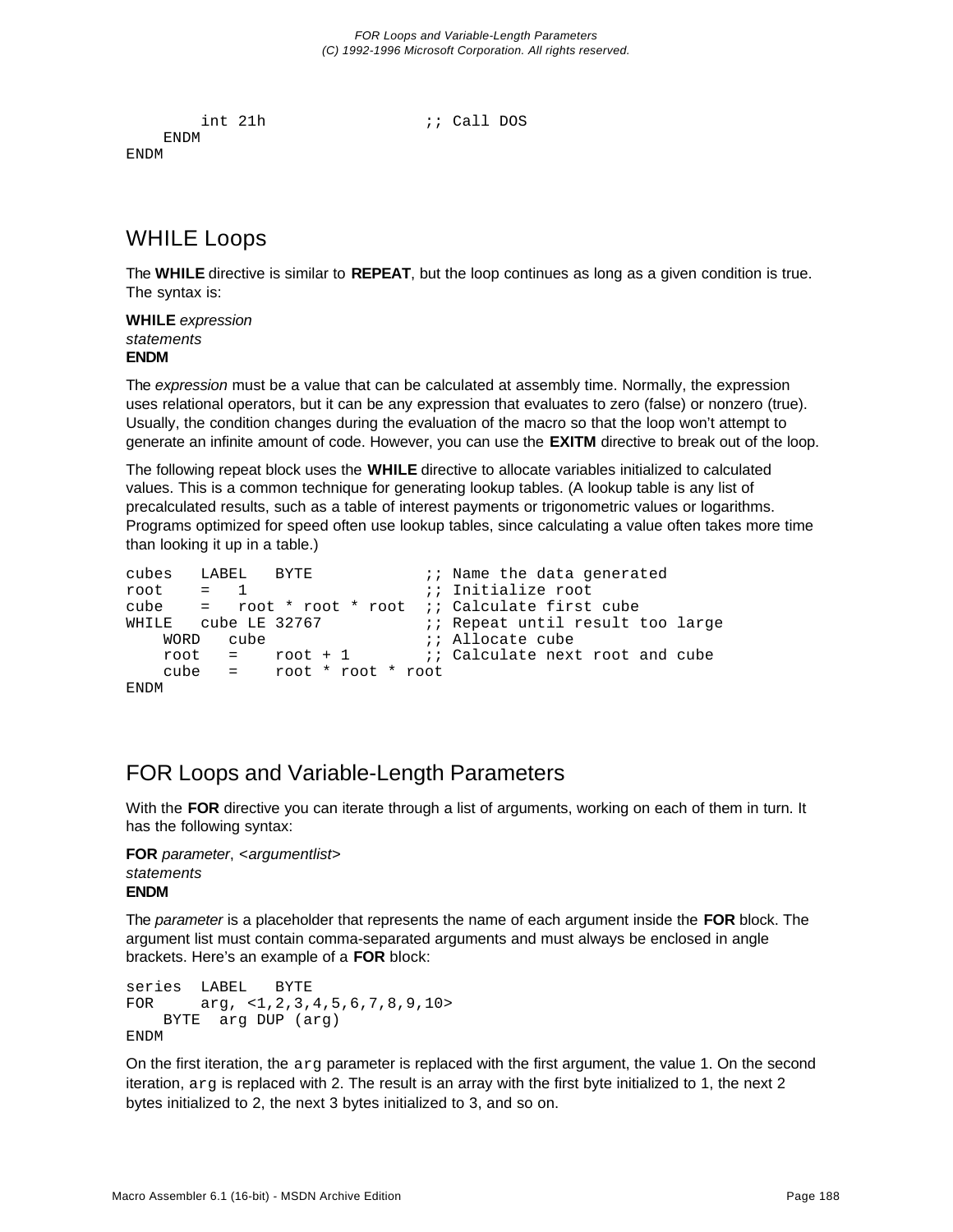```
        int 21h                 ;; Call DOS
    ENDM
ENDM
```

## WHILE Loops

The **WHILE** directive is similar to **REPEAT**, but the loop continues as long as a given condition is true. The syntax is:

**WHILE** *expression*
*statements*
**ENDM**

The *expression* must be a value that can be calculated at assembly time. Normally, the expression uses relational operators, but it can be any expression that evaluates to zero (false) or nonzero (true). Usually, the condition changes during the evaluation of the macro so that the loop won't attempt to generate an infinite amount of code. However, you can use the **EXITM** directive to break out of the loop.

The following repeat block uses the **WHILE** directive to allocate variables initialized to calculated values. This is a common technique for generating lookup tables. (A lookup table is any list of precalculated results, such as a table of interest payments or trigonometric values or logarithms. Programs optimized for speed often use lookup tables, since calculating a value often takes more time than looking it up in a table.)

```
cubes   LABEL   BYTE            ;; Name the data generated
root    =   1                   ;; Initialize root
cube    =   root * root * root  ;; Calculate first cube
WHILE   cube LE 32767           ;; Repeat until result too large
    WORD   cube                 ;; Allocate cube
    root   =    root + 1        ;; Calculate next root and cube
    cube   =    root * root * root
ENDM
```

## FOR Loops and Variable-Length Parameters

With the **FOR** directive you can iterate through a list of arguments, working on each of them in turn. It has the following syntax:

**FOR** *parameter*, <*argumentlist*>
*statements*
**ENDM**

The *parameter* is a placeholder that represents the name of each argument inside the **FOR** block. The argument list must contain comma-separated arguments and must always be enclosed in angle brackets. Here's an example of a **FOR** block:

```
series  LABEL   BYTE
FOR     arg, <1,2,3,4,5,6,7,8,9,10>
    BYTE  arg DUP (arg)
ENDM
```

On the first iteration, the `arg` parameter is replaced with the first argument, the value 1. On the second iteration, `arg` is replaced with 2. The result is an array with the first byte initialized to 1, the next 2 bytes initialized to 2, the next 3 bytes initialized to 3, and so on.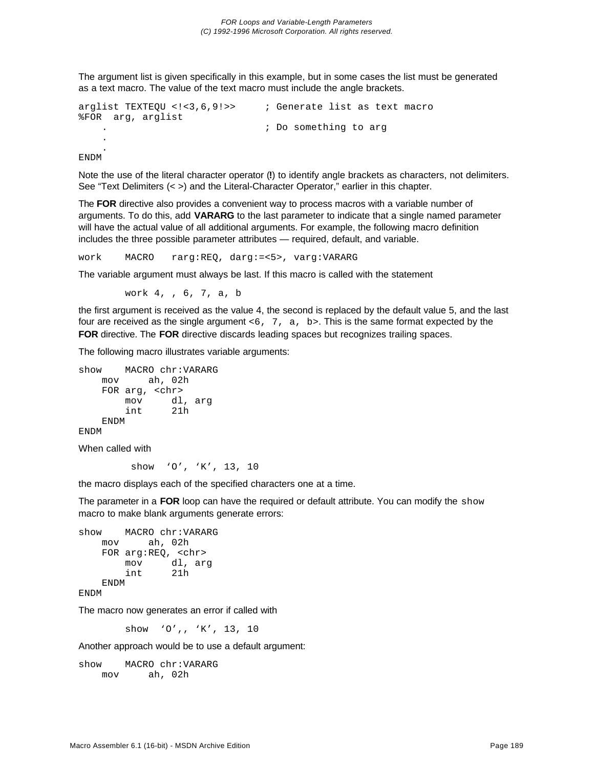The argument list is given specifically in this example, but in some cases the list must be generated as a text macro. The value of the text macro must include the angle brackets.

```
arglist TEXTEQU <!<3,6,9!>>     ; Generate list as text macro
%FOR  arg, arglist
    .                           ; Do something to arg
    .
    .
ENDM
```

Note the use of the literal character operator (**!**) to identify angle brackets as characters, not delimiters. See “Text Delimiters (< >) and the Literal-Character Operator,” earlier in this chapter.

The **FOR** directive also provides a convenient way to process macros with a variable number of arguments. To do this, add **VARARG** to the last parameter to indicate that a single named parameter will have the actual value of all additional arguments. For example, the following macro definition includes the three possible parameter attributes — required, default, and variable.

```
work    MACRO   rarg:REQ, darg:=<5>, varg:VARARG
```

The variable argument must always be last. If this macro is called with the statement

```
        work 4, , 6, 7, a, b
```

the first argument is received as the value 4, the second is replaced by the default value 5, and the last four are received as the single argument `<6, 7, a, b>`. This is the same format expected by the **FOR** directive. The **FOR** directive discards leading spaces but recognizes trailing spaces.

The following macro illustrates variable arguments:

```
show    MACRO chr:VARARG
    mov     ah, 02h
    FOR arg, <chr>
        mov     dl, arg
        int     21h
    ENDM
ENDM
```

When called with

```
         show  ‘O’, ‘K’, 13, 10
```

the macro displays each of the specified characters one at a time.

The parameter in a **FOR** loop can have the required or default attribute. You can modify the `show` macro to make blank arguments generate errors:

```
show    MACRO chr:VARARG
    mov     ah, 02h
    FOR arg:REQ, <chr>
        mov     dl, arg
        int     21h
    ENDM
ENDM
```

The macro now generates an error if called with

```
        show  ‘O’,, ‘K’, 13, 10
```

Another approach would be to use a default argument:

```
show    MACRO chr:VARARG
    mov     ah, 02h
```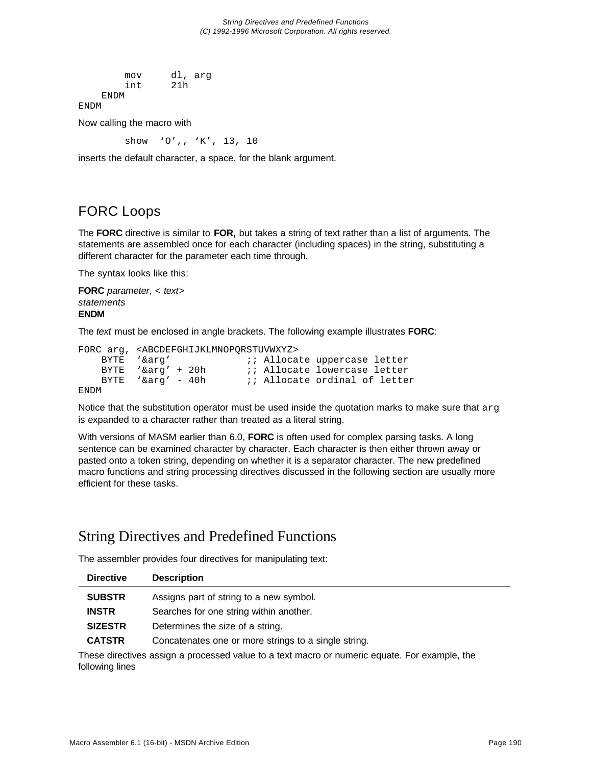```
        mov     dl, arg
        int     21h
    ENDM
ENDM
```

Now calling the macro with

```
        show  ‘O’,, ‘K’, 13, 10
```

inserts the default character, a space, for the blank argument.

## FORC Loops

The **FORC** directive is similar to **FOR,** but takes a string of text rather than a list of arguments. The statements are assembled once for each character (including spaces) in the string, substituting a different character for the parameter each time through.

The syntax looks like this:

**FORC** *parameter*, < *text*>
*statements*
**ENDM**

The *text* must be enclosed in angle brackets. The following example illustrates **FORC**:

```
FORC arg, <ABCDEFGHIJKLMNOPQRSTUVWXYZ>
    BYTE  ‘&arg’            ;; Allocate uppercase letter
    BYTE  ‘&arg’ + 20h      ;; Allocate lowercase letter
    BYTE  ‘&arg’ - 40h      ;; Allocate ordinal of letter
ENDM
```

Notice that the substitution operator must be used inside the quotation marks to make sure that `arg` is expanded to a character rather than treated as a literal string.

With versions of MASM earlier than 6.0, **FORC** is often used for complex parsing tasks. A long sentence can be examined character by character. Each character is then either thrown away or pasted onto a token string, depending on whether it is a separator character. The new predefined macro functions and string processing directives discussed in the following section are usually more efficient for these tasks.

# String Directives and Predefined Functions

The assembler provides four directives for manipulating text:

| Directive | Description |
|---|---|
| **SUBSTR** | Assigns part of string to a new symbol. |
| **INSTR** | Searches for one string within another. |
| **SIZESTR** | Determines the size of a string. |
| **CATSTR** | Concatenates one or more strings to a single string. |

These directives assign a processed value to a text macro or numeric equate. For example, the following lines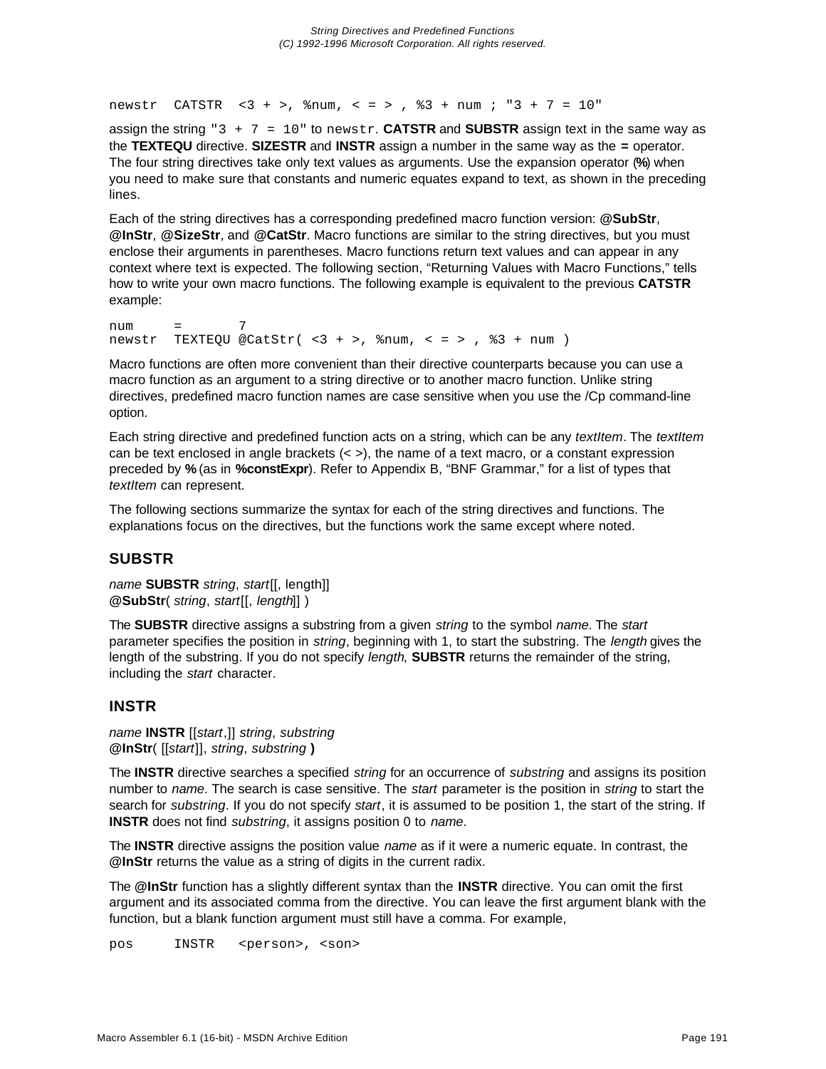```
newstr  CATSTR  <3 + >, %num, < = > , %3 + num ; "3 + 7 = 10"
```

assign the string `"3 + 7 = 10"` to `newstr`. **CATSTR** and **SUBSTR** assign text in the same way as the **TEXTEQU** directive. **SIZESTR** and **INSTR** assign a number in the same way as the **=** operator. The four string directives take only text values as arguments. Use the expansion operator (**%**) when you need to make sure that constants and numeric equates expand to text, as shown in the preceding lines.

Each of the string directives has a corresponding predefined macro function version: **@SubStr**, **@InStr**, **@SizeStr**, and **@CatStr**. Macro functions are similar to the string directives, but you must enclose their arguments in parentheses. Macro functions return text values and can appear in any context where text is expected. The following section, "Returning Values with Macro Functions," tells how to write your own macro functions. The following example is equivalent to the previous **CATSTR** example:

```
num     =       7
newstr  TEXTEQU @CatStr( <3 + >, %num, < = > , %3 + num )
```

Macro functions are often more convenient than their directive counterparts because you can use a macro function as an argument to a string directive or to another macro function. Unlike string directives, predefined macro function names are case sensitive when you use the /Cp command-line option.

Each string directive and predefined function acts on a string, which can be any *textItem*. The *textItem* can be text enclosed in angle brackets (< >), the name of a text macro, or a constant expression preceded by **%** (as in **%constExpr**). Refer to Appendix B, "BNF Grammar," for a list of types that *textItem* can represent.

The following sections summarize the syntax for each of the string directives and functions. The explanations focus on the directives, but the functions work the same except where noted.

## SUBSTR

*name* **SUBSTR** *string*, *start*[[, length]]
**@SubStr**( *string*, *start*[[, *length*]] )

The **SUBSTR** directive assigns a substring from a given *string* to the symbol *name*. The *start* parameter specifies the position in *string*, beginning with 1, to start the substring. The *length* gives the length of the substring. If you do not specify *length*, **SUBSTR** returns the remainder of the string, including the *start* character.

## INSTR

*name* **INSTR** [[*start*,]] *string*, *substring*
**@InStr**( [[*start*]], *string*, *substring* **)**

The **INSTR** directive searches a specified *string* for an occurrence of *substring* and assigns its position number to *name*. The search is case sensitive. The *start* parameter is the position in *string* to start the search for *substring*. If you do not specify *start*, it is assumed to be position 1, the start of the string. If **INSTR** does not find *substring*, it assigns position 0 to *name*.

The **INSTR** directive assigns the position value *name* as if it were a numeric equate. In contrast, the **@InStr** returns the value as a string of digits in the current radix.

The **@InStr** function has a slightly different syntax than the **INSTR** directive. You can omit the first argument and its associated comma from the directive. You can leave the first argument blank with the function, but a blank function argument must still have a comma. For example,

```
pos     INSTR   <person>, <son>
```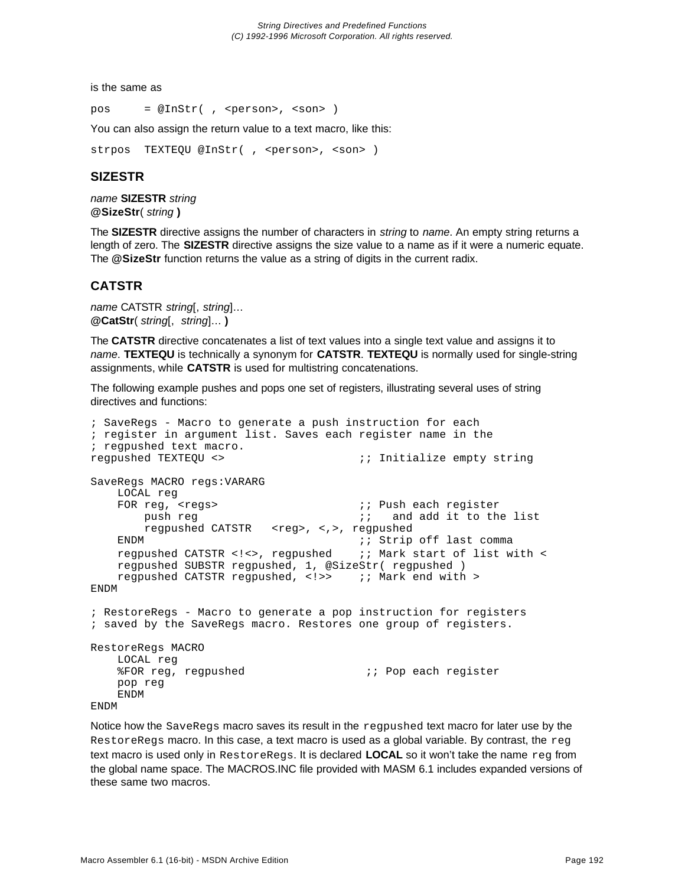is the same as

```
pos     = @InStr( , <person>, <son> )
```

You can also assign the return value to a text macro, like this:

```
strpos  TEXTEQU @InStr( , <person>, <son> )
```

## SIZESTR

*name* **SIZESTR** *string*
**@SizeStr**( *string* **)**

The **SIZESTR** directive assigns the number of characters in *string* to *name*. An empty string returns a length of zero. The **SIZESTR** directive assigns the size value to a name as if it were a numeric equate. The **@SizeStr** function returns the value as a string of digits in the current radix.

## CATSTR

*name* CATSTR *string*[, *string*]…
**@CatStr**( *string*[, *string*]… **)**

The **CATSTR** directive concatenates a list of text values into a single text value and assigns it to *name*. **TEXTEQU** is technically a synonym for **CATSTR**. **TEXTEQU** is normally used for single-string assignments, while **CATSTR** is used for multistring concatenations.

The following example pushes and pops one set of registers, illustrating several uses of string directives and functions:

```
; SaveRegs - Macro to generate a push instruction for each
; register in argument list. Saves each register name in the
; regpushed text macro.
regpushed TEXTEQU <>                    ;; Initialize empty string

SaveRegs MACRO regs:VARARG
    LOCAL reg
    FOR reg, <regs>                     ;; Push each register
        push reg                        ;;   and add it to the list
        regpushed CATSTR   <reg>, <,>, regpushed
    ENDM                                ;; Strip off last comma
    regpushed CATSTR <!<>, regpushed    ;; Mark start of list with <
    regpushed SUBSTR regpushed, 1, @SizeStr( regpushed )
    regpushed CATSTR regpushed, <!>>    ;; Mark end with >
ENDM

; RestoreRegs - Macro to generate a pop instruction for registers
; saved by the SaveRegs macro. Restores one group of registers.

RestoreRegs MACRO
    LOCAL reg
    %FOR reg, regpushed                  ;; Pop each register
    pop reg
    ENDM
ENDM
```

Notice how the `SaveRegs` macro saves its result in the `regpushed` text macro for later use by the `RestoreRegs` macro. In this case, a text macro is used as a global variable. By contrast, the `reg` text macro is used only in `RestoreRegs`. It is declared **LOCAL** so it won't take the name `reg` from the global name space. The MACROS.INC file provided with MASM 6.1 includes expanded versions of these same two macros.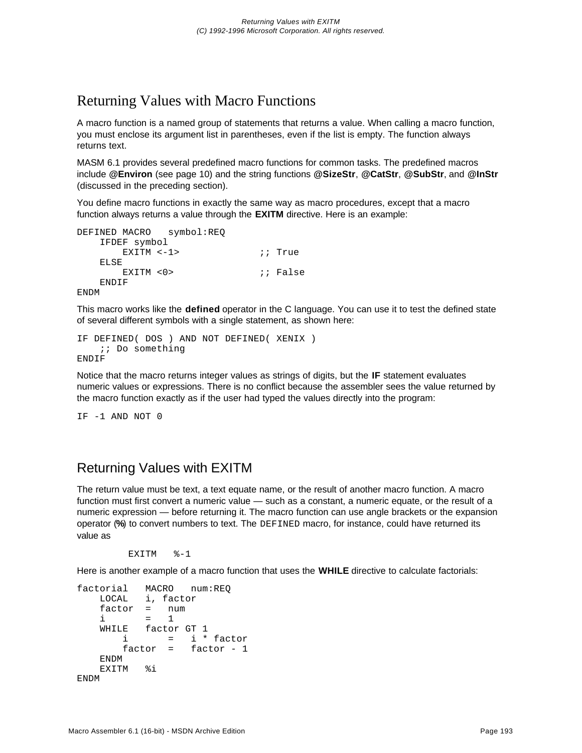## Returning Values with Macro Functions

A macro function is a named group of statements that returns a value. When calling a macro function, you must enclose its argument list in parentheses, even if the list is empty. The function always returns text.

MASM 6.1 provides several predefined macro functions for common tasks. The predefined macros include **@Environ** (see page 10) and the string functions **@SizeStr**, **@CatStr**, **@SubStr**, and **@InStr** (discussed in the preceding section).

You define macro functions in exactly the same way as macro procedures, except that a macro function always returns a value through the **EXITM** directive. Here is an example:

```
DEFINED MACRO   symbol:REQ
    IFDEF symbol
        EXITM <-1>             ;; True
    ELSE
        EXITM <0>              ;; False
    ENDIF
ENDM
```

This macro works like the **defined** operator in the C language. You can use it to test the defined state of several different symbols with a single statement, as shown here:

```
IF DEFINED( DOS ) AND NOT DEFINED( XENIX )
    ;; Do something
ENDIF
```

Notice that the macro returns integer values as strings of digits, but the **IF** statement evaluates numeric values or expressions. There is no conflict because the assembler sees the value returned by the macro function exactly as if the user had typed the values directly into the program:

```
IF -1 AND NOT 0
```

## Returning Values with EXITM

The return value must be text, a text equate name, or the result of another macro function. A macro function must first convert a numeric value — such as a constant, a numeric equate, or the result of a numeric expression — before returning it. The macro function can use angle brackets or the expansion operator (**%**) to convert numbers to text. The `DEFINED` macro, for instance, could have returned its value as

```
         EXITM   %-1
```

Here is another example of a macro function that uses the **WHILE** directive to calculate factorials:

```
factorial   MACRO   num:REQ
    LOCAL   i, factor
    factor  =   num
    i       =   1
    WHILE   factor GT 1
        i       =   i * factor
        factor  =   factor - 1
    ENDM
    EXITM   %i
ENDM
```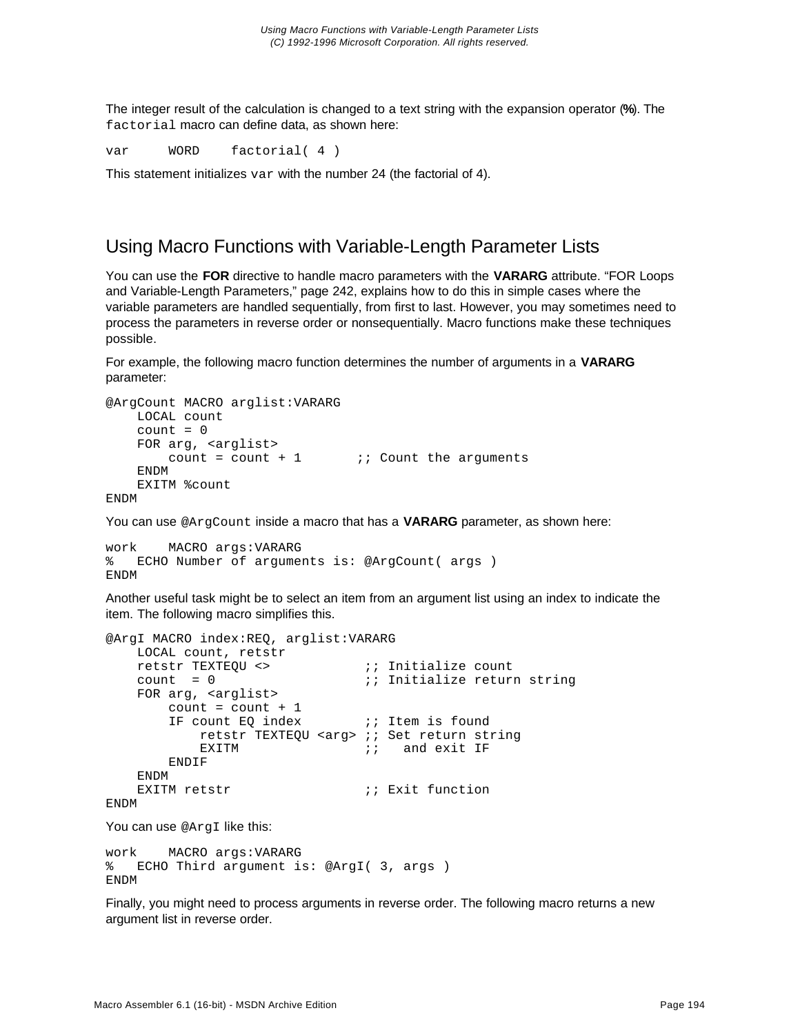The integer result of the calculation is changed to a text string with the expansion operator (**%**). The `factorial` macro can define data, as shown here:

```
var     WORD    factorial( 4 )
```

This statement initializes `var` with the number 24 (the factorial of 4).

## Using Macro Functions with Variable-Length Parameter Lists

You can use the **FOR** directive to handle macro parameters with the **VARARG** attribute. "FOR Loops and Variable-Length Parameters," page 242, explains how to do this in simple cases where the variable parameters are handled sequentially, from first to last. However, you may sometimes need to process the parameters in reverse order or nonsequentially. Macro functions make these techniques possible.

For example, the following macro function determines the number of arguments in a **VARARG** parameter:

```
@ArgCount MACRO arglist:VARARG
    LOCAL count
    count = 0
    FOR arg, <arglist>
        count = count + 1       ;; Count the arguments
    ENDM
    EXITM %count
ENDM
```

You can use `@ArgCount` inside a macro that has a **VARARG** parameter, as shown here:

```
work    MACRO args:VARARG
%   ECHO Number of arguments is: @ArgCount( args )
ENDM
```

Another useful task might be to select an item from an argument list using an index to indicate the item. The following macro simplifies this.

```
@ArgI MACRO index:REQ, arglist:VARARG
    LOCAL count, retstr
    retstr TEXTEQU <>           ;; Initialize count
    count  = 0                  ;; Initialize return string
    FOR arg, <arglist>
        count = count + 1
        IF count EQ index       ;; Item is found
            retstr TEXTEQU <arg> ;; Set return string
            EXITM               ;;   and exit IF
        ENDIF
    ENDM
    EXITM retstr                ;; Exit function
ENDM
```

You can use `@ArgI` like this:

```
work    MACRO args:VARARG
%   ECHO Third argument is: @ArgI( 3, args )
ENDM
```

Finally, you might need to process arguments in reverse order. The following macro returns a new argument list in reverse order.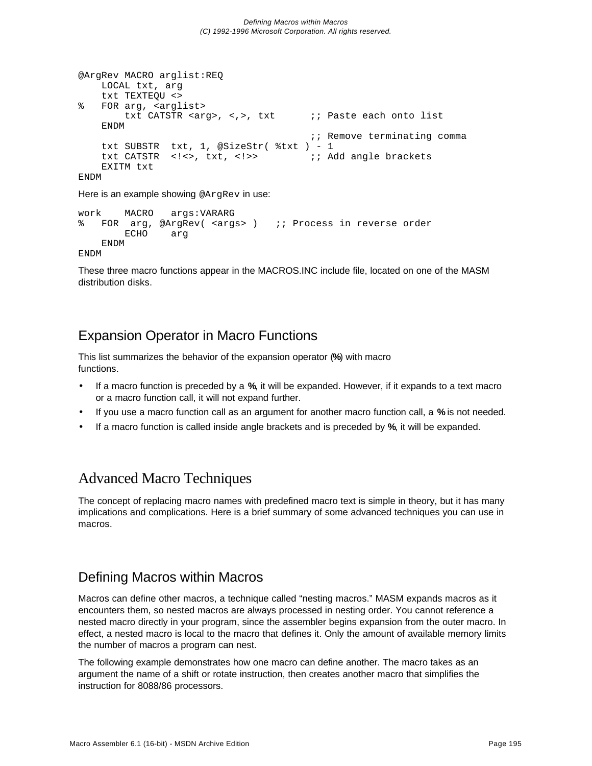```
@ArgRev MACRO arglist:REQ
    LOCAL txt, arg
    txt TEXTEQU <>
%   FOR arg, <arglist>
        txt CATSTR <arg>, <,>, txt      ;; Paste each onto list
    ENDM
                                        ;; Remove terminating comma
    txt SUBSTR  txt, 1, @SizeStr( %txt ) - 1
    txt CATSTR  <!<>, txt, <!>>         ;; Add angle brackets
    EXITM txt
ENDM
```

Here is an example showing `@ArgRev` in use:

```
work    MACRO   args:VARARG
%   FOR  arg, @ArgRev( <args> )   ;; Process in reverse order
        ECHO    arg
    ENDM
ENDM
```

These three macro functions appear in the MACROS.INC include file, located on one of the MASM distribution disks.

## Expansion Operator in Macro Functions

This list summarizes the behavior of the expansion operator (**%**) with macro functions.

- If a macro function is preceded by a **%**, it will be expanded. However, if it expands to a text macro or a macro function call, it will not expand further.
- If you use a macro function call as an argument for another macro function call, a **%** is not needed.
- If a macro function is called inside angle brackets and is preceded by **%**, it will be expanded.

# Advanced Macro Techniques

The concept of replacing macro names with predefined macro text is simple in theory, but it has many implications and complications. Here is a brief summary of some advanced techniques you can use in macros.

## Defining Macros within Macros

Macros can define other macros, a technique called “nesting macros.” MASM expands macros as it encounters them, so nested macros are always processed in nesting order. You cannot reference a nested macro directly in your program, since the assembler begins expansion from the outer macro. In effect, a nested macro is local to the macro that defines it. Only the amount of available memory limits the number of macros a program can nest.

The following example demonstrates how one macro can define another. The macro takes as an argument the name of a shift or rotate instruction, then creates another macro that simplifies the instruction for 8088/86 processors.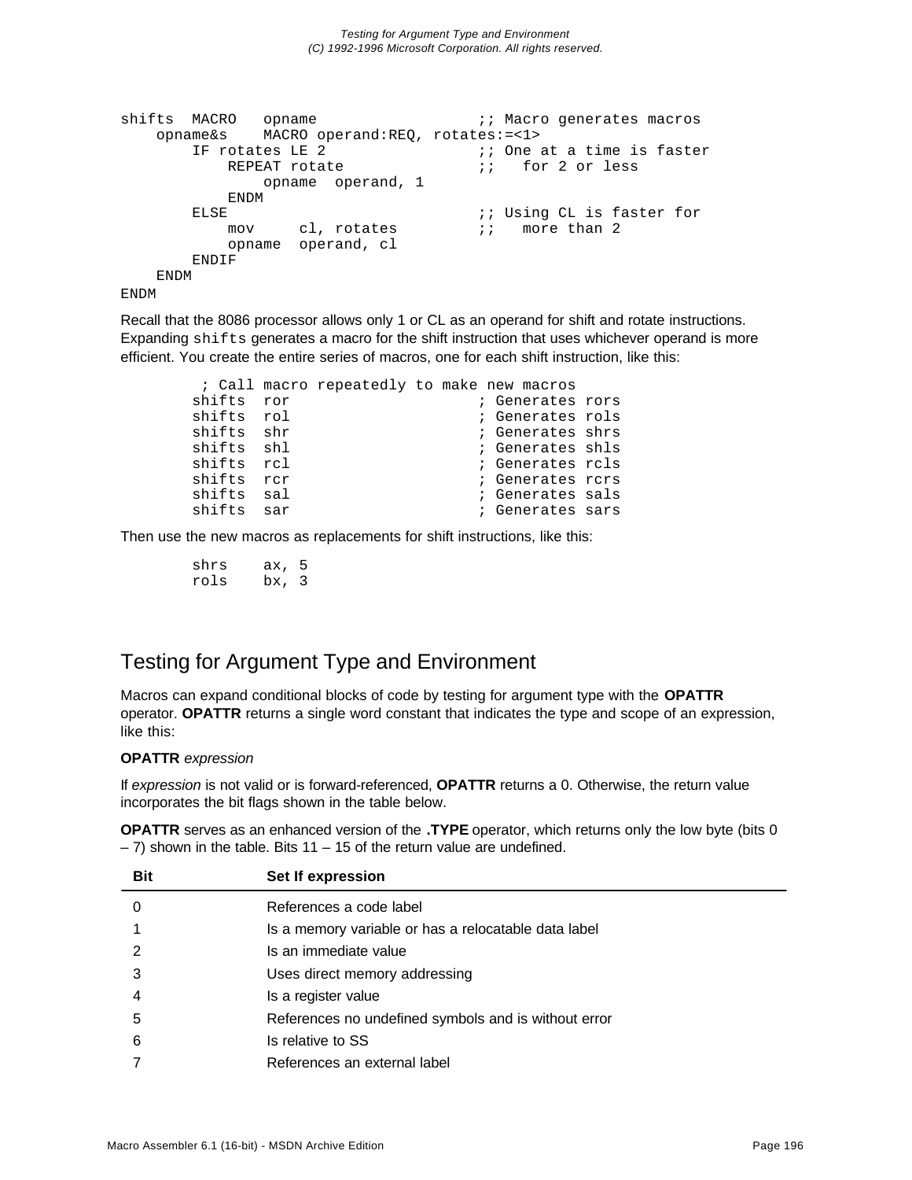```
shifts  MACRO   opname                  ;; Macro generates macros
    opname&s    MACRO operand:REQ, rotates:=<1>
        IF rotates LE 2                 ;; One at a time is faster
            REPEAT rotate               ;;   for 2 or less
                opname  operand, 1
            ENDM
        ELSE                            ;; Using CL is faster for
            mov     cl, rotates         ;;   more than 2
            opname  operand, cl
        ENDIF
    ENDM
ENDM
```

Recall that the 8086 processor allows only 1 or CL as an operand for shift and rotate instructions. Expanding `shifts` generates a macro for the shift instruction that uses whichever operand is more efficient. You create the entire series of macros, one for each shift instruction, like this:

```
         ; Call macro repeatedly to make new macros
        shifts  ror                     ; Generates rors
        shifts  rol                     ; Generates rols
        shifts  shr                     ; Generates shrs
        shifts  shl                     ; Generates shls
        shifts  rcl                     ; Generates rcls
        shifts  rcr                     ; Generates rcrs
        shifts  sal                     ; Generates sals
        shifts  sar                     ; Generates sars
```

Then use the new macros as replacements for shift instructions, like this:

```
        shrs    ax, 5
        rols    bx, 3
```

## Testing for Argument Type and Environment

Macros can expand conditional blocks of code by testing for argument type with the **OPATTR** operator. **OPATTR** returns a single word constant that indicates the type and scope of an expression, like this:

**OPATTR** *expression*

If *expression* is not valid or is forward-referenced, **OPATTR** returns a 0. Otherwise, the return value incorporates the bit flags shown in the table below.

**OPATTR** serves as an enhanced version of the **.TYPE** operator, which returns only the low byte (bits 0 – 7) shown in the table. Bits 11 – 15 of the return value are undefined.

| Bit | Set If expression |
|---|---|
| 0 | References a code label |
| 1 | Is a memory variable or has a relocatable data label |
| 2 | Is an immediate value |
| 3 | Uses direct memory addressing |
| 4 | Is a register value |
| 5 | References no undefined symbols and is without error |
| 6 | Is relative to SS |
| 7 | References an external label |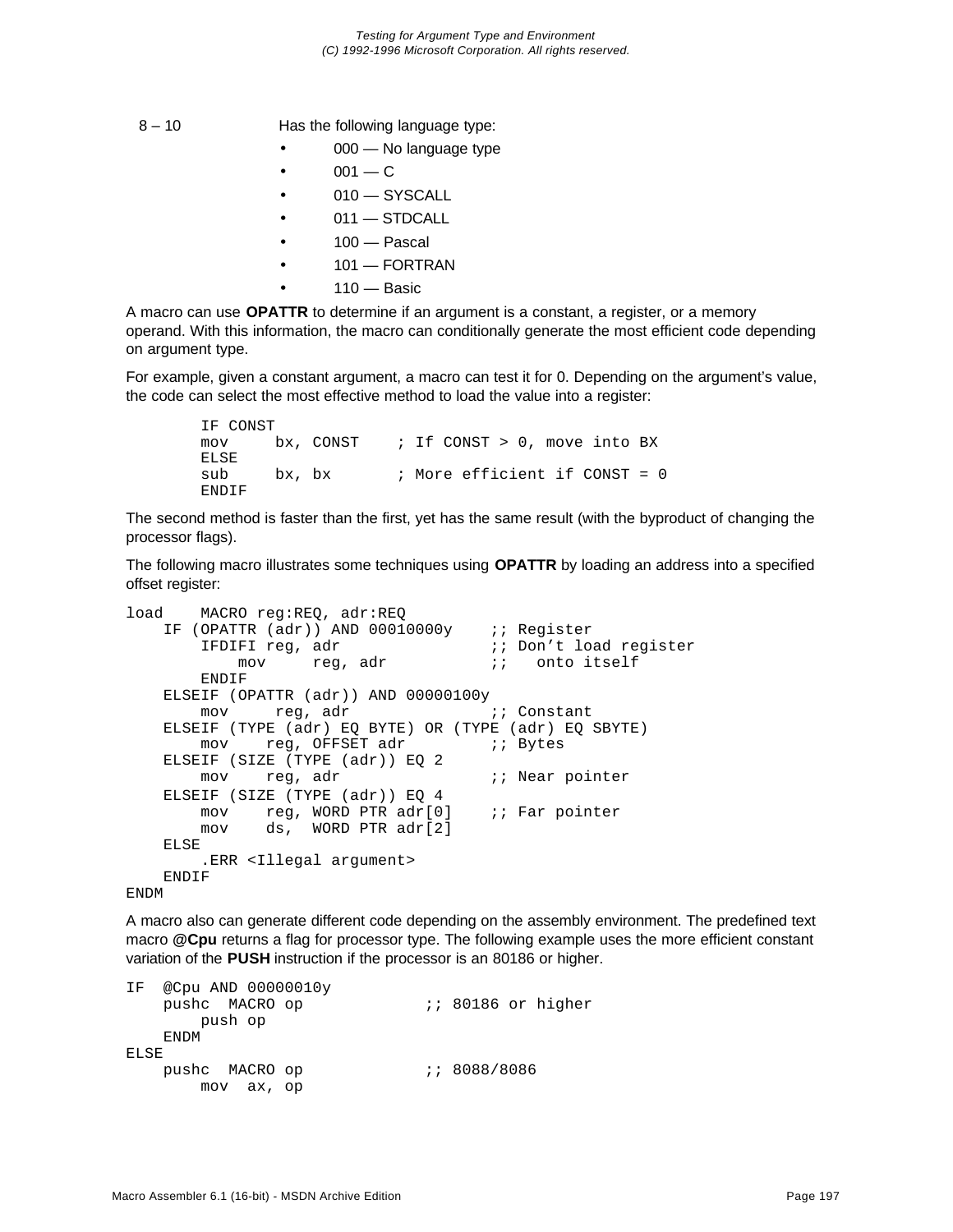| | |
|---|---|
| 8 – 10 | Has the following language type: |

- 000 — No language type
- 001 — C
- 010 — SYSCALL
- 011 — STDCALL
- 100 — Pascal
- 101 — FORTRAN
- 110 — Basic

A macro can use **OPATTR** to determine if an argument is a constant, a register, or a memory operand. With this information, the macro can conditionally generate the most efficient code depending on argument type.

For example, given a constant argument, a macro can test it for 0. Depending on the argument's value, the code can select the most effective method to load the value into a register:

```
        IF CONST
        mov     bx, CONST    ; If CONST > 0, move into BX
        ELSE
        sub     bx, bx       ; More efficient if CONST = 0
        ENDIF
```

The second method is faster than the first, yet has the same result (with the byproduct of changing the processor flags).

The following macro illustrates some techniques using **OPATTR** by loading an address into a specified offset register:

```
load    MACRO reg:REQ, adr:REQ
    IF (OPATTR (adr)) AND 00010000y    ;; Register
        IFDIFI reg, adr                ;; Don’t load register
            mov     reg, adr           ;;   onto itself
        ENDIF
    ELSEIF (OPATTR (adr)) AND 00000100y
        mov     reg, adr               ;; Constant
    ELSEIF (TYPE (adr) EQ BYTE) OR (TYPE (adr) EQ SBYTE)
        mov    reg, OFFSET adr         ;; Bytes
    ELSEIF (SIZE (TYPE (adr)) EQ 2
        mov    reg, adr                ;; Near pointer
    ELSEIF (SIZE (TYPE (adr)) EQ 4
        mov    reg, WORD PTR adr[0]    ;; Far pointer
        mov    ds,  WORD PTR adr[2]
    ELSE
        .ERR <Illegal argument>
    ENDIF
ENDM
```

A macro also can generate different code depending on the assembly environment. The predefined text macro **@Cpu** returns a flag for processor type. The following example uses the more efficient constant variation of the **PUSH** instruction if the processor is an 80186 or higher.

```
IF  @Cpu AND 00000010y
    pushc  MACRO op             ;; 80186 or higher
        push op
    ENDM
ELSE
    pushc  MACRO op             ;; 8088/8086
        mov  ax, op
```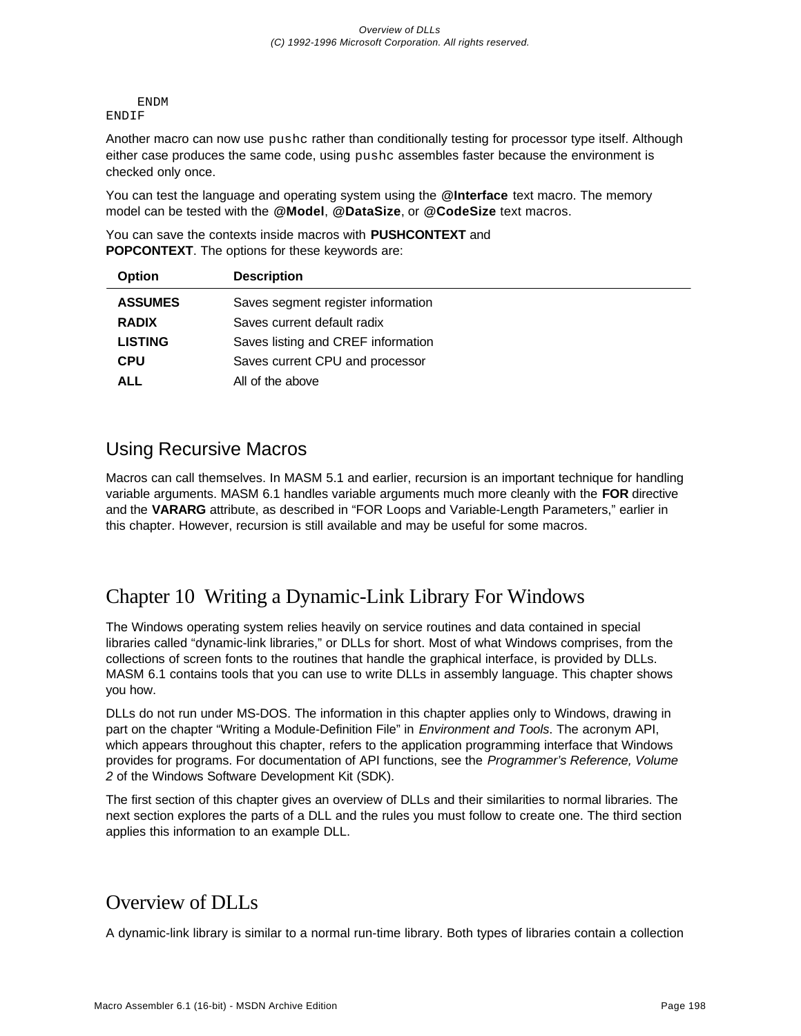```
    ENDM
ENDIF
```

Another macro can now use `pushc` rather than conditionally testing for processor type itself. Although either case produces the same code, using `pushc` assembles faster because the environment is checked only once.

You can test the language and operating system using the **@Interface** text macro. The memory model can be tested with the **@Model**, **@DataSize**, or **@CodeSize** text macros.

You can save the contexts inside macros with **PUSHCONTEXT** and **POPCONTEXT**. The options for these keywords are:

| Option | Description |
|---|---|
| **ASSUMES** | Saves segment register information |
| **RADIX** | Saves current default radix |
| **LISTING** | Saves listing and CREF information |
| **CPU** | Saves current CPU and processor |
| **ALL** | All of the above |

## Using Recursive Macros

Macros can call themselves. In MASM 5.1 and earlier, recursion is an important technique for handling variable arguments. MASM 6.1 handles variable arguments much more cleanly with the **FOR** directive and the **VARARG** attribute, as described in “FOR Loops and Variable-Length Parameters,” earlier in this chapter. However, recursion is still available and may be useful for some macros.

# Chapter 10 Writing a Dynamic-Link Library For Windows

The Windows operating system relies heavily on service routines and data contained in special libraries called “dynamic-link libraries,” or DLLs for short. Most of what Windows comprises, from the collections of screen fonts to the routines that handle the graphical interface, is provided by DLLs. MASM 6.1 contains tools that you can use to write DLLs in assembly language. This chapter shows you how.

DLLs do not run under MS-DOS. The information in this chapter applies only to Windows, drawing in part on the chapter “Writing a Module-Definition File” in *Environment and Tools*. The acronym API, which appears throughout this chapter, refers to the application programming interface that Windows provides for programs. For documentation of API functions, see the *Programmer’s Reference, Volume 2* of the Windows Software Development Kit (SDK).

The first section of this chapter gives an overview of DLLs and their similarities to normal libraries. The next section explores the parts of a DLL and the rules you must follow to create one. The third section applies this information to an example DLL.

## Overview of DLLs

A dynamic-link library is similar to a normal run-time library. Both types of libraries contain a collection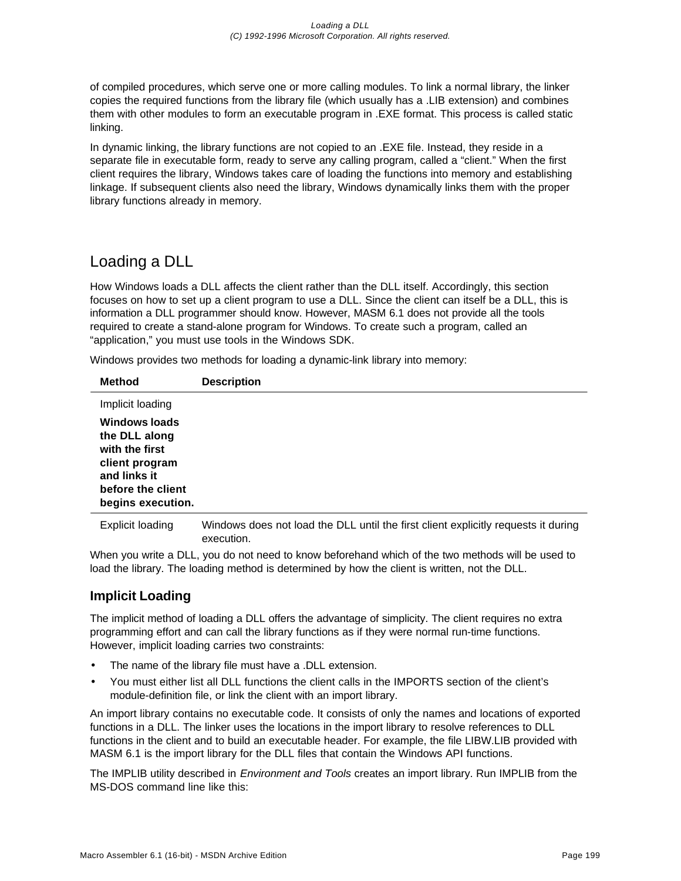of compiled procedures, which serve one or more calling modules. To link a normal library, the linker copies the required functions from the library file (which usually has a .LIB extension) and combines them with other modules to form an executable program in .EXE format. This process is called static linking.

In dynamic linking, the library functions are not copied to an .EXE file. Instead, they reside in a separate file in executable form, ready to serve any calling program, called a “client.” When the first client requires the library, Windows takes care of loading the functions into memory and establishing linkage. If subsequent clients also need the library, Windows dynamically links them with the proper library functions already in memory.

## Loading a DLL

How Windows loads a DLL affects the client rather than the DLL itself. Accordingly, this section focuses on how to set up a client program to use a DLL. Since the client can itself be a DLL, this is information a DLL programmer should know. However, MASM 6.1 does not provide all the tools required to create a stand-alone program for Windows. To create such a program, called an “application,” you must use tools in the Windows SDK.

Windows provides two methods for loading a dynamic-link library into memory:

| Method | Description |
| --- | --- |
| Implicit loading | Windows loads the DLL along with the first client program and links it before the client begins execution. |
| Explicit loading | Windows does not load the DLL until the first client explicitly requests it during execution. |

When you write a DLL, you do not need to know beforehand which of the two methods will be used to load the library. The loading method is determined by how the client is written, not the DLL.

### Implicit Loading

The implicit method of loading a DLL offers the advantage of simplicity. The client requires no extra programming effort and can call the library functions as if they were normal run-time functions. However, implicit loading carries two constraints:

- The name of the library file must have a .DLL extension.
- You must either list all DLL functions the client calls in the IMPORTS section of the client’s module-definition file, or link the client with an import library.

An import library contains no executable code. It consists of only the names and locations of exported functions in a DLL. The linker uses the locations in the import library to resolve references to DLL functions in the client and to build an executable header. For example, the file LIBW.LIB provided with MASM 6.1 is the import library for the DLL files that contain the Windows API functions.

The IMPLIB utility described in *Environment and Tools* creates an import library. Run IMPLIB from the MS-DOS command line like this: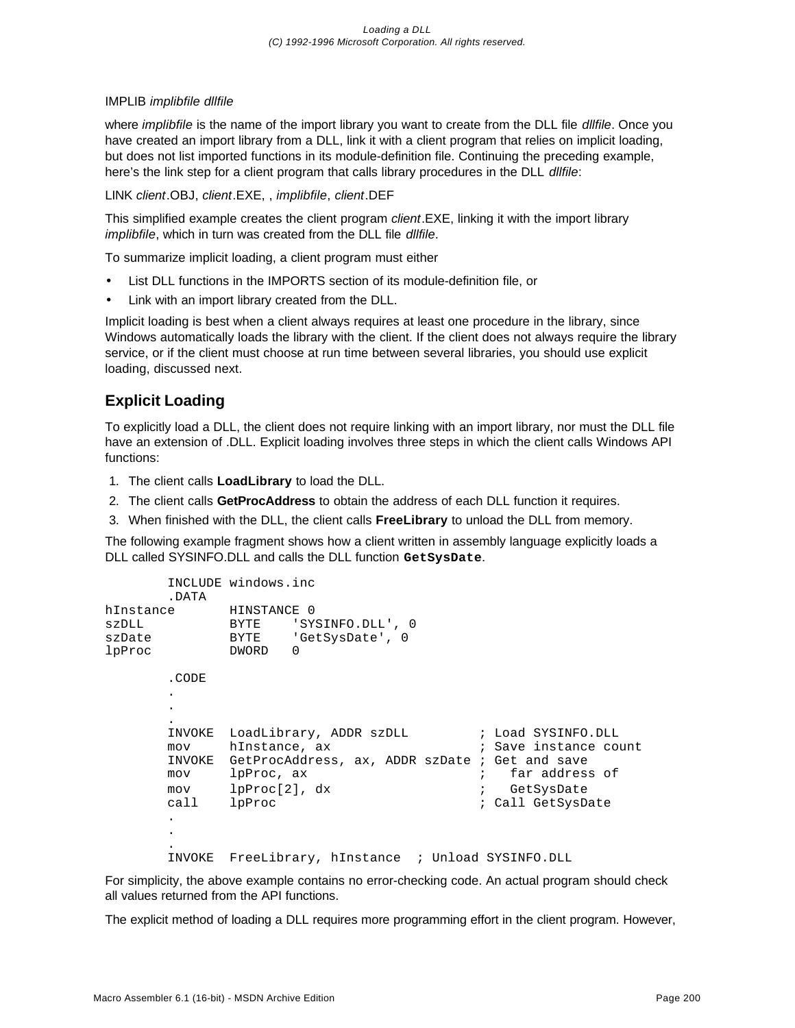IMPLIB *implibfile dllfile*

where *implibfile* is the name of the import library you want to create from the DLL file *dllfile*. Once you have created an import library from a DLL, link it with a client program that relies on implicit loading, but does not list imported functions in its module-definition file. Continuing the preceding example, here's the link step for a client program that calls library procedures in the DLL *dllfile*:

LINK *client*.OBJ, *client*.EXE, , *implibfile*, *client*.DEF

This simplified example creates the client program *client*.EXE, linking it with the import library *implibfile*, which in turn was created from the DLL file *dllfile*.

To summarize implicit loading, a client program must either

- List DLL functions in the IMPORTS section of its module-definition file, or
- Link with an import library created from the DLL.

Implicit loading is best when a client always requires at least one procedure in the library, since Windows automatically loads the library with the client. If the client does not always require the library service, or if the client must choose at run time between several libraries, you should use explicit loading, discussed next.

## Explicit Loading

To explicitly load a DLL, the client does not require linking with an import library, nor must the DLL file have an extension of .DLL. Explicit loading involves three steps in which the client calls Windows API functions:

1. The client calls **LoadLibrary** to load the DLL.
2. The client calls **GetProcAddress** to obtain the address of each DLL function it requires.
3. When finished with the DLL, the client calls **FreeLibrary** to unload the DLL from memory.

The following example fragment shows how a client written in assembly language explicitly loads a DLL called SYSINFO.DLL and calls the DLL function **`GetSysDate`**.

```
        INCLUDE windows.inc
        .DATA
hInstance       HINSTANCE 0
szDLL           BYTE    'SYSINFO.DLL', 0
szDate          BYTE    'GetSysDate', 0
lpProc          DWORD   0

        .CODE
        .
        .
        .
        INVOKE  LoadLibrary, ADDR szDLL         ; Load SYSINFO.DLL
        mov     hInstance, ax                   ; Save instance count
        INVOKE  GetProcAddress, ax, ADDR szDate ; Get and save
        mov     lpProc, ax                      ;   far address of
        mov     lpProc[2], dx                   ;   GetSysDate
        call    lpProc                          ; Call GetSysDate
        .
        .
        .
        INVOKE  FreeLibrary, hInstance  ; Unload SYSINFO.DLL
```

For simplicity, the above example contains no error-checking code. An actual program should check all values returned from the API functions.

The explicit method of loading a DLL requires more programming effort in the client program. However,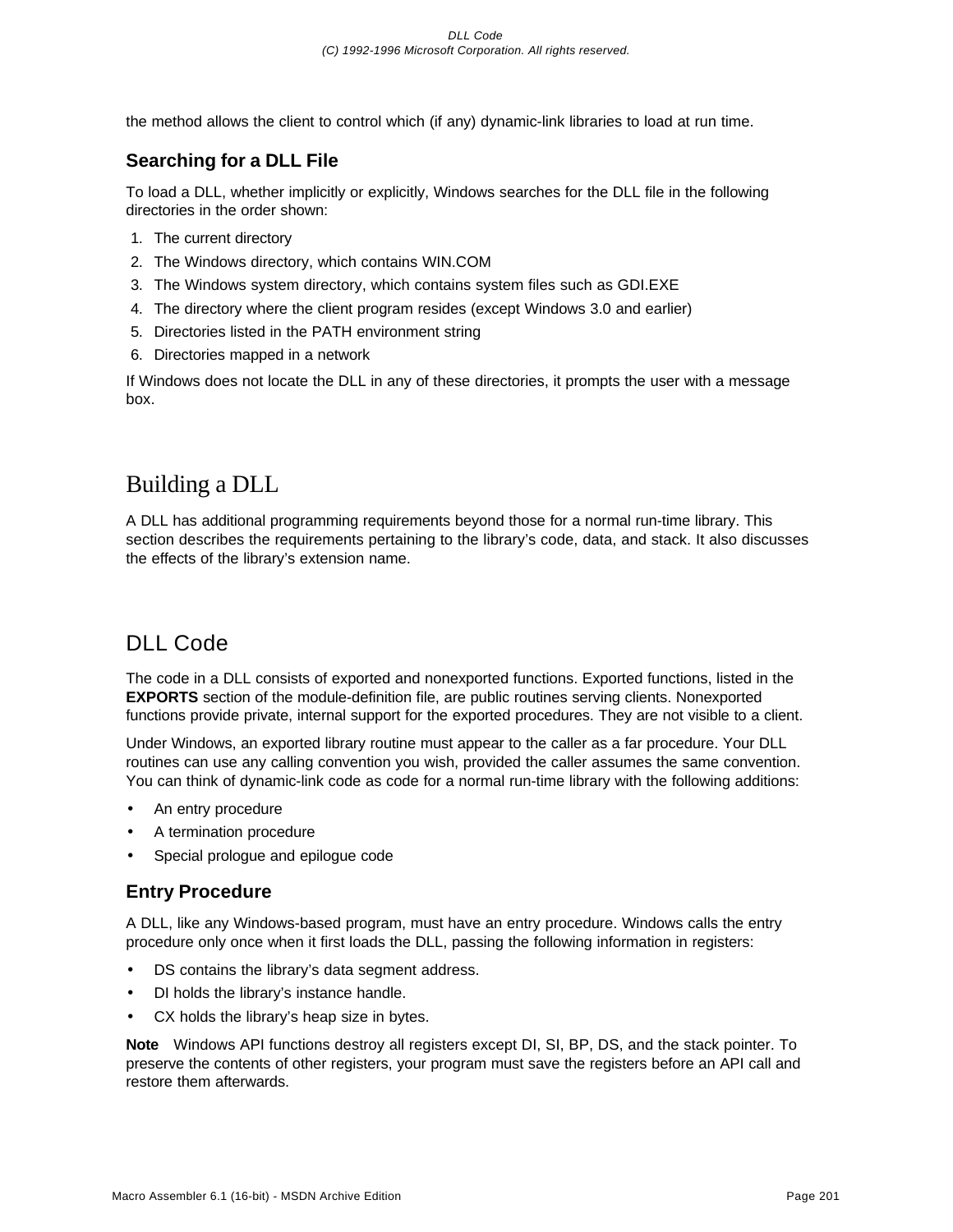the method allows the client to control which (if any) dynamic-link libraries to load at run time.

### Searching for a DLL File

To load a DLL, whether implicitly or explicitly, Windows searches for the DLL file in the following directories in the order shown:

1. The current directory
2. The Windows directory, which contains WIN.COM
3. The Windows system directory, which contains system files such as GDI.EXE
4. The directory where the client program resides (except Windows 3.0 and earlier)
5. Directories listed in the PATH environment string
6. Directories mapped in a network

If Windows does not locate the DLL in any of these directories, it prompts the user with a message box.

# Building a DLL

A DLL has additional programming requirements beyond those for a normal run-time library. This section describes the requirements pertaining to the library's code, data, and stack. It also discusses the effects of the library's extension name.

## DLL Code

The code in a DLL consists of exported and nonexported functions. Exported functions, listed in the **EXPORTS** section of the module-definition file, are public routines serving clients. Nonexported functions provide private, internal support for the exported procedures. They are not visible to a client.

Under Windows, an exported library routine must appear to the caller as a far procedure. Your DLL routines can use any calling convention you wish, provided the caller assumes the same convention. You can think of dynamic-link code as code for a normal run-time library with the following additions:

- An entry procedure
- A termination procedure
- Special prologue and epilogue code

### Entry Procedure

A DLL, like any Windows-based program, must have an entry procedure. Windows calls the entry procedure only once when it first loads the DLL, passing the following information in registers:

- DS contains the library's data segment address.
- DI holds the library's instance handle.
- CX holds the library's heap size in bytes.

**Note** Windows API functions destroy all registers except DI, SI, BP, DS, and the stack pointer. To preserve the contents of other registers, your program must save the registers before an API call and restore them afterwards.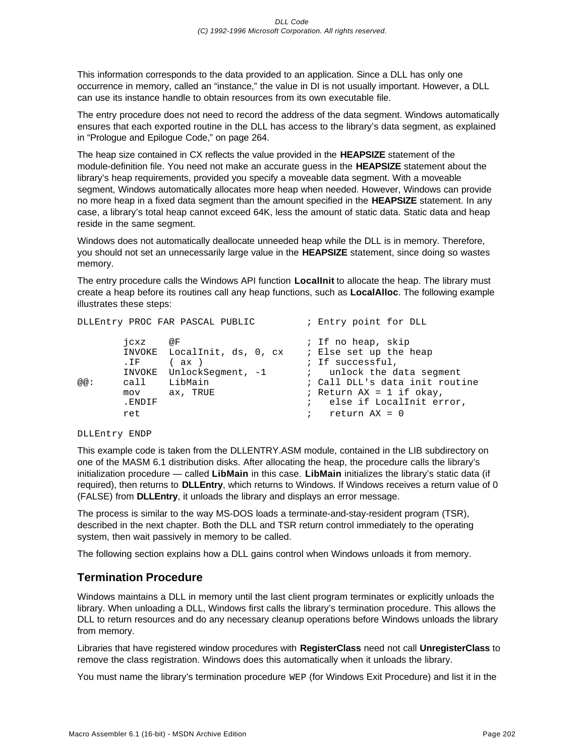This information corresponds to the data provided to an application. Since a DLL has only one occurrence in memory, called an “instance,” the value in DI is not usually important. However, a DLL can use its instance handle to obtain resources from its own executable file.

The entry procedure does not need to record the address of the data segment. Windows automatically ensures that each exported routine in the DLL has access to the library’s data segment, as explained in “Prologue and Epilogue Code,” on page 264.

The heap size contained in CX reflects the value provided in the **HEAPSIZE** statement of the module-definition file. You need not make an accurate guess in the **HEAPSIZE** statement about the library’s heap requirements, provided you specify a moveable data segment. With a moveable segment, Windows automatically allocates more heap when needed. However, Windows can provide no more heap in a fixed data segment than the amount specified in the **HEAPSIZE** statement. In any case, a library’s total heap cannot exceed 64K, less the amount of static data. Static data and heap reside in the same segment.

Windows does not automatically deallocate unneeded heap while the DLL is in memory. Therefore, you should not set an unnecessarily large value in the **HEAPSIZE** statement, since doing so wastes memory.

The entry procedure calls the Windows API function **LocalInit** to allocate the heap. The library must create a heap before its routines call any heap functions, such as **LocalAlloc**. The following example illustrates these steps:

```
DLLEntry PROC FAR PASCAL PUBLIC         ; Entry point for DLL

        jcxz    @F                      ; If no heap, skip
        INVOKE  LocalInit, ds, 0, cx    ; Else set up the heap
        .IF     ( ax )                  ; If successful,
        INVOKE  UnlockSegment, -1       ;   unlock the data segment
@@:     call    LibMain                 ; Call DLL's data init routine
        mov     ax, TRUE                ; Return AX = 1 if okay,
        .ENDIF                          ;   else if LocalInit error,
        ret                             ;   return AX = 0

DLLEntry ENDP
```

This example code is taken from the DLLENTRY.ASM module, contained in the LIB subdirectory on one of the MASM 6.1 distribution disks. After allocating the heap, the procedure calls the library’s initialization procedure — called **LibMain** in this case. **LibMain** initializes the library’s static data (if required), then returns to **DLLEntry**, which returns to Windows. If Windows receives a return value of 0 (FALSE) from **DLLEntry**, it unloads the library and displays an error message.

The process is similar to the way MS-DOS loads a terminate-and-stay-resident program (TSR), described in the next chapter. Both the DLL and TSR return control immediately to the operating system, then wait passively in memory to be called.

The following section explains how a DLL gains control when Windows unloads it from memory.

## Termination Procedure

Windows maintains a DLL in memory until the last client program terminates or explicitly unloads the library. When unloading a DLL, Windows first calls the library’s termination procedure. This allows the DLL to return resources and do any necessary cleanup operations before Windows unloads the library from memory.

Libraries that have registered window procedures with **RegisterClass** need not call **UnregisterClass** to remove the class registration. Windows does this automatically when it unloads the library.

You must name the library’s termination procedure `WEP` (for Windows Exit Procedure) and list it in the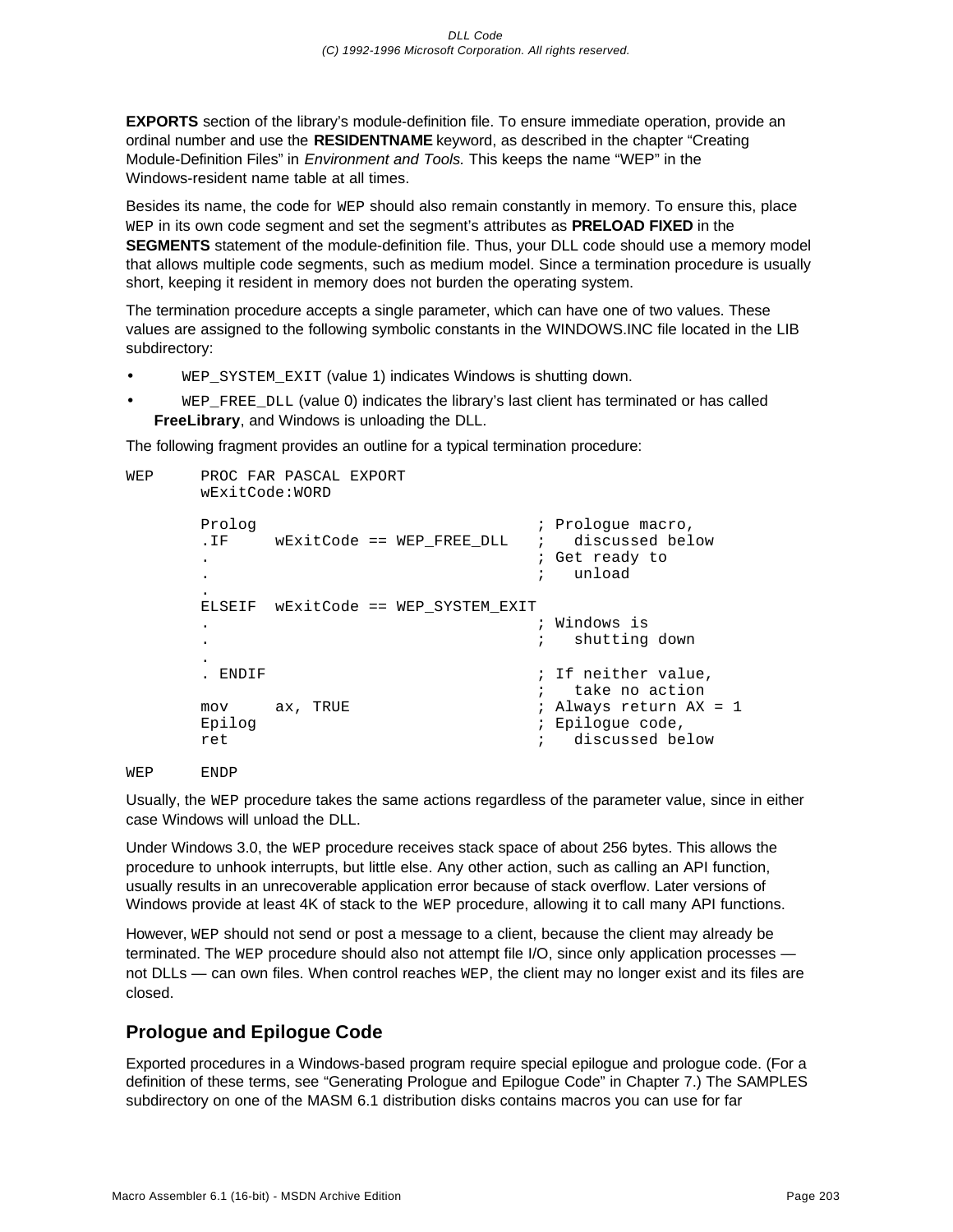**EXPORTS** section of the library's module-definition file. To ensure immediate operation, provide an ordinal number and use the **RESIDENTNAME** keyword, as described in the chapter "Creating Module-Definition Files" in *Environment and Tools.* This keeps the name "WEP" in the Windows-resident name table at all times.

Besides its name, the code for `WEP` should also remain constantly in memory. To ensure this, place `WEP` in its own code segment and set the segment's attributes as **PRELOAD FIXED** in the **SEGMENTS** statement of the module-definition file. Thus, your DLL code should use a memory model that allows multiple code segments, such as medium model. Since a termination procedure is usually short, keeping it resident in memory does not burden the operating system.

The termination procedure accepts a single parameter, which can have one of two values. These values are assigned to the following symbolic constants in the WINDOWS.INC file located in the LIB subdirectory:

- `WEP_SYSTEM_EXIT` (value 1) indicates Windows is shutting down.
- `WEP_FREE_DLL` (value 0) indicates the library's last client has terminated or has called **FreeLibrary**, and Windows is unloading the DLL.

The following fragment provides an outline for a typical termination procedure:

```
WEP     PROC FAR PASCAL EXPORT
        wExitCode:WORD

        Prolog                          ; Prologue macro,
        .IF     wExitCode == WEP_FREE_DLL   ;   discussed below
        .                               ; Get ready to
        .                               ;   unload
        .
        ELSEIF  wExitCode == WEP_SYSTEM_EXIT
        .                               ; Windows is
        .                               ;   shutting down
        .
        . ENDIF                         ; If neither value,
                                        ;   take no action
        mov     ax, TRUE                ; Always return AX = 1
        Epilog                          ; Epilogue code,
        ret                             ;   discussed below

WEP     ENDP
```

Usually, the `WEP` procedure takes the same actions regardless of the parameter value, since in either case Windows will unload the DLL.

Under Windows 3.0, the `WEP` procedure receives stack space of about 256 bytes. This allows the procedure to unhook interrupts, but little else. Any other action, such as calling an API function, usually results in an unrecoverable application error because of stack overflow. Later versions of Windows provide at least 4K of stack to the `WEP` procedure, allowing it to call many API functions.

However, `WEP` should not send or post a message to a client, because the client may already be terminated. The `WEP` procedure should also not attempt file I/O, since only application processes — not DLLs — can own files. When control reaches `WEP`, the client may no longer exist and its files are closed.

## Prologue and Epilogue Code

Exported procedures in a Windows-based program require special epilogue and prologue code. (For a definition of these terms, see "Generating Prologue and Epilogue Code" in Chapter 7.) The SAMPLES subdirectory on one of the MASM 6.1 distribution disks contains macros you can use for far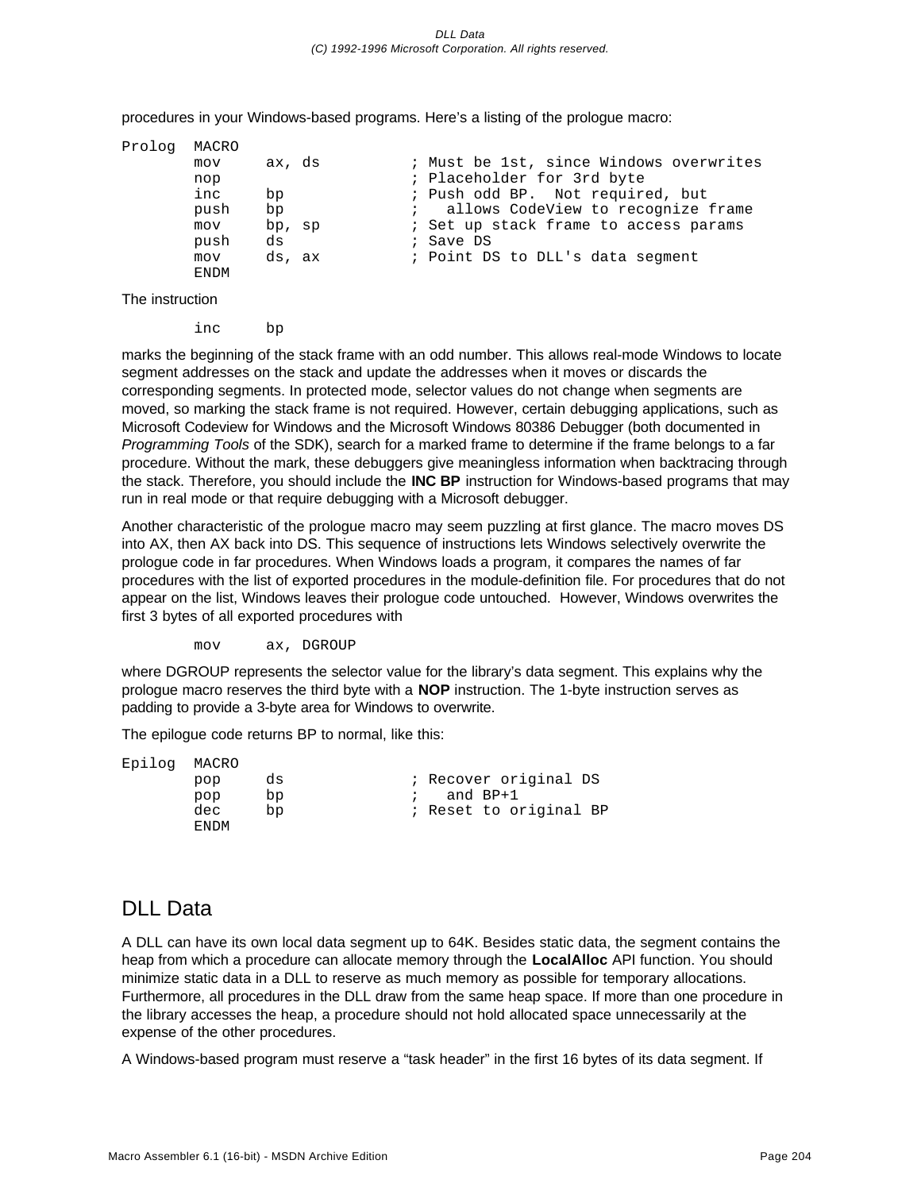procedures in your Windows-based programs. Here's a listing of the prologue macro:

```
Prolog  MACRO
        mov     ax, ds          ; Must be 1st, since Windows overwrites
        nop                     ; Placeholder for 3rd byte
        inc     bp              ; Push odd BP.  Not required, but
        push    bp              ;   allows CodeView to recognize frame
        mov     bp, sp          ; Set up stack frame to access params
        push    ds              ; Save DS
        mov     ds, ax          ; Point DS to DLL's data segment
        ENDM
```

The instruction

```
        inc     bp
```

marks the beginning of the stack frame with an odd number. This allows real-mode Windows to locate segment addresses on the stack and update the addresses when it moves or discards the corresponding segments. In protected mode, selector values do not change when segments are moved, so marking the stack frame is not required. However, certain debugging applications, such as Microsoft Codeview for Windows and the Microsoft Windows 80386 Debugger (both documented in *Programming Tools* of the SDK), search for a marked frame to determine if the frame belongs to a far procedure. Without the mark, these debuggers give meaningless information when backtracing through the stack. Therefore, you should include the **INC BP** instruction for Windows-based programs that may run in real mode or that require debugging with a Microsoft debugger.

Another characteristic of the prologue macro may seem puzzling at first glance. The macro moves DS into AX, then AX back into DS. This sequence of instructions lets Windows selectively overwrite the prologue code in far procedures. When Windows loads a program, it compares the names of far procedures with the list of exported procedures in the module-definition file. For procedures that do not appear on the list, Windows leaves their prologue code untouched. However, Windows overwrites the first 3 bytes of all exported procedures with

```
        mov     ax, DGROUP
```

where DGROUP represents the selector value for the library's data segment. This explains why the prologue macro reserves the third byte with a **NOP** instruction. The 1-byte instruction serves as padding to provide a 3-byte area for Windows to overwrite.

The epilogue code returns BP to normal, like this:

```
Epilog  MACRO
        pop     ds              ; Recover original DS
        pop     bp              ;   and BP+1
        dec     bp              ; Reset to original BP
        ENDM
```

## DLL Data

A DLL can have its own local data segment up to 64K. Besides static data, the segment contains the heap from which a procedure can allocate memory through the **LocalAlloc** API function. You should minimize static data in a DLL to reserve as much memory as possible for temporary allocations. Furthermore, all procedures in the DLL draw from the same heap space. If more than one procedure in the library accesses the heap, a procedure should not hold allocated space unnecessarily at the expense of the other procedures.

A Windows-based program must reserve a "task header" in the first 16 bytes of its data segment. If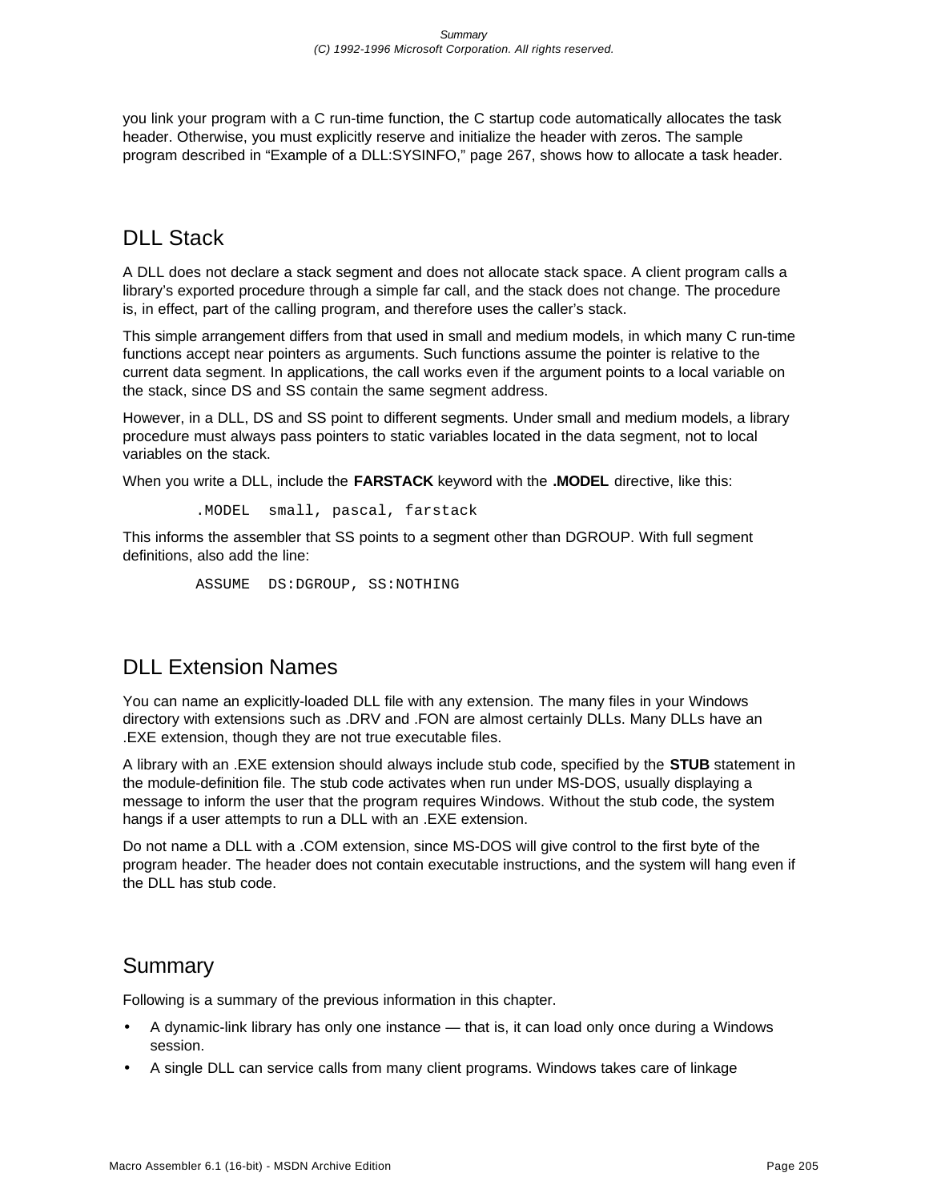you link your program with a C run-time function, the C startup code automatically allocates the task header. Otherwise, you must explicitly reserve and initialize the header with zeros. The sample program described in “Example of a DLL:SYSINFO,” page 267, shows how to allocate a task header.

## DLL Stack

A DLL does not declare a stack segment and does not allocate stack space. A client program calls a library’s exported procedure through a simple far call, and the stack does not change. The procedure is, in effect, part of the calling program, and therefore uses the caller’s stack.

This simple arrangement differs from that used in small and medium models, in which many C run-time functions accept near pointers as arguments. Such functions assume the pointer is relative to the current data segment. In applications, the call works even if the argument points to a local variable on the stack, since DS and SS contain the same segment address.

However, in a DLL, DS and SS point to different segments. Under small and medium models, a library procedure must always pass pointers to static variables located in the data segment, not to local variables on the stack.

When you write a DLL, include the **FARSTACK** keyword with the **.MODEL** directive, like this:

```
.MODEL  small, pascal, farstack
```

This informs the assembler that SS points to a segment other than DGROUP. With full segment definitions, also add the line:

```
ASSUME  DS:DGROUP, SS:NOTHING
```

## DLL Extension Names

You can name an explicitly-loaded DLL file with any extension. The many files in your Windows directory with extensions such as .DRV and .FON are almost certainly DLLs. Many DLLs have an .EXE extension, though they are not true executable files.

A library with an .EXE extension should always include stub code, specified by the **STUB** statement in the module-definition file. The stub code activates when run under MS-DOS, usually displaying a message to inform the user that the program requires Windows. Without the stub code, the system hangs if a user attempts to run a DLL with an .EXE extension.

Do not name a DLL with a .COM extension, since MS-DOS will give control to the first byte of the program header. The header does not contain executable instructions, and the system will hang even if the DLL has stub code.

## Summary

Following is a summary of the previous information in this chapter.

- A dynamic-link library has only one instance — that is, it can load only once during a Windows session.
- A single DLL can service calls from many client programs. Windows takes care of linkage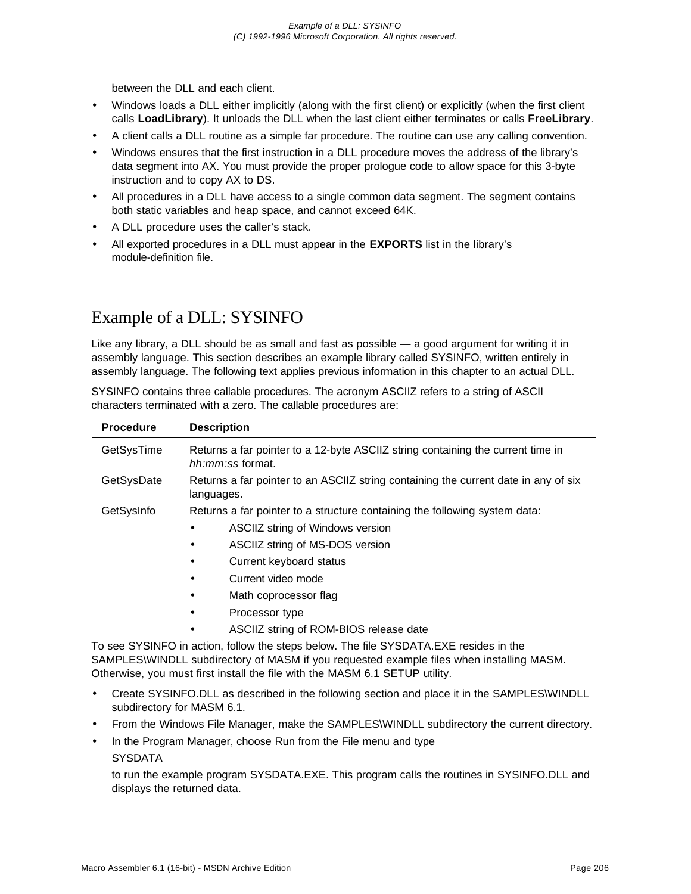between the DLL and each client.

- Windows loads a DLL either implicitly (along with the first client) or explicitly (when the first client calls **LoadLibrary**). It unloads the DLL when the last client either terminates or calls **FreeLibrary**.
- A client calls a DLL routine as a simple far procedure. The routine can use any calling convention.
- Windows ensures that the first instruction in a DLL procedure moves the address of the library's data segment into AX. You must provide the proper prologue code to allow space for this 3-byte instruction and to copy AX to DS.
- All procedures in a DLL have access to a single common data segment. The segment contains both static variables and heap space, and cannot exceed 64K.
- A DLL procedure uses the caller's stack.
- All exported procedures in a DLL must appear in the **EXPORTS** list in the library's module-definition file.

# Example of a DLL: SYSINFO

Like any library, a DLL should be as small and fast as possible — a good argument for writing it in assembly language. This section describes an example library called SYSINFO, written entirely in assembly language. The following text applies previous information in this chapter to an actual DLL.

SYSINFO contains three callable procedures. The acronym ASCIIZ refers to a string of ASCII characters terminated with a zero. The callable procedures are:

| Procedure | Description |
|---|---|
| GetSysTime | Returns a far pointer to a 12-byte ASCIIZ string containing the current time in *hh:mm:ss* format. |
| GetSysDate | Returns a far pointer to an ASCIIZ string containing the current date in any of six languages. |
| GetSysInfo | Returns a far pointer to a structure containing the following system data:<br>• ASCIIZ string of Windows version<br>• ASCIIZ string of MS-DOS version<br>• Current keyboard status<br>• Current video mode<br>• Math coprocessor flag<br>• Processor type<br>• ASCIIZ string of ROM-BIOS release date |

To see SYSINFO in action, follow the steps below. The file SYSDATA.EXE resides in the SAMPLES\WINDLL subdirectory of MASM if you requested example files when installing MASM. Otherwise, you must first install the file with the MASM 6.1 SETUP utility.

- Create SYSINFO.DLL as described in the following section and place it in the SAMPLES\WINDLL subdirectory for MASM 6.1.
- From the Windows File Manager, make the SAMPLES\WINDLL subdirectory the current directory.
- In the Program Manager, choose Run from the File menu and type

  SYSDATA

  to run the example program SYSDATA.EXE. This program calls the routines in SYSINFO.DLL and displays the returned data.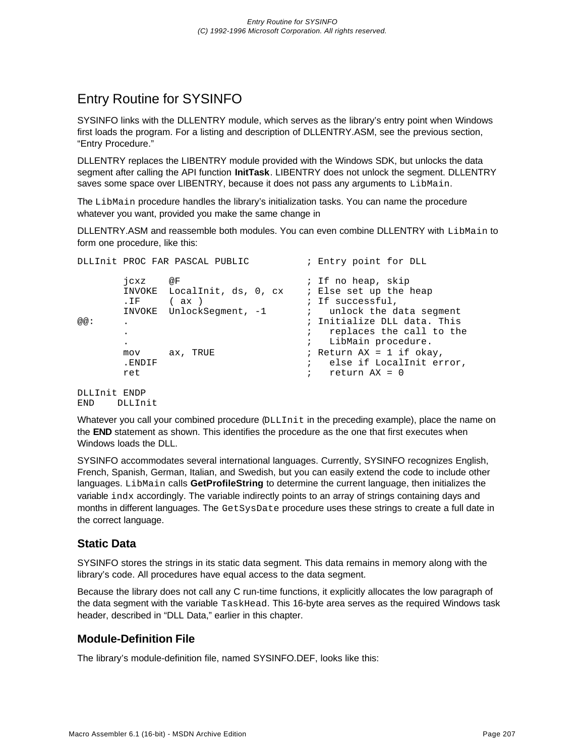## Entry Routine for SYSINFO

SYSINFO links with the DLLENTRY module, which serves as the library's entry point when Windows first loads the program. For a listing and description of DLLENTRY.ASM, see the previous section, "Entry Procedure."

DLLENTRY replaces the LIBENTRY module provided with the Windows SDK, but unlocks the data segment after calling the API function **InitTask**. LIBENTRY does not unlock the segment. DLLENTRY saves some space over LIBENTRY, because it does not pass any arguments to `LibMain`.

The `LibMain` procedure handles the library's initialization tasks. You can name the procedure whatever you want, provided you make the same change in

DLLENTRY.ASM and reassemble both modules. You can even combine DLLENTRY with `LibMain` to form one procedure, like this:

```
DLLInit PROC FAR PASCAL PUBLIC          ; Entry point for DLL

        jcxz    @F                      ; If no heap, skip
        INVOKE  LocalInit, ds, 0, cx    ; Else set up the heap
        .IF     ( ax )                  ; If successful,
        INVOKE  UnlockSegment, -1       ;   unlock the data segment
@@:     .                               ; Initialize DLL data. This
        .                               ;   replaces the call to the
        .                               ;   LibMain procedure.
        mov     ax, TRUE                ; Return AX = 1 if okay,
        .ENDIF                          ;   else if LocalInit error,
        ret                             ;   return AX = 0

DLLInit ENDP
END    DLLInit
```

Whatever you call your combined procedure (`DLLInit` in the preceding example), place the name on the **END** statement as shown. This identifies the procedure as the one that first executes when Windows loads the DLL.

SYSINFO accommodates several international languages. Currently, SYSINFO recognizes English, French, Spanish, German, Italian, and Swedish, but you can easily extend the code to include other languages. `LibMain` calls **GetProfileString** to determine the current language, then initializes the variable `indx` accordingly. The variable indirectly points to an array of strings containing days and months in different languages. The `GetSysDate` procedure uses these strings to create a full date in the correct language.

### Static Data

SYSINFO stores the strings in its static data segment. This data remains in memory along with the library's code. All procedures have equal access to the data segment.

Because the library does not call any C run-time functions, it explicitly allocates the low paragraph of the data segment with the variable `TaskHead`. This 16-byte area serves as the required Windows task header, described in "DLL Data," earlier in this chapter.

### Module-Definition File

The library's module-definition file, named SYSINFO.DEF, looks like this: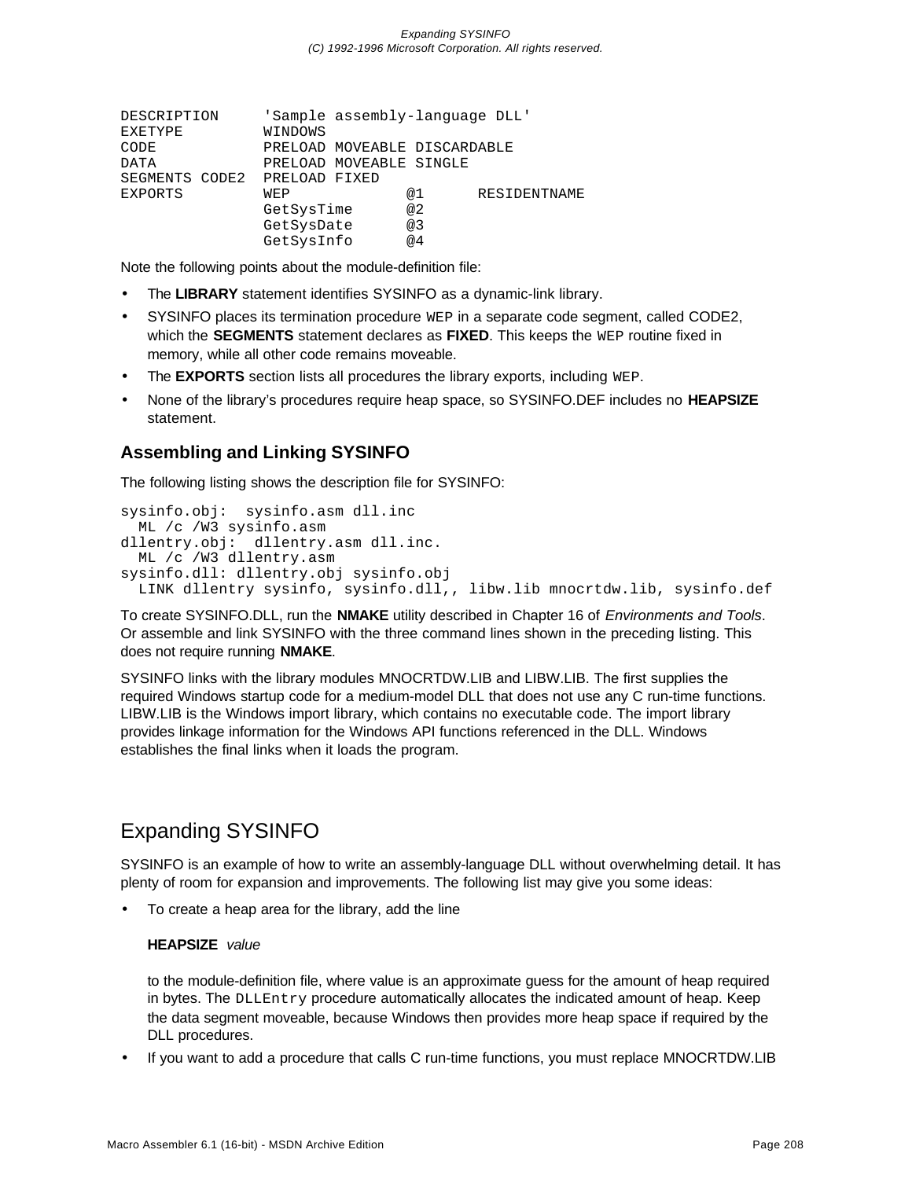```
DESCRIPTION     'Sample assembly-language DLL'
EXETYPE         WINDOWS
CODE            PRELOAD MOVEABLE DISCARDABLE
DATA            PRELOAD MOVEABLE SINGLE
SEGMENTS CODE2  PRELOAD FIXED
EXPORTS         WEP            @1      RESIDENTNAME
                GetSysTime     @2
                GetSysDate     @3
                GetSysInfo     @4
```

Note the following points about the module-definition file:

- The **LIBRARY** statement identifies SYSINFO as a dynamic-link library.
- SYSINFO places its termination procedure `WEP` in a separate code segment, called CODE2, which the **SEGMENTS** statement declares as **FIXED**. This keeps the `WEP` routine fixed in memory, while all other code remains moveable.
- The **EXPORTS** section lists all procedures the library exports, including `WEP`.
- None of the library's procedures require heap space, so SYSINFO.DEF includes no **HEAPSIZE** statement.

### Assembling and Linking SYSINFO

The following listing shows the description file for SYSINFO:

```
sysinfo.obj:  sysinfo.asm dll.inc
  ML /c /W3 sysinfo.asm
dllentry.obj:  dllentry.asm dll.inc.
  ML /c /W3 dllentry.asm
sysinfo.dll: dllentry.obj sysinfo.obj
  LINK dllentry sysinfo, sysinfo.dll,, libw.lib mnocrtdw.lib, sysinfo.def
```

To create SYSINFO.DLL, run the **NMAKE** utility described in Chapter 16 of *Environments and Tools*. Or assemble and link SYSINFO with the three command lines shown in the preceding listing. This does not require running **NMAKE**.

SYSINFO links with the library modules MNOCRTDW.LIB and LIBW.LIB. The first supplies the required Windows startup code for a medium-model DLL that does not use any C run-time functions. LIBW.LIB is the Windows import library, which contains no executable code. The import library provides linkage information for the Windows API functions referenced in the DLL. Windows establishes the final links when it loads the program.

## Expanding SYSINFO

SYSINFO is an example of how to write an assembly-language DLL without overwhelming detail. It has plenty of room for expansion and improvements. The following list may give you some ideas:

- To create a heap area for the library, add the line

  **HEAPSIZE** *value*

  to the module-definition file, where value is an approximate guess for the amount of heap required in bytes. The `DLLEntry` procedure automatically allocates the indicated amount of heap. Keep the data segment moveable, because Windows then provides more heap space if required by the DLL procedures.
- If you want to add a procedure that calls C run-time functions, you must replace MNOCRTDW.LIB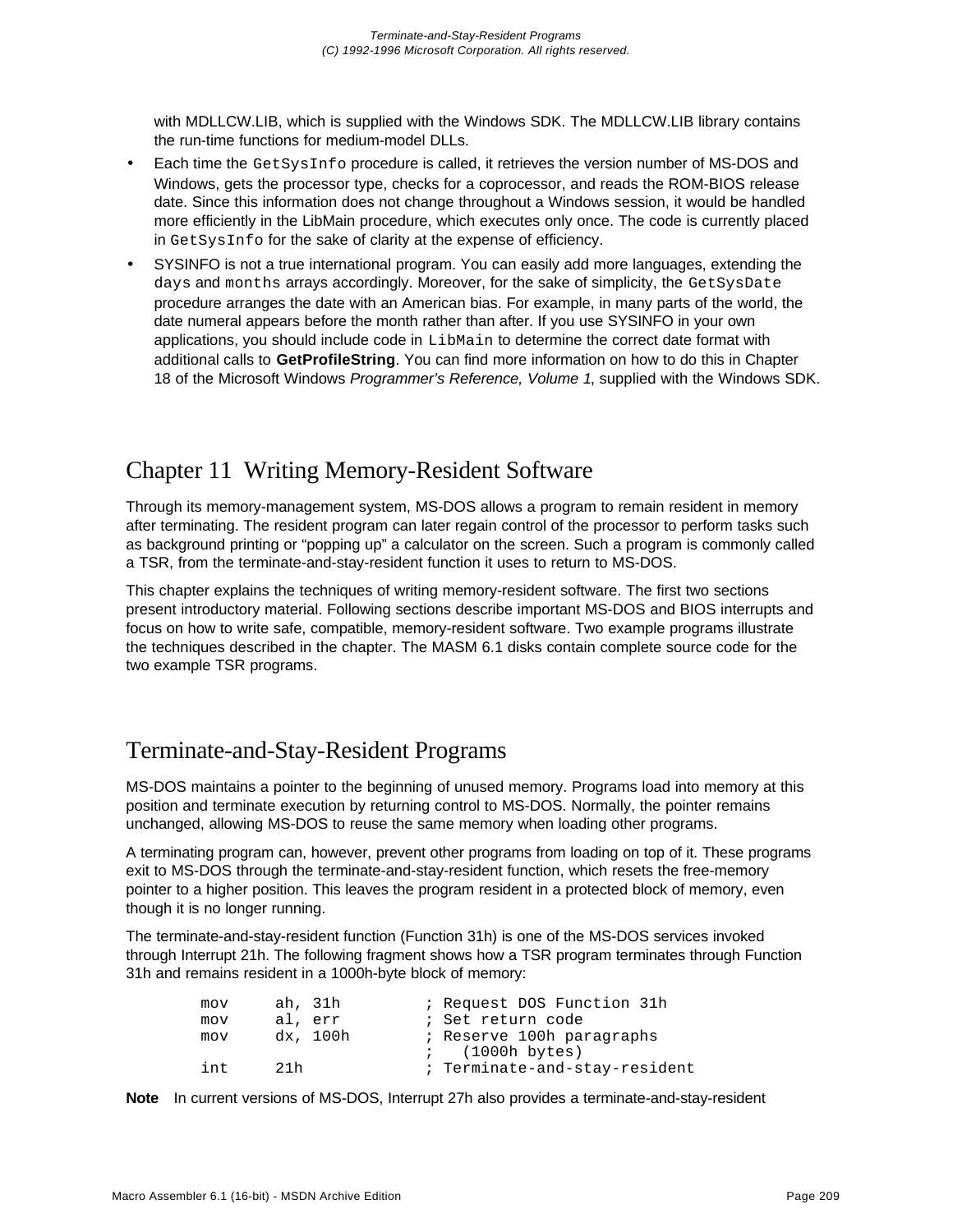with MDLLCW.LIB, which is supplied with the Windows SDK. The MDLLCW.LIB library contains the run-time functions for medium-model DLLs.

- Each time the `GetSysInfo` procedure is called, it retrieves the version number of MS-DOS and Windows, gets the processor type, checks for a coprocessor, and reads the ROM-BIOS release date. Since this information does not change throughout a Windows session, it would be handled more efficiently in the LibMain procedure, which executes only once. The code is currently placed in `GetSysInfo` for the sake of clarity at the expense of efficiency.
- SYSINFO is not a true international program. You can easily add more languages, extending the `days` and `months` arrays accordingly. Moreover, for the sake of simplicity, the `GetSysDate` procedure arranges the date with an American bias. For example, in many parts of the world, the date numeral appears before the month rather than after. If you use SYSINFO in your own applications, you should include code in `LibMain` to determine the correct date format with additional calls to **GetProfileString**. You can find more information on how to do this in Chapter 18 of the Microsoft Windows *Programmer's Reference, Volume 1*, supplied with the Windows SDK.

# Chapter 11  Writing Memory-Resident Software

Through its memory-management system, MS-DOS allows a program to remain resident in memory after terminating. The resident program can later regain control of the processor to perform tasks such as background printing or "popping up" a calculator on the screen. Such a program is commonly called a TSR, from the terminate-and-stay-resident function it uses to return to MS-DOS.

This chapter explains the techniques of writing memory-resident software. The first two sections present introductory material. Following sections describe important MS-DOS and BIOS interrupts and focus on how to write safe, compatible, memory-resident software. Two example programs illustrate the techniques described in the chapter. The MASM 6.1 disks contain complete source code for the two example TSR programs.

## Terminate-and-Stay-Resident Programs

MS-DOS maintains a pointer to the beginning of unused memory. Programs load into memory at this position and terminate execution by returning control to MS-DOS. Normally, the pointer remains unchanged, allowing MS-DOS to reuse the same memory when loading other programs.

A terminating program can, however, prevent other programs from loading on top of it. These programs exit to MS-DOS through the terminate-and-stay-resident function, which resets the free-memory pointer to a higher position. This leaves the program resident in a protected block of memory, even though it is no longer running.

The terminate-and-stay-resident function (Function 31h) is one of the MS-DOS services invoked through Interrupt 21h. The following fragment shows how a TSR program terminates through Function 31h and remains resident in a 1000h-byte block of memory:

```
        mov     ah, 31h         ; Request DOS Function 31h
        mov     al, err         ; Set return code
        mov     dx, 100h        ; Reserve 100h paragraphs
                                ;   (1000h bytes)
        int     21h             ; Terminate-and-stay-resident
```

**Note**   In current versions of MS-DOS, Interrupt 27h also provides a terminate-and-stay-resident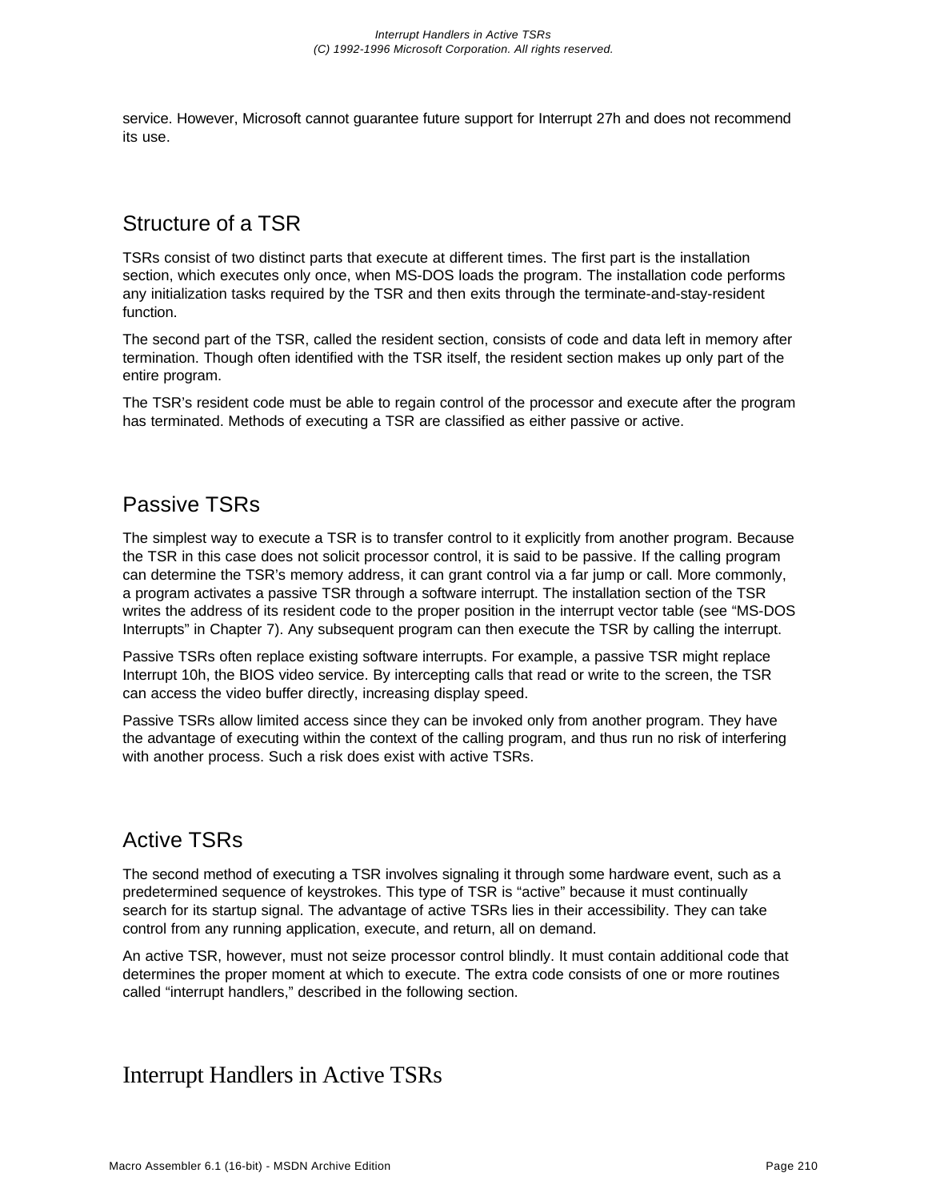service. However, Microsoft cannot guarantee future support for Interrupt 27h and does not recommend its use.

## Structure of a TSR

TSRs consist of two distinct parts that execute at different times. The first part is the installation section, which executes only once, when MS-DOS loads the program. The installation code performs any initialization tasks required by the TSR and then exits through the terminate-and-stay-resident function.

The second part of the TSR, called the resident section, consists of code and data left in memory after termination. Though often identified with the TSR itself, the resident section makes up only part of the entire program.

The TSR's resident code must be able to regain control of the processor and execute after the program has terminated. Methods of executing a TSR are classified as either passive or active.

## Passive TSRs

The simplest way to execute a TSR is to transfer control to it explicitly from another program. Because the TSR in this case does not solicit processor control, it is said to be passive. If the calling program can determine the TSR's memory address, it can grant control via a far jump or call. More commonly, a program activates a passive TSR through a software interrupt. The installation section of the TSR writes the address of its resident code to the proper position in the interrupt vector table (see "MS-DOS Interrupts" in Chapter 7). Any subsequent program can then execute the TSR by calling the interrupt.

Passive TSRs often replace existing software interrupts. For example, a passive TSR might replace Interrupt 10h, the BIOS video service. By intercepting calls that read or write to the screen, the TSR can access the video buffer directly, increasing display speed.

Passive TSRs allow limited access since they can be invoked only from another program. They have the advantage of executing within the context of the calling program, and thus run no risk of interfering with another process. Such a risk does exist with active TSRs.

## Active TSRs

The second method of executing a TSR involves signaling it through some hardware event, such as a predetermined sequence of keystrokes. This type of TSR is "active" because it must continually search for its startup signal. The advantage of active TSRs lies in their accessibility. They can take control from any running application, execute, and return, all on demand.

An active TSR, however, must not seize processor control blindly. It must contain additional code that determines the proper moment at which to execute. The extra code consists of one or more routines called "interrupt handlers," described in the following section.

# Interrupt Handlers in Active TSRs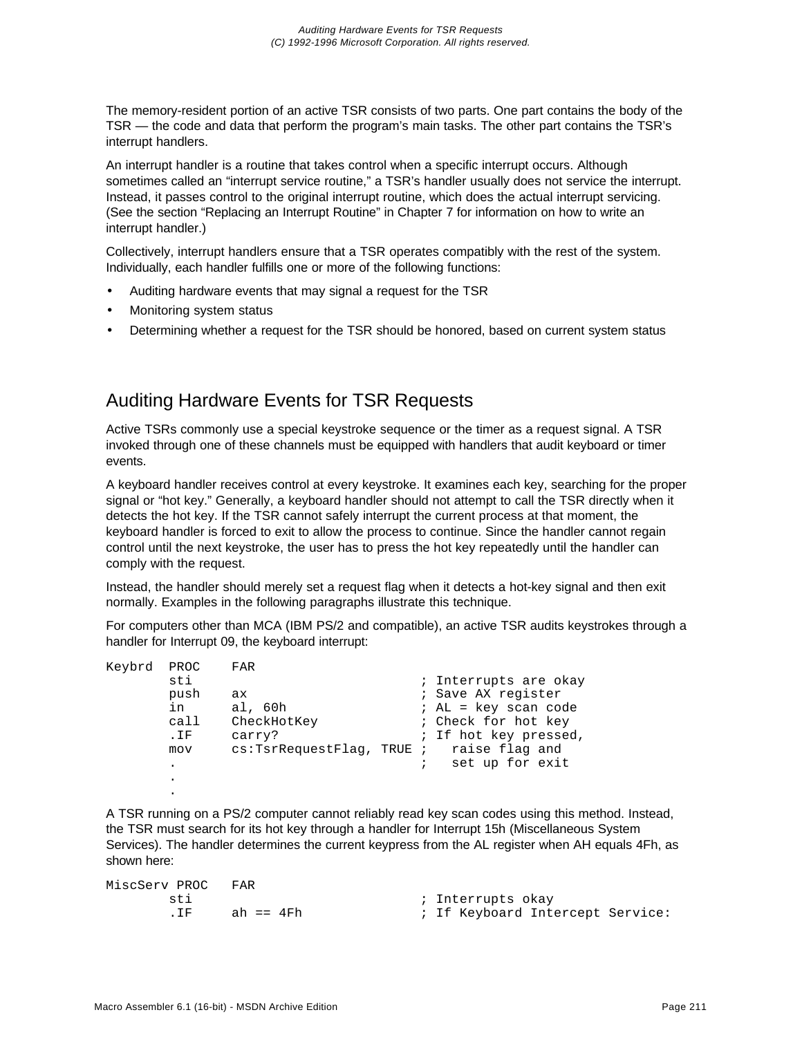The memory-resident portion of an active TSR consists of two parts. One part contains the body of the TSR — the code and data that perform the program's main tasks. The other part contains the TSR's interrupt handlers.

An interrupt handler is a routine that takes control when a specific interrupt occurs. Although sometimes called an "interrupt service routine," a TSR's handler usually does not service the interrupt. Instead, it passes control to the original interrupt routine, which does the actual interrupt servicing. (See the section "Replacing an Interrupt Routine" in Chapter 7 for information on how to write an interrupt handler.)

Collectively, interrupt handlers ensure that a TSR operates compatibly with the rest of the system. Individually, each handler fulfills one or more of the following functions:

- Auditing hardware events that may signal a request for the TSR
- Monitoring system status
- Determining whether a request for the TSR should be honored, based on current system status

## Auditing Hardware Events for TSR Requests

Active TSRs commonly use a special keystroke sequence or the timer as a request signal. A TSR invoked through one of these channels must be equipped with handlers that audit keyboard or timer events.

A keyboard handler receives control at every keystroke. It examines each key, searching for the proper signal or "hot key." Generally, a keyboard handler should not attempt to call the TSR directly when it detects the hot key. If the TSR cannot safely interrupt the current process at that moment, the keyboard handler is forced to exit to allow the process to continue. Since the handler cannot regain control until the next keystroke, the user has to press the hot key repeatedly until the handler can comply with the request.

Instead, the handler should merely set a request flag when it detects a hot-key signal and then exit normally. Examples in the following paragraphs illustrate this technique.

For computers other than MCA (IBM PS/2 and compatible), an active TSR audits keystrokes through a handler for Interrupt 09, the keyboard interrupt:

```
Keybrd  PROC    FAR
        sti                           ; Interrupts are okay
        push    ax                    ; Save AX register
        in      al, 60h               ; AL = key scan code
        call    CheckHotKey           ; Check for hot key
        .IF     carry?                ; If hot key pressed,
        mov     cs:TsrRequestFlag, TRUE ;   raise flag and
        .                             ;   set up for exit
        .
        .
```

A TSR running on a PS/2 computer cannot reliably read key scan codes using this method. Instead, the TSR must search for its hot key through a handler for Interrupt 15h (Miscellaneous System Services). The handler determines the current keypress from the AL register when AH equals 4Fh, as shown here:

```
MiscServ PROC   FAR
        sti                           ; Interrupts okay
        .IF     ah == 4Fh             ; If Keyboard Intercept Service:
```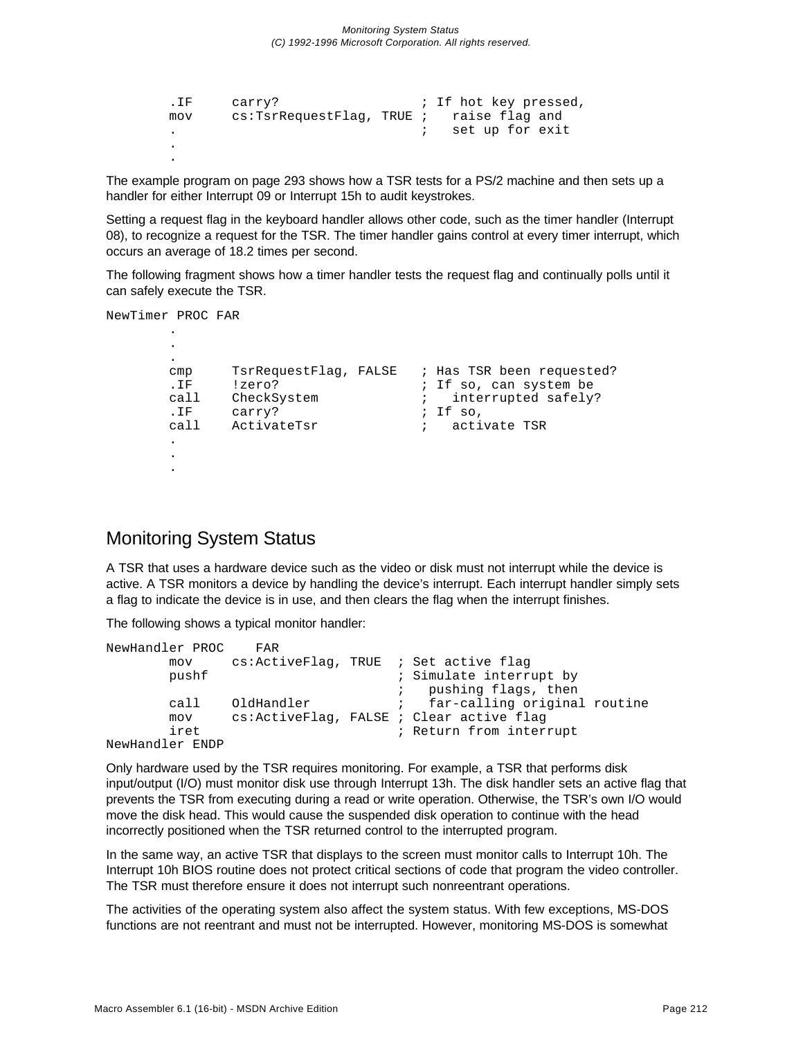```
        .IF     carry?                  ; If hot key pressed,
        mov     cs:TsrRequestFlag, TRUE ;   raise flag and
        .                               ;   set up for exit
        .
        .
```

The example program on page 293 shows how a TSR tests for a PS/2 machine and then sets up a handler for either Interrupt 09 or Interrupt 15h to audit keystrokes.

Setting a request flag in the keyboard handler allows other code, such as the timer handler (Interrupt 08), to recognize a request for the TSR. The timer handler gains control at every timer interrupt, which occurs an average of 18.2 times per second.

The following fragment shows how a timer handler tests the request flag and continually polls until it can safely execute the TSR.

```
NewTimer PROC FAR
        .
        .
        .
        cmp     TsrRequestFlag, FALSE   ; Has TSR been requested?
        .IF     !zero?                  ; If so, can system be
        call    CheckSystem             ;   interrupted safely?
        .IF     carry?                  ; If so,
        call    ActivateTsr             ;   activate TSR
        .
        .
        .
```

## Monitoring System Status

A TSR that uses a hardware device such as the video or disk must not interrupt while the device is active. A TSR monitors a device by handling the device's interrupt. Each interrupt handler simply sets a flag to indicate the device is in use, and then clears the flag when the interrupt finishes.

The following shows a typical monitor handler:

```
NewHandler PROC    FAR
        mov     cs:ActiveFlag, TRUE  ; Set active flag
        pushf                        ; Simulate interrupt by
                                     ;   pushing flags, then
        call    OldHandler           ;   far-calling original routine
        mov     cs:ActiveFlag, FALSE ; Clear active flag
        iret                         ; Return from interrupt
NewHandler ENDP
```

Only hardware used by the TSR requires monitoring. For example, a TSR that performs disk input/output (I/O) must monitor disk use through Interrupt 13h. The disk handler sets an active flag that prevents the TSR from executing during a read or write operation. Otherwise, the TSR's own I/O would move the disk head. This would cause the suspended disk operation to continue with the head incorrectly positioned when the TSR returned control to the interrupted program.

In the same way, an active TSR that displays to the screen must monitor calls to Interrupt 10h. The Interrupt 10h BIOS routine does not protect critical sections of code that program the video controller. The TSR must therefore ensure it does not interrupt such nonreentrant operations.

The activities of the operating system also affect the system status. With few exceptions, MS-DOS functions are not reentrant and must not be interrupted. However, monitoring MS-DOS is somewhat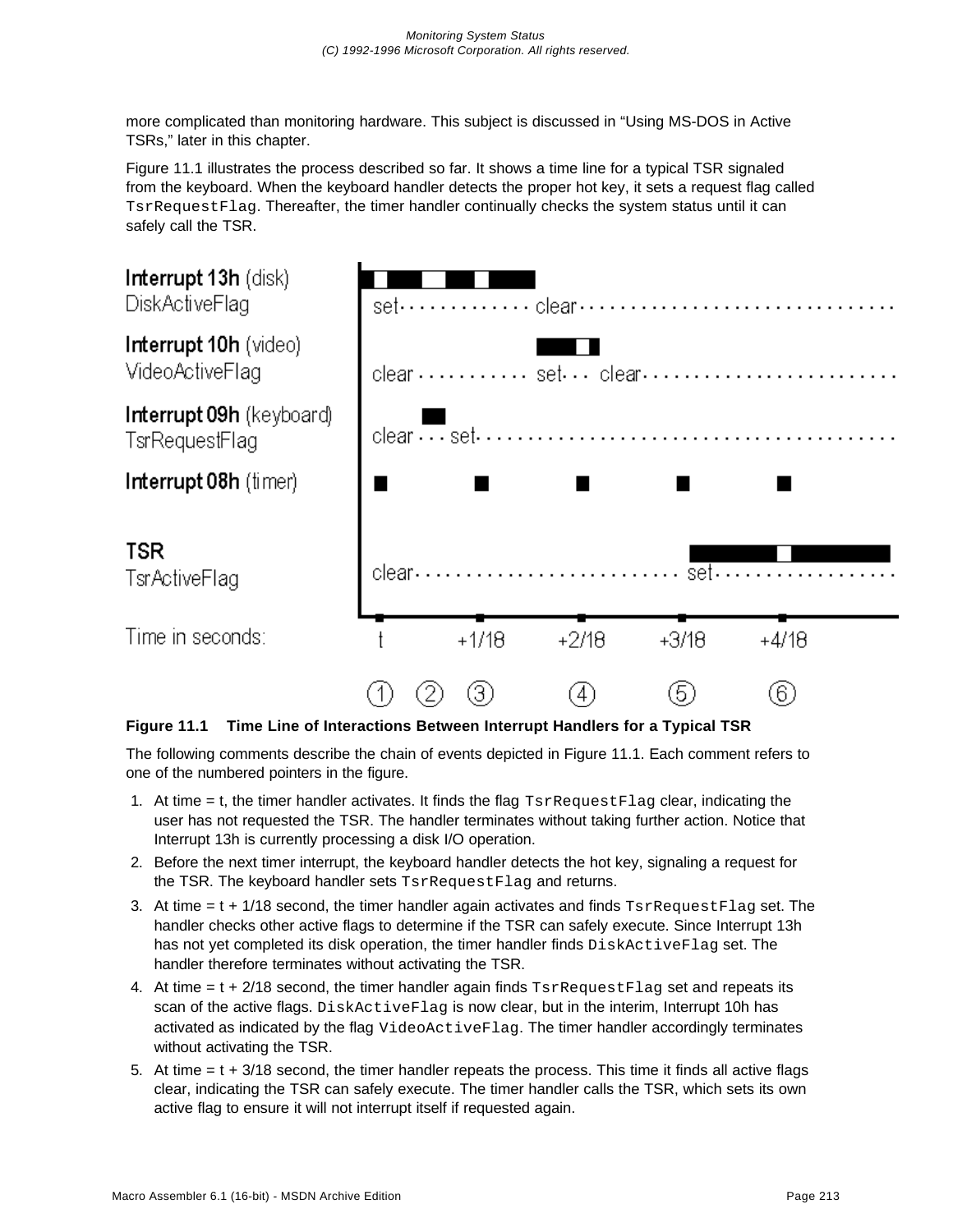more complicated than monitoring hardware. This subject is discussed in “Using MS-DOS in Active TSRs,” later in this chapter.

Figure 11.1 illustrates the process described so far. It shows a time line for a typical TSR signaled from the keyboard. When the keyboard handler detects the proper hot key, it sets a request flag called `TsrRequestFlag`. Thereafter, the timer handler continually checks the system status until it can safely call the TSR.

**Figure 11.1 Time Line of Interactions Between Interrupt Handlers for a Typical TSR**

The following comments describe the chain of events depicted in Figure 11.1. Each comment refers to one of the numbered pointers in the figure.

1. At time = t, the timer handler activates. It finds the flag `TsrRequestFlag` clear, indicating the user has not requested the TSR. The handler terminates without taking further action. Notice that Interrupt 13h is currently processing a disk I/O operation.
2. Before the next timer interrupt, the keyboard handler detects the hot key, signaling a request for the TSR. The keyboard handler sets `TsrRequestFlag` and returns.
3. At time = t + 1/18 second, the timer handler again activates and finds `TsrRequestFlag` set. The handler checks other active flags to determine if the TSR can safely execute. Since Interrupt 13h has not yet completed its disk operation, the timer handler finds `DiskActiveFlag` set. The handler therefore terminates without activating the TSR.
4. At time = t + 2/18 second, the timer handler again finds `TsrRequestFlag` set and repeats its scan of the active flags. `DiskActiveFlag` is now clear, but in the interim, Interrupt 10h has activated as indicated by the flag `VideoActiveFlag`. The timer handler accordingly terminates without activating the TSR.
5. At time = t + 3/18 second, the timer handler repeats the process. This time it finds all active flags clear, indicating the TSR can safely execute. The timer handler calls the TSR, which sets its own active flag to ensure it will not interrupt itself if requested again.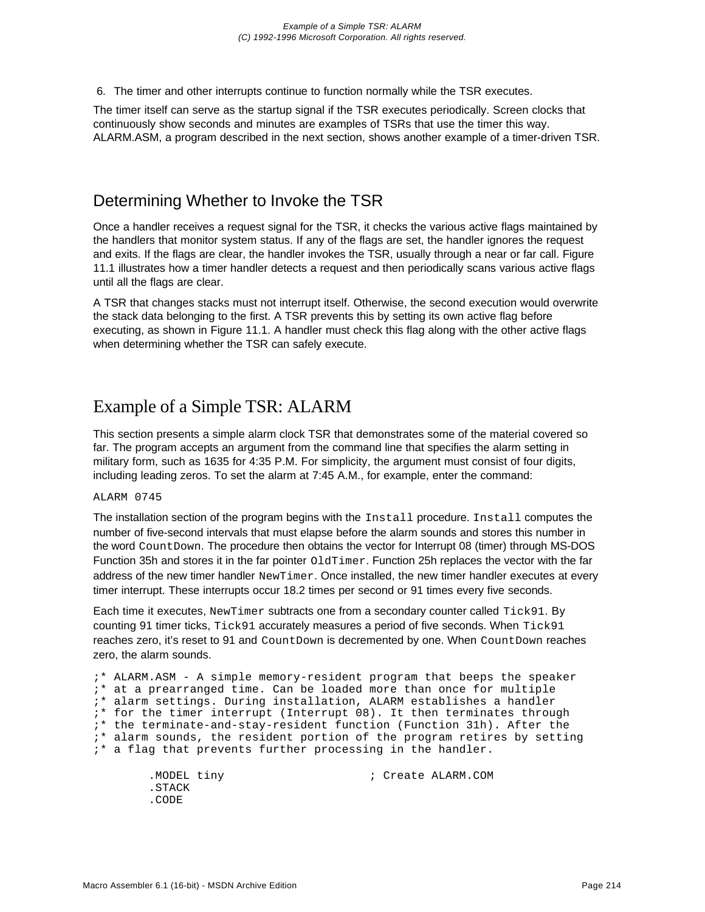6. The timer and other interrupts continue to function normally while the TSR executes.

The timer itself can serve as the startup signal if the TSR executes periodically. Screen clocks that continuously show seconds and minutes are examples of TSRs that use the timer this way. ALARM.ASM, a program described in the next section, shows another example of a timer-driven TSR.

## Determining Whether to Invoke the TSR

Once a handler receives a request signal for the TSR, it checks the various active flags maintained by the handlers that monitor system status. If any of the flags are set, the handler ignores the request and exits. If the flags are clear, the handler invokes the TSR, usually through a near or far call. Figure 11.1 illustrates how a timer handler detects a request and then periodically scans various active flags until all the flags are clear.

A TSR that changes stacks must not interrupt itself. Otherwise, the second execution would overwrite the stack data belonging to the first. A TSR prevents this by setting its own active flag before executing, as shown in Figure 11.1. A handler must check this flag along with the other active flags when determining whether the TSR can safely execute.

## Example of a Simple TSR: ALARM

This section presents a simple alarm clock TSR that demonstrates some of the material covered so far. The program accepts an argument from the command line that specifies the alarm setting in military form, such as 1635 for 4:35 P.M. For simplicity, the argument must consist of four digits, including leading zeros. To set the alarm at 7:45 A.M., for example, enter the command:

```
ALARM 0745
```

The installation section of the program begins with the `Install` procedure. `Install` computes the number of five-second intervals that must elapse before the alarm sounds and stores this number in the word `CountDown`. The procedure then obtains the vector for Interrupt 08 (timer) through MS-DOS Function 35h and stores it in the far pointer `OldTimer`. Function 25h replaces the vector with the far address of the new timer handler `NewTimer`. Once installed, the new timer handler executes at every timer interrupt. These interrupts occur 18.2 times per second or 91 times every five seconds.

Each time it executes, `NewTimer` subtracts one from a secondary counter called `Tick91`. By counting 91 timer ticks, `Tick91` accurately measures a period of five seconds. When `Tick91` reaches zero, it's reset to 91 and `CountDown` is decremented by one. When `CountDown` reaches zero, the alarm sounds.

```
;* ALARM.ASM - A simple memory-resident program that beeps the speaker
;* at a prearranged time. Can be loaded more than once for multiple
;* alarm settings. During installation, ALARM establishes a handler
;* for the timer interrupt (Interrupt 08). It then terminates through
;* the terminate-and-stay-resident function (Function 31h). After the
;* alarm sounds, the resident portion of the program retires by setting
;* a flag that prevents further processing in the handler.

        .MODEL tiny                    ; Create ALARM.COM
        .STACK
        .CODE
```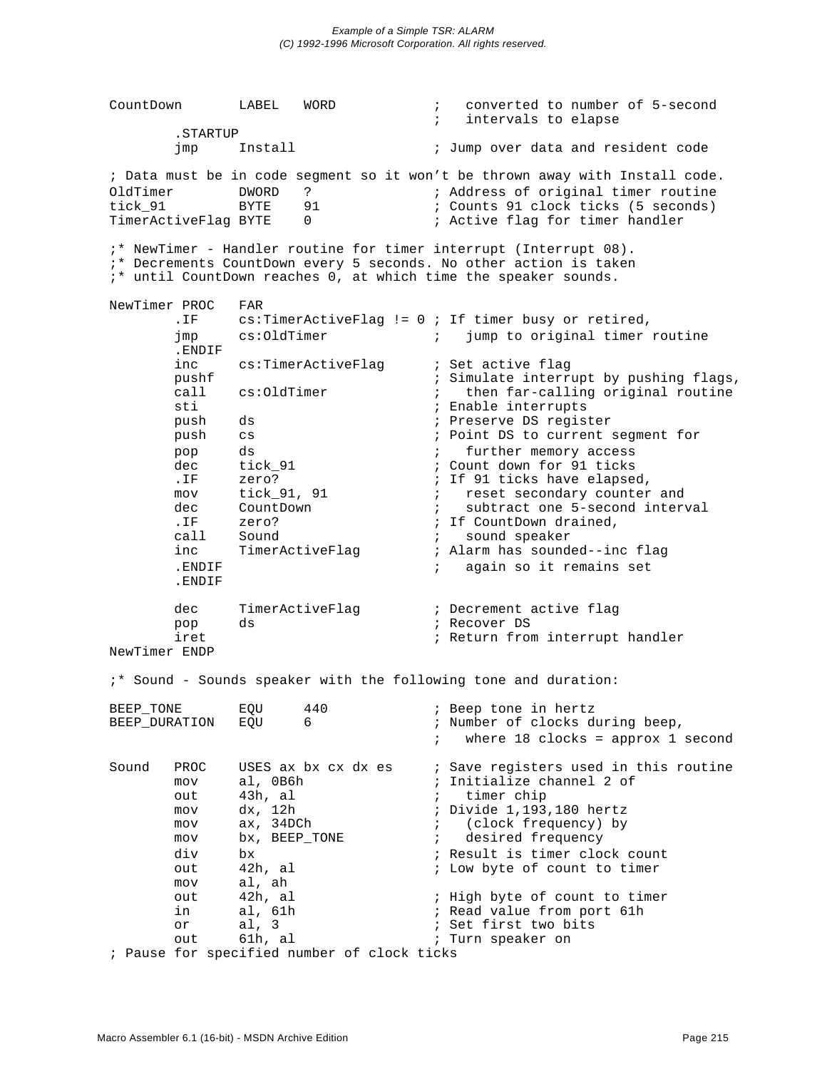```
CountDown       LABEL   WORD            ;   converted to number of 5-second
                                        ;   intervals to elapse
        .STARTUP
        jmp     Install                 ; Jump over data and resident code

; Data must be in code segment so it won't be thrown away with Install code.
OldTimer        DWORD   ?               ; Address of original timer routine
tick_91         BYTE    91              ; Counts 91 clock ticks (5 seconds)
TimerActiveFlag BYTE    0               ; Active flag for timer handler

;* NewTimer - Handler routine for timer interrupt (Interrupt 08).
;* Decrements CountDown every 5 seconds. No other action is taken
;* until CountDown reaches 0, at which time the speaker sounds.

NewTimer PROC   FAR
        .IF     cs:TimerActiveFlag != 0 ; If timer busy or retired,
        jmp     cs:OldTimer             ;   jump to original timer routine
        .ENDIF
        inc     cs:TimerActiveFlag      ; Set active flag
        pushf                           ; Simulate interrupt by pushing flags,
        call    cs:OldTimer             ;   then far-calling original routine
        sti                             ; Enable interrupts
        push    ds                      ; Preserve DS register
        push    cs                      ; Point DS to current segment for
        pop     ds                      ;   further memory access
        dec     tick_91                 ; Count down for 91 ticks
        .IF     zero?                   ; If 91 ticks have elapsed,
        mov     tick_91, 91             ;   reset secondary counter and
        dec     CountDown               ;   subtract one 5-second interval
        .IF     zero?                   ; If CountDown drained,
        call    Sound                   ;   sound speaker
        inc     TimerActiveFlag         ; Alarm has sounded--inc flag
        .ENDIF                          ;   again so it remains set
        .ENDIF

        dec     TimerActiveFlag         ; Decrement active flag
        pop     ds                      ; Recover DS
        iret                            ; Return from interrupt handler
NewTimer ENDP

;* Sound - Sounds speaker with the following tone and duration:

BEEP_TONE       EQU     440             ; Beep tone in hertz
BEEP_DURATION   EQU     6               ; Number of clocks during beep,
                                        ;   where 18 clocks = approx 1 second

Sound   PROC    USES ax bx cx dx es     ; Save registers used in this routine
        mov     al, 0B6h                ; Initialize channel 2 of
        out     43h, al                 ;   timer chip
        mov     dx, 12h                 ; Divide 1,193,180 hertz
        mov     ax, 34DCh               ;   (clock frequency) by
        mov     bx, BEEP_TONE           ;   desired frequency
        div     bx                      ; Result is timer clock count
        out     42h, al                 ; Low byte of count to timer
        mov     al, ah
        out     42h, al                 ; High byte of count to timer
        in      al, 61h                 ; Read value from port 61h
        or      al, 3                   ; Set first two bits
        out     61h, al                 ; Turn speaker on
; Pause for specified number of clock ticks
```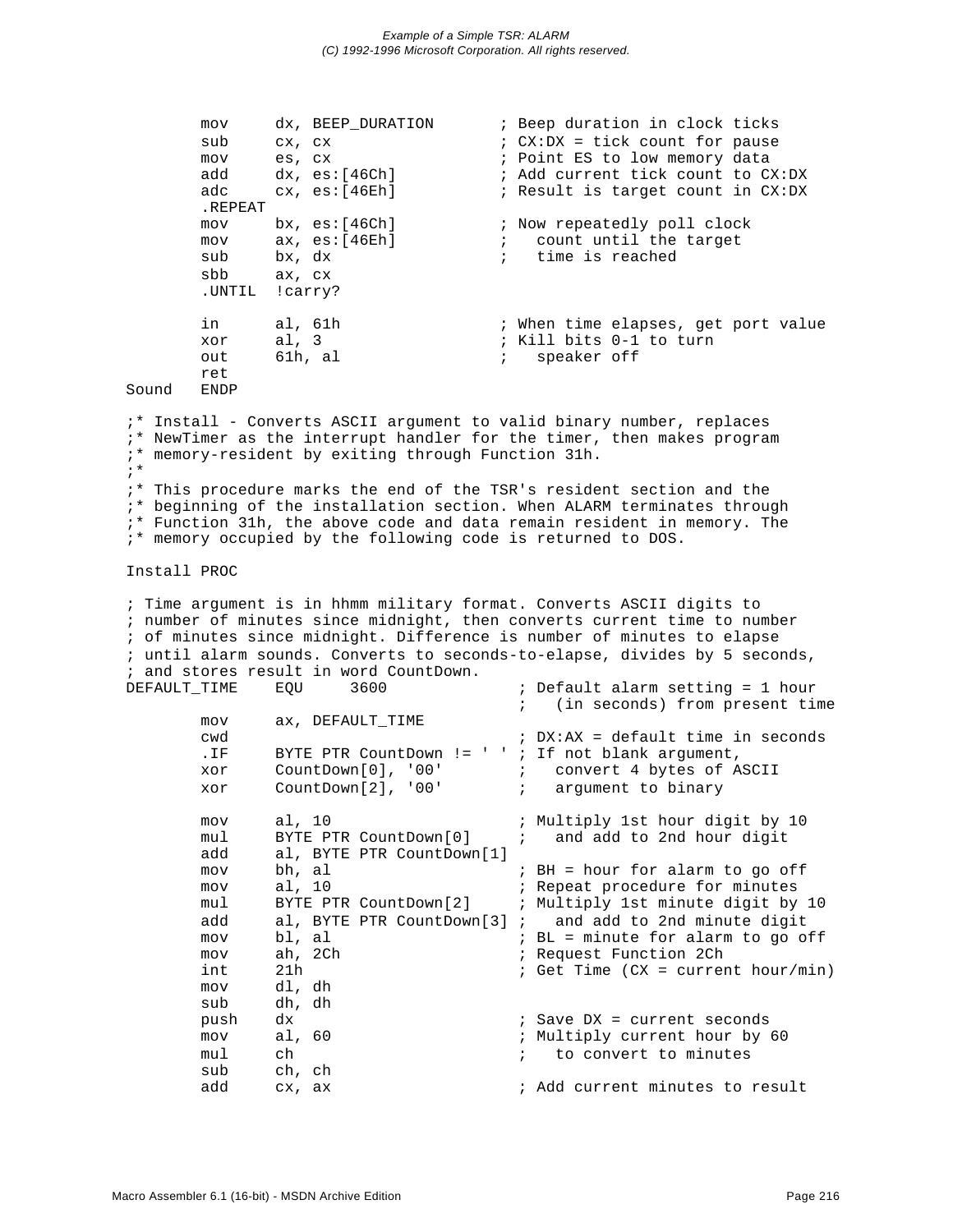```
        mov     dx, BEEP_DURATION       ; Beep duration in clock ticks
        sub     cx, cx                  ; CX:DX = tick count for pause
        mov     es, cx                  ; Point ES to low memory data
        add     dx, es:[46Ch]           ; Add current tick count to CX:DX
        adc     cx, es:[46Eh]           ; Result is target count in CX:DX
        .REPEAT
        mov     bx, es:[46Ch]           ; Now repeatedly poll clock
        mov     ax, es:[46Eh]           ;   count until the target
        sub     bx, dx                  ;   time is reached
        sbb     ax, cx
        .UNTIL  !carry?

        in      al, 61h                 ; When time elapses, get port value
        xor     al, 3                   ; Kill bits 0-1 to turn
        out     61h, al                 ;   speaker off
        ret
Sound   ENDP

;* Install - Converts ASCII argument to valid binary number, replaces
;* NewTimer as the interrupt handler for the timer, then makes program
;* memory-resident by exiting through Function 31h.
;*
;* This procedure marks the end of the TSR's resident section and the
;* beginning of the installation section. When ALARM terminates through
;* Function 31h, the above code and data remain resident in memory. The
;* memory occupied by the following code is returned to DOS.

Install PROC

; Time argument is in hhmm military format. Converts ASCII digits to
; number of minutes since midnight, then converts current time to number
; of minutes since midnight. Difference is number of minutes to elapse
; until alarm sounds. Converts to seconds-to-elapse, divides by 5 seconds,
; and stores result in word CountDown.
DEFAULT_TIME    EQU     3600            ; Default alarm setting = 1 hour
                                        ;   (in seconds) from present time
        mov     ax, DEFAULT_TIME
        cwd                             ; DX:AX = default time in seconds
        .IF     BYTE PTR CountDown != ' ' ; If not blank argument,
        xor     CountDown[0], '00'      ;   convert 4 bytes of ASCII
        xor     CountDown[2], '00'      ;   argument to binary

        mov     al, 10                  ; Multiply 1st hour digit by 10
        mul     BYTE PTR CountDown[0]   ;   and add to 2nd hour digit
        add     al, BYTE PTR CountDown[1]
        mov     bh, al                  ; BH = hour for alarm to go off
        mov     al, 10                  ; Repeat procedure for minutes
        mul     BYTE PTR CountDown[2]   ; Multiply 1st minute digit by 10
        add     al, BYTE PTR CountDown[3] ;   and add to 2nd minute digit
        mov     bl, al                  ; BL = minute for alarm to go off
        mov     ah, 2Ch                 ; Request Function 2Ch
        int     21h                     ; Get Time (CX = current hour/min)
        mov     dl, dh
        sub     dh, dh
        push    dx                      ; Save DX = current seconds
        mov     al, 60                  ; Multiply current hour by 60
        mul     ch                      ;   to convert to minutes
        sub     ch, ch
        add     cx, ax                  ; Add current minutes to result
```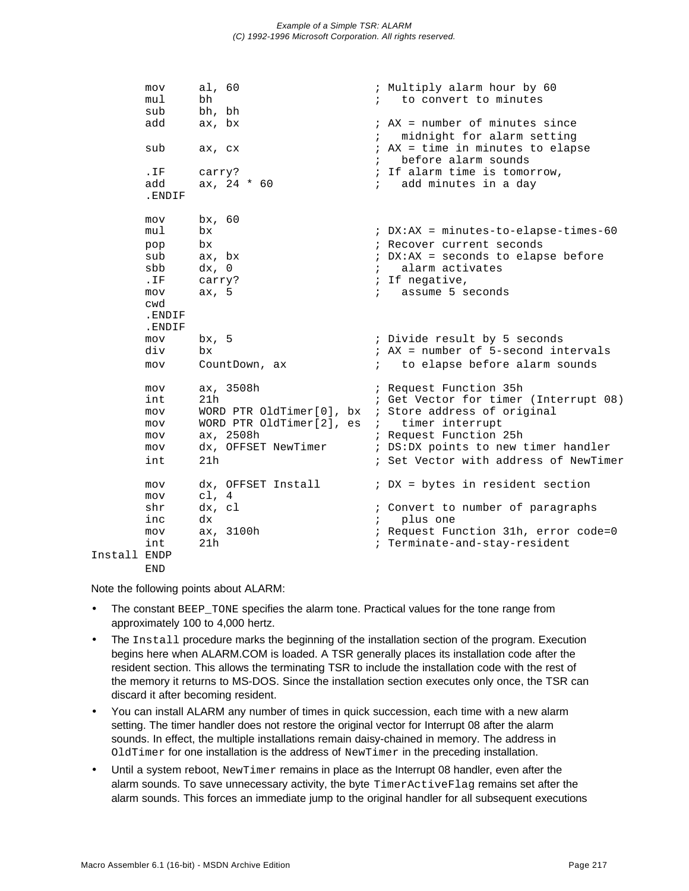```
        mov     al, 60                  ; Multiply alarm hour by 60
        mul     bh                      ;   to convert to minutes
        sub     bh, bh
        add     ax, bx                  ; AX = number of minutes since
                                        ;   midnight for alarm setting
        sub     ax, cx                  ; AX = time in minutes to elapse
                                        ;   before alarm sounds
        .IF     carry?                  ; If alarm time is tomorrow,
        add     ax, 24 * 60             ;   add minutes in a day
        .ENDIF

        mov     bx, 60
        mul     bx                      ; DX:AX = minutes-to-elapse-times-60
        pop     bx                      ; Recover current seconds
        sub     ax, bx                  ; DX:AX = seconds to elapse before
        sbb     dx, 0                   ;   alarm activates
        .IF     carry?                  ; If negative,
        mov     ax, 5                   ;   assume 5 seconds
        cwd
        .ENDIF
        .ENDIF
        mov     bx, 5                   ; Divide result by 5 seconds
        div     bx                      ; AX = number of 5-second intervals
        mov     CountDown, ax           ;   to elapse before alarm sounds

        mov     ax, 3508h               ; Request Function 35h
        int     21h                     ; Get Vector for timer (Interrupt 08)
        mov     WORD PTR OldTimer[0], bx  ; Store address of original
        mov     WORD PTR OldTimer[2], es  ;   timer interrupt
        mov     ax, 2508h               ; Request Function 25h
        mov     dx, OFFSET NewTimer     ; DS:DX points to new timer handler
        int     21h                     ; Set Vector with address of NewTimer

        mov     dx, OFFSET Install      ; DX = bytes in resident section
        mov     cl, 4
        shr     dx, cl                  ; Convert to number of paragraphs
        inc     dx                      ;   plus one
        mov     ax, 3100h               ; Request Function 31h, error code=0
        int     21h                     ; Terminate-and-stay-resident
Install ENDP
        END
```

Note the following points about ALARM:

- The constant `BEEP_TONE` specifies the alarm tone. Practical values for the tone range from approximately 100 to 4,000 hertz.
- The `Install` procedure marks the beginning of the installation section of the program. Execution begins here when ALARM.COM is loaded. A TSR generally places its installation code after the resident section. This allows the terminating TSR to include the installation code with the rest of the memory it returns to MS-DOS. Since the installation section executes only once, the TSR can discard it after becoming resident.
- You can install ALARM any number of times in quick succession, each time with a new alarm setting. The timer handler does not restore the original vector for Interrupt 08 after the alarm sounds. In effect, the multiple installations remain daisy-chained in memory. The address in `OldTimer` for one installation is the address of `NewTimer` in the preceding installation.
- Until a system reboot, `NewTimer` remains in place as the Interrupt 08 handler, even after the alarm sounds. To save unnecessary activity, the byte `TimerActiveFlag` remains set after the alarm sounds. This forces an immediate jump to the original handler for all subsequent executions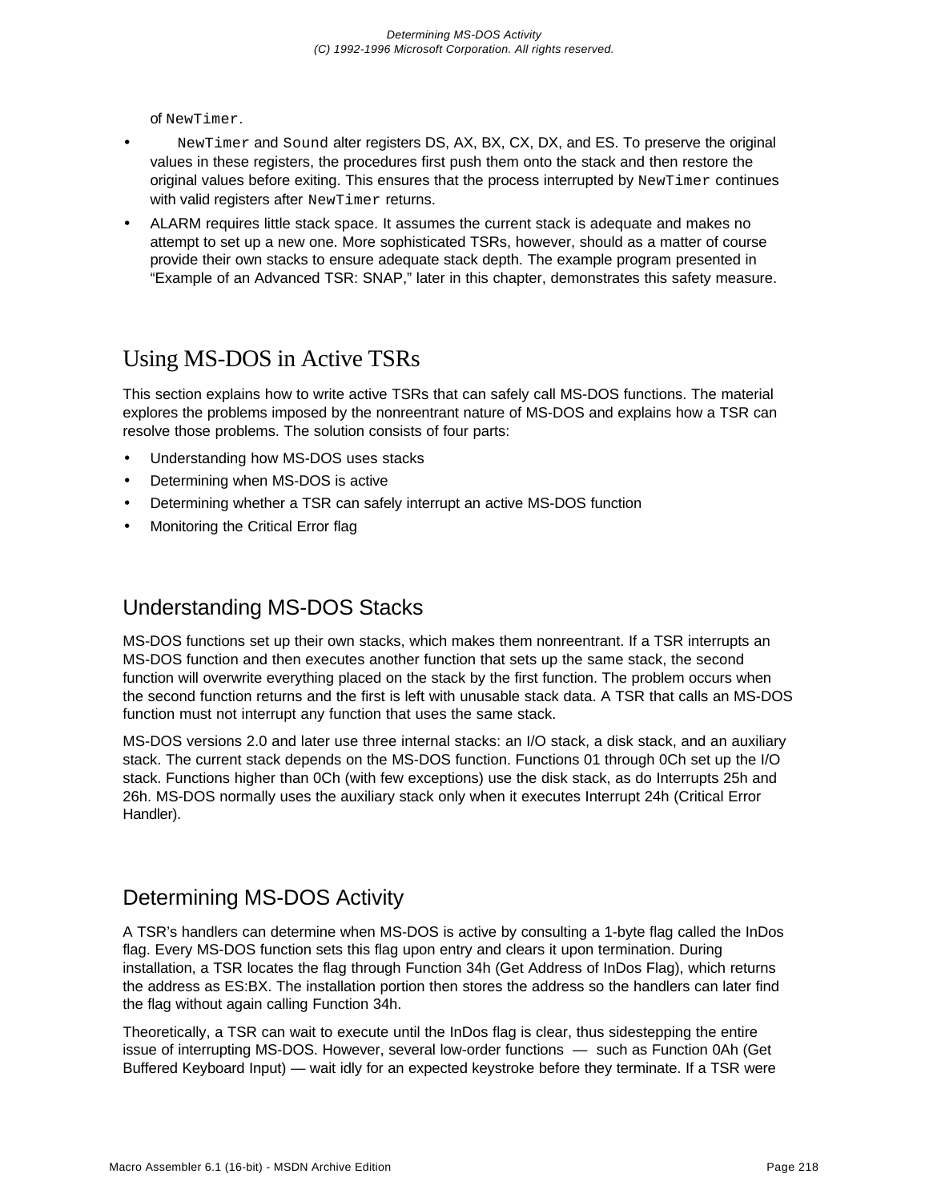of `NewTimer`.

- `NewTimer` and `Sound` alter registers DS, AX, BX, CX, DX, and ES. To preserve the original values in these registers, the procedures first push them onto the stack and then restore the original values before exiting. This ensures that the process interrupted by `NewTimer` continues with valid registers after `NewTimer` returns.
- ALARM requires little stack space. It assumes the current stack is adequate and makes no attempt to set up a new one. More sophisticated TSRs, however, should as a matter of course provide their own stacks to ensure adequate stack depth. The example program presented in "Example of an Advanced TSR: SNAP," later in this chapter, demonstrates this safety measure.

# Using MS-DOS in Active TSRs

This section explains how to write active TSRs that can safely call MS-DOS functions. The material explores the problems imposed by the nonreentrant nature of MS-DOS and explains how a TSR can resolve those problems. The solution consists of four parts:

- Understanding how MS-DOS uses stacks
- Determining when MS-DOS is active
- Determining whether a TSR can safely interrupt an active MS-DOS function
- Monitoring the Critical Error flag

## Understanding MS-DOS Stacks

MS-DOS functions set up their own stacks, which makes them nonreentrant. If a TSR interrupts an MS-DOS function and then executes another function that sets up the same stack, the second function will overwrite everything placed on the stack by the first function. The problem occurs when the second function returns and the first is left with unusable stack data. A TSR that calls an MS-DOS function must not interrupt any function that uses the same stack.

MS-DOS versions 2.0 and later use three internal stacks: an I/O stack, a disk stack, and an auxiliary stack. The current stack depends on the MS-DOS function. Functions 01 through 0Ch set up the I/O stack. Functions higher than 0Ch (with few exceptions) use the disk stack, as do Interrupts 25h and 26h. MS-DOS normally uses the auxiliary stack only when it executes Interrupt 24h (Critical Error Handler).

## Determining MS-DOS Activity

A TSR's handlers can determine when MS-DOS is active by consulting a 1-byte flag called the InDos flag. Every MS-DOS function sets this flag upon entry and clears it upon termination. During installation, a TSR locates the flag through Function 34h (Get Address of InDos Flag), which returns the address as ES:BX. The installation portion then stores the address so the handlers can later find the flag without again calling Function 34h.

Theoretically, a TSR can wait to execute until the InDos flag is clear, thus sidestepping the entire issue of interrupting MS-DOS. However, several low-order functions — such as Function 0Ah (Get Buffered Keyboard Input) — wait idly for an expected keystroke before they terminate. If a TSR were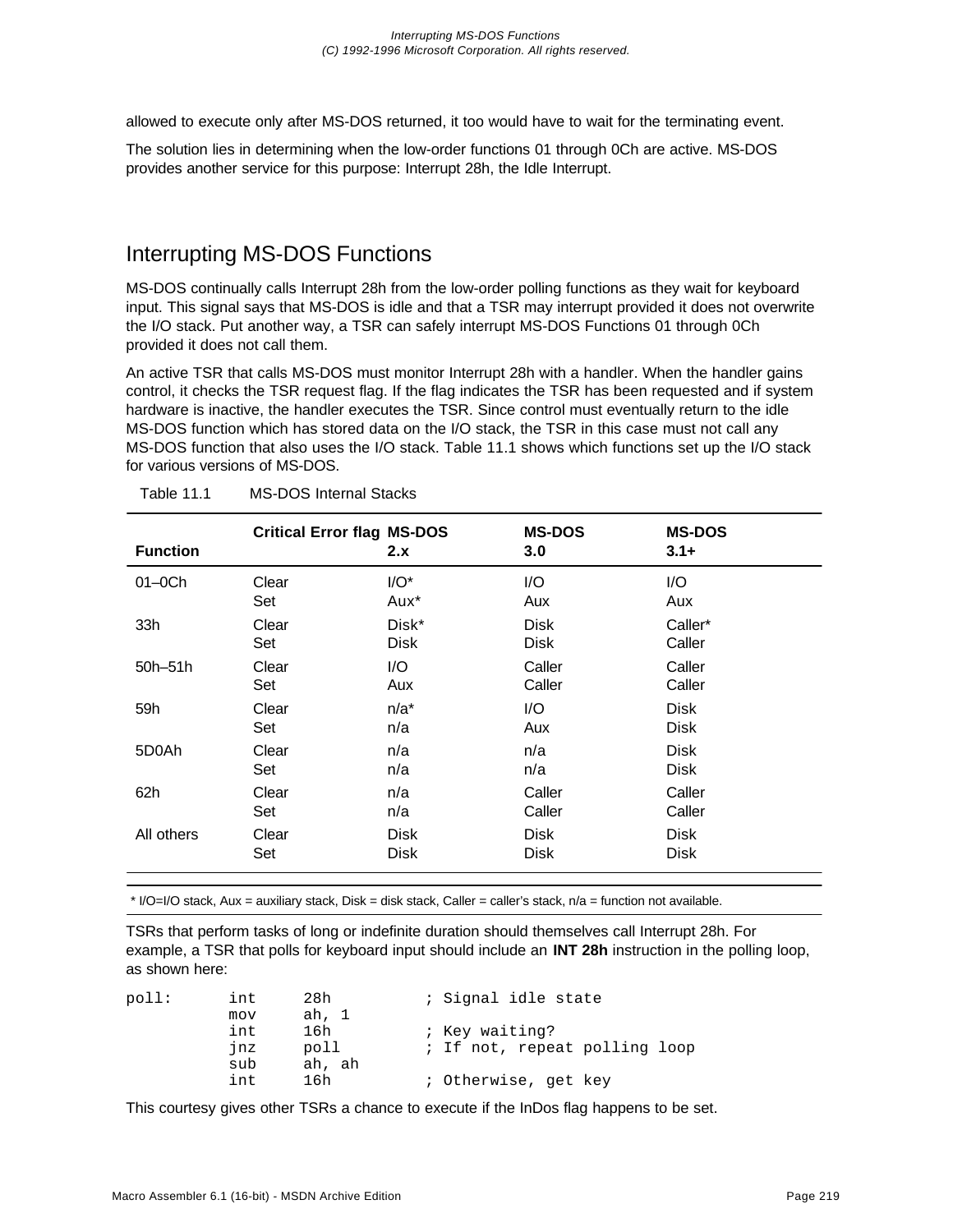allowed to execute only after MS-DOS returned, it too would have to wait for the terminating event.

The solution lies in determining when the low-order functions 01 through 0Ch are active. MS-DOS provides another service for this purpose: Interrupt 28h, the Idle Interrupt.

## Interrupting MS-DOS Functions

MS-DOS continually calls Interrupt 28h from the low-order polling functions as they wait for keyboard input. This signal says that MS-DOS is idle and that a TSR may interrupt provided it does not overwrite the I/O stack. Put another way, a TSR can safely interrupt MS-DOS Functions 01 through 0Ch provided it does not call them.

An active TSR that calls MS-DOS must monitor Interrupt 28h with a handler. When the handler gains control, it checks the TSR request flag. If the flag indicates the TSR has been requested and if system hardware is inactive, the handler executes the TSR. Since control must eventually return to the idle MS-DOS function which has stored data on the I/O stack, the TSR in this case must not call any MS-DOS function that also uses the I/O stack. Table 11.1 shows which functions set up the I/O stack for various versions of MS-DOS.

Table 11.1 MS-DOS Internal Stacks

| Function | Critical Error flag | MS-DOS 2.x | MS-DOS 3.0 | MS-DOS 3.1+ |
|---|---|---|---|---|
| 01–0Ch | Clear | I/O* | I/O | I/O |
| | Set | Aux* | Aux | Aux |
| 33h | Clear | Disk* | Disk | Caller* |
| | Set | Disk | Disk | Caller |
| 50h–51h | Clear | I/O | Caller | Caller |
| | Set | Aux | Caller | Caller |
| 59h | Clear | n/a* | I/O | Disk |
| | Set | n/a | Aux | Disk |
| 5D0Ah | Clear | n/a | n/a | Disk |
| | Set | n/a | n/a | Disk |
| 62h | Clear | n/a | Caller | Caller |
| | Set | n/a | Caller | Caller |
| All others | Clear | Disk | Disk | Disk |
| | Set | Disk | Disk | Disk |

\* I/O=I/O stack, Aux = auxiliary stack, Disk = disk stack, Caller = caller's stack, n/a = function not available.

TSRs that perform tasks of long or indefinite duration should themselves call Interrupt 28h. For example, a TSR that polls for keyboard input should include an **INT 28h** instruction in the polling loop, as shown here:

```
poll:       int     28h           ; Signal idle state
            mov     ah, 1
            int     16h           ; Key waiting?
            jnz     poll          ; If not, repeat polling loop
            sub     ah, ah
            int     16h           ; Otherwise, get key
```

This courtesy gives other TSRs a chance to execute if the InDos flag happens to be set.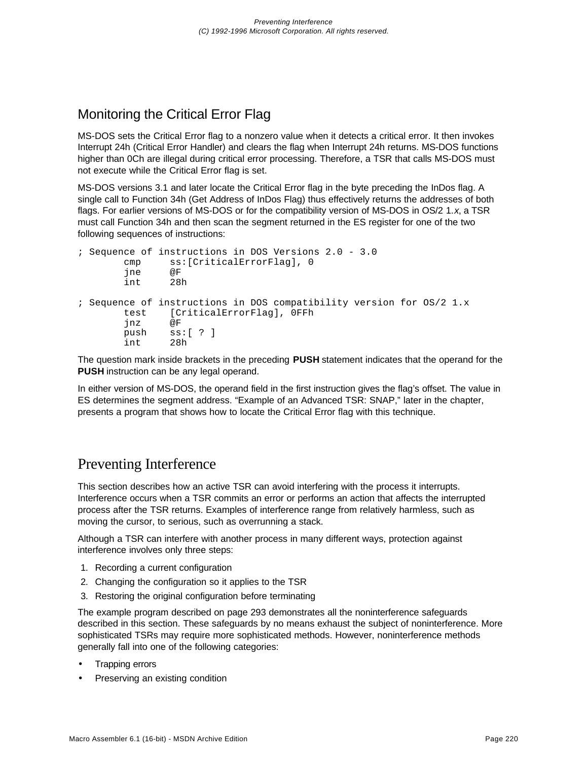## Monitoring the Critical Error Flag

MS-DOS sets the Critical Error flag to a nonzero value when it detects a critical error. It then invokes Interrupt 24h (Critical Error Handler) and clears the flag when Interrupt 24h returns. MS-DOS functions higher than 0Ch are illegal during critical error processing. Therefore, a TSR that calls MS-DOS must not execute while the Critical Error flag is set.

MS-DOS versions 3.1 and later locate the Critical Error flag in the byte preceding the InDos flag. A single call to Function 34h (Get Address of InDos Flag) thus effectively returns the addresses of both flags. For earlier versions of MS-DOS or for the compatibility version of MS-DOS in OS/2 1.*x*, a TSR must call Function 34h and then scan the segment returned in the ES register for one of the two following sequences of instructions:

```
; Sequence of instructions in DOS Versions 2.0 - 3.0
        cmp     ss:[CriticalErrorFlag], 0
        jne     @F
        int     28h

; Sequence of instructions in DOS compatibility version for OS/2 1.x
        test    [CriticalErrorFlag], 0FFh
        jnz     @F
        push    ss:[ ? ]
        int     28h
```

The question mark inside brackets in the preceding **PUSH** statement indicates that the operand for the **PUSH** instruction can be any legal operand.

In either version of MS-DOS, the operand field in the first instruction gives the flag's offset. The value in ES determines the segment address. "Example of an Advanced TSR: SNAP," later in the chapter, presents a program that shows how to locate the Critical Error flag with this technique.

# Preventing Interference

This section describes how an active TSR can avoid interfering with the process it interrupts. Interference occurs when a TSR commits an error or performs an action that affects the interrupted process after the TSR returns. Examples of interference range from relatively harmless, such as moving the cursor, to serious, such as overrunning a stack.

Although a TSR can interfere with another process in many different ways, protection against interference involves only three steps:

1. Recording a current configuration
2. Changing the configuration so it applies to the TSR
3. Restoring the original configuration before terminating

The example program described on page 293 demonstrates all the noninterference safeguards described in this section. These safeguards by no means exhaust the subject of noninterference. More sophisticated TSRs may require more sophisticated methods. However, noninterference methods generally fall into one of the following categories:

- Trapping errors
- Preserving an existing condition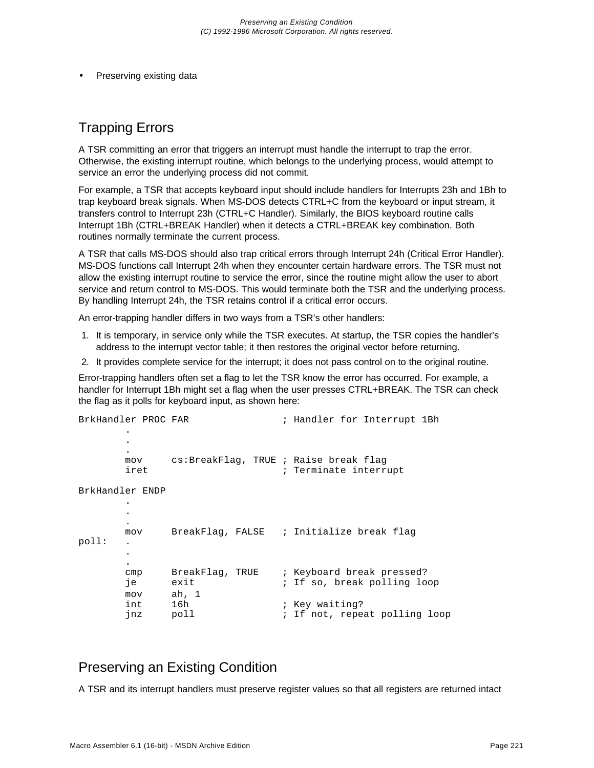- Preserving existing data

## Trapping Errors

A TSR committing an error that triggers an interrupt must handle the interrupt to trap the error. Otherwise, the existing interrupt routine, which belongs to the underlying process, would attempt to service an error the underlying process did not commit.

For example, a TSR that accepts keyboard input should include handlers for Interrupts 23h and 1Bh to trap keyboard break signals. When MS-DOS detects CTRL+C from the keyboard or input stream, it transfers control to Interrupt 23h (CTRL+C Handler). Similarly, the BIOS keyboard routine calls Interrupt 1Bh (CTRL+BREAK Handler) when it detects a CTRL+BREAK key combination. Both routines normally terminate the current process.

A TSR that calls MS-DOS should also trap critical errors through Interrupt 24h (Critical Error Handler). MS-DOS functions call Interrupt 24h when they encounter certain hardware errors. The TSR must not allow the existing interrupt routine to service the error, since the routine might allow the user to abort service and return control to MS-DOS. This would terminate both the TSR and the underlying process. By handling Interrupt 24h, the TSR retains control if a critical error occurs.

An error-trapping handler differs in two ways from a TSR's other handlers:

1. It is temporary, in service only while the TSR executes. At startup, the TSR copies the handler's address to the interrupt vector table; it then restores the original vector before returning.
2. It provides complete service for the interrupt; it does not pass control on to the original routine.

Error-trapping handlers often set a flag to let the TSR know the error has occurred. For example, a handler for Interrupt 1Bh might set a flag when the user presses CTRL+BREAK. The TSR can check the flag as it polls for keyboard input, as shown here:

```
BrkHandler PROC FAR                ; Handler for Interrupt 1Bh
        .
        .
        .
        mov     cs:BreakFlag, TRUE ; Raise break flag
        iret                       ; Terminate interrupt

BrkHandler ENDP
        .
        .
        .
        mov     BreakFlag, FALSE   ; Initialize break flag
poll:   .
        .
        .
        cmp     BreakFlag, TRUE    ; Keyboard break pressed?
        je      exit               ; If so, break polling loop
        mov     ah, 1
        int     16h                ; Key waiting?
        jnz     poll               ; If not, repeat polling loop
```

## Preserving an Existing Condition

A TSR and its interrupt handlers must preserve register values so that all registers are returned intact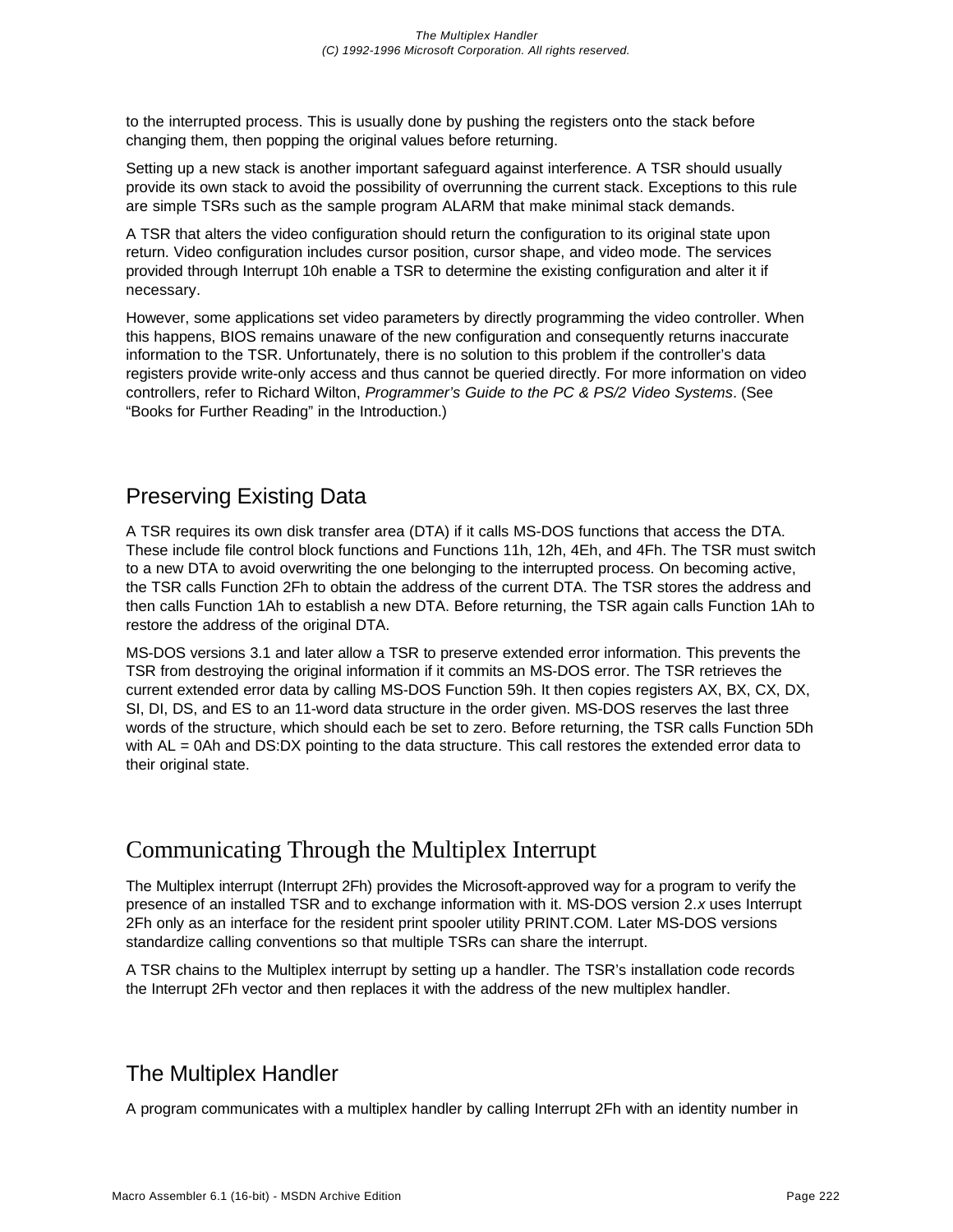to the interrupted process. This is usually done by pushing the registers onto the stack before changing them, then popping the original values before returning.

Setting up a new stack is another important safeguard against interference. A TSR should usually provide its own stack to avoid the possibility of overrunning the current stack. Exceptions to this rule are simple TSRs such as the sample program ALARM that make minimal stack demands.

A TSR that alters the video configuration should return the configuration to its original state upon return. Video configuration includes cursor position, cursor shape, and video mode. The services provided through Interrupt 10h enable a TSR to determine the existing configuration and alter it if necessary.

However, some applications set video parameters by directly programming the video controller. When this happens, BIOS remains unaware of the new configuration and consequently returns inaccurate information to the TSR. Unfortunately, there is no solution to this problem if the controller's data registers provide write-only access and thus cannot be queried directly. For more information on video controllers, refer to Richard Wilton, *Programmer's Guide to the PC & PS/2 Video Systems*. (See "Books for Further Reading" in the Introduction.)

## Preserving Existing Data

A TSR requires its own disk transfer area (DTA) if it calls MS-DOS functions that access the DTA. These include file control block functions and Functions 11h, 12h, 4Eh, and 4Fh. The TSR must switch to a new DTA to avoid overwriting the one belonging to the interrupted process. On becoming active, the TSR calls Function 2Fh to obtain the address of the current DTA. The TSR stores the address and then calls Function 1Ah to establish a new DTA. Before returning, the TSR again calls Function 1Ah to restore the address of the original DTA.

MS-DOS versions 3.1 and later allow a TSR to preserve extended error information. This prevents the TSR from destroying the original information if it commits an MS-DOS error. The TSR retrieves the current extended error data by calling MS-DOS Function 59h. It then copies registers AX, BX, CX, DX, SI, DI, DS, and ES to an 11-word data structure in the order given. MS-DOS reserves the last three words of the structure, which should each be set to zero. Before returning, the TSR calls Function 5Dh with AL = 0Ah and DS:DX pointing to the data structure. This call restores the extended error data to their original state.

## Communicating Through the Multiplex Interrupt

The Multiplex interrupt (Interrupt 2Fh) provides the Microsoft-approved way for a program to verify the presence of an installed TSR and to exchange information with it. MS-DOS version 2.*x* uses Interrupt 2Fh only as an interface for the resident print spooler utility PRINT.COM. Later MS-DOS versions standardize calling conventions so that multiple TSRs can share the interrupt.

A TSR chains to the Multiplex interrupt by setting up a handler. The TSR's installation code records the Interrupt 2Fh vector and then replaces it with the address of the new multiplex handler.

## The Multiplex Handler

A program communicates with a multiplex handler by calling Interrupt 2Fh with an identity number in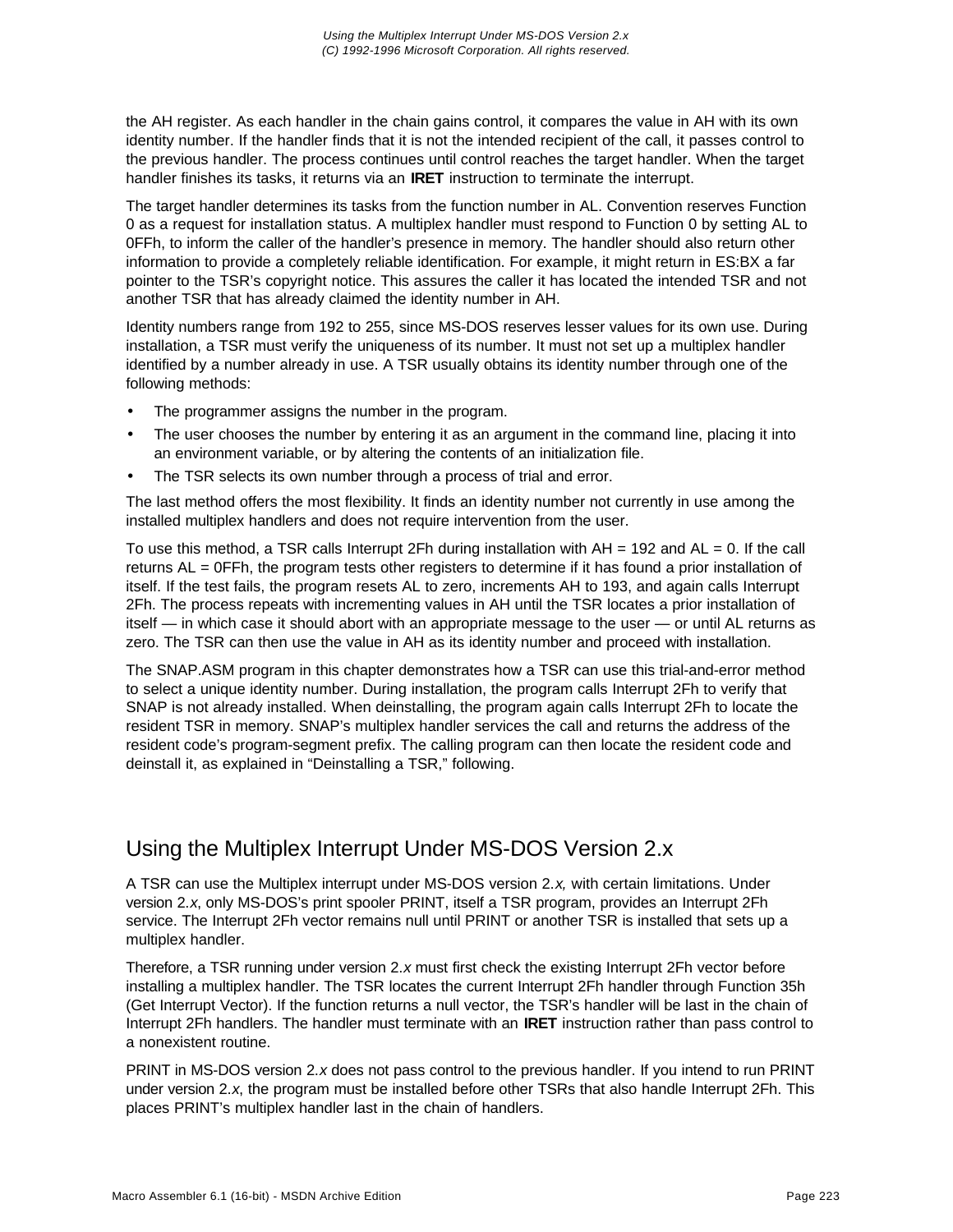the AH register. As each handler in the chain gains control, it compares the value in AH with its own identity number. If the handler finds that it is not the intended recipient of the call, it passes control to the previous handler. The process continues until control reaches the target handler. When the target handler finishes its tasks, it returns via an **IRET** instruction to terminate the interrupt.

The target handler determines its tasks from the function number in AL. Convention reserves Function 0 as a request for installation status. A multiplex handler must respond to Function 0 by setting AL to 0FFh, to inform the caller of the handler's presence in memory. The handler should also return other information to provide a completely reliable identification. For example, it might return in ES:BX a far pointer to the TSR's copyright notice. This assures the caller it has located the intended TSR and not another TSR that has already claimed the identity number in AH.

Identity numbers range from 192 to 255, since MS-DOS reserves lesser values for its own use. During installation, a TSR must verify the uniqueness of its number. It must not set up a multiplex handler identified by a number already in use. A TSR usually obtains its identity number through one of the following methods:

- The programmer assigns the number in the program.
- The user chooses the number by entering it as an argument in the command line, placing it into an environment variable, or by altering the contents of an initialization file.
- The TSR selects its own number through a process of trial and error.

The last method offers the most flexibility. It finds an identity number not currently in use among the installed multiplex handlers and does not require intervention from the user.

To use this method, a TSR calls Interrupt 2Fh during installation with AH = 192 and AL = 0. If the call returns AL = 0FFh, the program tests other registers to determine if it has found a prior installation of itself. If the test fails, the program resets AL to zero, increments AH to 193, and again calls Interrupt 2Fh. The process repeats with incrementing values in AH until the TSR locates a prior installation of itself — in which case it should abort with an appropriate message to the user — or until AL returns as zero. The TSR can then use the value in AH as its identity number and proceed with installation.

The SNAP.ASM program in this chapter demonstrates how a TSR can use this trial-and-error method to select a unique identity number. During installation, the program calls Interrupt 2Fh to verify that SNAP is not already installed. When deinstalling, the program again calls Interrupt 2Fh to locate the resident TSR in memory. SNAP's multiplex handler services the call and returns the address of the resident code's program-segment prefix. The calling program can then locate the resident code and deinstall it, as explained in "Deinstalling a TSR," following.

## Using the Multiplex Interrupt Under MS-DOS Version 2.x

A TSR can use the Multiplex interrupt under MS-DOS version 2.*x,* with certain limitations. Under version 2.*x*, only MS-DOS's print spooler PRINT, itself a TSR program, provides an Interrupt 2Fh service. The Interrupt 2Fh vector remains null until PRINT or another TSR is installed that sets up a multiplex handler.

Therefore, a TSR running under version 2.*x* must first check the existing Interrupt 2Fh vector before installing a multiplex handler. The TSR locates the current Interrupt 2Fh handler through Function 35h (Get Interrupt Vector). If the function returns a null vector, the TSR's handler will be last in the chain of Interrupt 2Fh handlers. The handler must terminate with an **IRET** instruction rather than pass control to a nonexistent routine.

PRINT in MS-DOS version 2.*x* does not pass control to the previous handler. If you intend to run PRINT under version 2.*x*, the program must be installed before other TSRs that also handle Interrupt 2Fh. This places PRINT's multiplex handler last in the chain of handlers.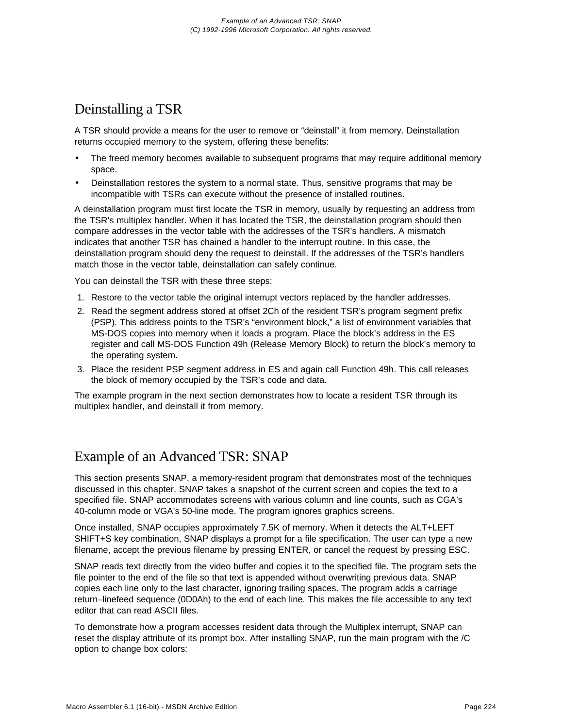## Deinstalling a TSR

A TSR should provide a means for the user to remove or “deinstall” it from memory. Deinstallation returns occupied memory to the system, offering these benefits:

- The freed memory becomes available to subsequent programs that may require additional memory space.
- Deinstallation restores the system to a normal state. Thus, sensitive programs that may be incompatible with TSRs can execute without the presence of installed routines.

A deinstallation program must first locate the TSR in memory, usually by requesting an address from the TSR’s multiplex handler. When it has located the TSR, the deinstallation program should then compare addresses in the vector table with the addresses of the TSR’s handlers. A mismatch indicates that another TSR has chained a handler to the interrupt routine. In this case, the deinstallation program should deny the request to deinstall. If the addresses of the TSR’s handlers match those in the vector table, deinstallation can safely continue.

You can deinstall the TSR with these three steps:

1. Restore to the vector table the original interrupt vectors replaced by the handler addresses.
2. Read the segment address stored at offset 2Ch of the resident TSR’s program segment prefix (PSP). This address points to the TSR’s “environment block,” a list of environment variables that MS-DOS copies into memory when it loads a program. Place the block’s address in the ES register and call MS-DOS Function 49h (Release Memory Block) to return the block’s memory to the operating system.
3. Place the resident PSP segment address in ES and again call Function 49h. This call releases the block of memory occupied by the TSR’s code and data.

The example program in the next section demonstrates how to locate a resident TSR through its multiplex handler, and deinstall it from memory.

## Example of an Advanced TSR: SNAP

This section presents SNAP, a memory-resident program that demonstrates most of the techniques discussed in this chapter. SNAP takes a snapshot of the current screen and copies the text to a specified file. SNAP accommodates screens with various column and line counts, such as CGA’s 40-column mode or VGA’s 50-line mode. The program ignores graphics screens.

Once installed, SNAP occupies approximately 7.5K of memory. When it detects the ALT+LEFT SHIFT+S key combination, SNAP displays a prompt for a file specification. The user can type a new filename, accept the previous filename by pressing ENTER, or cancel the request by pressing ESC.

SNAP reads text directly from the video buffer and copies it to the specified file. The program sets the file pointer to the end of the file so that text is appended without overwriting previous data. SNAP copies each line only to the last character, ignoring trailing spaces. The program adds a carriage return–linefeed sequence (0D0Ah) to the end of each line. This makes the file accessible to any text editor that can read ASCII files.

To demonstrate how a program accesses resident data through the Multiplex interrupt, SNAP can reset the display attribute of its prompt box. After installing SNAP, run the main program with the /C option to change box colors: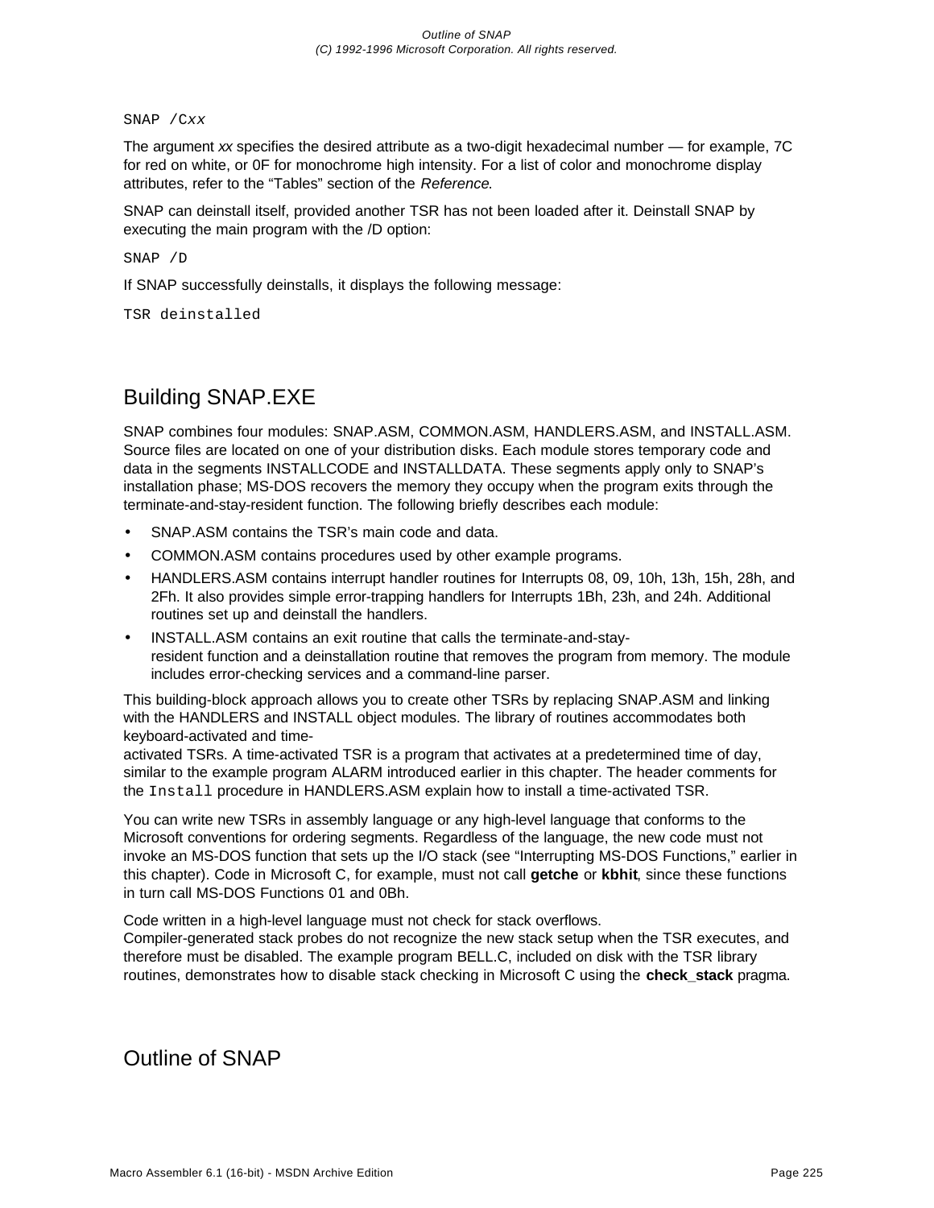```
SNAP /Cxx
```

The argument *xx* specifies the desired attribute as a two-digit hexadecimal number — for example, 7C for red on white, or 0F for monochrome high intensity. For a list of color and monochrome display attributes, refer to the “Tables” section of the *Reference*.

SNAP can deinstall itself, provided another TSR has not been loaded after it. Deinstall SNAP by executing the main program with the /D option:

```
SNAP /D
```

If SNAP successfully deinstalls, it displays the following message:

```
TSR deinstalled
```

## Building SNAP.EXE

SNAP combines four modules: SNAP.ASM, COMMON.ASM, HANDLERS.ASM, and INSTALL.ASM. Source files are located on one of your distribution disks. Each module stores temporary code and data in the segments INSTALLCODE and INSTALLDATA. These segments apply only to SNAP’s installation phase; MS-DOS recovers the memory they occupy when the program exits through the terminate-and-stay-resident function. The following briefly describes each module:

- SNAP.ASM contains the TSR’s main code and data.
- COMMON.ASM contains procedures used by other example programs.
- HANDLERS.ASM contains interrupt handler routines for Interrupts 08, 09, 10h, 13h, 15h, 28h, and 2Fh. It also provides simple error-trapping handlers for Interrupts 1Bh, 23h, and 24h. Additional routines set up and deinstall the handlers.
- INSTALL.ASM contains an exit routine that calls the terminate-and-stay-resident function and a deinstallation routine that removes the program from memory. The module includes error-checking services and a command-line parser.

This building-block approach allows you to create other TSRs by replacing SNAP.ASM and linking with the HANDLERS and INSTALL object modules. The library of routines accommodates both keyboard-activated and time-activated TSRs. A time-activated TSR is a program that activates at a predetermined time of day, similar to the example program ALARM introduced earlier in this chapter. The header comments for the `Install` procedure in HANDLERS.ASM explain how to install a time-activated TSR.

You can write new TSRs in assembly language or any high-level language that conforms to the Microsoft conventions for ordering segments. Regardless of the language, the new code must not invoke an MS-DOS function that sets up the I/O stack (see “Interrupting MS-DOS Functions,” earlier in this chapter). Code in Microsoft C, for example, must not call **getche** or **kbhit**, since these functions in turn call MS-DOS Functions 01 and 0Bh.

Code written in a high-level language must not check for stack overflows. Compiler-generated stack probes do not recognize the new stack setup when the TSR executes, and therefore must be disabled. The example program BELL.C, included on disk with the TSR library routines, demonstrates how to disable stack checking in Microsoft C using the **check_stack** pragma.

## Outline of SNAP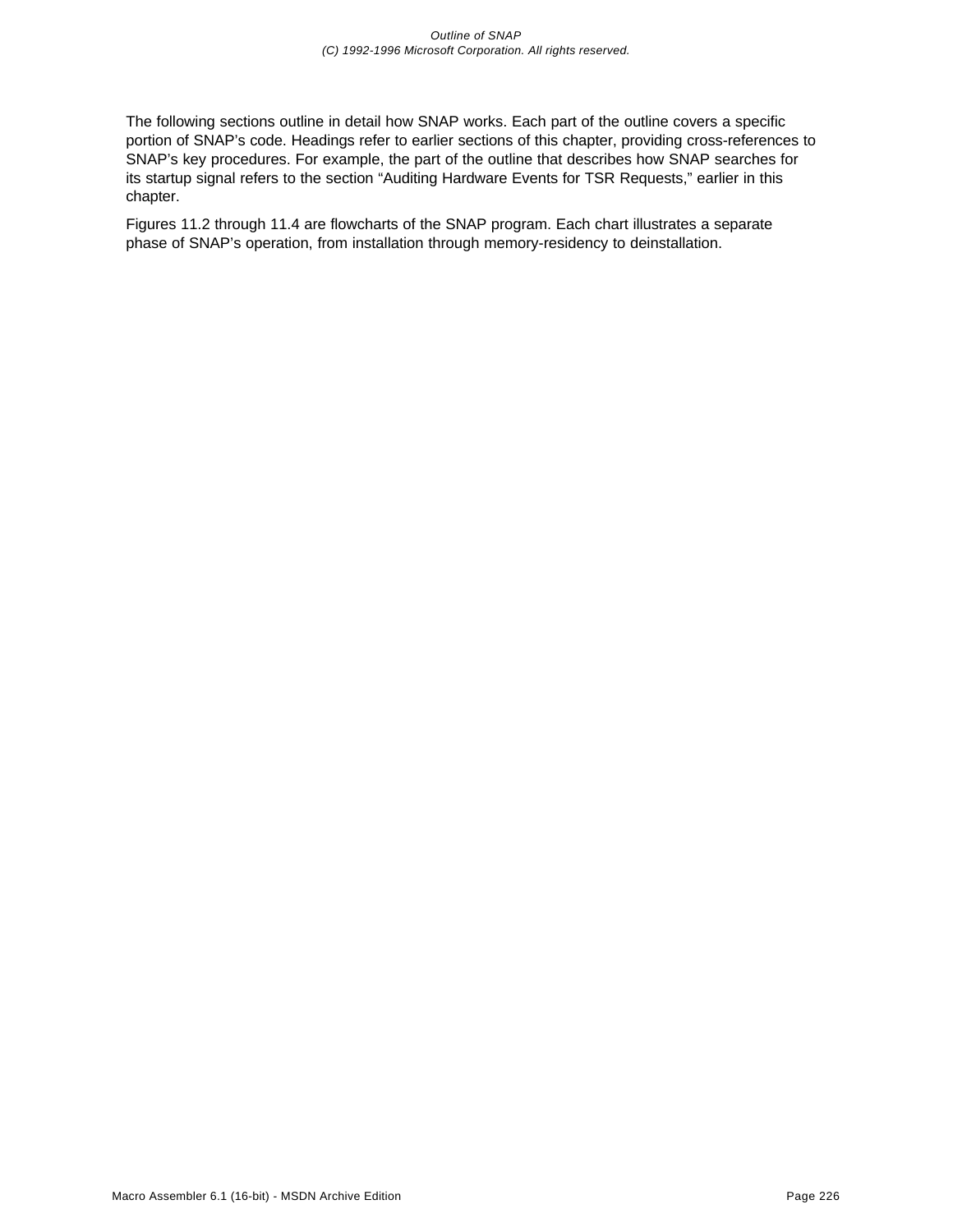The following sections outline in detail how SNAP works. Each part of the outline covers a specific portion of SNAP's code. Headings refer to earlier sections of this chapter, providing cross-references to SNAP's key procedures. For example, the part of the outline that describes how SNAP searches for its startup signal refers to the section "Auditing Hardware Events for TSR Requests," earlier in this chapter.

Figures 11.2 through 11.4 are flowcharts of the SNAP program. Each chart illustrates a separate phase of SNAP's operation, from installation through memory-residency to deinstallation.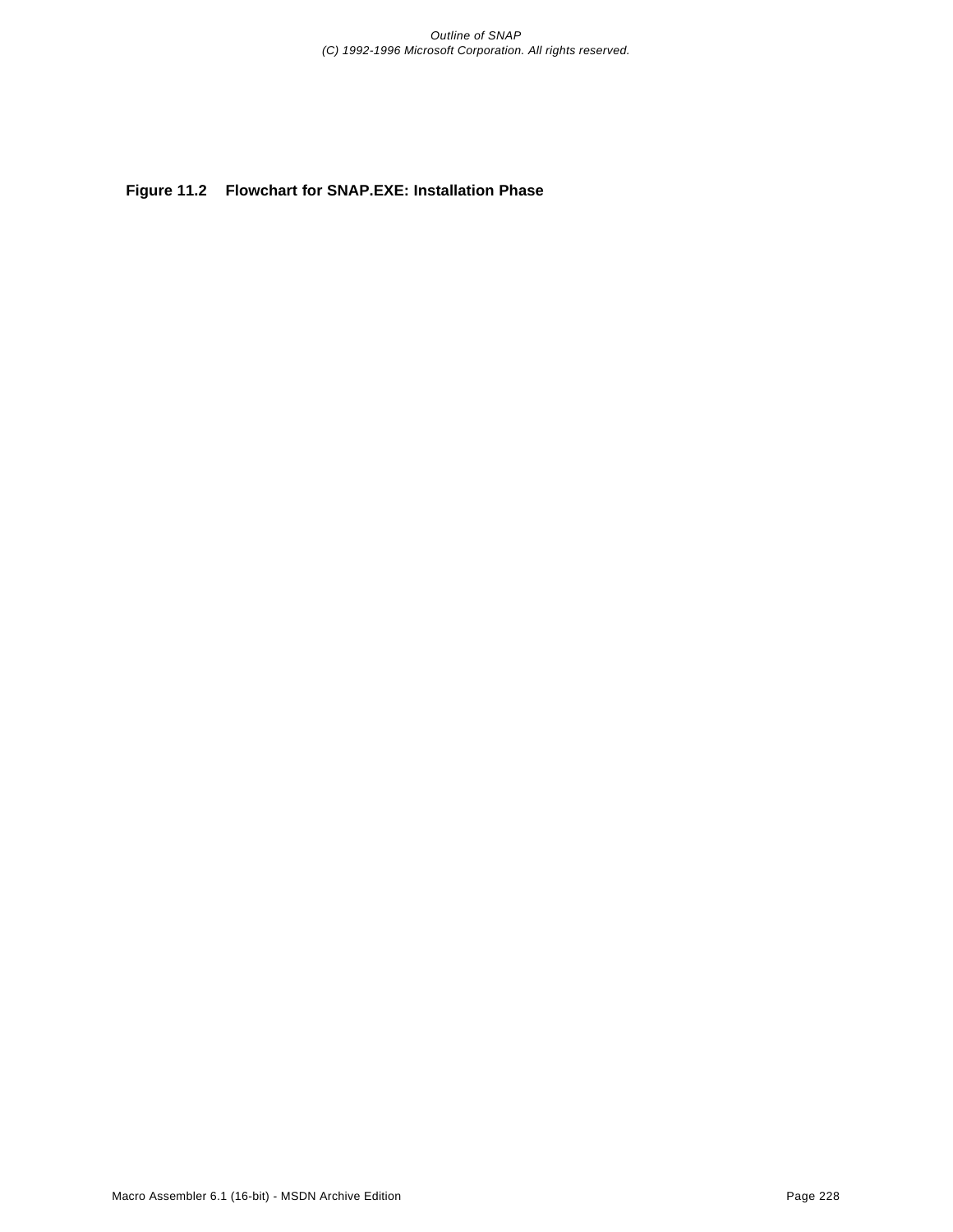**Figure 11.2    Flowchart for SNAP.EXE: Installation Phase**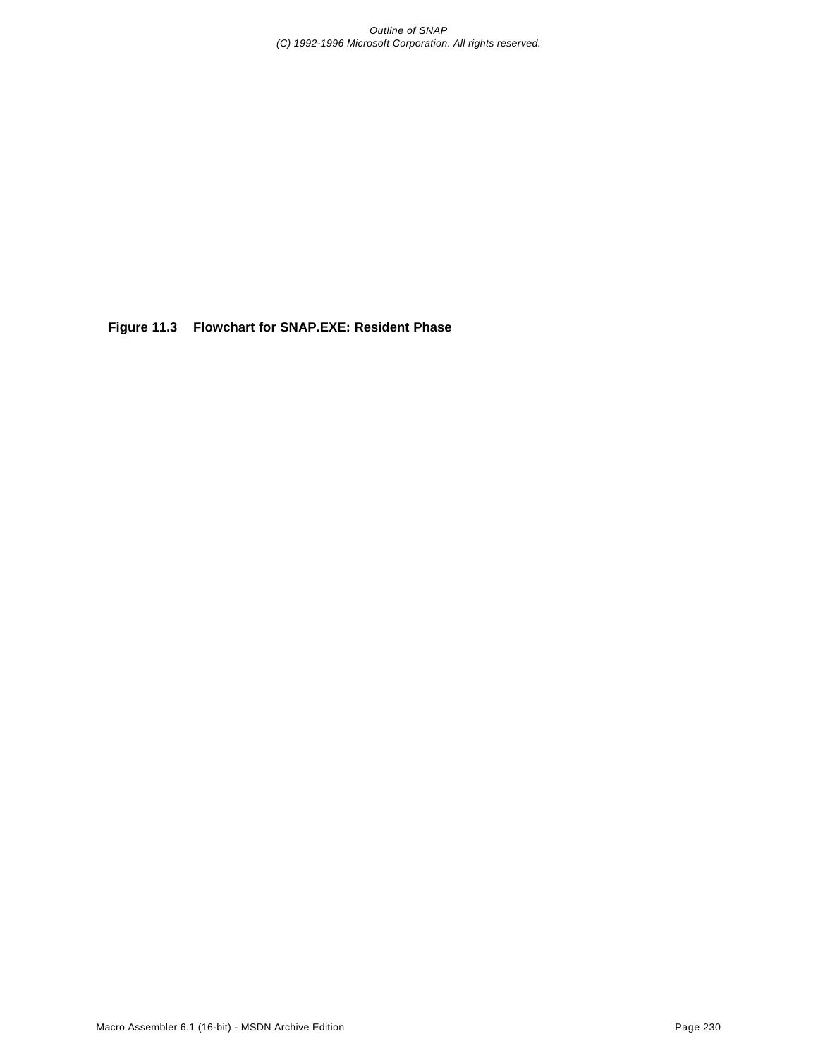**Figure 11.3 Flowchart for SNAP.EXE: Resident Phase**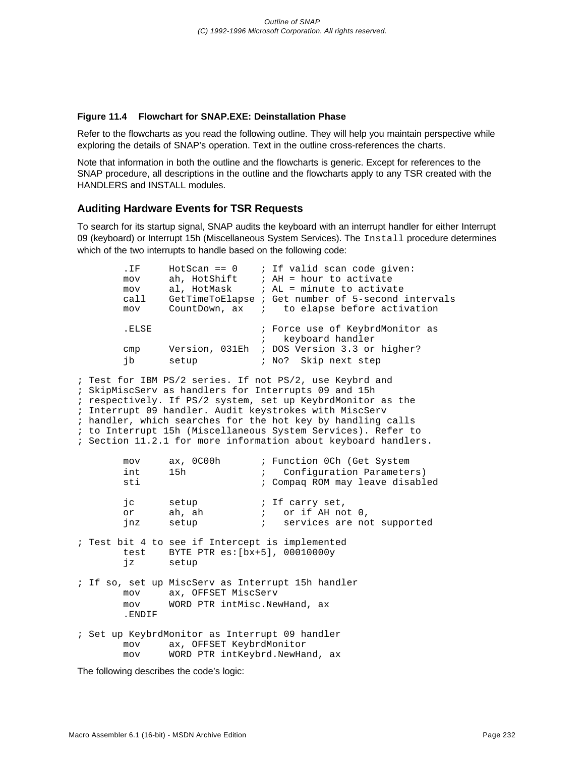**Figure 11.4 Flowchart for SNAP.EXE: Deinstallation Phase**

Refer to the flowcharts as you read the following outline. They will help you maintain perspective while exploring the details of SNAP's operation. Text in the outline cross-references the charts.

Note that information in both the outline and the flowcharts is generic. Except for references to the SNAP procedure, all descriptions in the outline and the flowcharts apply to any TSR created with the HANDLERS and INSTALL modules.

## Auditing Hardware Events for TSR Requests

To search for its startup signal, SNAP audits the keyboard with an interrupt handler for either Interrupt 09 (keyboard) or Interrupt 15h (Miscellaneous System Services). The `Install` procedure determines which of the two interrupts to handle based on the following code:

```
        .IF     HotScan == 0    ; If valid scan code given:
        mov     ah, HotShift    ; AH = hour to activate
        mov     al, HotMask     ; AL = minute to activate
        call    GetTimeToElapse ; Get number of 5-second intervals
        mov     CountDown, ax   ;   to elapse before activation

        .ELSE                   ; Force use of KeybrdMonitor as
                                ;   keyboard handler
        cmp     Version, 031Eh  ; DOS Version 3.3 or higher?
        jb      setup           ; No?  Skip next step

; Test for IBM PS/2 series. If not PS/2, use Keybrd and
; SkipMiscServ as handlers for Interrupts 09 and 15h
; respectively. If PS/2 system, set up KeybrdMonitor as the
; Interrupt 09 handler. Audit keystrokes with MiscServ
; handler, which searches for the hot key by handling calls
; to Interrupt 15h (Miscellaneous System Services). Refer to
; Section 11.2.1 for more information about keyboard handlers.

        mov     ax, 0C00h       ; Function 0Ch (Get System
        int     15h             ;   Configuration Parameters)
        sti                     ; Compaq ROM may leave disabled

        jc      setup           ; If carry set,
        or      ah, ah          ;   or if AH not 0,
        jnz     setup           ;   services are not supported

; Test bit 4 to see if Intercept is implemented
        test    BYTE PTR es:[bx+5], 00010000y
        jz      setup

; If so, set up MiscServ as Interrupt 15h handler
        mov     ax, OFFSET MiscServ
        mov     WORD PTR intMisc.NewHand, ax
        .ENDIF

; Set up KeybrdMonitor as Interrupt 09 handler
        mov     ax, OFFSET KeybrdMonitor
        mov     WORD PTR intKeybrd.NewHand, ax
```

The following describes the code's logic: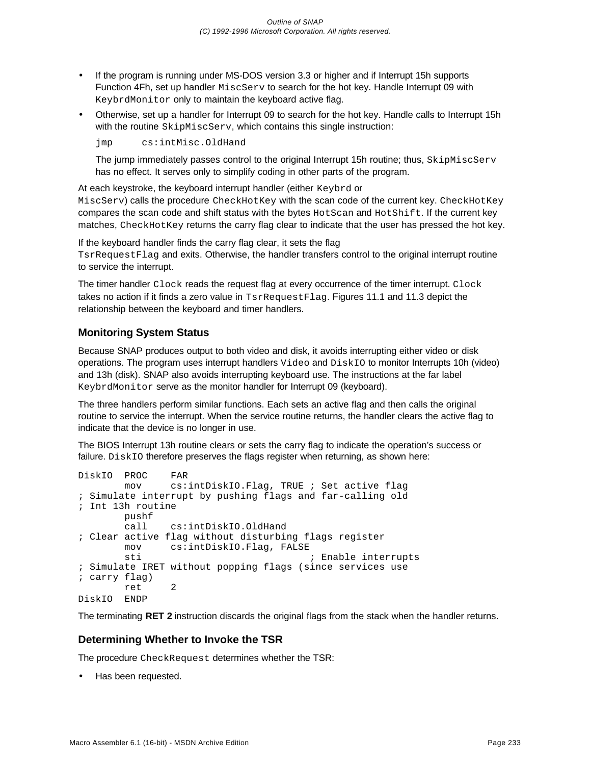- If the program is running under MS-DOS version 3.3 or higher and if Interrupt 15h supports Function 4Fh, set up handler `MiscServ` to search for the hot key. Handle Interrupt 09 with `KeybrdMonitor` only to maintain the keyboard active flag.
- Otherwise, set up a handler for Interrupt 09 to search for the hot key. Handle calls to Interrupt 15h with the routine `SkipMiscServ`, which contains this single instruction:

  ```
  jmp     cs:intMisc.OldHand
  ```

  The jump immediately passes control to the original Interrupt 15h routine; thus, `SkipMiscServ` has no effect. It serves only to simplify coding in other parts of the program.

At each keystroke, the keyboard interrupt handler (either `Keybrd` or `MiscServ`) calls the procedure `CheckHotKey` with the scan code of the current key. `CheckHotKey` compares the scan code and shift status with the bytes `HotScan` and `HotShift`. If the current key matches, `CheckHotKey` returns the carry flag clear to indicate that the user has pressed the hot key.

If the keyboard handler finds the carry flag clear, it sets the flag `TsrRequestFlag` and exits. Otherwise, the handler transfers control to the original interrupt routine to service the interrupt.

The timer handler `Clock` reads the request flag at every occurrence of the timer interrupt. `Clock` takes no action if it finds a zero value in `TsrRequestFlag`. Figures 11.1 and 11.3 depict the relationship between the keyboard and timer handlers.

### Monitoring System Status

Because SNAP produces output to both video and disk, it avoids interrupting either video or disk operations. The program uses interrupt handlers `Video` and `DiskIO` to monitor Interrupts 10h (video) and 13h (disk). SNAP also avoids interrupting keyboard use. The instructions at the far label `KeybrdMonitor` serve as the monitor handler for Interrupt 09 (keyboard).

The three handlers perform similar functions. Each sets an active flag and then calls the original routine to service the interrupt. When the service routine returns, the handler clears the active flag to indicate that the device is no longer in use.

The BIOS Interrupt 13h routine clears or sets the carry flag to indicate the operation's success or failure. `DiskIO` therefore preserves the flags register when returning, as shown here:

```
DiskIO  PROC    FAR
        mov     cs:intDiskIO.Flag, TRUE ; Set active flag
; Simulate interrupt by pushing flags and far-calling old
; Int 13h routine
        pushf
        call    cs:intDiskIO.OldHand
; Clear active flag without disturbing flags register
        mov     cs:intDiskIO.Flag, FALSE
        sti                             ; Enable interrupts
; Simulate IRET without popping flags (since services use
; carry flag)
        ret     2
DiskIO  ENDP
```

The terminating **RET 2** instruction discards the original flags from the stack when the handler returns.

### Determining Whether to Invoke the TSR

The procedure `CheckRequest` determines whether the TSR:

- Has been requested.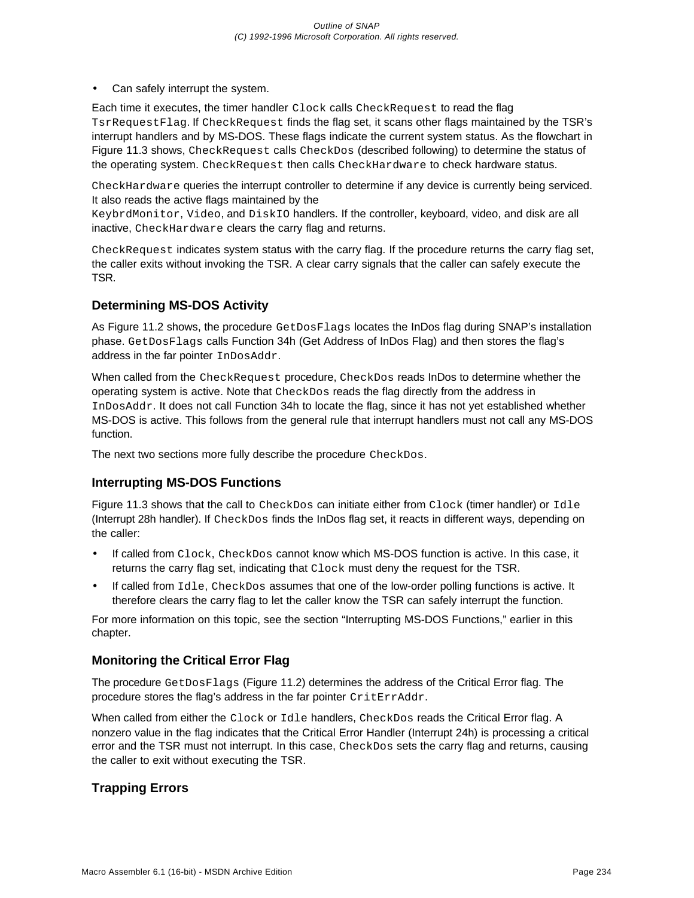- Can safely interrupt the system.

Each time it executes, the timer handler `Clock` calls `CheckRequest` to read the flag `TsrRequestFlag`. If `CheckRequest` finds the flag set, it scans other flags maintained by the TSR's interrupt handlers and by MS-DOS. These flags indicate the current system status. As the flowchart in Figure 11.3 shows, `CheckRequest` calls `CheckDos` (described following) to determine the status of the operating system. `CheckRequest` then calls `CheckHardware` to check hardware status.

`CheckHardware` queries the interrupt controller to determine if any device is currently being serviced. It also reads the active flags maintained by the `KeybrdMonitor`, `Video`, and `DiskIO` handlers. If the controller, keyboard, video, and disk are all inactive, `CheckHardware` clears the carry flag and returns.

`CheckRequest` indicates system status with the carry flag. If the procedure returns the carry flag set, the caller exits without invoking the TSR. A clear carry signals that the caller can safely execute the TSR.

### Determining MS-DOS Activity

As Figure 11.2 shows, the procedure `GetDosFlags` locates the InDos flag during SNAP's installation phase. `GetDosFlags` calls Function 34h (Get Address of InDos Flag) and then stores the flag's address in the far pointer `InDosAddr`.

When called from the `CheckRequest` procedure, `CheckDos` reads InDos to determine whether the operating system is active. Note that `CheckDos` reads the flag directly from the address in `InDosAddr`. It does not call Function 34h to locate the flag, since it has not yet established whether MS-DOS is active. This follows from the general rule that interrupt handlers must not call any MS-DOS function.

The next two sections more fully describe the procedure `CheckDos`.

### Interrupting MS-DOS Functions

Figure 11.3 shows that the call to `CheckDos` can initiate either from `Clock` (timer handler) or `Idle` (Interrupt 28h handler). If `CheckDos` finds the InDos flag set, it reacts in different ways, depending on the caller:

- If called from `Clock`, `CheckDos` cannot know which MS-DOS function is active. In this case, it returns the carry flag set, indicating that `Clock` must deny the request for the TSR.
- If called from `Idle`, `CheckDos` assumes that one of the low-order polling functions is active. It therefore clears the carry flag to let the caller know the TSR can safely interrupt the function.

For more information on this topic, see the section "Interrupting MS-DOS Functions," earlier in this chapter.

### Monitoring the Critical Error Flag

The procedure `GetDosFlags` (Figure 11.2) determines the address of the Critical Error flag. The procedure stores the flag's address in the far pointer `CritErrAddr`.

When called from either the `Clock` or `Idle` handlers, `CheckDos` reads the Critical Error flag. A nonzero value in the flag indicates that the Critical Error Handler (Interrupt 24h) is processing a critical error and the TSR must not interrupt. In this case, `CheckDos` sets the carry flag and returns, causing the caller to exit without executing the TSR.

### Trapping Errors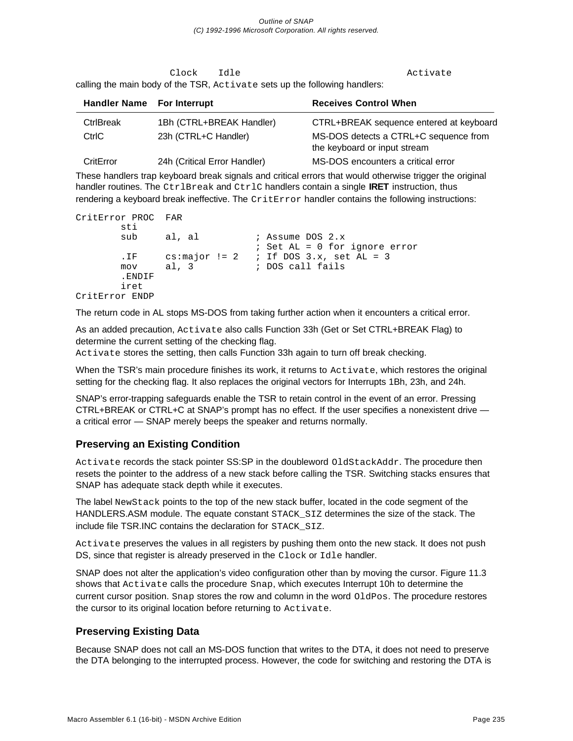Clock    Idle                                    Activate
calling the main body of the TSR, Activate sets up the following handlers:

| Handler Name | For Interrupt | Receives Control When |
| --- | --- | --- |
| CtrlBreak | 1Bh (CTRL+BREAK Handler) | CTRL+BREAK sequence entered at keyboard |
| CtrlC | 23h (CTRL+C Handler) | MS-DOS detects a CTRL+C sequence from the keyboard or input stream |
| CritError | 24h (Critical Error Handler) | MS-DOS encounters a critical error |

These handlers trap keyboard break signals and critical errors that would otherwise trigger the original handler routines. The CtrlBreak and CtrlC handlers contain a single **IRET** instruction, thus rendering a keyboard break ineffective. The CritError handler contains the following instructions:

```
CritError PROC  FAR
        sti
        sub     al, al          ; Assume DOS 2.x
                                ; Set AL = 0 for ignore error
        .IF     cs:major != 2   ; If DOS 3.x, set AL = 3
        mov     al, 3           ; DOS call fails
        .ENDIF
        iret
CritError ENDP
```

The return code in AL stops MS-DOS from taking further action when it encounters a critical error.

As an added precaution, Activate also calls Function 33h (Get or Set CTRL+BREAK Flag) to determine the current setting of the checking flag.
Activate stores the setting, then calls Function 33h again to turn off break checking.

When the TSR's main procedure finishes its work, it returns to Activate, which restores the original setting for the checking flag. It also replaces the original vectors for Interrupts 1Bh, 23h, and 24h.

SNAP's error-trapping safeguards enable the TSR to retain control in the event of an error. Pressing CTRL+BREAK or CTRL+C at SNAP's prompt has no effect. If the user specifies a nonexistent drive — a critical error — SNAP merely beeps the speaker and returns normally.

### Preserving an Existing Condition

Activate records the stack pointer SS:SP in the doubleword OldStackAddr. The procedure then resets the pointer to the address of a new stack before calling the TSR. Switching stacks ensures that SNAP has adequate stack depth while it executes.

The label NewStack points to the top of the new stack buffer, located in the code segment of the HANDLERS.ASM module. The equate constant STACK_SIZ determines the size of the stack. The include file TSR.INC contains the declaration for STACK_SIZ.

Activate preserves the values in all registers by pushing them onto the new stack. It does not push DS, since that register is already preserved in the Clock or Idle handler.

SNAP does not alter the application's video configuration other than by moving the cursor. Figure 11.3 shows that Activate calls the procedure Snap, which executes Interrupt 10h to determine the current cursor position. Snap stores the row and column in the word OldPos. The procedure restores the cursor to its original location before returning to Activate.

### Preserving Existing Data

Because SNAP does not call an MS-DOS function that writes to the DTA, it does not need to preserve the DTA belonging to the interrupted process. However, the code for switching and restoring the DTA is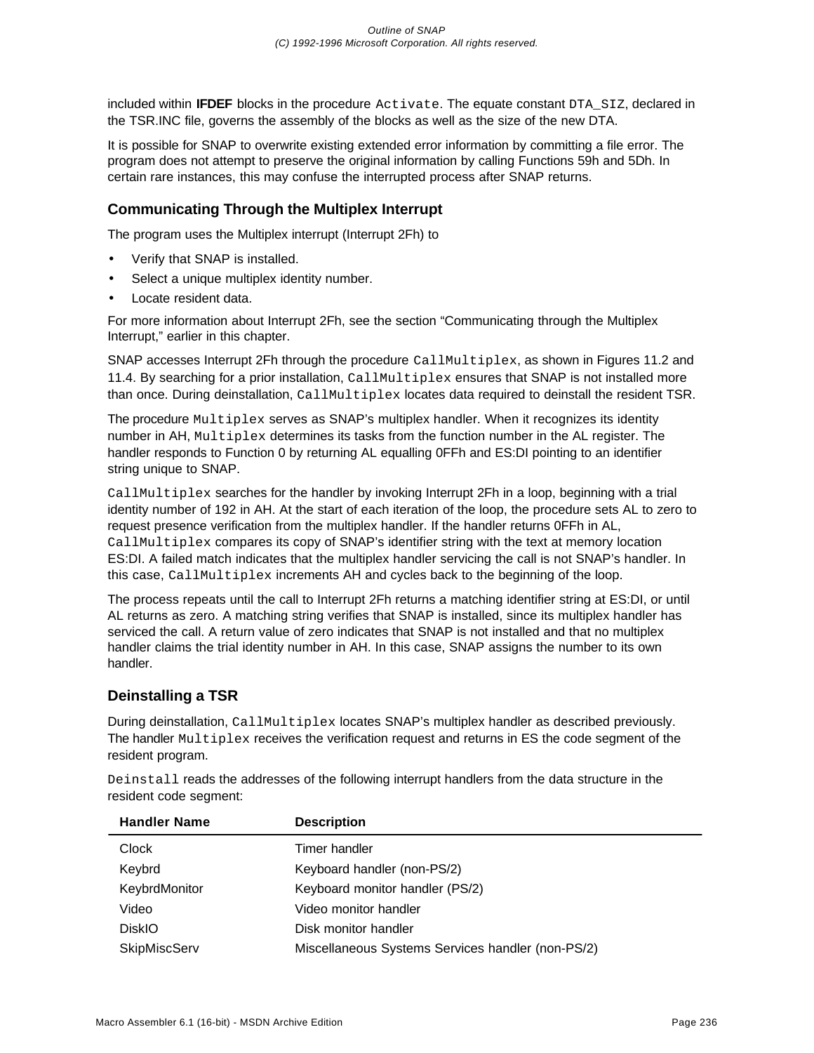included within **IFDEF** blocks in the procedure `Activate`. The equate constant `DTA_SIZ`, declared in the TSR.INC file, governs the assembly of the blocks as well as the size of the new DTA.

It is possible for SNAP to overwrite existing extended error information by committing a file error. The program does not attempt to preserve the original information by calling Functions 59h and 5Dh. In certain rare instances, this may confuse the interrupted process after SNAP returns.

### Communicating Through the Multiplex Interrupt

The program uses the Multiplex interrupt (Interrupt 2Fh) to

- Verify that SNAP is installed.
- Select a unique multiplex identity number.
- Locate resident data.

For more information about Interrupt 2Fh, see the section “Communicating through the Multiplex Interrupt,” earlier in this chapter.

SNAP accesses Interrupt 2Fh through the procedure `CallMultiplex`, as shown in Figures 11.2 and 11.4. By searching for a prior installation, `CallMultiplex` ensures that SNAP is not installed more than once. During deinstallation, `CallMultiplex` locates data required to deinstall the resident TSR.

The procedure `Multiplex` serves as SNAP’s multiplex handler. When it recognizes its identity number in AH, `Multiplex` determines its tasks from the function number in the AL register. The handler responds to Function 0 by returning AL equalling 0FFh and ES:DI pointing to an identifier string unique to SNAP.

`CallMultiplex` searches for the handler by invoking Interrupt 2Fh in a loop, beginning with a trial identity number of 192 in AH. At the start of each iteration of the loop, the procedure sets AL to zero to request presence verification from the multiplex handler. If the handler returns 0FFh in AL, `CallMultiplex` compares its copy of SNAP’s identifier string with the text at memory location ES:DI. A failed match indicates that the multiplex handler servicing the call is not SNAP’s handler. In this case, `CallMultiplex` increments AH and cycles back to the beginning of the loop.

The process repeats until the call to Interrupt 2Fh returns a matching identifier string at ES:DI, or until AL returns as zero. A matching string verifies that SNAP is installed, since its multiplex handler has serviced the call. A return value of zero indicates that SNAP is not installed and that no multiplex handler claims the trial identity number in AH. In this case, SNAP assigns the number to its own handler.

### Deinstalling a TSR

During deinstallation, `CallMultiplex` locates SNAP’s multiplex handler as described previously. The handler `Multiplex` receives the verification request and returns in ES the code segment of the resident program.

`Deinstall` reads the addresses of the following interrupt handlers from the data structure in the resident code segment:

| Handler Name | Description |
|---|---|
| Clock | Timer handler |
| Keybrd | Keyboard handler (non-PS/2) |
| KeybrdMonitor | Keyboard monitor handler (PS/2) |
| Video | Video monitor handler |
| DiskIO | Disk monitor handler |
| SkipMiscServ | Miscellaneous Systems Services handler (non-PS/2) |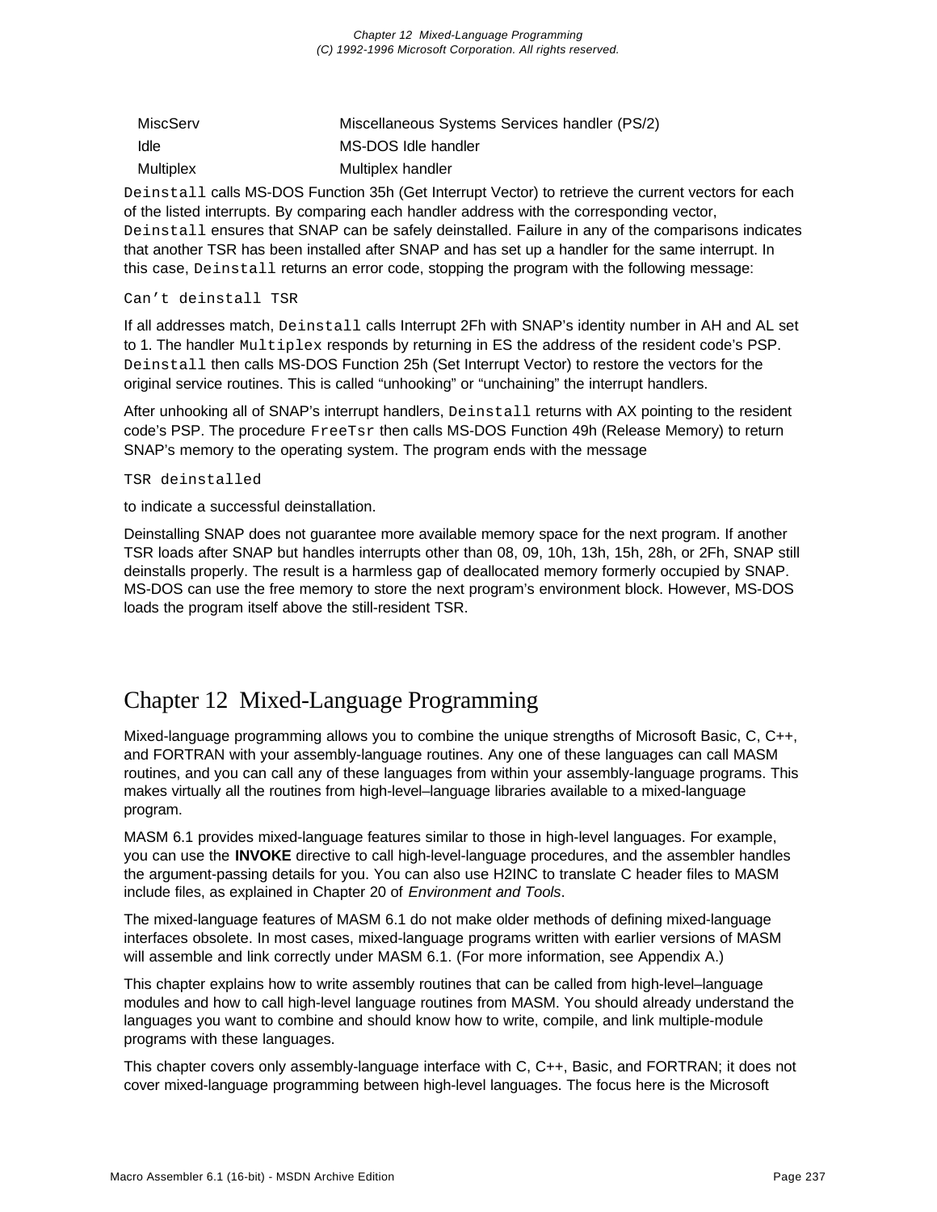| | |
|---|---|
| MiscServ | Miscellaneous Systems Services handler (PS/2) |
| Idle | MS-DOS Idle handler |
| Multiplex | Multiplex handler |

`Deinstall` calls MS-DOS Function 35h (Get Interrupt Vector) to retrieve the current vectors for each of the listed interrupts. By comparing each handler address with the corresponding vector, `Deinstall` ensures that SNAP can be safely deinstalled. Failure in any of the comparisons indicates that another TSR has been installed after SNAP and has set up a handler for the same interrupt. In this case, `Deinstall` returns an error code, stopping the program with the following message:

```
Can't deinstall TSR
```

If all addresses match, `Deinstall` calls Interrupt 2Fh with SNAP's identity number in AH and AL set to 1. The handler `Multiplex` responds by returning in ES the address of the resident code's PSP. `Deinstall` then calls MS-DOS Function 25h (Set Interrupt Vector) to restore the vectors for the original service routines. This is called "unhooking" or "unchaining" the interrupt handlers.

After unhooking all of SNAP's interrupt handlers, `Deinstall` returns with AX pointing to the resident code's PSP. The procedure `FreeTsr` then calls MS-DOS Function 49h (Release Memory) to return SNAP's memory to the operating system. The program ends with the message

```
TSR deinstalled
```

to indicate a successful deinstallation.

Deinstalling SNAP does not guarantee more available memory space for the next program. If another TSR loads after SNAP but handles interrupts other than 08, 09, 10h, 13h, 15h, 28h, or 2Fh, SNAP still deinstalls properly. The result is a harmless gap of deallocated memory formerly occupied by SNAP. MS-DOS can use the free memory to store the next program's environment block. However, MS-DOS loads the program itself above the still-resident TSR.

# Chapter 12 Mixed-Language Programming

Mixed-language programming allows you to combine the unique strengths of Microsoft Basic, C, C++, and FORTRAN with your assembly-language routines. Any one of these languages can call MASM routines, and you can call any of these languages from within your assembly-language programs. This makes virtually all the routines from high-level–language libraries available to a mixed-language program.

MASM 6.1 provides mixed-language features similar to those in high-level languages. For example, you can use the **INVOKE** directive to call high-level-language procedures, and the assembler handles the argument-passing details for you. You can also use H2INC to translate C header files to MASM include files, as explained in Chapter 20 of *Environment and Tools*.

The mixed-language features of MASM 6.1 do not make older methods of defining mixed-language interfaces obsolete. In most cases, mixed-language programs written with earlier versions of MASM will assemble and link correctly under MASM 6.1. (For more information, see Appendix A.)

This chapter explains how to write assembly routines that can be called from high-level–language modules and how to call high-level language routines from MASM. You should already understand the languages you want to combine and should know how to write, compile, and link multiple-module programs with these languages.

This chapter covers only assembly-language interface with C, C++, Basic, and FORTRAN; it does not cover mixed-language programming between high-level languages. The focus here is the Microsoft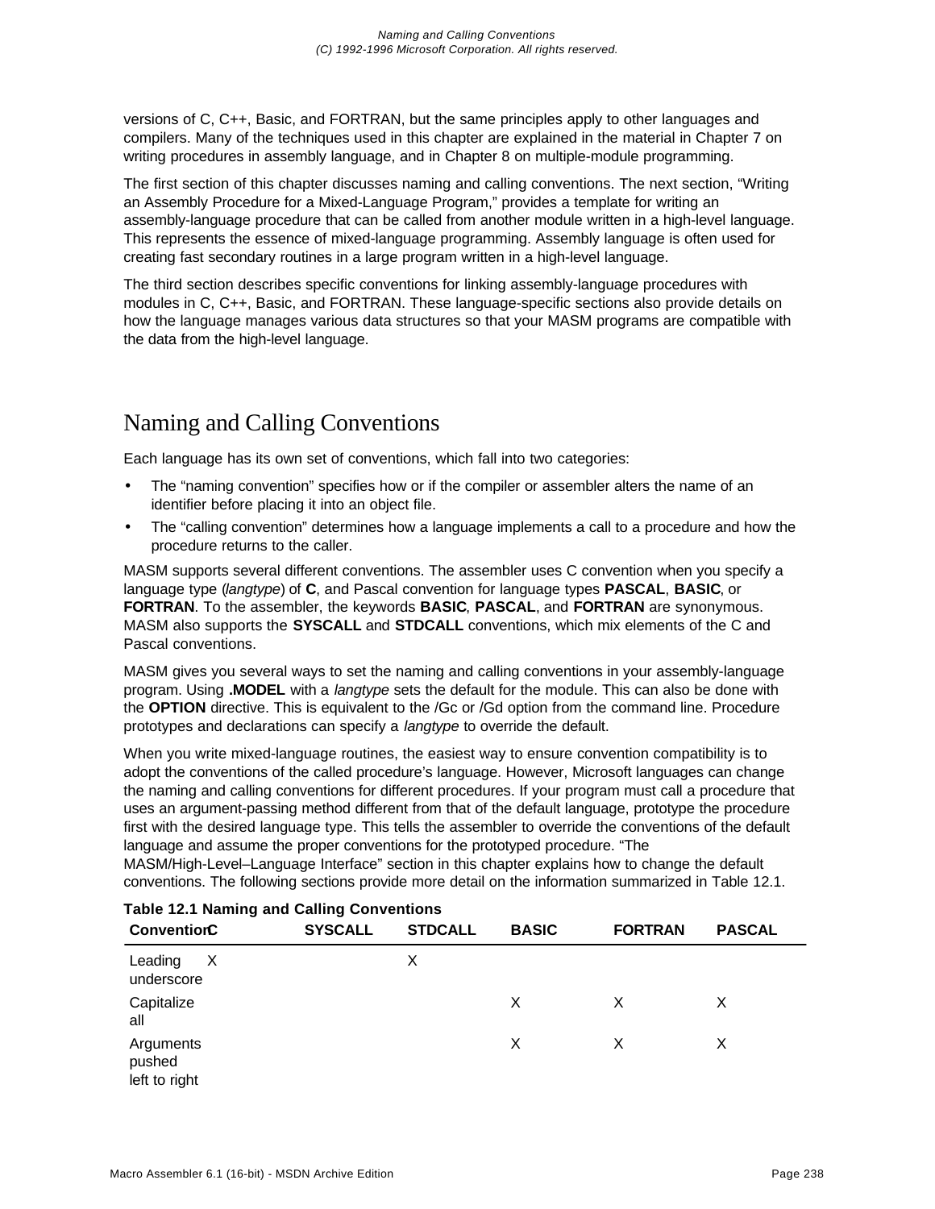versions of C, C++, Basic, and FORTRAN, but the same principles apply to other languages and compilers. Many of the techniques used in this chapter are explained in the material in Chapter 7 on writing procedures in assembly language, and in Chapter 8 on multiple-module programming.

The first section of this chapter discusses naming and calling conventions. The next section, "Writing an Assembly Procedure for a Mixed-Language Program," provides a template for writing an assembly-language procedure that can be called from another module written in a high-level language. This represents the essence of mixed-language programming. Assembly language is often used for creating fast secondary routines in a large program written in a high-level language.

The third section describes specific conventions for linking assembly-language procedures with modules in C, C++, Basic, and FORTRAN. These language-specific sections also provide details on how the language manages various data structures so that your MASM programs are compatible with the data from the high-level language.

# Naming and Calling Conventions

Each language has its own set of conventions, which fall into two categories:

- The "naming convention" specifies how or if the compiler or assembler alters the name of an identifier before placing it into an object file.
- The "calling convention" determines how a language implements a call to a procedure and how the procedure returns to the caller.

MASM supports several different conventions. The assembler uses C convention when you specify a language type (*langtype*) of **C**, and Pascal convention for language types **PASCAL**, **BASIC**, or **FORTRAN**. To the assembler, the keywords **BASIC**, **PASCAL**, and **FORTRAN** are synonymous. MASM also supports the **SYSCALL** and **STDCALL** conventions, which mix elements of the C and Pascal conventions.

MASM gives you several ways to set the naming and calling conventions in your assembly-language program. Using **.MODEL** with a *langtype* sets the default for the module. This can also be done with the **OPTION** directive. This is equivalent to the /Gc or /Gd option from the command line. Procedure prototypes and declarations can specify a *langtype* to override the default.

When you write mixed-language routines, the easiest way to ensure convention compatibility is to adopt the conventions of the called procedure's language. However, Microsoft languages can change the naming and calling conventions for different procedures. If your program must call a procedure that uses an argument-passing method different from that of the default language, prototype the procedure first with the desired language type. This tells the assembler to override the conventions of the default language and assume the proper conventions for the prototyped procedure. "The MASM/High-Level–Language Interface" section in this chapter explains how to change the default conventions. The following sections provide more detail on the information summarized in Table 12.1.

**Table 12.1 Naming and Calling Conventions**

| Convention | C | SYSCALL | STDCALL | BASIC | FORTRAN | PASCAL |
|---|---|---|---|---|---|---|
| Leading underscore | X | | X | | | |
| Capitalize all | | | | X | X | X |
| Arguments pushed left to right | | | | X | X | X |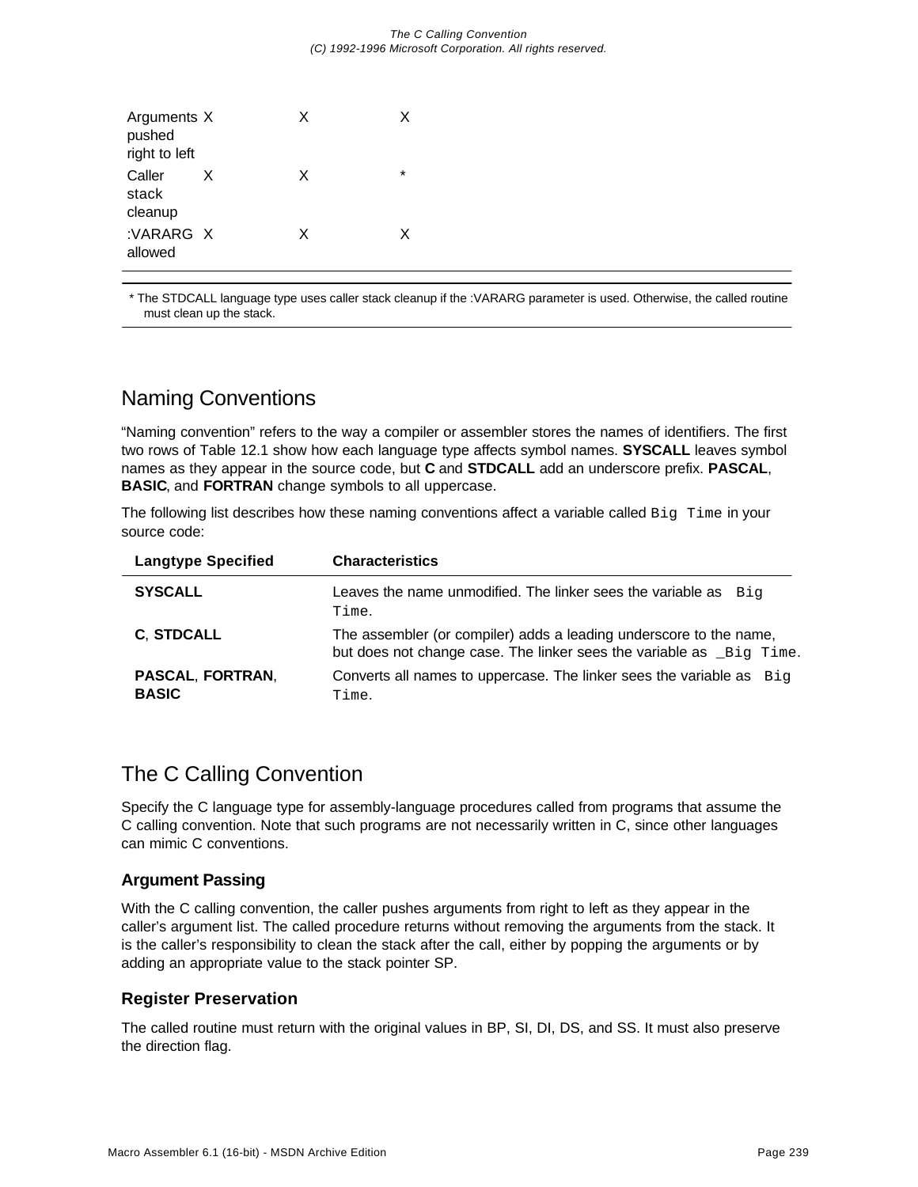| | | | |
|---|---|---|---|
| Arguments pushed right to left | X | X | X |
| Caller stack cleanup | X | X | * |
| :VARARG allowed | X | X | X |

* The STDCALL language type uses caller stack cleanup if the :VARARG parameter is used. Otherwise, the called routine must clean up the stack.

## Naming Conventions

“Naming convention” refers to the way a compiler or assembler stores the names of identifiers. The first two rows of Table 12.1 show how each language type affects symbol names. **SYSCALL** leaves symbol names as they appear in the source code, but **C** and **STDCALL** add an underscore prefix. **PASCAL**, **BASIC**, and **FORTRAN** change symbols to all uppercase.

The following list describes how these naming conventions affect a variable called `Big Time` in your source code:

| Langtype Specified | Characteristics |
|---|---|
| **SYSCALL** | Leaves the name unmodified. The linker sees the variable as `Big Time`. |
| **C**, **STDCALL** | The assembler (or compiler) adds a leading underscore to the name, but does not change case. The linker sees the variable as `_Big Time`. |
| **PASCAL**, **FORTRAN**, **BASIC** | Converts all names to uppercase. The linker sees the variable as `Big Time`. |

## The C Calling Convention

Specify the C language type for assembly-language procedures called from programs that assume the C calling convention. Note that such programs are not necessarily written in C, since other languages can mimic C conventions.

### Argument Passing

With the C calling convention, the caller pushes arguments from right to left as they appear in the caller’s argument list. The called procedure returns without removing the arguments from the stack. It is the caller’s responsibility to clean the stack after the call, either by popping the arguments or by adding an appropriate value to the stack pointer SP.

### Register Preservation

The called routine must return with the original values in BP, SI, DI, DS, and SS. It must also preserve the direction flag.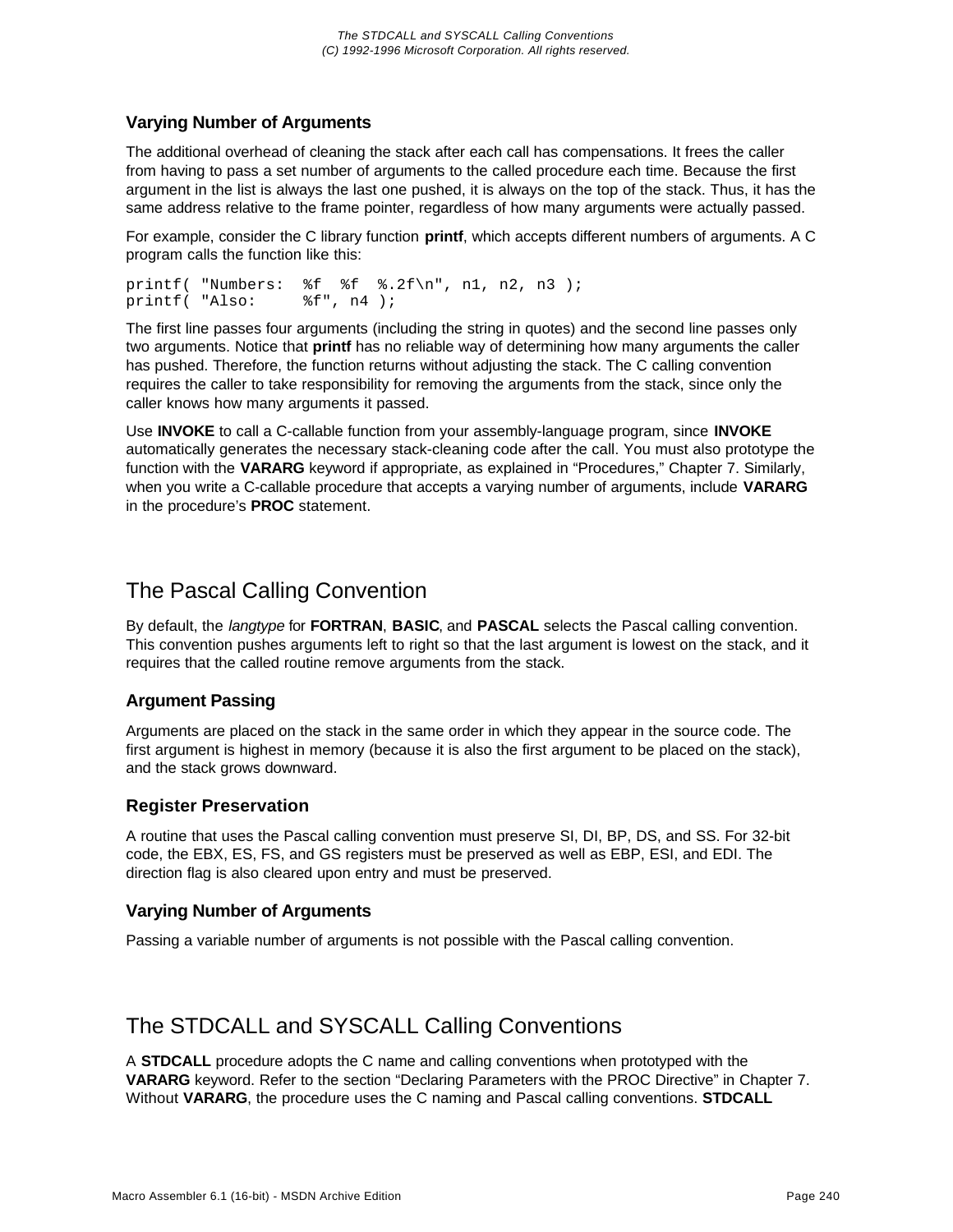### Varying Number of Arguments

The additional overhead of cleaning the stack after each call has compensations. It frees the caller from having to pass a set number of arguments to the called procedure each time. Because the first argument in the list is always the last one pushed, it is always on the top of the stack. Thus, it has the same address relative to the frame pointer, regardless of how many arguments were actually passed.

For example, consider the C library function **printf**, which accepts different numbers of arguments. A C program calls the function like this:

```
printf( "Numbers:  %f  %f  %.2f\n", n1, n2, n3 );
printf( "Also:     %f", n4 );
```

The first line passes four arguments (including the string in quotes) and the second line passes only two arguments. Notice that **printf** has no reliable way of determining how many arguments the caller has pushed. Therefore, the function returns without adjusting the stack. The C calling convention requires the caller to take responsibility for removing the arguments from the stack, since only the caller knows how many arguments it passed.

Use **INVOKE** to call a C-callable function from your assembly-language program, since **INVOKE** automatically generates the necessary stack-cleaning code after the call. You must also prototype the function with the **VARARG** keyword if appropriate, as explained in “Procedures,” Chapter 7. Similarly, when you write a C-callable procedure that accepts a varying number of arguments, include **VARARG** in the procedure’s **PROC** statement.

## The Pascal Calling Convention

By default, the *langtype* for **FORTRAN**, **BASIC**, and **PASCAL** selects the Pascal calling convention. This convention pushes arguments left to right so that the last argument is lowest on the stack, and it requires that the called routine remove arguments from the stack.

### Argument Passing

Arguments are placed on the stack in the same order in which they appear in the source code. The first argument is highest in memory (because it is also the first argument to be placed on the stack), and the stack grows downward.

### Register Preservation

A routine that uses the Pascal calling convention must preserve SI, DI, BP, DS, and SS. For 32-bit code, the EBX, ES, FS, and GS registers must be preserved as well as EBP, ESI, and EDI. The direction flag is also cleared upon entry and must be preserved.

### Varying Number of Arguments

Passing a variable number of arguments is not possible with the Pascal calling convention.

## The STDCALL and SYSCALL Calling Conventions

A **STDCALL** procedure adopts the C name and calling conventions when prototyped with the **VARARG** keyword. Refer to the section “Declaring Parameters with the PROC Directive” in Chapter 7. Without **VARARG**, the procedure uses the C naming and Pascal calling conventions. **STDCALL**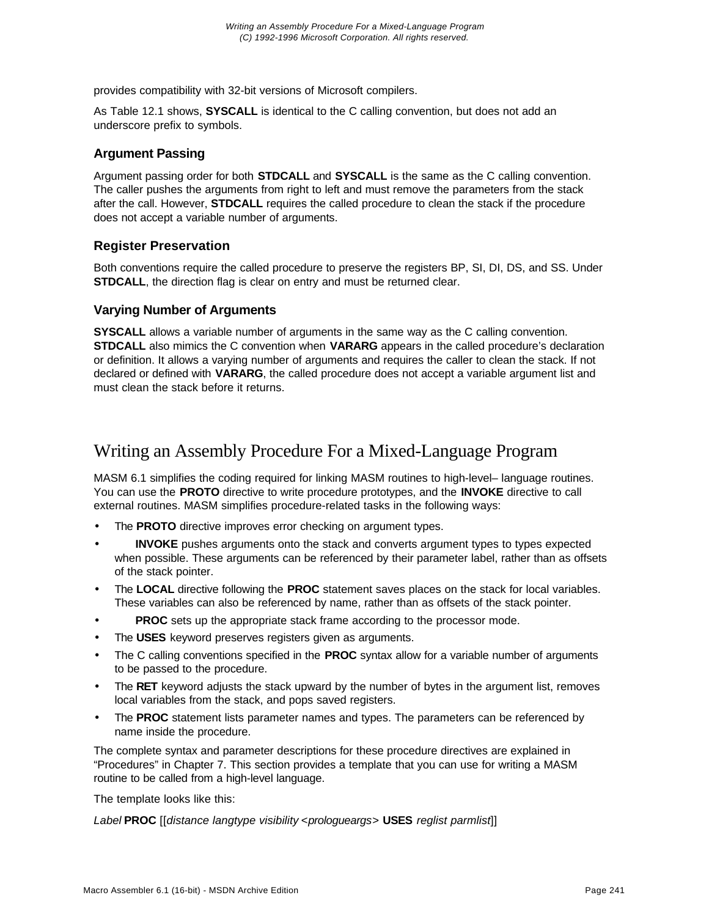provides compatibility with 32-bit versions of Microsoft compilers.

As Table 12.1 shows, **SYSCALL** is identical to the C calling convention, but does not add an underscore prefix to symbols.

### Argument Passing

Argument passing order for both **STDCALL** and **SYSCALL** is the same as the C calling convention. The caller pushes the arguments from right to left and must remove the parameters from the stack after the call. However, **STDCALL** requires the called procedure to clean the stack if the procedure does not accept a variable number of arguments.

### Register Preservation

Both conventions require the called procedure to preserve the registers BP, SI, DI, DS, and SS. Under **STDCALL**, the direction flag is clear on entry and must be returned clear.

### Varying Number of Arguments

**SYSCALL** allows a variable number of arguments in the same way as the C calling convention. **STDCALL** also mimics the C convention when **VARARG** appears in the called procedure's declaration or definition. It allows a varying number of arguments and requires the caller to clean the stack. If not declared or defined with **VARARG**, the called procedure does not accept a variable argument list and must clean the stack before it returns.

## Writing an Assembly Procedure For a Mixed-Language Program

MASM 6.1 simplifies the coding required for linking MASM routines to high-level– language routines. You can use the **PROTO** directive to write procedure prototypes, and the **INVOKE** directive to call external routines. MASM simplifies procedure-related tasks in the following ways:

- The **PROTO** directive improves error checking on argument types.
- **INVOKE** pushes arguments onto the stack and converts argument types to types expected when possible. These arguments can be referenced by their parameter label, rather than as offsets of the stack pointer.
- The **LOCAL** directive following the **PROC** statement saves places on the stack for local variables. These variables can also be referenced by name, rather than as offsets of the stack pointer.
- **PROC** sets up the appropriate stack frame according to the processor mode.
- The **USES** keyword preserves registers given as arguments.
- The C calling conventions specified in the **PROC** syntax allow for a variable number of arguments to be passed to the procedure.
- The **RET** keyword adjusts the stack upward by the number of bytes in the argument list, removes local variables from the stack, and pops saved registers.
- The **PROC** statement lists parameter names and types. The parameters can be referenced by name inside the procedure.

The complete syntax and parameter descriptions for these procedure directives are explained in "Procedures" in Chapter 7. This section provides a template that you can use for writing a MASM routine to be called from a high-level language.

The template looks like this:

*Label* **PROC** [[*distance langtype visibility <prologueargs>* **USES** *reglist parmlist*]]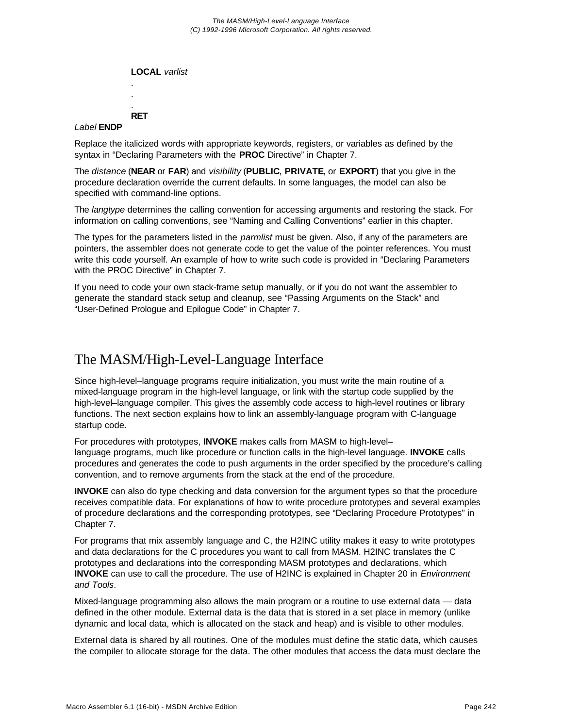**LOCAL** *varlist*
.
.
.
**RET**
*Label* **ENDP**

Replace the italicized words with appropriate keywords, registers, or variables as defined by the syntax in “Declaring Parameters with the **PROC** Directive” in Chapter 7.

The *distance* (**NEAR** or **FAR**) and *visibility* (**PUBLIC**, **PRIVATE**, or **EXPORT**) that you give in the procedure declaration override the current defaults. In some languages, the model can also be specified with command-line options.

The *langtype* determines the calling convention for accessing arguments and restoring the stack. For information on calling conventions, see “Naming and Calling Conventions” earlier in this chapter.

The types for the parameters listed in the *parmlist* must be given. Also, if any of the parameters are pointers, the assembler does not generate code to get the value of the pointer references. You must write this code yourself. An example of how to write such code is provided in “Declaring Parameters with the PROC Directive” in Chapter 7.

If you need to code your own stack-frame setup manually, or if you do not want the assembler to generate the standard stack setup and cleanup, see “Passing Arguments on the Stack” and “User-Defined Prologue and Epilogue Code” in Chapter 7.

# The MASM/High-Level-Language Interface

Since high-level–language programs require initialization, you must write the main routine of a mixed-language program in the high-level language, or link with the startup code supplied by the high-level–language compiler. This gives the assembly code access to high-level routines or library functions. The next section explains how to link an assembly-language program with C-language startup code.

For procedures with prototypes, **INVOKE** makes calls from MASM to high-level–language programs, much like procedure or function calls in the high-level language. **INVOKE** calls procedures and generates the code to push arguments in the order specified by the procedure’s calling convention, and to remove arguments from the stack at the end of the procedure.

**INVOKE** can also do type checking and data conversion for the argument types so that the procedure receives compatible data. For explanations of how to write procedure prototypes and several examples of procedure declarations and the corresponding prototypes, see “Declaring Procedure Prototypes” in Chapter 7.

For programs that mix assembly language and C, the H2INC utility makes it easy to write prototypes and data declarations for the C procedures you want to call from MASM. H2INC translates the C prototypes and declarations into the corresponding MASM prototypes and declarations, which **INVOKE** can use to call the procedure. The use of H2INC is explained in Chapter 20 in *Environment and Tools*.

Mixed-language programming also allows the main program or a routine to use external data — data defined in the other module. External data is the data that is stored in a set place in memory (unlike dynamic and local data, which is allocated on the stack and heap) and is visible to other modules.

External data is shared by all routines. One of the modules must define the static data, which causes the compiler to allocate storage for the data. The other modules that access the data must declare the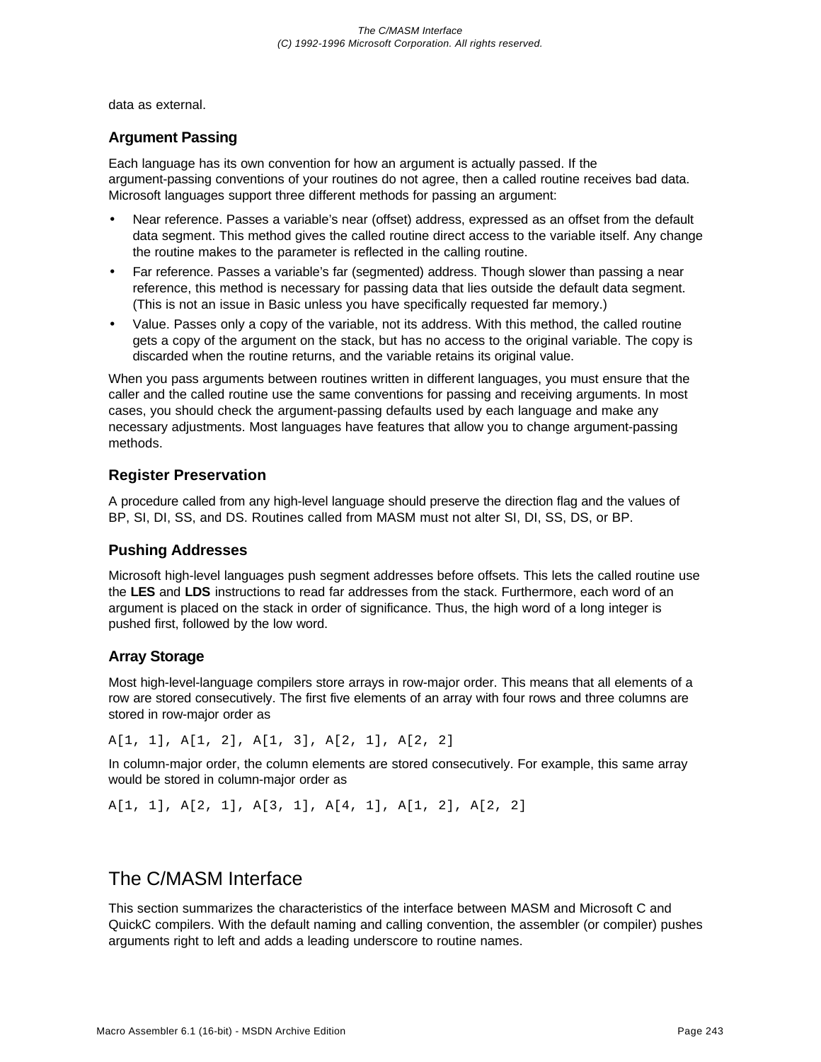data as external.

### Argument Passing

Each language has its own convention for how an argument is actually passed. If the argument-passing conventions of your routines do not agree, then a called routine receives bad data. Microsoft languages support three different methods for passing an argument:

- Near reference. Passes a variable’s near (offset) address, expressed as an offset from the default data segment. This method gives the called routine direct access to the variable itself. Any change the routine makes to the parameter is reflected in the calling routine.
- Far reference. Passes a variable’s far (segmented) address. Though slower than passing a near reference, this method is necessary for passing data that lies outside the default data segment. (This is not an issue in Basic unless you have specifically requested far memory.)
- Value. Passes only a copy of the variable, not its address. With this method, the called routine gets a copy of the argument on the stack, but has no access to the original variable. The copy is discarded when the routine returns, and the variable retains its original value.

When you pass arguments between routines written in different languages, you must ensure that the caller and the called routine use the same conventions for passing and receiving arguments. In most cases, you should check the argument-passing defaults used by each language and make any necessary adjustments. Most languages have features that allow you to change argument-passing methods.

### Register Preservation

A procedure called from any high-level language should preserve the direction flag and the values of BP, SI, DI, SS, and DS. Routines called from MASM must not alter SI, DI, SS, DS, or BP.

### Pushing Addresses

Microsoft high-level languages push segment addresses before offsets. This lets the called routine use the **LES** and **LDS** instructions to read far addresses from the stack. Furthermore, each word of an argument is placed on the stack in order of significance. Thus, the high word of a long integer is pushed first, followed by the low word.

### Array Storage

Most high-level-language compilers store arrays in row-major order. This means that all elements of a row are stored consecutively. The first five elements of an array with four rows and three columns are stored in row-major order as

```
A[1, 1], A[1, 2], A[1, 3], A[2, 1], A[2, 2]
```

In column-major order, the column elements are stored consecutively. For example, this same array would be stored in column-major order as

```
A[1, 1], A[2, 1], A[3, 1], A[4, 1], A[1, 2], A[2, 2]
```

## The C/MASM Interface

This section summarizes the characteristics of the interface between MASM and Microsoft C and QuickC compilers. With the default naming and calling convention, the assembler (or compiler) pushes arguments right to left and adds a leading underscore to routine names.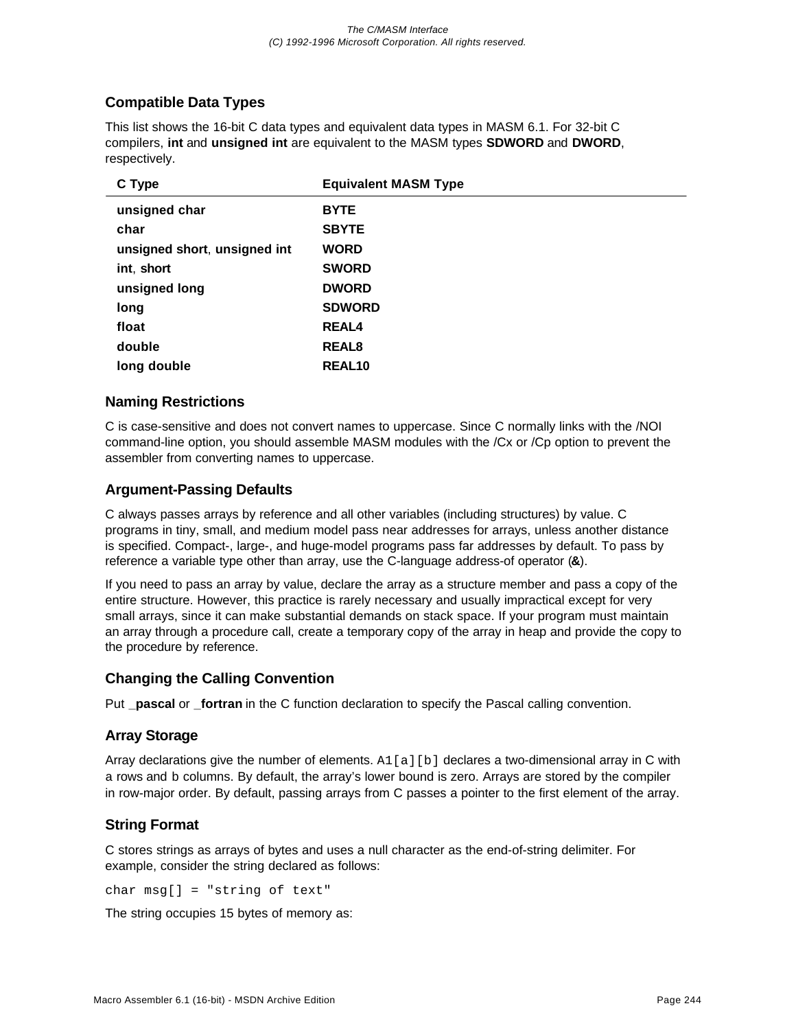### Compatible Data Types

This list shows the 16-bit C data types and equivalent data types in MASM 6.1. For 32-bit C compilers, **int** and **unsigned int** are equivalent to the MASM types **SDWORD** and **DWORD**, respectively.

| C Type | Equivalent MASM Type |
|---|---|
| **unsigned char** | **BYTE** |
| **char** | **SBYTE** |
| **unsigned short**, **unsigned int** | **WORD** |
| **int**, **short** | **SWORD** |
| **unsigned long** | **DWORD** |
| **long** | **SDWORD** |
| **float** | **REAL4** |
| **double** | **REAL8** |
| **long double** | **REAL10** |

### Naming Restrictions

C is case-sensitive and does not convert names to uppercase. Since C normally links with the /NOI command-line option, you should assemble MASM modules with the /Cx or /Cp option to prevent the assembler from converting names to uppercase.

### Argument-Passing Defaults

C always passes arrays by reference and all other variables (including structures) by value. C programs in tiny, small, and medium model pass near addresses for arrays, unless another distance is specified. Compact-, large-, and huge-model programs pass far addresses by default. To pass by reference a variable type other than array, use the C-language address-of operator (**&**).

If you need to pass an array by value, declare the array as a structure member and pass a copy of the entire structure. However, this practice is rarely necessary and usually impractical except for very small arrays, since it can make substantial demands on stack space. If your program must maintain an array through a procedure call, create a temporary copy of the array in heap and provide the copy to the procedure by reference.

### Changing the Calling Convention

Put **_pascal** or **_fortran** in the C function declaration to specify the Pascal calling convention.

### Array Storage

Array declarations give the number of elements. `A1[a][b]` declares a two-dimensional array in C with a rows and b columns. By default, the array's lower bound is zero. Arrays are stored by the compiler in row-major order. By default, passing arrays from C passes a pointer to the first element of the array.

### String Format

C stores strings as arrays of bytes and uses a null character as the end-of-string delimiter. For example, consider the string declared as follows:

```
char msg[] = "string of text"
```

The string occupies 15 bytes of memory as: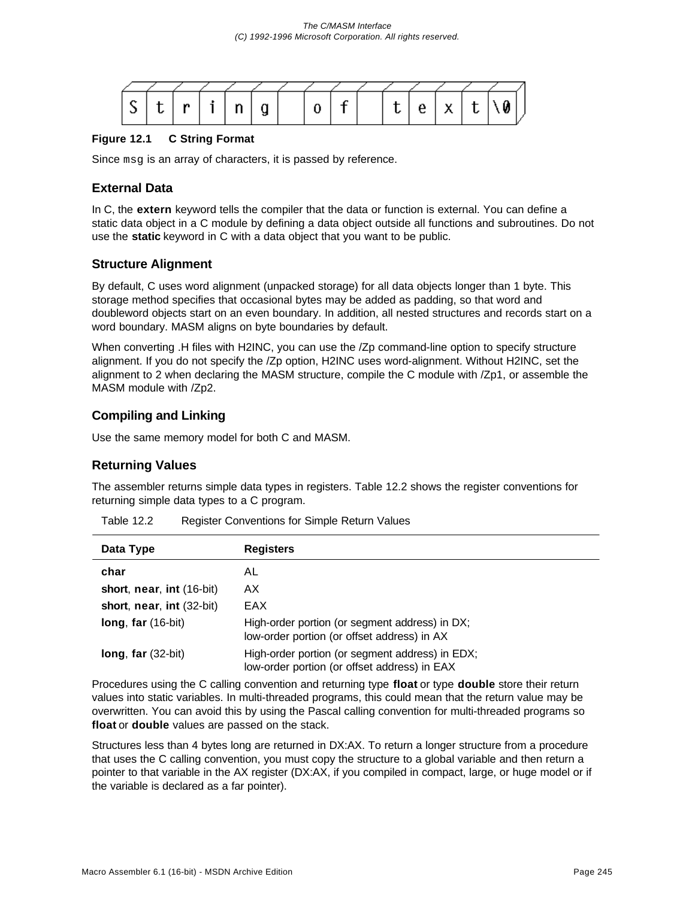**Figure 12.1 C String Format**

Since `msg` is an array of characters, it is passed by reference.

### External Data

In C, the **extern** keyword tells the compiler that the data or function is external. You can define a static data object in a C module by defining a data object outside all functions and subroutines. Do not use the **static** keyword in C with a data object that you want to be public.

### Structure Alignment

By default, C uses word alignment (unpacked storage) for all data objects longer than 1 byte. This storage method specifies that occasional bytes may be added as padding, so that word and doubleword objects start on an even boundary. In addition, all nested structures and records start on a word boundary. MASM aligns on byte boundaries by default.

When converting .H files with H2INC, you can use the /Zp command-line option to specify structure alignment. If you do not specify the /Zp option, H2INC uses word-alignment. Without H2INC, set the alignment to 2 when declaring the MASM structure, compile the C module with /Zp1, or assemble the MASM module with /Zp2.

### Compiling and Linking

Use the same memory model for both C and MASM.

### Returning Values

The assembler returns simple data types in registers. Table 12.2 shows the register conventions for returning simple data types to a C program.

Table 12.2 Register Conventions for Simple Return Values

| Data Type | Registers |
|---|---|
| **char** | AL |
| **short**, **near**, **int** (16-bit) | AX |
| **short**, **near**, **int** (32-bit) | EAX |
| **long**, **far** (16-bit) | High-order portion (or segment address) in DX; low-order portion (or offset address) in AX |
| **long**, **far** (32-bit) | High-order portion (or segment address) in EDX; low-order portion (or offset address) in EAX |

Procedures using the C calling convention and returning type **float** or type **double** store their return values into static variables. In multi-threaded programs, this could mean that the return value may be overwritten. You can avoid this by using the Pascal calling convention for multi-threaded programs so **float** or **double** values are passed on the stack.

Structures less than 4 bytes long are returned in DX:AX. To return a longer structure from a procedure that uses the C calling convention, you must copy the structure to a global variable and then return a pointer to that variable in the AX register (DX:AX, if you compiled in compact, large, or huge model or if the variable is declared as a far pointer).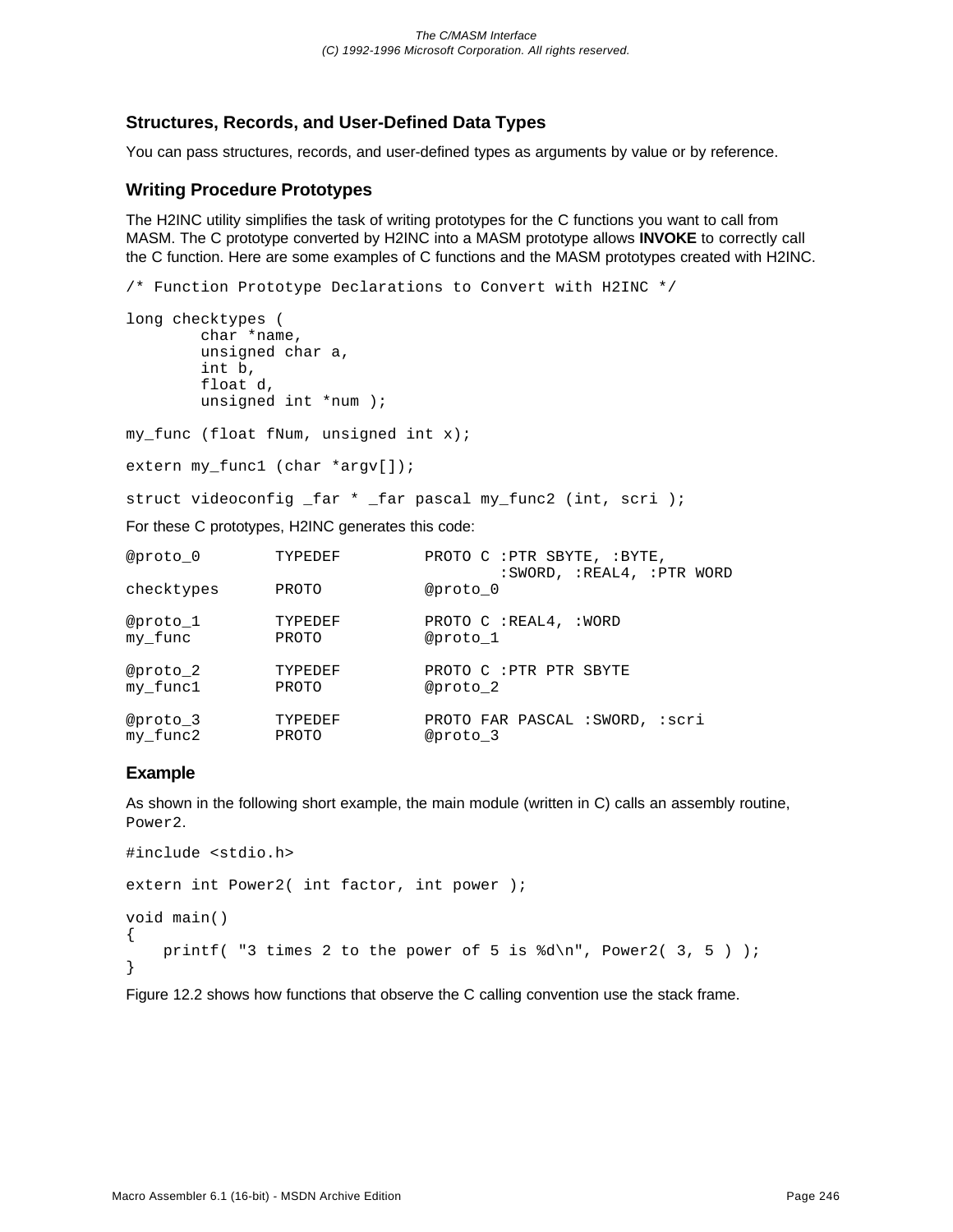### Structures, Records, and User-Defined Data Types

You can pass structures, records, and user-defined types as arguments by value or by reference.

### Writing Procedure Prototypes

The H2INC utility simplifies the task of writing prototypes for the C functions you want to call from MASM. The C prototype converted by H2INC into a MASM prototype allows **INVOKE** to correctly call the C function. Here are some examples of C functions and the MASM prototypes created with H2INC.

```
/* Function Prototype Declarations to Convert with H2INC */

long checktypes (
        char *name,
        unsigned char a,
        int b,
        float d,
        unsigned int *num );

my_func (float fNum, unsigned int x);

extern my_func1 (char *argv[]);

struct videoconfig _far * _far pascal my_func2 (int, scri );
```

For these C prototypes, H2INC generates this code:

```
@proto_0        TYPEDEF         PROTO C :PTR SBYTE, :BYTE,
                                        :SWORD, :REAL4, :PTR WORD
checktypes      PROTO           @proto_0

@proto_1        TYPEDEF         PROTO C :REAL4, :WORD
my_func         PROTO           @proto_1

@proto_2        TYPEDEF         PROTO C :PTR PTR SBYTE
my_func1        PROTO           @proto_2

@proto_3        TYPEDEF         PROTO FAR PASCAL :SWORD, :scri
my_func2        PROTO           @proto_3
```

### Example

As shown in the following short example, the main module (written in C) calls an assembly routine, `Power2`.

```
#include <stdio.h>

extern int Power2( int factor, int power );

void main()
{
    printf( "3 times 2 to the power of 5 is %d\n", Power2( 3, 5 ) );
}
```

Figure 12.2 shows how functions that observe the C calling convention use the stack frame.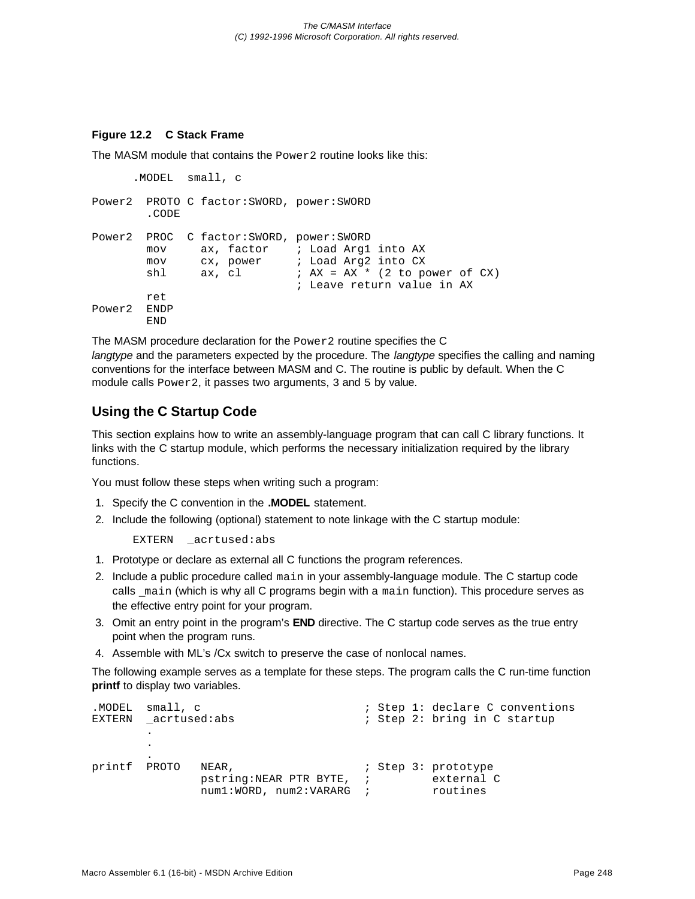**Figure 12.2    C Stack Frame**

The MASM module that contains the `Power2` routine looks like this:

```
       .MODEL  small, c

Power2  PROTO C factor:SWORD, power:SWORD
        .CODE

Power2  PROC  C factor:SWORD, power:SWORD
        mov     ax, factor    ; Load Arg1 into AX
        mov     cx, power     ; Load Arg2 into CX
        shl     ax, cl        ; AX = AX * (2 to power of CX)
                              ; Leave return value in AX
        ret
Power2  ENDP
        END
```

The MASM procedure declaration for the `Power2` routine specifies the C *langtype* and the parameters expected by the procedure. The *langtype* specifies the calling and naming conventions for the interface between MASM and C. The routine is public by default. When the C module calls `Power2`, it passes two arguments, `3` and `5` by value.

## Using the C Startup Code

This section explains how to write an assembly-language program that can call C library functions. It links with the C startup module, which performs the necessary initialization required by the library functions.

You must follow these steps when writing such a program:

1. Specify the C convention in the **.MODEL** statement.
2. Include the following (optional) statement to note linkage with the C startup module:

   ```
   EXTERN  _acrtused:abs
   ```

1. Prototype or declare as external all C functions the program references.
2. Include a public procedure called `main` in your assembly-language module. The C startup code calls `_main` (which is why all C programs begin with a `main` function). This procedure serves as the effective entry point for your program.
3. Omit an entry point in the program's **END** directive. The C startup code serves as the true entry point when the program runs.
4. Assemble with ML's /Cx switch to preserve the case of nonlocal names.

The following example serves as a template for these steps. The program calls the C run-time function **printf** to display two variables.

```
.MODEL  small, c                        ; Step 1: declare C conventions
EXTERN  _acrtused:abs                   ; Step 2: bring in C startup
        .
        .
        .
printf  PROTO   NEAR,                   ; Step 3: prototype
                pstring:NEAR PTR BYTE,  ;         external C
                num1:WORD, num2:VARARG  ;         routines
```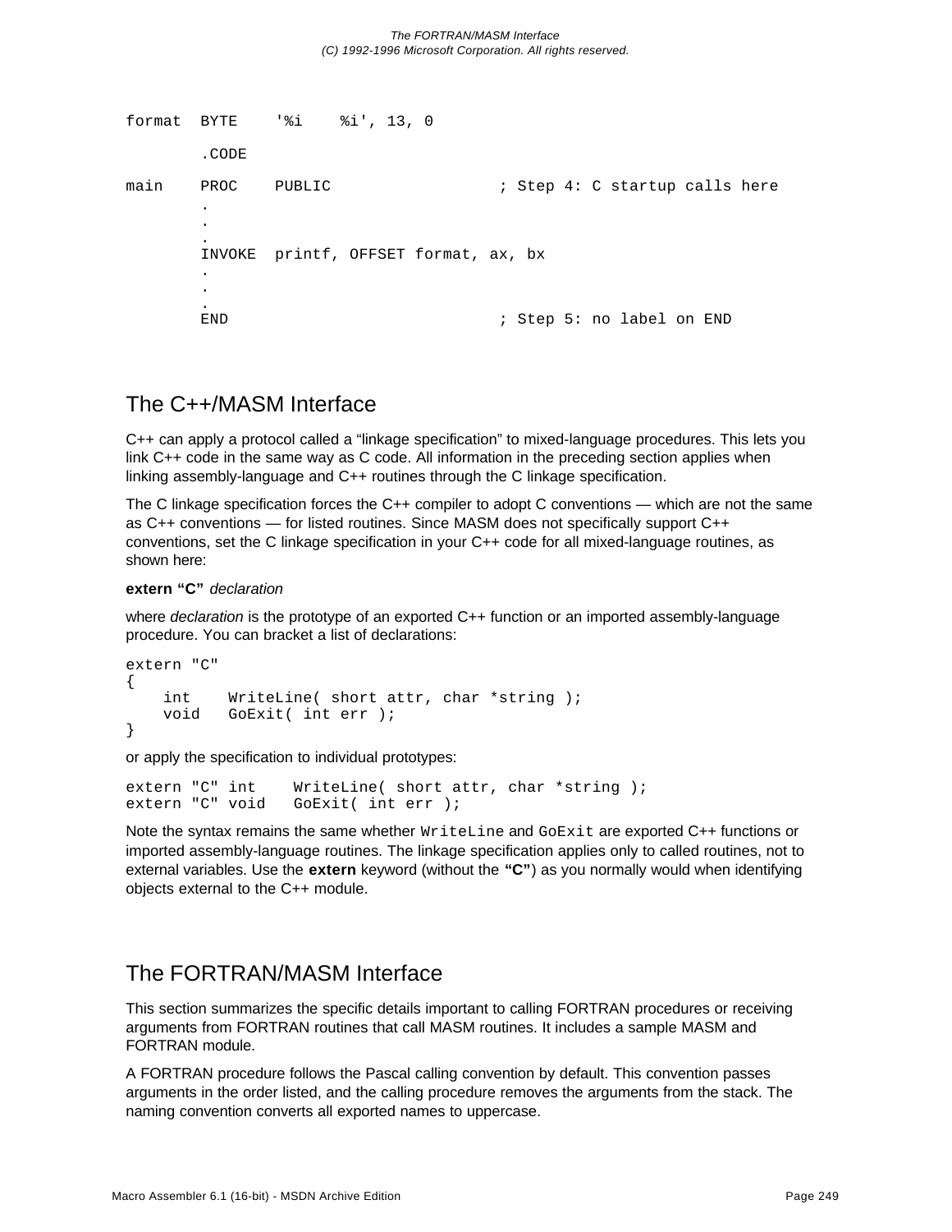```
format  BYTE    '%i    %i', 13, 0

        .CODE

main    PROC    PUBLIC                  ; Step 4: C startup calls here
        .
        .
        .
        INVOKE  printf, OFFSET format, ax, bx
        .
        .
        .
        END                             ; Step 5: no label on END
```

## The C++/MASM Interface

C++ can apply a protocol called a “linkage specification” to mixed-language procedures. This lets you link C++ code in the same way as C code. All information in the preceding section applies when linking assembly-language and C++ routines through the C linkage specification.

The C linkage specification forces the C++ compiler to adopt C conventions — which are not the same as C++ conventions — for listed routines. Since MASM does not specifically support C++ conventions, set the C linkage specification in your C++ code for all mixed-language routines, as shown here:

**extern “C”** *declaration*

where *declaration* is the prototype of an exported C++ function or an imported assembly-language procedure. You can bracket a list of declarations:

```
extern "C"
{
    int    WriteLine( short attr, char *string );
    void   GoExit( int err );
}
```

or apply the specification to individual prototypes:

```
extern "C" int    WriteLine( short attr, char *string );
extern "C" void   GoExit( int err );
```

Note the syntax remains the same whether `WriteLine` and `GoExit` are exported C++ functions or imported assembly-language routines. The linkage specification applies only to called routines, not to external variables. Use the **extern** keyword (without the **“C”**) as you normally would when identifying objects external to the C++ module.

## The FORTRAN/MASM Interface

This section summarizes the specific details important to calling FORTRAN procedures or receiving arguments from FORTRAN routines that call MASM routines. It includes a sample MASM and FORTRAN module.

A FORTRAN procedure follows the Pascal calling convention by default. This convention passes arguments in the order listed, and the calling procedure removes the arguments from the stack. The naming convention converts all exported names to uppercase.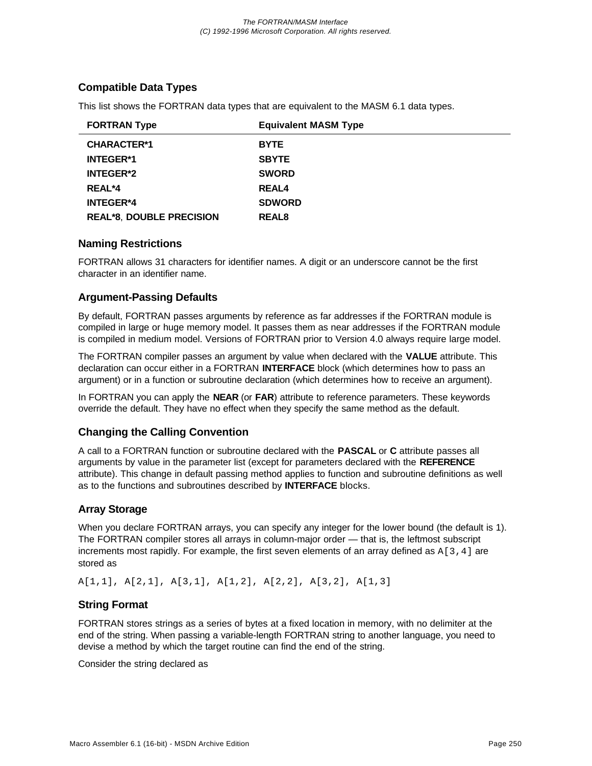### Compatible Data Types

This list shows the FORTRAN data types that are equivalent to the MASM 6.1 data types.

| FORTRAN Type | Equivalent MASM Type |
|---|---|
| **CHARACTER*1** | **BYTE** |
| **INTEGER*1** | **SBYTE** |
| **INTEGER*2** | **SWORD** |
| **REAL*4** | **REAL4** |
| **INTEGER*4** | **SDWORD** |
| **REAL*8**, **DOUBLE PRECISION** | **REAL8** |

### Naming Restrictions

FORTRAN allows 31 characters for identifier names. A digit or an underscore cannot be the first character in an identifier name.

### Argument-Passing Defaults

By default, FORTRAN passes arguments by reference as far addresses if the FORTRAN module is compiled in large or huge memory model. It passes them as near addresses if the FORTRAN module is compiled in medium model. Versions of FORTRAN prior to Version 4.0 always require large model.

The FORTRAN compiler passes an argument by value when declared with the **VALUE** attribute. This declaration can occur either in a FORTRAN **INTERFACE** block (which determines how to pass an argument) or in a function or subroutine declaration (which determines how to receive an argument).

In FORTRAN you can apply the **NEAR** (or **FAR**) attribute to reference parameters. These keywords override the default. They have no effect when they specify the same method as the default.

### Changing the Calling Convention

A call to a FORTRAN function or subroutine declared with the **PASCAL** or **C** attribute passes all arguments by value in the parameter list (except for parameters declared with the **REFERENCE** attribute). This change in default passing method applies to function and subroutine definitions as well as to the functions and subroutines described by **INTERFACE** blocks.

### Array Storage

When you declare FORTRAN arrays, you can specify any integer for the lower bound (the default is 1). The FORTRAN compiler stores all arrays in column-major order — that is, the leftmost subscript increments most rapidly. For example, the first seven elements of an array defined as `A[3,4]` are stored as

```
A[1,1], A[2,1], A[3,1], A[1,2], A[2,2], A[3,2], A[1,3]
```

### String Format

FORTRAN stores strings as a series of bytes at a fixed location in memory, with no delimiter at the end of the string. When passing a variable-length FORTRAN string to another language, you need to devise a method by which the target routine can find the end of the string.

Consider the string declared as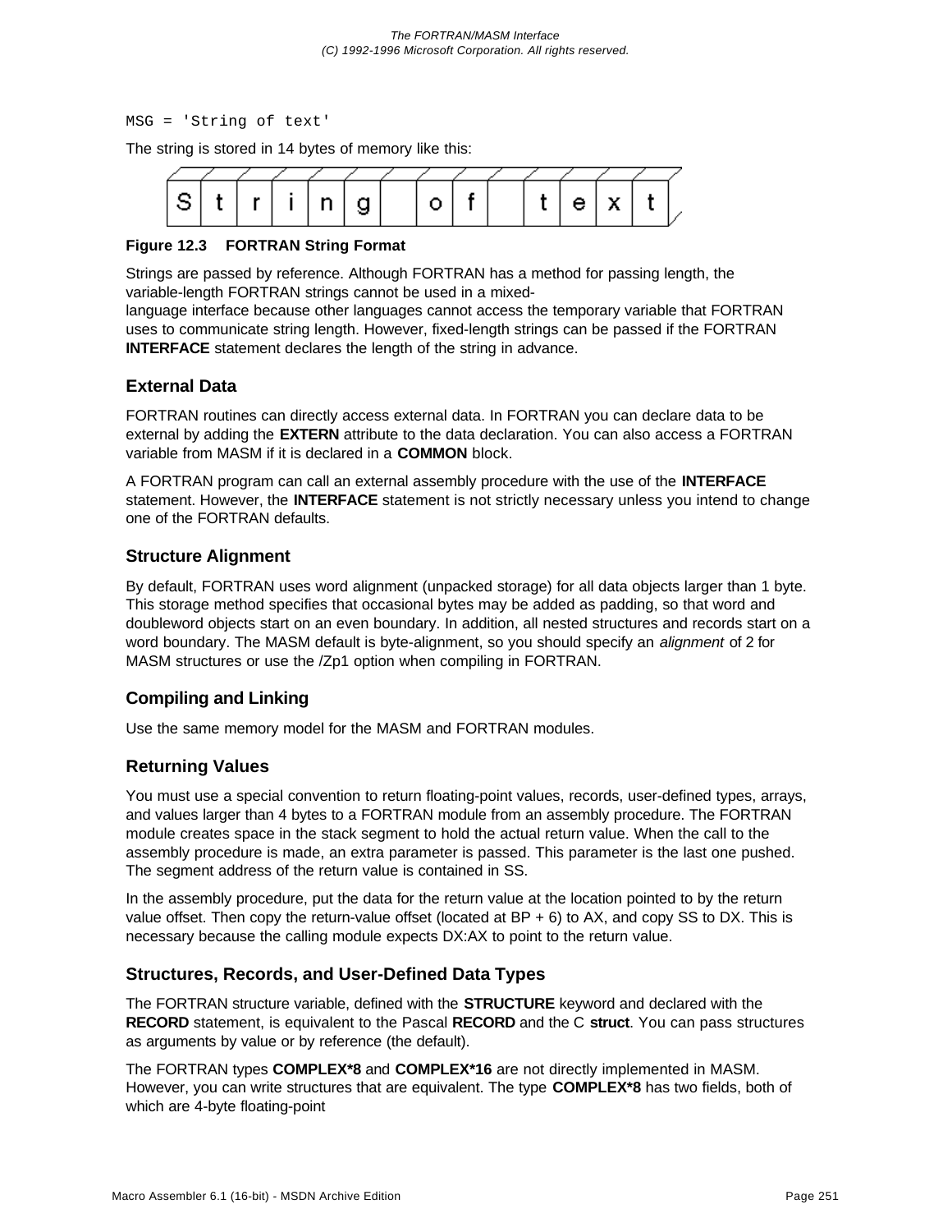```
MSG = 'String of text'
```

The string is stored in 14 bytes of memory like this:

| S | t | r | i | n | g | | o | f | | t | e | x | t |
|---|---|---|---|---|---|---|---|---|---|---|---|---|---|

**Figure 12.3 FORTRAN String Format**

Strings are passed by reference. Although FORTRAN has a method for passing length, the variable-length FORTRAN strings cannot be used in a mixed-language interface because other languages cannot access the temporary variable that FORTRAN uses to communicate string length. However, fixed-length strings can be passed if the FORTRAN **INTERFACE** statement declares the length of the string in advance.

### External Data

FORTRAN routines can directly access external data. In FORTRAN you can declare data to be external by adding the **EXTERN** attribute to the data declaration. You can also access a FORTRAN variable from MASM if it is declared in a **COMMON** block.

A FORTRAN program can call an external assembly procedure with the use of the **INTERFACE** statement. However, the **INTERFACE** statement is not strictly necessary unless you intend to change one of the FORTRAN defaults.

### Structure Alignment

By default, FORTRAN uses word alignment (unpacked storage) for all data objects larger than 1 byte. This storage method specifies that occasional bytes may be added as padding, so that word and doubleword objects start on an even boundary. In addition, all nested structures and records start on a word boundary. The MASM default is byte-alignment, so you should specify an *alignment* of 2 for MASM structures or use the /Zp1 option when compiling in FORTRAN.

### Compiling and Linking

Use the same memory model for the MASM and FORTRAN modules.

### Returning Values

You must use a special convention to return floating-point values, records, user-defined types, arrays, and values larger than 4 bytes to a FORTRAN module from an assembly procedure. The FORTRAN module creates space in the stack segment to hold the actual return value. When the call to the assembly procedure is made, an extra parameter is passed. This parameter is the last one pushed. The segment address of the return value is contained in SS.

In the assembly procedure, put the data for the return value at the location pointed to by the return value offset. Then copy the return-value offset (located at BP + 6) to AX, and copy SS to DX. This is necessary because the calling module expects DX:AX to point to the return value.

### Structures, Records, and User-Defined Data Types

The FORTRAN structure variable, defined with the **STRUCTURE** keyword and declared with the **RECORD** statement, is equivalent to the Pascal **RECORD** and the C **struct**. You can pass structures as arguments by value or by reference (the default).

The FORTRAN types **COMPLEX*8** and **COMPLEX*16** are not directly implemented in MASM. However, you can write structures that are equivalent. The type **COMPLEX*8** has two fields, both of which are 4-byte floating-point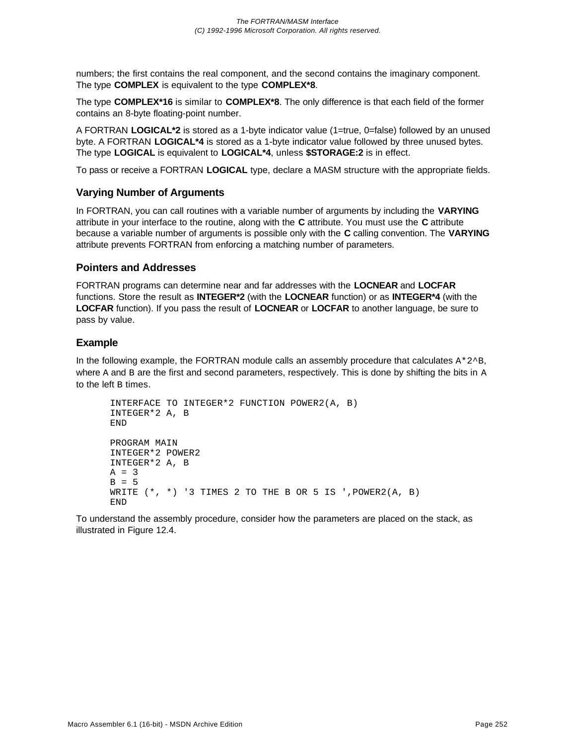numbers; the first contains the real component, and the second contains the imaginary component. The type **COMPLEX** is equivalent to the type **COMPLEX*8**.

The type **COMPLEX*16** is similar to **COMPLEX*8**. The only difference is that each field of the former contains an 8-byte floating-point number.

A FORTRAN **LOGICAL*2** is stored as a 1-byte indicator value (1=true, 0=false) followed by an unused byte. A FORTRAN **LOGICAL*4** is stored as a 1-byte indicator value followed by three unused bytes. The type **LOGICAL** is equivalent to **LOGICAL*4**, unless **$STORAGE:2** is in effect.

To pass or receive a FORTRAN **LOGICAL** type, declare a MASM structure with the appropriate fields.

### Varying Number of Arguments

In FORTRAN, you can call routines with a variable number of arguments by including the **VARYING** attribute in your interface to the routine, along with the **C** attribute. You must use the **C** attribute because a variable number of arguments is possible only with the **C** calling convention. The **VARYING** attribute prevents FORTRAN from enforcing a matching number of parameters.

### Pointers and Addresses

FORTRAN programs can determine near and far addresses with the **LOCNEAR** and **LOCFAR** functions. Store the result as **INTEGER*2** (with the **LOCNEAR** function) or as **INTEGER*4** (with the **LOCFAR** function). If you pass the result of **LOCNEAR** or **LOCFAR** to another language, be sure to pass by value.

### Example

In the following example, the FORTRAN module calls an assembly procedure that calculates `A*2^B`, where `A` and `B` are the first and second parameters, respectively. This is done by shifting the bits in `A` to the left `B` times.

```
INTERFACE TO INTEGER*2 FUNCTION POWER2(A, B)
INTEGER*2 A, B
END

PROGRAM MAIN
INTEGER*2 POWER2
INTEGER*2 A, B
A = 3
B = 5
WRITE (*, *) '3 TIMES 2 TO THE B OR 5 IS ',POWER2(A, B)
END
```

To understand the assembly procedure, consider how the parameters are placed on the stack, as illustrated in Figure 12.4.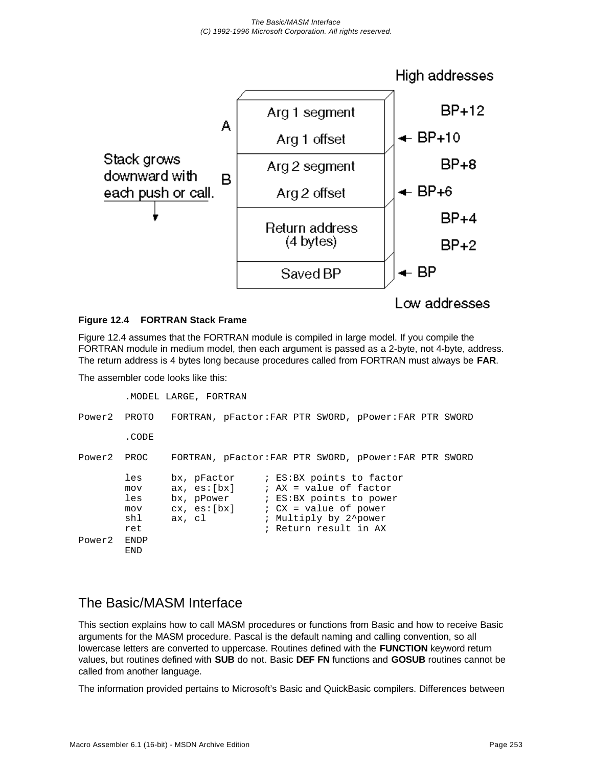**Figure 12.4 FORTRAN Stack Frame**

Figure 12.4 assumes that the FORTRAN module is compiled in large model. If you compile the FORTRAN module in medium model, then each argument is passed as a 2-byte, not 4-byte, address. The return address is 4 bytes long because procedures called from FORTRAN must always be **FAR**.

The assembler code looks like this:

```
        .MODEL LARGE, FORTRAN

Power2  PROTO   FORTRAN, pFactor:FAR PTR SWORD, pPower:FAR PTR SWORD

        .CODE

Power2  PROC    FORTRAN, pFactor:FAR PTR SWORD, pPower:FAR PTR SWORD

        les     bx, pFactor     ; ES:BX points to factor
        mov     ax, es:[bx]     ; AX = value of factor
        les     bx, pPower      ; ES:BX points to power
        mov     cx, es:[bx]     ; CX = value of power
        shl     ax, cl          ; Multiply by 2^power
        ret                     ; Return result in AX
Power2  ENDP
        END
```

## The Basic/MASM Interface

This section explains how to call MASM procedures or functions from Basic and how to receive Basic arguments for the MASM procedure. Pascal is the default naming and calling convention, so all lowercase letters are converted to uppercase. Routines defined with the **FUNCTION** keyword return values, but routines defined with **SUB** do not. Basic **DEF FN** functions and **GOSUB** routines cannot be called from another language.

The information provided pertains to Microsoft's Basic and QuickBasic compilers. Differences between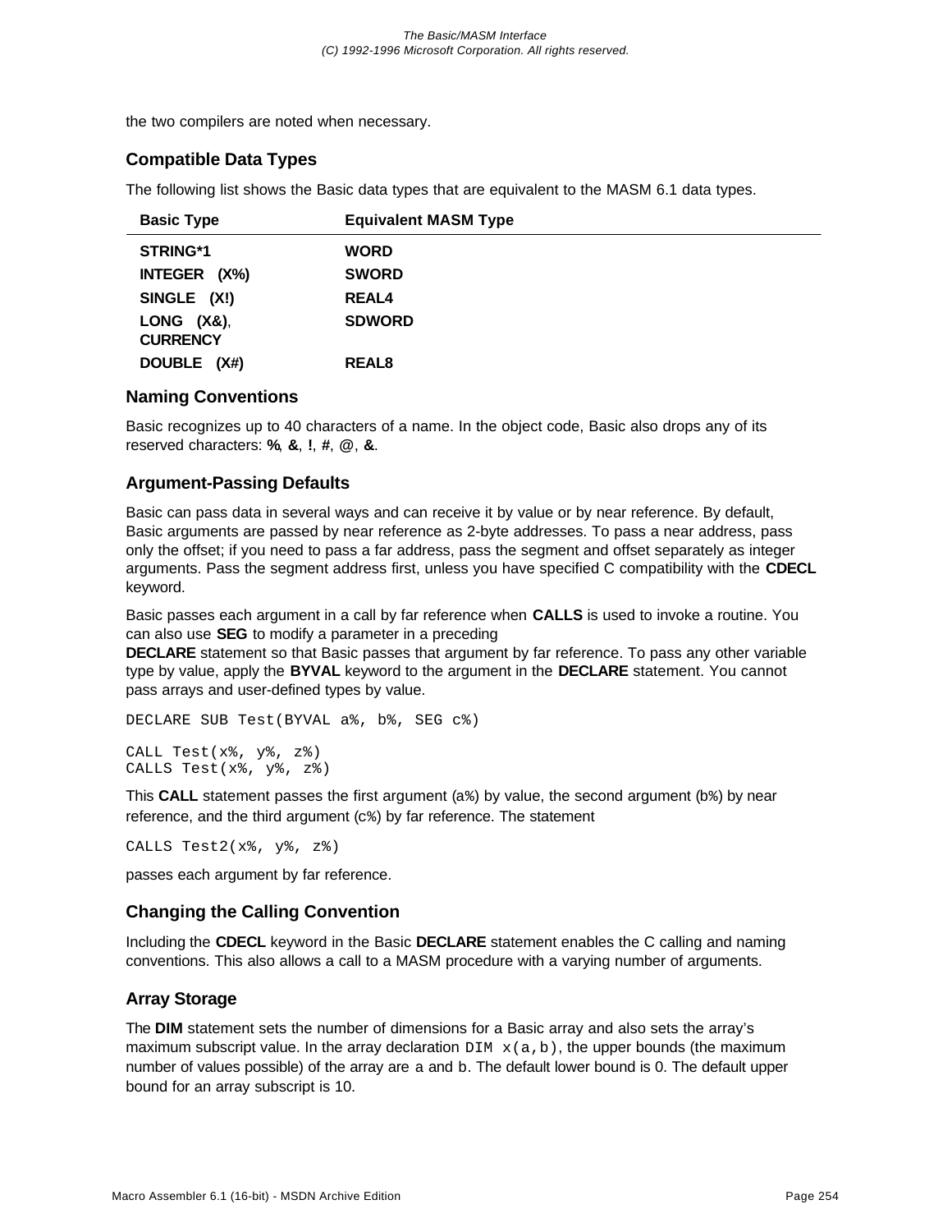the two compilers are noted when necessary.

### Compatible Data Types

The following list shows the Basic data types that are equivalent to the MASM 6.1 data types.

| Basic Type | Equivalent MASM Type |
|---|---|
| **STRING*1** | **WORD** |
| **INTEGER (X%)** | **SWORD** |
| **SINGLE (X!)** | **REAL4** |
| **LONG (X&)**, **CURRENCY** | **SDWORD** |
| **DOUBLE (X#)** | **REAL8** |

### Naming Conventions

Basic recognizes up to 40 characters of a name. In the object code, Basic also drops any of its reserved characters: **%**, **&**, **!**, **#**, **@**, **&**.

### Argument-Passing Defaults

Basic can pass data in several ways and can receive it by value or by near reference. By default, Basic arguments are passed by near reference as 2-byte addresses. To pass a near address, pass only the offset; if you need to pass a far address, pass the segment and offset separately as integer arguments. Pass the segment address first, unless you have specified C compatibility with the **CDECL** keyword.

Basic passes each argument in a call by far reference when **CALLS** is used to invoke a routine. You can also use **SEG** to modify a parameter in a preceding **DECLARE** statement so that Basic passes that argument by far reference. To pass any other variable type by value, apply the **BYVAL** keyword to the argument in the **DECLARE** statement. You cannot pass arrays and user-defined types by value.

```
DECLARE SUB Test(BYVAL a%, b%, SEG c%)
```

```
CALL Test(x%, y%, z%)
CALLS Test(x%, y%, z%)
```

This **CALL** statement passes the first argument (a%) by value, the second argument (b%) by near reference, and the third argument (c%) by far reference. The statement

```
CALLS Test2(x%, y%, z%)
```

passes each argument by far reference.

### Changing the Calling Convention

Including the **CDECL** keyword in the Basic **DECLARE** statement enables the C calling and naming conventions. This also allows a call to a MASM procedure with a varying number of arguments.

### Array Storage

The **DIM** statement sets the number of dimensions for a Basic array and also sets the array's maximum subscript value. In the array declaration `DIM x(a,b)`, the upper bounds (the maximum number of values possible) of the array are a and b. The default lower bound is 0. The default upper bound for an array subscript is 10.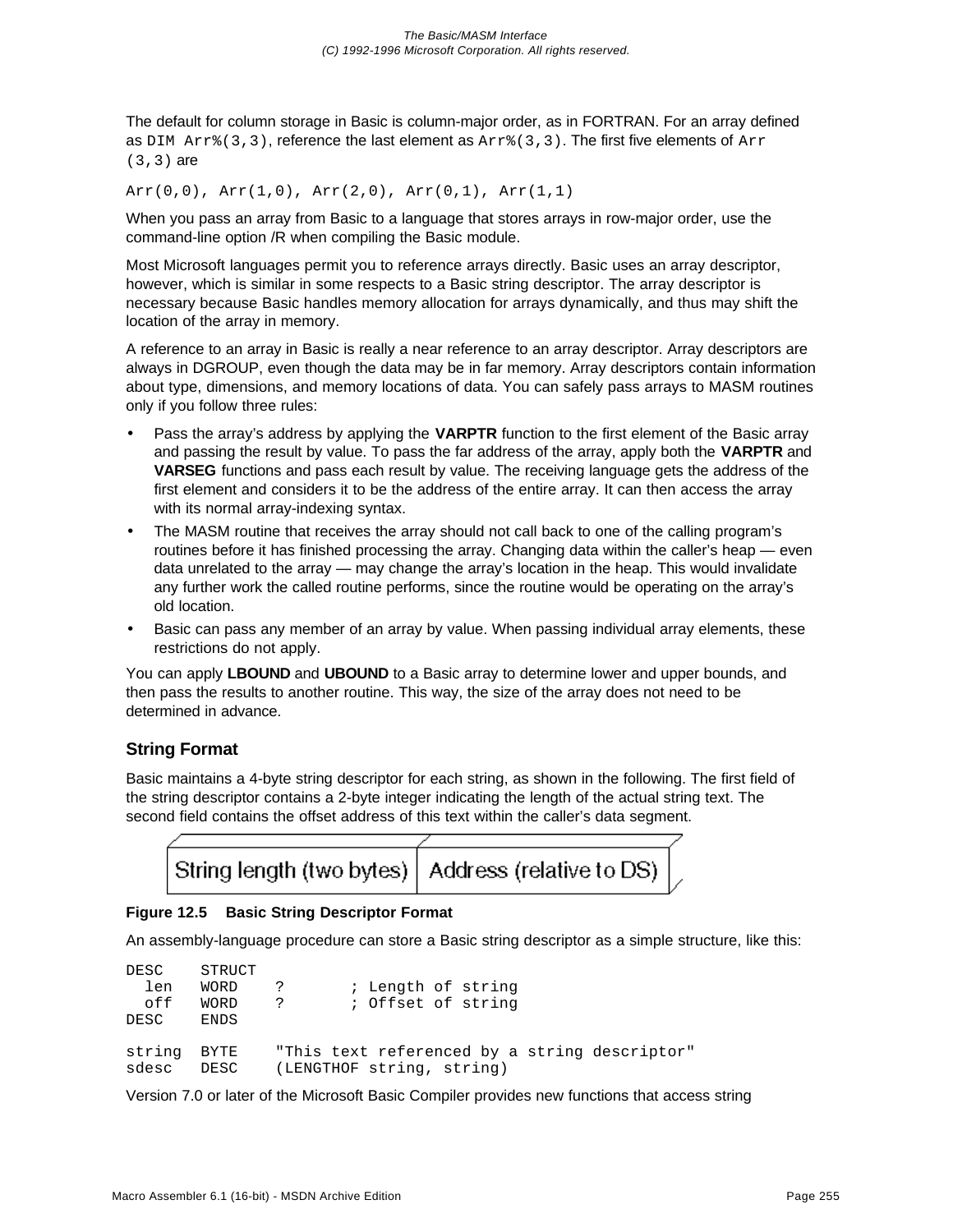The default for column storage in Basic is column-major order, as in FORTRAN. For an array defined as `DIM Arr%(3,3)`, reference the last element as `Arr%(3,3)`. The first five elements of `Arr (3,3)` are

`Arr(0,0), Arr(1,0), Arr(2,0), Arr(0,1), Arr(1,1)`

When you pass an array from Basic to a language that stores arrays in row-major order, use the command-line option /R when compiling the Basic module.

Most Microsoft languages permit you to reference arrays directly. Basic uses an array descriptor, however, which is similar in some respects to a Basic string descriptor. The array descriptor is necessary because Basic handles memory allocation for arrays dynamically, and thus may shift the location of the array in memory.

A reference to an array in Basic is really a near reference to an array descriptor. Array descriptors are always in DGROUP, even though the data may be in far memory. Array descriptors contain information about type, dimensions, and memory locations of data. You can safely pass arrays to MASM routines only if you follow three rules:

- Pass the array's address by applying the **VARPTR** function to the first element of the Basic array and passing the result by value. To pass the far address of the array, apply both the **VARPTR** and **VARSEG** functions and pass each result by value. The receiving language gets the address of the first element and considers it to be the address of the entire array. It can then access the array with its normal array-indexing syntax.
- The MASM routine that receives the array should not call back to one of the calling program's routines before it has finished processing the array. Changing data within the caller's heap — even data unrelated to the array — may change the array's location in the heap. This would invalidate any further work the called routine performs, since the routine would be operating on the array's old location.
- Basic can pass any member of an array by value. When passing individual array elements, these restrictions do not apply.

You can apply **LBOUND** and **UBOUND** to a Basic array to determine lower and upper bounds, and then pass the results to another routine. This way, the size of the array does not need to be determined in advance.

### String Format

Basic maintains a 4-byte string descriptor for each string, as shown in the following. The first field of the string descriptor contains a 2-byte integer indicating the length of the actual string text. The second field contains the offset address of this text within the caller's data segment.

String length (two bytes) | Address (relative to DS)

**Figure 12.5 Basic String Descriptor Format**

An assembly-language procedure can store a Basic string descriptor as a simple structure, like this:

```
DESC    STRUCT
  len   WORD    ?       ; Length of string
  off   WORD    ?       ; Offset of string
DESC    ENDS

string  BYTE    "This text referenced by a string descriptor"
sdesc   DESC    (LENGTHOF string, string)
```

Version 7.0 or later of the Microsoft Basic Compiler provides new functions that access string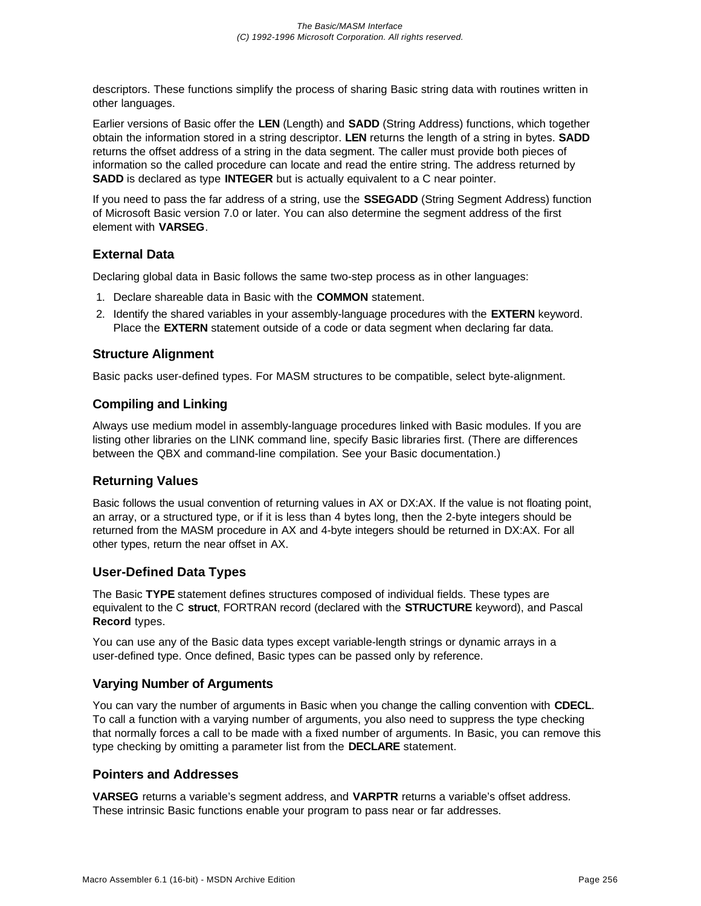descriptors. These functions simplify the process of sharing Basic string data with routines written in other languages.

Earlier versions of Basic offer the **LEN** (Length) and **SADD** (String Address) functions, which together obtain the information stored in a string descriptor. **LEN** returns the length of a string in bytes. **SADD** returns the offset address of a string in the data segment. The caller must provide both pieces of information so the called procedure can locate and read the entire string. The address returned by **SADD** is declared as type **INTEGER** but is actually equivalent to a C near pointer.

If you need to pass the far address of a string, use the **SSEGADD** (String Segment Address) function of Microsoft Basic version 7.0 or later. You can also determine the segment address of the first element with **VARSEG**.

### External Data

Declaring global data in Basic follows the same two-step process as in other languages:

1. Declare shareable data in Basic with the **COMMON** statement.
2. Identify the shared variables in your assembly-language procedures with the **EXTERN** keyword. Place the **EXTERN** statement outside of a code or data segment when declaring far data.

### Structure Alignment

Basic packs user-defined types. For MASM structures to be compatible, select byte-alignment.

### Compiling and Linking

Always use medium model in assembly-language procedures linked with Basic modules. If you are listing other libraries on the LINK command line, specify Basic libraries first. (There are differences between the QBX and command-line compilation. See your Basic documentation.)

### Returning Values

Basic follows the usual convention of returning values in AX or DX:AX. If the value is not floating point, an array, or a structured type, or if it is less than 4 bytes long, then the 2-byte integers should be returned from the MASM procedure in AX and 4-byte integers should be returned in DX:AX. For all other types, return the near offset in AX.

### User-Defined Data Types

The Basic **TYPE** statement defines structures composed of individual fields. These types are equivalent to the C **struct**, FORTRAN record (declared with the **STRUCTURE** keyword), and Pascal **Record** types.

You can use any of the Basic data types except variable-length strings or dynamic arrays in a user-defined type. Once defined, Basic types can be passed only by reference.

### Varying Number of Arguments

You can vary the number of arguments in Basic when you change the calling convention with **CDECL**. To call a function with a varying number of arguments, you also need to suppress the type checking that normally forces a call to be made with a fixed number of arguments. In Basic, you can remove this type checking by omitting a parameter list from the **DECLARE** statement.

### Pointers and Addresses

**VARSEG** returns a variable's segment address, and **VARPTR** returns a variable's offset address. These intrinsic Basic functions enable your program to pass near or far addresses.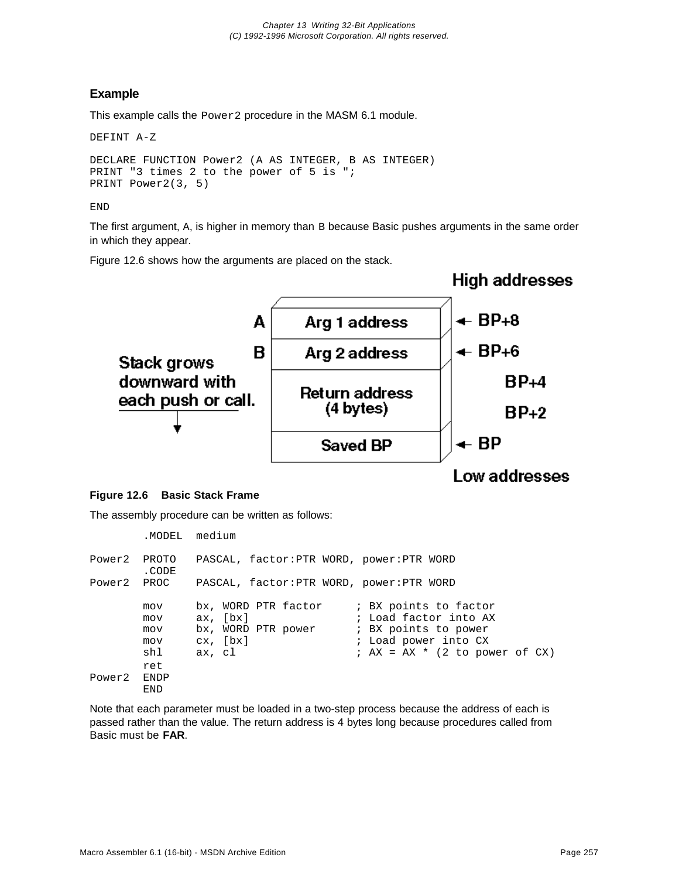### Example

This example calls the `Power2` procedure in the MASM 6.1 module.

```
DEFINT A-Z

DECLARE FUNCTION Power2 (A AS INTEGER, B AS INTEGER)
PRINT "3 times 2 to the power of 5 is ";
PRINT Power2(3, 5)

END
```

The first argument, A, is higher in memory than B because Basic pushes arguments in the same order in which they appear.

Figure 12.6 shows how the arguments are placed on the stack.

**Figure 12.6 Basic Stack Frame**

The assembly procedure can be written as follows:

```
        .MODEL  medium

Power2  PROTO   PASCAL, factor:PTR WORD, power:PTR WORD
        .CODE
Power2  PROC    PASCAL, factor:PTR WORD, power:PTR WORD

        mov     bx, WORD PTR factor     ; BX points to factor
        mov     ax, [bx]                ; Load factor into AX
        mov     bx, WORD PTR power      ; BX points to power
        mov     cx, [bx]                ; Load power into CX
        shl     ax, cl                  ; AX = AX * (2 to power of CX)
        ret
Power2  ENDP
        END
```

Note that each parameter must be loaded in a two-step process because the address of each is passed rather than the value. The return address is 4 bytes long because procedures called from Basic must be **FAR**.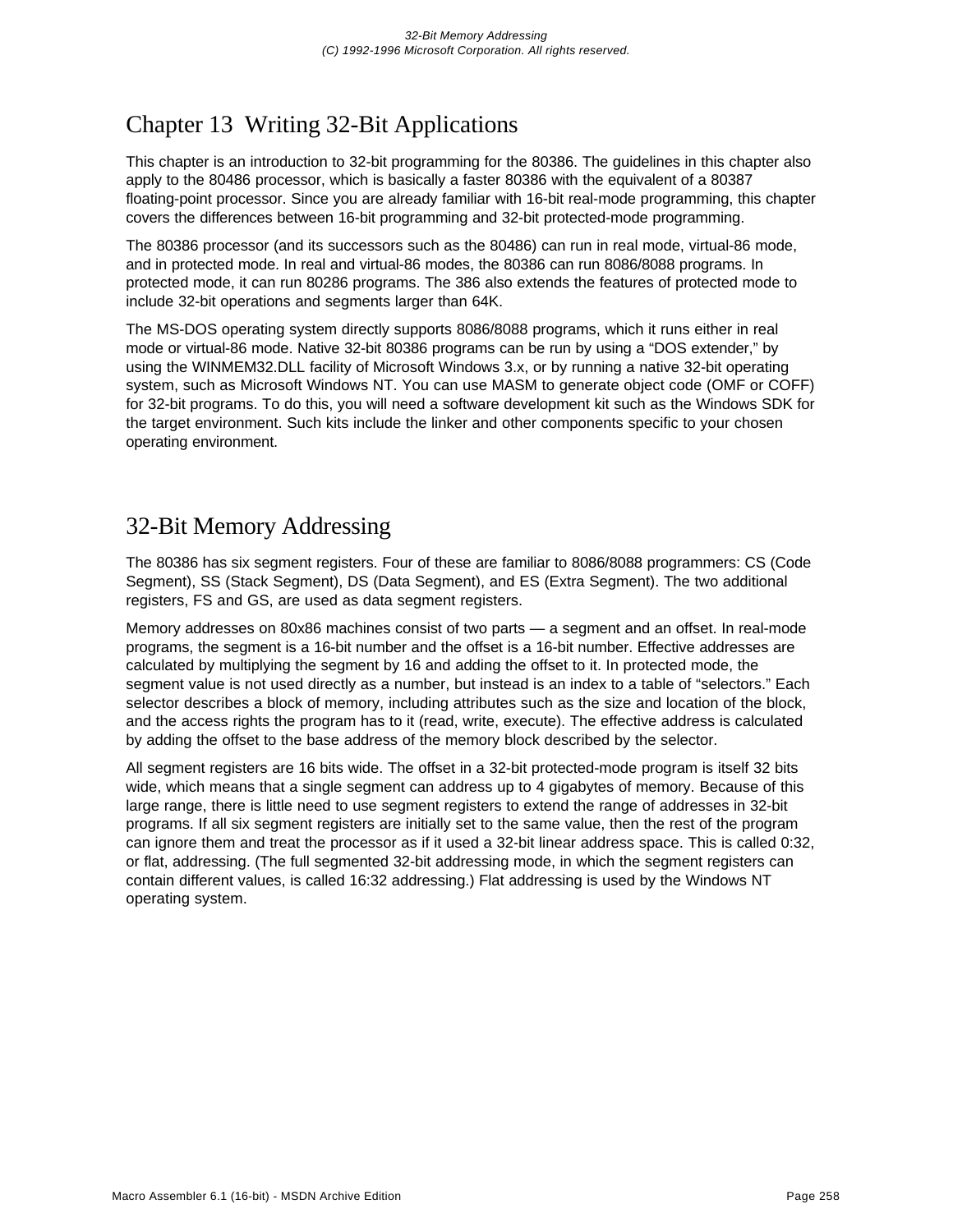# Chapter 13  Writing 32-Bit Applications

This chapter is an introduction to 32-bit programming for the 80386. The guidelines in this chapter also apply to the 80486 processor, which is basically a faster 80386 with the equivalent of a 80387 floating-point processor. Since you are already familiar with 16-bit real-mode programming, this chapter covers the differences between 16-bit programming and 32-bit protected-mode programming.

The 80386 processor (and its successors such as the 80486) can run in real mode, virtual-86 mode, and in protected mode. In real and virtual-86 modes, the 80386 can run 8086/8088 programs. In protected mode, it can run 80286 programs. The 386 also extends the features of protected mode to include 32-bit operations and segments larger than 64K.

The MS-DOS operating system directly supports 8086/8088 programs, which it runs either in real mode or virtual-86 mode. Native 32-bit 80386 programs can be run by using a “DOS extender,” by using the WINMEM32.DLL facility of Microsoft Windows 3.x, or by running a native 32-bit operating system, such as Microsoft Windows NT. You can use MASM to generate object code (OMF or COFF) for 32-bit programs. To do this, you will need a software development kit such as the Windows SDK for the target environment. Such kits include the linker and other components specific to your chosen operating environment.

## 32-Bit Memory Addressing

The 80386 has six segment registers. Four of these are familiar to 8086/8088 programmers: CS (Code Segment), SS (Stack Segment), DS (Data Segment), and ES (Extra Segment). The two additional registers, FS and GS, are used as data segment registers.

Memory addresses on 80x86 machines consist of two parts — a segment and an offset. In real-mode programs, the segment is a 16-bit number and the offset is a 16-bit number. Effective addresses are calculated by multiplying the segment by 16 and adding the offset to it. In protected mode, the segment value is not used directly as a number, but instead is an index to a table of “selectors.” Each selector describes a block of memory, including attributes such as the size and location of the block, and the access rights the program has to it (read, write, execute). The effective address is calculated by adding the offset to the base address of the memory block described by the selector.

All segment registers are 16 bits wide. The offset in a 32-bit protected-mode program is itself 32 bits wide, which means that a single segment can address up to 4 gigabytes of memory. Because of this large range, there is little need to use segment registers to extend the range of addresses in 32-bit programs. If all six segment registers are initially set to the same value, then the rest of the program can ignore them and treat the processor as if it used a 32-bit linear address space. This is called 0:32, or flat, addressing. (The full segmented 32-bit addressing mode, in which the segment registers can contain different values, is called 16:32 addressing.) Flat addressing is used by the Windows NT operating system.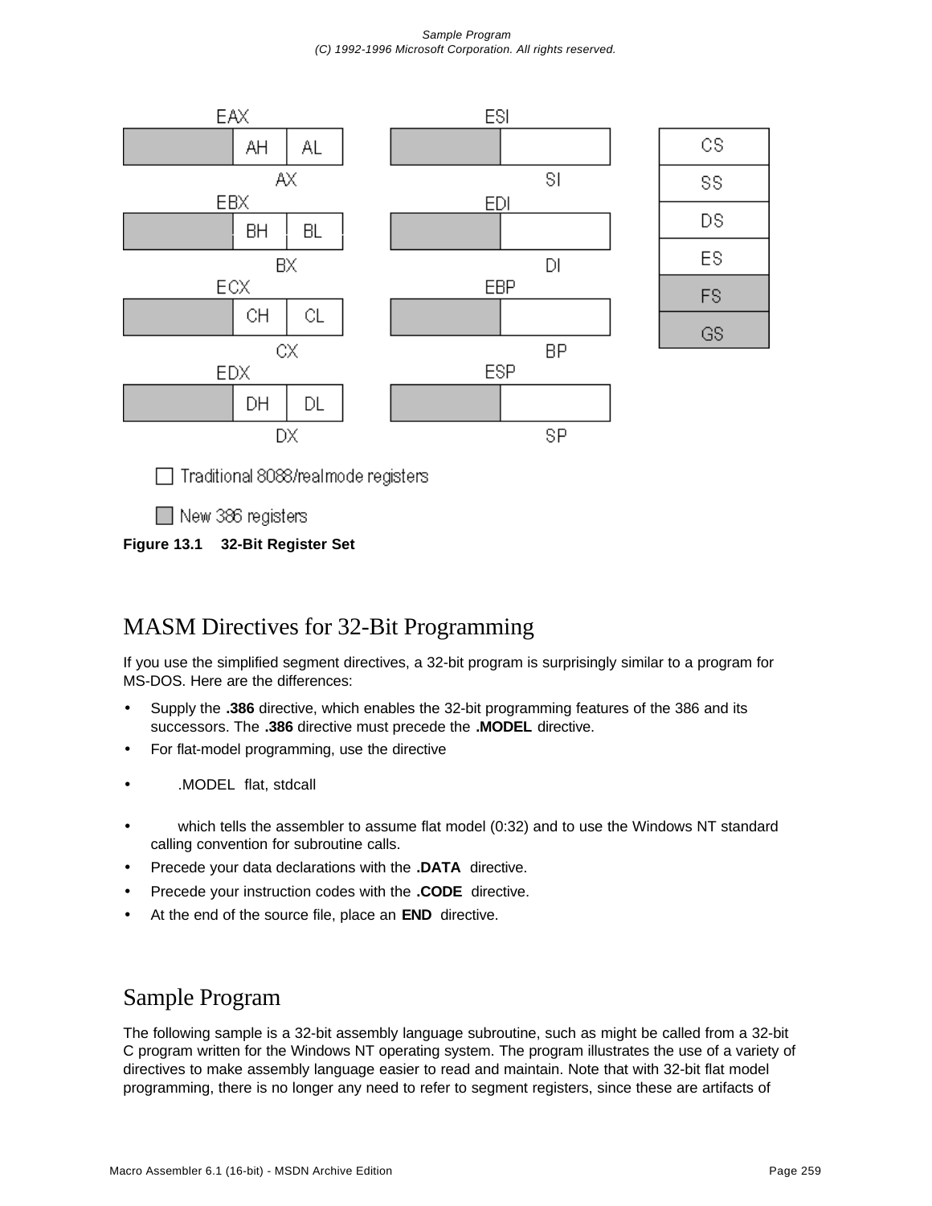Figure 13.1 32-Bit Register Set

## MASM Directives for 32-Bit Programming

If you use the simplified segment directives, a 32-bit program is surprisingly similar to a program for MS-DOS. Here are the differences:

- Supply the **.386** directive, which enables the 32-bit programming features of the 386 and its successors. The **.386** directive must precede the **.MODEL** directive.
- For flat-model programming, use the directive
- .MODEL flat, stdcall
- which tells the assembler to assume flat model (0:32) and to use the Windows NT standard calling convention for subroutine calls.
- Precede your data declarations with the **.DATA** directive.
- Precede your instruction codes with the **.CODE** directive.
- At the end of the source file, place an **END** directive.

## Sample Program

The following sample is a 32-bit assembly language subroutine, such as might be called from a 32-bit C program written for the Windows NT operating system. The program illustrates the use of a variety of directives to make assembly language easier to read and maintain. Note that with 32-bit flat model programming, there is no longer any need to refer to segment registers, since these are artifacts of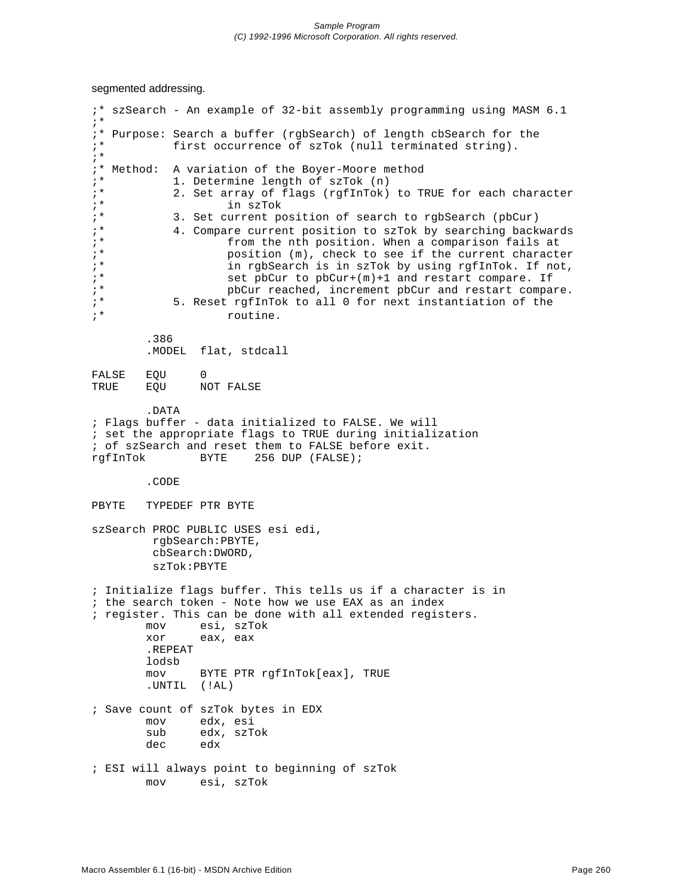segmented addressing.

```
;* szSearch - An example of 32-bit assembly programming using MASM 6.1
;*
;* Purpose: Search a buffer (rgbSearch) of length cbSearch for the
;*          first occurrence of szTok (null terminated string).
;*
;* Method:  A variation of the Boyer-Moore method
;*          1. Determine length of szTok (n)
;*          2. Set array of flags (rgfInTok) to TRUE for each character
;*                  in szTok
;*          3. Set current position of search to rgbSearch (pbCur)
;*          4. Compare current position to szTok by searching backwards
;*                  from the nth position. When a comparison fails at
;*                  position (m), check to see if the current character
;*                  in rgbSearch is in szTok by using rgfInTok. If not,
;*                  set pbCur to pbCur+(m)+1 and restart compare. If
;*                  pbCur reached, increment pbCur and restart compare.
;*          5. Reset rgfInTok to all 0 for next instantiation of the
;*                  routine.

        .386
        .MODEL  flat, stdcall

FALSE   EQU     0
TRUE    EQU     NOT FALSE

        .DATA
; Flags buffer - data initialized to FALSE. We will
; set the appropriate flags to TRUE during initialization
; of szSearch and reset them to FALSE before exit.
rgfInTok        BYTE    256 DUP (FALSE);

        .CODE

PBYTE   TYPEDEF PTR BYTE

szSearch PROC PUBLIC USES esi edi,
         rgbSearch:PBYTE,
         cbSearch:DWORD,
         szTok:PBYTE

; Initialize flags buffer. This tells us if a character is in
; the search token - Note how we use EAX as an index
; register. This can be done with all extended registers.
        mov     esi, szTok
        xor     eax, eax
        .REPEAT
        lodsb
        mov     BYTE PTR rgfInTok[eax], TRUE
        .UNTIL  (!AL)

; Save count of szTok bytes in EDX
        mov     edx, esi
        sub     edx, szTok
        dec     edx

; ESI will always point to beginning of szTok
        mov     esi, szTok
```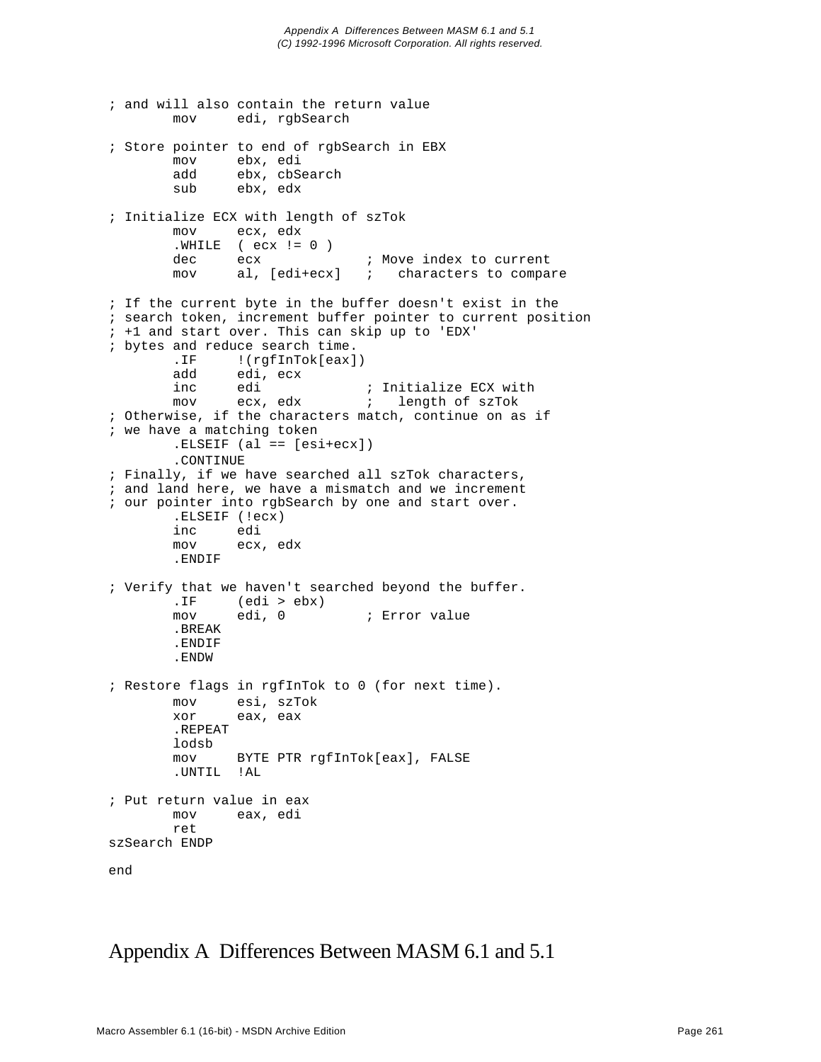```
; and will also contain the return value
        mov     edi, rgbSearch

; Store pointer to end of rgbSearch in EBX
        mov     ebx, edi
        add     ebx, cbSearch
        sub     ebx, edx

; Initialize ECX with length of szTok
        mov     ecx, edx
        .WHILE  ( ecx != 0 )
        dec     ecx             ; Move index to current
        mov     al, [edi+ecx]   ;   characters to compare

; If the current byte in the buffer doesn't exist in the
; search token, increment buffer pointer to current position
; +1 and start over. This can skip up to 'EDX'
; bytes and reduce search time.
        .IF     !(rgfInTok[eax])
        add     edi, ecx
        inc     edi             ; Initialize ECX with
        mov     ecx, edx        ;   length of szTok
; Otherwise, if the characters match, continue on as if
; we have a matching token
        .ELSEIF (al == [esi+ecx])
        .CONTINUE
; Finally, if we have searched all szTok characters,
; and land here, we have a mismatch and we increment
; our pointer into rgbSearch by one and start over.
        .ELSEIF (!ecx)
        inc     edi
        mov     ecx, edx
        .ENDIF

; Verify that we haven't searched beyond the buffer.
        .IF     (edi > ebx)
        mov     edi, 0          ; Error value
        .BREAK
        .ENDIF
        .ENDW

; Restore flags in rgfInTok to 0 (for next time).
        mov     esi, szTok
        xor     eax, eax
        .REPEAT
        lodsb
        mov     BYTE PTR rgfInTok[eax], FALSE
        .UNTIL  !AL

; Put return value in eax
        mov     eax, edi
        ret
szSearch ENDP

end
```

# Appendix A  Differences Between MASM 6.1 and 5.1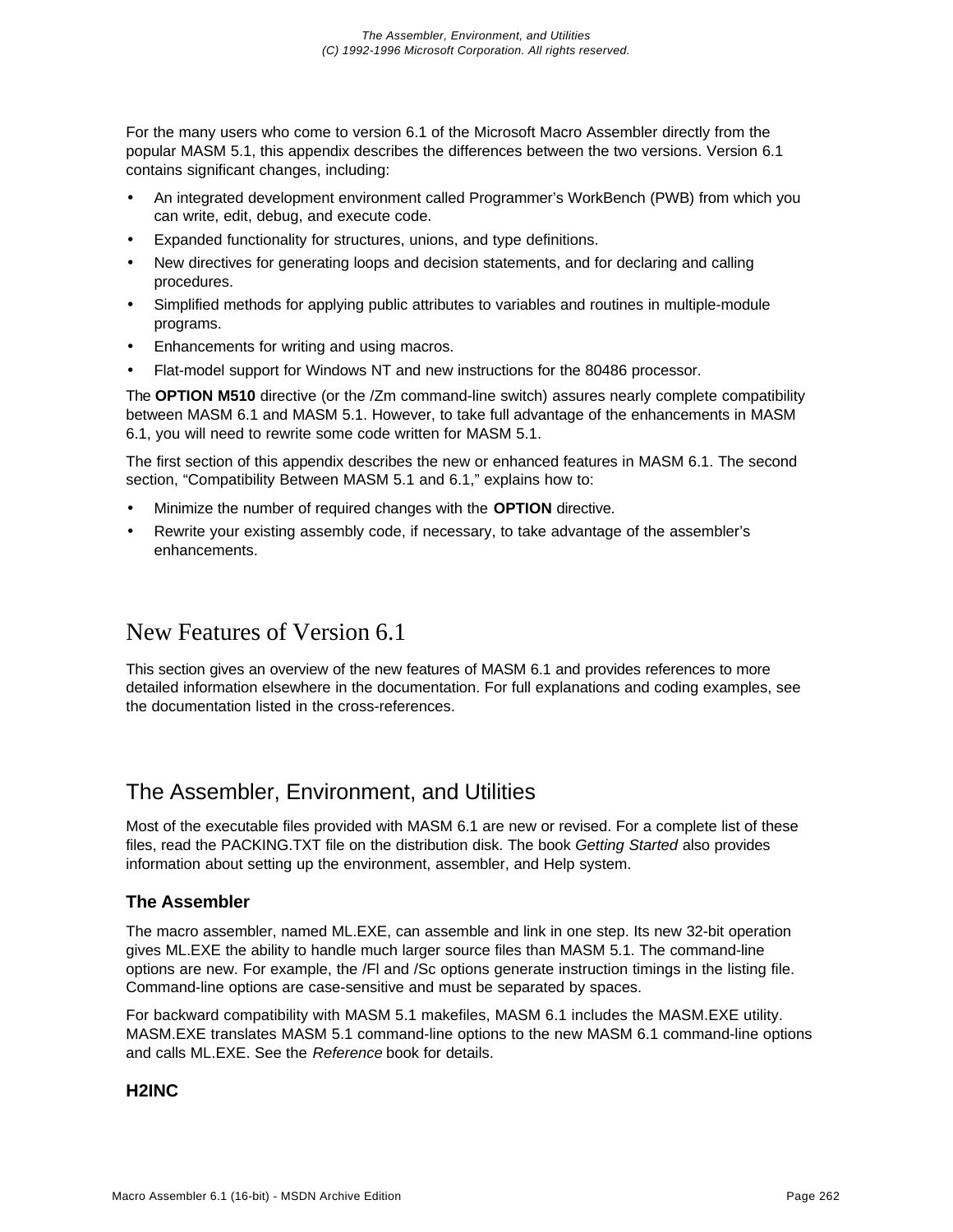For the many users who come to version 6.1 of the Microsoft Macro Assembler directly from the popular MASM 5.1, this appendix describes the differences between the two versions. Version 6.1 contains significant changes, including:

- An integrated development environment called Programmer's WorkBench (PWB) from which you can write, edit, debug, and execute code.
- Expanded functionality for structures, unions, and type definitions.
- New directives for generating loops and decision statements, and for declaring and calling procedures.
- Simplified methods for applying public attributes to variables and routines in multiple-module programs.
- Enhancements for writing and using macros.
- Flat-model support for Windows NT and new instructions for the 80486 processor.

The **OPTION M510** directive (or the /Zm command-line switch) assures nearly complete compatibility between MASM 6.1 and MASM 5.1. However, to take full advantage of the enhancements in MASM 6.1, you will need to rewrite some code written for MASM 5.1.

The first section of this appendix describes the new or enhanced features in MASM 6.1. The second section, "Compatibility Between MASM 5.1 and 6.1," explains how to:

- Minimize the number of required changes with the **OPTION** directive.
- Rewrite your existing assembly code, if necessary, to take advantage of the assembler's enhancements.

# New Features of Version 6.1

This section gives an overview of the new features of MASM 6.1 and provides references to more detailed information elsewhere in the documentation. For full explanations and coding examples, see the documentation listed in the cross-references.

## The Assembler, Environment, and Utilities

Most of the executable files provided with MASM 6.1 are new or revised. For a complete list of these files, read the PACKING.TXT file on the distribution disk. The book *Getting Started* also provides information about setting up the environment, assembler, and Help system.

### The Assembler

The macro assembler, named ML.EXE, can assemble and link in one step. Its new 32-bit operation gives ML.EXE the ability to handle much larger source files than MASM 5.1. The command-line options are new. For example, the /Fl and /Sc options generate instruction timings in the listing file. Command-line options are case-sensitive and must be separated by spaces.

For backward compatibility with MASM 5.1 makefiles, MASM 6.1 includes the MASM.EXE utility. MASM.EXE translates MASM 5.1 command-line options to the new MASM 6.1 command-line options and calls ML.EXE. See the *Reference* book for details.

### H2INC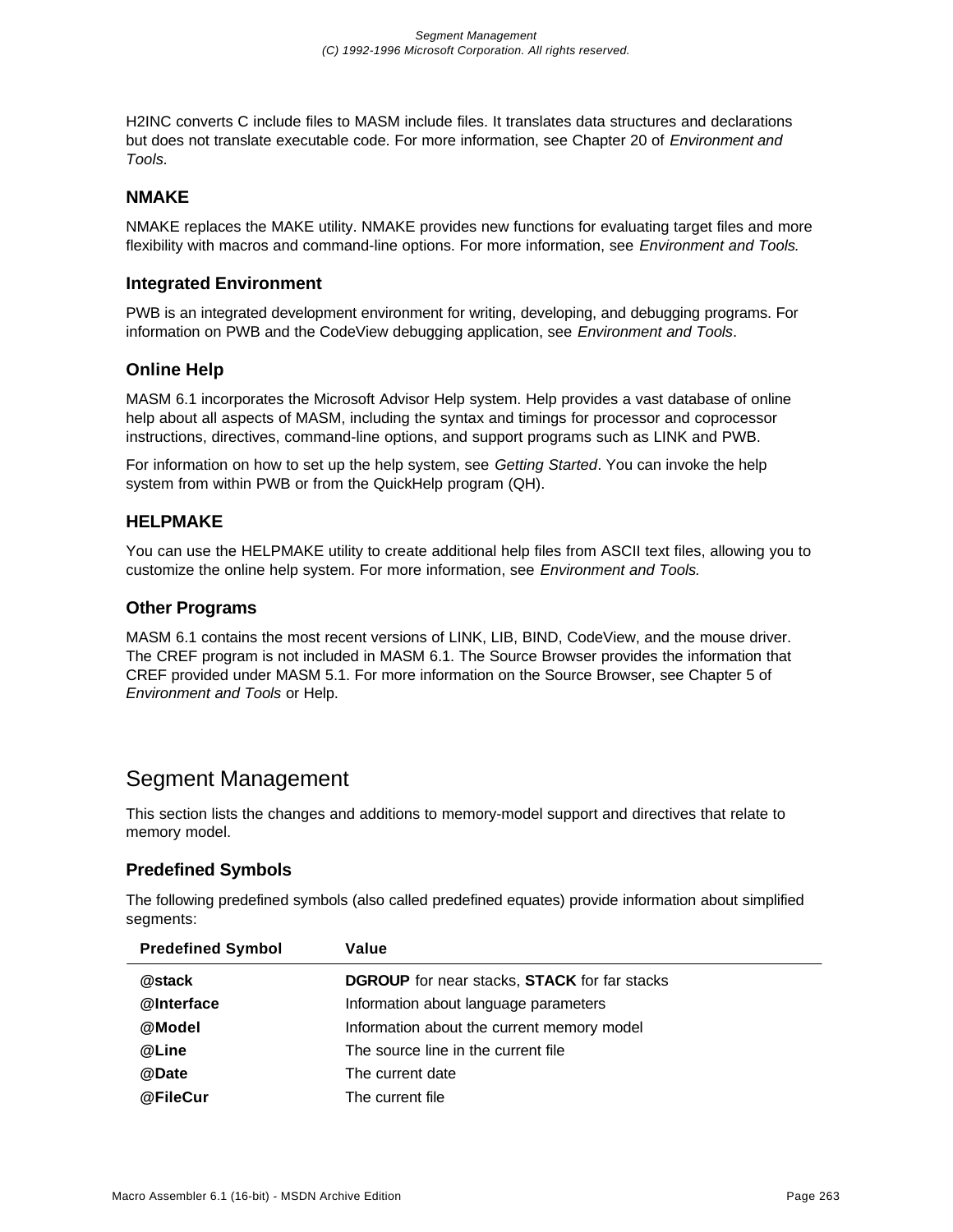H2INC converts C include files to MASM include files. It translates data structures and declarations but does not translate executable code. For more information, see Chapter 20 of *Environment and Tools*.

### NMAKE

NMAKE replaces the MAKE utility. NMAKE provides new functions for evaluating target files and more flexibility with macros and command-line options. For more information, see *Environment and Tools.*

### Integrated Environment

PWB is an integrated development environment for writing, developing, and debugging programs. For information on PWB and the CodeView debugging application, see *Environment and Tools*.

### Online Help

MASM 6.1 incorporates the Microsoft Advisor Help system. Help provides a vast database of online help about all aspects of MASM, including the syntax and timings for processor and coprocessor instructions, directives, command-line options, and support programs such as LINK and PWB.

For information on how to set up the help system, see *Getting Started*. You can invoke the help system from within PWB or from the QuickHelp program (QH).

### HELPMAKE

You can use the HELPMAKE utility to create additional help files from ASCII text files, allowing you to customize the online help system. For more information, see *Environment and Tools.*

### Other Programs

MASM 6.1 contains the most recent versions of LINK, LIB, BIND, CodeView, and the mouse driver. The CREF program is not included in MASM 6.1. The Source Browser provides the information that CREF provided under MASM 5.1. For more information on the Source Browser, see Chapter 5 of *Environment and Tools* or Help.

## Segment Management

This section lists the changes and additions to memory-model support and directives that relate to memory model.

### Predefined Symbols

The following predefined symbols (also called predefined equates) provide information about simplified segments:

| Predefined Symbol | Value |
|---|---|
| **@stack** | **DGROUP** for near stacks, **STACK** for far stacks |
| **@Interface** | Information about language parameters |
| **@Model** | Information about the current memory model |
| **@Line** | The source line in the current file |
| **@Date** | The current date |
| **@FileCur** | The current file |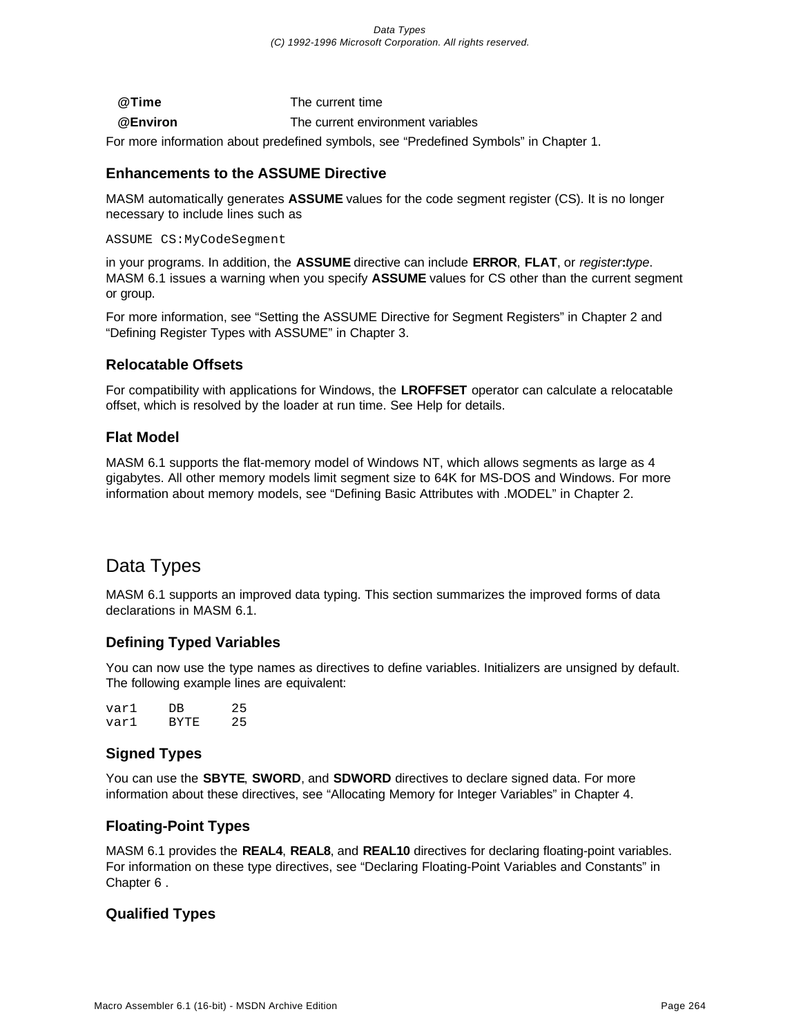| | |
|---|---|
| **@Time** | The current time |
| **@Environ** | The current environment variables |

For more information about predefined symbols, see “Predefined Symbols” in Chapter 1.

### Enhancements to the ASSUME Directive

MASM automatically generates **ASSUME** values for the code segment register (CS). It is no longer necessary to include lines such as

```
ASSUME CS:MyCodeSegment
```

in your programs. In addition, the **ASSUME** directive can include **ERROR**, **FLAT**, or *register***:***type*. MASM 6.1 issues a warning when you specify **ASSUME** values for CS other than the current segment or group.

For more information, see “Setting the ASSUME Directive for Segment Registers” in Chapter 2 and “Defining Register Types with ASSUME” in Chapter 3.

### Relocatable Offsets

For compatibility with applications for Windows, the **LROFFSET** operator can calculate a relocatable offset, which is resolved by the loader at run time. See Help for details.

### Flat Model

MASM 6.1 supports the flat-memory model of Windows NT, which allows segments as large as 4 gigabytes. All other memory models limit segment size to 64K for MS-DOS and Windows. For more information about memory models, see “Defining Basic Attributes with .MODEL” in Chapter 2.

## Data Types

MASM 6.1 supports an improved data typing. This section summarizes the improved forms of data declarations in MASM 6.1.

### Defining Typed Variables

You can now use the type names as directives to define variables. Initializers are unsigned by default. The following example lines are equivalent:

```
var1    DB      25
var1    BYTE    25
```

### Signed Types

You can use the **SBYTE**, **SWORD**, and **SDWORD** directives to declare signed data. For more information about these directives, see “Allocating Memory for Integer Variables” in Chapter 4.

### Floating-Point Types

MASM 6.1 provides the **REAL4**, **REAL8**, and **REAL10** directives for declaring floating-point variables. For information on these type directives, see “Declaring Floating-Point Variables and Constants” in Chapter 6 .

### Qualified Types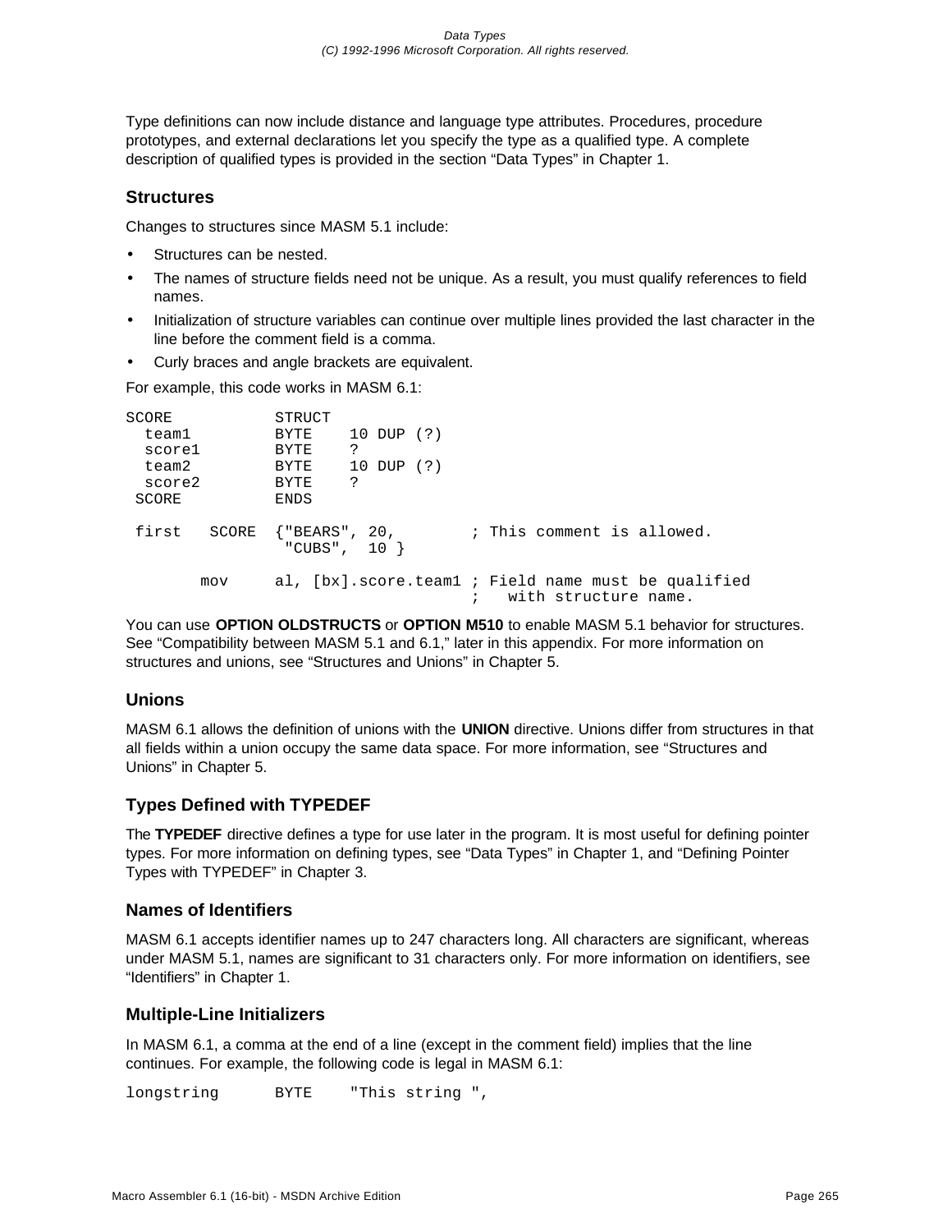Type definitions can now include distance and language type attributes. Procedures, procedure prototypes, and external declarations let you specify the type as a qualified type. A complete description of qualified types is provided in the section "Data Types" in Chapter 1.

### Structures

Changes to structures since MASM 5.1 include:

- Structures can be nested.
- The names of structure fields need not be unique. As a result, you must qualify references to field names.
- Initialization of structure variables can continue over multiple lines provided the last character in the line before the comment field is a comma.
- Curly braces and angle brackets are equivalent.

For example, this code works in MASM 6.1:

```
SCORE           STRUCT
  team1         BYTE    10 DUP (?)
  score1        BYTE    ?
  team2         BYTE    10 DUP (?)
  score2        BYTE    ?
 SCORE          ENDS

 first   SCORE  {"BEARS", 20,        ; This comment is allowed.
                 "CUBS",  10 }

        mov     al, [bx].score.team1 ; Field name must be qualified
                                     ;   with structure name.
```

You can use **OPTION OLDSTRUCTS** or **OPTION M510** to enable MASM 5.1 behavior for structures. See "Compatibility between MASM 5.1 and 6.1," later in this appendix. For more information on structures and unions, see "Structures and Unions" in Chapter 5.

### Unions

MASM 6.1 allows the definition of unions with the **UNION** directive. Unions differ from structures in that all fields within a union occupy the same data space. For more information, see "Structures and Unions" in Chapter 5.

### Types Defined with TYPEDEF

The **TYPEDEF** directive defines a type for use later in the program. It is most useful for defining pointer types. For more information on defining types, see "Data Types" in Chapter 1, and "Defining Pointer Types with TYPEDEF" in Chapter 3.

### Names of Identifiers

MASM 6.1 accepts identifier names up to 247 characters long. All characters are significant, whereas under MASM 5.1, names are significant to 31 characters only. For more information on identifiers, see "Identifiers" in Chapter 1.

### Multiple-Line Initializers

In MASM 6.1, a comma at the end of a line (except in the comment field) implies that the line continues. For example, the following code is legal in MASM 6.1:

```
longstring      BYTE    "This string ",
```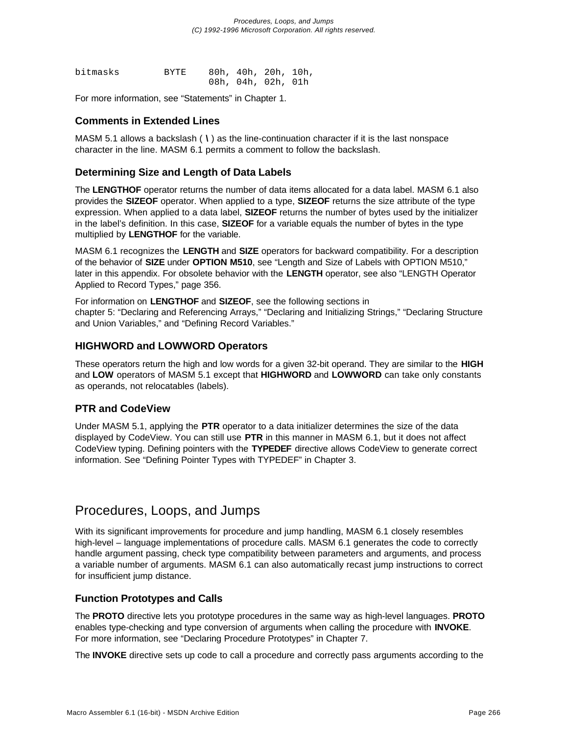```
bitmasks        BYTE    80h, 40h, 20h, 10h,
                        08h, 04h, 02h, 01h
```

For more information, see “Statements” in Chapter 1.

### Comments in Extended Lines

MASM 5.1 allows a backslash ( **\** ) as the line-continuation character if it is the last nonspace character in the line. MASM 6.1 permits a comment to follow the backslash.

### Determining Size and Length of Data Labels

The **LENGTHOF** operator returns the number of data items allocated for a data label. MASM 6.1 also provides the **SIZEOF** operator. When applied to a type, **SIZEOF** returns the size attribute of the type expression. When applied to a data label, **SIZEOF** returns the number of bytes used by the initializer in the label’s definition. In this case, **SIZEOF** for a variable equals the number of bytes in the type multiplied by **LENGTHOF** for the variable.

MASM 6.1 recognizes the **LENGTH** and **SIZE** operators for backward compatibility. For a description of the behavior of **SIZE** under **OPTION M510**, see “Length and Size of Labels with OPTION M510,” later in this appendix. For obsolete behavior with the **LENGTH** operator, see also “LENGTH Operator Applied to Record Types,” page 356.

For information on **LENGTHOF** and **SIZEOF**, see the following sections in chapter 5: “Declaring and Referencing Arrays,” “Declaring and Initializing Strings,” “Declaring Structure and Union Variables,” and “Defining Record Variables.”

### HIGHWORD and LOWWORD Operators

These operators return the high and low words for a given 32-bit operand. They are similar to the **HIGH** and **LOW** operators of MASM 5.1 except that **HIGHWORD** and **LOWWORD** can take only constants as operands, not relocatables (labels).

### PTR and CodeView

Under MASM 5.1, applying the **PTR** operator to a data initializer determines the size of the data displayed by CodeView. You can still use **PTR** in this manner in MASM 6.1, but it does not affect CodeView typing. Defining pointers with the **TYPEDEF** directive allows CodeView to generate correct information. See “Defining Pointer Types with TYPEDEF” in Chapter 3.

## Procedures, Loops, and Jumps

With its significant improvements for procedure and jump handling, MASM 6.1 closely resembles high-level – language implementations of procedure calls. MASM 6.1 generates the code to correctly handle argument passing, check type compatibility between parameters and arguments, and process a variable number of arguments. MASM 6.1 can also automatically recast jump instructions to correct for insufficient jump distance.

### Function Prototypes and Calls

The **PROTO** directive lets you prototype procedures in the same way as high-level languages. **PROTO** enables type-checking and type conversion of arguments when calling the procedure with **INVOKE**. For more information, see “Declaring Procedure Prototypes” in Chapter 7.

The **INVOKE** directive sets up code to call a procedure and correctly pass arguments according to the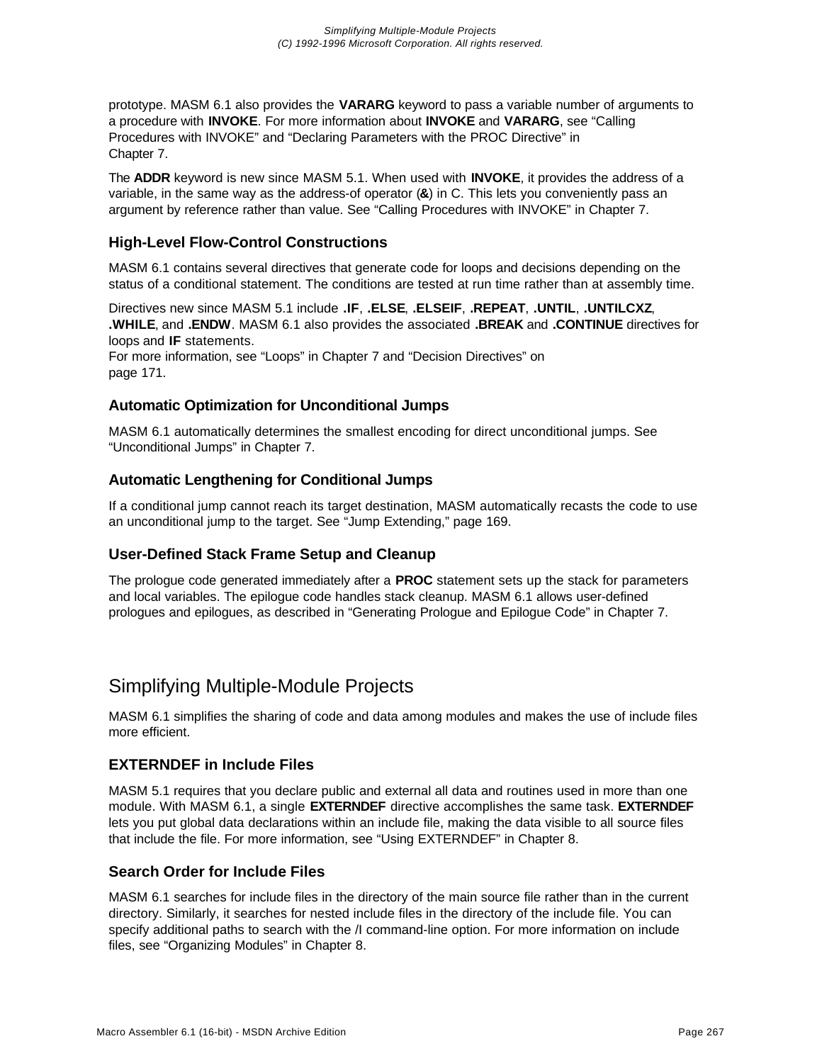prototype. MASM 6.1 also provides the **VARARG** keyword to pass a variable number of arguments to a procedure with **INVOKE**. For more information about **INVOKE** and **VARARG**, see “Calling Procedures with INVOKE” and “Declaring Parameters with the PROC Directive” in Chapter 7.

The **ADDR** keyword is new since MASM 5.1. When used with **INVOKE**, it provides the address of a variable, in the same way as the address-of operator (**&**) in C. This lets you conveniently pass an argument by reference rather than value. See “Calling Procedures with INVOKE” in Chapter 7.

### High-Level Flow-Control Constructions

MASM 6.1 contains several directives that generate code for loops and decisions depending on the status of a conditional statement. The conditions are tested at run time rather than at assembly time.

Directives new since MASM 5.1 include **.IF**, **.ELSE**, **.ELSEIF**, **.REPEAT**, **.UNTIL**, **.UNTILCXZ**, **.WHILE**, and **.ENDW**. MASM 6.1 also provides the associated **.BREAK** and **.CONTINUE** directives for loops and **IF** statements.
For more information, see “Loops” in Chapter 7 and “Decision Directives” on page 171.

### Automatic Optimization for Unconditional Jumps

MASM 6.1 automatically determines the smallest encoding for direct unconditional jumps. See “Unconditional Jumps” in Chapter 7.

### Automatic Lengthening for Conditional Jumps

If a conditional jump cannot reach its target destination, MASM automatically recasts the code to use an unconditional jump to the target. See “Jump Extending,” page 169.

### User-Defined Stack Frame Setup and Cleanup

The prologue code generated immediately after a **PROC** statement sets up the stack for parameters and local variables. The epilogue code handles stack cleanup. MASM 6.1 allows user-defined prologues and epilogues, as described in “Generating Prologue and Epilogue Code” in Chapter 7.

## Simplifying Multiple-Module Projects

MASM 6.1 simplifies the sharing of code and data among modules and makes the use of include files more efficient.

### EXTERNDEF in Include Files

MASM 5.1 requires that you declare public and external all data and routines used in more than one module. With MASM 6.1, a single **EXTERNDEF** directive accomplishes the same task. **EXTERNDEF** lets you put global data declarations within an include file, making the data visible to all source files that include the file. For more information, see “Using EXTERNDEF” in Chapter 8.

### Search Order for Include Files

MASM 6.1 searches for include files in the directory of the main source file rather than in the current directory. Similarly, it searches for nested include files in the directory of the include file. You can specify additional paths to search with the /I command-line option. For more information on include files, see “Organizing Modules” in Chapter 8.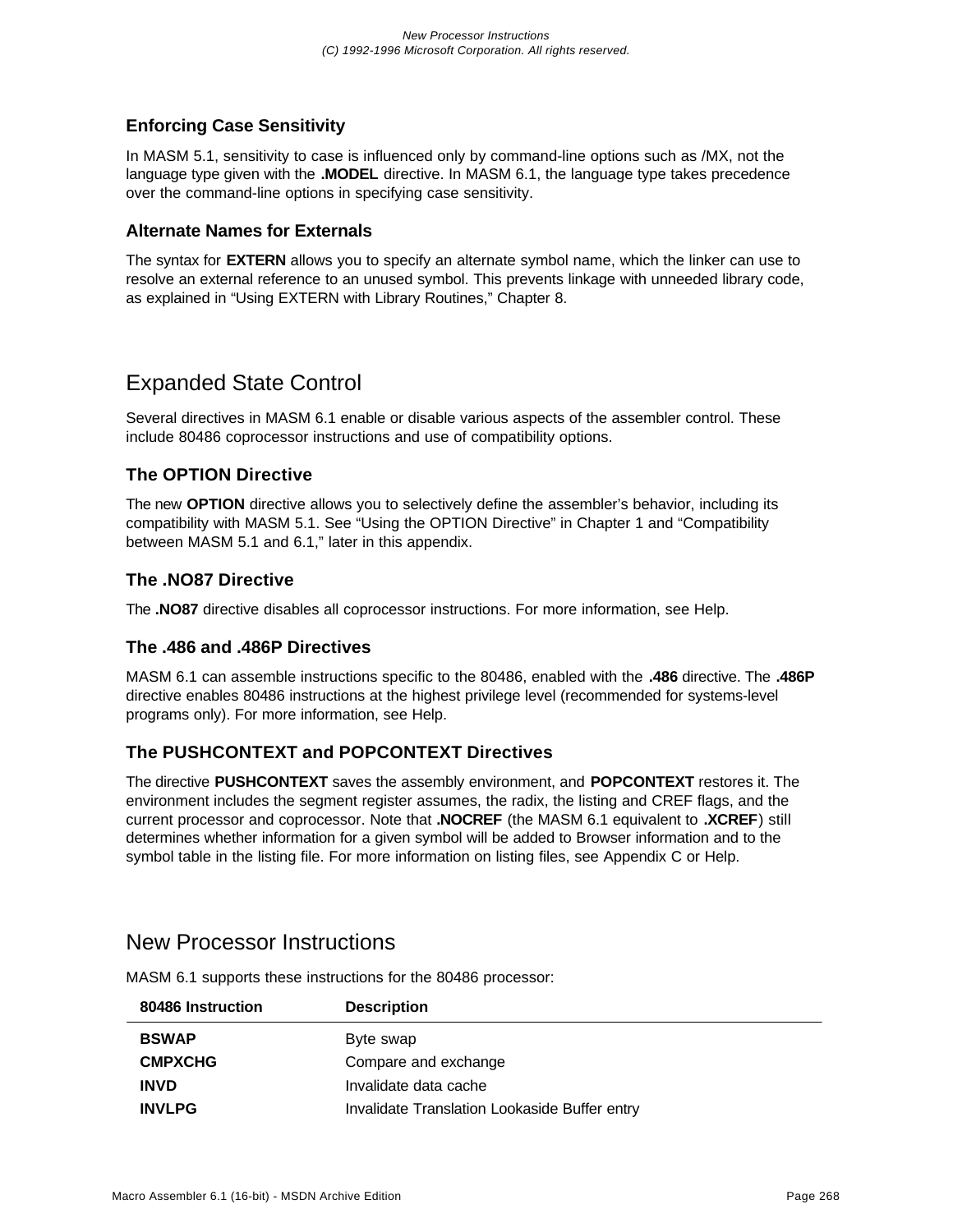### Enforcing Case Sensitivity

In MASM 5.1, sensitivity to case is influenced only by command-line options such as /MX, not the language type given with the **.MODEL** directive. In MASM 6.1, the language type takes precedence over the command-line options in specifying case sensitivity.

### Alternate Names for Externals

The syntax for **EXTERN** allows you to specify an alternate symbol name, which the linker can use to resolve an external reference to an unused symbol. This prevents linkage with unneeded library code, as explained in “Using EXTERN with Library Routines,” Chapter 8.

## Expanded State Control

Several directives in MASM 6.1 enable or disable various aspects of the assembler control. These include 80486 coprocessor instructions and use of compatibility options.

### The OPTION Directive

The new **OPTION** directive allows you to selectively define the assembler’s behavior, including its compatibility with MASM 5.1. See “Using the OPTION Directive” in Chapter 1 and “Compatibility between MASM 5.1 and 6.1,” later in this appendix.

### The .NO87 Directive

The **.NO87** directive disables all coprocessor instructions. For more information, see Help.

### The .486 and .486P Directives

MASM 6.1 can assemble instructions specific to the 80486, enabled with the **.486** directive. The **.486P** directive enables 80486 instructions at the highest privilege level (recommended for systems-level programs only). For more information, see Help.

### The PUSHCONTEXT and POPCONTEXT Directives

The directive **PUSHCONTEXT** saves the assembly environment, and **POPCONTEXT** restores it. The environment includes the segment register assumes, the radix, the listing and CREF flags, and the current processor and coprocessor. Note that **.NOCREF** (the MASM 6.1 equivalent to **.XCREF**) still determines whether information for a given symbol will be added to Browser information and to the symbol table in the listing file. For more information on listing files, see Appendix C or Help.

## New Processor Instructions

MASM 6.1 supports these instructions for the 80486 processor:

| 80486 Instruction | Description |
|---|---|
| **BSWAP** | Byte swap |
| **CMPXCHG** | Compare and exchange |
| **INVD** | Invalidate data cache |
| **INVLPG** | Invalidate Translation Lookaside Buffer entry |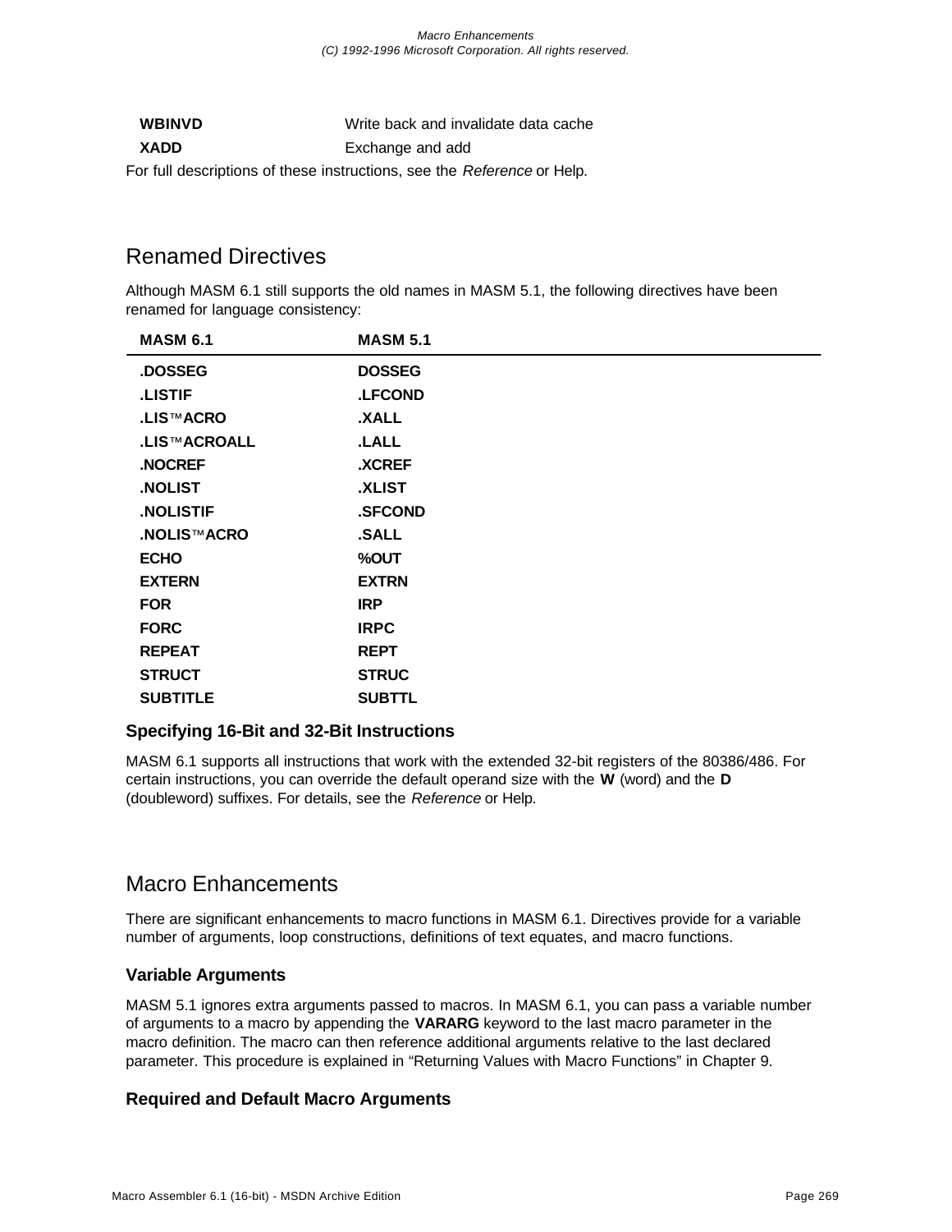| | |
|---|---|
| **WBINVD** | Write back and invalidate data cache |
| **XADD** | Exchange and add |

For full descriptions of these instructions, see the *Reference* or Help.

## Renamed Directives

Although MASM 6.1 still supports the old names in MASM 5.1, the following directives have been renamed for language consistency:

| MASM 6.1 | MASM 5.1 |
|---|---|
| **.DOSSEG** | **DOSSEG** |
| **.LISTIF** | **.LFCOND** |
| **.LIS™ACRO** | **.XALL** |
| **.LIS™ACROALL** | **.LALL** |
| **.NOCREF** | **.XCREF** |
| **.NOLIST** | **.XLIST** |
| **.NOLISTIF** | **.SFCOND** |
| **.NOLIS™ACRO** | **.SALL** |
| **ECHO** | **%OUT** |
| **EXTERN** | **EXTRN** |
| **FOR** | **IRP** |
| **FORC** | **IRPC** |
| **REPEAT** | **REPT** |
| **STRUCT** | **STRUC** |
| **SUBTITLE** | **SUBTTL** |

### Specifying 16-Bit and 32-Bit Instructions

MASM 6.1 supports all instructions that work with the extended 32-bit registers of the 80386/486. For certain instructions, you can override the default operand size with the **W** (word) and the **D** (doubleword) suffixes. For details, see the *Reference* or Help.

## Macro Enhancements

There are significant enhancements to macro functions in MASM 6.1. Directives provide for a variable number of arguments, loop constructions, definitions of text equates, and macro functions.

### Variable Arguments

MASM 5.1 ignores extra arguments passed to macros. In MASM 6.1, you can pass a variable number of arguments to a macro by appending the **VARARG** keyword to the last macro parameter in the macro definition. The macro can then reference additional arguments relative to the last declared parameter. This procedure is explained in “Returning Values with Macro Functions” in Chapter 9.

### Required and Default Macro Arguments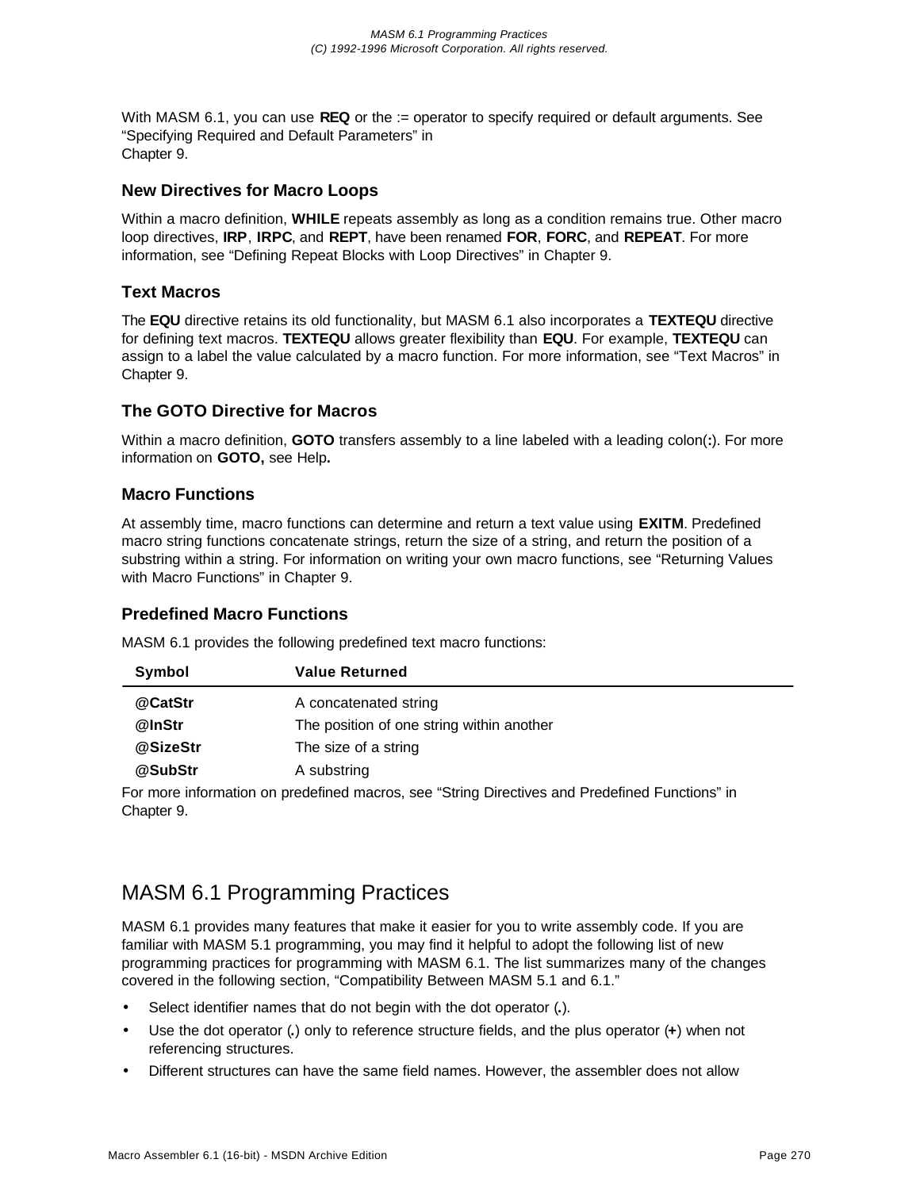With MASM 6.1, you can use **REQ** or the := operator to specify required or default arguments. See "Specifying Required and Default Parameters" in Chapter 9.

### New Directives for Macro Loops

Within a macro definition, **WHILE** repeats assembly as long as a condition remains true. Other macro loop directives, **IRP**, **IRPC**, and **REPT**, have been renamed **FOR**, **FORC**, and **REPEAT**. For more information, see "Defining Repeat Blocks with Loop Directives" in Chapter 9.

### Text Macros

The **EQU** directive retains its old functionality, but MASM 6.1 also incorporates a **TEXTEQU** directive for defining text macros. **TEXTEQU** allows greater flexibility than **EQU**. For example, **TEXTEQU** can assign to a label the value calculated by a macro function. For more information, see "Text Macros" in Chapter 9.

### The GOTO Directive for Macros

Within a macro definition, **GOTO** transfers assembly to a line labeled with a leading colon(**:**). For more information on **GOTO,** see Help**.**

### Macro Functions

At assembly time, macro functions can determine and return a text value using **EXITM**. Predefined macro string functions concatenate strings, return the size of a string, and return the position of a substring within a string. For information on writing your own macro functions, see "Returning Values with Macro Functions" in Chapter 9.

### Predefined Macro Functions

MASM 6.1 provides the following predefined text macro functions:

| Symbol | Value Returned |
|---|---|
| **@CatStr** | A concatenated string |
| **@InStr** | The position of one string within another |
| **@SizeStr** | The size of a string |
| **@SubStr** | A substring |

For more information on predefined macros, see "String Directives and Predefined Functions" in Chapter 9.

## MASM 6.1 Programming Practices

MASM 6.1 provides many features that make it easier for you to write assembly code. If you are familiar with MASM 5.1 programming, you may find it helpful to adopt the following list of new programming practices for programming with MASM 6.1. The list summarizes many of the changes covered in the following section, "Compatibility Between MASM 5.1 and 6.1."

- Select identifier names that do not begin with the dot operator (**.**).
- Use the dot operator (**.**) only to reference structure fields, and the plus operator (**+**) when not referencing structures.
- Different structures can have the same field names. However, the assembler does not allow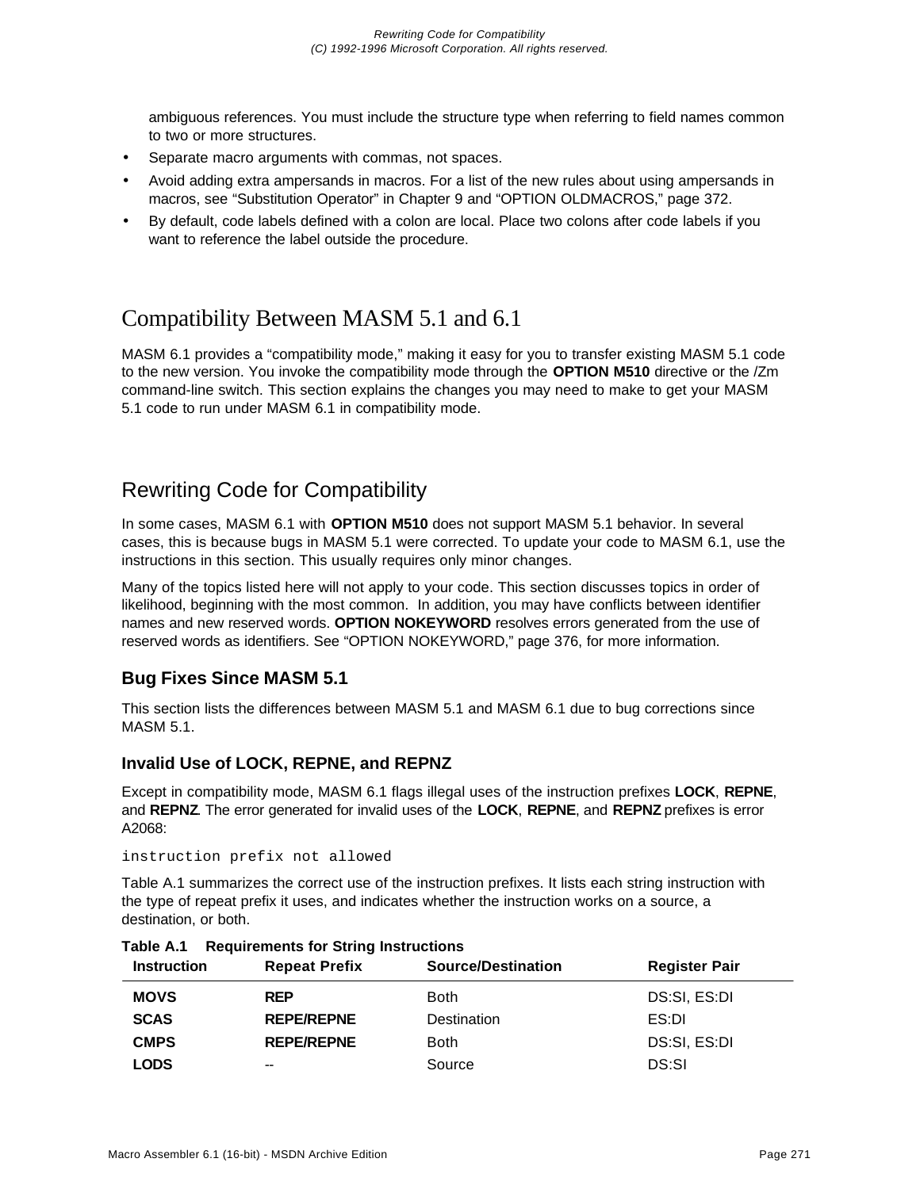ambiguous references. You must include the structure type when referring to field names common to two or more structures.

- Separate macro arguments with commas, not spaces.
- Avoid adding extra ampersands in macros. For a list of the new rules about using ampersands in macros, see “Substitution Operator” in Chapter 9 and “OPTION OLDMACROS,” page 372.
- By default, code labels defined with a colon are local. Place two colons after code labels if you want to reference the label outside the procedure.

# Compatibility Between MASM 5.1 and 6.1

MASM 6.1 provides a “compatibility mode,” making it easy for you to transfer existing MASM 5.1 code to the new version. You invoke the compatibility mode through the **OPTION M510** directive or the /Zm command-line switch. This section explains the changes you may need to make to get your MASM 5.1 code to run under MASM 6.1 in compatibility mode.

## Rewriting Code for Compatibility

In some cases, MASM 6.1 with **OPTION M510** does not support MASM 5.1 behavior. In several cases, this is because bugs in MASM 5.1 were corrected. To update your code to MASM 6.1, use the instructions in this section. This usually requires only minor changes.

Many of the topics listed here will not apply to your code. This section discusses topics in order of likelihood, beginning with the most common. In addition, you may have conflicts between identifier names and new reserved words. **OPTION NOKEYWORD** resolves errors generated from the use of reserved words as identifiers. See “OPTION NOKEYWORD,” page 376, for more information.

### Bug Fixes Since MASM 5.1

This section lists the differences between MASM 5.1 and MASM 6.1 due to bug corrections since MASM 5.1.

#### Invalid Use of LOCK, REPNE, and REPNZ

Except in compatibility mode, MASM 6.1 flags illegal uses of the instruction prefixes **LOCK**, **REPNE**, and **REPNZ**. The error generated for invalid uses of the **LOCK**, **REPNE**, and **REPNZ** prefixes is error A2068:

```
instruction prefix not allowed
```

Table A.1 summarizes the correct use of the instruction prefixes. It lists each string instruction with the type of repeat prefix it uses, and indicates whether the instruction works on a source, a destination, or both.

**Table A.1 Requirements for String Instructions**

| Instruction | Repeat Prefix | Source/Destination | Register Pair |
|---|---|---|---|
| **MOVS** | **REP** | Both | DS:SI, ES:DI |
| **SCAS** | **REPE/REPNE** | Destination | ES:DI |
| **CMPS** | **REPE/REPNE** | Both | DS:SI, ES:DI |
| **LODS** | -- | Source | DS:SI |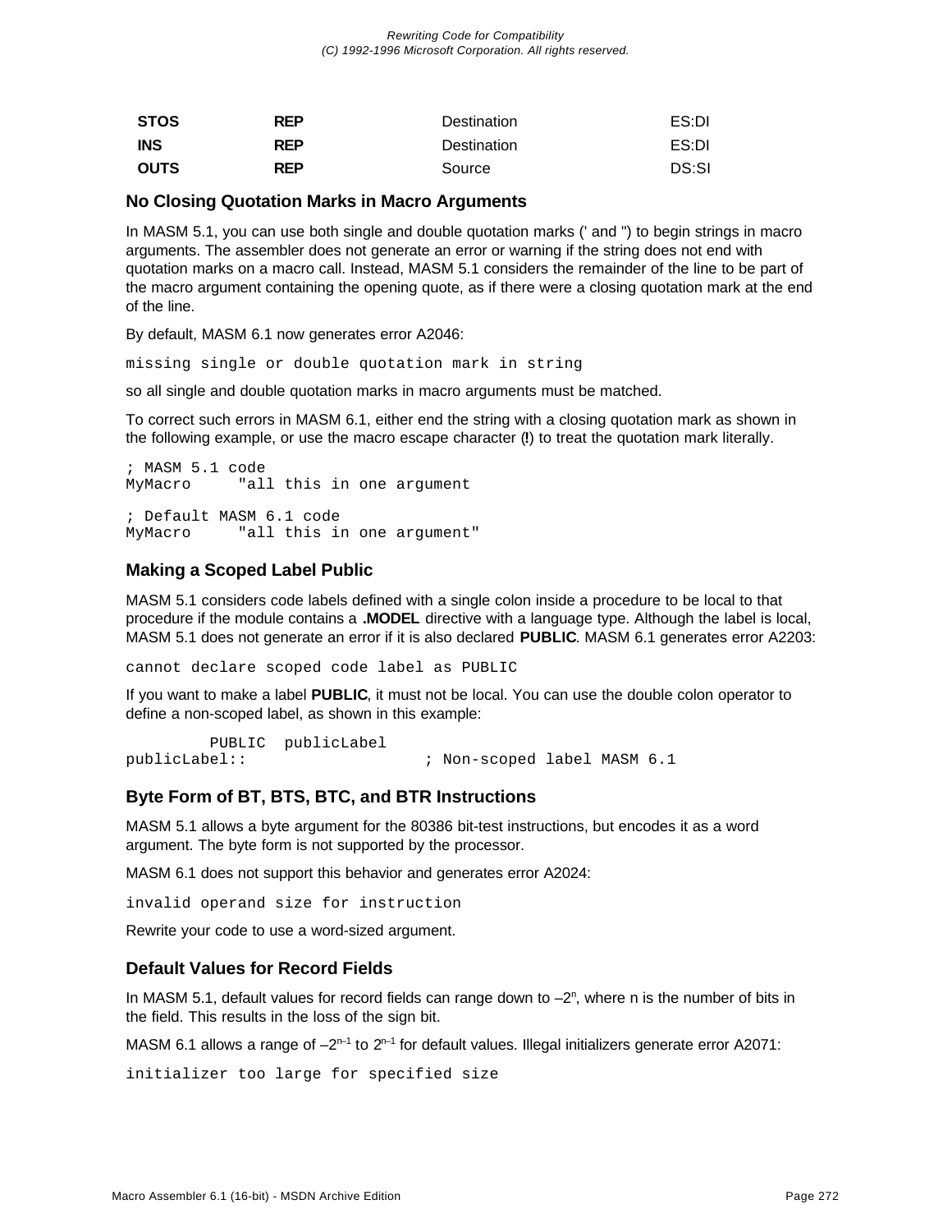| | | | |
|---|---|---|---|
| **STOS** | **REP** | Destination | ES:DI |
| **INS** | **REP** | Destination | ES:DI |
| **OUTS** | **REP** | Source | DS:SI |

### No Closing Quotation Marks in Macro Arguments

In MASM 5.1, you can use both single and double quotation marks (' and ") to begin strings in macro arguments. The assembler does not generate an error or warning if the string does not end with quotation marks on a macro call. Instead, MASM 5.1 considers the remainder of the line to be part of the macro argument containing the opening quote, as if there were a closing quotation mark at the end of the line.

By default, MASM 6.1 now generates error A2046:

```
missing single or double quotation mark in string
```

so all single and double quotation marks in macro arguments must be matched.

To correct such errors in MASM 6.1, either end the string with a closing quotation mark as shown in the following example, or use the macro escape character (**!**) to treat the quotation mark literally.

```
; MASM 5.1 code
MyMacro     "all this in one argument

; Default MASM 6.1 code
MyMacro     "all this in one argument"
```

### Making a Scoped Label Public

MASM 5.1 considers code labels defined with a single colon inside a procedure to be local to that procedure if the module contains a **.MODEL** directive with a language type. Although the label is local, MASM 5.1 does not generate an error if it is also declared **PUBLIC**. MASM 6.1 generates error A2203:

```
cannot declare scoped code label as PUBLIC
```

If you want to make a label **PUBLIC**, it must not be local. You can use the double colon operator to define a non-scoped label, as shown in this example:

```
         PUBLIC  publicLabel
publicLabel::                  ; Non-scoped label MASM 6.1
```

### Byte Form of BT, BTS, BTC, and BTR Instructions

MASM 5.1 allows a byte argument for the 80386 bit-test instructions, but encodes it as a word argument. The byte form is not supported by the processor.

MASM 6.1 does not support this behavior and generates error A2024:

```
invalid operand size for instruction
```

Rewrite your code to use a word-sized argument.

### Default Values for Record Fields

In MASM 5.1, default values for record fields can range down to $-2^n$, where n is the number of bits in the field. This results in the loss of the sign bit.

MASM 6.1 allows a range of $-2^{n-1}$ to $2^{n-1}$ for default values. Illegal initializers generate error A2071:

```
initializer too large for specified size
```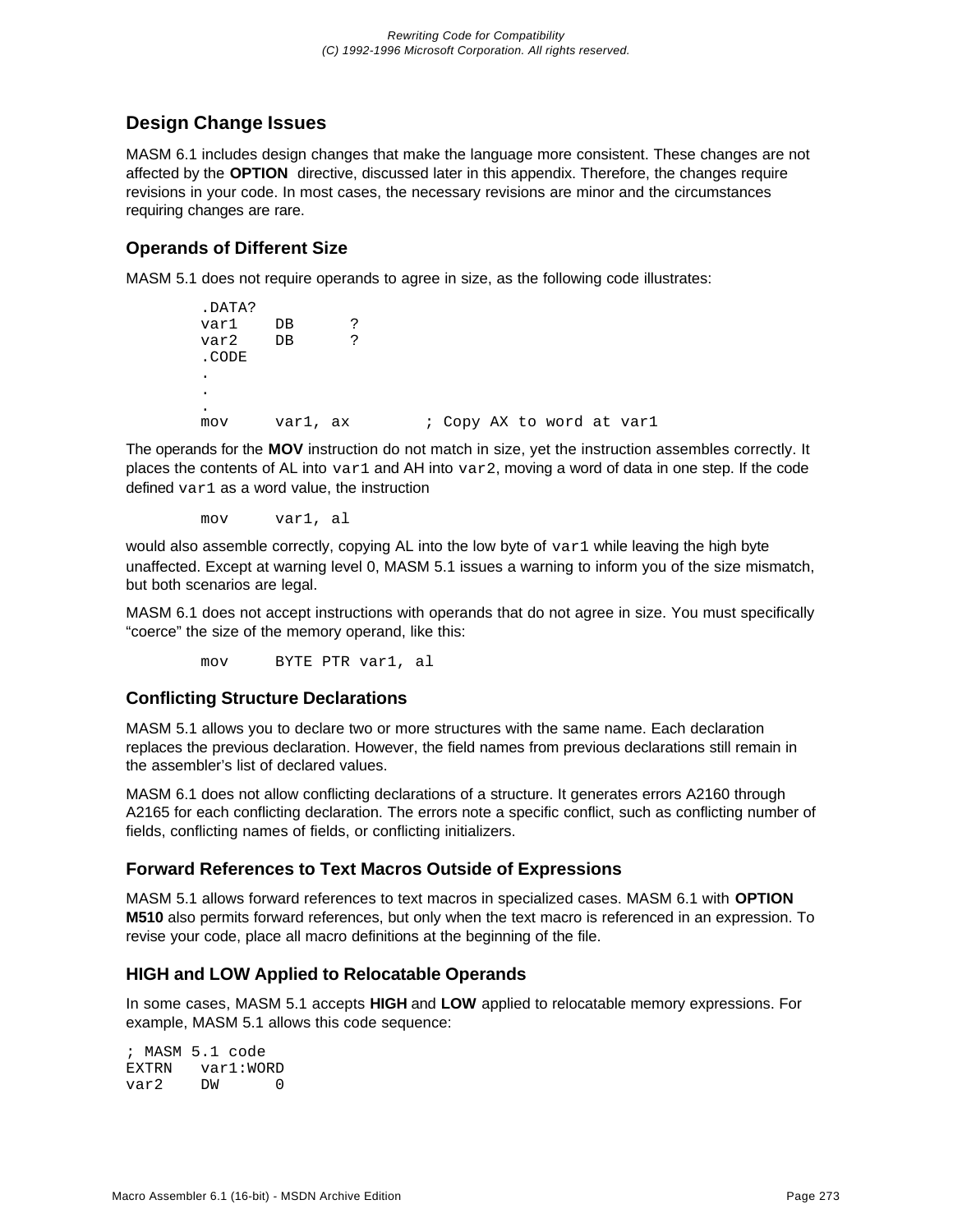## Design Change Issues

MASM 6.1 includes design changes that make the language more consistent. These changes are not affected by the **OPTION** directive, discussed later in this appendix. Therefore, the changes require revisions in your code. In most cases, the necessary revisions are minor and the circumstances requiring changes are rare.

### Operands of Different Size

MASM 5.1 does not require operands to agree in size, as the following code illustrates:

```
.DATA?
var1    DB      ?
var2    DB      ?
.CODE
.
.
.
mov     var1, ax        ; Copy AX to word at var1
```

The operands for the **MOV** instruction do not match in size, yet the instruction assembles correctly. It places the contents of AL into `var1` and AH into `var2`, moving a word of data in one step. If the code defined `var1` as a word value, the instruction

```
mov     var1, al
```

would also assemble correctly, copying AL into the low byte of `var1` while leaving the high byte unaffected. Except at warning level 0, MASM 5.1 issues a warning to inform you of the size mismatch, but both scenarios are legal.

MASM 6.1 does not accept instructions with operands that do not agree in size. You must specifically “coerce” the size of the memory operand, like this:

```
mov     BYTE PTR var1, al
```

### Conflicting Structure Declarations

MASM 5.1 allows you to declare two or more structures with the same name. Each declaration replaces the previous declaration. However, the field names from previous declarations still remain in the assembler’s list of declared values.

MASM 6.1 does not allow conflicting declarations of a structure. It generates errors A2160 through A2165 for each conflicting declaration. The errors note a specific conflict, such as conflicting number of fields, conflicting names of fields, or conflicting initializers.

### Forward References to Text Macros Outside of Expressions

MASM 5.1 allows forward references to text macros in specialized cases. MASM 6.1 with **OPTION M510** also permits forward references, but only when the text macro is referenced in an expression. To revise your code, place all macro definitions at the beginning of the file.

### HIGH and LOW Applied to Relocatable Operands

In some cases, MASM 5.1 accepts **HIGH** and **LOW** applied to relocatable memory expressions. For example, MASM 5.1 allows this code sequence:

```
; MASM 5.1 code
EXTRN   var1:WORD
var2    DW      0
```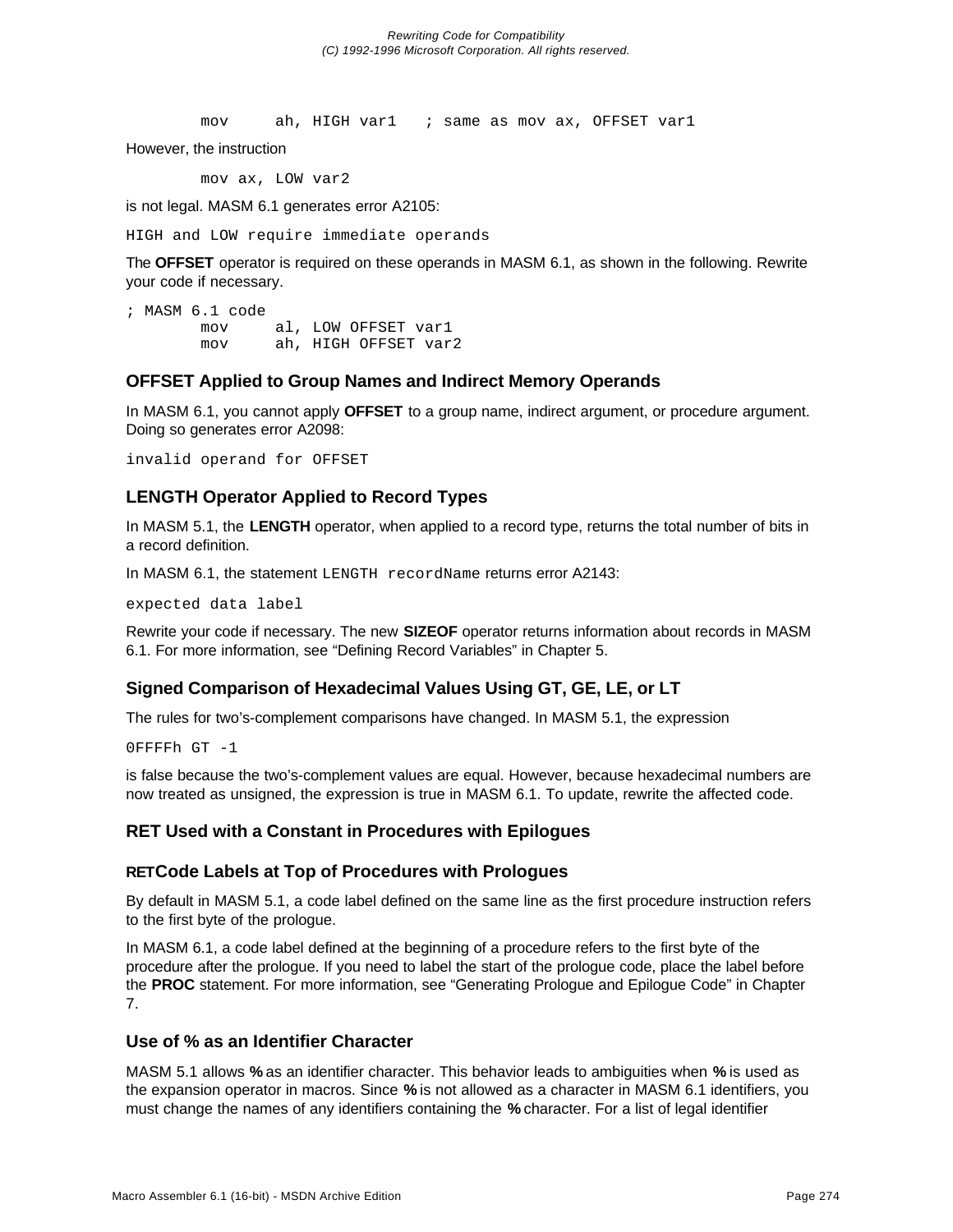```
        mov     ah, HIGH var1   ; same as mov ax, OFFSET var1
```

However, the instruction

```
        mov ax, LOW var2
```

is not legal. MASM 6.1 generates error A2105:

```
HIGH and LOW require immediate operands
```

The **OFFSET** operator is required on these operands in MASM 6.1, as shown in the following. Rewrite your code if necessary.

```
; MASM 6.1 code
        mov     al, LOW OFFSET var1
        mov     ah, HIGH OFFSET var2
```

### OFFSET Applied to Group Names and Indirect Memory Operands

In MASM 6.1, you cannot apply **OFFSET** to a group name, indirect argument, or procedure argument. Doing so generates error A2098:

```
invalid operand for OFFSET
```

### LENGTH Operator Applied to Record Types

In MASM 5.1, the **LENGTH** operator, when applied to a record type, returns the total number of bits in a record definition.

In MASM 6.1, the statement `LENGTH recordName` returns error A2143:

```
expected data label
```

Rewrite your code if necessary. The new **SIZEOF** operator returns information about records in MASM 6.1. For more information, see “Defining Record Variables” in Chapter 5.

### Signed Comparison of Hexadecimal Values Using GT, GE, LE, or LT

The rules for two’s-complement comparisons have changed. In MASM 5.1, the expression

```
0FFFFh GT -1
```

is false because the two’s-complement values are equal. However, because hexadecimal numbers are now treated as unsigned, the expression is true in MASM 6.1. To update, rewrite the affected code.

### RET Used with a Constant in Procedures with Epilogues

### RETCode Labels at Top of Procedures with Prologues

By default in MASM 5.1, a code label defined on the same line as the first procedure instruction refers to the first byte of the prologue.

In MASM 6.1, a code label defined at the beginning of a procedure refers to the first byte of the procedure after the prologue. If you need to label the start of the prologue code, place the label before the **PROC** statement. For more information, see “Generating Prologue and Epilogue Code” in Chapter 7.

### Use of % as an Identifier Character

MASM 5.1 allows **%** as an identifier character. This behavior leads to ambiguities when **%** is used as the expansion operator in macros. Since **%** is not allowed as a character in MASM 6.1 identifiers, you must change the names of any identifiers containing the **%** character. For a list of legal identifier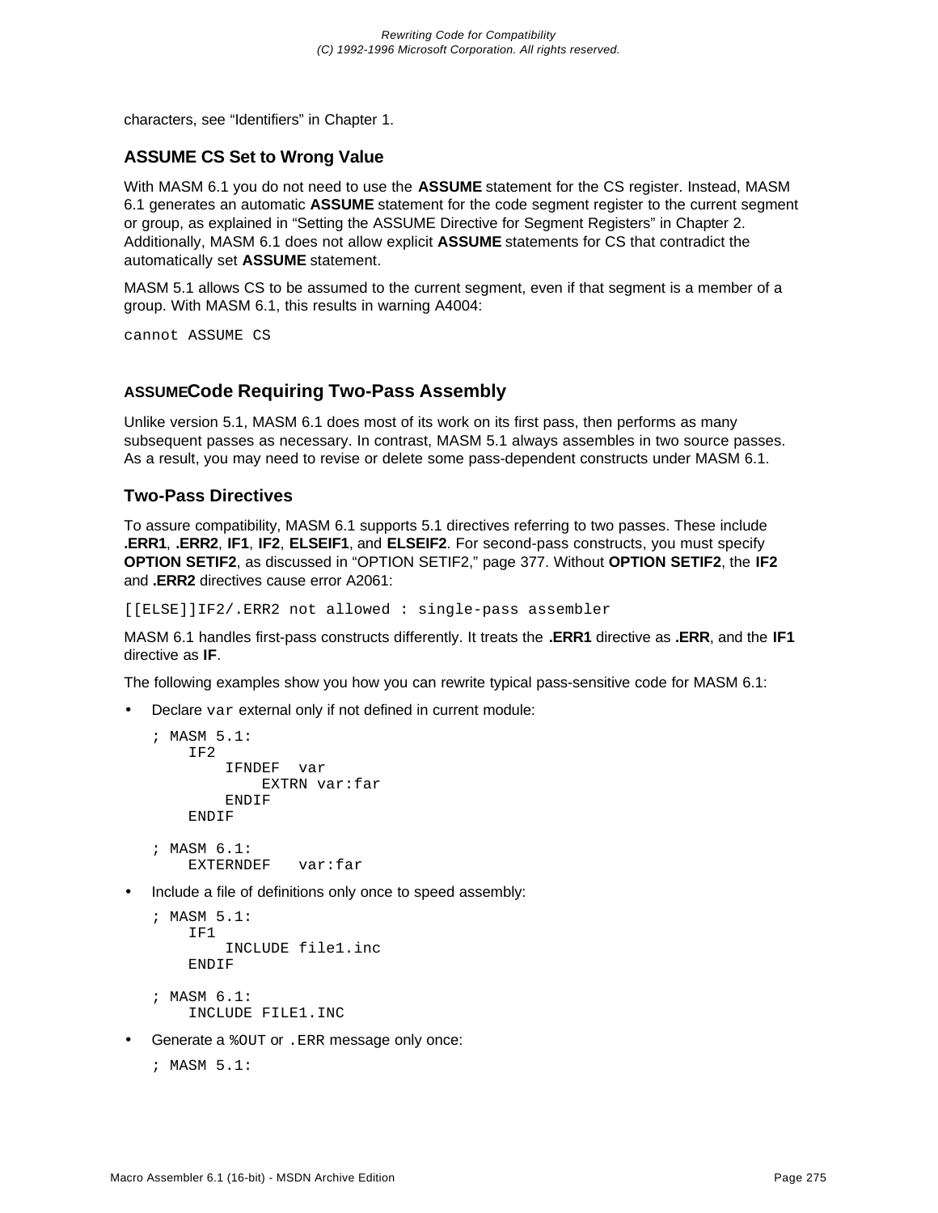characters, see “Identifiers” in Chapter 1.

### ASSUME CS Set to Wrong Value

With MASM 6.1 you do not need to use the **ASSUME** statement for the CS register. Instead, MASM 6.1 generates an automatic **ASSUME** statement for the code segment register to the current segment or group, as explained in “Setting the ASSUME Directive for Segment Registers” in Chapter 2. Additionally, MASM 6.1 does not allow explicit **ASSUME** statements for CS that contradict the automatically set **ASSUME** statement.

MASM 5.1 allows CS to be assumed to the current segment, even if that segment is a member of a group. With MASM 6.1, this results in warning A4004:

```
cannot ASSUME CS
```

### ASSUMECode Requiring Two-Pass Assembly

Unlike version 5.1, MASM 6.1 does most of its work on its first pass, then performs as many subsequent passes as necessary. In contrast, MASM 5.1 always assembles in two source passes. As a result, you may need to revise or delete some pass-dependent constructs under MASM 6.1.

### Two-Pass Directives

To assure compatibility, MASM 6.1 supports 5.1 directives referring to two passes. These include **.ERR1**, **.ERR2**, **IF1**, **IF2**, **ELSEIF1**, and **ELSEIF2**. For second-pass constructs, you must specify **OPTION SETIF2**, as discussed in “OPTION SETIF2,” page 377. Without **OPTION SETIF2**, the **IF2** and **.ERR2** directives cause error A2061:

```
[[ELSE]]IF2/.ERR2 not allowed : single-pass assembler
```

MASM 6.1 handles first-pass constructs differently. It treats the **.ERR1** directive as **.ERR**, and the **IF1** directive as **IF**.

The following examples show you how you can rewrite typical pass-sensitive code for MASM 6.1:

- Declare `var` external only if not defined in current module:

```
; MASM 5.1:
    IF2
        IFNDEF  var
            EXTRN var:far
        ENDIF
    ENDIF

; MASM 6.1:
    EXTERNDEF   var:far
```

- Include a file of definitions only once to speed assembly:

```
; MASM 5.1:
    IF1
        INCLUDE file1.inc
    ENDIF

; MASM 6.1:
    INCLUDE FILE1.INC
```

- Generate a `%OUT` or `.ERR` message only once:

```
; MASM 5.1:
```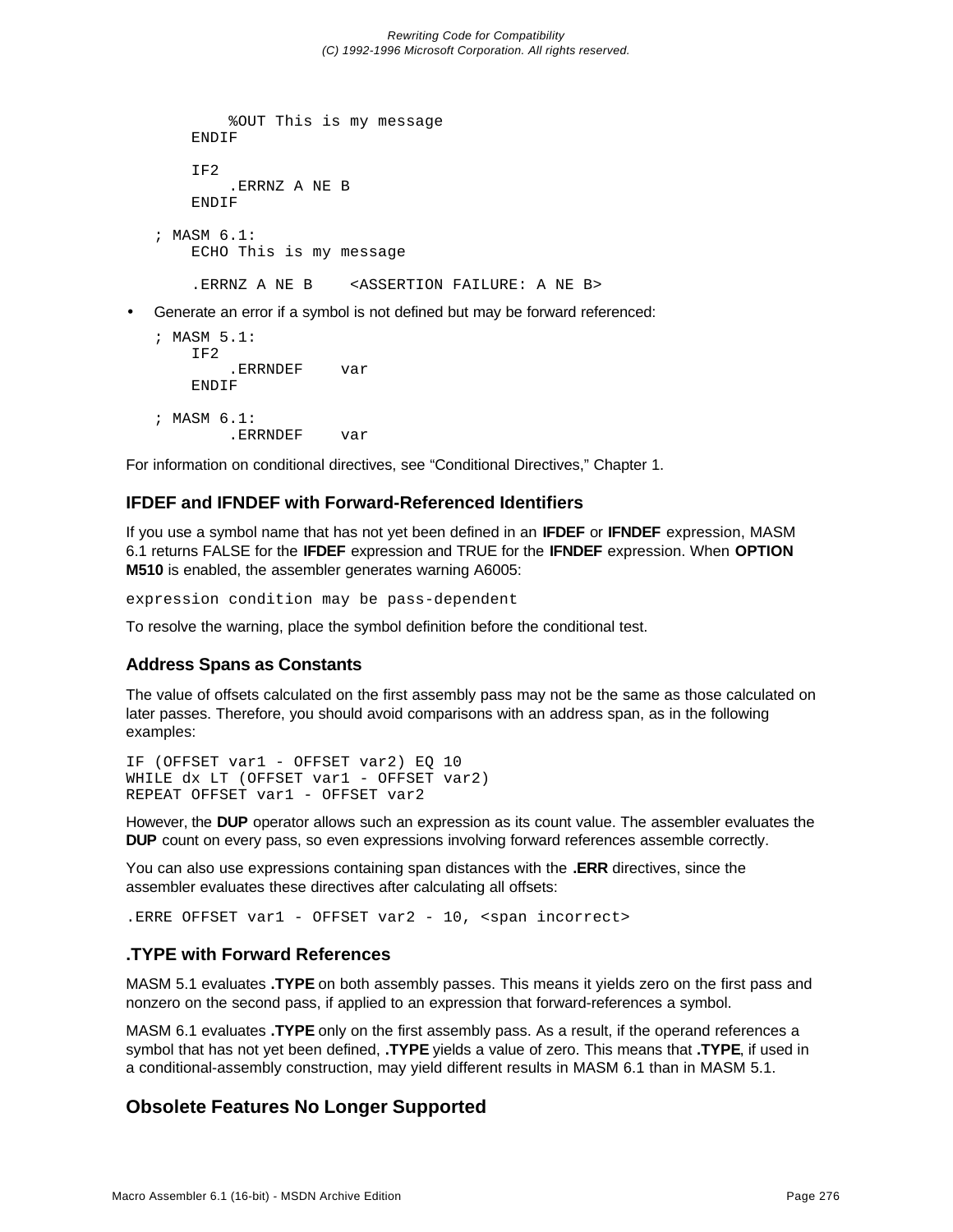```
        %OUT This is my message
    ENDIF

    IF2
        .ERRNZ A NE B
    ENDIF

; MASM 6.1:
    ECHO This is my message

    .ERRNZ A NE B    <ASSERTION FAILURE: A NE B>
```

- Generate an error if a symbol is not defined but may be forward referenced:

```
; MASM 5.1:
    IF2
        .ERRNDEF    var
    ENDIF

; MASM 6.1:
        .ERRNDEF    var
```

For information on conditional directives, see “Conditional Directives,” Chapter 1.

### IFDEF and IFNDEF with Forward-Referenced Identifiers

If you use a symbol name that has not yet been defined in an **IFDEF** or **IFNDEF** expression, MASM 6.1 returns FALSE for the **IFDEF** expression and TRUE for the **IFNDEF** expression. When **OPTION M510** is enabled, the assembler generates warning A6005:

```
expression condition may be pass-dependent
```

To resolve the warning, place the symbol definition before the conditional test.

### Address Spans as Constants

The value of offsets calculated on the first assembly pass may not be the same as those calculated on later passes. Therefore, you should avoid comparisons with an address span, as in the following examples:

```
IF (OFFSET var1 - OFFSET var2) EQ 10
WHILE dx LT (OFFSET var1 - OFFSET var2)
REPEAT OFFSET var1 - OFFSET var2
```

However, the **DUP** operator allows such an expression as its count value. The assembler evaluates the **DUP** count on every pass, so even expressions involving forward references assemble correctly.

You can also use expressions containing span distances with the **.ERR** directives, since the assembler evaluates these directives after calculating all offsets:

```
.ERRE OFFSET var1 - OFFSET var2 - 10, <span incorrect>
```

### .TYPE with Forward References

MASM 5.1 evaluates **.TYPE** on both assembly passes. This means it yields zero on the first pass and nonzero on the second pass, if applied to an expression that forward-references a symbol.

MASM 6.1 evaluates **.TYPE** only on the first assembly pass. As a result, if the operand references a symbol that has not yet been defined, **.TYPE** yields a value of zero. This means that **.TYPE**, if used in a conditional-assembly construction, may yield different results in MASM 6.1 than in MASM 5.1.

## Obsolete Features No Longer Supported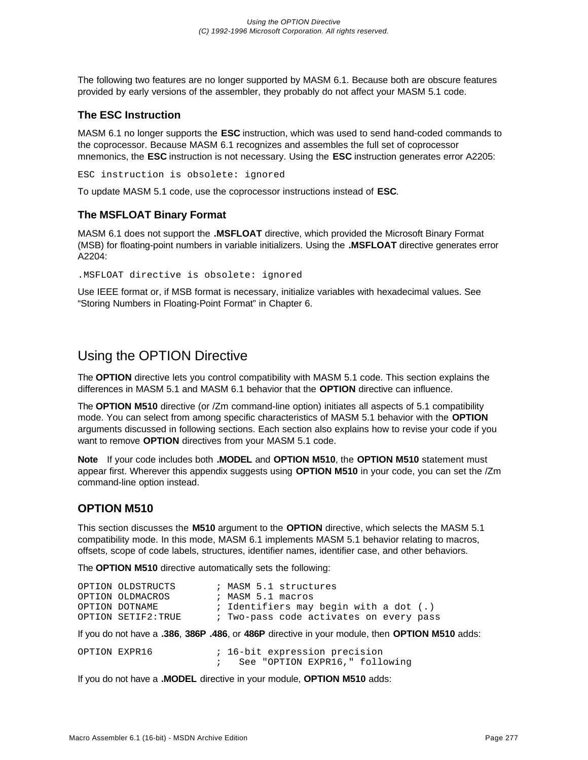The following two features are no longer supported by MASM 6.1. Because both are obscure features provided by early versions of the assembler, they probably do not affect your MASM 5.1 code.

### The ESC Instruction

MASM 6.1 no longer supports the **ESC** instruction, which was used to send hand-coded commands to the coprocessor. Because MASM 6.1 recognizes and assembles the full set of coprocessor mnemonics, the **ESC** instruction is not necessary. Using the **ESC** instruction generates error A2205:

```
ESC instruction is obsolete: ignored
```

To update MASM 5.1 code, use the coprocessor instructions instead of **ESC**.

### The MSFLOAT Binary Format

MASM 6.1 does not support the **.MSFLOAT** directive, which provided the Microsoft Binary Format (MSB) for floating-point numbers in variable initializers. Using the **.MSFLOAT** directive generates error A2204:

```
.MSFLOAT directive is obsolete: ignored
```

Use IEEE format or, if MSB format is necessary, initialize variables with hexadecimal values. See “Storing Numbers in Floating-Point Format” in Chapter 6.

## Using the OPTION Directive

The **OPTION** directive lets you control compatibility with MASM 5.1 code. This section explains the differences in MASM 5.1 and MASM 6.1 behavior that the **OPTION** directive can influence.

The **OPTION M510** directive (or /Zm command-line option) initiates all aspects of 5.1 compatibility mode. You can select from among specific characteristics of MASM 5.1 behavior with the **OPTION** arguments discussed in following sections. Each section also explains how to revise your code if you want to remove **OPTION** directives from your MASM 5.1 code.

**Note** If your code includes both **.MODEL** and **OPTION M510**, the **OPTION M510** statement must appear first. Wherever this appendix suggests using **OPTION M510** in your code, you can set the /Zm command-line option instead.

### OPTION M510

This section discusses the **M510** argument to the **OPTION** directive, which selects the MASM 5.1 compatibility mode. In this mode, MASM 6.1 implements MASM 5.1 behavior relating to macros, offsets, scope of code labels, structures, identifier names, identifier case, and other behaviors.

The **OPTION M510** directive automatically sets the following:

```
OPTION OLDSTRUCTS       ; MASM 5.1 structures
OPTION OLDMACROS        ; MASM 5.1 macros
OPTION DOTNAME          ; Identifiers may begin with a dot (.)
OPTION SETIF2:TRUE      ; Two-pass code activates on every pass
```

If you do not have a **.386**, **386P** **.486**, or **486P** directive in your module, then **OPTION M510** adds:

```
OPTION EXPR16           ; 16-bit expression precision
                        ;   See "OPTION EXPR16," following
```

If you do not have a **.MODEL** directive in your module, **OPTION M510** adds: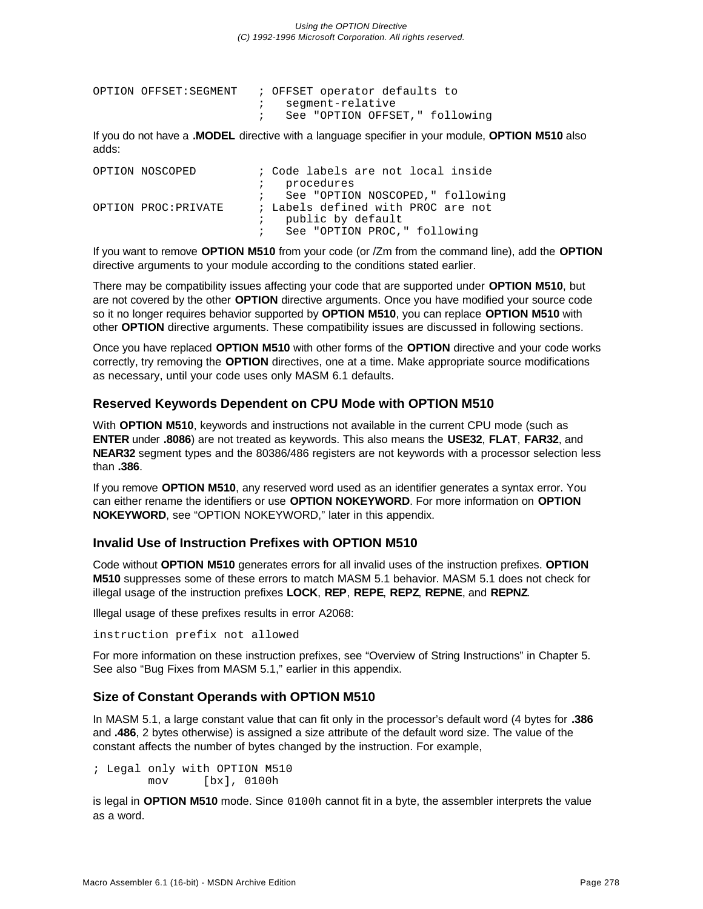```
OPTION OFFSET:SEGMENT   ; OFFSET operator defaults to
                        ;   segment-relative
                        ;   See "OPTION OFFSET," following
```

If you do not have a **.MODEL** directive with a language specifier in your module, **OPTION M510** also adds:

```
OPTION NOSCOPED         ; Code labels are not local inside
                        ;   procedures
                        ;   See "OPTION NOSCOPED," following
OPTION PROC:PRIVATE     ; Labels defined with PROC are not
                        ;   public by default
                        ;   See "OPTION PROC," following
```

If you want to remove **OPTION M510** from your code (or /Zm from the command line), add the **OPTION** directive arguments to your module according to the conditions stated earlier.

There may be compatibility issues affecting your code that are supported under **OPTION M510**, but are not covered by the other **OPTION** directive arguments. Once you have modified your source code so it no longer requires behavior supported by **OPTION M510**, you can replace **OPTION M510** with other **OPTION** directive arguments. These compatibility issues are discussed in following sections.

Once you have replaced **OPTION M510** with other forms of the **OPTION** directive and your code works correctly, try removing the **OPTION** directives, one at a time. Make appropriate source modifications as necessary, until your code uses only MASM 6.1 defaults.

### Reserved Keywords Dependent on CPU Mode with OPTION M510

With **OPTION M510**, keywords and instructions not available in the current CPU mode (such as **ENTER** under **.8086**) are not treated as keywords. This also means the **USE32**, **FLAT**, **FAR32**, and **NEAR32** segment types and the 80386/486 registers are not keywords with a processor selection less than **.386**.

If you remove **OPTION M510**, any reserved word used as an identifier generates a syntax error. You can either rename the identifiers or use **OPTION NOKEYWORD**. For more information on **OPTION NOKEYWORD**, see "OPTION NOKEYWORD," later in this appendix.

### Invalid Use of Instruction Prefixes with OPTION M510

Code without **OPTION M510** generates errors for all invalid uses of the instruction prefixes. **OPTION M510** suppresses some of these errors to match MASM 5.1 behavior. MASM 5.1 does not check for illegal usage of the instruction prefixes **LOCK**, **REP**, **REPE**, **REPZ**, **REPNE**, and **REPNZ**.

Illegal usage of these prefixes results in error A2068:

```
instruction prefix not allowed
```

For more information on these instruction prefixes, see "Overview of String Instructions" in Chapter 5. See also "Bug Fixes from MASM 5.1," earlier in this appendix.

### Size of Constant Operands with OPTION M510

In MASM 5.1, a large constant value that can fit only in the processor's default word (4 bytes for **.386** and **.486**, 2 bytes otherwise) is assigned a size attribute of the default word size. The value of the constant affects the number of bytes changed by the instruction. For example,

```
; Legal only with OPTION M510
        mov     [bx], 0100h
```

is legal in **OPTION M510** mode. Since `0100h` cannot fit in a byte, the assembler interprets the value as a word.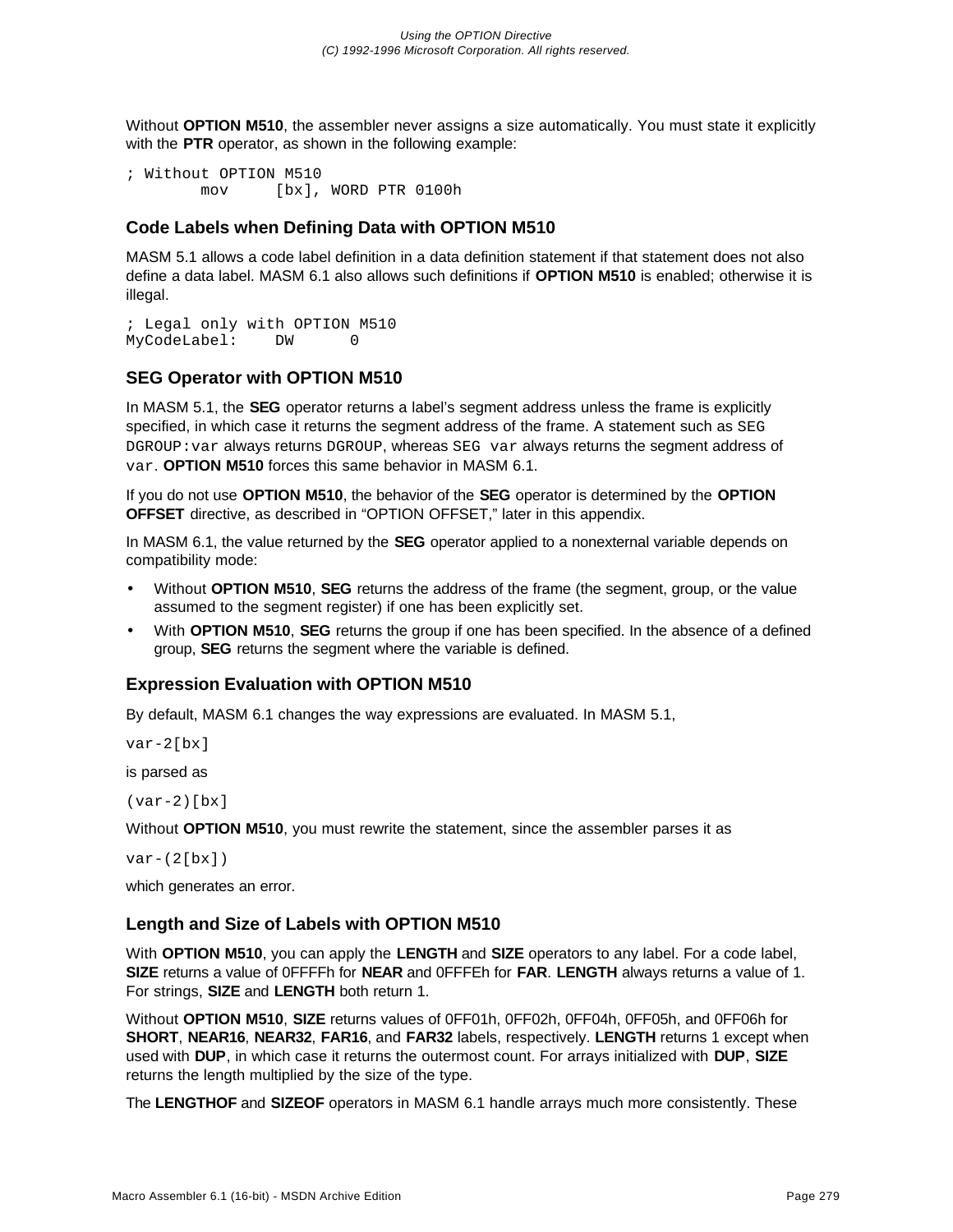Without **OPTION M510**, the assembler never assigns a size automatically. You must state it explicitly with the **PTR** operator, as shown in the following example:

```
; Without OPTION M510
        mov     [bx], WORD PTR 0100h
```

### Code Labels when Defining Data with OPTION M510

MASM 5.1 allows a code label definition in a data definition statement if that statement does not also define a data label. MASM 6.1 also allows such definitions if **OPTION M510** is enabled; otherwise it is illegal.

```
; Legal only with OPTION M510
MyCodeLabel:    DW      0
```

### SEG Operator with OPTION M510

In MASM 5.1, the **SEG** operator returns a label's segment address unless the frame is explicitly specified, in which case it returns the segment address of the frame. A statement such as `SEG DGROUP:var` always returns `DGROUP`, whereas `SEG var` always returns the segment address of `var`. **OPTION M510** forces this same behavior in MASM 6.1.

If you do not use **OPTION M510**, the behavior of the **SEG** operator is determined by the **OPTION OFFSET** directive, as described in "OPTION OFFSET," later in this appendix.

In MASM 6.1, the value returned by the **SEG** operator applied to a nonexternal variable depends on compatibility mode:

- Without **OPTION M510**, **SEG** returns the address of the frame (the segment, group, or the value assumed to the segment register) if one has been explicitly set.
- With **OPTION M510**, **SEG** returns the group if one has been specified. In the absence of a defined group, **SEG** returns the segment where the variable is defined.

### Expression Evaluation with OPTION M510

By default, MASM 6.1 changes the way expressions are evaluated. In MASM 5.1,

```
var-2[bx]
```

is parsed as

```
(var-2)[bx]
```

Without **OPTION M510**, you must rewrite the statement, since the assembler parses it as

```
var-(2[bx])
```

which generates an error.

### Length and Size of Labels with OPTION M510

With **OPTION M510**, you can apply the **LENGTH** and **SIZE** operators to any label. For a code label, **SIZE** returns a value of 0FFFFh for **NEAR** and 0FFFEh for **FAR**. **LENGTH** always returns a value of 1. For strings, **SIZE** and **LENGTH** both return 1.

Without **OPTION M510**, **SIZE** returns values of 0FF01h, 0FF02h, 0FF04h, 0FF05h, and 0FF06h for **SHORT**, **NEAR16**, **NEAR32**, **FAR16**, and **FAR32** labels, respectively. **LENGTH** returns 1 except when used with **DUP**, in which case it returns the outermost count. For arrays initialized with **DUP**, **SIZE** returns the length multiplied by the size of the type.

The **LENGTHOF** and **SIZEOF** operators in MASM 6.1 handle arrays much more consistently. These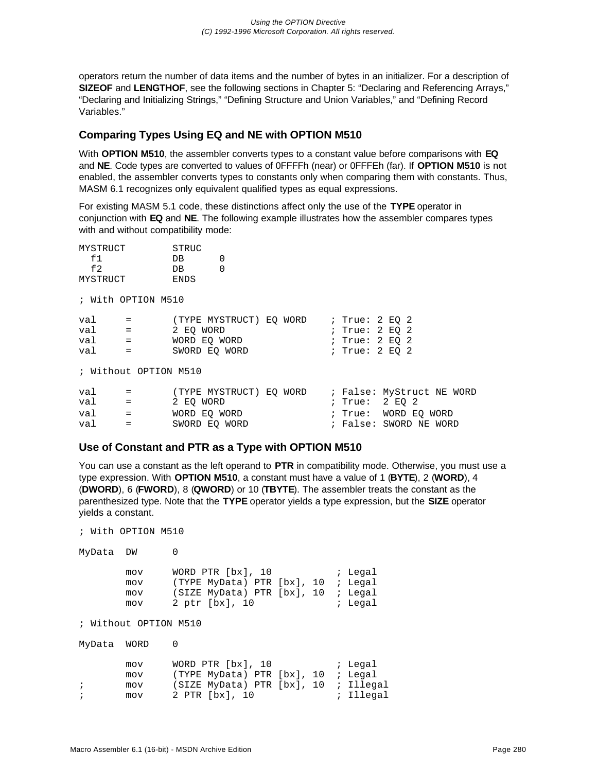operators return the number of data items and the number of bytes in an initializer. For a description of **SIZEOF** and **LENGTHOF**, see the following sections in Chapter 5: “Declaring and Referencing Arrays,” “Declaring and Initializing Strings,” “Defining Structure and Union Variables,” and “Defining Record Variables.”

### Comparing Types Using EQ and NE with OPTION M510

With **OPTION M510**, the assembler converts types to a constant value before comparisons with **EQ** and **NE**. Code types are converted to values of 0FFFFh (near) or 0FFFEh (far). If **OPTION M510** is not enabled, the assembler converts types to constants only when comparing them with constants. Thus, MASM 6.1 recognizes only equivalent qualified types as equal expressions.

For existing MASM 5.1 code, these distinctions affect only the use of the **TYPE** operator in conjunction with **EQ** and **NE**. The following example illustrates how the assembler compares types with and without compatibility mode:

```
MYSTRUCT        STRUC
  f1            DB      0
  f2            DB      0
MYSTRUCT        ENDS

; With OPTION M510

val     =       (TYPE MYSTRUCT) EQ WORD    ; True: 2 EQ 2
val     =       2 EQ WORD                  ; True: 2 EQ 2
val     =       WORD EQ WORD               ; True: 2 EQ 2
val     =       SWORD EQ WORD              ; True: 2 EQ 2

; Without OPTION M510

val     =       (TYPE MYSTRUCT) EQ WORD    ; False: MyStruct NE WORD
val     =       2 EQ WORD                  ; True:  2 EQ 2
val     =       WORD EQ WORD               ; True:  WORD EQ WORD
val     =       SWORD EQ WORD              ; False: SWORD NE WORD
```

### Use of Constant and PTR as a Type with OPTION M510

You can use a constant as the left operand to **PTR** in compatibility mode. Otherwise, you must use a type expression. With **OPTION M510**, a constant must have a value of 1 (**BYTE**), 2 (**WORD**), 4 (**DWORD**), 6 (**FWORD**), 8 (**QWORD**) or 10 (**TBYTE**). The assembler treats the constant as the parenthesized type. Note that the **TYPE** operator yields a type expression, but the **SIZE** operator yields a constant.

```
; With OPTION M510

MyData  DW      0

        mov     WORD PTR [bx], 10           ; Legal
        mov     (TYPE MyData) PTR [bx], 10  ; Legal
        mov     (SIZE MyData) PTR [bx], 10  ; Legal
        mov     2 ptr [bx], 10              ; Legal

; Without OPTION M510

MyData  WORD    0

        mov     WORD PTR [bx], 10           ; Legal
        mov     (TYPE MyData) PTR [bx], 10  ; Legal
;       mov     (SIZE MyData) PTR [bx], 10  ; Illegal
;       mov     2 PTR [bx], 10              ; Illegal
```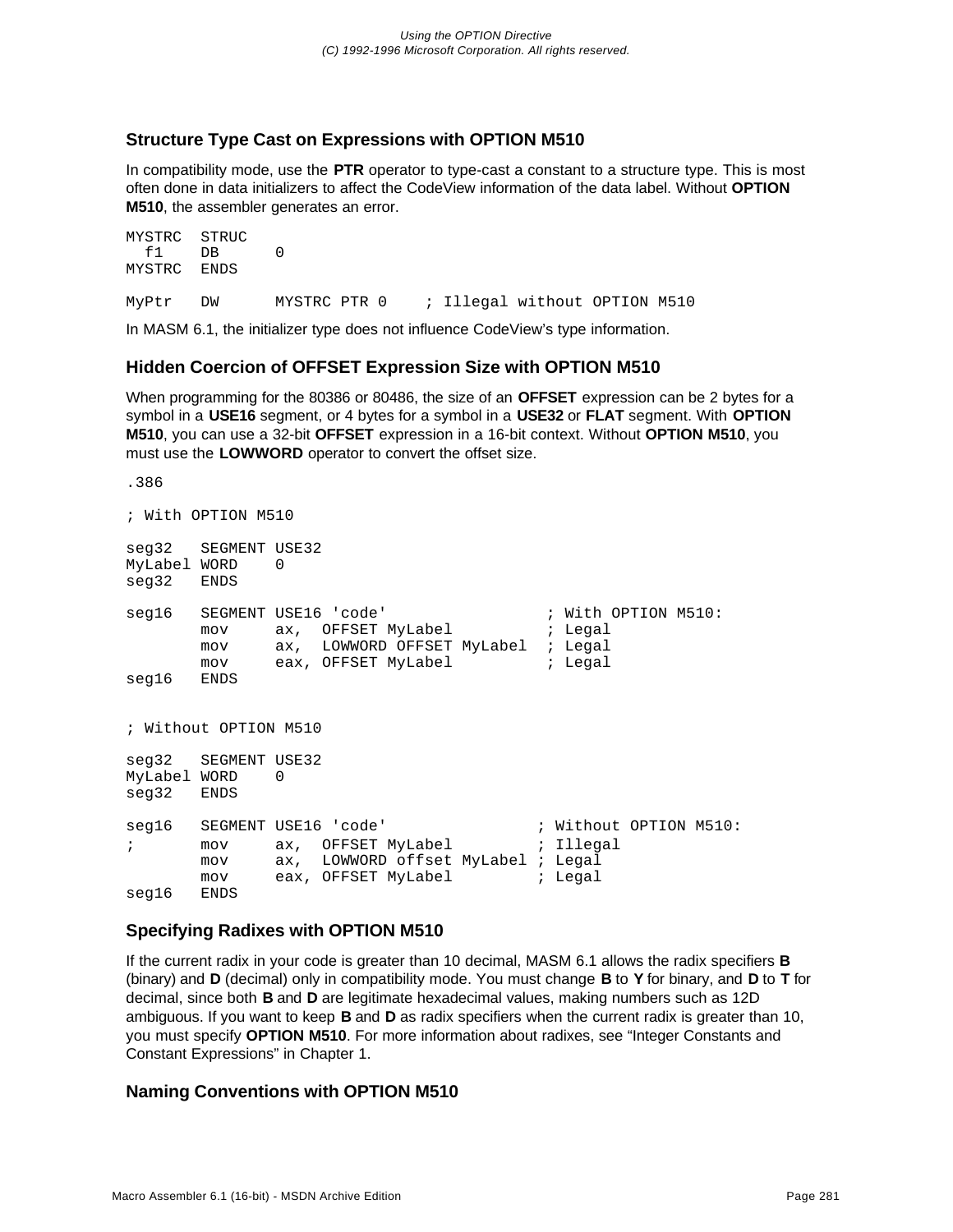### Structure Type Cast on Expressions with OPTION M510

In compatibility mode, use the **PTR** operator to type-cast a constant to a structure type. This is most often done in data initializers to affect the CodeView information of the data label. Without **OPTION M510**, the assembler generates an error.

```
MYSTRC  STRUC
  f1    DB      0
MYSTRC  ENDS

MyPtr   DW      MYSTRC PTR 0    ; Illegal without OPTION M510
```

In MASM 6.1, the initializer type does not influence CodeView's type information.

### Hidden Coercion of OFFSET Expression Size with OPTION M510

When programming for the 80386 or 80486, the size of an **OFFSET** expression can be 2 bytes for a symbol in a **USE16** segment, or 4 bytes for a symbol in a **USE32** or **FLAT** segment. With **OPTION M510**, you can use a 32-bit **OFFSET** expression in a 16-bit context. Without **OPTION M510**, you must use the **LOWWORD** operator to convert the offset size.

```
.386

; With OPTION M510

seg32   SEGMENT USE32
MyLabel WORD    0
seg32   ENDS

seg16   SEGMENT USE16 'code'                ; With OPTION M510:
        mov     ax,  OFFSET MyLabel          ; Legal
        mov     ax,  LOWWORD OFFSET MyLabel  ; Legal
        mov     eax, OFFSET MyLabel          ; Legal
seg16   ENDS


; Without OPTION M510

seg32   SEGMENT USE32
MyLabel WORD    0
seg32   ENDS

seg16   SEGMENT USE16 'code'               ; Without OPTION M510:
;       mov     ax,  OFFSET MyLabel         ; Illegal
        mov     ax,  LOWWORD offset MyLabel ; Legal
        mov     eax, OFFSET MyLabel         ; Legal
seg16   ENDS
```

### Specifying Radixes with OPTION M510

If the current radix in your code is greater than 10 decimal, MASM 6.1 allows the radix specifiers **B** (binary) and **D** (decimal) only in compatibility mode. You must change **B** to **Y** for binary, and **D** to **T** for decimal, since both **B** and **D** are legitimate hexadecimal values, making numbers such as 12D ambiguous. If you want to keep **B** and **D** as radix specifiers when the current radix is greater than 10, you must specify **OPTION M510**. For more information about radixes, see "Integer Constants and Constant Expressions" in Chapter 1.

### Naming Conventions with OPTION M510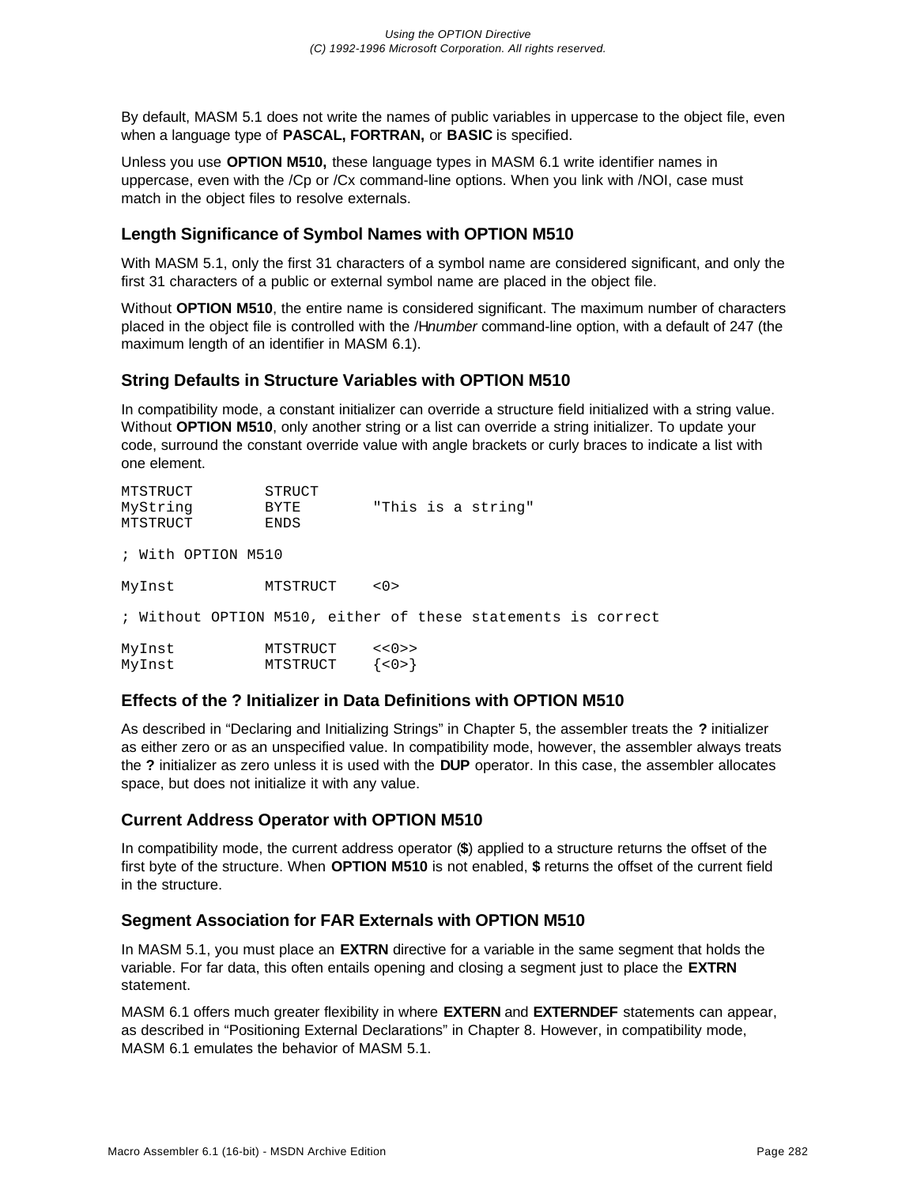By default, MASM 5.1 does not write the names of public variables in uppercase to the object file, even when a language type of **PASCAL, FORTRAN,** or **BASIC** is specified.

Unless you use **OPTION M510,** these language types in MASM 6.1 write identifier names in uppercase, even with the /Cp or /Cx command-line options. When you link with /NOI, case must match in the object files to resolve externals.

### Length Significance of Symbol Names with OPTION M510

With MASM 5.1, only the first 31 characters of a symbol name are considered significant, and only the first 31 characters of a public or external symbol name are placed in the object file.

Without **OPTION M510**, the entire name is considered significant. The maximum number of characters placed in the object file is controlled with the /H*number* command-line option, with a default of 247 (the maximum length of an identifier in MASM 6.1).

### String Defaults in Structure Variables with OPTION M510

In compatibility mode, a constant initializer can override a structure field initialized with a string value. Without **OPTION M510**, only another string or a list can override a string initializer. To update your code, surround the constant override value with angle brackets or curly braces to indicate a list with one element.

```
MTSTRUCT        STRUCT
MyString        BYTE        "This is a string"
MTSTRUCT        ENDS

; With OPTION M510

MyInst          MTSTRUCT    <0>

; Without OPTION M510, either of these statements is correct

MyInst          MTSTRUCT    <<0>>
MyInst          MTSTRUCT    {<0>}
```

### Effects of the ? Initializer in Data Definitions with OPTION M510

As described in “Declaring and Initializing Strings” in Chapter 5, the assembler treats the **?** initializer as either zero or as an unspecified value. In compatibility mode, however, the assembler always treats the **?** initializer as zero unless it is used with the **DUP** operator. In this case, the assembler allocates space, but does not initialize it with any value.

### Current Address Operator with OPTION M510

In compatibility mode, the current address operator (**$**) applied to a structure returns the offset of the first byte of the structure. When **OPTION M510** is not enabled, **$** returns the offset of the current field in the structure.

### Segment Association for FAR Externals with OPTION M510

In MASM 5.1, you must place an **EXTRN** directive for a variable in the same segment that holds the variable. For far data, this often entails opening and closing a segment just to place the **EXTRN** statement.

MASM 6.1 offers much greater flexibility in where **EXTERN** and **EXTERNDEF** statements can appear, as described in “Positioning External Declarations” in Chapter 8. However, in compatibility mode, MASM 6.1 emulates the behavior of MASM 5.1.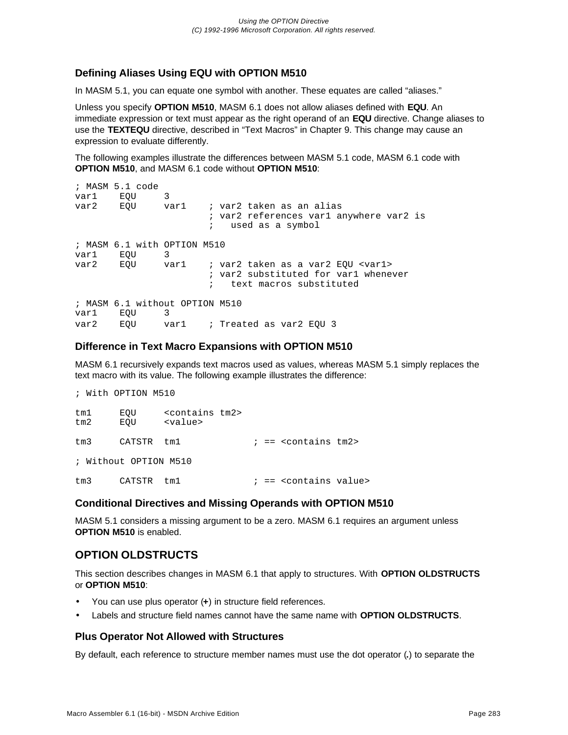### Defining Aliases Using EQU with OPTION M510

In MASM 5.1, you can equate one symbol with another. These equates are called “aliases.”

Unless you specify **OPTION M510**, MASM 6.1 does not allow aliases defined with **EQU**. An immediate expression or text must appear as the right operand of an **EQU** directive. Change aliases to use the **TEXTEQU** directive, described in “Text Macros” in Chapter 9. This change may cause an expression to evaluate differently.

The following examples illustrate the differences between MASM 5.1 code, MASM 6.1 code with **OPTION M510**, and MASM 6.1 code without **OPTION M510**:

```
; MASM 5.1 code
var1    EQU     3
var2    EQU     var1    ; var2 taken as an alias
                        ; var2 references var1 anywhere var2 is
                        ;   used as a symbol

; MASM 6.1 with OPTION M510
var1    EQU     3
var2    EQU     var1    ; var2 taken as a var2 EQU <var1>
                        ; var2 substituted for var1 whenever
                        ;   text macros substituted

; MASM 6.1 without OPTION M510
var1    EQU     3
var2    EQU     var1    ; Treated as var2 EQU 3
```

### Difference in Text Macro Expansions with OPTION M510

MASM 6.1 recursively expands text macros used as values, whereas MASM 5.1 simply replaces the text macro with its value. The following example illustrates the difference:

```
; With OPTION M510

tm1     EQU     <contains tm2>
tm2     EQU     <value>

tm3     CATSTR  tm1             ; == <contains tm2>

; Without OPTION M510

tm3     CATSTR  tm1             ; == <contains value>
```

### Conditional Directives and Missing Operands with OPTION M510

MASM 5.1 considers a missing argument to be a zero. MASM 6.1 requires an argument unless **OPTION M510** is enabled.

## OPTION OLDSTRUCTS

This section describes changes in MASM 6.1 that apply to structures. With **OPTION OLDSTRUCTS** or **OPTION M510**:

- You can use plus operator (**+**) in structure field references.
- Labels and structure field names cannot have the same name with **OPTION OLDSTRUCTS**.

### Plus Operator Not Allowed with Structures

By default, each reference to structure member names must use the dot operator (**.**) to separate the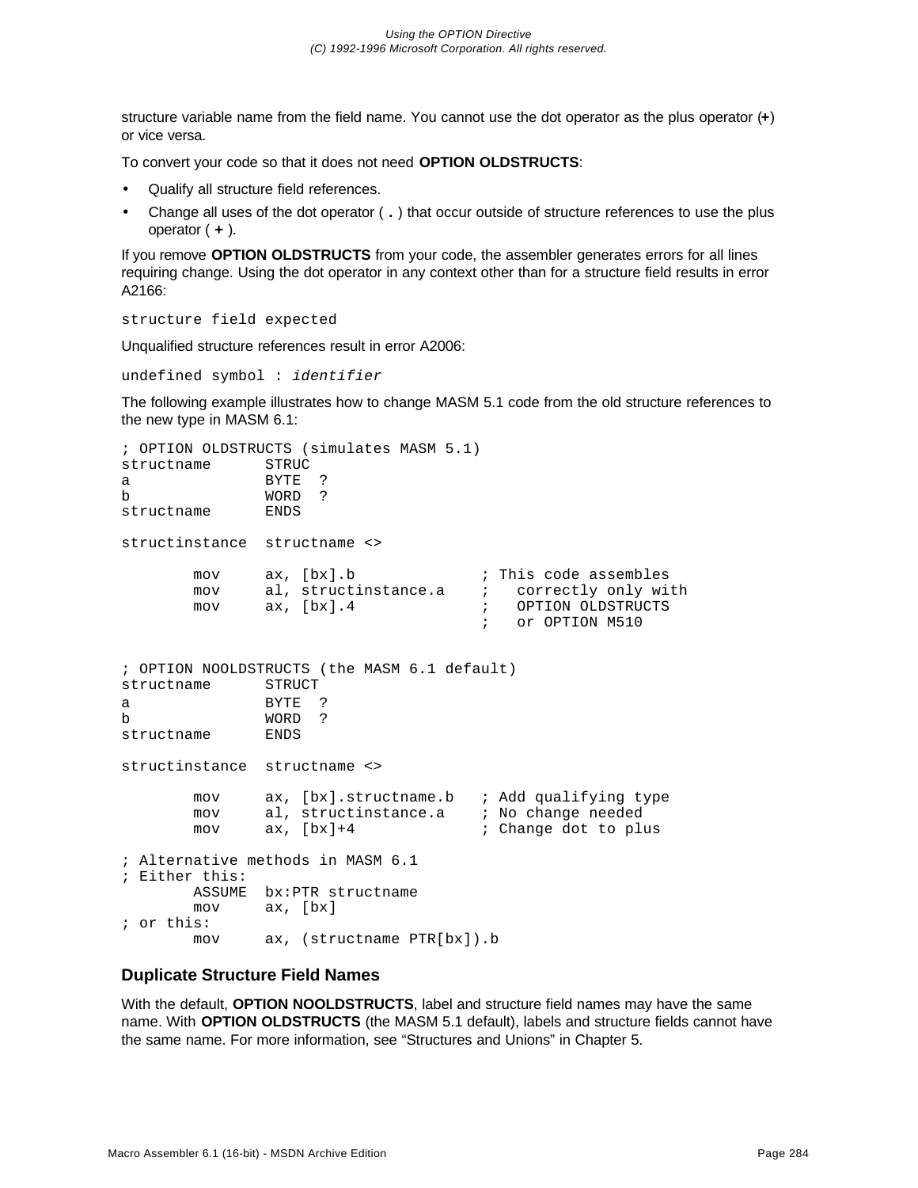structure variable name from the field name. You cannot use the dot operator as the plus operator (**+**) or vice versa.

To convert your code so that it does not need **OPTION OLDSTRUCTS**:

- Qualify all structure field references.
- Change all uses of the dot operator ( **.** ) that occur outside of structure references to use the plus operator ( **+** ).

If you remove **OPTION OLDSTRUCTS** from your code, the assembler generates errors for all lines requiring change. Using the dot operator in any context other than for a structure field results in error A2166:

```
structure field expected
```

Unqualified structure references result in error A2006:

```
undefined symbol : identifier
```

The following example illustrates how to change MASM 5.1 code from the old structure references to the new type in MASM 6.1:

```
; OPTION OLDSTRUCTS (simulates MASM 5.1)
structname      STRUC
a               BYTE  ?
b               WORD  ?
structname      ENDS

structinstance  structname <>

        mov     ax, [bx].b              ; This code assembles
        mov     al, structinstance.a    ;   correctly only with
        mov     ax, [bx].4              ;   OPTION OLDSTRUCTS
                                        ;   or OPTION M510


; OPTION NOOLDSTRUCTS (the MASM 6.1 default)
structname      STRUCT
a               BYTE  ?
b               WORD  ?
structname      ENDS

structinstance  structname <>

        mov     ax, [bx].structname.b   ; Add qualifying type
        mov     al, structinstance.a    ; No change needed
        mov     ax, [bx]+4              ; Change dot to plus

; Alternative methods in MASM 6.1
; Either this:
        ASSUME  bx:PTR structname
        mov     ax, [bx]
; or this:
        mov     ax, (structname PTR[bx]).b
```

### Duplicate Structure Field Names

With the default, **OPTION NOOLDSTRUCTS**, label and structure field names may have the same name. With **OPTION OLDSTRUCTS** (the MASM 5.1 default), labels and structure fields cannot have the same name. For more information, see “Structures and Unions” in Chapter 5.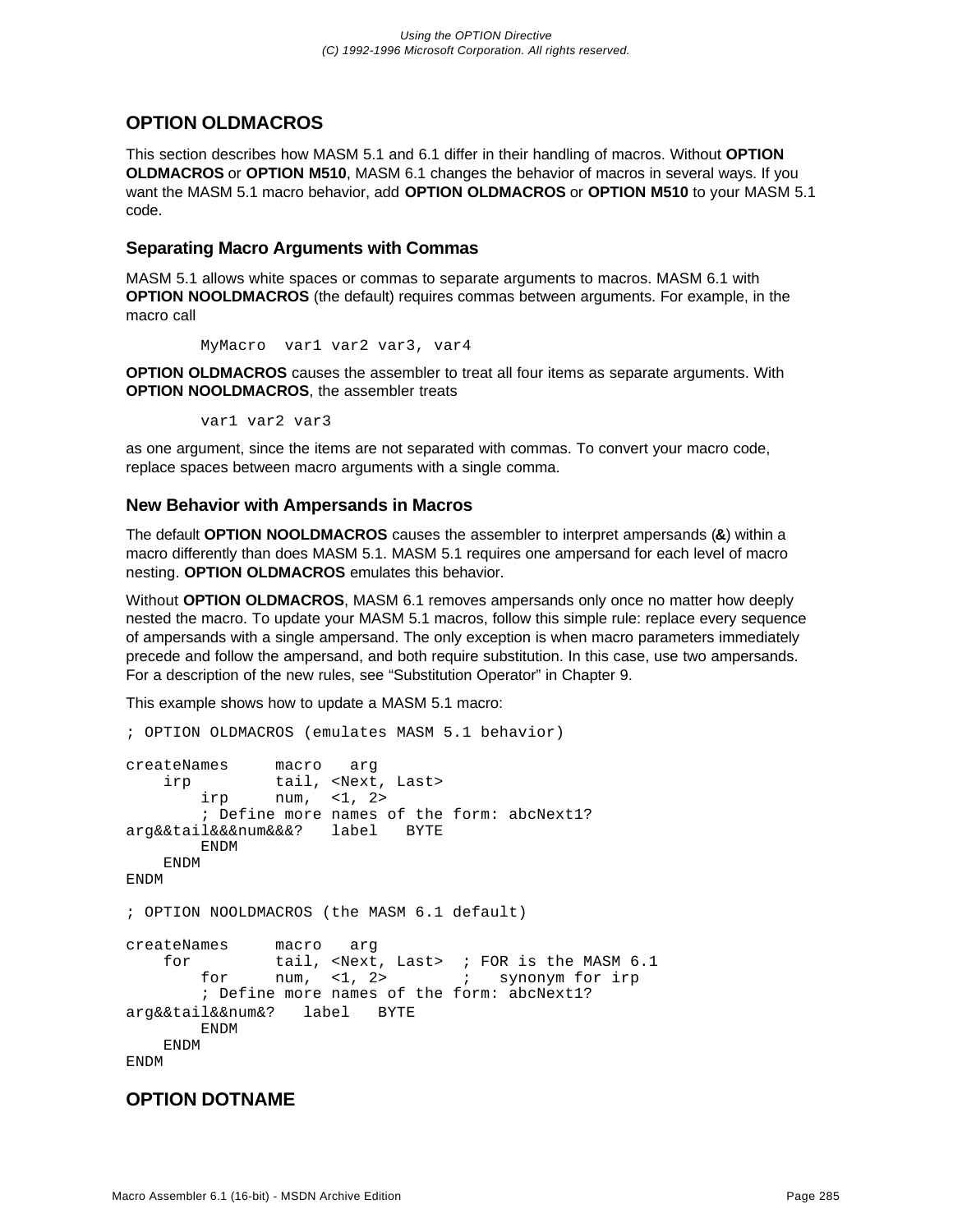## OPTION OLDMACROS

This section describes how MASM 5.1 and 6.1 differ in their handling of macros. Without **OPTION OLDMACROS** or **OPTION M510**, MASM 6.1 changes the behavior of macros in several ways. If you want the MASM 5.1 macro behavior, add **OPTION OLDMACROS** or **OPTION M510** to your MASM 5.1 code.

### Separating Macro Arguments with Commas

MASM 5.1 allows white spaces or commas to separate arguments to macros. MASM 6.1 with **OPTION NOOLDMACROS** (the default) requires commas between arguments. For example, in the macro call

```
        MyMacro  var1 var2 var3, var4
```

**OPTION OLDMACROS** causes the assembler to treat all four items as separate arguments. With **OPTION NOOLDMACROS**, the assembler treats

```
        var1 var2 var3
```

as one argument, since the items are not separated with commas. To convert your macro code, replace spaces between macro arguments with a single comma.

### New Behavior with Ampersands in Macros

The default **OPTION NOOLDMACROS** causes the assembler to interpret ampersands (**&**) within a macro differently than does MASM 5.1. MASM 5.1 requires one ampersand for each level of macro nesting. **OPTION OLDMACROS** emulates this behavior.

Without **OPTION OLDMACROS**, MASM 6.1 removes ampersands only once no matter how deeply nested the macro. To update your MASM 5.1 macros, follow this simple rule: replace every sequence of ampersands with a single ampersand. The only exception is when macro parameters immediately precede and follow the ampersand, and both require substitution. In this case, use two ampersands. For a description of the new rules, see “Substitution Operator” in Chapter 9.

This example shows how to update a MASM 5.1 macro:

```
; OPTION OLDMACROS (emulates MASM 5.1 behavior)

createNames     macro   arg
    irp         tail, <Next, Last>
        irp     num,  <1, 2>
        ; Define more names of the form: abcNext1?
arg&&tail&&&num&&&?   label   BYTE
        ENDM
    ENDM
ENDM

; OPTION NOOLDMACROS (the MASM 6.1 default)

createNames     macro   arg
    for         tail, <Next, Last>  ; FOR is the MASM 6.1
        for     num,  <1, 2>        ;   synonym for irp
        ; Define more names of the form: abcNext1?
arg&&tail&&num&?   label   BYTE
        ENDM
    ENDM
ENDM
```

## OPTION DOTNAME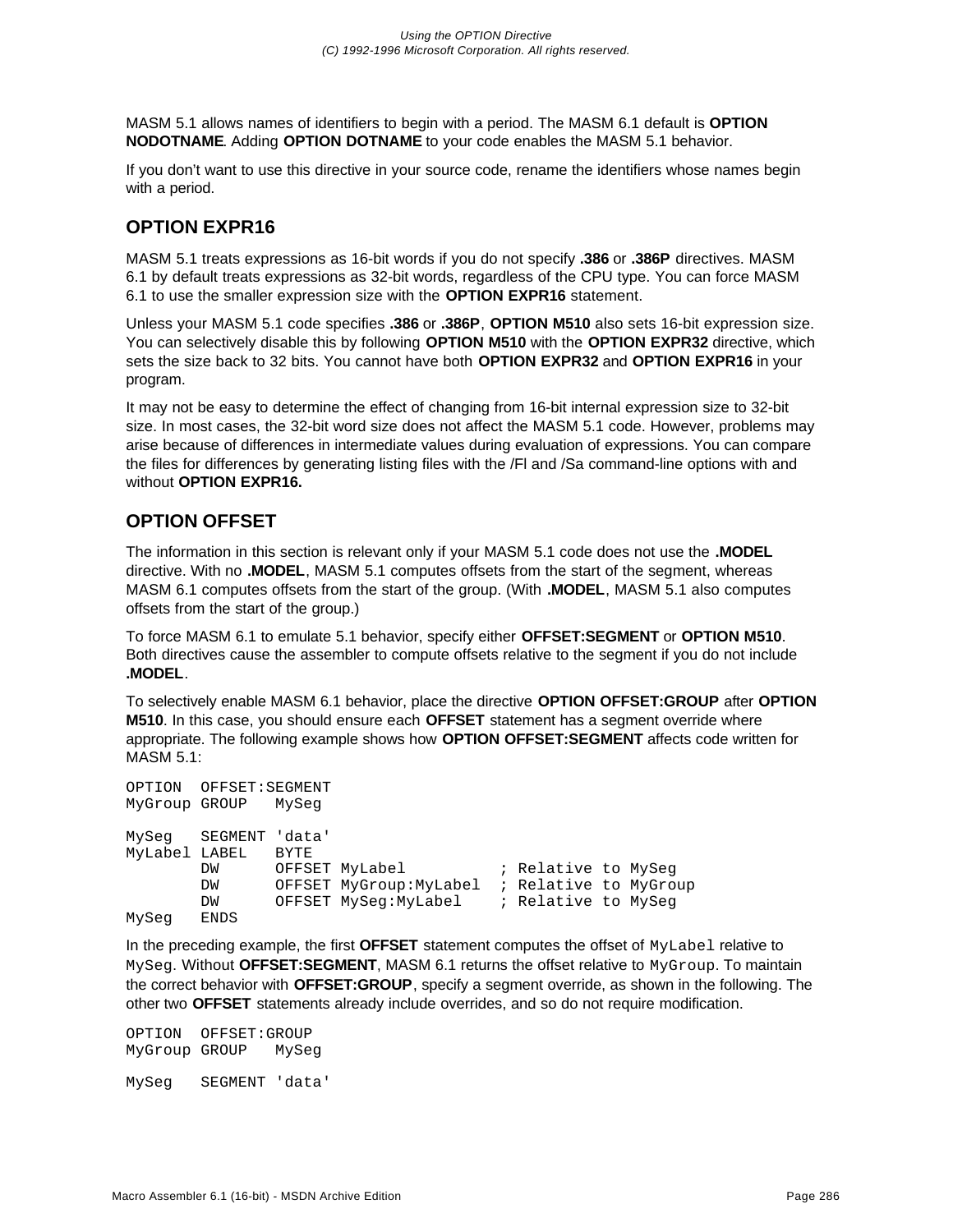MASM 5.1 allows names of identifiers to begin with a period. The MASM 6.1 default is **OPTION NODOTNAME**. Adding **OPTION DOTNAME** to your code enables the MASM 5.1 behavior.

If you don't want to use this directive in your source code, rename the identifiers whose names begin with a period.

## OPTION EXPR16

MASM 5.1 treats expressions as 16-bit words if you do not specify **.386** or **.386P** directives. MASM 6.1 by default treats expressions as 32-bit words, regardless of the CPU type. You can force MASM 6.1 to use the smaller expression size with the **OPTION EXPR16** statement.

Unless your MASM 5.1 code specifies **.386** or **.386P**, **OPTION M510** also sets 16-bit expression size. You can selectively disable this by following **OPTION M510** with the **OPTION EXPR32** directive, which sets the size back to 32 bits. You cannot have both **OPTION EXPR32** and **OPTION EXPR16** in your program.

It may not be easy to determine the effect of changing from 16-bit internal expression size to 32-bit size. In most cases, the 32-bit word size does not affect the MASM 5.1 code. However, problems may arise because of differences in intermediate values during evaluation of expressions. You can compare the files for differences by generating listing files with the /Fl and /Sa command-line options with and without **OPTION EXPR16.**

## OPTION OFFSET

The information in this section is relevant only if your MASM 5.1 code does not use the **.MODEL** directive. With no **.MODEL**, MASM 5.1 computes offsets from the start of the segment, whereas MASM 6.1 computes offsets from the start of the group. (With **.MODEL**, MASM 5.1 also computes offsets from the start of the group.)

To force MASM 6.1 to emulate 5.1 behavior, specify either **OFFSET:SEGMENT** or **OPTION M510**. Both directives cause the assembler to compute offsets relative to the segment if you do not include **.MODEL**.

To selectively enable MASM 6.1 behavior, place the directive **OPTION OFFSET:GROUP** after **OPTION M510**. In this case, you should ensure each **OFFSET** statement has a segment override where appropriate. The following example shows how **OPTION OFFSET:SEGMENT** affects code written for MASM 5.1:

```
OPTION  OFFSET:SEGMENT
MyGroup GROUP   MySeg

MySeg   SEGMENT 'data'
MyLabel LABEL   BYTE
        DW      OFFSET MyLabel          ; Relative to MySeg
        DW      OFFSET MyGroup:MyLabel  ; Relative to MyGroup
        DW      OFFSET MySeg:MyLabel    ; Relative to MySeg
MySeg   ENDS
```

In the preceding example, the first **OFFSET** statement computes the offset of `MyLabel` relative to `MySeg`. Without **OFFSET:SEGMENT**, MASM 6.1 returns the offset relative to `MyGroup`. To maintain the correct behavior with **OFFSET:GROUP**, specify a segment override, as shown in the following. The other two **OFFSET** statements already include overrides, and so do not require modification.

```
OPTION  OFFSET:GROUP
MyGroup GROUP   MySeg

MySeg   SEGMENT 'data'
```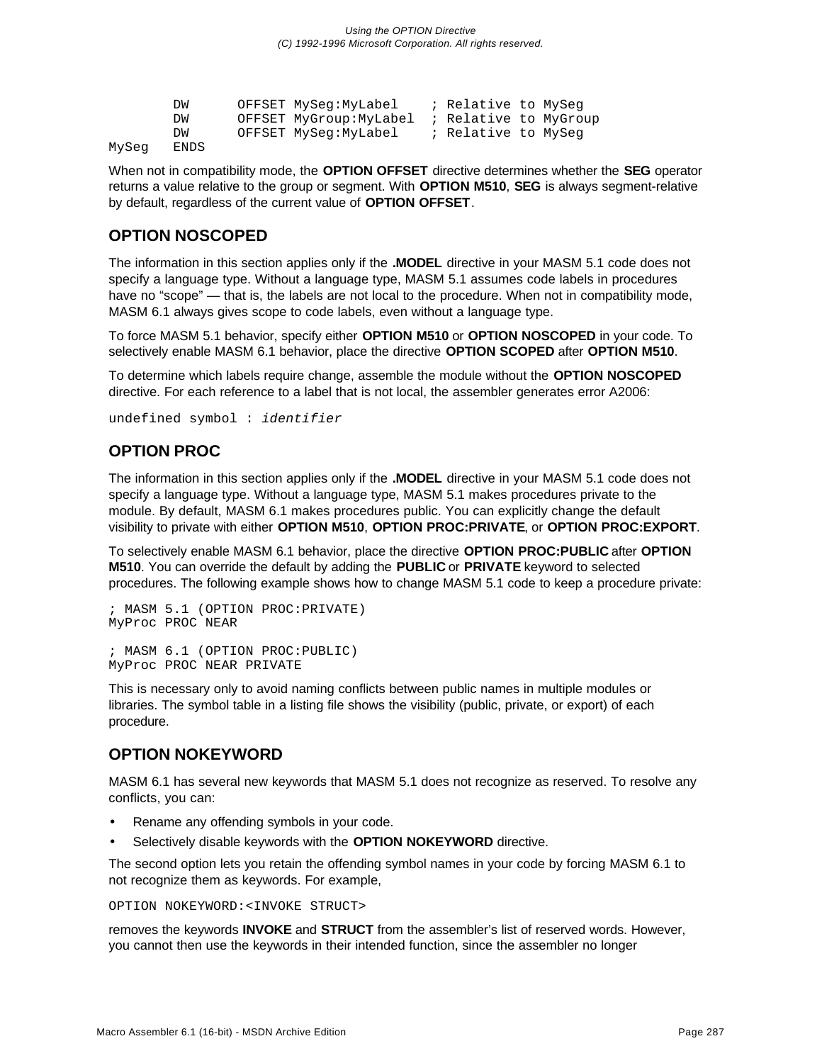```
        DW      OFFSET MySeg:MyLabel    ; Relative to MySeg
        DW      OFFSET MyGroup:MyLabel  ; Relative to MyGroup
        DW      OFFSET MySeg:MyLabel    ; Relative to MySeg
MySeg   ENDS
```

When not in compatibility mode, the **OPTION OFFSET** directive determines whether the **SEG** operator returns a value relative to the group or segment. With **OPTION M510**, **SEG** is always segment-relative by default, regardless of the current value of **OPTION OFFSET**.

## OPTION NOSCOPED

The information in this section applies only if the **.MODEL** directive in your MASM 5.1 code does not specify a language type. Without a language type, MASM 5.1 assumes code labels in procedures have no “scope” — that is, the labels are not local to the procedure. When not in compatibility mode, MASM 6.1 always gives scope to code labels, even without a language type.

To force MASM 5.1 behavior, specify either **OPTION M510** or **OPTION NOSCOPED** in your code. To selectively enable MASM 6.1 behavior, place the directive **OPTION SCOPED** after **OPTION M510**.

To determine which labels require change, assemble the module without the **OPTION NOSCOPED** directive. For each reference to a label that is not local, the assembler generates error A2006:

undefined symbol : *identifier*

## OPTION PROC

The information in this section applies only if the **.MODEL** directive in your MASM 5.1 code does not specify a language type. Without a language type, MASM 5.1 makes procedures private to the module. By default, MASM 6.1 makes procedures public. You can explicitly change the default visibility to private with either **OPTION M510**, **OPTION PROC:PRIVATE**, or **OPTION PROC:EXPORT**.

To selectively enable MASM 6.1 behavior, place the directive **OPTION PROC:PUBLIC** after **OPTION M510**. You can override the default by adding the **PUBLIC** or **PRIVATE** keyword to selected procedures. The following example shows how to change MASM 5.1 code to keep a procedure private:

```
; MASM 5.1 (OPTION PROC:PRIVATE)
MyProc PROC NEAR

; MASM 6.1 (OPTION PROC:PUBLIC)
MyProc PROC NEAR PRIVATE
```

This is necessary only to avoid naming conflicts between public names in multiple modules or libraries. The symbol table in a listing file shows the visibility (public, private, or export) of each procedure.

## OPTION NOKEYWORD

MASM 6.1 has several new keywords that MASM 5.1 does not recognize as reserved. To resolve any conflicts, you can:

- Rename any offending symbols in your code.
- Selectively disable keywords with the **OPTION NOKEYWORD** directive.

The second option lets you retain the offending symbol names in your code by forcing MASM 6.1 to not recognize them as keywords. For example,

```
OPTION NOKEYWORD:<INVOKE STRUCT>
```

removes the keywords **INVOKE** and **STRUCT** from the assembler’s list of reserved words. However, you cannot then use the keywords in their intended function, since the assembler no longer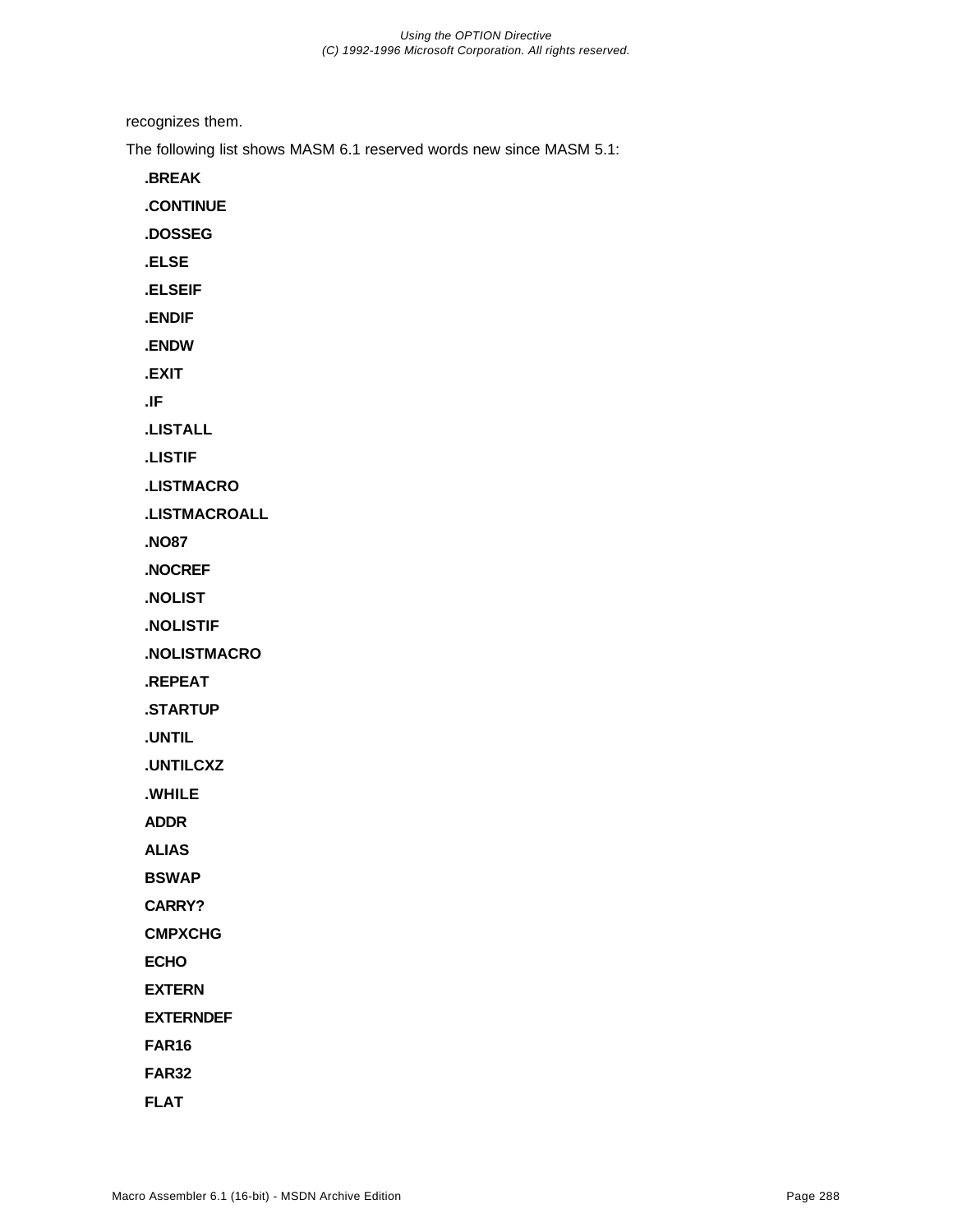recognizes them.

The following list shows MASM 6.1 reserved words new since MASM 5.1:

**.BREAK**

**.CONTINUE**

**.DOSSEG**

**.ELSE**

**.ELSEIF**

**.ENDIF**

**.ENDW**

**.EXIT**

**.IF**

**.LISTALL**

**.LISTIF**

**.LISTMACRO**

**.LISTMACROALL**

**.NO87**

**.NOCREF**

**.NOLIST**

**.NOLISTIF**

**.NOLISTMACRO**

**.REPEAT**

**.STARTUP**

**.UNTIL**

**.UNTILCXZ**

**.WHILE**

**ADDR**

**ALIAS**

**BSWAP**

**CARRY?**

**CMPXCHG**

**ECHO**

**EXTERN**

**EXTERNDEF**

**FAR16**

**FAR32**

**FLAT**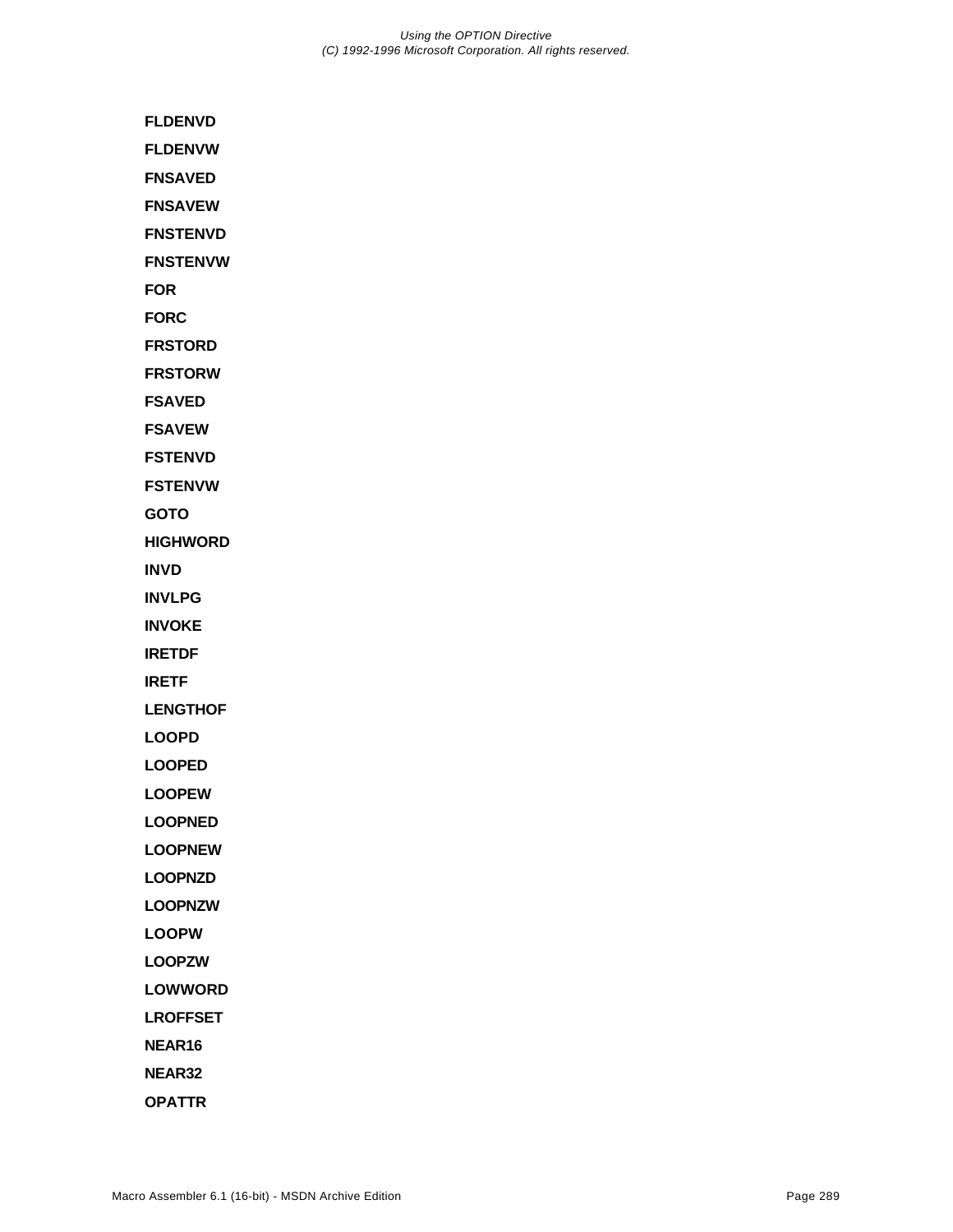**FLDENVD**

**FLDENVW**

**FNSAVED**

**FNSAVEW**

**FNSTENVD**

**FNSTENVW**

**FOR**

**FORC**

**FRSTORD**

**FRSTORW**

**FSAVED**

**FSAVEW**

**FSTENVD**

**FSTENVW**

**GOTO**

**HIGHWORD**

**INVD**

**INVLPG**

**INVOKE**

**IRETDF**

**IRETF**

**LENGTHOF**

**LOOPD**

**LOOPED**

**LOOPEW**

**LOOPNED**

**LOOPNEW**

**LOOPNZD**

**LOOPNZW**

**LOOPW**

**LOOPZW**

**LOWWORD**

**LROFFSET**

**NEAR16**

**NEAR32**

**OPATTR**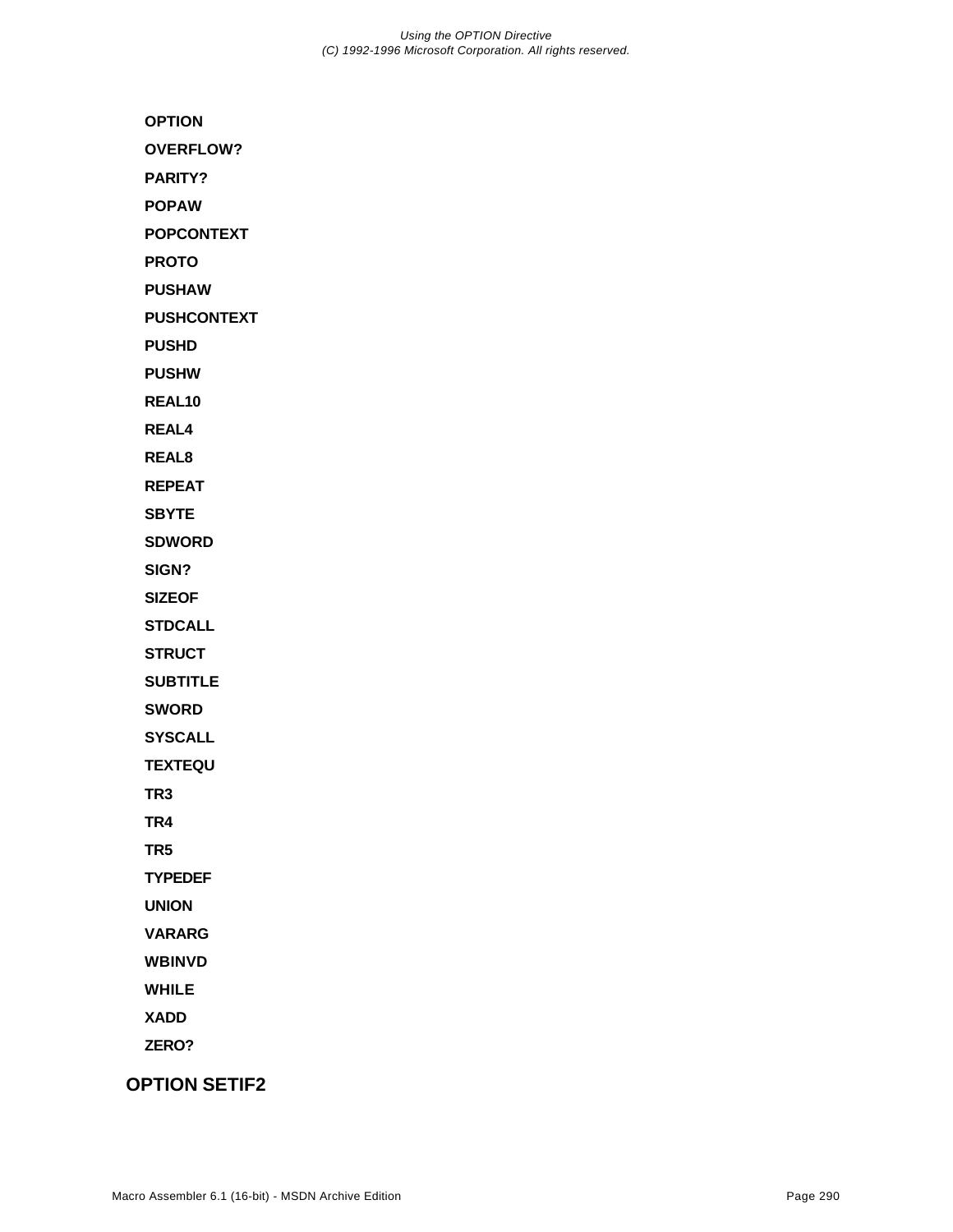**OPTION**

**OVERFLOW?**

**PARITY?**

**POPAW**

**POPCONTEXT**

**PROTO**

**PUSHAW**

**PUSHCONTEXT**

**PUSHD**

**PUSHW**

**REAL10**

**REAL4**

**REAL8**

**REPEAT**

**SBYTE**

**SDWORD**

**SIGN?**

**SIZEOF**

**STDCALL**

**STRUCT**

**SUBTITLE**

**SWORD**

**SYSCALL**

**TEXTEQU**

**TR3**

**TR4**

**TR5**

**TYPEDEF**

**UNION**

**VARARG**

**WBINVD**

**WHILE**

**XADD**

**ZERO?**

## OPTION SETIF2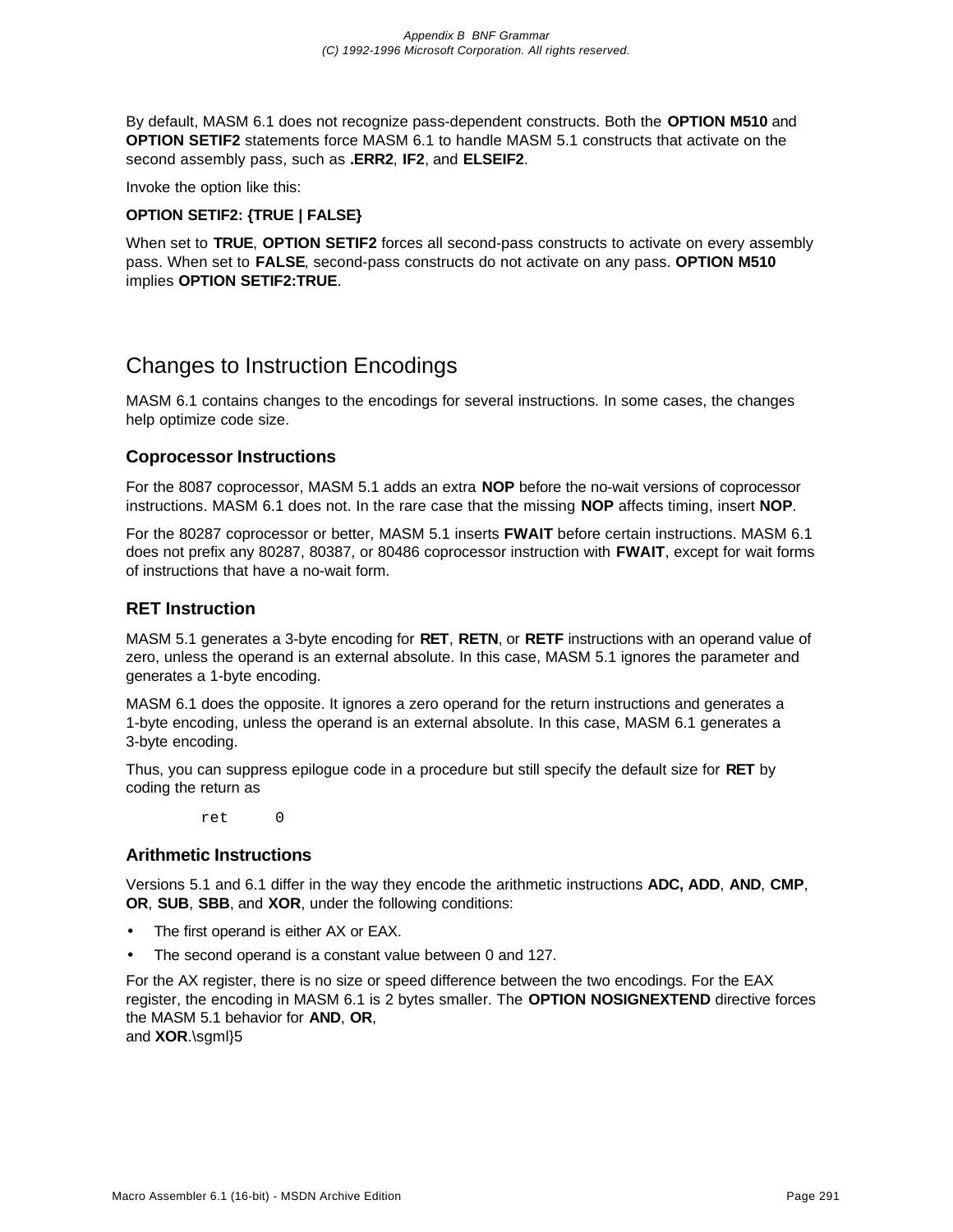By default, MASM 6.1 does not recognize pass-dependent constructs. Both the **OPTION M510** and **OPTION SETIF2** statements force MASM 6.1 to handle MASM 5.1 constructs that activate on the second assembly pass, such as **.ERR2**, **IF2**, and **ELSEIF2**.

Invoke the option like this:

**OPTION SETIF2: {TRUE | FALSE}**

When set to **TRUE**, **OPTION SETIF2** forces all second-pass constructs to activate on every assembly pass. When set to **FALSE**, second-pass constructs do not activate on any pass. **OPTION M510** implies **OPTION SETIF2:TRUE**.

## Changes to Instruction Encodings

MASM 6.1 contains changes to the encodings for several instructions. In some cases, the changes help optimize code size.

### Coprocessor Instructions

For the 8087 coprocessor, MASM 5.1 adds an extra **NOP** before the no-wait versions of coprocessor instructions. MASM 6.1 does not. In the rare case that the missing **NOP** affects timing, insert **NOP**.

For the 80287 coprocessor or better, MASM 5.1 inserts **FWAIT** before certain instructions. MASM 6.1 does not prefix any 80287, 80387, or 80486 coprocessor instruction with **FWAIT**, except for wait forms of instructions that have a no-wait form.

### RET Instruction

MASM 5.1 generates a 3-byte encoding for **RET**, **RETN**, or **RETF** instructions with an operand value of zero, unless the operand is an external absolute. In this case, MASM 5.1 ignores the parameter and generates a 1-byte encoding.

MASM 6.1 does the opposite. It ignores a zero operand for the return instructions and generates a 1-byte encoding, unless the operand is an external absolute. In this case, MASM 6.1 generates a 3-byte encoding.

Thus, you can suppress epilogue code in a procedure but still specify the default size for **RET** by coding the return as

```
ret     0
```

### Arithmetic Instructions

Versions 5.1 and 6.1 differ in the way they encode the arithmetic instructions **ADC, ADD**, **AND**, **CMP**, **OR**, **SUB**, **SBB**, and **XOR**, under the following conditions:

- The first operand is either AX or EAX.
- The second operand is a constant value between 0 and 127.

For the AX register, there is no size or speed difference between the two encodings. For the EAX register, the encoding in MASM 6.1 is 2 bytes smaller. The **OPTION NOSIGNEXTEND** directive forces the MASM 5.1 behavior for **AND**, **OR**,
and **XOR**.\sgml}5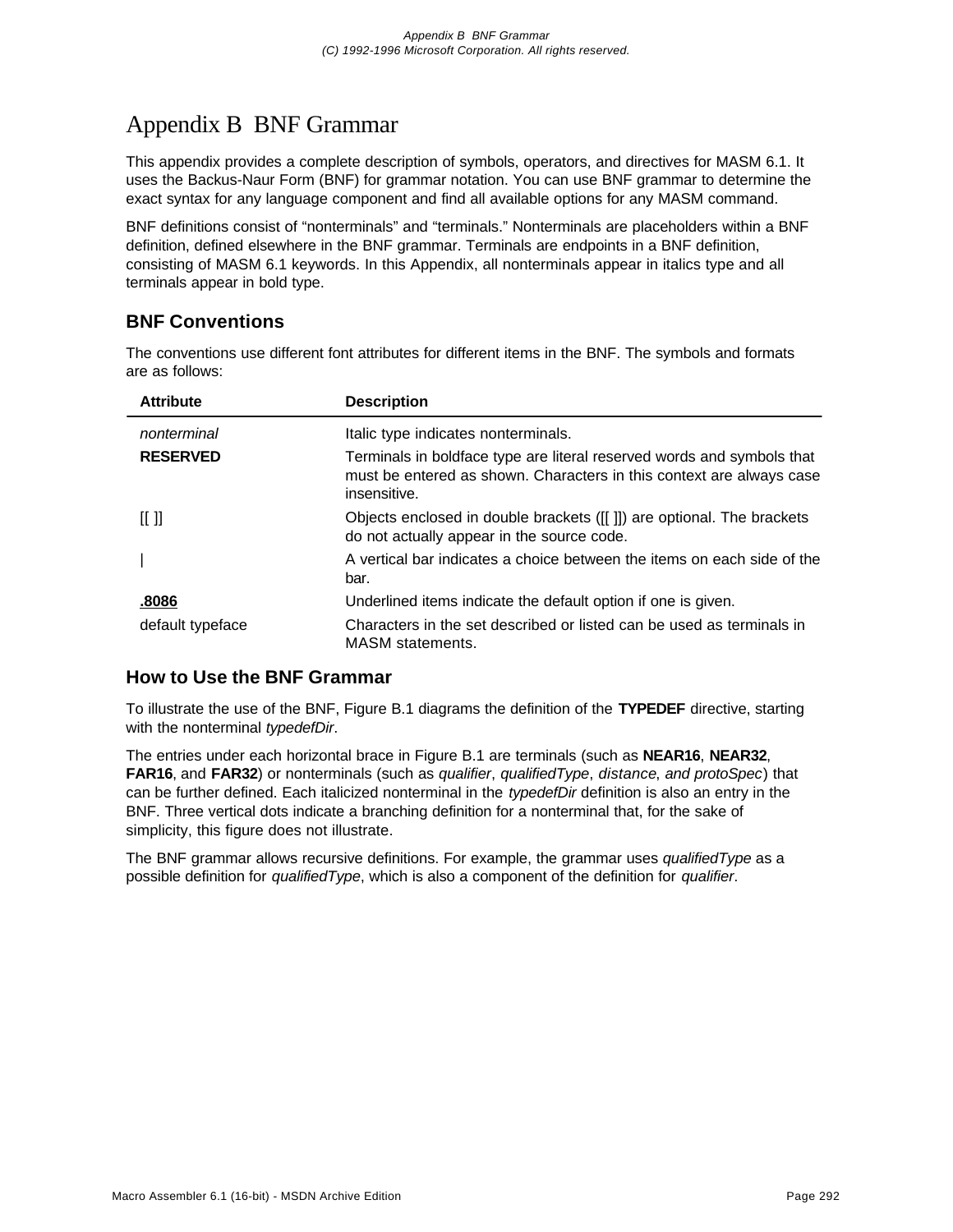# Appendix B  BNF Grammar

This appendix provides a complete description of symbols, operators, and directives for MASM 6.1. It uses the Backus-Naur Form (BNF) for grammar notation. You can use BNF grammar to determine the exact syntax for any language component and find all available options for any MASM command.

BNF definitions consist of "nonterminals" and "terminals." Nonterminals are placeholders within a BNF definition, defined elsewhere in the BNF grammar. Terminals are endpoints in a BNF definition, consisting of MASM 6.1 keywords. In this Appendix, all nonterminals appear in italics type and all terminals appear in bold type.

## BNF Conventions

The conventions use different font attributes for different items in the BNF. The symbols and formats are as follows:

| Attribute | Description |
|---|---|
| *nonterminal* | Italic type indicates nonterminals. |
| **RESERVED** | Terminals in boldface type are literal reserved words and symbols that must be entered as shown. Characters in this context are always case insensitive. |
| [[ ]] | Objects enclosed in double brackets ([[ ]]) are optional. The brackets do not actually appear in the source code. |
| \| | A vertical bar indicates a choice between the items on each side of the bar. |
| <u>**.8086**</u> | Underlined items indicate the default option if one is given. |
| default typeface | Characters in the set described or listed can be used as terminals in MASM statements. |

## How to Use the BNF Grammar

To illustrate the use of the BNF, Figure B.1 diagrams the definition of the **TYPEDEF** directive, starting with the nonterminal *typedefDir*.

The entries under each horizontal brace in Figure B.1 are terminals (such as **NEAR16**, **NEAR32**, **FAR16**, and **FAR32**) or nonterminals (such as *qualifier*, *qualifiedType*, *distance*, *and protoSpec*) that can be further defined. Each italicized nonterminal in the *typedefDir* definition is also an entry in the BNF. Three vertical dots indicate a branching definition for a nonterminal that, for the sake of simplicity, this figure does not illustrate.

The BNF grammar allows recursive definitions. For example, the grammar uses *qualifiedType* as a possible definition for *qualifiedType*, which is also a component of the definition for *qualifier*.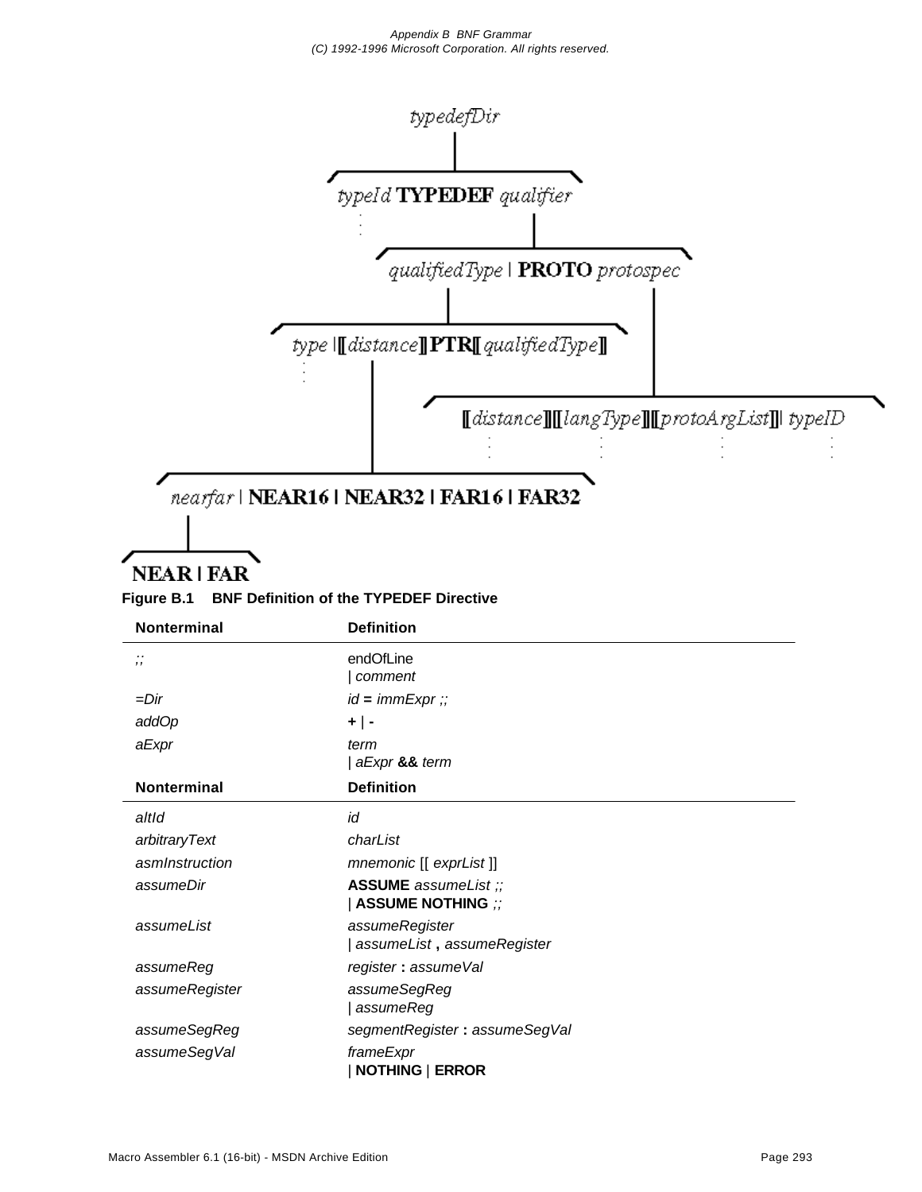```
typedefDir
  typeId TYPEDEF qualifier
    qualifiedType | PROTO protospec
      type | [[distance]] PTR [[qualifiedType]]
        nearfar | NEAR16 | NEAR32 | FAR16 | FAR32
          NEAR | FAR
      [[distance]] [[langType]] [[protoArgList]] | typeID
```

**Figure B.1 BNF Definition of the TYPEDEF Directive**

| Nonterminal | Definition |
|---|---|
| *;;* | endOfLine <br> \| *comment* |
| *=Dir* | *id* **=** *immExpr ;;* |
| *addOp* | **+** \| **-** |
| *aExpr* | *term* <br> \| *aExpr* **&&** *term* |
| *altId* | *id* |
| *arbitraryText* | *charList* |
| *asmInstruction* | *mnemonic* [[ *exprList* ]] |
| *assumeDir* | **ASSUME** *assumeList ;;* <br> \| **ASSUME NOTHING** *;;* |
| *assumeList* | *assumeRegister* <br> \| *assumeList* **,** *assumeRegister* |
| *assumeReg* | *register* **:** *assumeVal* |
| *assumeRegister* | *assumeSegReg* <br> \| *assumeReg* |
| *assumeSegReg* | *segmentRegister* **:** *assumeSegVal* |
| *assumeSegVal* | *frameExpr* <br> \| **NOTHING** \| **ERROR** |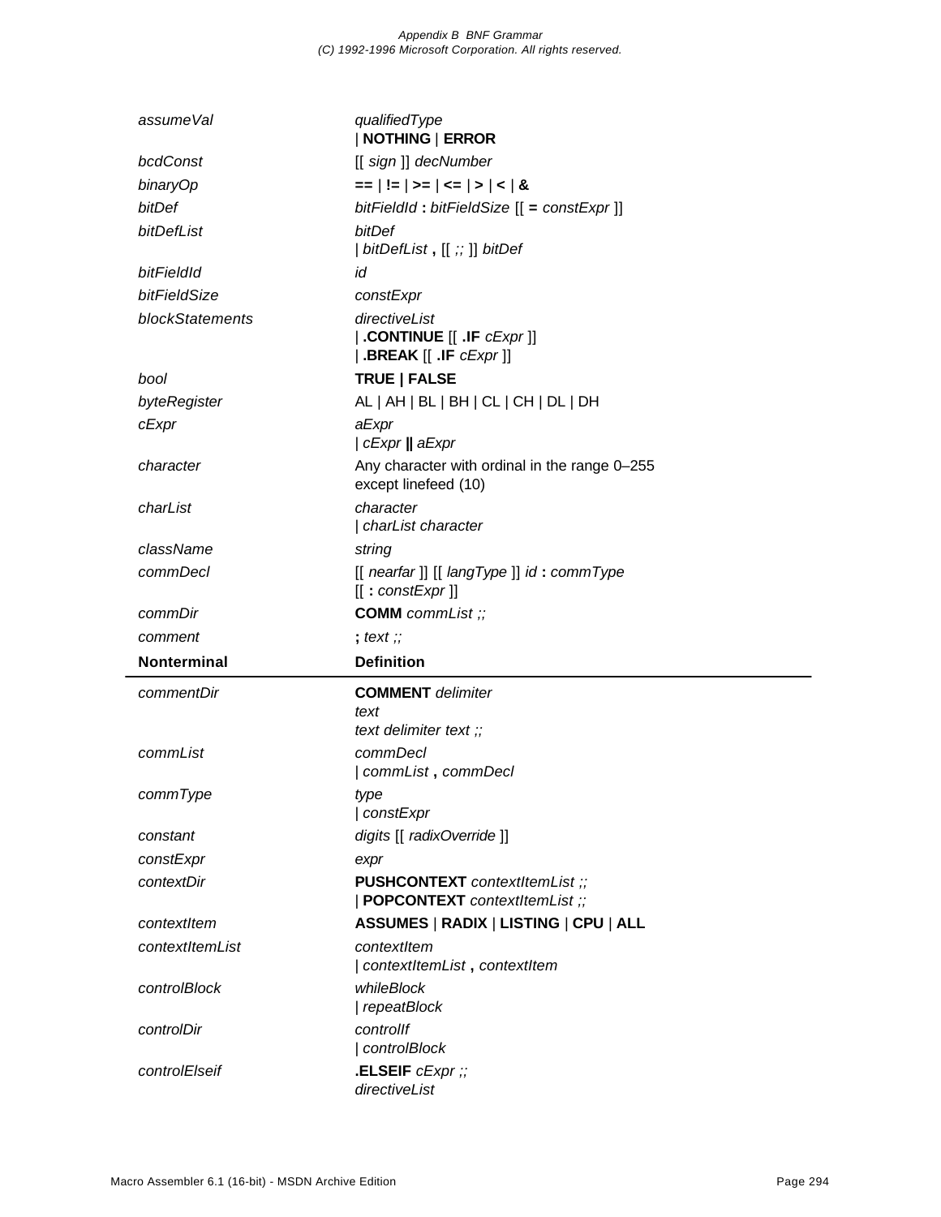| Nonterminal | Definition |
|---|---|
| *assumeVal* | *qualifiedType*<br>\| **NOTHING** \| **ERROR** |
| *bcdConst* | [[ *sign* ]] *decNumber* |
| *binaryOp* | **==** \| **!=** \| **>=** \| **<=** \| **>** \| **<** \| **&** |
| *bitDef* | *bitFieldId* **:** *bitFieldSize* [[ **=** *constExpr* ]] |
| *bitDefList* | *bitDef*<br>\| *bitDefList* **,** [[ *;;* ]] *bitDef* |
| *bitFieldId* | *id* |
| *bitFieldSize* | *constExpr* |
| *blockStatements* | *directiveList*<br>\| **.CONTINUE** [[ **.IF** *cExpr* ]]<br>\| **.BREAK** [[ **.IF** *cExpr* ]] |
| *bool* | **TRUE \| FALSE** |
| *byteRegister* | AL \| AH \| BL \| BH \| CL \| CH \| DL \| DH |
| *cExpr* | *aExpr*<br>\| *cExpr* **\|\|** *aExpr* |
| *character* | Any character with ordinal in the range 0–255 except linefeed (10) |
| *charList* | *character*<br>\| *charList character* |
| *className* | *string* |
| *commDecl* | [[ *nearfar* ]] [[ *langType* ]] *id* **:** *commType*<br>[[ **:** *constExpr* ]] |
| *commDir* | **COMM** *commList ;;* |
| *comment* | **;** *text ;;* |
| *commentDir* | **COMMENT** *delimiter*<br>*text*<br>*text delimiter text ;;* |
| *commList* | *commDecl*<br>\| *commList* **,** *commDecl* |
| *commType* | *type*<br>\| *constExpr* |
| *constant* | *digits* [[ *radixOverride* ]] |
| *constExpr* | *expr* |
| *contextDir* | **PUSHCONTEXT** *contextItemList ;;*<br>\| **POPCONTEXT** *contextItemList ;;* |
| *contextItem* | **ASSUMES** \| **RADIX** \| **LISTING** \| **CPU** \| **ALL** |
| *contextItemList* | *contextItem*<br>\| *contextItemList* **,** *contextItem* |
| *controlBlock* | *whileBlock*<br>\| *repeatBlock* |
| *controlDir* | *controlIf*<br>\| *controlBlock* |
| *controlElseif* | **.ELSEIF** *cExpr ;;*<br>*directiveList* |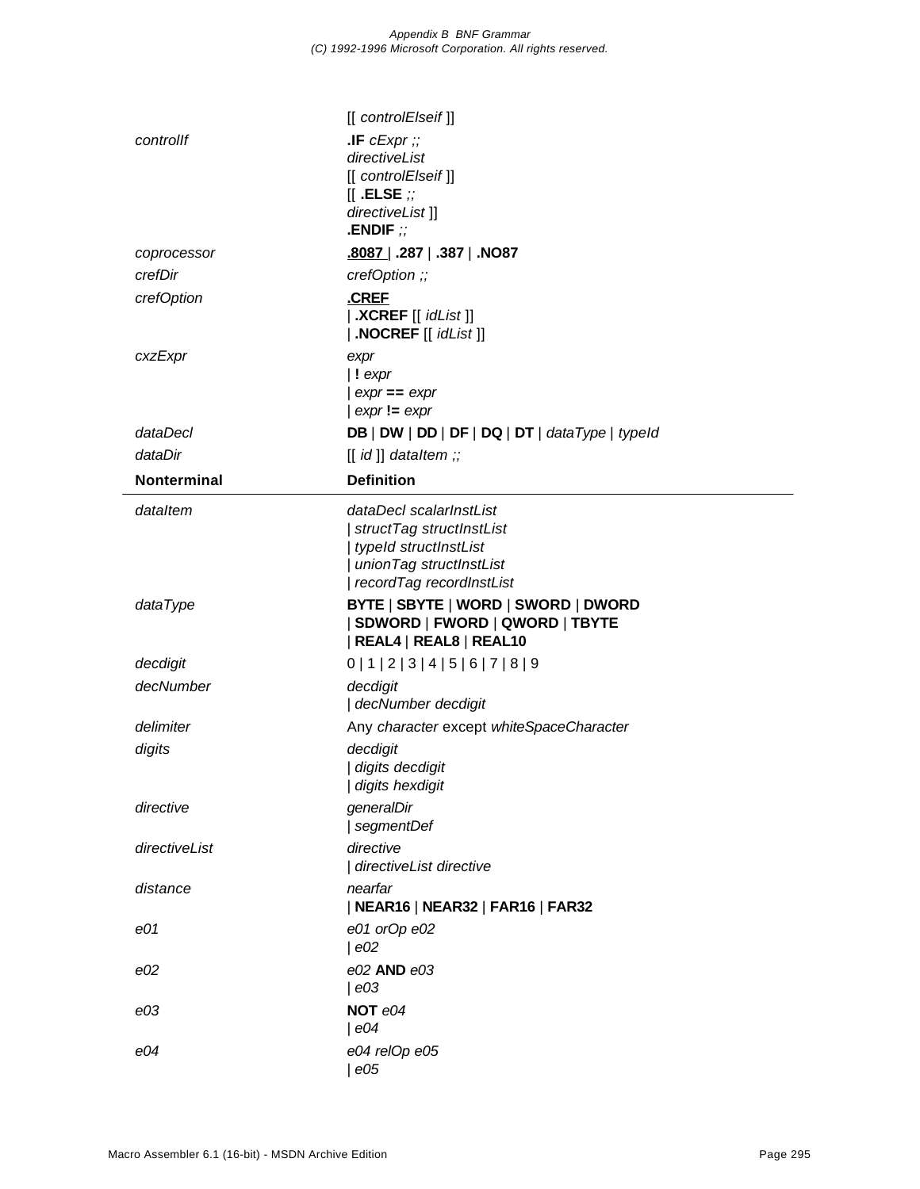| Nonterminal | Definition |
|---|---|
| | [[ *controlElseif* ]] |
| *controlIf* | **.IF** *cExpr ;;*<br>*directiveList*<br>[[ *controlElseif* ]]<br>[[ **.ELSE** *;;*<br>*directiveList* ]]<br>**.ENDIF** *;;* |
| *coprocessor* | **.8087** \| **.287** \| **.387** \| **.NO87** |
| *crefDir* | *crefOption ;;* |
| *crefOption* | **.CREF**<br>\| **.XCREF** [[ *idList* ]]<br>\| **.NOCREF** [[ *idList* ]] |
| *cxzExpr* | *expr*<br>\| **!** *expr*<br>\| *expr* **==** *expr*<br>\| *expr* **!=** *expr* |
| *dataDecl* | **DB** \| **DW** \| **DD** \| **DF** \| **DQ** \| **DT** \| *dataType* \| *typeId* |
| *dataDir* | [[ *id* ]] *dataItem ;;* |

| Nonterminal | Definition |
|---|---|
| *dataItem* | *dataDecl scalarInstList*<br>\| *structTag structInstList*<br>\| *typeId structInstList*<br>\| *unionTag structInstList*<br>\| *recordTag recordInstList* |
| *dataType* | **BYTE** \| **SBYTE** \| **WORD** \| **SWORD** \| **DWORD**<br>\| **SDWORD** \| **FWORD** \| **QWORD** \| **TBYTE**<br>\| **REAL4** \| **REAL8** \| **REAL10** |
| *decdigit* | 0 \| 1 \| 2 \| 3 \| 4 \| 5 \| 6 \| 7 \| 8 \| 9 |
| *decNumber* | *decdigit*<br>\| *decNumber decdigit* |
| *delimiter* | Any *character* except *whiteSpaceCharacter* |
| *digits* | *decdigit*<br>\| *digits decdigit*<br>\| *digits hexdigit* |
| *directive* | *generalDir*<br>\| *segmentDef* |
| *directiveList* | *directive*<br>\| *directiveList directive* |
| *distance* | *nearfar*<br>\| **NEAR16** \| **NEAR32** \| **FAR16** \| **FAR32** |
| *e01* | *e01 orOp e02*<br>\| *e02* |
| *e02* | *e02* **AND** *e03*<br>\| *e03* |
| *e03* | **NOT** *e04*<br>\| *e04* |
| *e04* | *e04 relOp e05*<br>\| *e05* |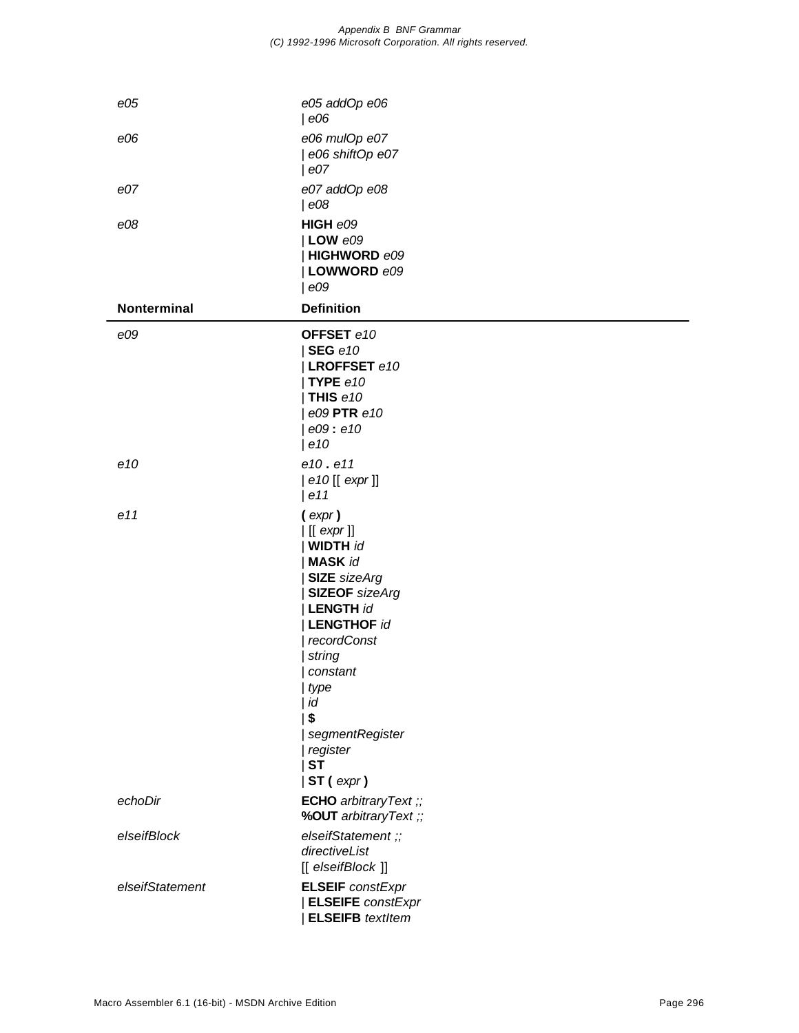| Nonterminal | Definition |
|---|---|
| *e05* | *e05 addOp e06*<br>\| *e06* |
| *e06* | *e06 mulOp e07*<br>\| *e06 shiftOp e07*<br>\| *e07* |
| *e07* | *e07 addOp e08*<br>\| *e08* |
| *e08* | **HIGH** *e09*<br>\| **LOW** *e09*<br>\| **HIGHWORD** *e09*<br>\| **LOWWORD** *e09*<br>\| *e09* |
| *e09* | **OFFSET** *e10*<br>\| **SEG** *e10*<br>\| **LROFFSET** *e10*<br>\| **TYPE** *e10*<br>\| **THIS** *e10*<br>\| *e09* **PTR** *e10*<br>\| *e09* **:** *e10*<br>\| *e10* |
| *e10* | *e10* **.** *e11*<br>\| *e10* [[ *expr* ]]<br>\| *e11* |
| *e11* | **(** *expr* **)**<br>\| [[ *expr* ]]<br>\| **WIDTH** *id*<br>\| **MASK** *id*<br>\| **SIZE** *sizeArg*<br>\| **SIZEOF** *sizeArg*<br>\| **LENGTH** *id*<br>\| **LENGTHOF** *id*<br>\| *recordConst*<br>\| *string*<br>\| *constant*<br>\| *type*<br>\| *id*<br>\| **$**<br>\| *segmentRegister*<br>\| *register*<br>\| **ST**<br>\| **ST (** *expr* **)** |
| *echoDir* | **ECHO** *arbitraryText ;;*<br>**%OUT** *arbitraryText ;;* |
| *elseifBlock* | *elseifStatement ;;*<br>*directiveList*<br>[[ *elseifBlock* ]] |
| *elseifStatement* | **ELSEIF** *constExpr*<br>\| **ELSEIFE** *constExpr*<br>\| **ELSEIFB** *textItem* |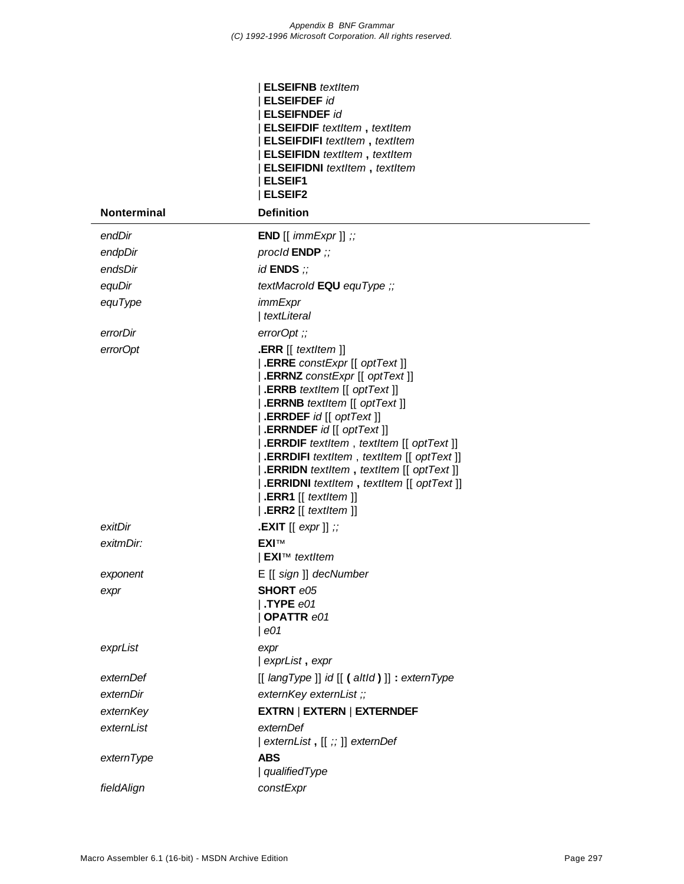| ELSEIFNB *textItem*
| ELSEIFDEF *id*
| ELSEIFNDEF *id*
| ELSEIFDIF *textItem* **,** *textItem*
| ELSEIFDIFI *textItem* **,** *textItem*
| ELSEIFIDN *textItem* **,** *textItem*
| ELSEIFIDNI *textItem* **,** *textItem*
| ELSEIF1
| ELSEIF2

| Nonterminal | Definition |
|---|---|
| *endDir* | **END** [[ *immExpr* ]] *;;* |
| *endpDir* | *procId* **ENDP** *;;* |
| *endsDir* | *id* **ENDS** *;;* |
| *equDir* | *textMacroId* **EQU** *equType* *;;* |
| *equType* | *immExpr*<br>\| *textLiteral* |
| *errorDir* | *errorOpt* *;;* |
| *errorOpt* | **.ERR** [[ *textItem* ]]<br>\| **.ERRE** *constExpr* [[ *optText* ]]<br>\| **.ERRNZ** *constExpr* [[ *optText* ]]<br>\| **.ERRB** *textItem* [[ *optText* ]]<br>\| **.ERRNB** *textItem* [[ *optText* ]]<br>\| **.ERRDEF** *id* [[ *optText* ]]<br>\| **.ERRNDEF** *id* [[ *optText* ]]<br>\| **.ERRDIF** *textItem* , *textItem* [[ *optText* ]]<br>\| **.ERRDIFI** *textItem* , *textItem* [[ *optText* ]]<br>\| **.ERRIDN** *textItem* **,** *textItem* [[ *optText* ]]<br>\| **.ERRIDNI** *textItem* **,** *textItem* [[ *optText* ]]<br>\| **.ERR1** [[ *textItem* ]]<br>\| **.ERR2** [[ *textItem* ]] |
| *exitDir* | **.EXIT** [[ *expr* ]] *;;* |
| *exitmDir:* | **EXI™**<br>\| **EXI™** *textItem* |
| *exponent* | E [[ *sign* ]] *decNumber* |
| *expr* | **SHORT** *e05*<br>\| **.TYPE** *e01*<br>\| **OPATTR** *e01*<br>\| *e01* |
| *exprList* | *expr*<br>\| *exprList* **,** *expr* |
| *externDef* | [[ *langType* ]] *id* [[ **(** *altId* **)** ]] **:** *externType* |
| *externDir* | *externKey externList ;;* |
| *externKey* | **EXTRN** \| **EXTERN** \| **EXTERNDEF** |
| *externList* | *externDef*<br>\| *externList* **,** [[ *;;* ]] *externDef* |
| *externType* | **ABS**<br>\| *qualifiedType* |
| *fieldAlign* | *constExpr* |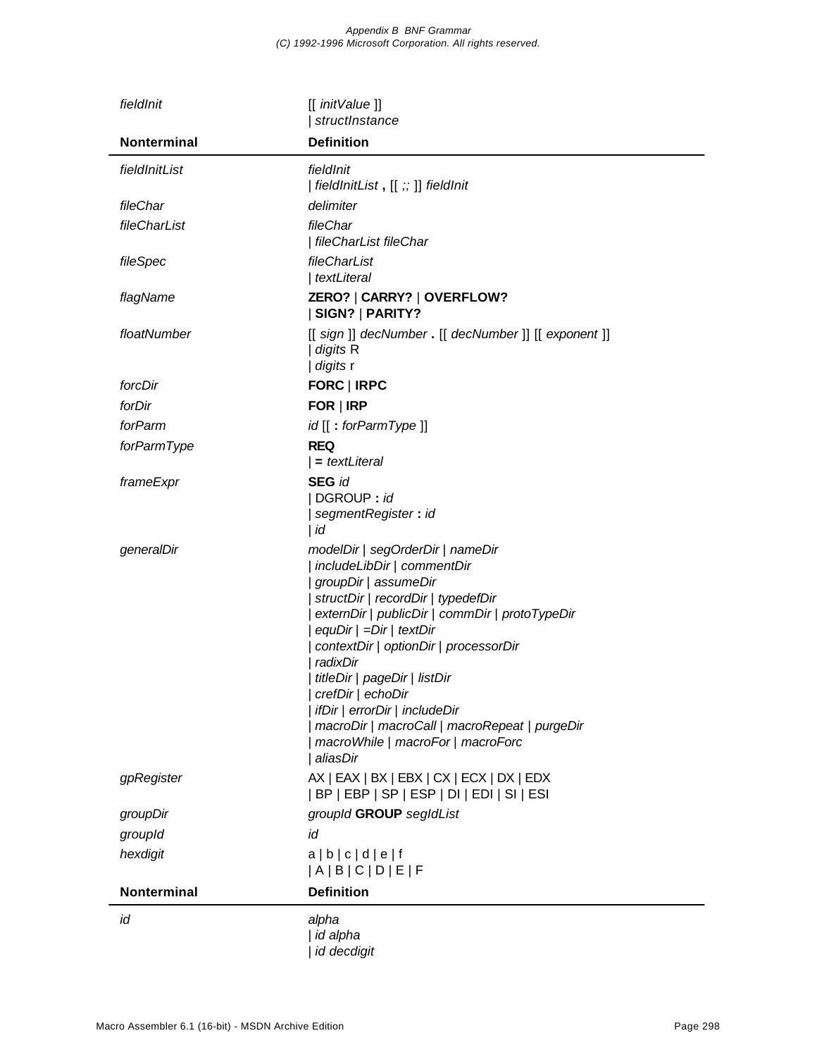| Nonterminal | Definition |
|---|---|
| *fieldInit* | [[ *initValue* ]]<br>\| *structInstance* |
| *fieldInitList* | *fieldInit*<br>\| *fieldInitList* **,** [[ *;;* ]] *fieldInit* |
| *fileChar* | *delimiter* |
| *fileCharList* | *fileChar*<br>\| *fileCharList fileChar* |
| *fileSpec* | *fileCharList*<br>\| *textLiteral* |
| *flagName* | **ZERO?** \| **CARRY?** \| **OVERFLOW?**<br>\| **SIGN?** \| **PARITY?** |
| *floatNumber* | [[ *sign* ]] *decNumber* **.** [[ *decNumber* ]] [[ *exponent* ]]<br>\| *digits* R<br>\| *digits* r |
| *forcDir* | **FORC** \| **IRPC** |
| *forDir* | **FOR** \| **IRP** |
| *forParm* | *id* [[ **:** *forParmType* ]] |
| *forParmType* | **REQ**<br>\| **=** *textLiteral* |
| *frameExpr* | **SEG** *id*<br>\| DGROUP **:** *id*<br>\| *segmentRegister* **:** *id*<br>\| *id* |
| *generalDir* | *modelDir* \| *segOrderDir* \| *nameDir*<br>\| *includeLibDir* \| *commentDir*<br>\| *groupDir* \| *assumeDir*<br>\| *structDir* \| *recordDir* \| *typedefDir*<br>\| *externDir* \| *publicDir* \| *commDir* \| *protoTypeDir*<br>\| *equDir* \| *=Dir* \| *textDir*<br>\| *contextDir* \| *optionDir* \| *processorDir*<br>\| *radixDir*<br>\| *titleDir* \| *pageDir* \| *listDir*<br>\| *crefDir* \| *echoDir*<br>\| *ifDir* \| *errorDir* \| *includeDir*<br>\| *macroDir* \| *macroCall* \| *macroRepeat* \| *purgeDir*<br>\| *macroWhile* \| *macroFor* \| *macroForc*<br>\| *aliasDir* |
| *gpRegister* | AX \| EAX \| BX \| EBX \| CX \| ECX \| DX \| EDX<br>\| BP \| EBP \| SP \| ESP \| DI \| EDI \| SI \| ESI |
| *groupDir* | *groupId* **GROUP** *segIdList* |
| *groupId* | *id* |
| *hexdigit* | a \| b \| c \| d \| e \| f<br>\| A \| B \| C \| D \| E \| F |
| *id* | *alpha*<br>\| *id alpha*<br>\| *id decdigit* |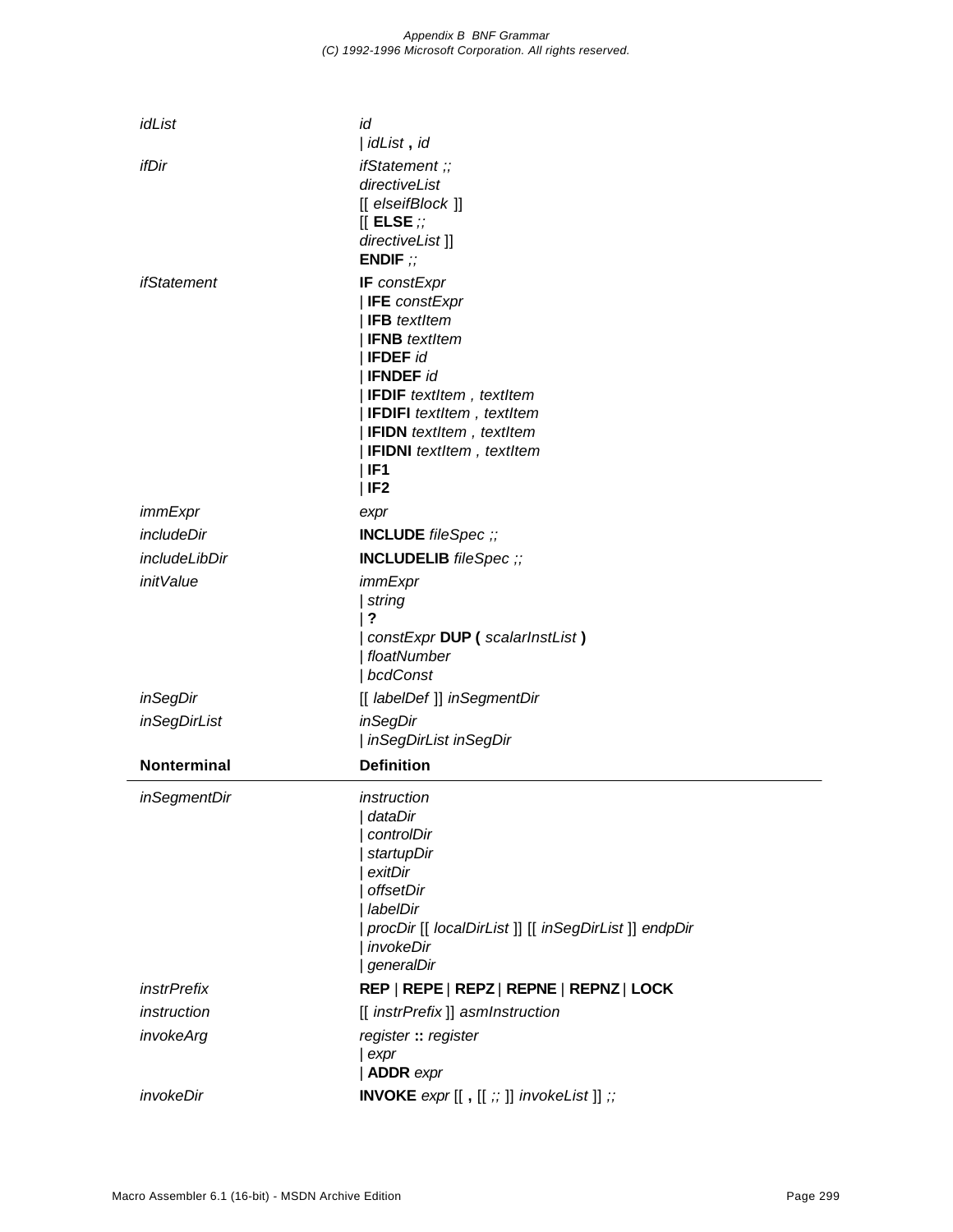| Nonterminal | Definition |
|---|---|
| *idList* | *id*<br>\| *idList* **,** *id* |
| *ifDir* | *ifStatement ;;*<br>*directiveList*<br>[[ *elseifBlock* ]]<br>[[ **ELSE** *;;*<br>*directiveList* ]]<br>**ENDIF** *;;* |
| *ifStatement* | **IF** *constExpr*<br>\| **IFE** *constExpr*<br>\| **IFB** *textItem*<br>\| **IFNB** *textItem*<br>\| **IFDEF** *id*<br>\| **IFNDEF** *id*<br>\| **IFDIF** *textItem , textItem*<br>\| **IFDIFI** *textItem , textItem*<br>\| **IFIDN** *textItem , textItem*<br>\| **IFIDNI** *textItem , textItem*<br>\| **IF1**<br>\| **IF2** |
| *immExpr* | *expr* |
| *includeDir* | **INCLUDE** *fileSpec ;;* |
| *includeLibDir* | **INCLUDELIB** *fileSpec ;;* |
| *initValue* | *immExpr*<br>\| *string*<br>\| **?**<br>\| *constExpr* **DUP (** *scalarInstList* **)**<br>\| *floatNumber*<br>\| *bcdConst* |
| *inSegDir* | [[ *labelDef* ]] *inSegmentDir* |
| *inSegDirList* | *inSegDir*<br>\| *inSegDirList inSegDir* |
| *inSegmentDir* | *instruction*<br>\| *dataDir*<br>\| *controlDir*<br>\| *startupDir*<br>\| *exitDir*<br>\| *offsetDir*<br>\| *labelDir*<br>\| *procDir* [[ *localDirList* ]] [[ *inSegDirList* ]] *endpDir*<br>\| *invokeDir*<br>\| *generalDir* |
| *instrPrefix* | **REP** \| **REPE** \| **REPZ** \| **REPNE** \| **REPNZ** \| **LOCK** |
| *instruction* | [[ *instrPrefix* ]] *asmInstruction* |
| *invokeArg* | *register* **::** *register*<br>\| *expr*<br>\| **ADDR** *expr* |
| *invokeDir* | **INVOKE** *expr* [[ **,** [[ *;;* ]] *invokeList* ]] *;;* |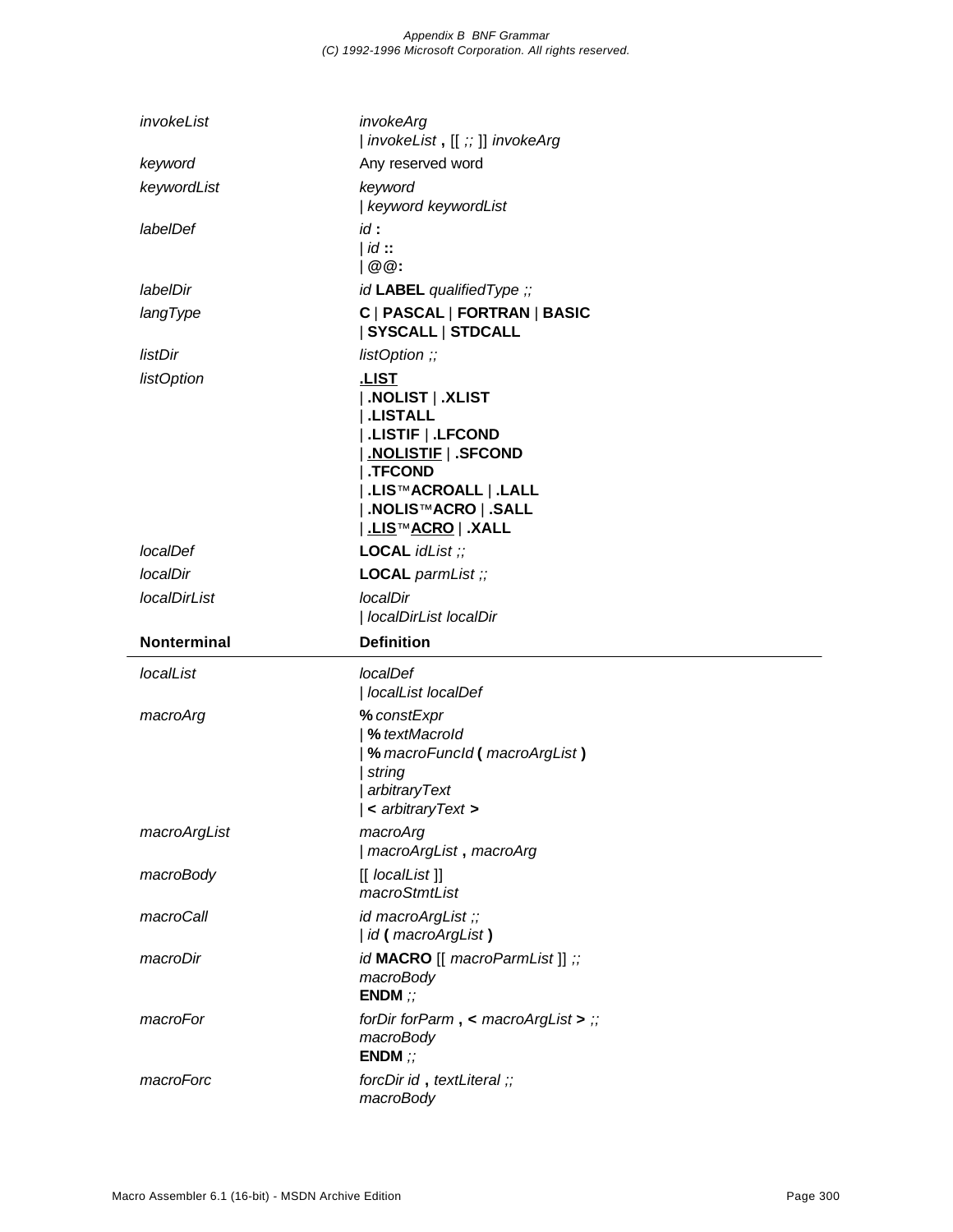| Nonterminal | Definition |
| --- | --- |
| *invokeList* | *invokeArg*<br>\| *invokeList* **,** [[ *;;* ]] *invokeArg* |
| *keyword* | Any reserved word |
| *keywordList* | *keyword*<br>\| *keyword keywordList* |
| *labelDef* | *id* **:**<br>\| *id* **::**<br>\| **@@:** |
| *labelDir* | *id* **LABEL** *qualifiedType ;;* |
| *langType* | **C** \| **PASCAL** \| **FORTRAN** \| **BASIC**<br>\| **SYSCALL** \| **STDCALL** |
| *listDir* | *listOption ;;* |
| *listOption* | **.LIST**<br>\| **.NOLIST** \| **.XLIST**<br>\| **.LISTALL**<br>\| **.LISTIF** \| **.LFCOND**<br>\| **.NOLISTIF** \| **.SFCOND**<br>\| **.TFCOND**<br>\| **.LIS™ACROALL** \| **.LALL**<br>\| **.NOLIS™ACRO** \| **.SALL**<br>\| **.LIS™ACRO** \| **.XALL** |
| *localDef* | **LOCAL** *idList ;;* |
| *localDir* | **LOCAL** *parmList ;;* |
| *localDirList* | *localDir*<br>\| *localDirList localDir* |
| *localList* | *localDef*<br>\| *localList localDef* |
| *macroArg* | **%** *constExpr*<br>\| **%** *textMacroId*<br>\| **%** *macroFuncId* **(** *macroArgList* **)**<br>\| *string*<br>\| *arbitraryText*<br>\| **<** *arbitraryText* **>** |
| *macroArgList* | *macroArg*<br>\| *macroArgList* **,** *macroArg* |
| *macroBody* | [[ *localList* ]]<br>*macroStmtList* |
| *macroCall* | *id macroArgList ;;*<br>\| *id* **(** *macroArgList* **)** |
| *macroDir* | *id* **MACRO** [[ *macroParmList* ]] *;;*<br>*macroBody*<br>**ENDM** *;;* |
| *macroFor* | *forDir forParm* **,** **<** *macroArgList* **>** *;;*<br>*macroBody*<br>**ENDM** *;;* |
| *macroForc* | *forcDir id* **,** *textLiteral ;;*<br>*macroBody* |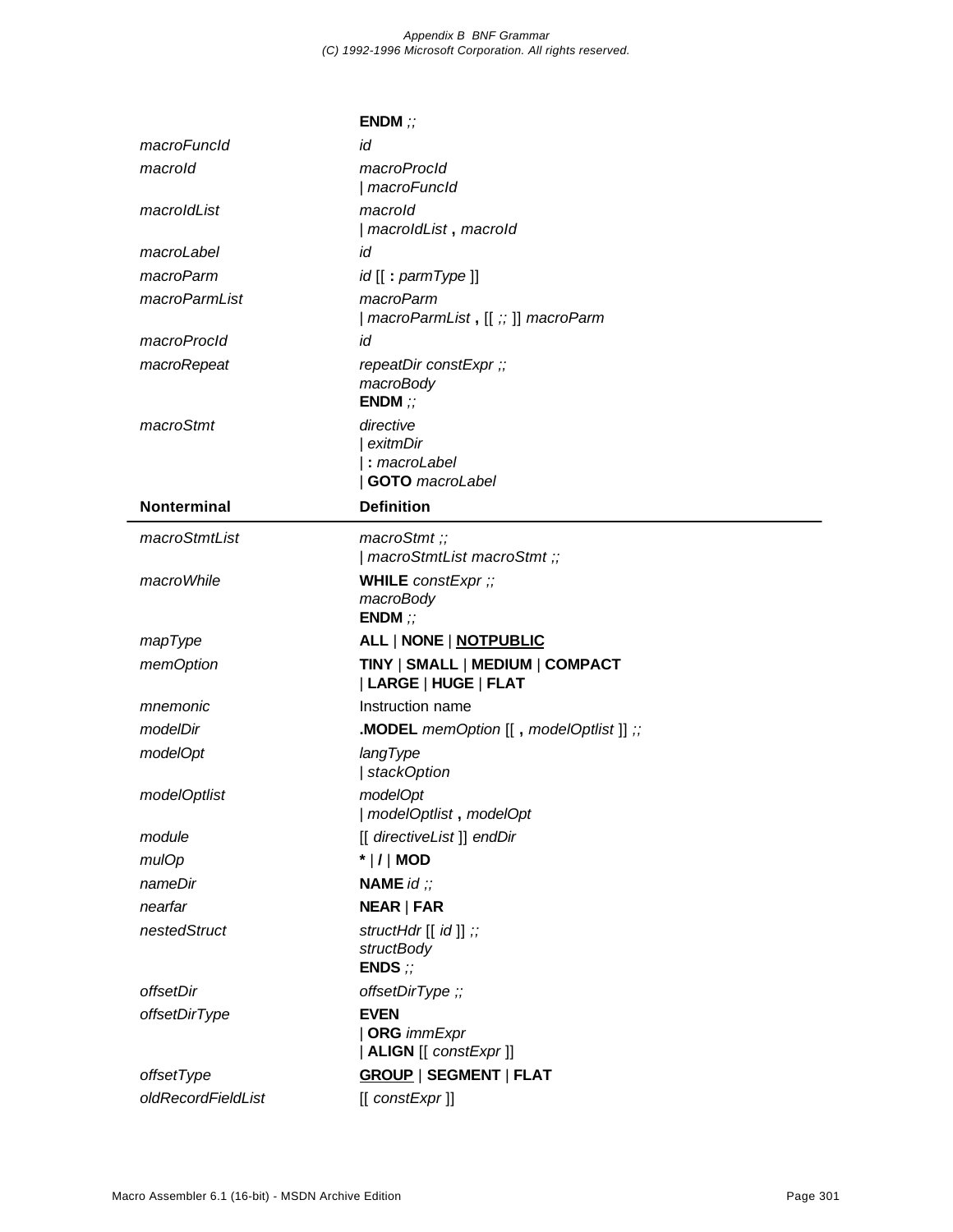| | |
|---|---|
| | **ENDM** *;;* |
| *macroFuncId* | *id* |
| *macroId* | *macroProcId*<br>\| *macroFuncId* |
| *macroIdList* | *macroId*<br>\| *macroIdList* **,** *macroId* |
| *macroLabel* | *id* |
| *macroParm* | *id* [[ **:** *parmType* ]] |
| *macroParmList* | *macroParm*<br>\| *macroParmList* **,** [[ *;;* ]] *macroParm* |
| *macroProcId* | *id* |
| *macroRepeat* | *repeatDir constExpr ;;*<br>*macroBody*<br>**ENDM** *;;* |
| *macroStmt* | *directive*<br>\| *exitmDir*<br>\| **:** *macroLabel*<br>\| **GOTO** *macroLabel* |

| Nonterminal | Definition |
|---|---|
| *macroStmtList* | *macroStmt ;;*<br>\| *macroStmtList macroStmt ;;* |
| *macroWhile* | **WHILE** *constExpr ;;*<br>*macroBody*<br>**ENDM** *;;* |
| *mapType* | **ALL** \| **NONE** \| <u>**NOTPUBLIC**</u> |
| *memOption* | **TINY** \| **SMALL** \| **MEDIUM** \| **COMPACT**<br>\| **LARGE** \| **HUGE** \| **FLAT** |
| *mnemonic* | Instruction name |
| *modelDir* | **.MODEL** *memOption* [[ **,** *modelOptlist* ]] *;;* |
| *modelOpt* | *langType*<br>\| *stackOption* |
| *modelOptlist* | *modelOpt*<br>\| *modelOptlist* **,** *modelOpt* |
| *module* | [[ *directiveList* ]] *endDir* |
| *mulOp* | ***** \| **/** \| **MOD** |
| *nameDir* | **NAME** *id ;;* |
| *nearfar* | **NEAR** \| **FAR** |
| *nestedStruct* | *structHdr* [[ *id* ]] *;;*<br>*structBody*<br>**ENDS** *;;* |
| *offsetDir* | *offsetDirType ;;* |
| *offsetDirType* | **EVEN**<br>\| **ORG** *immExpr*<br>\| **ALIGN** [[ *constExpr* ]] |
| *offsetType* | <u>**GROUP**</u> \| **SEGMENT** \| **FLAT** |
| *oldRecordFieldList* | [[ *constExpr* ]] |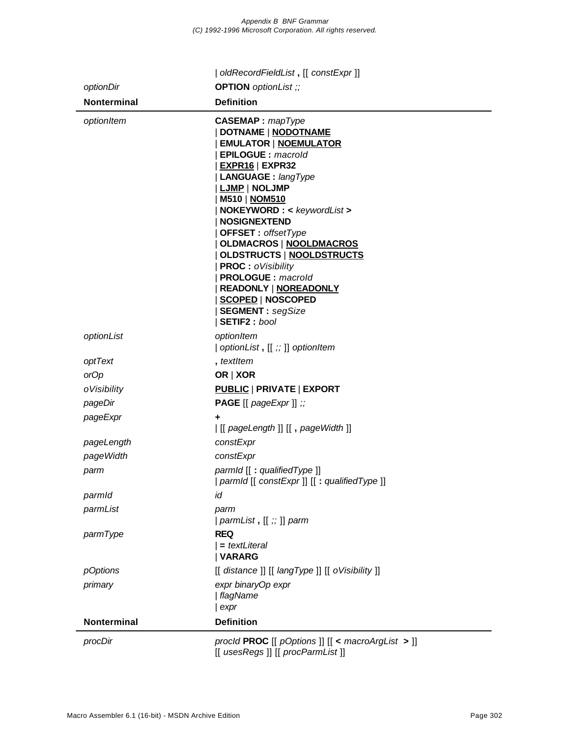| Nonterminal | Definition |
|---|---|
| | \| *oldRecordFieldList* **,** [[ *constExpr* ]] |
| *optionDir* | **OPTION** *optionList ;;* |

| Nonterminal | Definition |
|---|---|
| *optionItem* | **CASEMAP :** *mapType*<br>\| **DOTNAME** \| **NODOTNAME**<br>\| **EMULATOR** \| **NOEMULATOR**<br>\| **EPILOGUE :** *macroId*<br>\| **EXPR16** \| **EXPR32**<br>\| **LANGUAGE :** *langType*<br>\| **LJMP** \| **NOLJMP**<br>\| **M510** \| **NOM510**<br>\| **NOKEYWORD : <** *keywordList* **>**<br>\| **NOSIGNEXTEND**<br>\| **OFFSET :** *offsetType*<br>\| **OLDMACROS** \| **NOOLDMACROS**<br>\| **OLDSTRUCTS** \| **NOOLDSTRUCTS**<br>\| **PROC :** *oVisibility*<br>\| **PROLOGUE :** *macroId*<br>\| **READONLY** \| **NOREADONLY**<br>\| **SCOPED** \| **NOSCOPED**<br>\| **SEGMENT :** *segSize*<br>\| **SETIF2 :** *bool* |
| *optionList* | *optionItem*<br>\| *optionList* **,** [[ *;;* ]] *optionItem* |
| *optText* | **,** *textItem* |
| *orOp* | **OR** \| **XOR** |
| *oVisibility* | **PUBLIC** \| **PRIVATE** \| **EXPORT** |
| *pageDir* | **PAGE** [[ *pageExpr* ]] *;;* |
| *pageExpr* | **+**<br>\| [[ *pageLength* ]] [[ **,** *pageWidth* ]] |
| *pageLength* | *constExpr* |
| *pageWidth* | *constExpr* |
| *parm* | *parmId* [[ **:** *qualifiedType* ]]<br>\| *parmId* [[ *constExpr* ]] [[ **:** *qualifiedType* ]] |
| *parmId* | *id* |
| *parmList* | *parm*<br>\| *parmList* **,** [[ *;;* ]] *parm* |
| *parmType* | **REQ**<br>\| **=** *textLiteral*<br>\| **VARARG** |
| *pOptions* | [[ *distance* ]] [[ *langType* ]] [[ *oVisibility* ]] |
| *primary* | *expr binaryOp expr*<br>\| *flagName*<br>\| *expr* |

| Nonterminal | Definition |
|---|---|
| *procDir* | *procId* **PROC** [[ *pOptions* ]] [[ **<** *macroArgList* **>** ]]<br>[[ *usesRegs* ]] [[ *procParmList* ]] |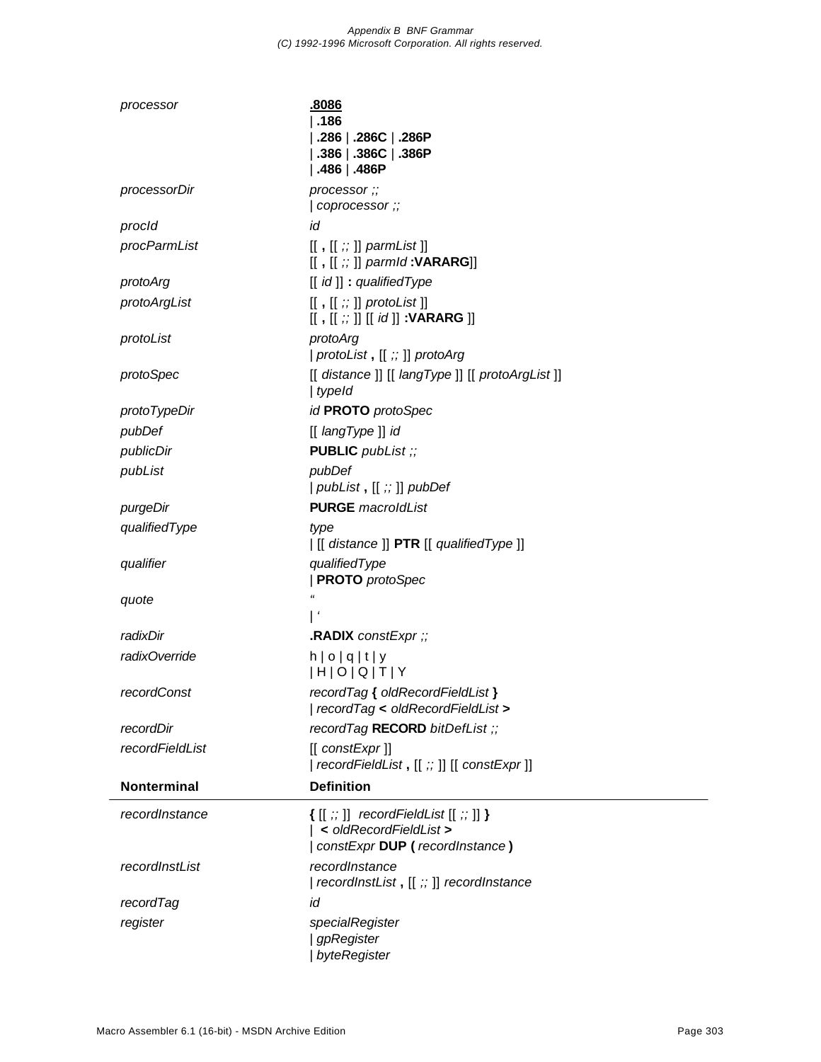| Nonterminal | Definition |
|---|---|
| *processor* | **.8086**<br>\| **.186**<br>\| **.286** \| **.286C** \| **.286P**<br>\| **.386** \| **.386C** \| **.386P**<br>\| **.486** \| **.486P** |
| *processorDir* | *processor ;;*<br>\| *coprocessor ;;* |
| *procId* | *id* |
| *procParmList* | [[ **,** [[ *;;* ]] *parmList* ]]<br>[[ **,** [[ *;;* ]] *parmId* **:VARARG**]] |
| *protoArg* | [[ *id* ]] **:** *qualifiedType* |
| *protoArgList* | [[ **,** [[ *;;* ]] *protoList* ]]<br>[[ **,** [[ *;;* ]] [[ *id* ]] **:VARARG** ]] |
| *protoList* | *protoArg*<br>\| *protoList* **,** [[ *;;* ]] *protoArg* |
| *protoSpec* | [[ *distance* ]] [[ *langType* ]] [[ *protoArgList* ]]<br>\| *typeId* |
| *protoTypeDir* | *id* **PROTO** *protoSpec* |
| *pubDef* | [[ *langType* ]] *id* |
| *publicDir* | **PUBLIC** *pubList ;;* |
| *pubList* | *pubDef*<br>\| *pubList* **,** [[ *;;* ]] *pubDef* |
| *purgeDir* | **PURGE** *macroIdList* |
| *qualifiedType* | *type*<br>\| [[ *distance* ]] **PTR** [[ *qualifiedType* ]] |
| *qualifier* | *qualifiedType*<br>\| **PROTO** *protoSpec* |
| *quote* | "<br>\| ' |
| *radixDir* | **.RADIX** *constExpr ;;* |
| *radixOverride* | h \| o \| q \| t \| y<br>\| H \| O \| Q \| T \| Y |
| *recordConst* | *recordTag* **{** *oldRecordFieldList* **}**<br>\| *recordTag* **<** *oldRecordFieldList* **>** |
| *recordDir* | *recordTag* **RECORD** *bitDefList ;;* |
| *recordFieldList* | [[ *constExpr* ]]<br>\| *recordFieldList* **,** [[ *;;* ]] [[ *constExpr* ]] |
| *recordInstance* | **{** [[ *;;* ]] *recordFieldList* [[ *;;* ]] **}**<br>\| **<** *oldRecordFieldList* **>**<br>\| *constExpr* **DUP (** *recordInstance* **)** |
| *recordInstList* | *recordInstance*<br>\| *recordInstList* **,** [[ *;;* ]] *recordInstance* |
| *recordTag* | *id* |
| *register* | *specialRegister*<br>\| *gpRegister*<br>\| *byteRegister* |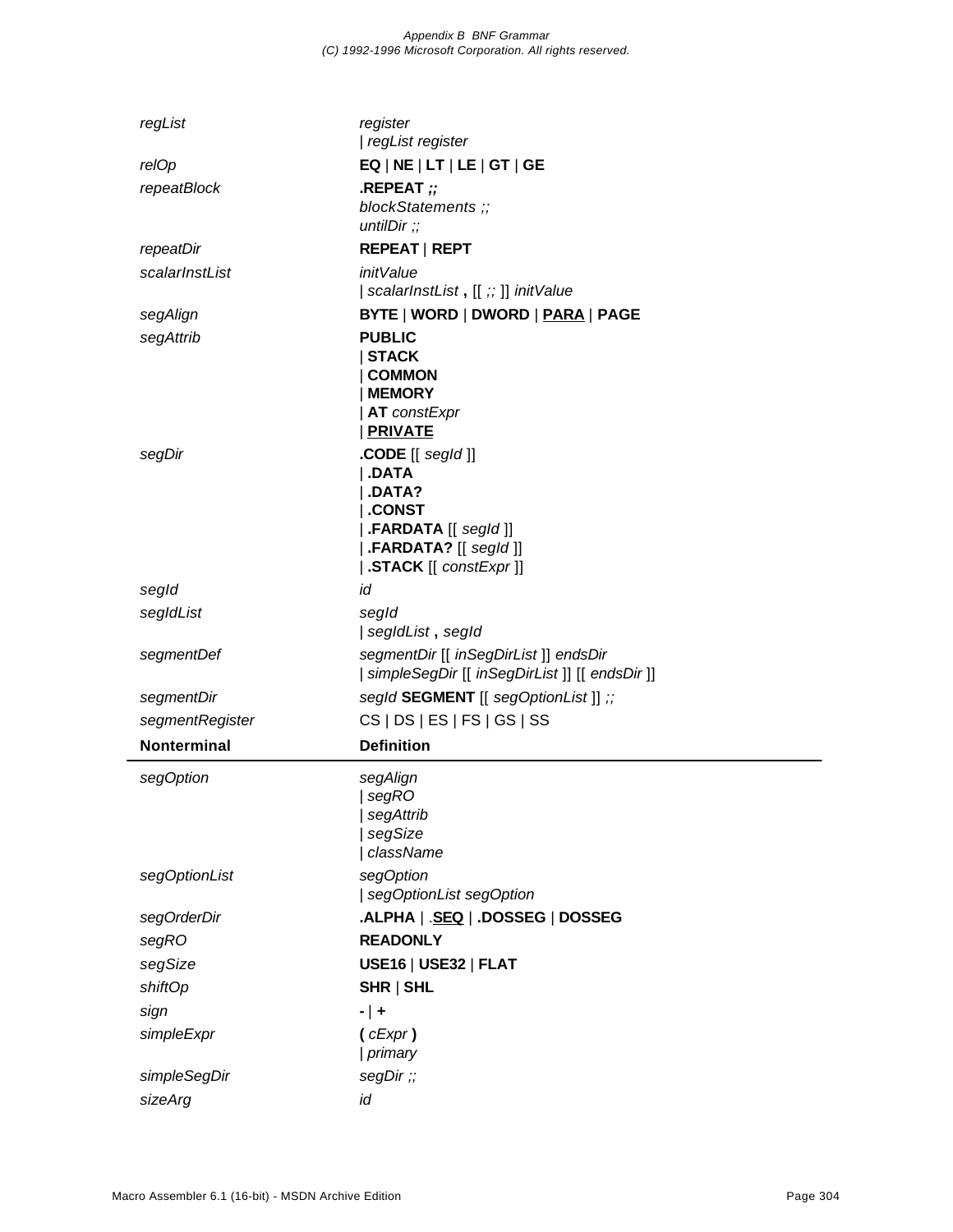| | |
|---|---|
| *regList* | *register*<br>\| *regList register* |
| *relOp* | **EQ** \| **NE** \| **LT** \| **LE** \| **GT** \| **GE** |
| *repeatBlock* | **.REPEAT** *;;*<br>*blockStatements ;;*<br>*untilDir ;;* |
| *repeatDir* | **REPEAT** \| **REPT** |
| *scalarInstList* | *initValue*<br>\| *scalarInstList* **,** [[ *;;* ]] *initValue* |
| *segAlign* | **BYTE** \| **WORD** \| **DWORD** \| **<u>PARA</u>** \| **PAGE** |
| *segAttrib* | **PUBLIC**<br>\| **STACK**<br>\| **COMMON**<br>\| **MEMORY**<br>\| **AT** *constExpr*<br>\| **<u>PRIVATE</u>** |
| *segDir* | **.CODE** [[ *segId* ]]<br>\| **.DATA**<br>\| **.DATA?**<br>\| **.CONST**<br>\| **.FARDATA** [[ *segId* ]]<br>\| **.FARDATA?** [[ *segId* ]]<br>\| **.STACK** [[ *constExpr* ]] |
| *segId* | *id* |
| *segIdList* | *segId*<br>\| *segIdList* **,** *segId* |
| *segmentDef* | *segmentDir* [[ *inSegDirList* ]] *endsDir*<br>\| *simpleSegDir* [[ *inSegDirList* ]] [[ *endsDir* ]] |
| *segmentDir* | *segId* **SEGMENT** [[ *segOptionList* ]] *;;* |
| *segmentRegister* | CS \| DS \| ES \| FS \| GS \| SS |

| **Nonterminal** | **Definition** |
|---|---|
| *segOption* | *segAlign*<br>\| *segRO*<br>\| *segAttrib*<br>\| *segSize*<br>\| *className* |
| *segOptionList* | *segOption*<br>\| *segOptionList segOption* |
| *segOrderDir* | **.ALPHA** \| **.<u>SEQ</u>** \| **.DOSSEG** \| **DOSSEG** |
| *segRO* | **READONLY** |
| *segSize* | **USE16** \| **USE32** \| **FLAT** |
| *shiftOp* | **SHR** \| **SHL** |
| *sign* | **-** \| **+** |
| *simpleExpr* | **(** *cExpr* **)**<br>\| *primary* |
| *simpleSegDir* | *segDir ;;* |
| *sizeArg* | *id* |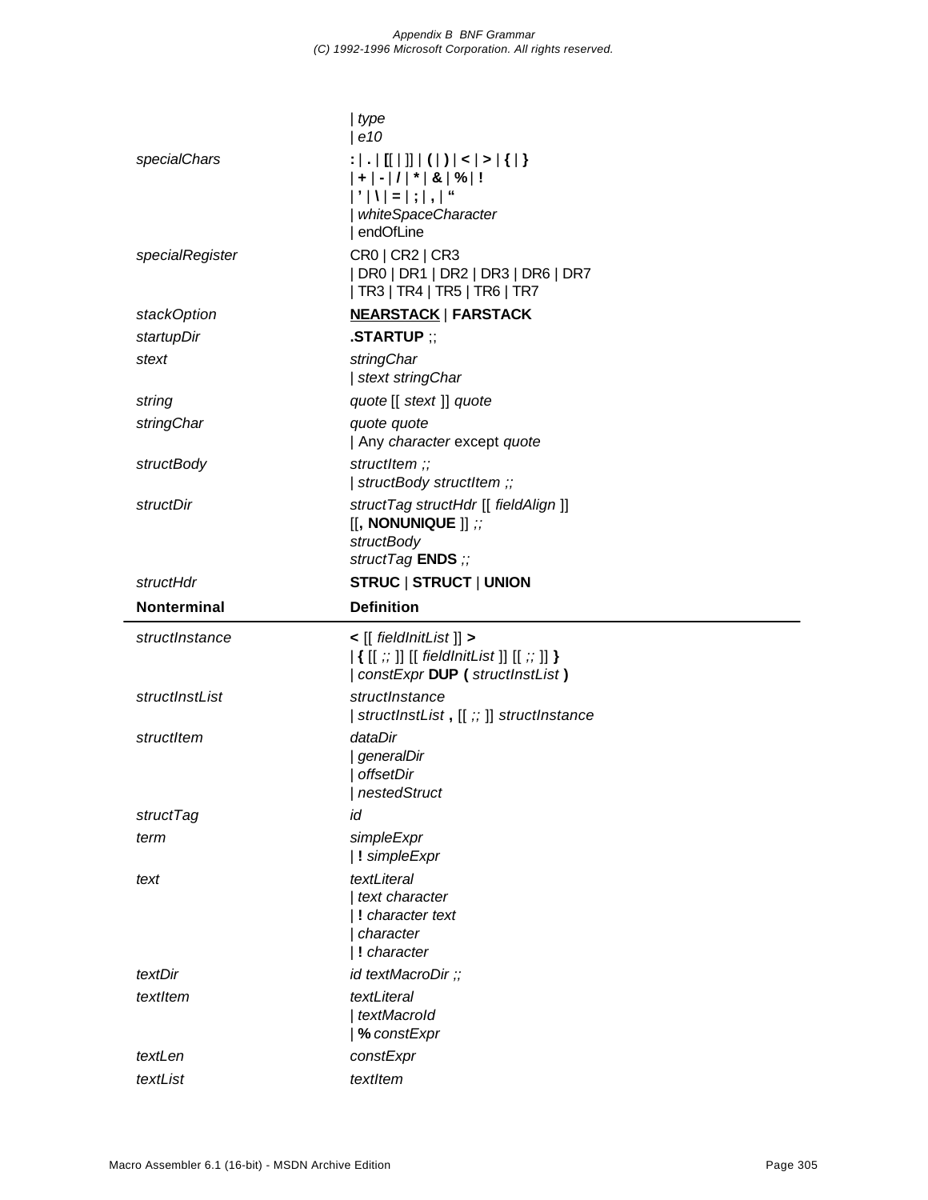| *type*
| *e10*

*specialChars*

**:** | **.** | **[[** | **]]** | **(** | **)** | **<** | **>** | **{** | **}**
| **+** | **-** | **/** | **\*** | **&** | **%** | **!**
| **'** | **\\** | **=** | **;** | **,** | **"**
| *whiteSpaceCharacter*
| endOfLine

*specialRegister*

CR0 | CR2 | CR3
| DR0 | DR1 | DR2 | DR3 | DR6 | DR7
| TR3 | TR4 | TR5 | TR6 | TR7

*stackOption*

**<u>NEARSTACK</u>** | **FARSTACK**

*startupDir*

**.STARTUP** ;;

*stext*

*stringChar*
| *stext stringChar*

*string*

*quote* [[ *stext* ]] *quote*

*stringChar*

*quote quote*
| Any *character* except *quote*

*structBody*

*structItem ;;*
| *structBody structItem ;;*

*structDir*

*structTag structHdr* [[ *fieldAlign* ]]
[[**, NONUNIQUE** ]] *;;*
*structBody*
*structTag* **ENDS** *;;*

*structHdr*

**STRUC** | **STRUCT** | **UNION**

**Nonterminal** — **Definition**

*structInstance*

**<** [[ *fieldInitList* ]] **>**
| **{** [[ *;;* ]] [[ *fieldInitList* ]] [[ *;;* ]] **}**
| *constExpr* **DUP (** *structInstList* **)**

*structInstList*

*structInstance*
| *structInstList* **,** [[ *;;* ]] *structInstance*

*structItem*

*dataDir*
| *generalDir*
| *offsetDir*
| *nestedStruct*

*structTag*

*id*

*term*

*simpleExpr*
| **!** *simpleExpr*

*text*

*textLiteral*
| *text character*
| **!** *character text*
| *character*
| **!** *character*

*textDir*

*id textMacroDir ;;*

*textItem*

*textLiteral*
| *textMacroId*
| **%** *constExpr*

*textLen*

*constExpr*

*textList*

*textItem*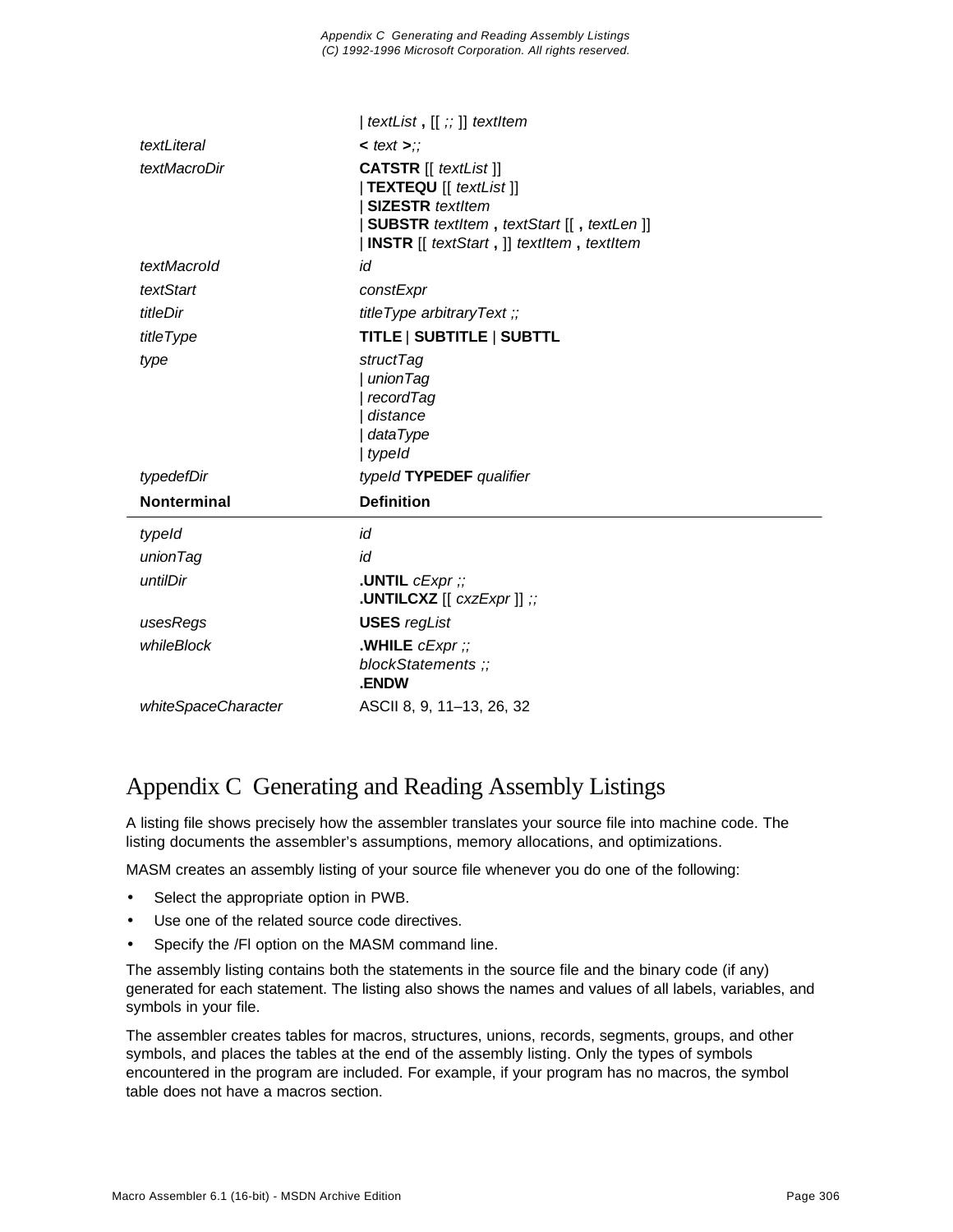| Nonterminal | Definition |
|---|---|
| | \| *textList* **,** [[ *;;* ]] *textItem* |
| *textLiteral* | **<** *text* **>***;;* |
| *textMacroDir* | **CATSTR** [[ *textList* ]]<br>\| **TEXTEQU** [[ *textList* ]]<br>\| **SIZESTR** *textItem*<br>\| **SUBSTR** *textItem* **,** *textStart* [[ **,** *textLen* ]]<br>\| **INSTR** [[ *textStart* **,** ]] *textItem* **,** *textItem* |
| *textMacroId* | *id* |
| *textStart* | *constExpr* |
| *titleDir* | *titleType arbitraryText ;;* |
| *titleType* | **TITLE** \| **SUBTITLE** \| **SUBTTL** |
| *type* | *structTag*<br>\| *unionTag*<br>\| *recordTag*<br>\| *distance*<br>\| *dataType*<br>\| *typeId* |
| *typedefDir* | *typeId* **TYPEDEF** *qualifier* |
| *typeId* | *id* |
| *unionTag* | *id* |
| *untilDir* | **.UNTIL** *cExpr ;;*<br>**.UNTILCXZ** [[ *cxzExpr* ]] *;;* |
| *usesRegs* | **USES** *regList* |
| *whileBlock* | **.WHILE** *cExpr ;;*<br>*blockStatements ;;*<br>**.ENDW** |
| *whiteSpaceCharacter* | ASCII 8, 9, 11–13, 26, 32 |

# Appendix C Generating and Reading Assembly Listings

A listing file shows precisely how the assembler translates your source file into machine code. The listing documents the assembler's assumptions, memory allocations, and optimizations.

MASM creates an assembly listing of your source file whenever you do one of the following:

- Select the appropriate option in PWB.
- Use one of the related source code directives.
- Specify the /Fl option on the MASM command line.

The assembly listing contains both the statements in the source file and the binary code (if any) generated for each statement. The listing also shows the names and values of all labels, variables, and symbols in your file.

The assembler creates tables for macros, structures, unions, records, segments, groups, and other symbols, and places the tables at the end of the assembly listing. Only the types of symbols encountered in the program are included. For example, if your program has no macros, the symbol table does not have a macros section.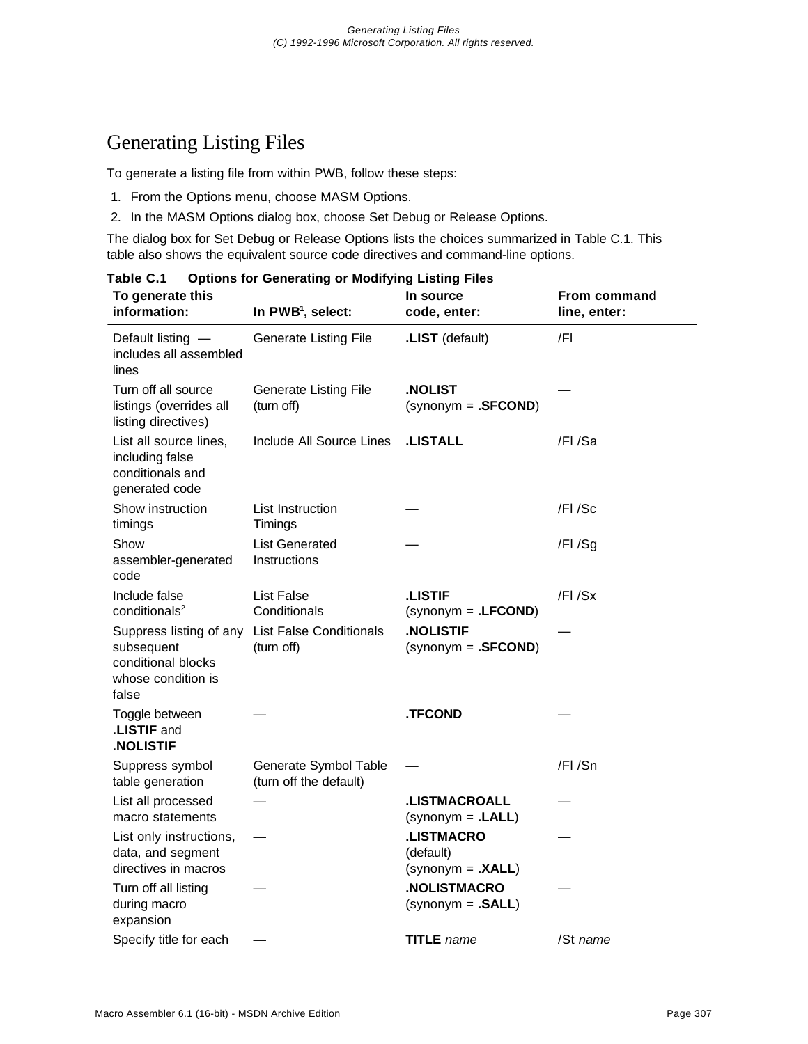# Generating Listing Files

To generate a listing file from within PWB, follow these steps:

1. From the Options menu, choose MASM Options.
2. In the MASM Options dialog box, choose Set Debug or Release Options.

The dialog box for Set Debug or Release Options lists the choices summarized in Table C.1. This table also shows the equivalent source code directives and command-line options.

**Table C.1 Options for Generating or Modifying Listing Files**

| To generate this information: | In PWB[1], select: | In source code, enter: | From command line, enter: |
|---|---|---|---|
| Default listing — includes all assembled lines | Generate Listing File | **.LIST** (default) | /Fl |
| Turn off all source listings (overrides all listing directives) | Generate Listing File (turn off) | **.NOLIST** (synonym = **.SFCOND**) | — |
| List all source lines, including false conditionals and generated code | Include All Source Lines | **.LISTALL** | /Fl /Sa |
| Show instruction timings | List Instruction Timings | — | /Fl /Sc |
| Show assembler-generated code | List Generated Instructions | — | /Fl /Sg |
| Include false conditionals[2] | List False Conditionals | **.LISTIF** (synonym = **.LFCOND**) | /Fl /Sx |
| Suppress listing of any subsequent conditional blocks whose condition is false | List False Conditionals (turn off) | **.NOLISTIF** (synonym = **.SFCOND**) | — |
| Toggle between **.LISTIF** and **.NOLISTIF** | — | **.TFCOND** | — |
| Suppress symbol table generation | Generate Symbol Table (turn off the default) | — | /Fl /Sn |
| List all processed macro statements | — | **.LISTMACROALL** (synonym = **.LALL**) | — |
| List only instructions, data, and segment directives in macros | — | **.LISTMACRO** (default) (synonym = **.XALL**) | — |
| Turn off all listing during macro expansion | — | **.NOLISTMACRO** (synonym = **.SALL**) | — |
| Specify title for each | — | **TITLE** *name* | /St *name* |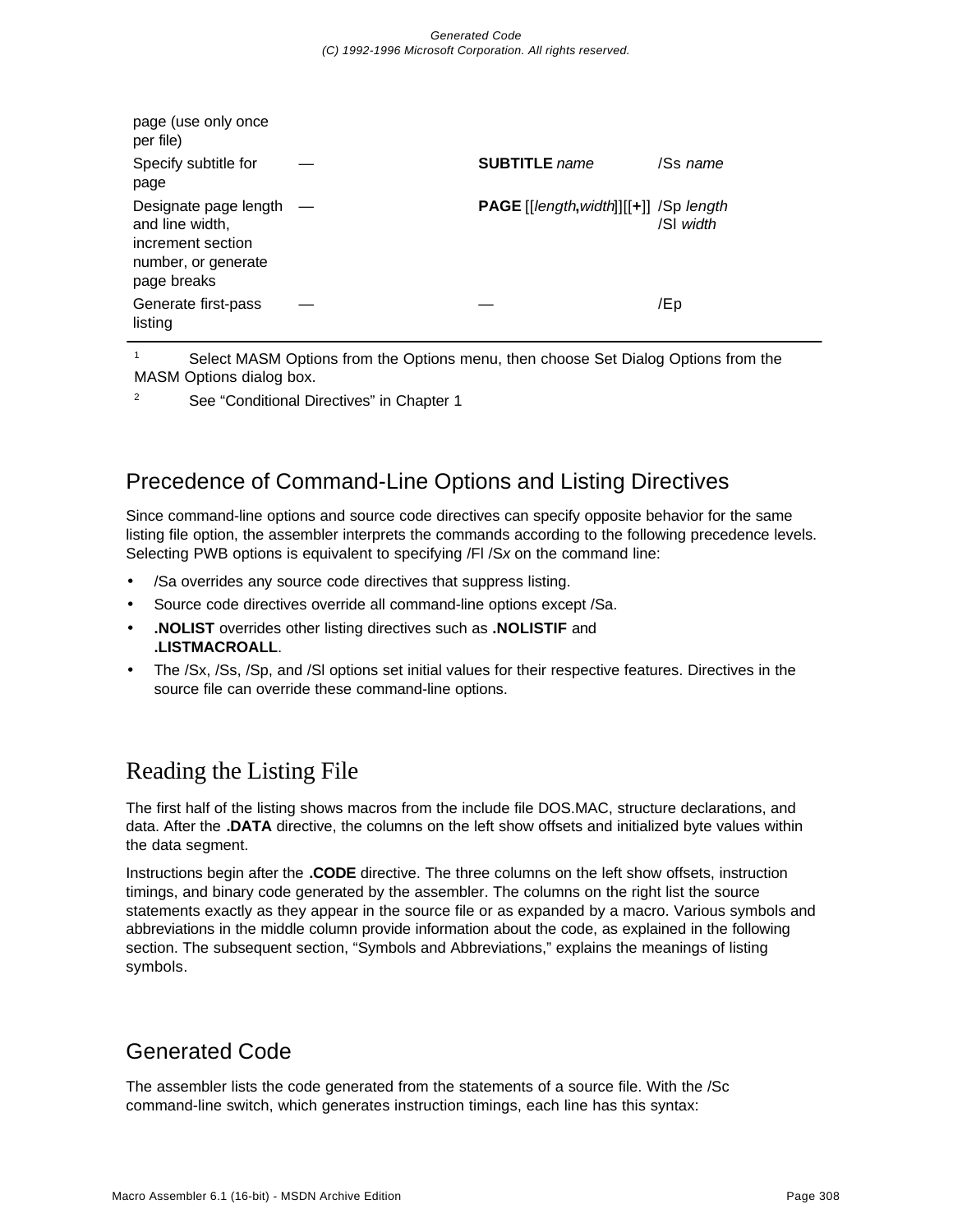| | | | |
|---|---|---|---|
| page (use only once per file) | | | |
| Specify subtitle for page | — | **SUBTITLE** *name* | /Ss *name* |
| Designate page length and line width, increment section number, or generate page breaks | — | **PAGE** [[*length***,***width*]][[**+**]] | /Sp *length* /Sl *width* |
| Generate first-pass listing | — | — | /Ep |

[1] Select MASM Options from the Options menu, then choose Set Dialog Options from the MASM Options dialog box.

[2] See “Conditional Directives” in Chapter 1

## Precedence of Command-Line Options and Listing Directives

Since command-line options and source code directives can specify opposite behavior for the same listing file option, the assembler interprets the commands according to the following precedence levels. Selecting PWB options is equivalent to specifying /Fl /S*x* on the command line:

- /Sa overrides any source code directives that suppress listing.
- Source code directives override all command-line options except /Sa.
- **.NOLIST** overrides other listing directives such as **.NOLISTIF** and **.LISTMACROALL**.
- The /Sx, /Ss, /Sp, and /Sl options set initial values for their respective features. Directives in the source file can override these command-line options.

# Reading the Listing File

The first half of the listing shows macros from the include file DOS.MAC, structure declarations, and data. After the **.DATA** directive, the columns on the left show offsets and initialized byte values within the data segment.

Instructions begin after the **.CODE** directive. The three columns on the left show offsets, instruction timings, and binary code generated by the assembler. The columns on the right list the source statements exactly as they appear in the source file or as expanded by a macro. Various symbols and abbreviations in the middle column provide information about the code, as explained in the following section. The subsequent section, “Symbols and Abbreviations,” explains the meanings of listing symbols.

## Generated Code

The assembler lists the code generated from the statements of a source file. With the /Sc command-line switch, which generates instruction timings, each line has this syntax: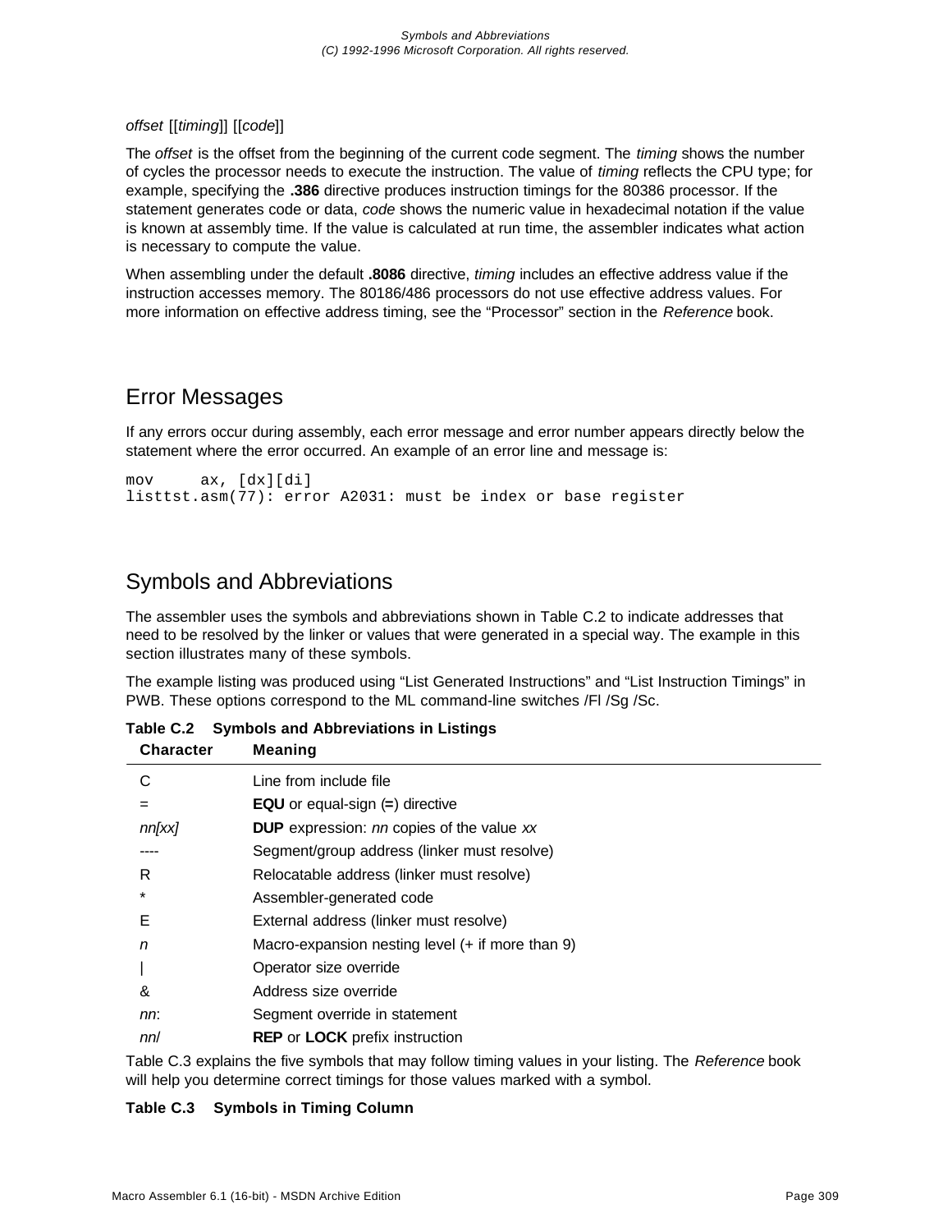*offset* [[*timing*]] [[*code*]]

The *offset* is the offset from the beginning of the current code segment. The *timing* shows the number of cycles the processor needs to execute the instruction. The value of *timing* reflects the CPU type; for example, specifying the **.386** directive produces instruction timings for the 80386 processor. If the statement generates code or data, *code* shows the numeric value in hexadecimal notation if the value is known at assembly time. If the value is calculated at run time, the assembler indicates what action is necessary to compute the value.

When assembling under the default **.8086** directive, *timing* includes an effective address value if the instruction accesses memory. The 80186/486 processors do not use effective address values. For more information on effective address timing, see the "Processor" section in the *Reference* book.

## Error Messages

If any errors occur during assembly, each error message and error number appears directly below the statement where the error occurred. An example of an error line and message is:

```
mov     ax, [dx][di]
listtst.asm(77): error A2031: must be index or base register
```

## Symbols and Abbreviations

The assembler uses the symbols and abbreviations shown in Table C.2 to indicate addresses that need to be resolved by the linker or values that were generated in a special way. The example in this section illustrates many of these symbols.

The example listing was produced using "List Generated Instructions" and "List Instruction Timings" in PWB. These options correspond to the ML command-line switches /Fl /Sg /Sc.

**Table C.2 Symbols and Abbreviations in Listings**

| Character | Meaning |
|---|---|
| C | Line from include file |
| = | **EQU** or equal-sign (**=**) directive |
| *nn[xx]* | **DUP** expression: *nn* copies of the value *xx* |
| ---- | Segment/group address (linker must resolve) |
| R | Relocatable address (linker must resolve) |
| * | Assembler-generated code |
| E | External address (linker must resolve) |
| *n* | Macro-expansion nesting level (+ if more than 9) |
| \| | Operator size override |
| & | Address size override |
| *nn*: | Segment override in statement |
| *nn*/ | **REP** or **LOCK** prefix instruction |

Table C.3 explains the five symbols that may follow timing values in your listing. The *Reference* book will help you determine correct timings for those values marked with a symbol.

**Table C.3 Symbols in Timing Column**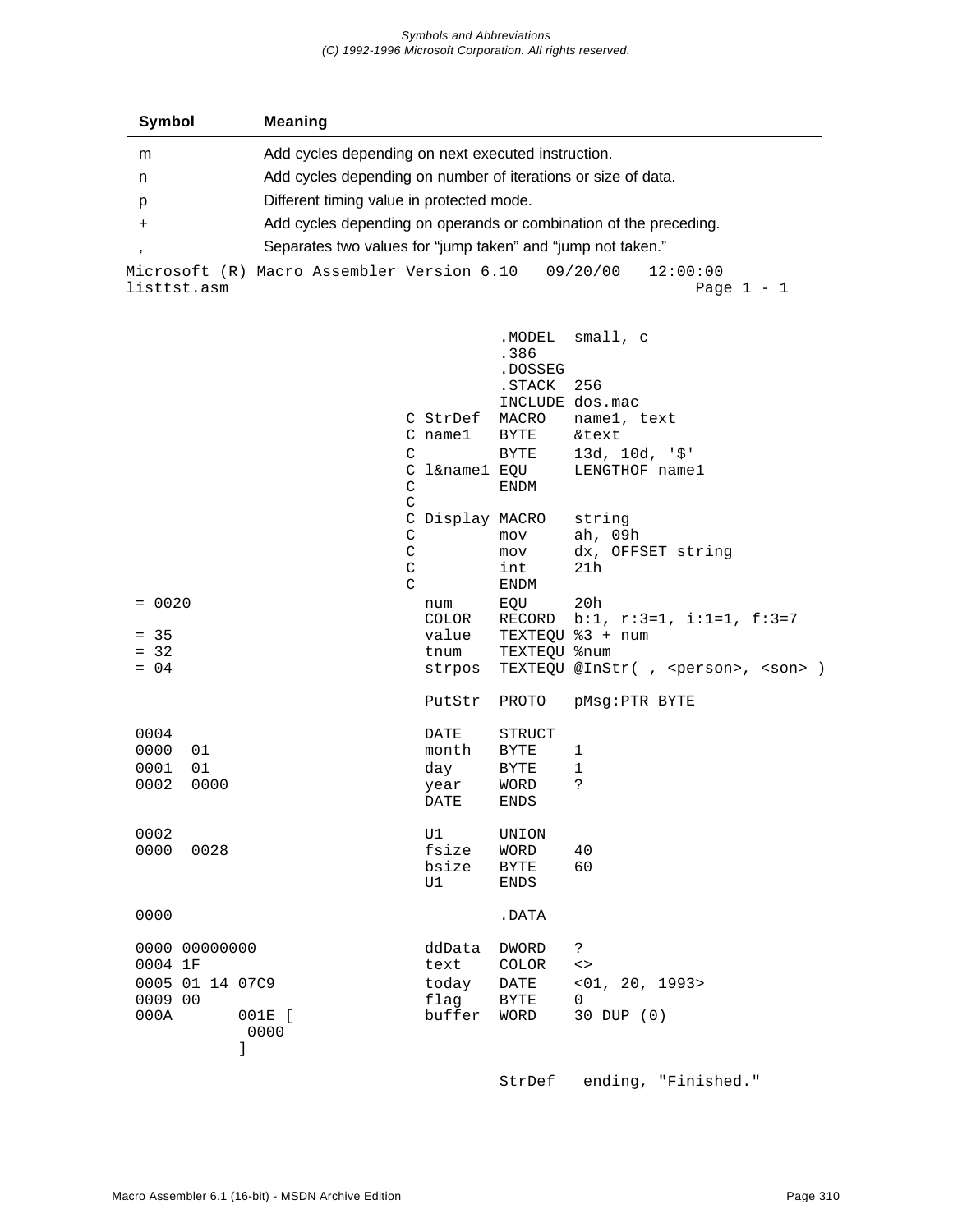| Symbol | Meaning |
| --- | --- |
| m | Add cycles depending on next executed instruction. |
| n | Add cycles depending on number of iterations or size of data. |
| p | Different timing value in protected mode. |
| + | Add cycles depending on operands or combination of the preceding. |
| , | Separates two values for “jump taken” and “jump not taken.” |

```
Microsoft (R) Macro Assembler Version 6.10    09/20/00   12:00:00
listtst.asm                                                Page 1 - 1


                                           .MODEL  small, c
                                           .386
                                           .DOSSEG
                                           .STACK  256
                                           INCLUDE dos.mac
                              C StrDef     MACRO   name1, text
                              C name1      BYTE    &text
                              C            BYTE    13d, 10d, '$'
                              C l&name1 EQU        LENGTHOF name1
                              C            ENDM
                              C
                              C Display MACRO      string
                              C            mov     ah, 09h
                              C            mov     dx, OFFSET string
                              C            int     21h
                              C            ENDM
 = 0020                         num        EQU     20h
                                COLOR      RECORD  b:1, r:3=1, i:1=1, f:3=7
 = 35                           value      TEXTEQU %3 + num
 = 32                           tnum       TEXTEQU %num
 = 04                           strpos     TEXTEQU @InStr( , <person>, <son> )

                                PutStr     PROTO   pMsg:PTR BYTE

 0004                           DATE       STRUCT
 0000  01                       month      BYTE    1
 0001  01                       day        BYTE    1
 0002  0000                     year       WORD    ?
                                DATE       ENDS

 0002                           U1         UNION
 0000  0028                     fsize      WORD    40
                                bsize      BYTE    60
                                U1         ENDS

 0000                                      .DATA

 0000 00000000                  ddData     DWORD   ?
 0004 1F                        text       COLOR   <>
 0005 01 14 07C9                today      DATE    <01, 20, 1993>
 0009 00                        flag       BYTE    0
 000A       001E [              buffer     WORD    30 DUP (0)
             0000
            ]

                                           StrDef   ending, "Finished."
```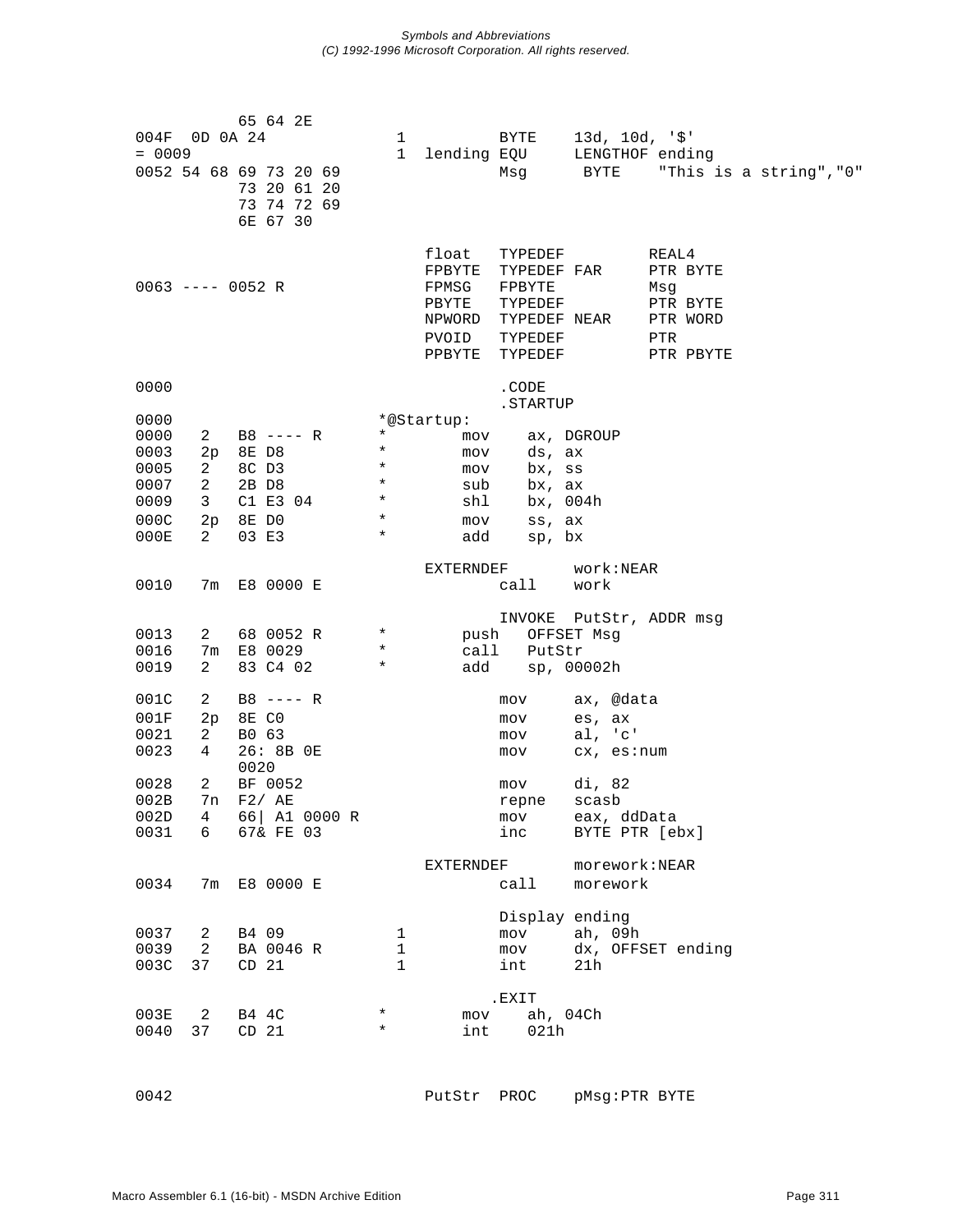```
            65 64 2E
004F  0D 0A 24              1           BYTE    13d, 10d, '$'
= 0009                      1  lending EQU      LENGTHOF ending
0052 54 68 69 73 20 69                  Msg      BYTE    "This is a string","0"
            73 20 61 20
            73 74 72 69
            6E 67 30

                               float   TYPEDEF         REAL4
                               FPBYTE  TYPEDEF FAR     PTR BYTE
0063 ---- 0052 R               FPMSG   FPBYTE          Msg
                               PBYTE   TYPEDEF         PTR BYTE
                               NPWORD  TYPEDEF NEAR    PTR WORD
                               PVOID   TYPEDEF         PTR
                               PPBYTE  TYPEDEF         PTR PBYTE

0000                                    .CODE
                                        .STARTUP
0000                         *@Startup:
0000   2   B8 ---- R         *       mov    ax, DGROUP
0003   2p  8E D8             *       mov    ds, ax
0005   2   8C D3             *       mov    bx, ss
0007   2   2B D8             *       sub    bx, ax
0009   3   C1 E3 04          *       shl    bx, 004h
000C   2p  8E D0             *       mov    ss, ax
000E   2   03 E3             *       add    sp, bx

                               EXTERNDEF       work:NEAR
0010   7m  E8 0000 E                    call    work

                                        INVOKE  PutStr, ADDR msg
0013   2   68 0052 R         *       push   OFFSET Msg
0016   7m  E8 0029           *       call   PutStr
0019   2   83 C4 02          *       add    sp, 00002h

001C   2   B8 ---- R                    mov     ax, @data
001F   2p  8E C0                        mov     es, ax
0021   2   B0 63                        mov     al, 'c'
0023   4   26: 8B 0E                    mov     cx, es:num
           0020
0028   2   BF 0052                      mov     di, 82
002B   7n  F2/ AE                       repne   scasb
002D   4   66| A1 0000 R                mov     eax, ddData
0031   6   67& FE 03                    inc     BYTE PTR [ebx]

                               EXTERNDEF       morework:NEAR
0034   7m  E8 0000 E                    call    morework

                                        Display ending
0037   2   B4 09              1         mov     ah, 09h
0039   2   BA 0046 R          1         mov     dx, OFFSET ending
003C  37   CD 21              1         int     21h

                                       .EXIT
003E   2   B4 4C             *       mov    ah, 04Ch
0040  37   CD 21             *       int    021h



0042                           PutStr  PROC    pMsg:PTR BYTE
```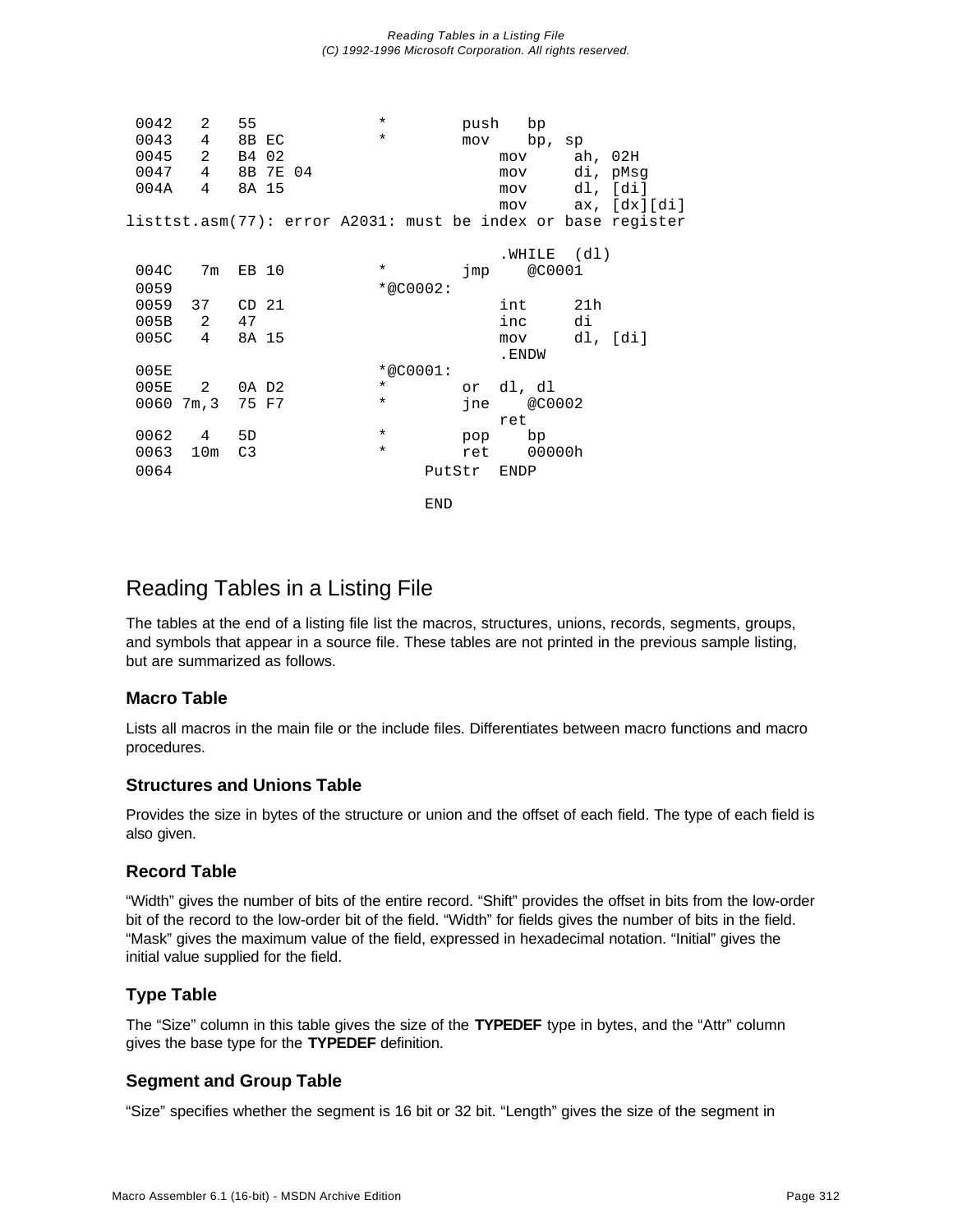```
 0042   2   55              *        push   bp
 0043   4   8B EC           *        mov    bp, sp
 0045   2   B4 02                        mov     ah, 02H
 0047   4   8B 7E 04                     mov     di, pMsg
 004A   4   8A 15                        mov     dl, [di]
                                         mov     ax, [dx][di]
listtst.asm(77): error A2031: must be index or base register

                                         .WHILE  (dl)
 004C   7m  EB 10           *        jmp    @C0001
 0059                       *@C0002:
 0059  37   CD 21                        int     21h
 005B   2   47                           inc     di
 005C   4   8A 15                        mov     dl, [di]
                                         .ENDW
 005E                       *@C0001:
 005E   2   0A D2           *        or  dl, dl
 0060 7m,3  75 F7           *        jne    @C0002
                                         ret
 0062   4   5D              *        pop    bp
 0063  10m  C3              *        ret    00000h
 0064                            PutStr  ENDP

                                 END
```

## Reading Tables in a Listing File

The tables at the end of a listing file list the macros, structures, unions, records, segments, groups, and symbols that appear in a source file. These tables are not printed in the previous sample listing, but are summarized as follows.

### Macro Table

Lists all macros in the main file or the include files. Differentiates between macro functions and macro procedures.

### Structures and Unions Table

Provides the size in bytes of the structure or union and the offset of each field. The type of each field is also given.

### Record Table

“Width” gives the number of bits of the entire record. “Shift” provides the offset in bits from the low-order bit of the record to the low-order bit of the field. “Width” for fields gives the number of bits in the field. “Mask” gives the maximum value of the field, expressed in hexadecimal notation. “Initial” gives the initial value supplied for the field.

### Type Table

The “Size” column in this table gives the size of the **TYPEDEF** type in bytes, and the “Attr” column gives the base type for the **TYPEDEF** definition.

### Segment and Group Table

“Size” specifies whether the segment is 16 bit or 32 bit. “Length” gives the size of the segment in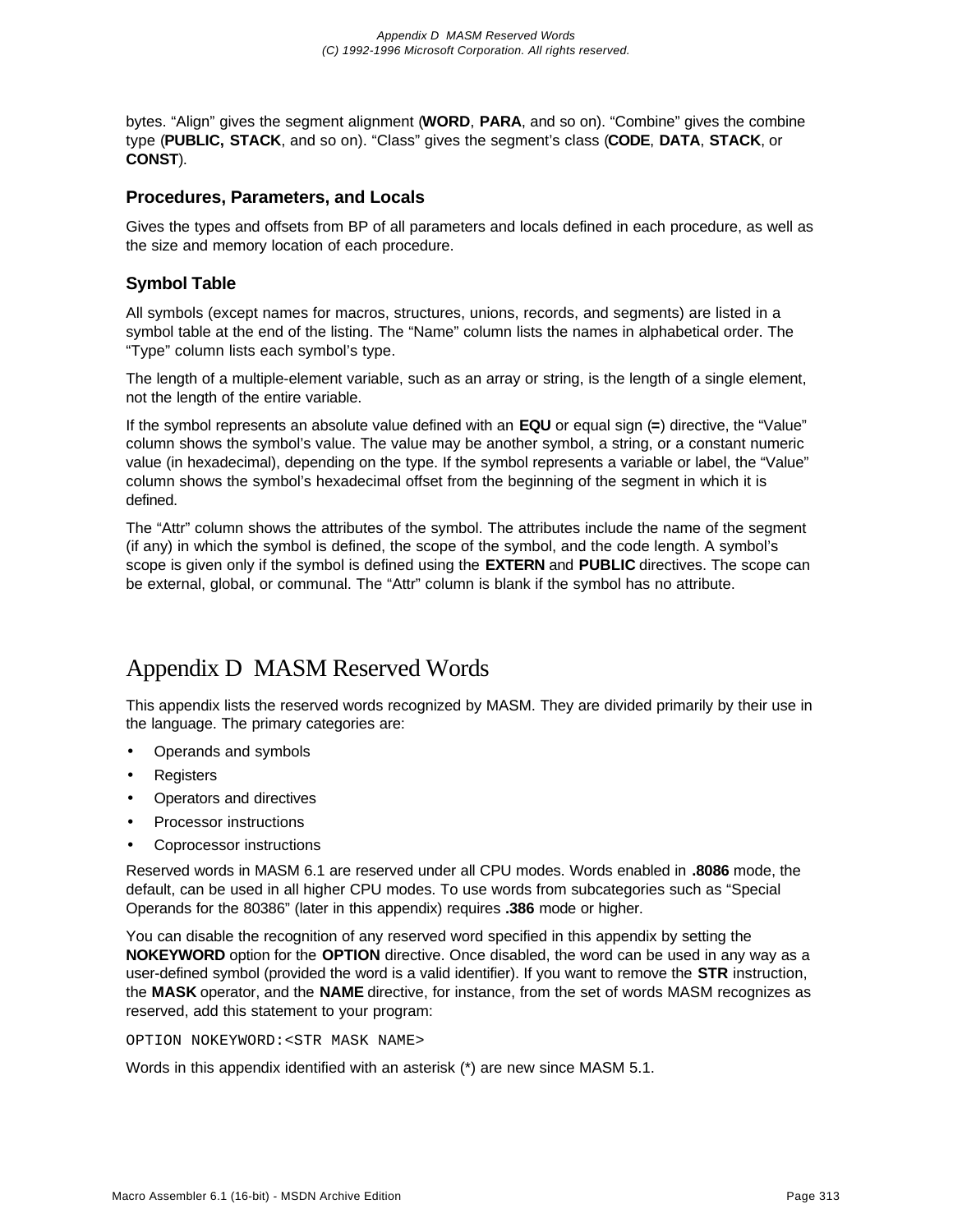bytes. “Align” gives the segment alignment (**WORD**, **PARA**, and so on). “Combine” gives the combine type (**PUBLIC, STACK**, and so on). “Class” gives the segment’s class (**CODE**, **DATA**, **STACK**, or **CONST**).

### Procedures, Parameters, and Locals

Gives the types and offsets from BP of all parameters and locals defined in each procedure, as well as the size and memory location of each procedure.

### Symbol Table

All symbols (except names for macros, structures, unions, records, and segments) are listed in a symbol table at the end of the listing. The “Name” column lists the names in alphabetical order. The “Type” column lists each symbol’s type.

The length of a multiple-element variable, such as an array or string, is the length of a single element, not the length of the entire variable.

If the symbol represents an absolute value defined with an **EQU** or equal sign (**=**) directive, the “Value” column shows the symbol’s value. The value may be another symbol, a string, or a constant numeric value (in hexadecimal), depending on the type. If the symbol represents a variable or label, the “Value” column shows the symbol’s hexadecimal offset from the beginning of the segment in which it is defined.

The “Attr” column shows the attributes of the symbol. The attributes include the name of the segment (if any) in which the symbol is defined, the scope of the symbol, and the code length. A symbol’s scope is given only if the symbol is defined using the **EXTERN** and **PUBLIC** directives. The scope can be external, global, or communal. The “Attr” column is blank if the symbol has no attribute.

# Appendix D MASM Reserved Words

This appendix lists the reserved words recognized by MASM. They are divided primarily by their use in the language. The primary categories are:

- Operands and symbols
- Registers
- Operators and directives
- Processor instructions
- Coprocessor instructions

Reserved words in MASM 6.1 are reserved under all CPU modes. Words enabled in **.8086** mode, the default, can be used in all higher CPU modes. To use words from subcategories such as “Special Operands for the 80386” (later in this appendix) requires **.386** mode or higher.

You can disable the recognition of any reserved word specified in this appendix by setting the **NOKEYWORD** option for the **OPTION** directive. Once disabled, the word can be used in any way as a user-defined symbol (provided the word is a valid identifier). If you want to remove the **STR** instruction, the **MASK** operator, and the **NAME** directive, for instance, from the set of words MASM recognizes as reserved, add this statement to your program:

```
OPTION NOKEYWORD:<STR MASK NAME>
```

Words in this appendix identified with an asterisk (*) are new since MASM 5.1.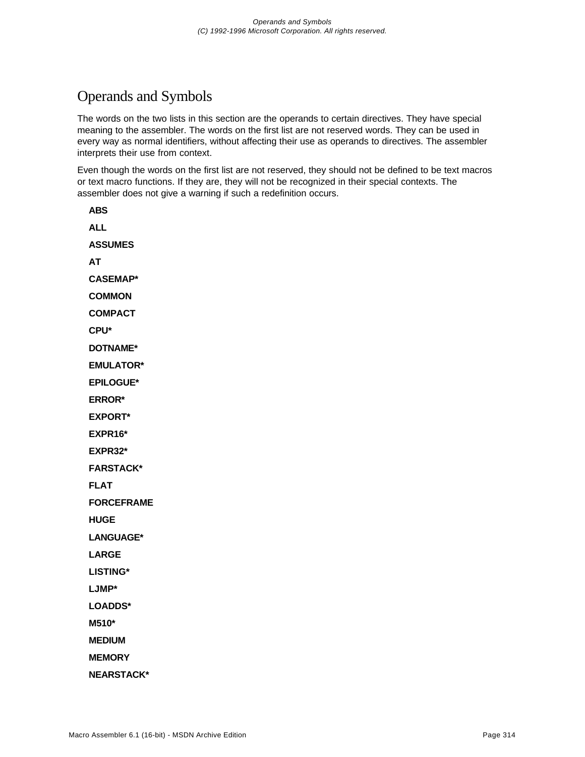# Operands and Symbols

The words on the two lists in this section are the operands to certain directives. They have special meaning to the assembler. The words on the first list are not reserved words. They can be used in every way as normal identifiers, without affecting their use as operands to directives. The assembler interprets their use from context.

Even though the words on the first list are not reserved, they should not be defined to be text macros or text macro functions. If they are, they will not be recognized in their special contexts. The assembler does not give a warning if such a redefinition occurs.

**ABS**

**ALL**

**ASSUMES**

**AT**

**CASEMAP***

**COMMON**

**COMPACT**

**CPU***

**DOTNAME***

**EMULATOR***

**EPILOGUE***

**ERROR***

**EXPORT***

**EXPR16***

**EXPR32***

**FARSTACK***

**FLAT**

**FORCEFRAME**

**HUGE**

**LANGUAGE***

**LARGE**

**LISTING***

**LJMP***

**LOADDS***

**M510***

**MEDIUM**

**MEMORY**

**NEARSTACK***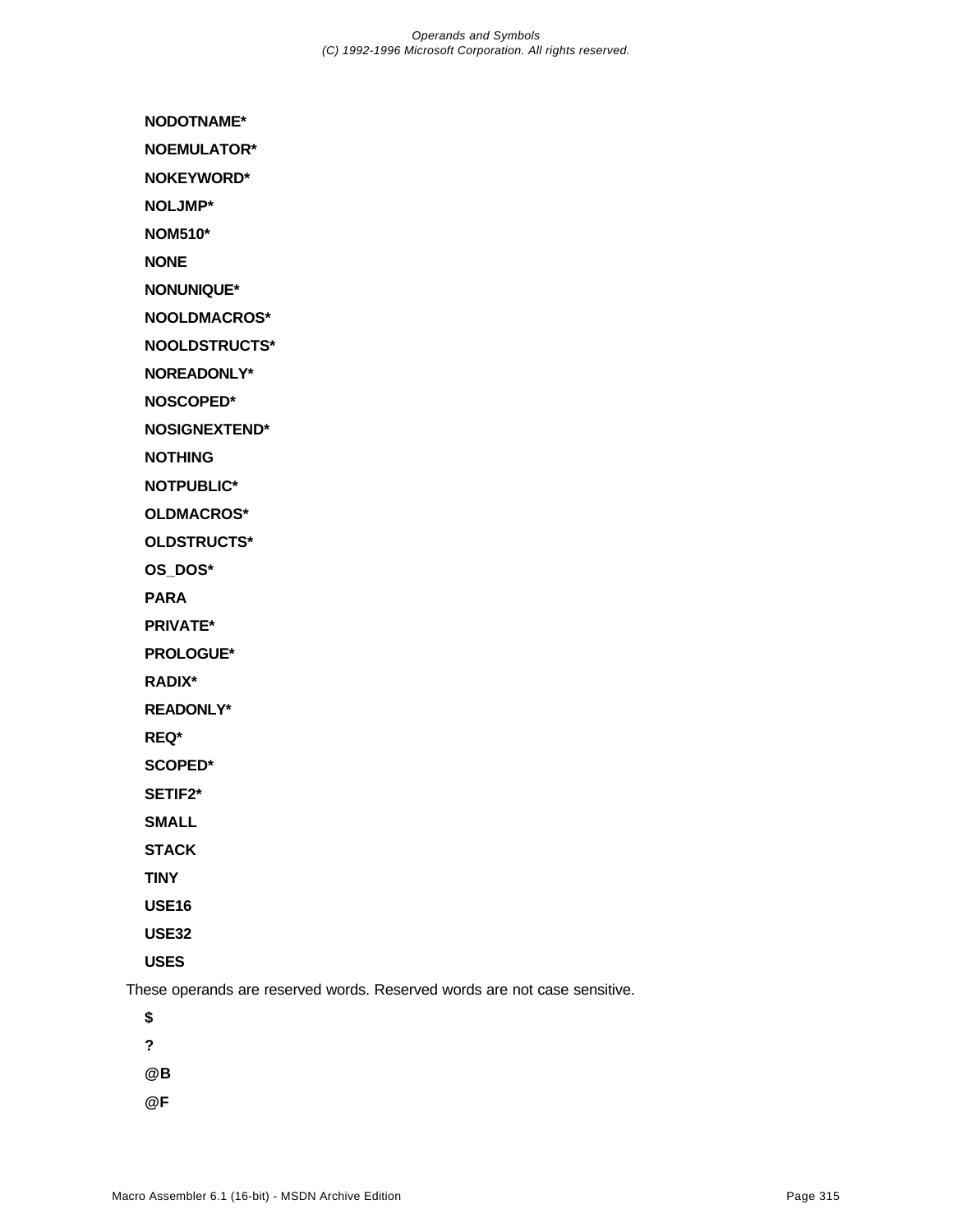**NODOTNAME***

**NOEMULATOR***

**NOKEYWORD***

**NOLJMP***

**NOM510***

**NONE**

**NONUNIQUE***

**NOOLDMACROS***

**NOOLDSTRUCTS***

**NOREADONLY***

**NOSCOPED***

**NOSIGNEXTEND***

**NOTHING**

**NOTPUBLIC***

**OLDMACROS***

**OLDSTRUCTS***

**OS_DOS***

**PARA**

**PRIVATE***

**PROLOGUE***

**RADIX***

**READONLY***

**REQ***

**SCOPED***

**SETIF2***

**SMALL**

**STACK**

**TINY**

**USE16**

**USE32**

**USES**

These operands are reserved words. Reserved words are not case sensitive.

**$**

**?**

**@B**

**@F**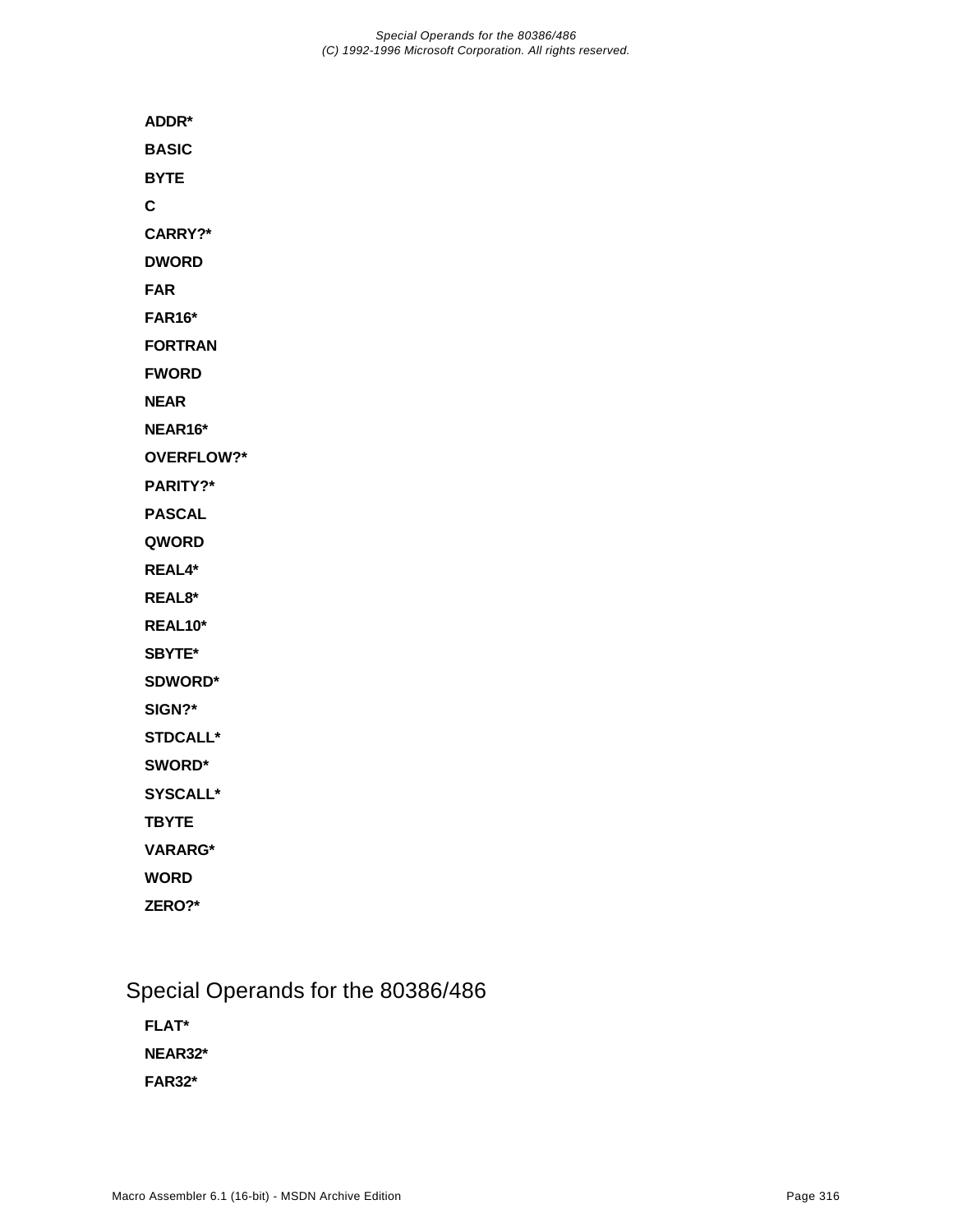**ADDR***

**BASIC**

**BYTE**

**C**

**CARRY?***

**DWORD**

**FAR**

**FAR16***

**FORTRAN**

**FWORD**

**NEAR**

**NEAR16***

**OVERFLOW?***

**PARITY?***

**PASCAL**

**QWORD**

**REAL4***

**REAL8***

**REAL10***

**SBYTE***

**SDWORD***

**SIGN?***

**STDCALL***

**SWORD***

**SYSCALL***

**TBYTE**

**VARARG***

**WORD**

**ZERO?***

## Special Operands for the 80386/486

**FLAT***

**NEAR32***

**FAR32***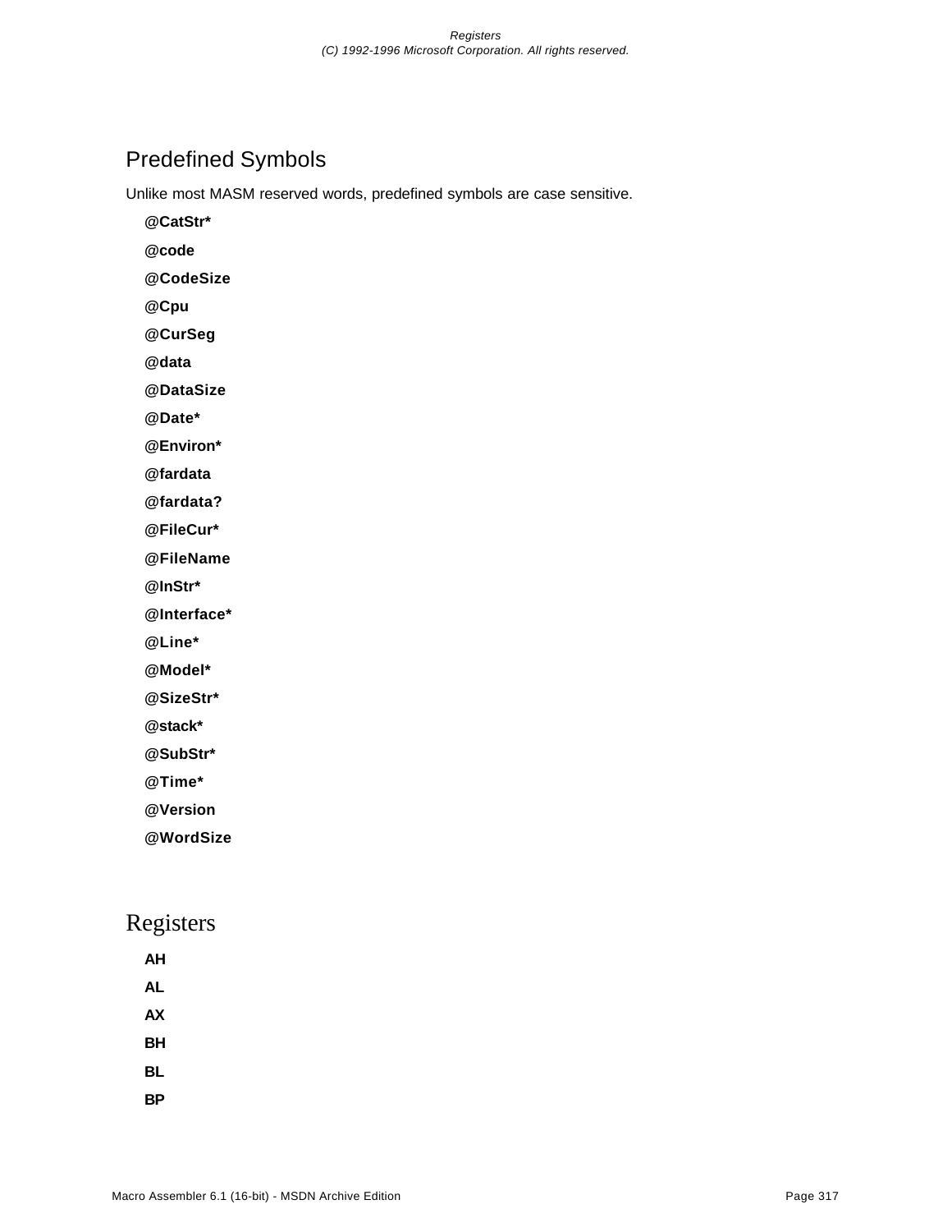## Predefined Symbols

Unlike most MASM reserved words, predefined symbols are case sensitive.

**@CatStr***

**@code**

**@CodeSize**

**@Cpu**

**@CurSeg**

**@data**

**@DataSize**

**@Date***

**@Environ***

**@fardata**

**@fardata?**

**@FileCur***

**@FileName**

**@InStr***

**@Interface***

**@Line***

**@Model***

**@SizeStr***

**@stack***

**@SubStr***

**@Time***

**@Version**

**@WordSize**

## Registers

**AH**

**AL**

**AX**

**BH**

**BL**

**BP**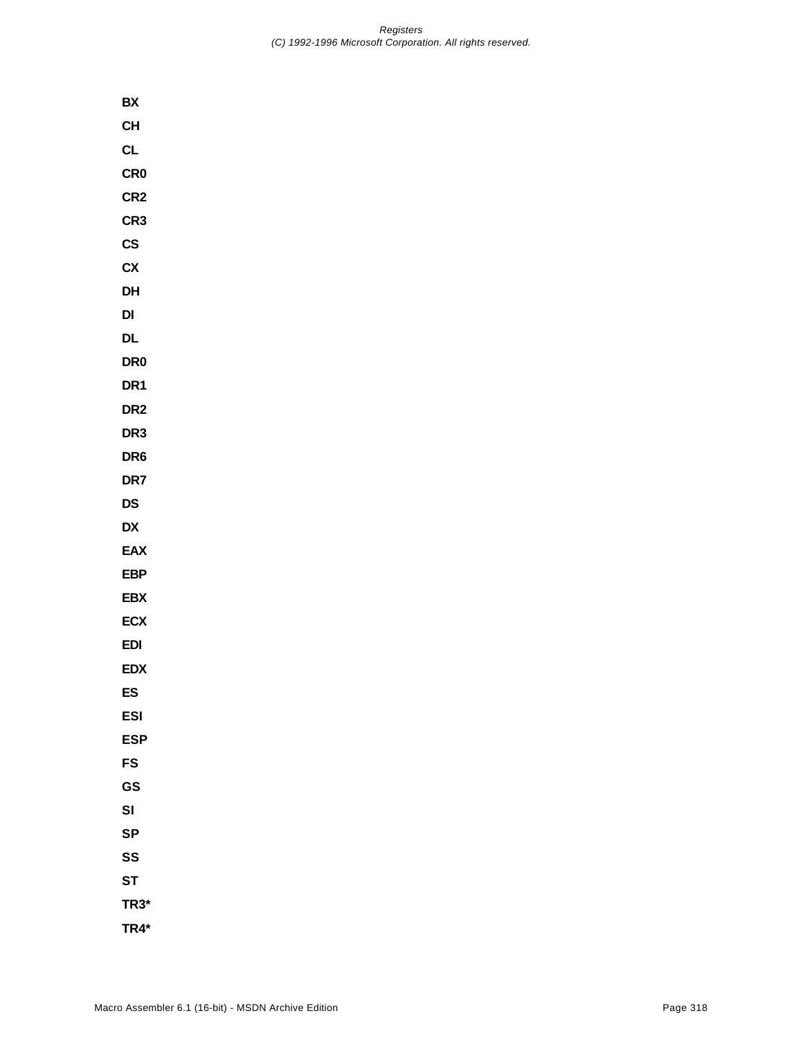**BX**

**CH**

**CL**

**CR0**

**CR2**

**CR3**

**CS**

**CX**

**DH**

**DI**

**DL**

**DR0**

**DR1**

**DR2**

**DR3**

**DR6**

**DR7**

**DS**

**DX**

**EAX**

**EBP**

**EBX**

**ECX**

**EDI**

**EDX**

**ES**

**ESI**

**ESP**

**FS**

**GS**

**SI**

**SP**

**SS**

**ST**

**TR3***

**TR4***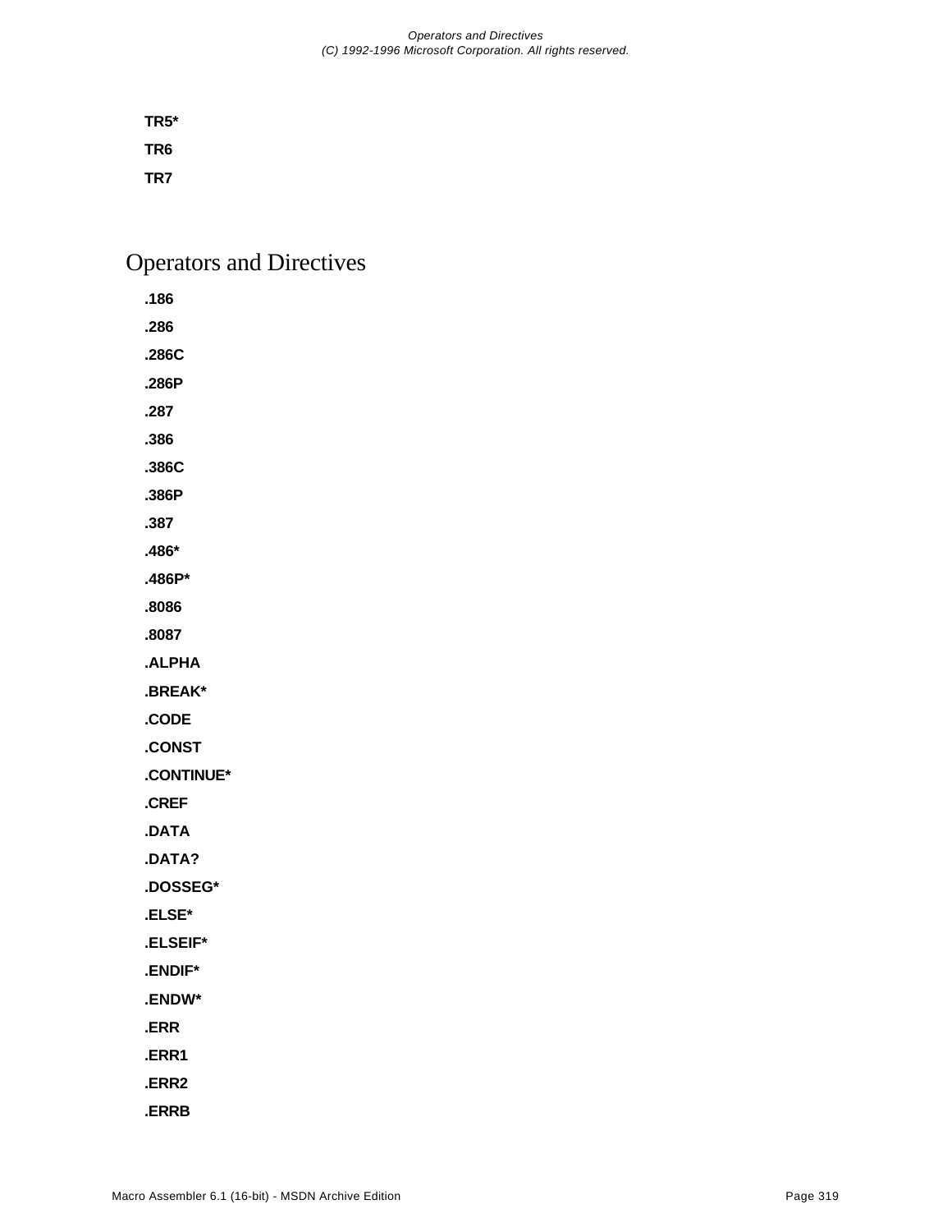**TR5***

**TR6**

**TR7**

# Operators and Directives

**.186**

**.286**

**.286C**

**.286P**

**.287**

**.386**

**.386C**

**.386P**

**.387**

**.486***

**.486P***

**.8086**

**.8087**

**.ALPHA**

**.BREAK***

**.CODE**

**.CONST**

**.CONTINUE***

**.CREF**

**.DATA**

**.DATA?**

**.DOSSEG***

**.ELSE***

**.ELSEIF***

**.ENDIF***

**.ENDW***

**.ERR**

**.ERR1**

**.ERR2**

**.ERRB**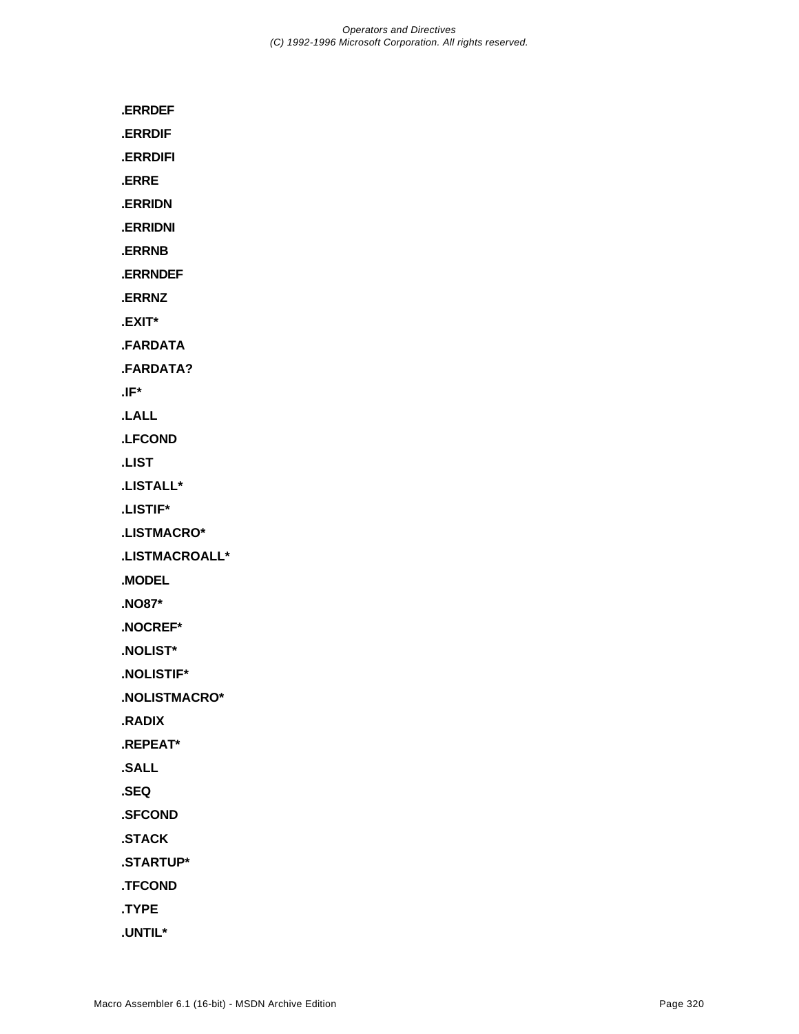**.ERRDEF**

**.ERRDIF**

**.ERRDIFI**

**.ERRE**

**.ERRIDN**

**.ERRIDNI**

**.ERRNB**

**.ERRNDEF**

**.ERRNZ**

**.EXIT***

**.FARDATA**

**.FARDATA?**

**.IF***

**.LALL**

**.LFCOND**

**.LIST**

**.LISTALL***

**.LISTIF***

**.LISTMACRO***

**.LISTMACROALL***

**.MODEL**

**.NO87***

**.NOCREF***

**.NOLIST***

**.NOLISTIF***

**.NOLISTMACRO***

**.RADIX**

**.REPEAT***

**.SALL**

**.SEQ**

**.SFCOND**

**.STACK**

**.STARTUP***

**.TFCOND**

**.TYPE**

**.UNTIL***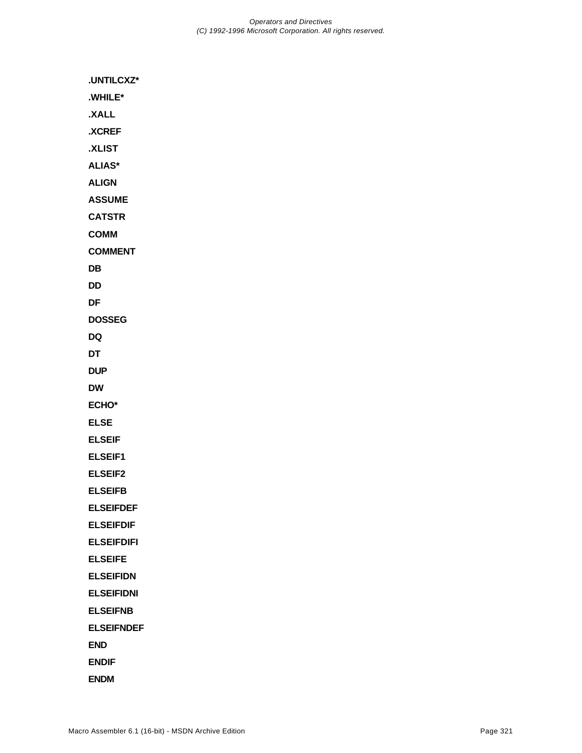**.UNTILCXZ***

**.WHILE***

**.XALL**

**.XCREF**

**.XLIST**

**ALIAS***

**ALIGN**

**ASSUME**

**CATSTR**

**COMM**

**COMMENT**

**DB**

**DD**

**DF**

**DOSSEG**

**DQ**

**DT**

**DUP**

**DW**

**ECHO***

**ELSE**

**ELSEIF**

**ELSEIF1**

**ELSEIF2**

**ELSEIFB**

**ELSEIFDEF**

**ELSEIFDIF**

**ELSEIFDIFI**

**ELSEIFE**

**ELSEIFIDN**

**ELSEIFIDNI**

**ELSEIFNB**

**ELSEIFNDEF**

**END**

**ENDIF**

**ENDM**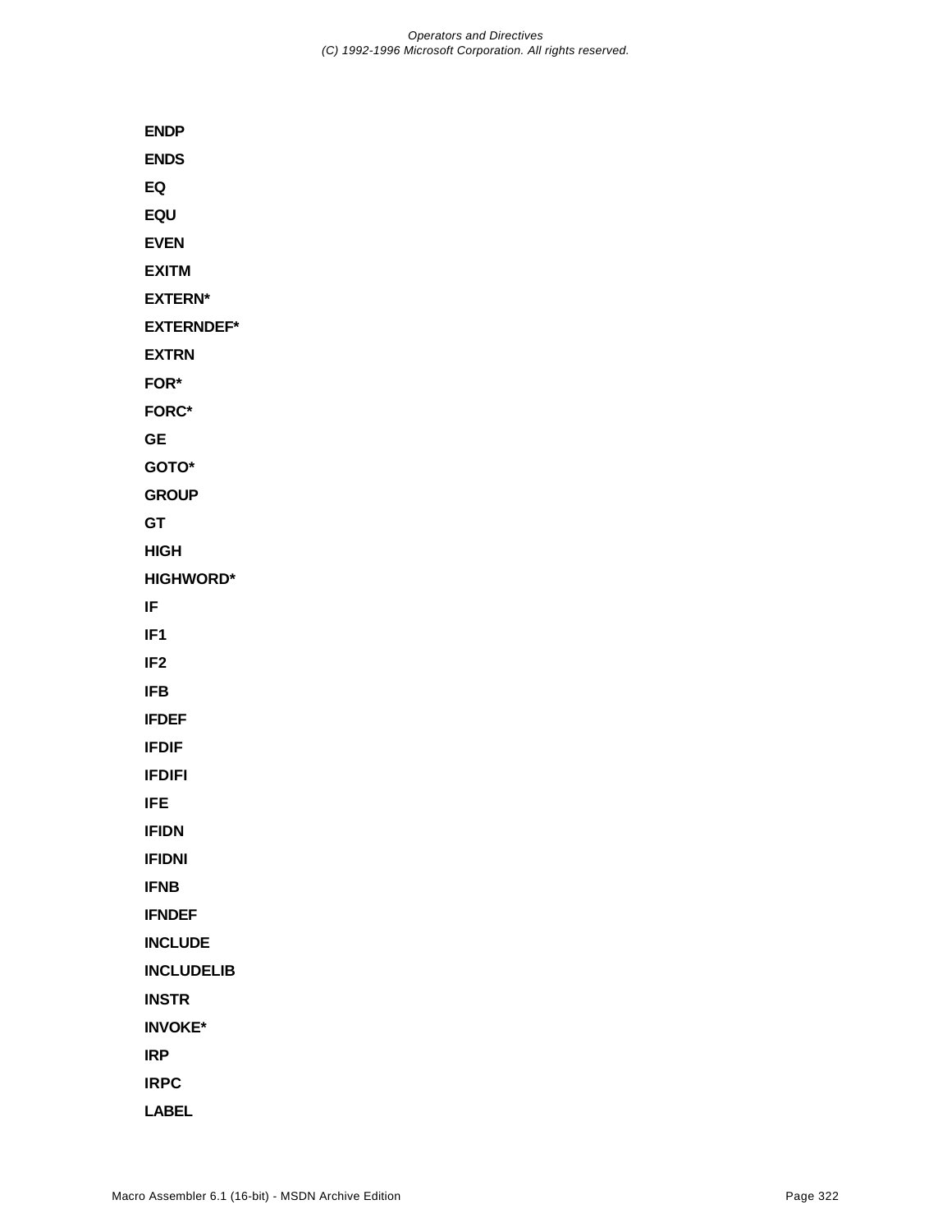**ENDP**

**ENDS**

**EQ**

**EQU**

**EVEN**

**EXITM**

**EXTERN***

**EXTERNDEF***

**EXTRN**

**FOR***

**FORC***

**GE**

**GOTO***

**GROUP**

**GT**

**HIGH**

**HIGHWORD***

**IF**

**IF1**

**IF2**

**IFB**

**IFDEF**

**IFDIF**

**IFDIFI**

**IFE**

**IFIDN**

**IFIDNI**

**IFNB**

**IFNDEF**

**INCLUDE**

**INCLUDELIB**

**INSTR**

**INVOKE***

**IRP**

**IRPC**

**LABEL**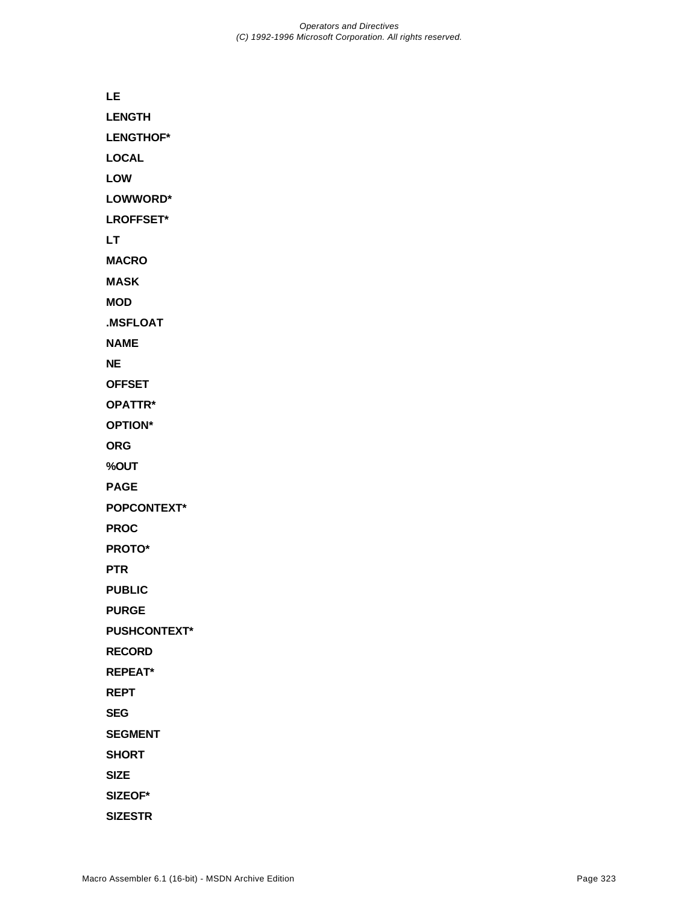**LE**

**LENGTH**

**LENGTHOF***

**LOCAL**

**LOW**

**LOWWORD***

**LROFFSET***

**LT**

**MACRO**

**MASK**

**MOD**

**.MSFLOAT**

**NAME**

**NE**

**OFFSET**

**OPATTR***

**OPTION***

**ORG**

**%OUT**

**PAGE**

**POPCONTEXT***

**PROC**

**PROTO***

**PTR**

**PUBLIC**

**PURGE**

**PUSHCONTEXT***

**RECORD**

**REPEAT***

**REPT**

**SEG**

**SEGMENT**

**SHORT**

**SIZE**

**SIZEOF***

**SIZESTR**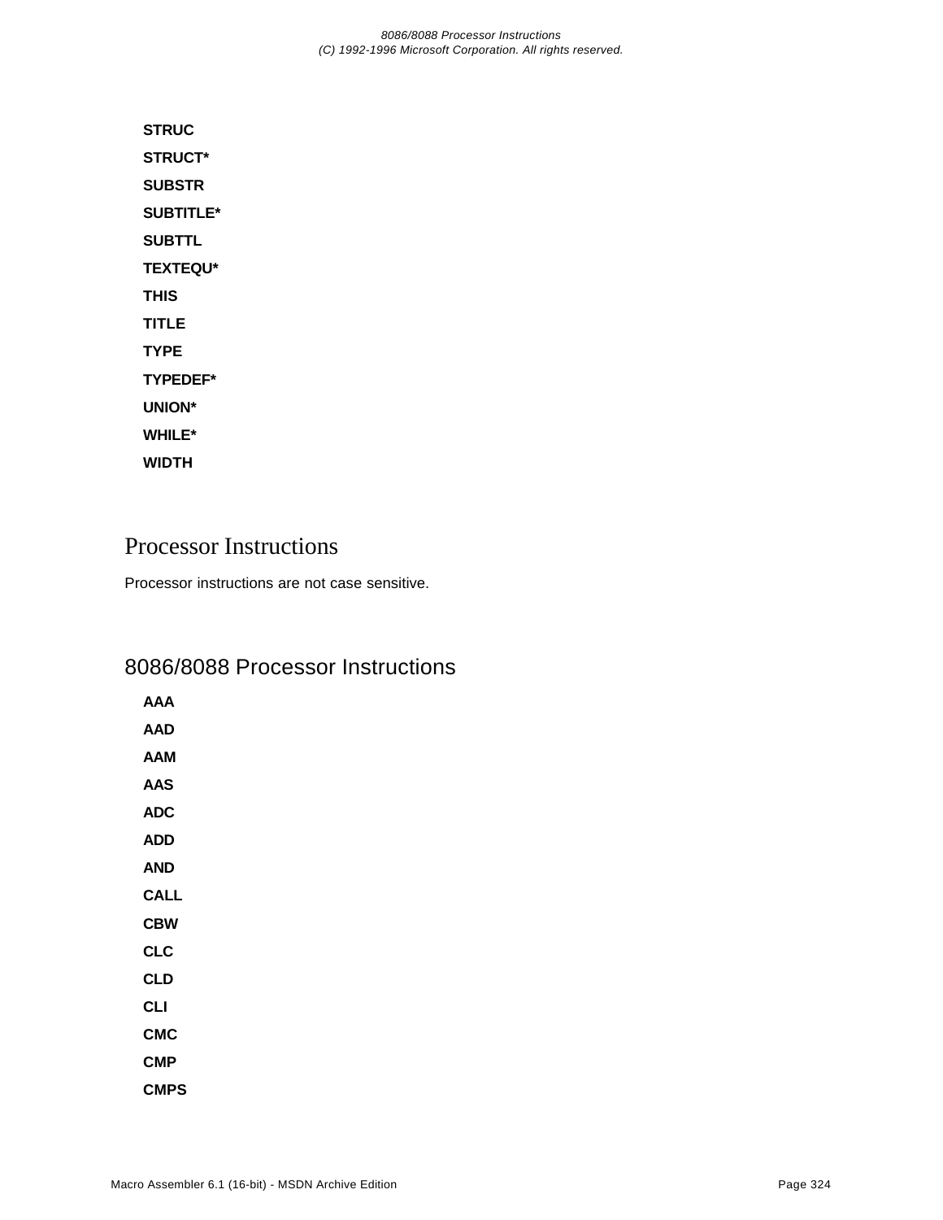**STRUC**

**STRUCT***

**SUBSTR**

**SUBTITLE***

**SUBTTL**

**TEXTEQU***

**THIS**

**TITLE**

**TYPE**

**TYPEDEF***

**UNION***

**WHILE***

**WIDTH**

# Processor Instructions

Processor instructions are not case sensitive.

## 8086/8088 Processor Instructions

**AAA**

**AAD**

**AAM**

**AAS**

**ADC**

**ADD**

**AND**

**CALL**

**CBW**

**CLC**

**CLD**

**CLI**

**CMC**

**CMP**

**CMPS**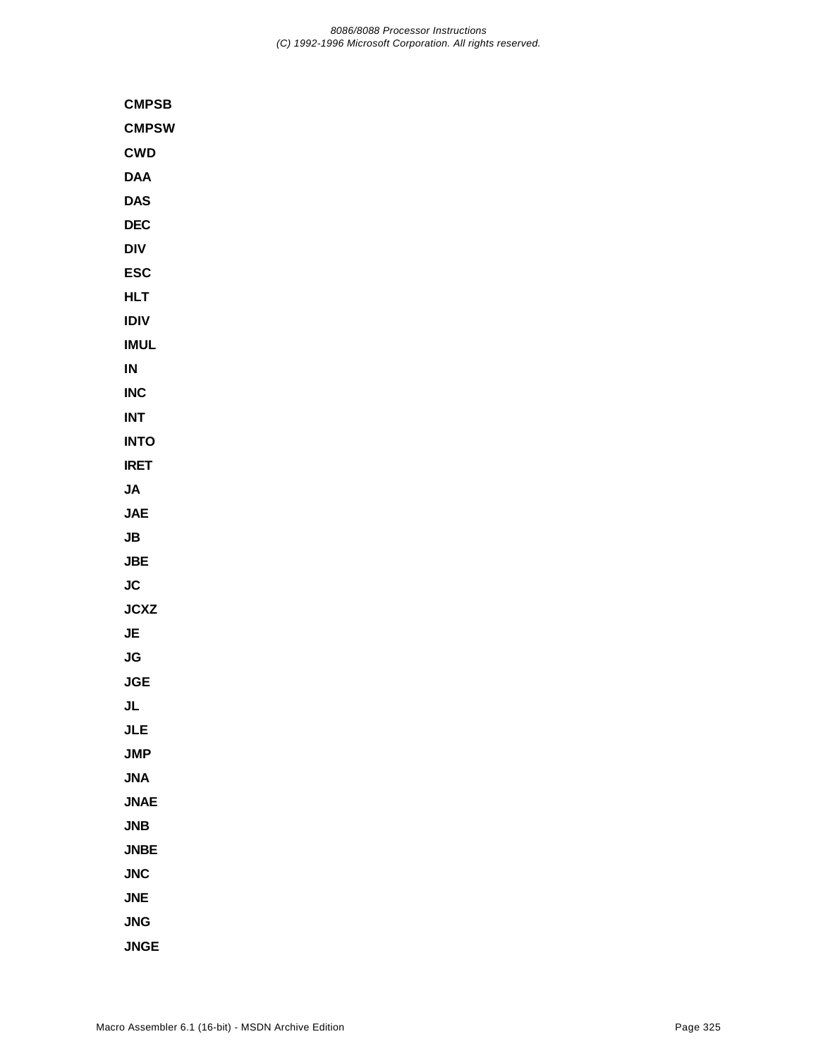**CMPSB**

**CMPSW**

**CWD**

**DAA**

**DAS**

**DEC**

**DIV**

**ESC**

**HLT**

**IDIV**

**IMUL**

**IN**

**INC**

**INT**

**INTO**

**IRET**

**JA**

**JAE**

**JB**

**JBE**

**JC**

**JCXZ**

**JE**

**JG**

**JGE**

**JL**

**JLE**

**JMP**

**JNA**

**JNAE**

**JNB**

**JNBE**

**JNC**

**JNE**

**JNG**

**JNGE**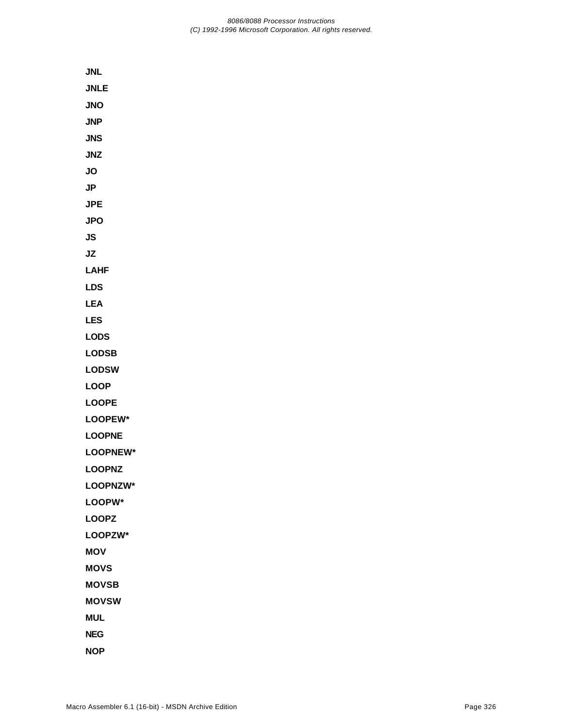**JNL**

**JNLE**

**JNO**

**JNP**

**JNS**

**JNZ**

**JO**

**JP**

**JPE**

**JPO**

**JS**

**JZ**

**LAHF**

**LDS**

**LEA**

**LES**

**LODS**

**LODSB**

**LODSW**

**LOOP**

**LOOPE**

**LOOPEW***

**LOOPNE**

**LOOPNEW***

**LOOPNZ**

**LOOPNZW***

**LOOPW***

**LOOPZ**

**LOOPZW***

**MOV**

**MOVS**

**MOVSB**

**MOVSW**

**MUL**

**NEG**

**NOP**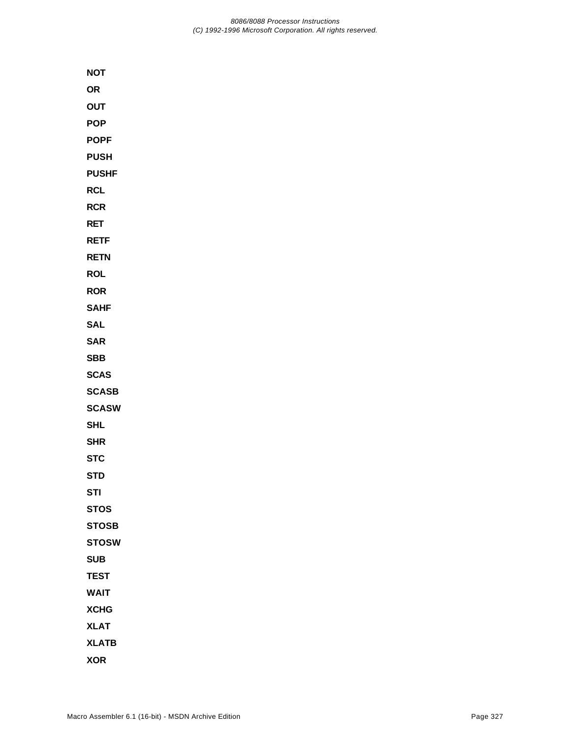**NOT**

**OR**

**OUT**

**POP**

**POPF**

**PUSH**

**PUSHF**

**RCL**

**RCR**

**RET**

**RETF**

**RETN**

**ROL**

**ROR**

**SAHF**

**SAL**

**SAR**

**SBB**

**SCAS**

**SCASB**

**SCASW**

**SHL**

**SHR**

**STC**

**STD**

**STI**

**STOS**

**STOSB**

**STOSW**

**SUB**

**TEST**

**WAIT**

**XCHG**

**XLAT**

**XLATB**

**XOR**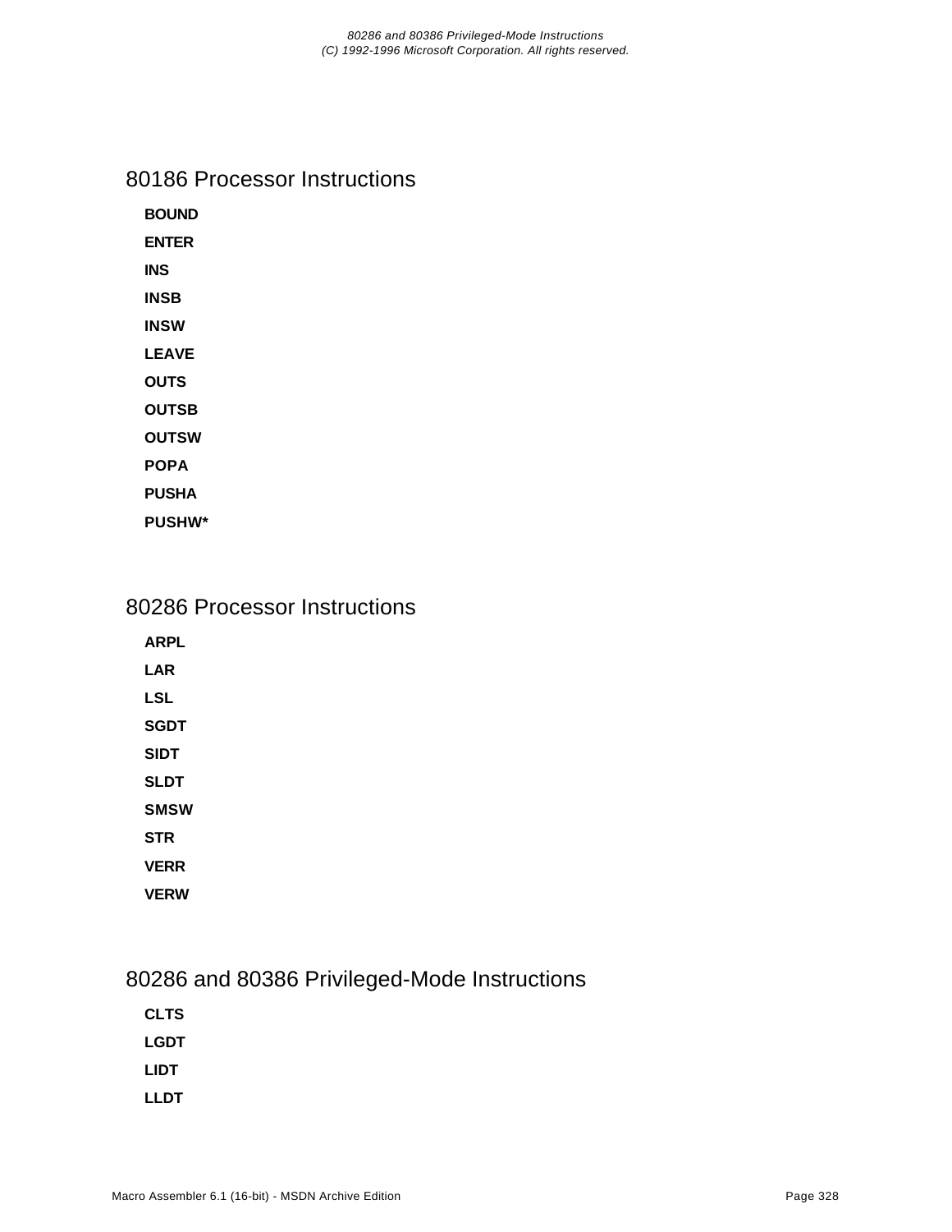## 80186 Processor Instructions

**BOUND**

**ENTER**

**INS**

**INSB**

**INSW**

**LEAVE**

**OUTS**

**OUTSB**

**OUTSW**

**POPA**

**PUSHA**

**PUSHW***

## 80286 Processor Instructions

**ARPL**

**LAR**

**LSL**

**SGDT**

**SIDT**

**SLDT**

**SMSW**

**STR**

**VERR**

**VERW**

## 80286 and 80386 Privileged-Mode Instructions

**CLTS**

**LGDT**

**LIDT**

**LLDT**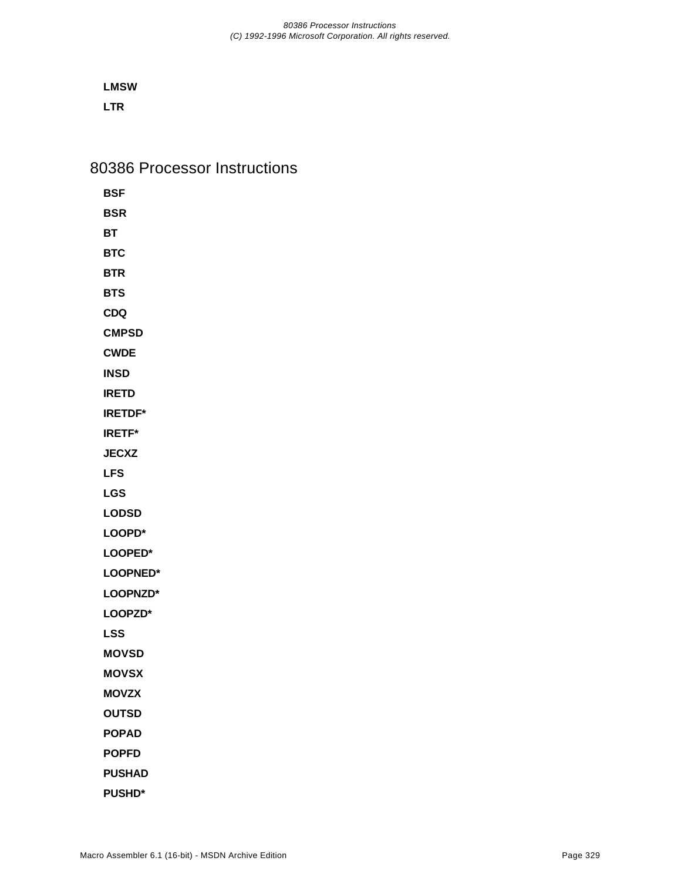**LMSW**

**LTR**

## 80386 Processor Instructions

**BSF**

**BSR**

**BT**

**BTC**

**BTR**

**BTS**

**CDQ**

**CMPSD**

**CWDE**

**INSD**

**IRETD**

**IRETDF***

**IRETF***

**JECXZ**

**LFS**

**LGS**

**LODSD**

**LOOPD***

**LOOPED***

**LOOPNED***

**LOOPNZD***

**LOOPZD***

**LSS**

**MOVSD**

**MOVSX**

**MOVZX**

**OUTSD**

**POPAD**

**POPFD**

**PUSHAD**

**PUSHD***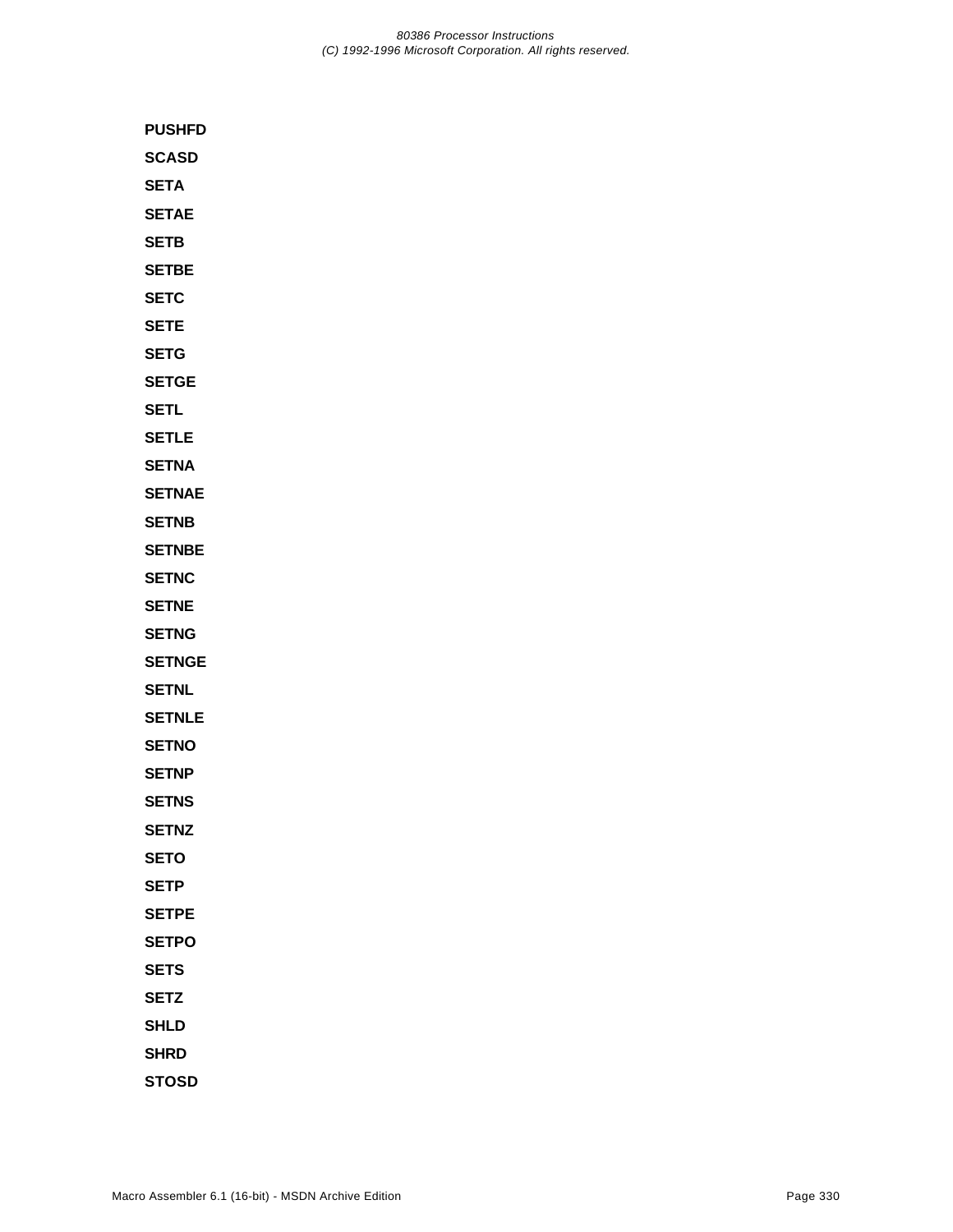**PUSHFD**

**SCASD**

**SETA**

**SETAE**

**SETB**

**SETBE**

**SETC**

**SETE**

**SETG**

**SETGE**

**SETL**

**SETLE**

**SETNA**

**SETNAE**

**SETNB**

**SETNBE**

**SETNC**

**SETNE**

**SETNG**

**SETNGE**

**SETNL**

**SETNLE**

**SETNO**

**SETNP**

**SETNS**

**SETNZ**

**SETO**

**SETP**

**SETPE**

**SETPO**

**SETS**

**SETZ**

**SHLD**

**SHRD**

**STOSD**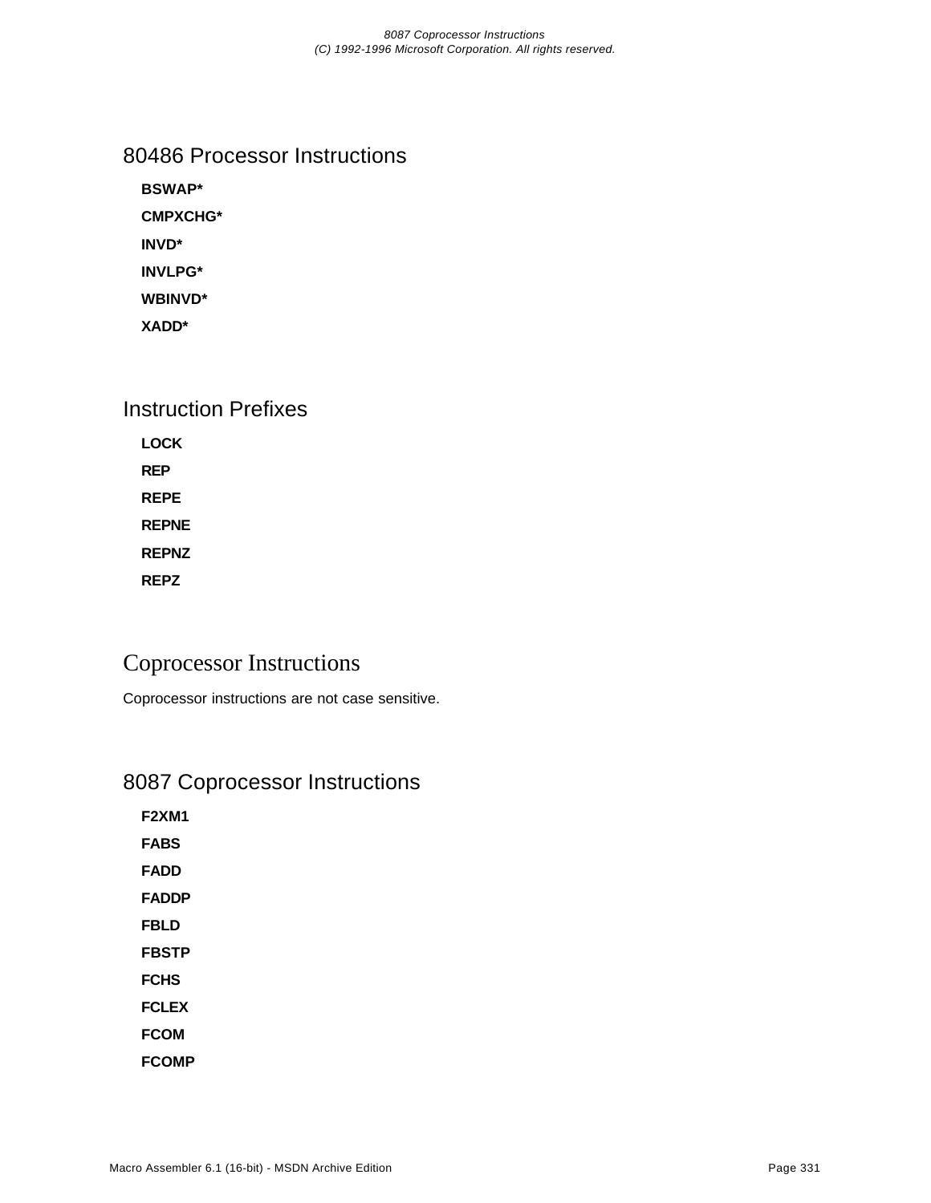## 80486 Processor Instructions

**BSWAP***

**CMPXCHG***

**INVD***

**INVLPG***

**WBINVD***

**XADD***

## Instruction Prefixes

**LOCK**

**REP**

**REPE**

**REPNE**

**REPNZ**

**REPZ**

# Coprocessor Instructions

Coprocessor instructions are not case sensitive.

## 8087 Coprocessor Instructions

**F2XM1**

**FABS**

**FADD**

**FADDP**

**FBLD**

**FBSTP**

**FCHS**

**FCLEX**

**FCOM**

**FCOMP**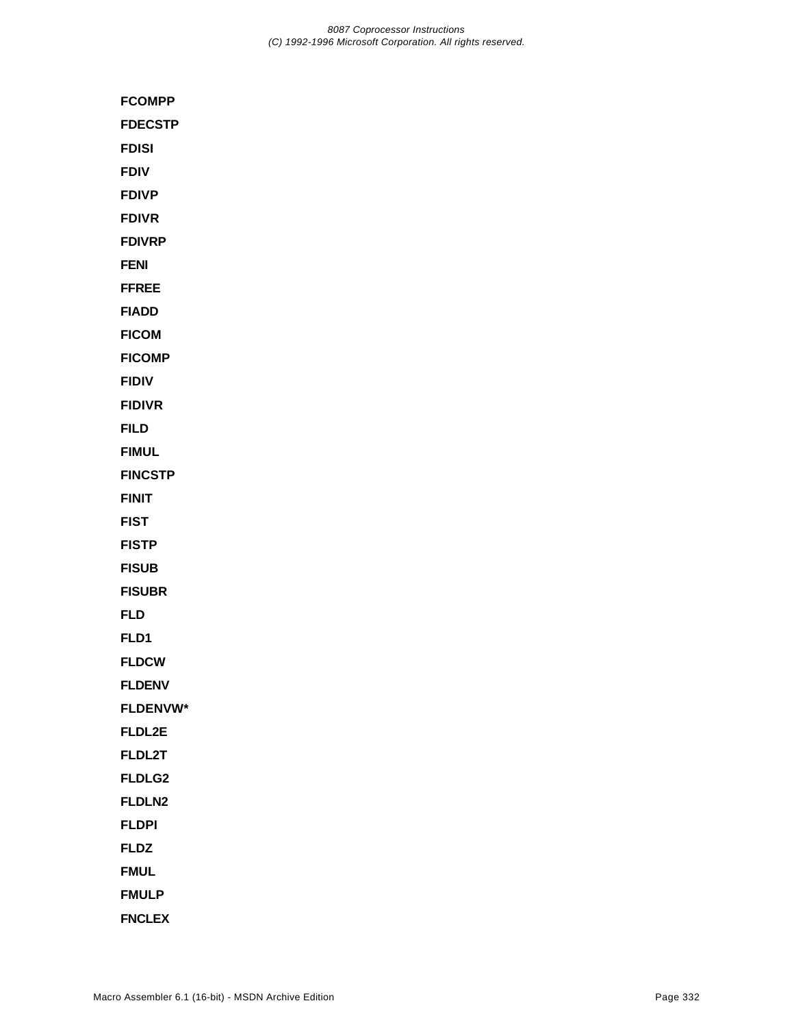**FCOMPP**

**FDECSTP**

**FDISI**

**FDIV**

**FDIVP**

**FDIVR**

**FDIVRP**

**FENI**

**FFREE**

**FIADD**

**FICOM**

**FICOMP**

**FIDIV**

**FIDIVR**

**FILD**

**FIMUL**

**FINCSTP**

**FINIT**

**FIST**

**FISTP**

**FISUB**

**FISUBR**

**FLD**

**FLD1**

**FLDCW**

**FLDENV**

**FLDENVW***

**FLDL2E**

**FLDL2T**

**FLDLG2**

**FLDLN2**

**FLDPI**

**FLDZ**

**FMUL**

**FMULP**

**FNCLEX**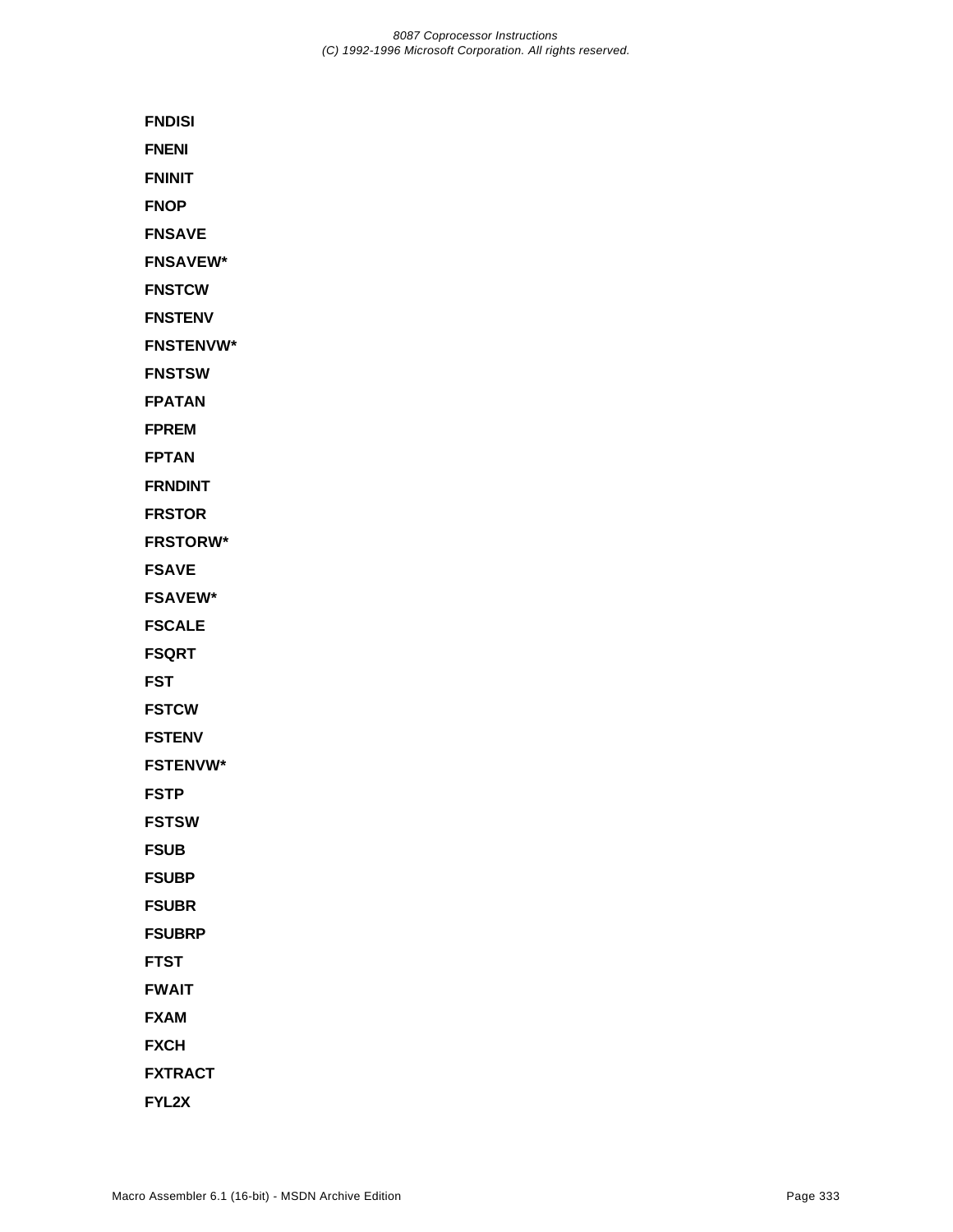**FNDISI**

**FNENI**

**FNINIT**

**FNOP**

**FNSAVE**

**FNSAVEW***

**FNSTCW**

**FNSTENV**

**FNSTENVW***

**FNSTSW**

**FPATAN**

**FPREM**

**FPTAN**

**FRNDINT**

**FRSTOR**

**FRSTORW***

**FSAVE**

**FSAVEW***

**FSCALE**

**FSQRT**

**FST**

**FSTCW**

**FSTENV**

**FSTENVW***

**FSTP**

**FSTSW**

**FSUB**

**FSUBP**

**FSUBR**

**FSUBRP**

**FTST**

**FWAIT**

**FXAM**

**FXCH**

**FXTRACT**

**FYL2X**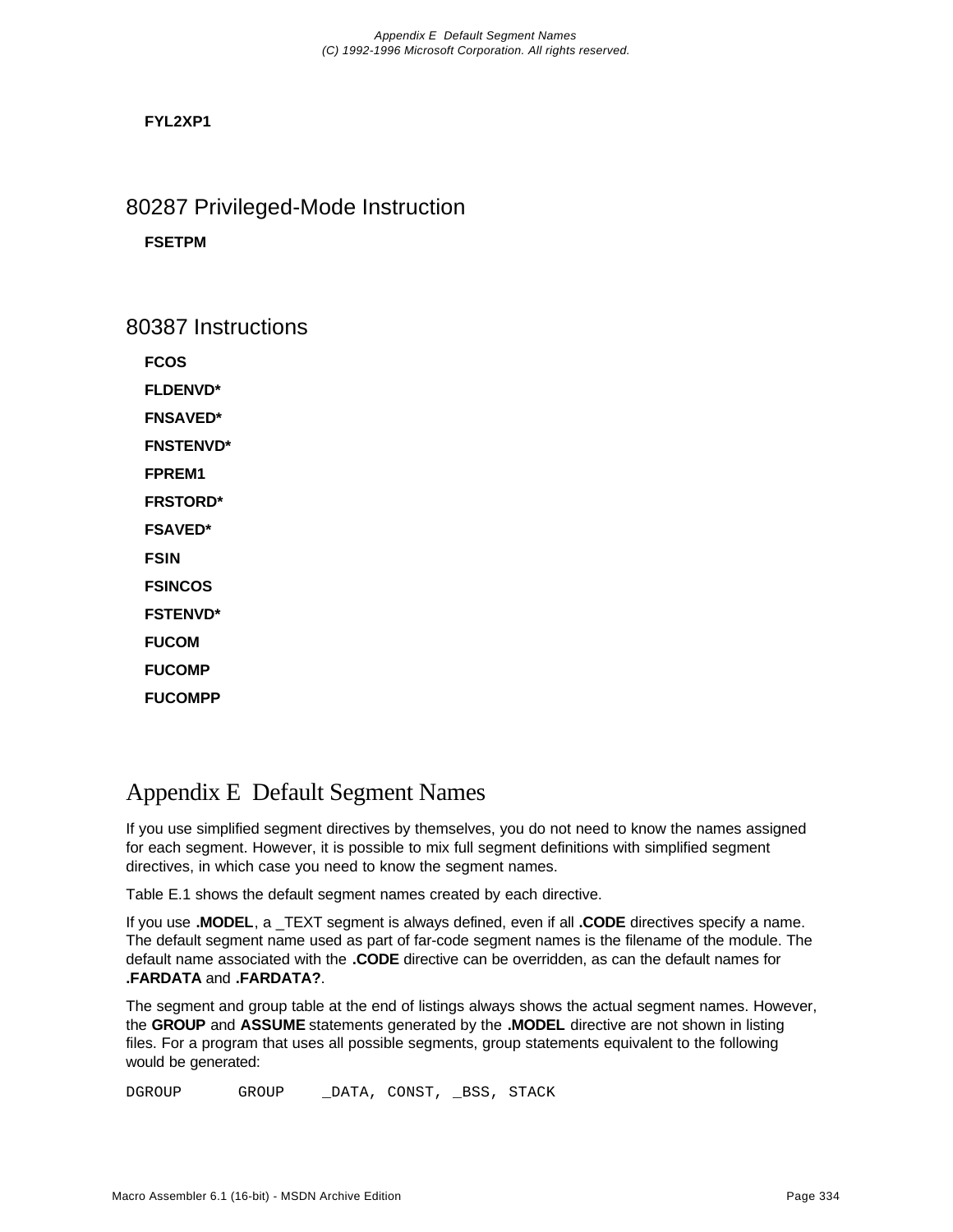**FYL2XP1**

## 80287 Privileged-Mode Instruction

**FSETPM**

## 80387 Instructions

**FCOS**

**FLDENVD***

**FNSAVED***

**FNSTENVD***

**FPREM1**

**FRSTORD***

**FSAVED***

**FSIN**

**FSINCOS**

**FSTENVD***

**FUCOM**

**FUCOMP**

**FUCOMPP**

# Appendix E  Default Segment Names

If you use simplified segment directives by themselves, you do not need to know the names assigned for each segment. However, it is possible to mix full segment definitions with simplified segment directives, in which case you need to know the segment names.

Table E.1 shows the default segment names created by each directive.

If you use **.MODEL**, a _TEXT segment is always defined, even if all **.CODE** directives specify a name. The default segment name used as part of far-code segment names is the filename of the module. The default name associated with the **.CODE** directive can be overridden, as can the default names for **.FARDATA** and **.FARDATA?**.

The segment and group table at the end of listings always shows the actual segment names. However, the **GROUP** and **ASSUME** statements generated by the **.MODEL** directive are not shown in listing files. For a program that uses all possible segments, group statements equivalent to the following would be generated:

```
DGROUP      GROUP    _DATA, CONST, _BSS, STACK
```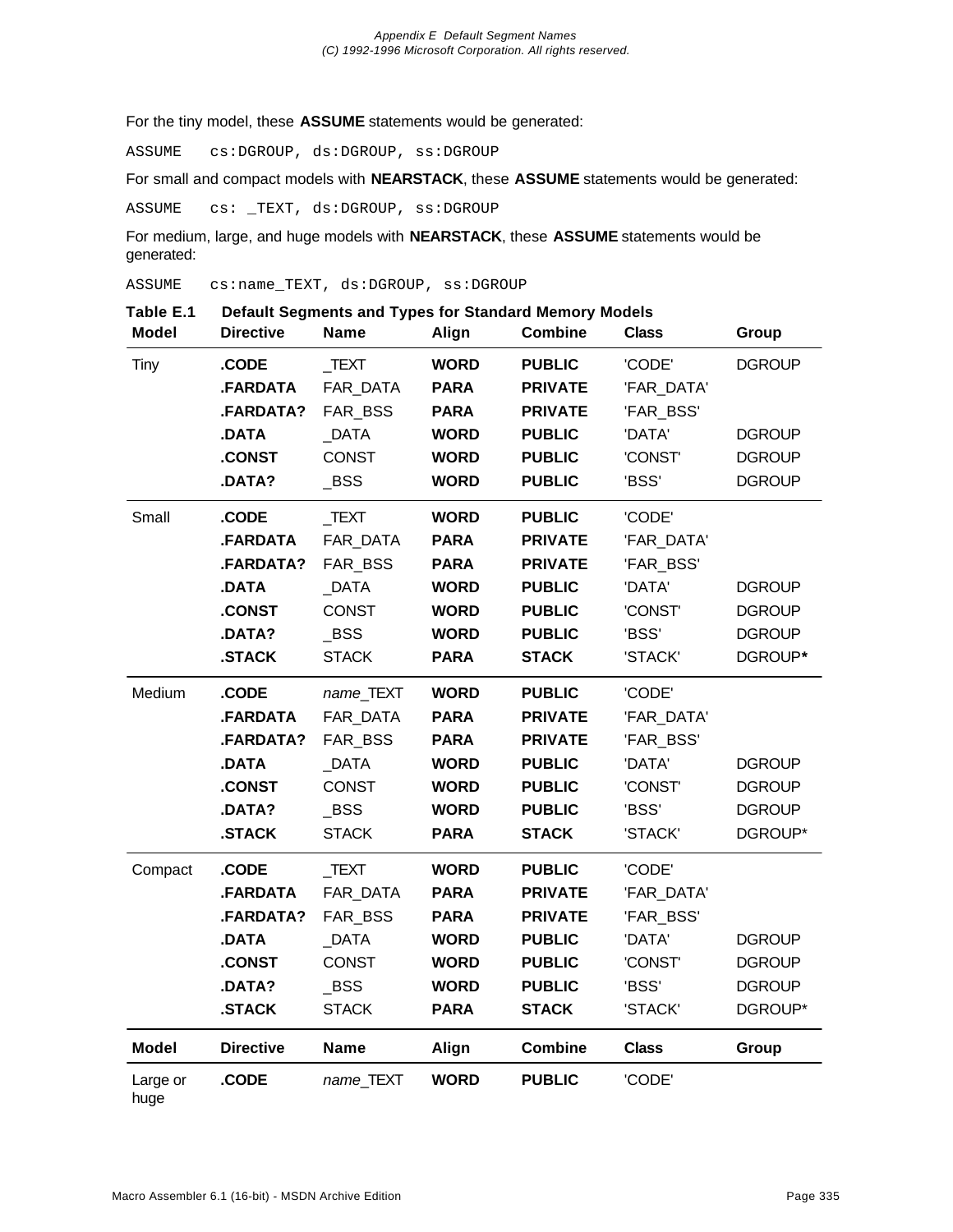For the tiny model, these **ASSUME** statements would be generated:

```
ASSUME    cs:DGROUP, ds:DGROUP, ss:DGROUP
```

For small and compact models with **NEARSTACK**, these **ASSUME** statements would be generated:

```
ASSUME    cs: _TEXT, ds:DGROUP, ss:DGROUP
```

For medium, large, and huge models with **NEARSTACK**, these **ASSUME** statements would be generated:

```
ASSUME    cs:name_TEXT, ds:DGROUP, ss:DGROUP
```

**Table E.1 Default Segments and Types for Standard Memory Models**

| Model | Directive | Name | Align | Combine | Class | Group |
|---|---|---|---|---|---|---|
| Tiny | **.CODE** | _TEXT | **WORD** | **PUBLIC** | 'CODE' | DGROUP |
| | **.FARDATA** | FAR_DATA | **PARA** | **PRIVATE** | 'FAR_DATA' | |
| | **.FARDATA?** | FAR_BSS | **PARA** | **PRIVATE** | 'FAR_BSS' | |
| | **.DATA** | _DATA | **WORD** | **PUBLIC** | 'DATA' | DGROUP |
| | **.CONST** | CONST | **WORD** | **PUBLIC** | 'CONST' | DGROUP |
| | **.DATA?** | _BSS | **WORD** | **PUBLIC** | 'BSS' | DGROUP |
| Small | **.CODE** | _TEXT | **WORD** | **PUBLIC** | 'CODE' | |
| | **.FARDATA** | FAR_DATA | **PARA** | **PRIVATE** | 'FAR_DATA' | |
| | **.FARDATA?** | FAR_BSS | **PARA** | **PRIVATE** | 'FAR_BSS' | |
| | **.DATA** | _DATA | **WORD** | **PUBLIC** | 'DATA' | DGROUP |
| | **.CONST** | CONST | **WORD** | **PUBLIC** | 'CONST' | DGROUP |
| | **.DATA?** | _BSS | **WORD** | **PUBLIC** | 'BSS' | DGROUP |
| | **.STACK** | STACK | **PARA** | **STACK** | 'STACK' | DGROUP* |
| Medium | **.CODE** | *name*_TEXT | **WORD** | **PUBLIC** | 'CODE' | |
| | **.FARDATA** | FAR_DATA | **PARA** | **PRIVATE** | 'FAR_DATA' | |
| | **.FARDATA?** | FAR_BSS | **PARA** | **PRIVATE** | 'FAR_BSS' | |
| | **.DATA** | _DATA | **WORD** | **PUBLIC** | 'DATA' | DGROUP |
| | **.CONST** | CONST | **WORD** | **PUBLIC** | 'CONST' | DGROUP |
| | **.DATA?** | _BSS | **WORD** | **PUBLIC** | 'BSS' | DGROUP |
| | **.STACK** | STACK | **PARA** | **STACK** | 'STACK' | DGROUP* |
| Compact | **.CODE** | _TEXT | **WORD** | **PUBLIC** | 'CODE' | |
| | **.FARDATA** | FAR_DATA | **PARA** | **PRIVATE** | 'FAR_DATA' | |
| | **.FARDATA?** | FAR_BSS | **PARA** | **PRIVATE** | 'FAR_BSS' | |
| | **.DATA** | _DATA | **WORD** | **PUBLIC** | 'DATA' | DGROUP |
| | **.CONST** | CONST | **WORD** | **PUBLIC** | 'CONST' | DGROUP |
| | **.DATA?** | _BSS | **WORD** | **PUBLIC** | 'BSS' | DGROUP |
| | **.STACK** | STACK | **PARA** | **STACK** | 'STACK' | DGROUP* |
| Large or huge | **.CODE** | *name*_TEXT | **WORD** | **PUBLIC** | 'CODE' | |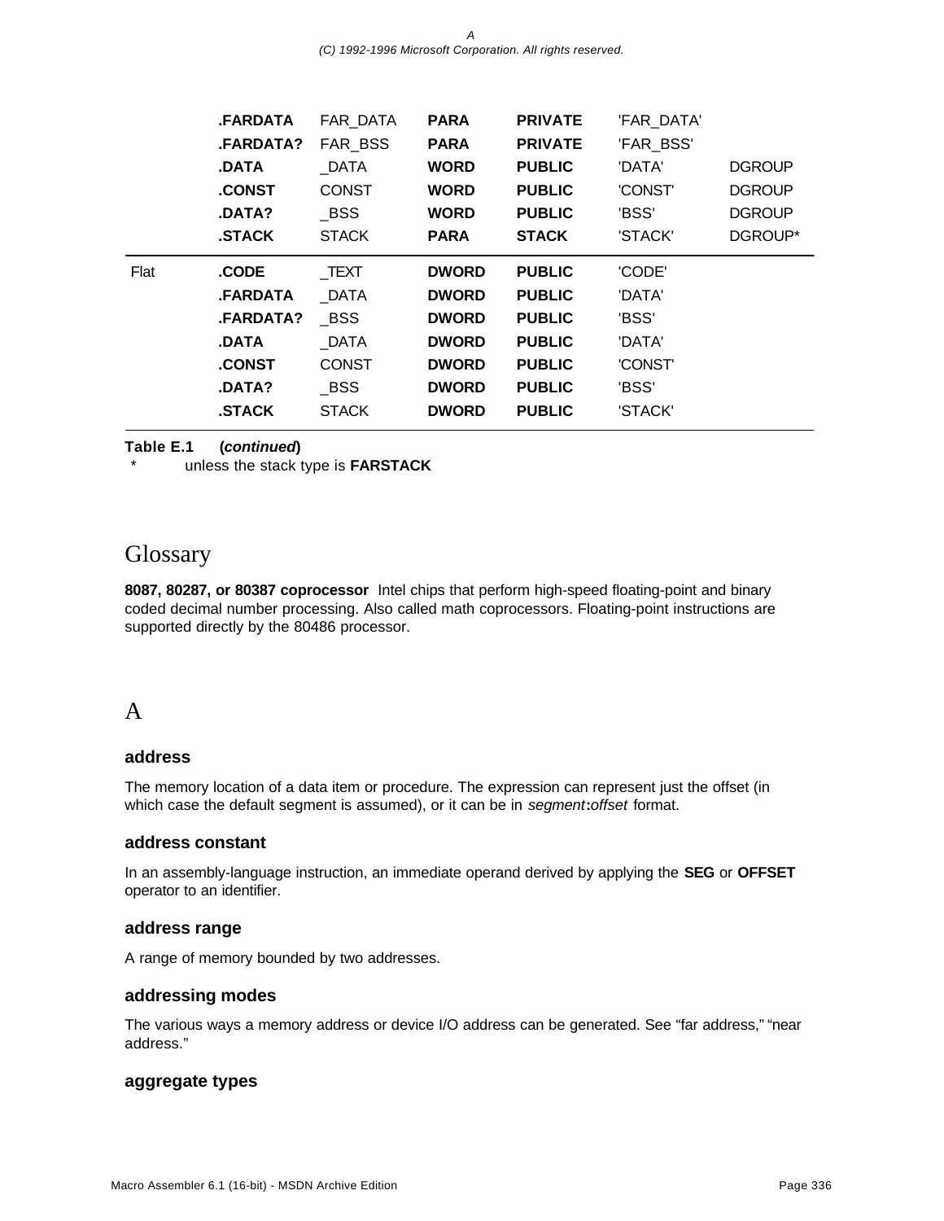| | | | | | | |
|---|---|---|---|---|---|---|
| | **.FARDATA** | FAR_DATA | **PARA** | **PRIVATE** | 'FAR_DATA' | |
| | **.FARDATA?** | FAR_BSS | **PARA** | **PRIVATE** | 'FAR_BSS' | |
| | **.DATA** | _DATA | **WORD** | **PUBLIC** | 'DATA' | DGROUP |
| | **.CONST** | CONST | **WORD** | **PUBLIC** | 'CONST' | DGROUP |
| | **.DATA?** | _BSS | **WORD** | **PUBLIC** | 'BSS' | DGROUP |
| | **.STACK** | STACK | **PARA** | **STACK** | 'STACK' | DGROUP* |
| Flat | **.CODE** | _TEXT | **DWORD** | **PUBLIC** | 'CODE' | |
| | **.FARDATA** | _DATA | **DWORD** | **PUBLIC** | 'DATA' | |
| | **.FARDATA?** | _BSS | **DWORD** | **PUBLIC** | 'BSS' | |
| | **.DATA** | _DATA | **DWORD** | **PUBLIC** | 'DATA' | |
| | **.CONST** | CONST | **DWORD** | **PUBLIC** | 'CONST' | |
| | **.DATA?** | _BSS | **DWORD** | **PUBLIC** | 'BSS' | |
| | **.STACK** | STACK | **DWORD** | **PUBLIC** | 'STACK' | |

**Table E.1 (*continued*)**

\* unless the stack type is **FARSTACK**

# Glossary

**8087, 80287, or 80387 coprocessor** Intel chips that perform high-speed floating-point and binary coded decimal number processing. Also called math coprocessors. Floating-point instructions are supported directly by the 80486 processor.

## A

### address

The memory location of a data item or procedure. The expression can represent just the offset (in which case the default segment is assumed), or it can be in *segment***:***offset* format.

### address constant

In an assembly-language instruction, an immediate operand derived by applying the **SEG** or **OFFSET** operator to an identifier.

### address range

A range of memory bounded by two addresses.

### addressing modes

The various ways a memory address or device I/O address can be generated. See "far address," "near address."

### aggregate types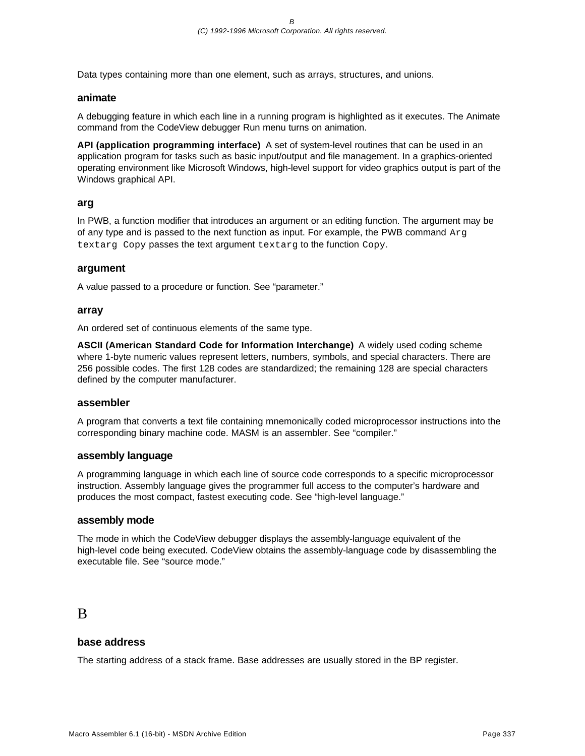Data types containing more than one element, such as arrays, structures, and unions.

### animate

A debugging feature in which each line in a running program is highlighted as it executes. The Animate command from the CodeView debugger Run menu turns on animation.

**API (application programming interface)** A set of system-level routines that can be used in an application program for tasks such as basic input/output and file management. In a graphics-oriented operating environment like Microsoft Windows, high-level support for video graphics output is part of the Windows graphical API.

### arg

In PWB, a function modifier that introduces an argument or an editing function. The argument may be of any type and is passed to the next function as input. For example, the PWB command `Arg textarg Copy` passes the text argument `textarg` to the function `Copy`.

### argument

A value passed to a procedure or function. See "parameter."

### array

An ordered set of continuous elements of the same type.

**ASCII (American Standard Code for Information Interchange)** A widely used coding scheme where 1-byte numeric values represent letters, numbers, symbols, and special characters. There are 256 possible codes. The first 128 codes are standardized; the remaining 128 are special characters defined by the computer manufacturer.

### assembler

A program that converts a text file containing mnemonically coded microprocessor instructions into the corresponding binary machine code. MASM is an assembler. See "compiler."

### assembly language

A programming language in which each line of source code corresponds to a specific microprocessor instruction. Assembly language gives the programmer full access to the computer's hardware and produces the most compact, fastest executing code. See "high-level language."

### assembly mode

The mode in which the CodeView debugger displays the assembly-language equivalent of the high-level code being executed. CodeView obtains the assembly-language code by disassembling the executable file. See "source mode."

## B

### base address

The starting address of a stack frame. Base addresses are usually stored in the BP register.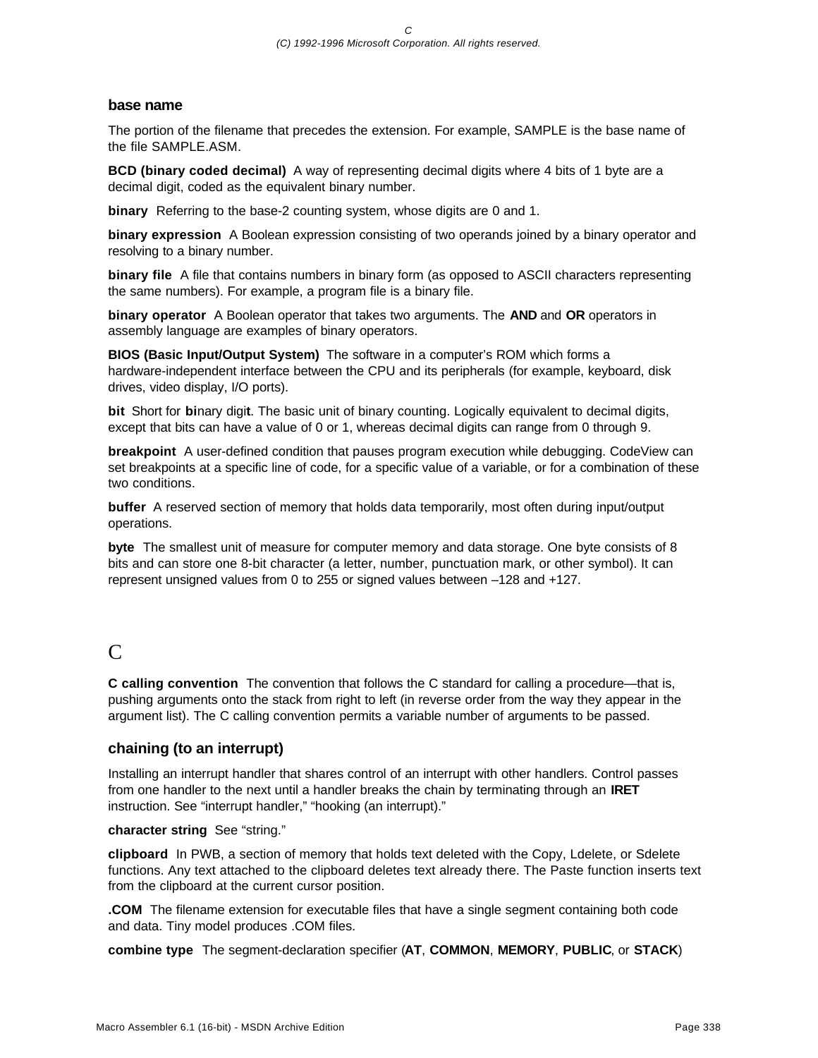### base name

The portion of the filename that precedes the extension. For example, SAMPLE is the base name of the file SAMPLE.ASM.

**BCD (binary coded decimal)** A way of representing decimal digits where 4 bits of 1 byte are a decimal digit, coded as the equivalent binary number.

**binary** Referring to the base-2 counting system, whose digits are 0 and 1.

**binary expression** A Boolean expression consisting of two operands joined by a binary operator and resolving to a binary number.

**binary file** A file that contains numbers in binary form (as opposed to ASCII characters representing the same numbers). For example, a program file is a binary file.

**binary operator** A Boolean operator that takes two arguments. The **AND** and **OR** operators in assembly language are examples of binary operators.

**BIOS (Basic Input/Output System)** The software in a computer's ROM which forms a hardware-independent interface between the CPU and its peripherals (for example, keyboard, disk drives, video display, I/O ports).

**bit** Short for **bi**nary digi**t**. The basic unit of binary counting. Logically equivalent to decimal digits, except that bits can have a value of 0 or 1, whereas decimal digits can range from 0 through 9.

**breakpoint** A user-defined condition that pauses program execution while debugging. CodeView can set breakpoints at a specific line of code, for a specific value of a variable, or for a combination of these two conditions.

**buffer** A reserved section of memory that holds data temporarily, most often during input/output operations.

**byte** The smallest unit of measure for computer memory and data storage. One byte consists of 8 bits and can store one 8-bit character (a letter, number, punctuation mark, or other symbol). It can represent unsigned values from 0 to 255 or signed values between –128 and +127.

## C

**C calling convention** The convention that follows the C standard for calling a procedure—that is, pushing arguments onto the stack from right to left (in reverse order from the way they appear in the argument list). The C calling convention permits a variable number of arguments to be passed.

### chaining (to an interrupt)

Installing an interrupt handler that shares control of an interrupt with other handlers. Control passes from one handler to the next until a handler breaks the chain by terminating through an **IRET** instruction. See "interrupt handler," "hooking (an interrupt)."

**character string** See "string."

**clipboard** In PWB, a section of memory that holds text deleted with the Copy, Ldelete, or Sdelete functions. Any text attached to the clipboard deletes text already there. The Paste function inserts text from the clipboard at the current cursor position.

**.COM** The filename extension for executable files that have a single segment containing both code and data. Tiny model produces .COM files.

**combine type** The segment-declaration specifier (**AT**, **COMMON**, **MEMORY**, **PUBLIC**, or **STACK**)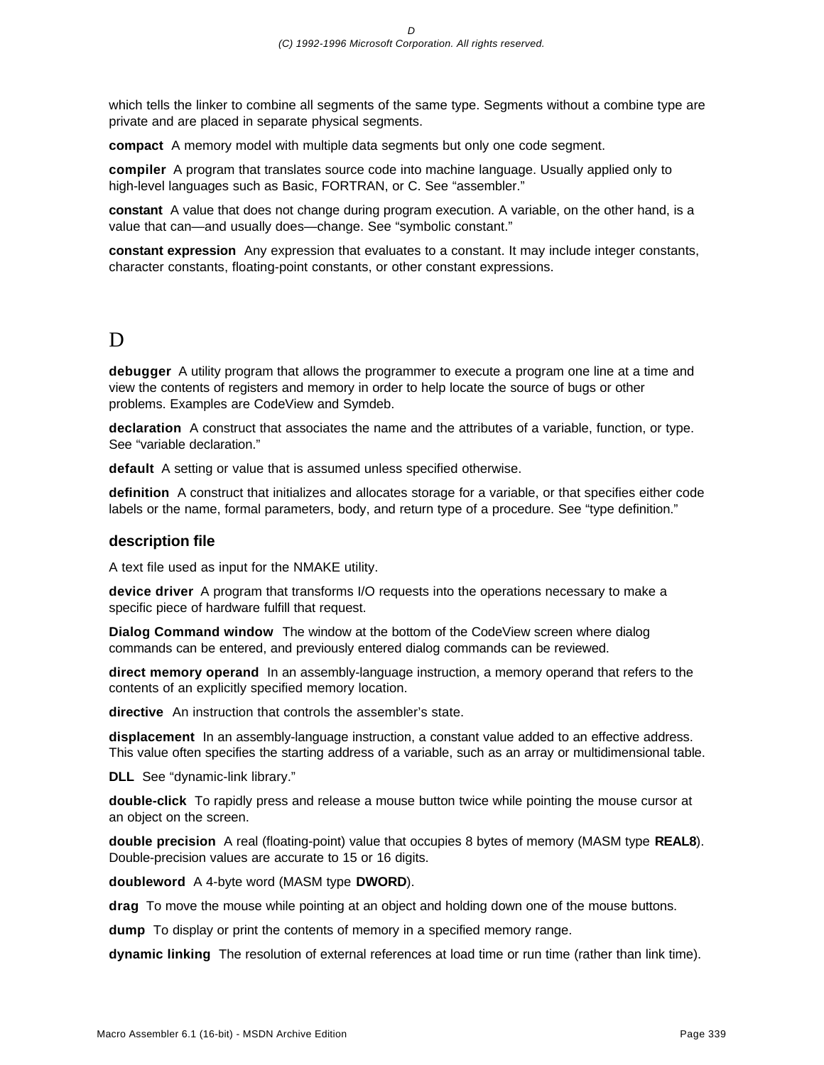which tells the linker to combine all segments of the same type. Segments without a combine type are private and are placed in separate physical segments.

**compact**  A memory model with multiple data segments but only one code segment.

**compiler**  A program that translates source code into machine language. Usually applied only to high-level languages such as Basic, FORTRAN, or C. See “assembler.”

**constant**  A value that does not change during program execution. A variable, on the other hand, is a value that can—and usually does—change. See “symbolic constant.”

**constant expression**  Any expression that evaluates to a constant. It may include integer constants, character constants, floating-point constants, or other constant expressions.

# D

**debugger**  A utility program that allows the programmer to execute a program one line at a time and view the contents of registers and memory in order to help locate the source of bugs or other problems. Examples are CodeView and Symdeb.

**declaration**  A construct that associates the name and the attributes of a variable, function, or type. See “variable declaration.”

**default**  A setting or value that is assumed unless specified otherwise.

**definition**  A construct that initializes and allocates storage for a variable, or that specifies either code labels or the name, formal parameters, body, and return type of a procedure. See “type definition.”

### description file

A text file used as input for the NMAKE utility.

**device driver**  A program that transforms I/O requests into the operations necessary to make a specific piece of hardware fulfill that request.

**Dialog Command window**  The window at the bottom of the CodeView screen where dialog commands can be entered, and previously entered dialog commands can be reviewed.

**direct memory operand**  In an assembly-language instruction, a memory operand that refers to the contents of an explicitly specified memory location.

**directive**  An instruction that controls the assembler’s state.

**displacement**  In an assembly-language instruction, a constant value added to an effective address. This value often specifies the starting address of a variable, such as an array or multidimensional table.

**DLL**  See “dynamic-link library.”

**double-click**  To rapidly press and release a mouse button twice while pointing the mouse cursor at an object on the screen.

**double precision**  A real (floating-point) value that occupies 8 bytes of memory (MASM type **REAL8**). Double-precision values are accurate to 15 or 16 digits.

**doubleword**  A 4-byte word (MASM type **DWORD**).

**drag**  To move the mouse while pointing at an object and holding down one of the mouse buttons.

**dump**  To display or print the contents of memory in a specified memory range.

**dynamic linking**  The resolution of external references at load time or run time (rather than link time).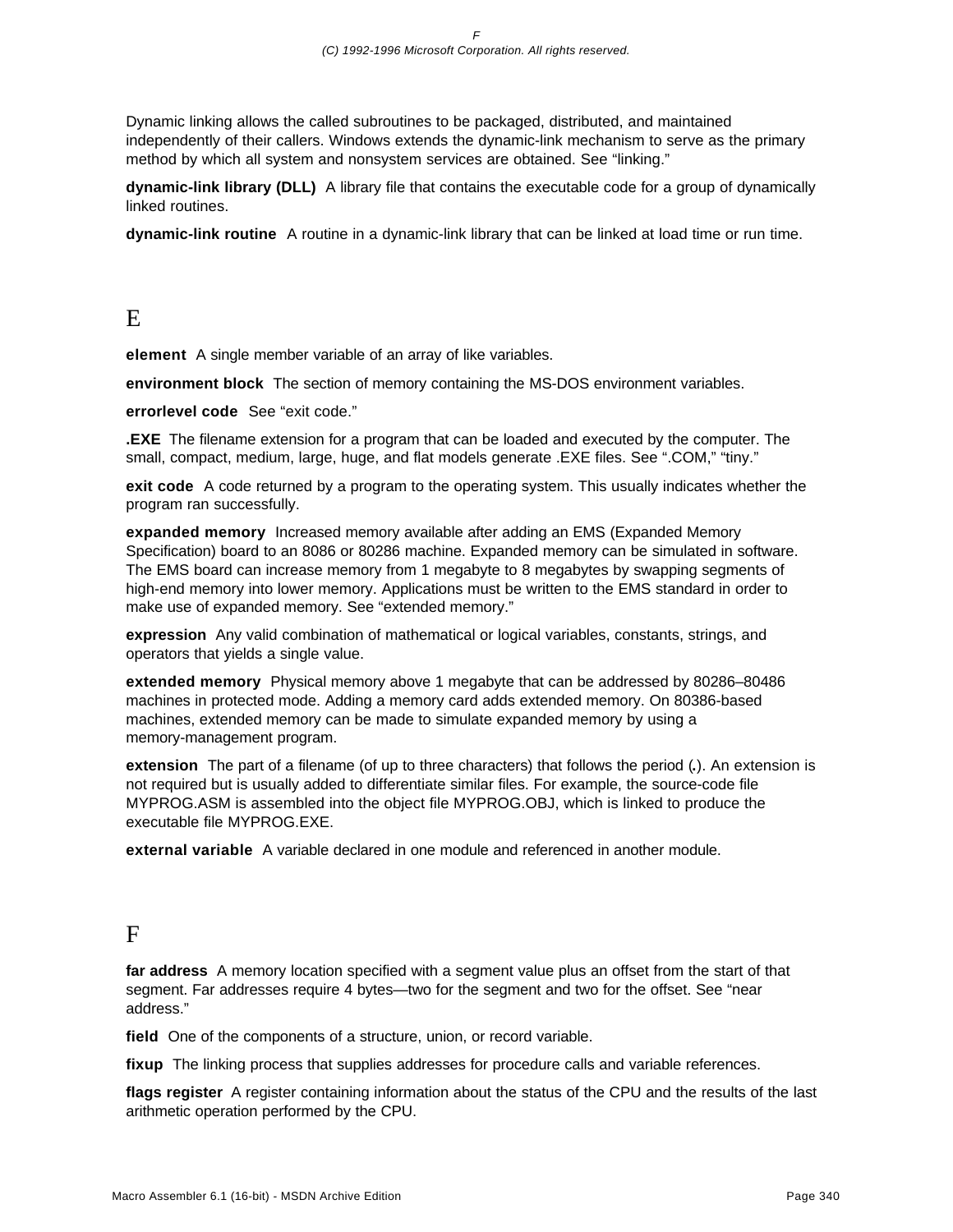Dynamic linking allows the called subroutines to be packaged, distributed, and maintained independently of their callers. Windows extends the dynamic-link mechanism to serve as the primary method by which all system and nonsystem services are obtained. See “linking.”

**dynamic-link library (DLL)**  A library file that contains the executable code for a group of dynamically linked routines.

**dynamic-link routine**  A routine in a dynamic-link library that can be linked at load time or run time.

# E

**element**  A single member variable of an array of like variables.

**environment block**  The section of memory containing the MS-DOS environment variables.

**errorlevel code**  See “exit code.”

**.EXE**  The filename extension for a program that can be loaded and executed by the computer. The small, compact, medium, large, huge, and flat models generate .EXE files. See “.COM,” “tiny.”

**exit code**  A code returned by a program to the operating system. This usually indicates whether the program ran successfully.

**expanded memory**  Increased memory available after adding an EMS (Expanded Memory Specification) board to an 8086 or 80286 machine. Expanded memory can be simulated in software. The EMS board can increase memory from 1 megabyte to 8 megabytes by swapping segments of high-end memory into lower memory. Applications must be written to the EMS standard in order to make use of expanded memory. See “extended memory.”

**expression**  Any valid combination of mathematical or logical variables, constants, strings, and operators that yields a single value.

**extended memory**  Physical memory above 1 megabyte that can be addressed by 80286–80486 machines in protected mode. Adding a memory card adds extended memory. On 80386-based machines, extended memory can be made to simulate expanded memory by using a memory-management program.

**extension**  The part of a filename (of up to three characters) that follows the period (**.**). An extension is not required but is usually added to differentiate similar files. For example, the source-code file MYPROG.ASM is assembled into the object file MYPROG.OBJ, which is linked to produce the executable file MYPROG.EXE.

**external variable**  A variable declared in one module and referenced in another module.

# F

**far address**  A memory location specified with a segment value plus an offset from the start of that segment. Far addresses require 4 bytes—two for the segment and two for the offset. See “near address.”

**field**  One of the components of a structure, union, or record variable.

**fixup**  The linking process that supplies addresses for procedure calls and variable references.

**flags register**  A register containing information about the status of the CPU and the results of the last arithmetic operation performed by the CPU.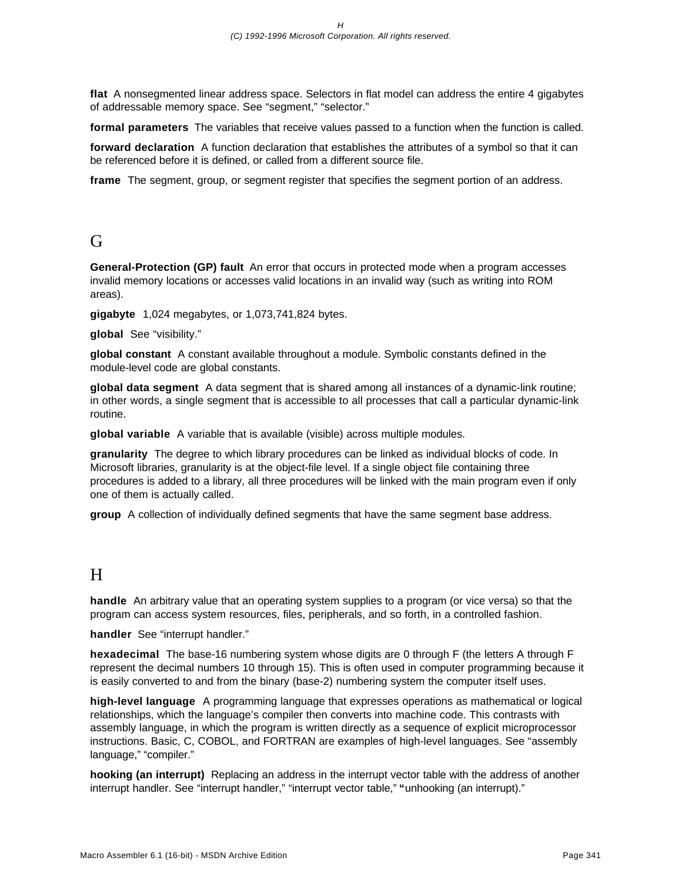**flat** A nonsegmented linear address space. Selectors in flat model can address the entire 4 gigabytes of addressable memory space. See “segment,” “selector.”

**formal parameters** The variables that receive values passed to a function when the function is called.

**forward declaration** A function declaration that establishes the attributes of a symbol so that it can be referenced before it is defined, or called from a different source file.

**frame** The segment, group, or segment register that specifies the segment portion of an address.

# G

**General-Protection (GP) fault** An error that occurs in protected mode when a program accesses invalid memory locations or accesses valid locations in an invalid way (such as writing into ROM areas).

**gigabyte** 1,024 megabytes, or 1,073,741,824 bytes.

**global** See “visibility.”

**global constant** A constant available throughout a module. Symbolic constants defined in the module-level code are global constants.

**global data segment** A data segment that is shared among all instances of a dynamic-link routine; in other words, a single segment that is accessible to all processes that call a particular dynamic-link routine.

**global variable** A variable that is available (visible) across multiple modules.

**granularity** The degree to which library procedures can be linked as individual blocks of code. In Microsoft libraries, granularity is at the object-file level. If a single object file containing three procedures is added to a library, all three procedures will be linked with the main program even if only one of them is actually called.

**group** A collection of individually defined segments that have the same segment base address.

# H

**handle** An arbitrary value that an operating system supplies to a program (or vice versa) so that the program can access system resources, files, peripherals, and so forth, in a controlled fashion.

**handler** See “interrupt handler.”

**hexadecimal** The base-16 numbering system whose digits are 0 through F (the letters A through F represent the decimal numbers 10 through 15). This is often used in computer programming because it is easily converted to and from the binary (base-2) numbering system the computer itself uses.

**high-level language** A programming language that expresses operations as mathematical or logical relationships, which the language’s compiler then converts into machine code. This contrasts with assembly language, in which the program is written directly as a sequence of explicit microprocessor instructions. Basic, C, COBOL, and FORTRAN are examples of high-level languages. See “assembly language,” “compiler.”

**hooking (an interrupt)** Replacing an address in the interrupt vector table with the address of another interrupt handler. See “interrupt handler,” “interrupt vector table,” “unhooking (an interrupt).”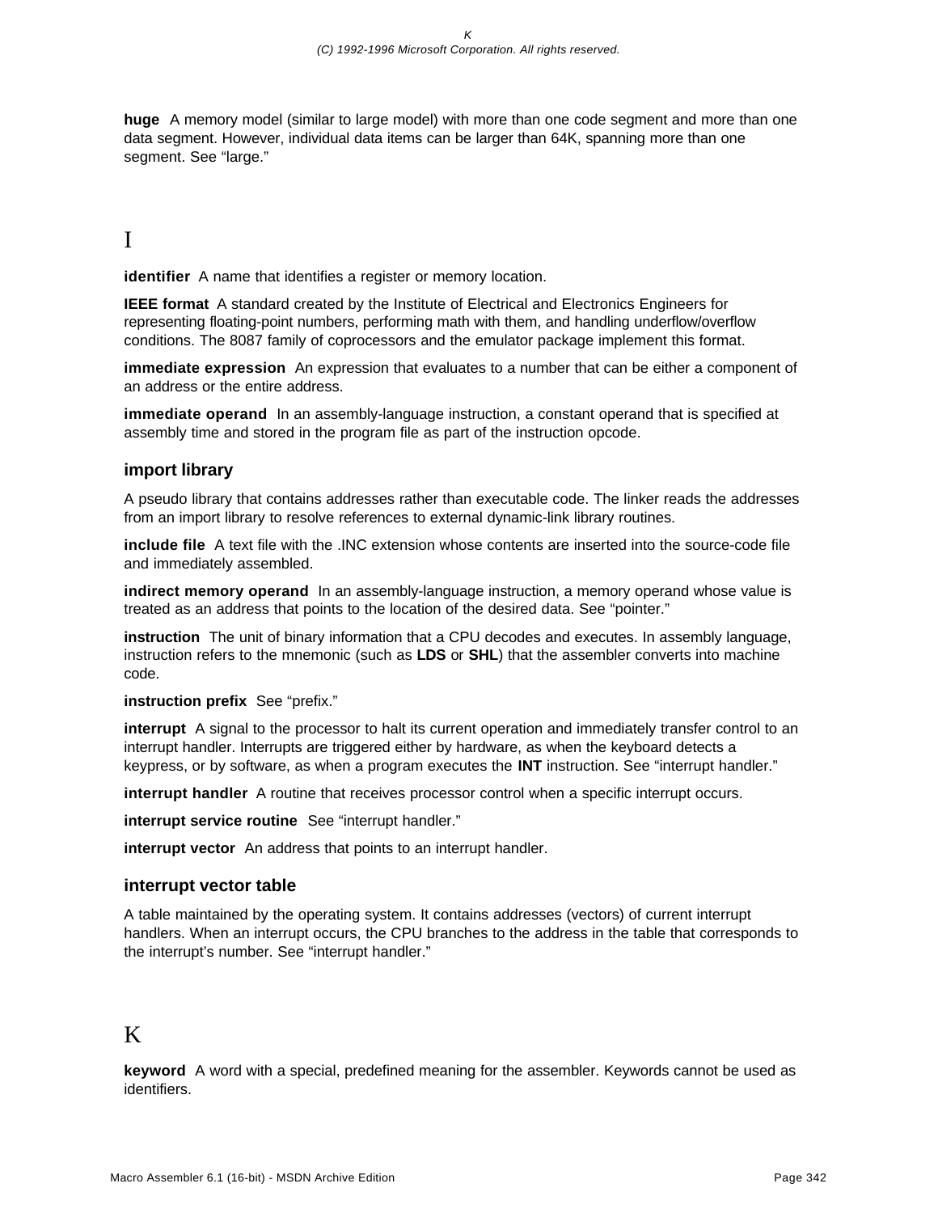**huge** A memory model (similar to large model) with more than one code segment and more than one data segment. However, individual data items can be larger than 64K, spanning more than one segment. See “large.”

# I

**identifier** A name that identifies a register or memory location.

**IEEE format** A standard created by the Institute of Electrical and Electronics Engineers for representing floating-point numbers, performing math with them, and handling underflow/overflow conditions. The 8087 family of coprocessors and the emulator package implement this format.

**immediate expression** An expression that evaluates to a number that can be either a component of an address or the entire address.

**immediate operand** In an assembly-language instruction, a constant operand that is specified at assembly time and stored in the program file as part of the instruction opcode.

### import library

A pseudo library that contains addresses rather than executable code. The linker reads the addresses from an import library to resolve references to external dynamic-link library routines.

**include file** A text file with the .INC extension whose contents are inserted into the source-code file and immediately assembled.

**indirect memory operand** In an assembly-language instruction, a memory operand whose value is treated as an address that points to the location of the desired data. See “pointer.”

**instruction** The unit of binary information that a CPU decodes and executes. In assembly language, instruction refers to the mnemonic (such as **LDS** or **SHL**) that the assembler converts into machine code.

**instruction prefix** See “prefix.”

**interrupt** A signal to the processor to halt its current operation and immediately transfer control to an interrupt handler. Interrupts are triggered either by hardware, as when the keyboard detects a keypress, or by software, as when a program executes the **INT** instruction. See “interrupt handler.”

**interrupt handler** A routine that receives processor control when a specific interrupt occurs.

**interrupt service routine** See “interrupt handler.”

**interrupt vector** An address that points to an interrupt handler.

### interrupt vector table

A table maintained by the operating system. It contains addresses (vectors) of current interrupt handlers. When an interrupt occurs, the CPU branches to the address in the table that corresponds to the interrupt’s number. See “interrupt handler.”

# K

**keyword** A word with a special, predefined meaning for the assembler. Keywords cannot be used as identifiers.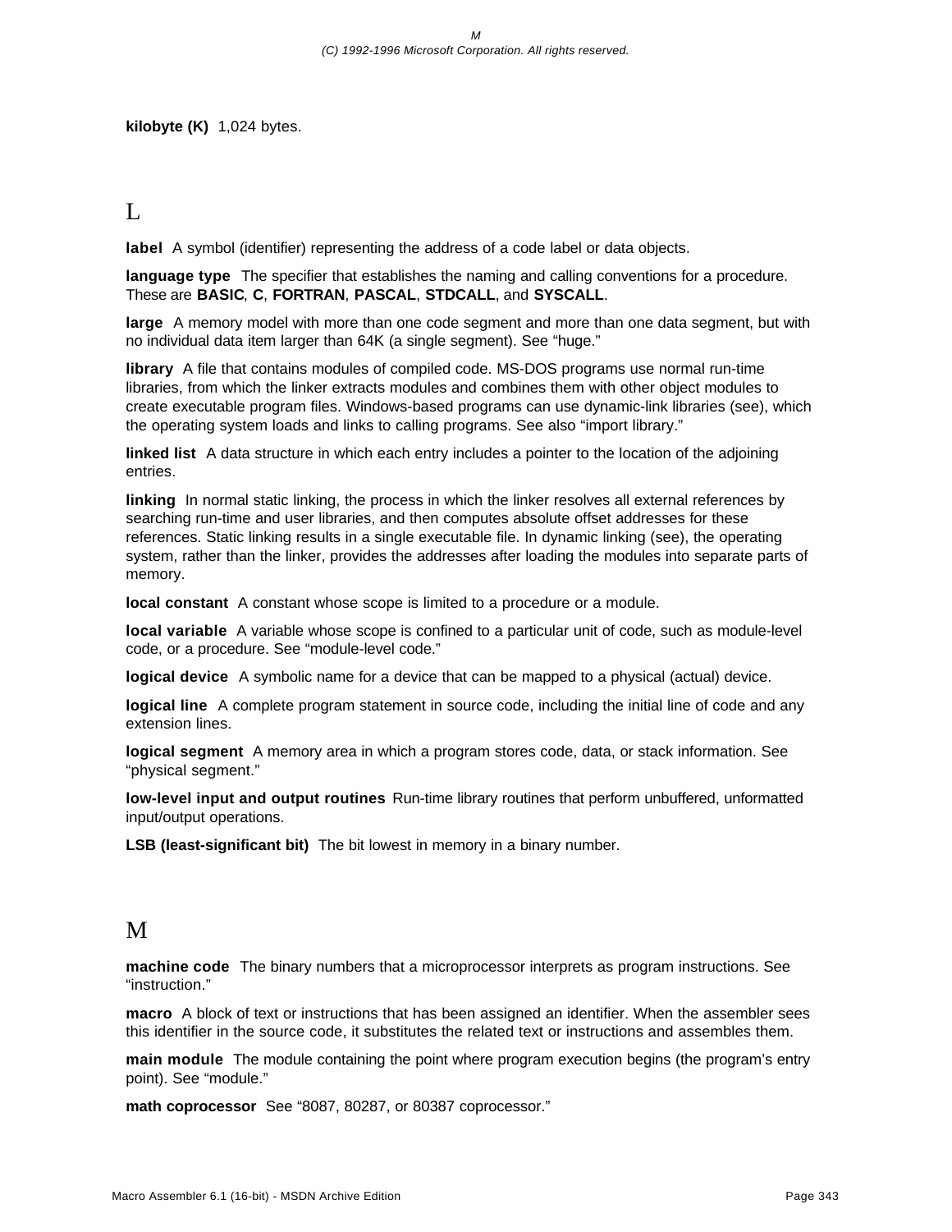**kilobyte (K)** 1,024 bytes.

## L

**label** A symbol (identifier) representing the address of a code label or data objects.

**language type** The specifier that establishes the naming and calling conventions for a procedure. These are **BASIC**, **C**, **FORTRAN**, **PASCAL**, **STDCALL**, and **SYSCALL**.

**large** A memory model with more than one code segment and more than one data segment, but with no individual data item larger than 64K (a single segment). See "huge."

**library** A file that contains modules of compiled code. MS-DOS programs use normal run-time libraries, from which the linker extracts modules and combines them with other object modules to create executable program files. Windows-based programs can use dynamic-link libraries (see), which the operating system loads and links to calling programs. See also "import library."

**linked list** A data structure in which each entry includes a pointer to the location of the adjoining entries.

**linking** In normal static linking, the process in which the linker resolves all external references by searching run-time and user libraries, and then computes absolute offset addresses for these references. Static linking results in a single executable file. In dynamic linking (see), the operating system, rather than the linker, provides the addresses after loading the modules into separate parts of memory.

**local constant** A constant whose scope is limited to a procedure or a module.

**local variable** A variable whose scope is confined to a particular unit of code, such as module-level code, or a procedure. See "module-level code."

**logical device** A symbolic name for a device that can be mapped to a physical (actual) device.

**logical line** A complete program statement in source code, including the initial line of code and any extension lines.

**logical segment** A memory area in which a program stores code, data, or stack information. See "physical segment."

**low-level input and output routines** Run-time library routines that perform unbuffered, unformatted input/output operations.

**LSB (least-significant bit)** The bit lowest in memory in a binary number.

## M

**machine code** The binary numbers that a microprocessor interprets as program instructions. See "instruction."

**macro** A block of text or instructions that has been assigned an identifier. When the assembler sees this identifier in the source code, it substitutes the related text or instructions and assembles them.

**main module** The module containing the point where program execution begins (the program's entry point). See "module."

**math coprocessor** See "8087, 80287, or 80387 coprocessor."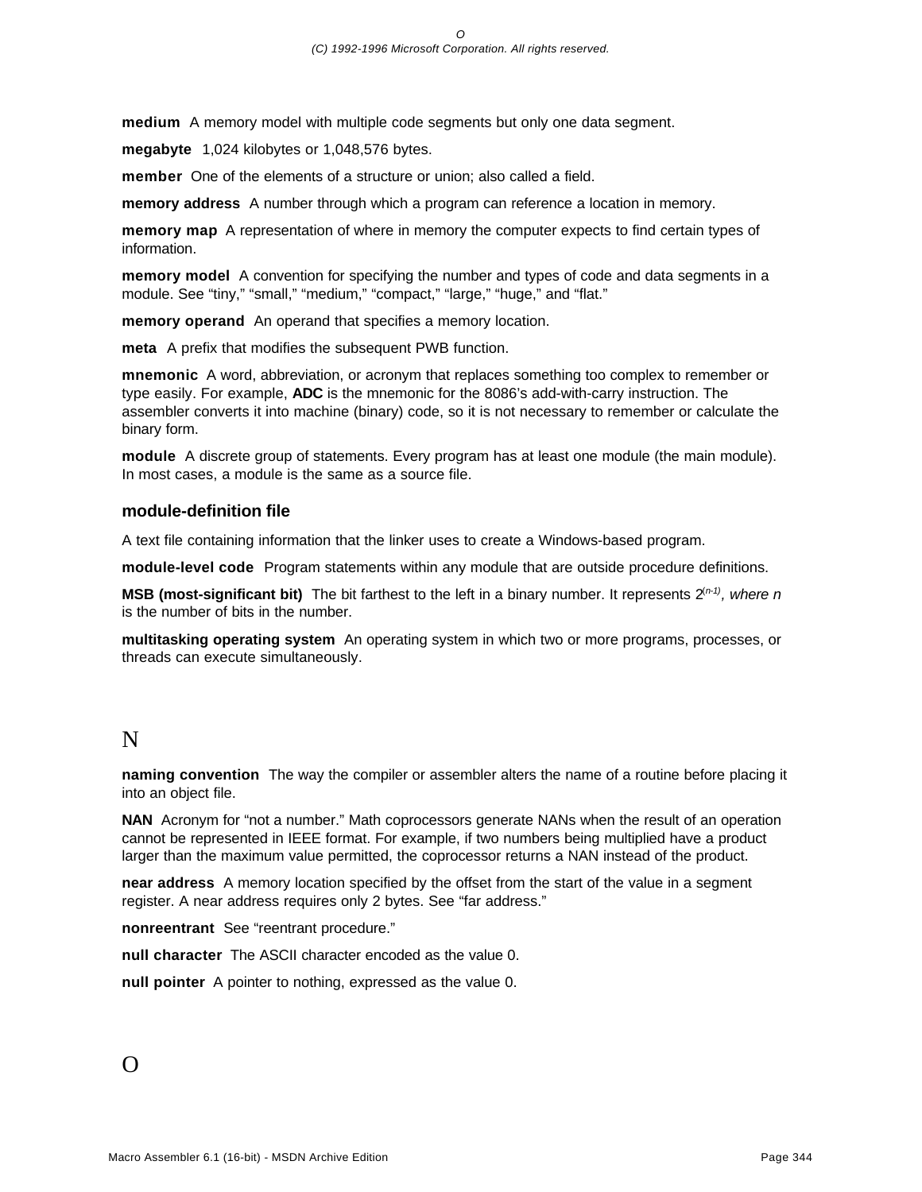**medium** A memory model with multiple code segments but only one data segment.

**megabyte** 1,024 kilobytes or 1,048,576 bytes.

**member** One of the elements of a structure or union; also called a field.

**memory address** A number through which a program can reference a location in memory.

**memory map** A representation of where in memory the computer expects to find certain types of information.

**memory model** A convention for specifying the number and types of code and data segments in a module. See "tiny," "small," "medium," "compact," "large," "huge," and "flat."

**memory operand** An operand that specifies a memory location.

**meta** A prefix that modifies the subsequent PWB function.

**mnemonic** A word, abbreviation, or acronym that replaces something too complex to remember or type easily. For example, **ADC** is the mnemonic for the 8086's add-with-carry instruction. The assembler converts it into machine (binary) code, so it is not necessary to remember or calculate the binary form.

**module** A discrete group of statements. Every program has at least one module (the main module). In most cases, a module is the same as a source file.

### module-definition file

A text file containing information that the linker uses to create a Windows-based program.

**module-level code** Program statements within any module that are outside procedure definitions.

**MSB (most-significant bit)** The bit farthest to the left in a binary number. It represents $2^{(n-1)}$, *where n* is the number of bits in the number.

**multitasking operating system** An operating system in which two or more programs, processes, or threads can execute simultaneously.

# N

**naming convention** The way the compiler or assembler alters the name of a routine before placing it into an object file.

**NAN** Acronym for "not a number." Math coprocessors generate NANs when the result of an operation cannot be represented in IEEE format. For example, if two numbers being multiplied have a product larger than the maximum value permitted, the coprocessor returns a NAN instead of the product.

**near address** A memory location specified by the offset from the start of the value in a segment register. A near address requires only 2 bytes. See "far address."

**nonreentrant** See "reentrant procedure."

**null character** The ASCII character encoded as the value 0.

**null pointer** A pointer to nothing, expressed as the value 0.

# O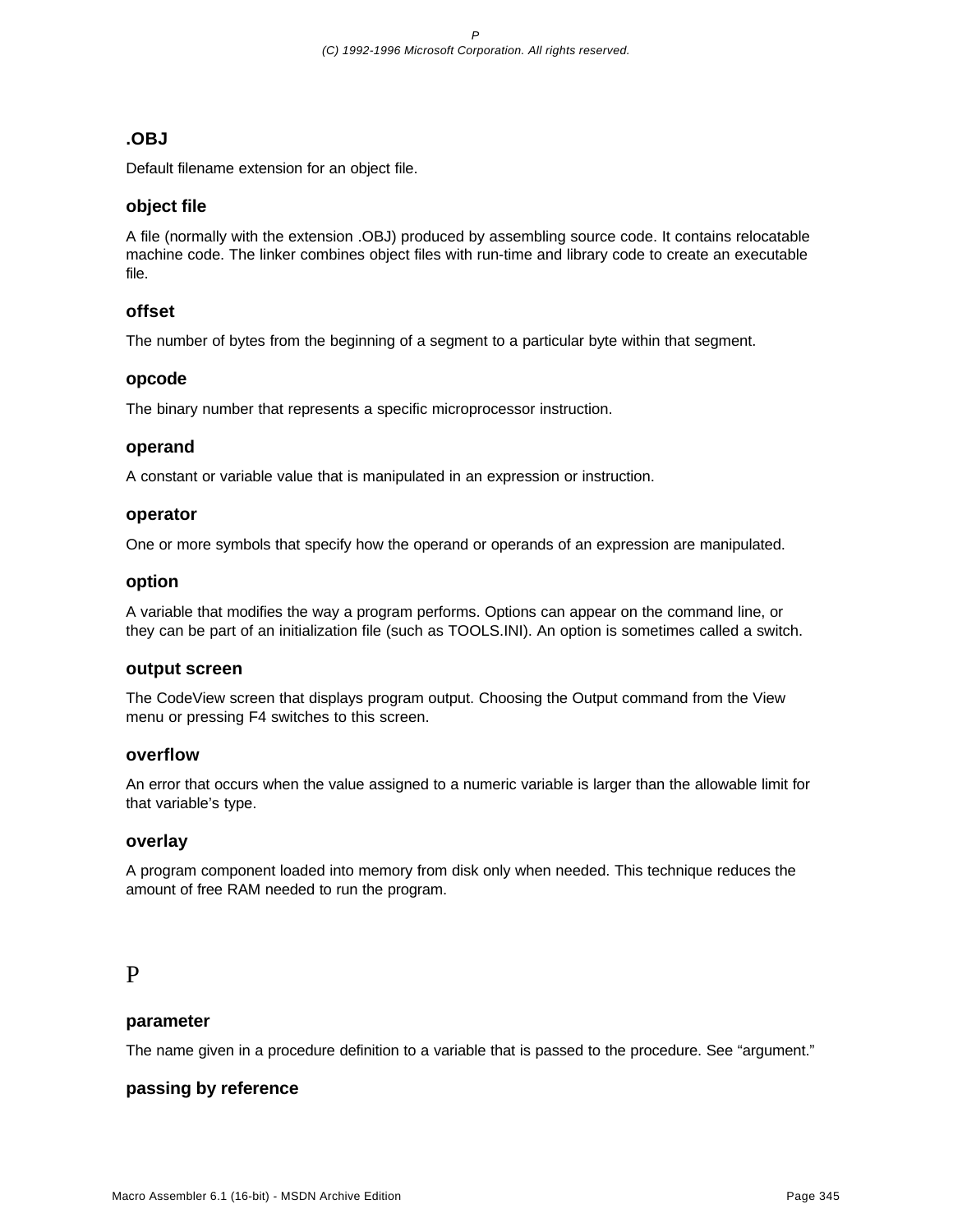### .OBJ

Default filename extension for an object file.

### object file

A file (normally with the extension .OBJ) produced by assembling source code. It contains relocatable machine code. The linker combines object files with run-time and library code to create an executable file.

### offset

The number of bytes from the beginning of a segment to a particular byte within that segment.

### opcode

The binary number that represents a specific microprocessor instruction.

### operand

A constant or variable value that is manipulated in an expression or instruction.

### operator

One or more symbols that specify how the operand or operands of an expression are manipulated.

### option

A variable that modifies the way a program performs. Options can appear on the command line, or they can be part of an initialization file (such as TOOLS.INI). An option is sometimes called a switch.

### output screen

The CodeView screen that displays program output. Choosing the Output command from the View menu or pressing F4 switches to this screen.

### overflow

An error that occurs when the value assigned to a numeric variable is larger than the allowable limit for that variable's type.

### overlay

A program component loaded into memory from disk only when needed. This technique reduces the amount of free RAM needed to run the program.

## P

### parameter

The name given in a procedure definition to a variable that is passed to the procedure. See "argument."

### passing by reference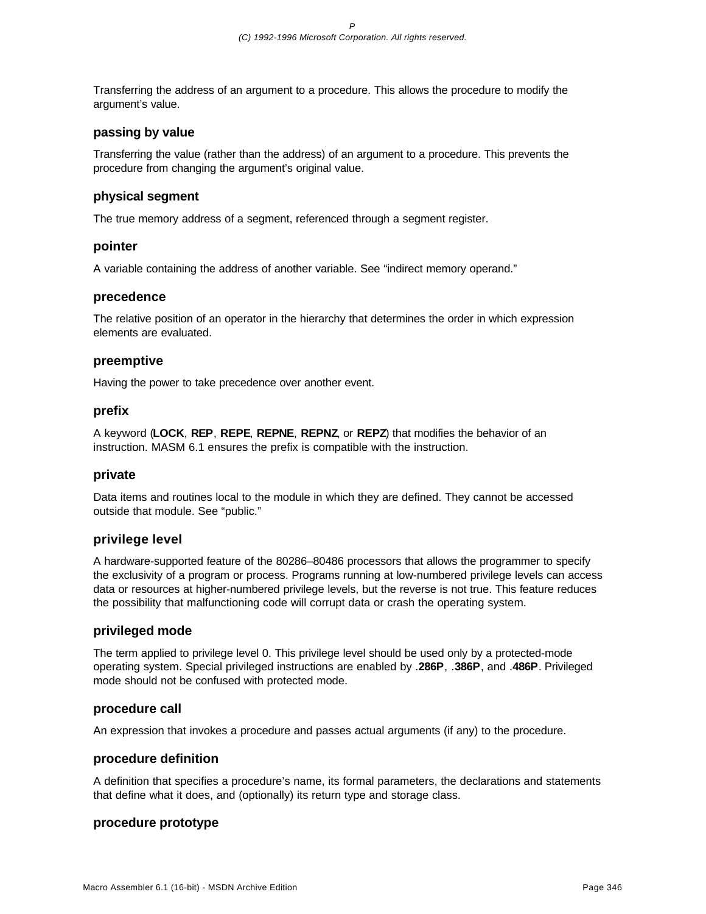Transferring the address of an argument to a procedure. This allows the procedure to modify the argument's value.

### passing by value

Transferring the value (rather than the address) of an argument to a procedure. This prevents the procedure from changing the argument's original value.

### physical segment

The true memory address of a segment, referenced through a segment register.

### pointer

A variable containing the address of another variable. See "indirect memory operand."

### precedence

The relative position of an operator in the hierarchy that determines the order in which expression elements are evaluated.

### preemptive

Having the power to take precedence over another event.

### prefix

A keyword (**LOCK**, **REP**, **REPE**, **REPNE**, **REPNZ**, or **REPZ**) that modifies the behavior of an instruction. MASM 6.1 ensures the prefix is compatible with the instruction.

### private

Data items and routines local to the module in which they are defined. They cannot be accessed outside that module. See "public."

### privilege level

A hardware-supported feature of the 80286–80486 processors that allows the programmer to specify the exclusivity of a program or process. Programs running at low-numbered privilege levels can access data or resources at higher-numbered privilege levels, but the reverse is not true. This feature reduces the possibility that malfunctioning code will corrupt data or crash the operating system.

### privileged mode

The term applied to privilege level 0. This privilege level should be used only by a protected-mode operating system. Special privileged instructions are enabled by .**286P**, .**386P**, and .**486P**. Privileged mode should not be confused with protected mode.

### procedure call

An expression that invokes a procedure and passes actual arguments (if any) to the procedure.

### procedure definition

A definition that specifies a procedure's name, its formal parameters, the declarations and statements that define what it does, and (optionally) its return type and storage class.

### procedure prototype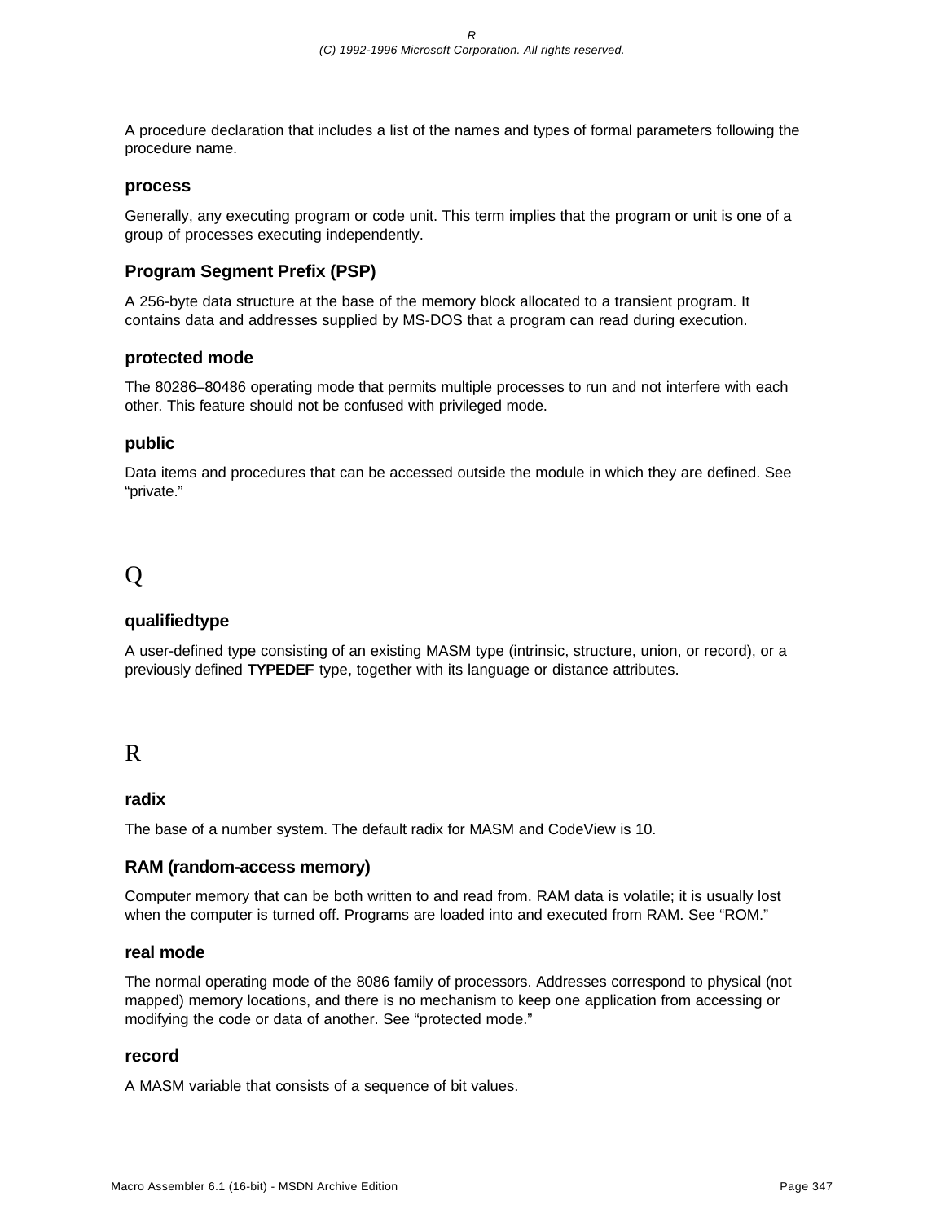A procedure declaration that includes a list of the names and types of formal parameters following the procedure name.

### process

Generally, any executing program or code unit. This term implies that the program or unit is one of a group of processes executing independently.

### Program Segment Prefix (PSP)

A 256-byte data structure at the base of the memory block allocated to a transient program. It contains data and addresses supplied by MS-DOS that a program can read during execution.

### protected mode

The 80286–80486 operating mode that permits multiple processes to run and not interfere with each other. This feature should not be confused with privileged mode.

### public

Data items and procedures that can be accessed outside the module in which they are defined. See "private."

## Q

### qualifiedtype

A user-defined type consisting of an existing MASM type (intrinsic, structure, union, or record), or a previously defined **TYPEDEF** type, together with its language or distance attributes.

## R

### radix

The base of a number system. The default radix for MASM and CodeView is 10.

### RAM (random-access memory)

Computer memory that can be both written to and read from. RAM data is volatile; it is usually lost when the computer is turned off. Programs are loaded into and executed from RAM. See "ROM."

### real mode

The normal operating mode of the 8086 family of processors. Addresses correspond to physical (not mapped) memory locations, and there is no mechanism to keep one application from accessing or modifying the code or data of another. See "protected mode."

### record

A MASM variable that consists of a sequence of bit values.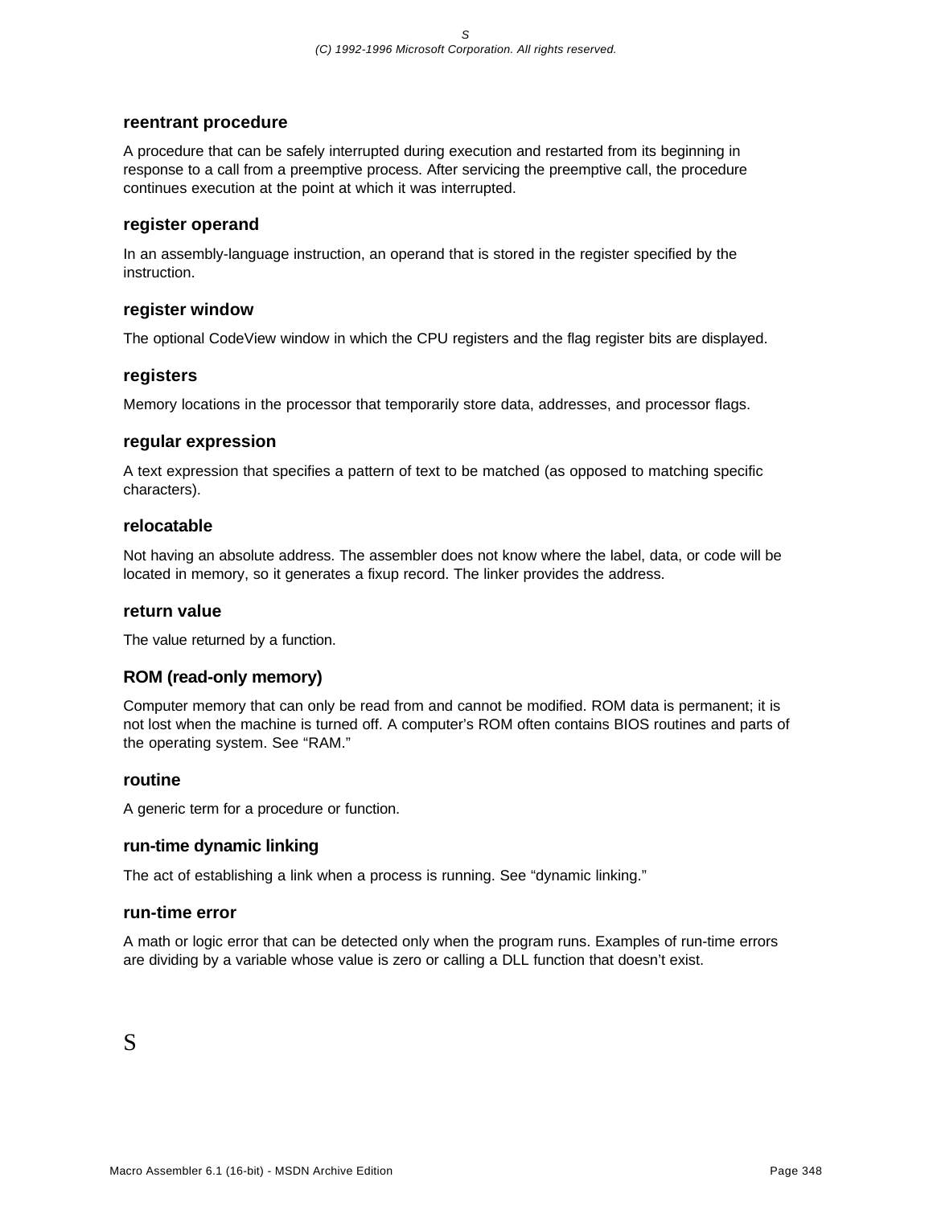### reentrant procedure

A procedure that can be safely interrupted during execution and restarted from its beginning in response to a call from a preemptive process. After servicing the preemptive call, the procedure continues execution at the point at which it was interrupted.

### register operand

In an assembly-language instruction, an operand that is stored in the register specified by the instruction.

### register window

The optional CodeView window in which the CPU registers and the flag register bits are displayed.

### registers

Memory locations in the processor that temporarily store data, addresses, and processor flags.

### regular expression

A text expression that specifies a pattern of text to be matched (as opposed to matching specific characters).

### relocatable

Not having an absolute address. The assembler does not know where the label, data, or code will be located in memory, so it generates a fixup record. The linker provides the address.

### return value

The value returned by a function.

### ROM (read-only memory)

Computer memory that can only be read from and cannot be modified. ROM data is permanent; it is not lost when the machine is turned off. A computer's ROM often contains BIOS routines and parts of the operating system. See "RAM."

### routine

A generic term for a procedure or function.

### run-time dynamic linking

The act of establishing a link when a process is running. See "dynamic linking."

### run-time error

A math or logic error that can be detected only when the program runs. Examples of run-time errors are dividing by a variable whose value is zero or calling a DLL function that doesn't exist.

# S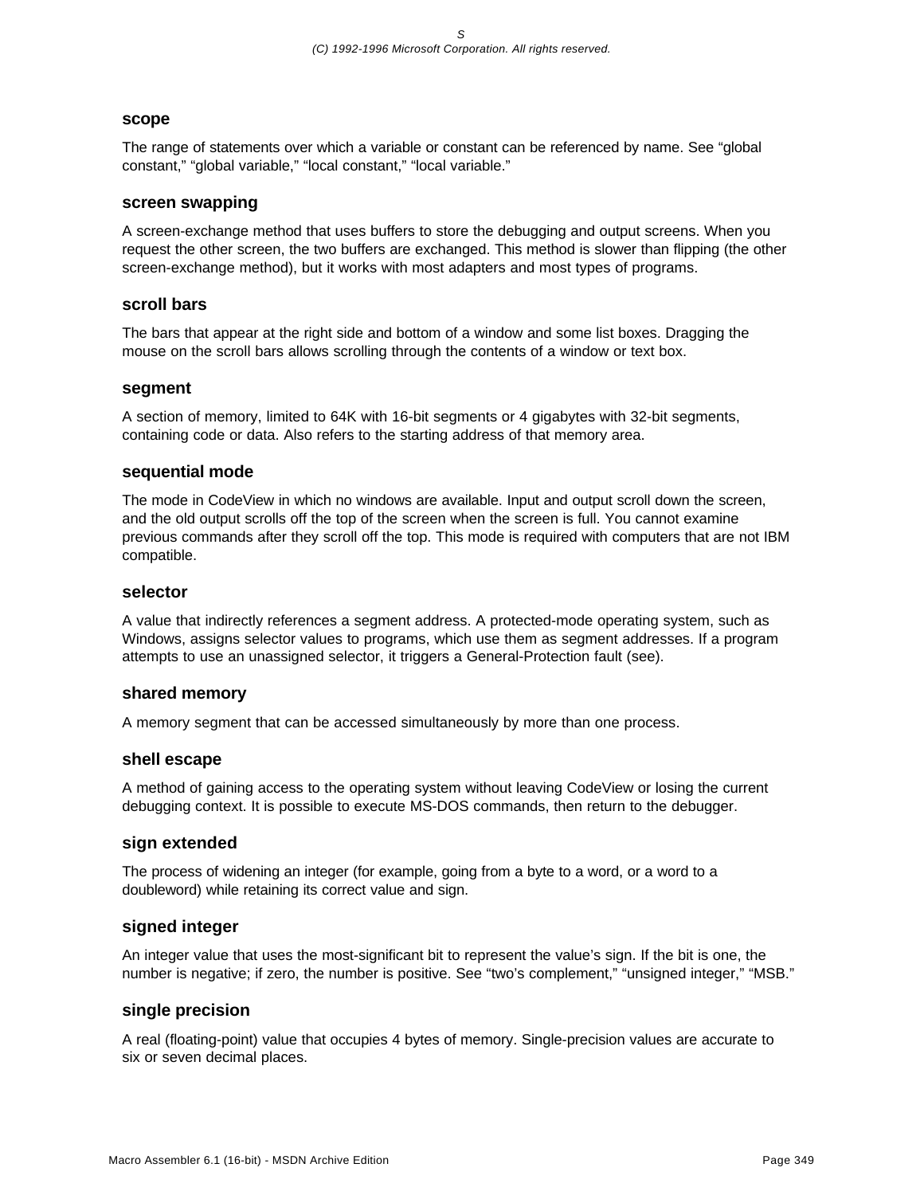### scope

The range of statements over which a variable or constant can be referenced by name. See “global constant,” “global variable,” “local constant,” “local variable.”

### screen swapping

A screen-exchange method that uses buffers to store the debugging and output screens. When you request the other screen, the two buffers are exchanged. This method is slower than flipping (the other screen-exchange method), but it works with most adapters and most types of programs.

### scroll bars

The bars that appear at the right side and bottom of a window and some list boxes. Dragging the mouse on the scroll bars allows scrolling through the contents of a window or text box.

### segment

A section of memory, limited to 64K with 16-bit segments or 4 gigabytes with 32-bit segments, containing code or data. Also refers to the starting address of that memory area.

### sequential mode

The mode in CodeView in which no windows are available. Input and output scroll down the screen, and the old output scrolls off the top of the screen when the screen is full. You cannot examine previous commands after they scroll off the top. This mode is required with computers that are not IBM compatible.

### selector

A value that indirectly references a segment address. A protected-mode operating system, such as Windows, assigns selector values to programs, which use them as segment addresses. If a program attempts to use an unassigned selector, it triggers a General-Protection fault (see).

### shared memory

A memory segment that can be accessed simultaneously by more than one process.

### shell escape

A method of gaining access to the operating system without leaving CodeView or losing the current debugging context. It is possible to execute MS-DOS commands, then return to the debugger.

### sign extended

The process of widening an integer (for example, going from a byte to a word, or a word to a doubleword) while retaining its correct value and sign.

### signed integer

An integer value that uses the most-significant bit to represent the value’s sign. If the bit is one, the number is negative; if zero, the number is positive. See “two’s complement,” “unsigned integer,” “MSB.”

### single precision

A real (floating-point) value that occupies 4 bytes of memory. Single-precision values are accurate to six or seven decimal places.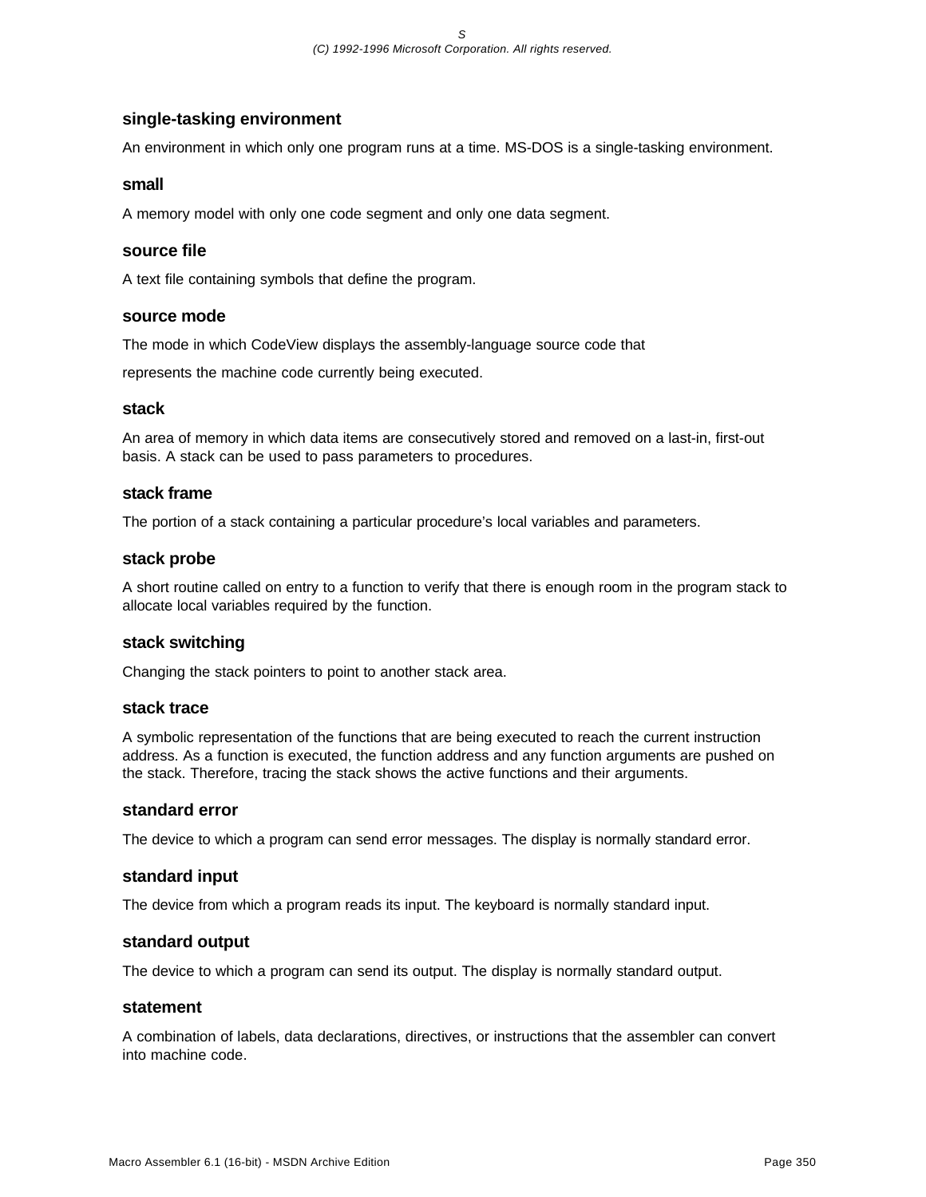### single-tasking environment

An environment in which only one program runs at a time. MS-DOS is a single-tasking environment.

### small

A memory model with only one code segment and only one data segment.

### source file

A text file containing symbols that define the program.

### source mode

The mode in which CodeView displays the assembly-language source code that

represents the machine code currently being executed.

### stack

An area of memory in which data items are consecutively stored and removed on a last-in, first-out basis. A stack can be used to pass parameters to procedures.

### stack frame

The portion of a stack containing a particular procedure's local variables and parameters.

### stack probe

A short routine called on entry to a function to verify that there is enough room in the program stack to allocate local variables required by the function.

### stack switching

Changing the stack pointers to point to another stack area.

### stack trace

A symbolic representation of the functions that are being executed to reach the current instruction address. As a function is executed, the function address and any function arguments are pushed on the stack. Therefore, tracing the stack shows the active functions and their arguments.

### standard error

The device to which a program can send error messages. The display is normally standard error.

### standard input

The device from which a program reads its input. The keyboard is normally standard input.

### standard output

The device to which a program can send its output. The display is normally standard output.

### statement

A combination of labels, data declarations, directives, or instructions that the assembler can convert into machine code.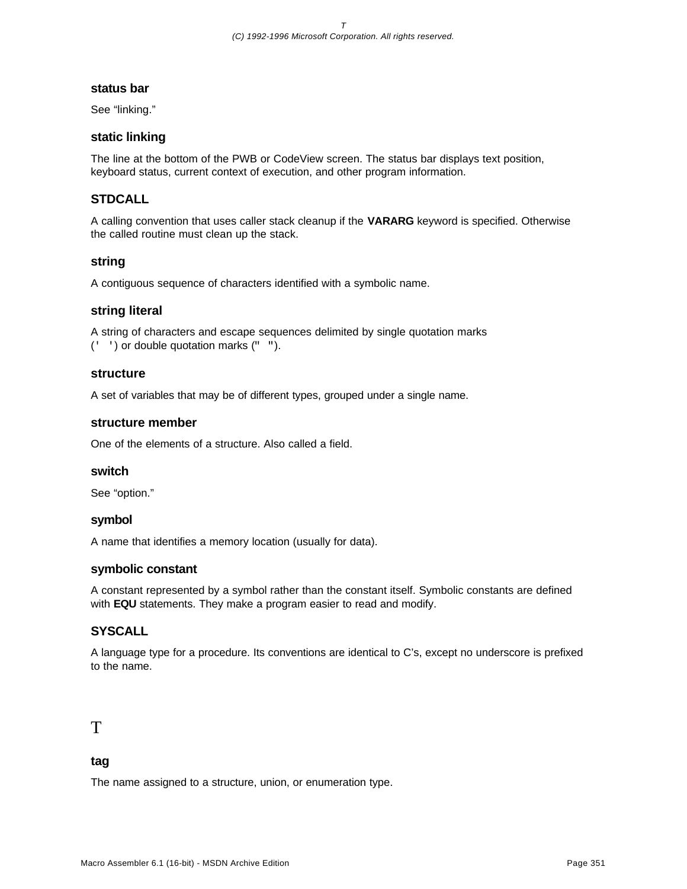**status bar**

See “linking.”

**static linking**

The line at the bottom of the PWB or CodeView screen. The status bar displays text position, keyboard status, current context of execution, and other program information.

**STDCALL**

A calling convention that uses caller stack cleanup if the **VARARG** keyword is specified. Otherwise the called routine must clean up the stack.

**string**

A contiguous sequence of characters identified with a symbolic name.

**string literal**

A string of characters and escape sequences delimited by single quotation marks (' ') or double quotation marks (" ").

**structure**

A set of variables that may be of different types, grouped under a single name.

**structure member**

One of the elements of a structure. Also called a field.

**switch**

See “option.”

**symbol**

A name that identifies a memory location (usually for data).

**symbolic constant**

A constant represented by a symbol rather than the constant itself. Symbolic constants are defined with **EQU** statements. They make a program easier to read and modify.

**SYSCALL**

A language type for a procedure. Its conventions are identical to C’s, except no underscore is prefixed to the name.

# T

**tag**

The name assigned to a structure, union, or enumeration type.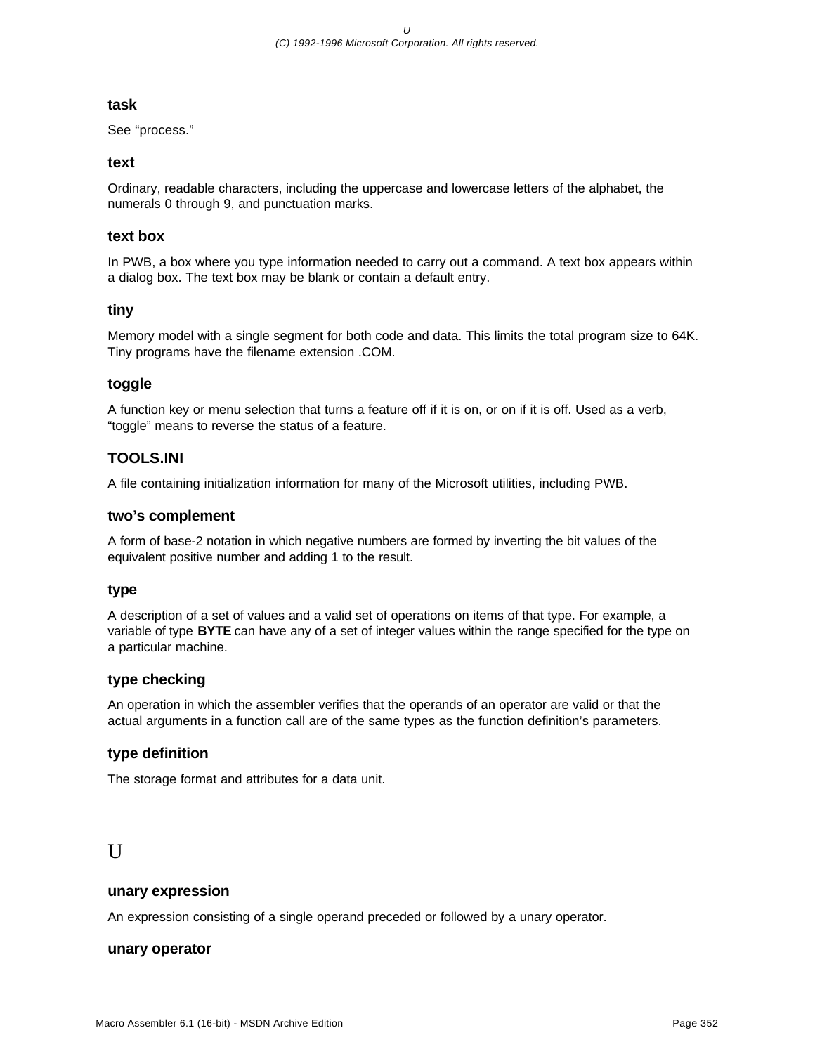**task**

See “process.”

**text**

Ordinary, readable characters, including the uppercase and lowercase letters of the alphabet, the numerals 0 through 9, and punctuation marks.

**text box**

In PWB, a box where you type information needed to carry out a command. A text box appears within a dialog box. The text box may be blank or contain a default entry.

**tiny**

Memory model with a single segment for both code and data. This limits the total program size to 64K. Tiny programs have the filename extension .COM.

**toggle**

A function key or menu selection that turns a feature off if it is on, or on if it is off. Used as a verb, “toggle” means to reverse the status of a feature.

**TOOLS.INI**

A file containing initialization information for many of the Microsoft utilities, including PWB.

**two’s complement**

A form of base-2 notation in which negative numbers are formed by inverting the bit values of the equivalent positive number and adding 1 to the result.

**type**

A description of a set of values and a valid set of operations on items of that type. For example, a variable of type **BYTE** can have any of a set of integer values within the range specified for the type on a particular machine.

**type checking**

An operation in which the assembler verifies that the operands of an operator are valid or that the actual arguments in a function call are of the same types as the function definition’s parameters.

**type definition**

The storage format and attributes for a data unit.

# U

**unary expression**

An expression consisting of a single operand preceded or followed by a unary operator.

**unary operator**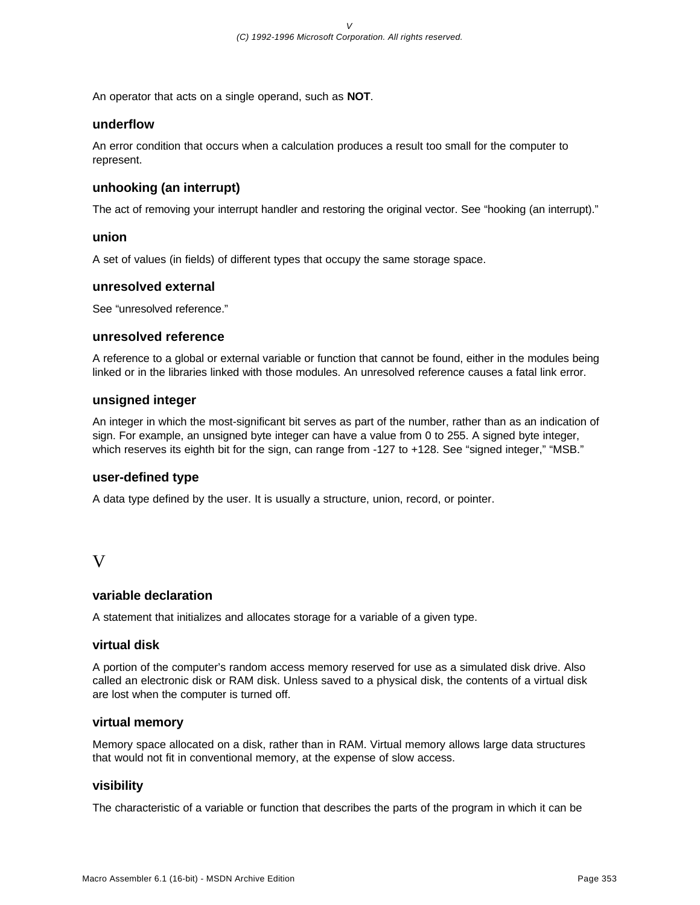An operator that acts on a single operand, such as **NOT**.

### underflow

An error condition that occurs when a calculation produces a result too small for the computer to represent.

### unhooking (an interrupt)

The act of removing your interrupt handler and restoring the original vector. See “hooking (an interrupt).”

### union

A set of values (in fields) of different types that occupy the same storage space.

### unresolved external

See “unresolved reference.”

### unresolved reference

A reference to a global or external variable or function that cannot be found, either in the modules being linked or in the libraries linked with those modules. An unresolved reference causes a fatal link error.

### unsigned integer

An integer in which the most-significant bit serves as part of the number, rather than as an indication of sign. For example, an unsigned byte integer can have a value from 0 to 255. A signed byte integer, which reserves its eighth bit for the sign, can range from -127 to +128. See “signed integer,” “MSB.”

### user-defined type

A data type defined by the user. It is usually a structure, union, record, or pointer.

## V

### variable declaration

A statement that initializes and allocates storage for a variable of a given type.

### virtual disk

A portion of the computer’s random access memory reserved for use as a simulated disk drive. Also called an electronic disk or RAM disk. Unless saved to a physical disk, the contents of a virtual disk are lost when the computer is turned off.

### virtual memory

Memory space allocated on a disk, rather than in RAM. Virtual memory allows large data structures that would not fit in conventional memory, at the expense of slow access.

### visibility

The characteristic of a variable or function that describes the parts of the program in which it can be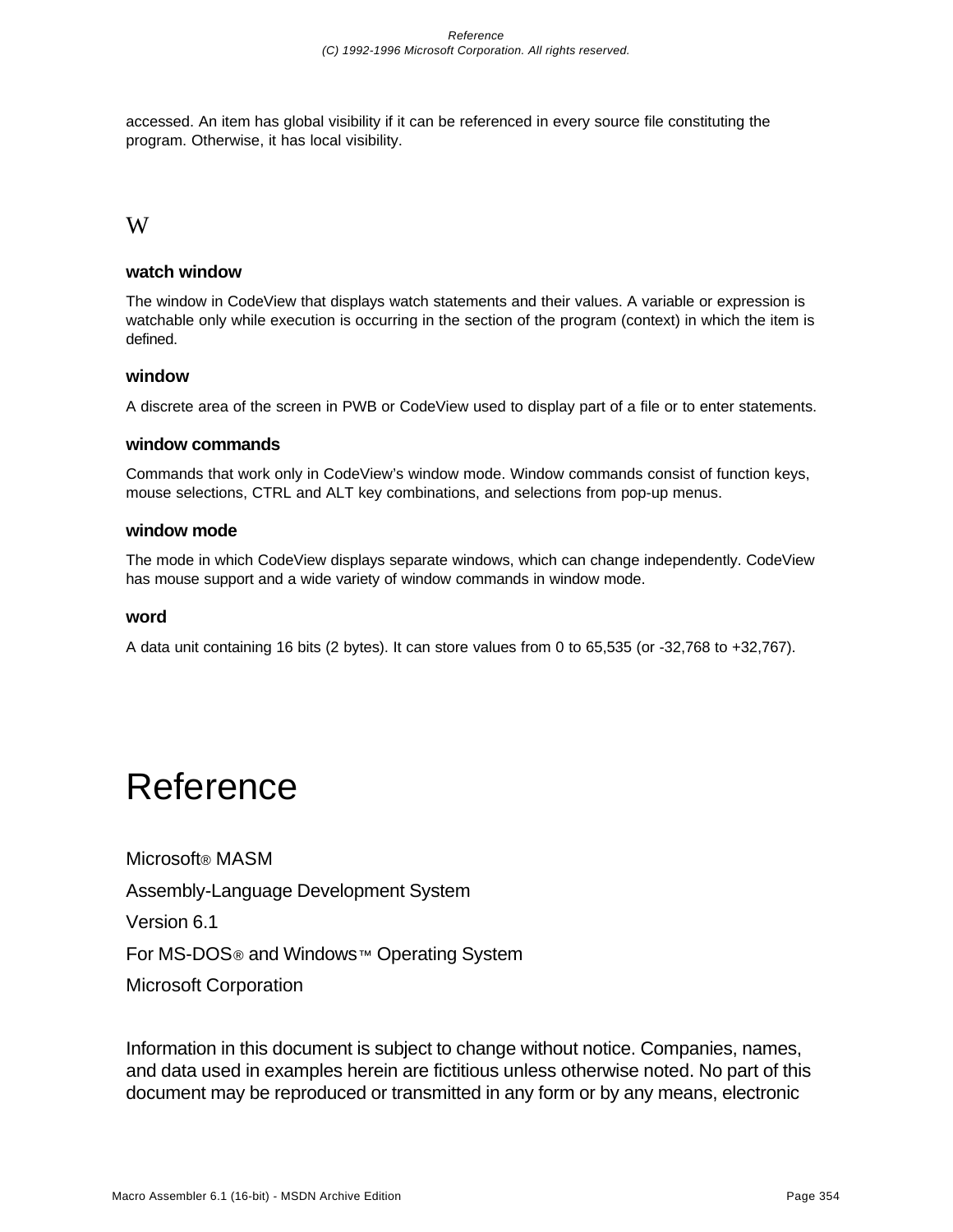accessed. An item has global visibility if it can be referenced in every source file constituting the program. Otherwise, it has local visibility.

## W

### watch window

The window in CodeView that displays watch statements and their values. A variable or expression is watchable only while execution is occurring in the section of the program (context) in which the item is defined.

### window

A discrete area of the screen in PWB or CodeView used to display part of a file or to enter statements.

### window commands

Commands that work only in CodeView's window mode. Window commands consist of function keys, mouse selections, CTRL and ALT key combinations, and selections from pop-up menus.

### window mode

The mode in which CodeView displays separate windows, which can change independently. CodeView has mouse support and a wide variety of window commands in window mode.

### word

A data unit containing 16 bits (2 bytes). It can store values from 0 to 65,535 (or -32,768 to +32,767).

# Reference

Microsoft® MASM

Assembly-Language Development System

Version 6.1

For MS-DOS® and Windows™ Operating System

Microsoft Corporation

Information in this document is subject to change without notice. Companies, names, and data used in examples herein are fictitious unless otherwise noted. No part of this document may be reproduced or transmitted in any form or by any means, electronic